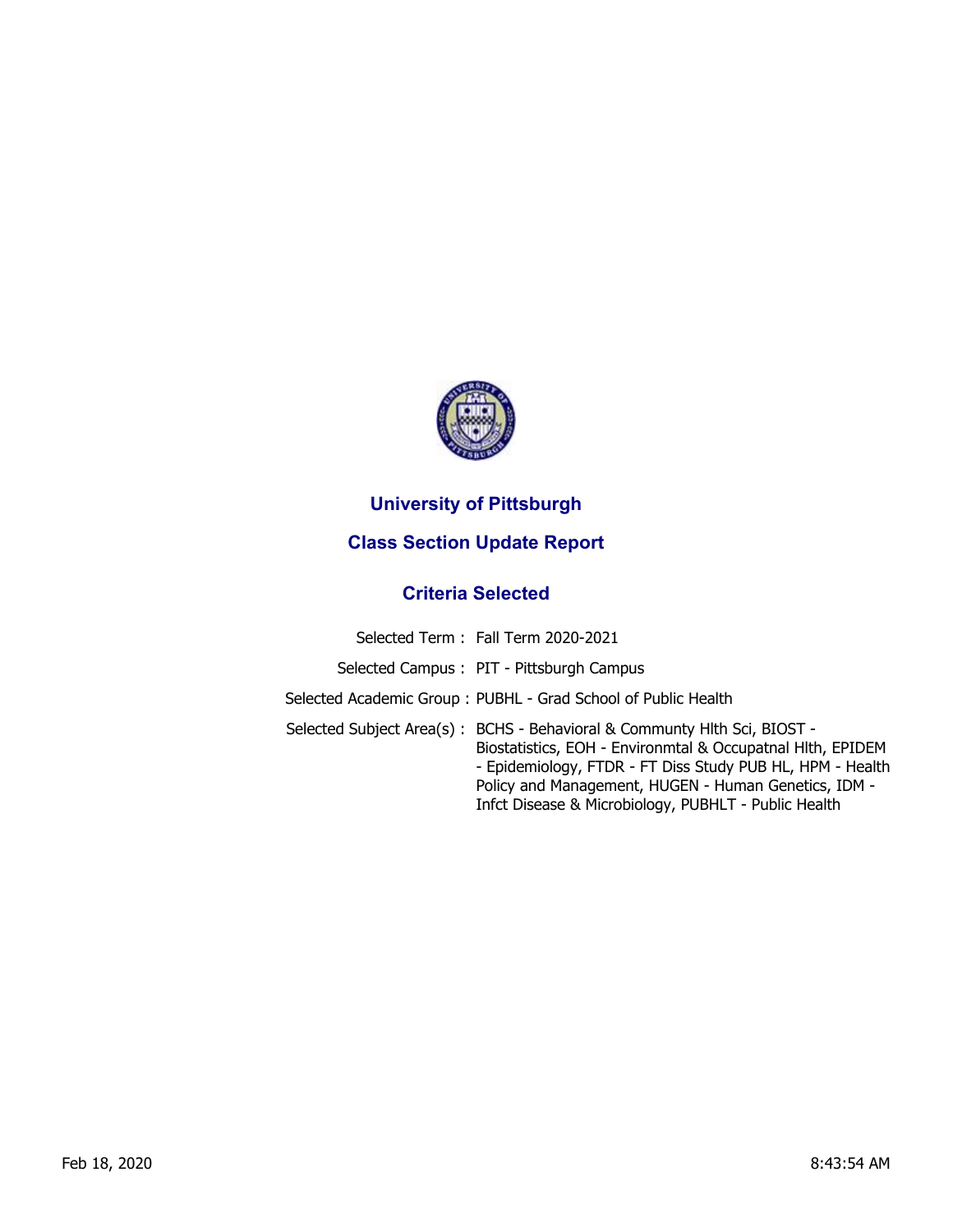# University of Pittsburgh

## Class Section Update Report

### Criteria Selected

| | |
|---|---|
| Selected Term : | Fall Term 2020-2021 |
| Selected Campus : | PIT - Pittsburgh Campus |
| Selected Academic Group : | PUBHL - Grad School of Public Health |
| Selected Subject Area(s) : | BCHS - Behavioral & Communty Hlth Sci, BIOST - Biostatistics, EOH - Environmtal & Occupatnal Hlth, EPIDEM - Epidemiology, FTDR - FT Diss Study PUB HL, HPM - Health Policy and Management, HUGEN - Human Genetics, IDM - Infct Disease & Microbiology, PUBHLT - Public Health |

Feb 18, 2020 8:43:54 AM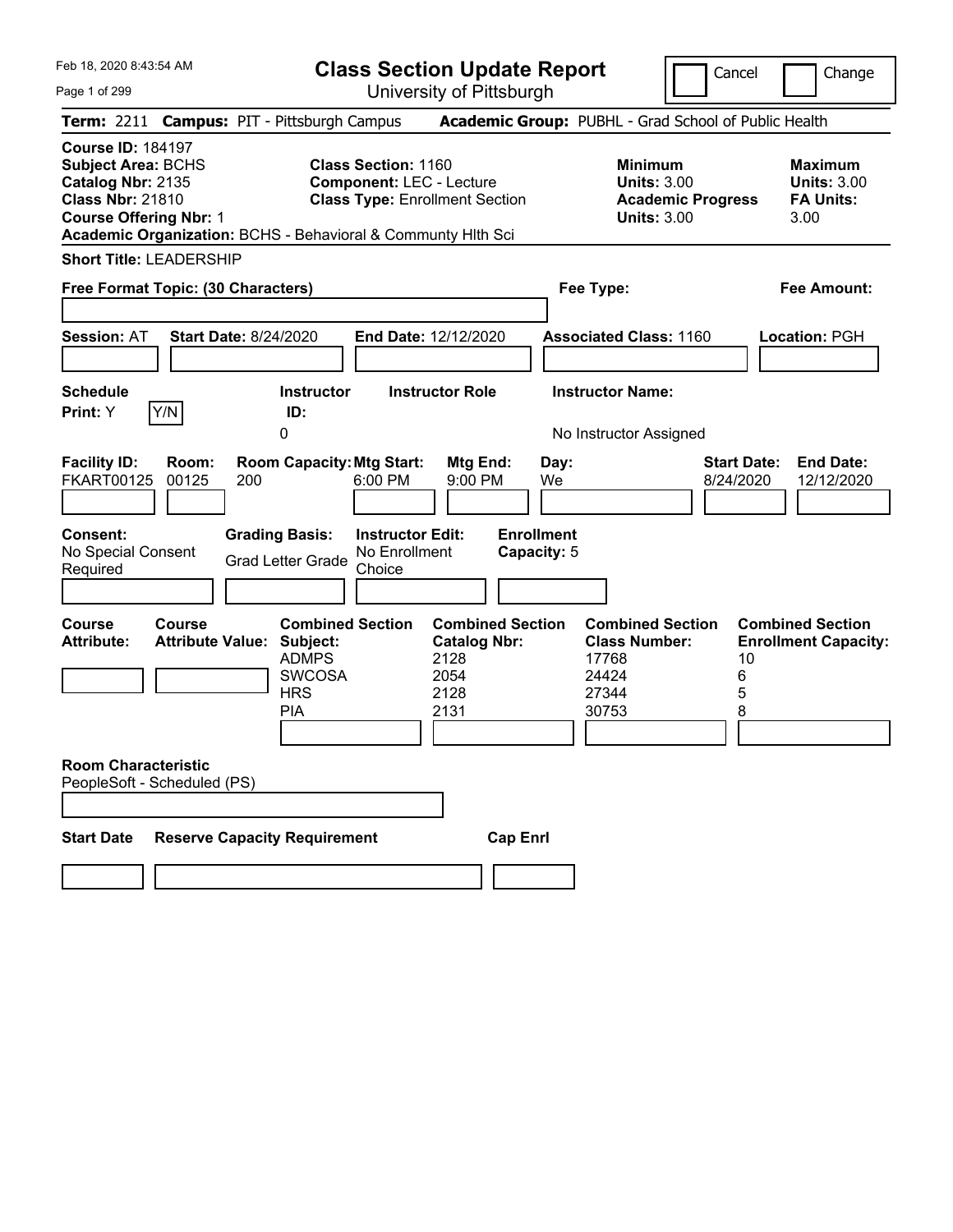# Class Section Update Report

University of Pittsburgh

Feb 18, 2020 8:43:54 AM

Cancel ☐ Change ☐

**Term:** 2211 **Campus:** PIT - Pittsburgh Campus **Academic Group:** PUBHL - Grad School of Public Health

**Course ID:** 184197
**Subject Area:** BCHS
**Catalog Nbr:** 2135
**Class Nbr:** 21810
**Course Offering Nbr:** 1
**Academic Organization:** BCHS - Behavioral & Communty Hlth Sci

**Class Section:** 1160
**Component:** LEC - Lecture
**Class Type:** Enrollment Section

| | Minimum | Maximum |
|---|---|---|
| Units | 3.00 | 3.00 |
| Academic Progress Units | 3.00 | |
| FA Units | | 3.00 |

**Short Title:** LEADERSHIP

**Free Format Topic: (30 Characters)**

**Fee Type:**

**Fee Amount:**

**Session:** AT **Start Date:** 8/24/2020 **End Date:** 12/12/2020 **Associated Class:** 1160 **Location:** PGH

| Schedule Print | Instructor ID | Instructor Role | Instructor Name |
|---|---|---|---|
| Y | 0 | | No Instructor Assigned |

| Facility ID | Room | Room Capacity | Mtg Start | Mtg End | Day | Start Date | End Date |
|---|---|---|---|---|---|---|---|
| FKART00125 | 00125 | 200 | 6:00 PM | 9:00 PM | We | 8/24/2020 | 12/12/2020 |

**Consent:** No Special Consent Required
**Grading Basis:** Grad Letter Grade
**Instructor Edit:** No Enrollment Choice
**Enrollment Capacity:** 5

| Course Attribute | Course Attribute Value | Combined Section Subject | Combined Section Catalog Nbr | Combined Section Class Number | Combined Section Enrollment Capacity |
|---|---|---|---|---|---|
| | | ADMPS | 2128 | 17768 | 10 |
| | | SWCOSA | 2054 | 24424 | 6 |
| | | HRS | 2128 | 27344 | 5 |
| | | PIA | 2131 | 30753 | 8 |

**Room Characteristic**
PeopleSoft - Scheduled (PS)

| Start Date | Reserve Capacity Requirement | Cap Enrl |
|---|---|---|
| | | |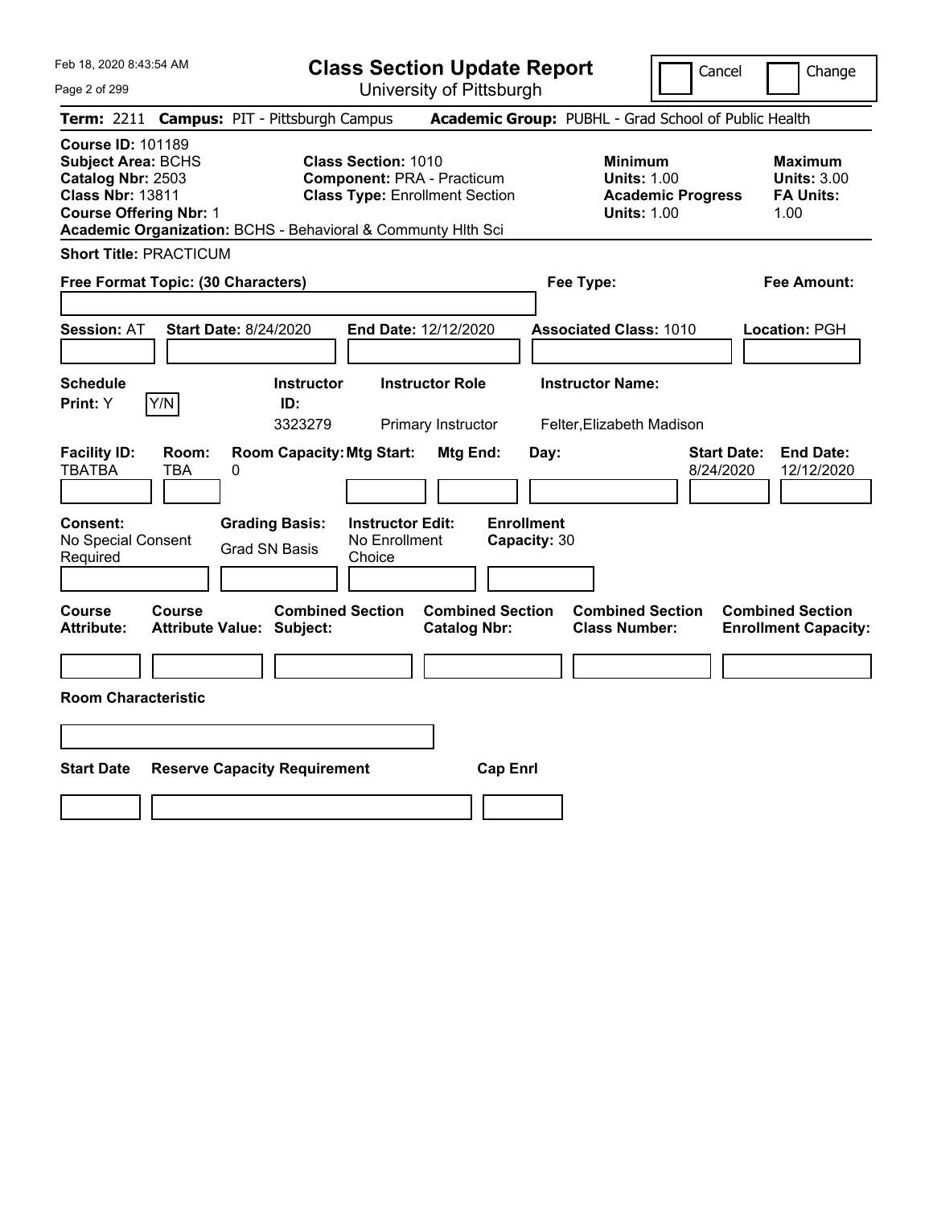Feb 18, 2020 8:43:54 AM

# Class Section Update Report

University of Pittsburgh

Cancel | Change

**Term:** 2211 **Campus:** PIT - Pittsburgh Campus **Academic Group:** PUBHL - Grad School of Public Health

**Course ID:** 101189
**Subject Area:** BCHS
**Catalog Nbr:** 2503
**Class Nbr:** 13811
**Course Offering Nbr:** 1
**Academic Organization:** BCHS - Behavioral & Communty Hlth Sci

**Class Section:** 1010
**Component:** PRA - Practicum
**Class Type:** Enrollment Section

**Minimum**
**Units:** 1.00
**Academic Progress Units:** 1.00

**Maximum**
**Units:** 3.00
**FA Units:** 1.00

**Short Title:** PRACTICUM

**Free Format Topic: (30 Characters)**

**Fee Type:**

**Fee Amount:**

**Session:** AT **Start Date:** 8/24/2020 **End Date:** 12/12/2020 **Associated Class:** 1010 **Location:** PGH

| Schedule Print: | Instructor ID: | Instructor Role | Instructor Name: |
|---|---|---|---|
| Y | 3323279 | Primary Instructor | Felter,Elizabeth Madison |

| Facility ID: | Room: | Room Capacity: | Mtg Start: | Mtg End: | Day: | Start Date: | End Date: |
|---|---|---|---|---|---|---|---|
| TBATBA | TBA | 0 | | | | 8/24/2020 | 12/12/2020 |

| Consent: | Grading Basis: | Instructor Edit: | Enrollment Capacity: |
|---|---|---|---|
| No Special Consent Required | Grad SN Basis | No Enrollment Choice | 30 |

| Course Attribute: | Course Attribute Value: | Combined Section Subject: | Combined Section Catalog Nbr: | Combined Section Class Number: | Combined Section Enrollment Capacity: |
|---|---|---|---|---|---|
| | | | | | |

**Room Characteristic**

| Start Date | Reserve Capacity Requirement | Cap Enrl |
|---|---|---|
| | | |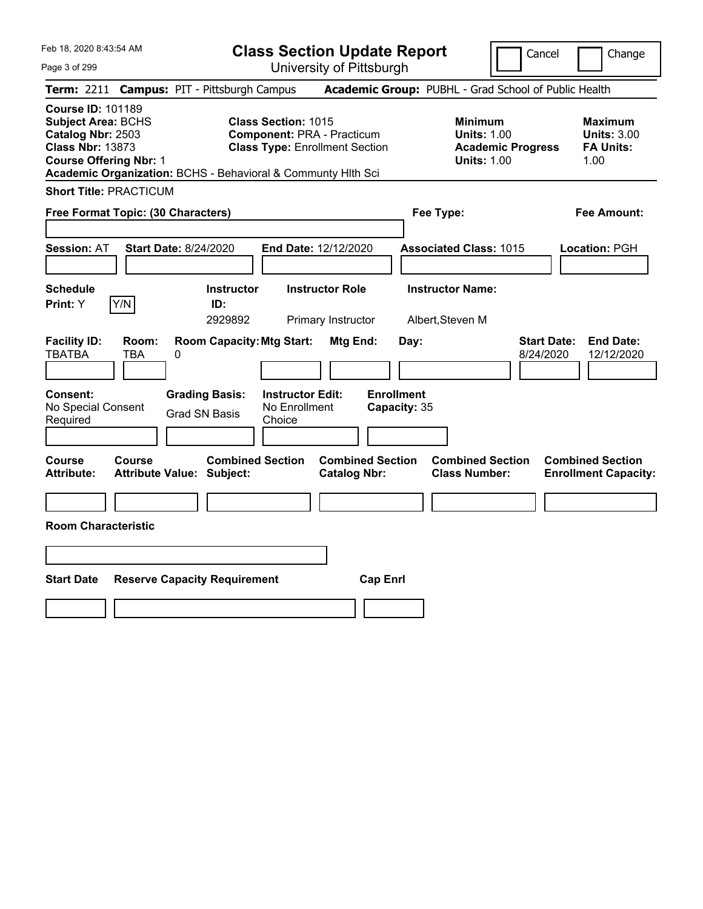Feb 18, 2020 8:43:54 AM

# Class Section Update Report

University of Pittsburgh

Cancel | Change

**Term:** 2211 **Campus:** PIT - Pittsburgh Campus **Academic Group:** PUBHL - Grad School of Public Health

**Course ID:** 101189
**Subject Area:** BCHS
**Catalog Nbr:** 2503
**Class Nbr:** 13873
**Course Offering Nbr:** 1
**Academic Organization:** BCHS - Behavioral & Communty Hlth Sci

**Class Section:** 1015
**Component:** PRA - Practicum
**Class Type:** Enrollment Section

**Minimum**
**Units:** 1.00
**Academic Progress Units:** 1.00

**Maximum**
**Units:** 3.00
**FA Units:** 1.00

**Short Title:** PRACTICUM

**Free Format Topic: (30 Characters)**

**Fee Type:**

**Fee Amount:**

**Session:** AT **Start Date:** 8/24/2020 **End Date:** 12/12/2020 **Associated Class:** 1015 **Location:** PGH

| Schedule Print: | Instructor ID: | Instructor Role | Instructor Name: |
|---|---|---|---|
| Y [Y/N] | 2929892 | Primary Instructor | Albert,Steven M |

| Facility ID: | Room: | Room Capacity: | Mtg Start: | Mtg End: | Day: | Start Date: | End Date: |
|---|---|---|---|---|---|---|---|
| TBATBA | TBA | 0 | | | | 8/24/2020 | 12/12/2020 |

| Consent: | Grading Basis: | Instructor Edit: | Enrollment Capacity: |
|---|---|---|---|
| No Special Consent Required | Grad SN Basis | No Enrollment Choice | 35 |

| Course Attribute: | Course Attribute Value: | Combined Section Subject: | Combined Section Catalog Nbr: | Combined Section Class Number: | Combined Section Enrollment Capacity: |
|---|---|---|---|---|---|
| | | | | | |

**Room Characteristic**

| Start Date | Reserve Capacity Requirement | Cap Enrl |
|---|---|---|
| | | |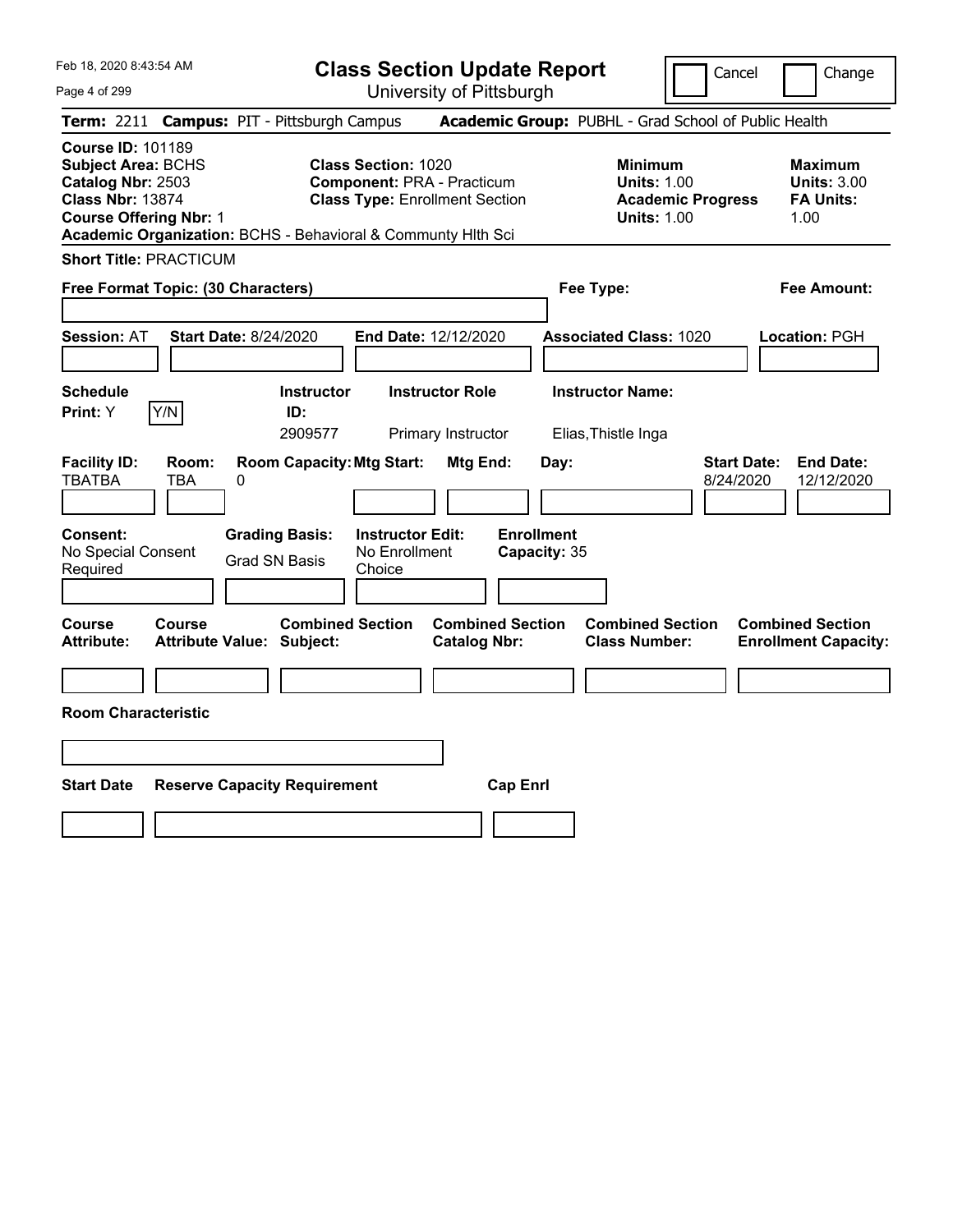Feb 18, 2020 8:43:54 AM

# Class Section Update Report

University of Pittsburgh

Cancel | Change

**Term:** 2211 **Campus:** PIT - Pittsburgh Campus **Academic Group:** PUBHL - Grad School of Public Health

**Course ID:** 101189
**Subject Area:** BCHS
**Catalog Nbr:** 2503
**Class Nbr:** 13874
**Course Offering Nbr:** 1
**Academic Organization:** BCHS - Behavioral & Communty Hlth Sci

**Class Section:** 1020
**Component:** PRA - Practicum
**Class Type:** Enrollment Section

**Minimum Units:** 1.00
**Academic Progress Units:** 1.00

**Maximum Units:** 3.00
**FA Units:** 1.00

**Short Title:** PRACTICUM

**Free Format Topic: (30 Characters)**

**Fee Type:**

**Fee Amount:**

**Session:** AT **Start Date:** 8/24/2020 **End Date:** 12/12/2020 **Associated Class:** 1020 **Location:** PGH

| Schedule Print: | Instructor ID: | Instructor Role | Instructor Name: |
|---|---|---|---|
| Y | 2909577 | Primary Instructor | Elias,Thistle Inga |

| Facility ID: | Room: | Room Capacity: | Mtg Start: | Mtg End: | Day: | Start Date: | End Date: |
|---|---|---|---|---|---|---|---|
| TBATBA | TBA | 0 | | | | 8/24/2020 | 12/12/2020 |

| Consent: | Grading Basis: | Instructor Edit: | Enrollment Capacity: |
|---|---|---|---|
| No Special Consent Required | Grad SN Basis | No Enrollment Choice | 35 |

| Course Attribute: | Course Attribute Value: | Combined Section Subject: | Combined Section Catalog Nbr: | Combined Section Class Number: | Combined Section Enrollment Capacity: |
|---|---|---|---|---|---|
| | | | | | |

**Room Characteristic**

| Start Date | Reserve Capacity Requirement | Cap Enrl |
|---|---|---|
| | | |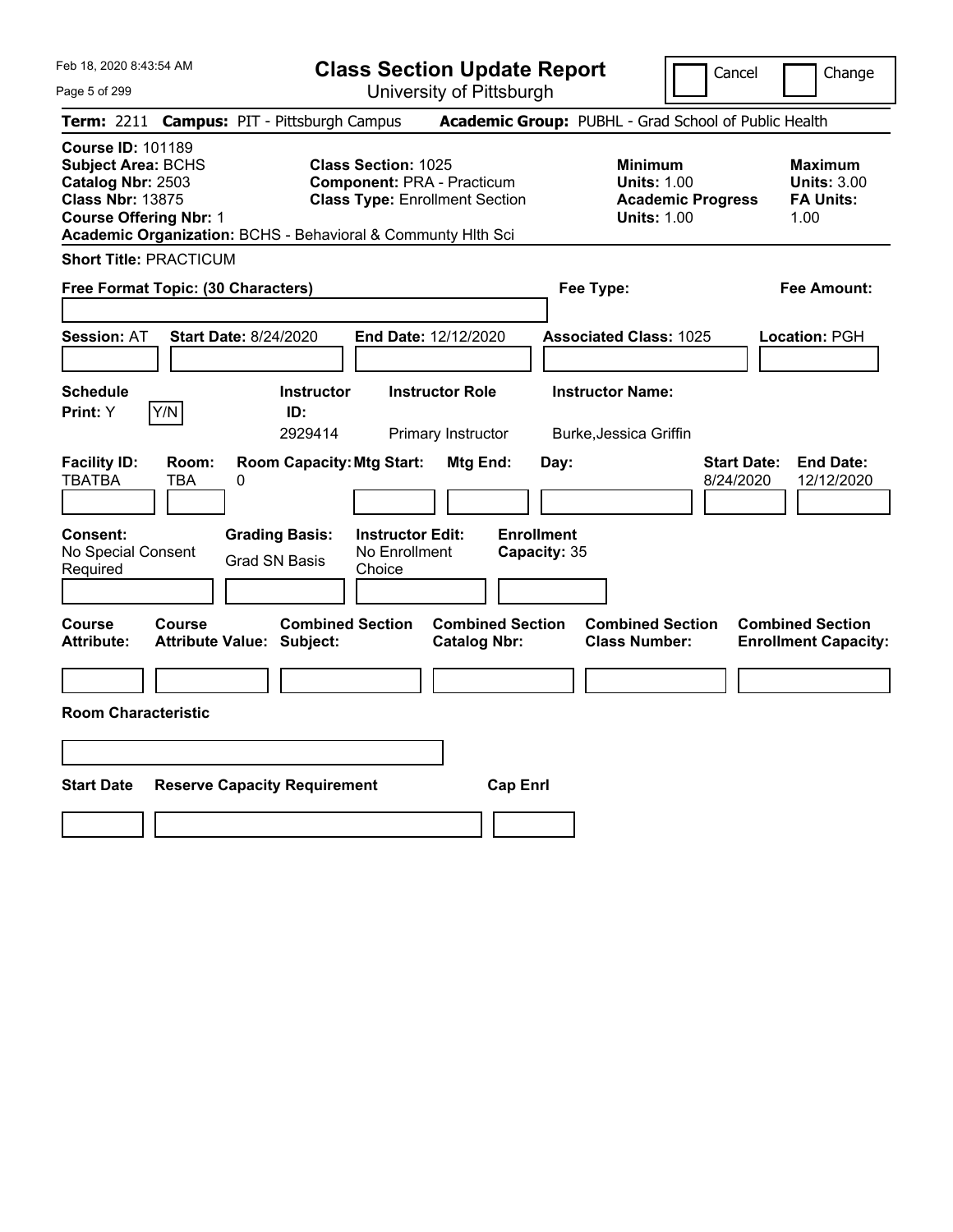Feb 18, 2020 8:43:54 AM

# Class Section Update Report

University of Pittsburgh

Cancel | Change

**Term:** 2211 **Campus:** PIT - Pittsburgh Campus **Academic Group:** PUBHL - Grad School of Public Health

**Course ID:** 101189
**Subject Area:** BCHS
**Catalog Nbr:** 2503
**Class Nbr:** 13875
**Course Offering Nbr:** 1
**Academic Organization:** BCHS - Behavioral & Communty Hlth Sci

**Class Section:** 1025
**Component:** PRA - Practicum
**Class Type:** Enrollment Section

**Minimum**
**Units:** 1.00
**Academic Progress Units:** 1.00

**Maximum**
**Units:** 3.00
**FA Units:** 1.00

**Short Title:** PRACTICUM

**Free Format Topic: (30 Characters)**

**Fee Type:**

**Fee Amount:**

**Session:** AT **Start Date:** 8/24/2020 **End Date:** 12/12/2020 **Associated Class:** 1025 **Location:** PGH

| Schedule Print: | Instructor ID: | Instructor Role | Instructor Name: |
|---|---|---|---|
| Y (Y/N) | 2929414 | Primary Instructor | Burke,Jessica Griffin |

| Facility ID: | Room: | Room Capacity: | Mtg Start: | Mtg End: | Day: | Start Date: | End Date: |
|---|---|---|---|---|---|---|---|
| TBATBA | TBA | 0 | | | | 8/24/2020 | 12/12/2020 |

| Consent: | Grading Basis: | Instructor Edit: | Enrollment Capacity: |
|---|---|---|---|
| No Special Consent Required | Grad SN Basis | No Enrollment Choice | 35 |

| Course Attribute: | Course Attribute Value: | Combined Section Subject: | Combined Section Catalog Nbr: | Combined Section Class Number: | Combined Section Enrollment Capacity: |
|---|---|---|---|---|---|
| | | | | | |

**Room Characteristic**

| Start Date | Reserve Capacity Requirement | Cap Enrl |
|---|---|---|
| | | |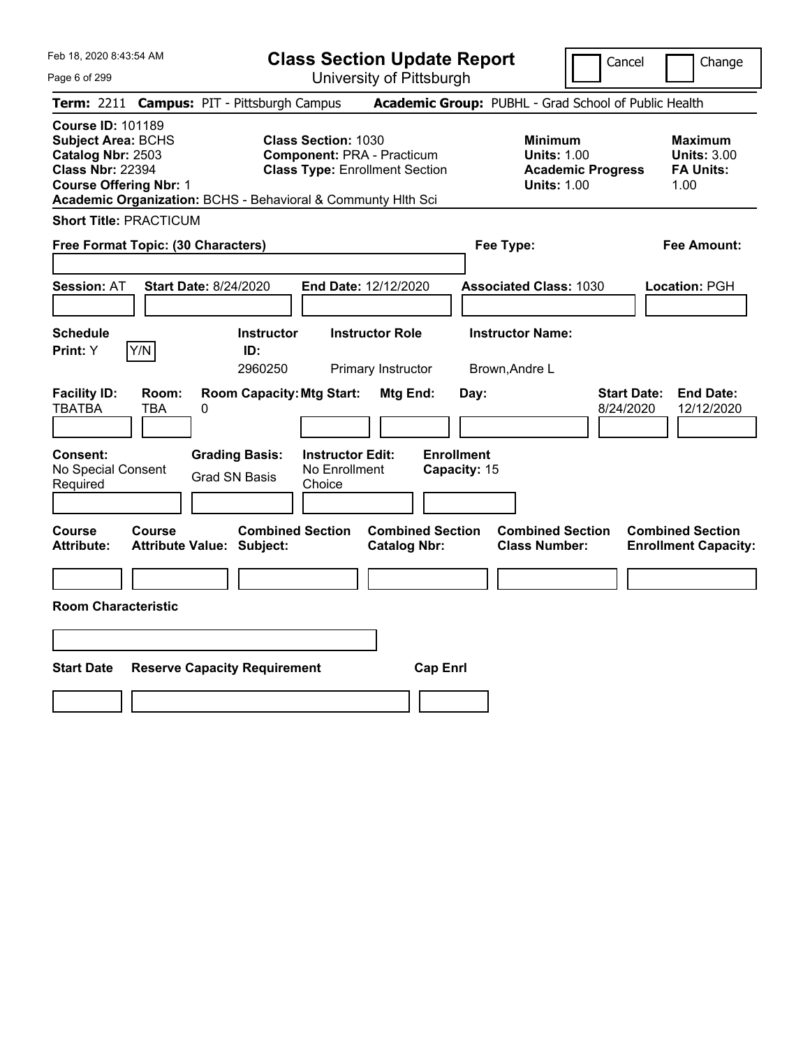Feb 18, 2020 8:43:54 AM

# Class Section Update Report

University of Pittsburgh

Cancel | Change

**Term:** 2211 **Campus:** PIT - Pittsburgh Campus **Academic Group:** PUBHL - Grad School of Public Health

**Course ID:** 101189
**Subject Area:** BCHS
**Catalog Nbr:** 2503
**Class Nbr:** 22394
**Course Offering Nbr:** 1
**Academic Organization:** BCHS - Behavioral & Communty Hlth Sci

**Class Section:** 1030
**Component:** PRA - Practicum
**Class Type:** Enrollment Section

**Minimum**
**Units:** 1.00
**Academic Progress Units:** 1.00

**Maximum**
**Units:** 3.00
**FA Units:** 1.00

**Short Title:** PRACTICUM

**Free Format Topic: (30 Characters)**

**Fee Type:**

**Fee Amount:**

**Session:** AT **Start Date:** 8/24/2020 **End Date:** 12/12/2020 **Associated Class:** 1030 **Location:** PGH

| Schedule Print: | Instructor ID: | Instructor Role | Instructor Name: |
|---|---|---|---|
| Y (Y/N) | 2960250 | Primary Instructor | Brown,Andre L |

| Facility ID: | Room: | Room Capacity: | Mtg Start: | Mtg End: | Day: | Start Date: | End Date: |
|---|---|---|---|---|---|---|---|
| TBATBA | TBA | 0 | | | | 8/24/2020 | 12/12/2020 |

| Consent: | Grading Basis: | Instructor Edit: | Enrollment Capacity: |
|---|---|---|---|
| No Special Consent Required | Grad SN Basis | No Enrollment Choice | 15 |

| Course Attribute: | Course Attribute Value: | Combined Section Subject: | Combined Section Catalog Nbr: | Combined Section Class Number: | Combined Section Enrollment Capacity: |
|---|---|---|---|---|---|
| | | | | | |

**Room Characteristic**

| Start Date | Reserve Capacity Requirement | Cap Enrl |
|---|---|---|
| | | |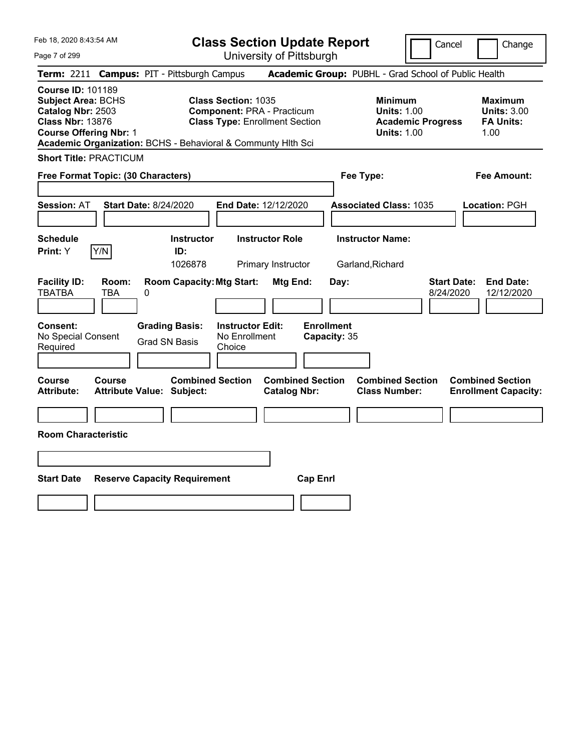Feb 18, 2020 8:43:54 AM

# Class Section Update Report

University of Pittsburgh

Cancel | Change

**Term:** 2211 **Campus:** PIT - Pittsburgh Campus **Academic Group:** PUBHL - Grad School of Public Health

**Course ID:** 101189
**Subject Area:** BCHS
**Catalog Nbr:** 2503
**Class Nbr:** 13876
**Course Offering Nbr:** 1
**Academic Organization:** BCHS - Behavioral & Communty Hlth Sci

**Class Section:** 1035
**Component:** PRA - Practicum
**Class Type:** Enrollment Section

**Minimum Units:** 1.00
**Academic Progress Units:** 1.00

**Maximum Units:** 3.00
**FA Units:** 1.00

**Short Title:** PRACTICUM

**Free Format Topic: (30 Characters)**

**Fee Type:**

**Fee Amount:**

**Session:** AT **Start Date:** 8/24/2020 **End Date:** 12/12/2020 **Associated Class:** 1035 **Location:** PGH

| Schedule Print: | Instructor ID: | Instructor Role | Instructor Name: |
|---|---|---|---|
| Y (Y/N) | 1026878 | Primary Instructor | Garland,Richard |

| Facility ID: | Room: | Room Capacity: | Mtg Start: | Mtg End: | Day: | Start Date: | End Date: |
|---|---|---|---|---|---|---|---|
| TBATBA | TBA | 0 | | | | 8/24/2020 | 12/12/2020 |

| Consent: | Grading Basis: | Instructor Edit: | Enrollment Capacity: |
|---|---|---|---|
| No Special Consent Required | Grad SN Basis | No Enrollment Choice | 35 |

| Course Attribute: | Course Attribute Value: | Combined Section Subject: | Combined Section Catalog Nbr: | Combined Section Class Number: | Combined Section Enrollment Capacity: |
|---|---|---|---|---|---|
| | | | | | |

**Room Characteristic**

| Start Date | Reserve Capacity Requirement | Cap Enrl |
|---|---|---|
| | | |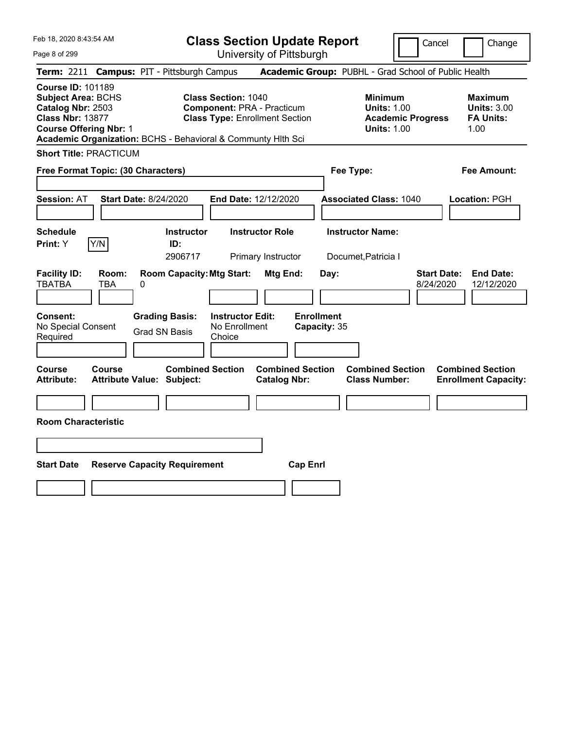# Class Section Update Report

University of Pittsburgh

Cancel | Change

**Term:** 2211 **Campus:** PIT - Pittsburgh Campus **Academic Group:** PUBHL - Grad School of Public Health

**Course ID:** 101189
**Subject Area:** BCHS
**Catalog Nbr:** 2503
**Class Nbr:** 13877
**Course Offering Nbr:** 1
**Academic Organization:** BCHS - Behavioral & Communty Hlth Sci

**Class Section:** 1040
**Component:** PRA - Practicum
**Class Type:** Enrollment Section

**Minimum Units:** 1.00
**Academic Progress Units:** 1.00

**Maximum Units:** 3.00
**FA Units:** 1.00

**Short Title:** PRACTICUM

**Free Format Topic: (30 Characters)**

**Fee Type:**

**Fee Amount:**

**Session:** AT **Start Date:** 8/24/2020 **End Date:** 12/12/2020 **Associated Class:** 1040 **Location:** PGH

| Schedule Print | Instructor ID | Instructor Role | Instructor Name |
|---|---|---|---|
| Y (Y/N) | 2906717 | Primary Instructor | Documet,Patricia I |

| Facility ID | Room | Room Capacity | Mtg Start | Mtg End | Day | Start Date | End Date |
|---|---|---|---|---|---|---|---|
| TBATBA | TBA | 0 | | | | 8/24/2020 | 12/12/2020 |

| Consent | Grading Basis | Instructor Edit | Enrollment Capacity |
|---|---|---|---|
| No Special Consent Required | Grad SN Basis | No Enrollment Choice | 35 |

| Course Attribute | Course Attribute Value | Combined Section Subject | Combined Section Catalog Nbr | Combined Section Class Number | Combined Section Enrollment Capacity |
|---|---|---|---|---|---|
| | | | | | |

**Room Characteristic**

| Start Date | Reserve Capacity Requirement | Cap Enrl |
|---|---|---|
| | | |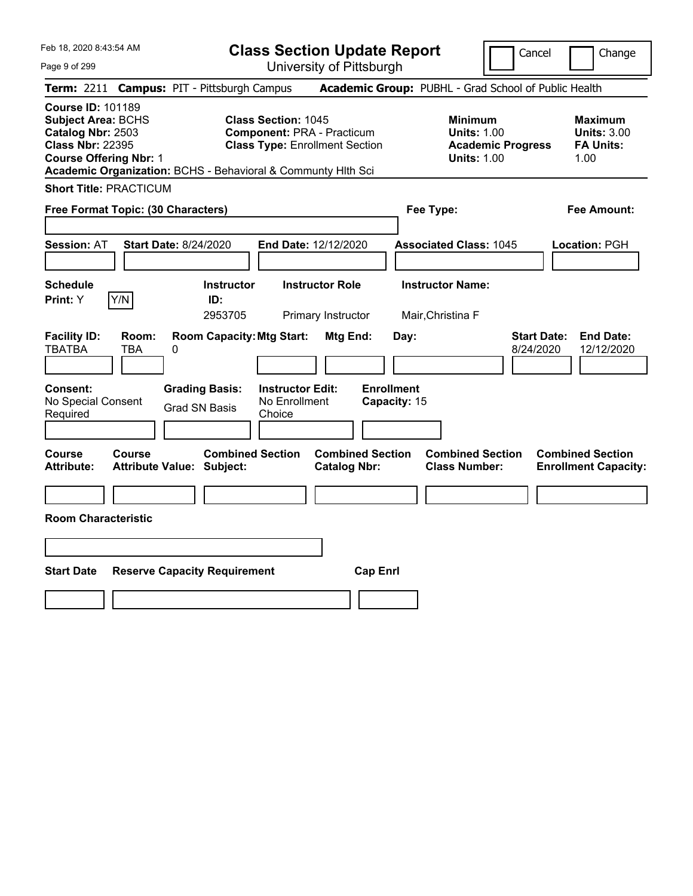# Class Section Update Report

University of Pittsburgh

Feb 18, 2020 8:43:54 AM

Cancel | Change

**Term:** 2211 **Campus:** PIT - Pittsburgh Campus **Academic Group:** PUBHL - Grad School of Public Health

**Course ID:** 101189
**Subject Area:** BCHS
**Catalog Nbr:** 2503
**Class Nbr:** 22395
**Course Offering Nbr:** 1
**Academic Organization:** BCHS - Behavioral & Communty Hlth Sci

**Class Section:** 1045
**Component:** PRA - Practicum
**Class Type:** Enrollment Section

**Minimum**
**Units:** 1.00
**Academic Progress Units:** 1.00

**Maximum**
**Units:** 3.00
**FA Units:** 1.00

**Short Title:** PRACTICUM

**Free Format Topic: (30 Characters)**

**Fee Type:**

**Fee Amount:**

**Session:** AT **Start Date:** 8/24/2020 **End Date:** 12/12/2020 **Associated Class:** 1045 **Location:** PGH

| Schedule Print | Instructor ID | Instructor Role | Instructor Name |
|---|---|---|---|
| Y (Y/N) | 2953705 | Primary Instructor | Mair,Christina F |

| Facility ID | Room | Room Capacity | Mtg Start | Mtg End | Day | Start Date | End Date |
|---|---|---|---|---|---|---|---|
| TBATBA | TBA | 0 | | | | 8/24/2020 | 12/12/2020 |

| Consent | Grading Basis | Instructor Edit | Enrollment Capacity |
|---|---|---|---|
| No Special Consent Required | Grad SN Basis | No Enrollment Choice | 15 |

| Course Attribute | Course Attribute Value | Combined Section Subject | Combined Section Catalog Nbr | Combined Section Class Number | Combined Section Enrollment Capacity |
|---|---|---|---|---|---|
| | | | | | |

**Room Characteristic**

| Start Date | Reserve Capacity Requirement | Cap Enrl |
|---|---|---|
| | | |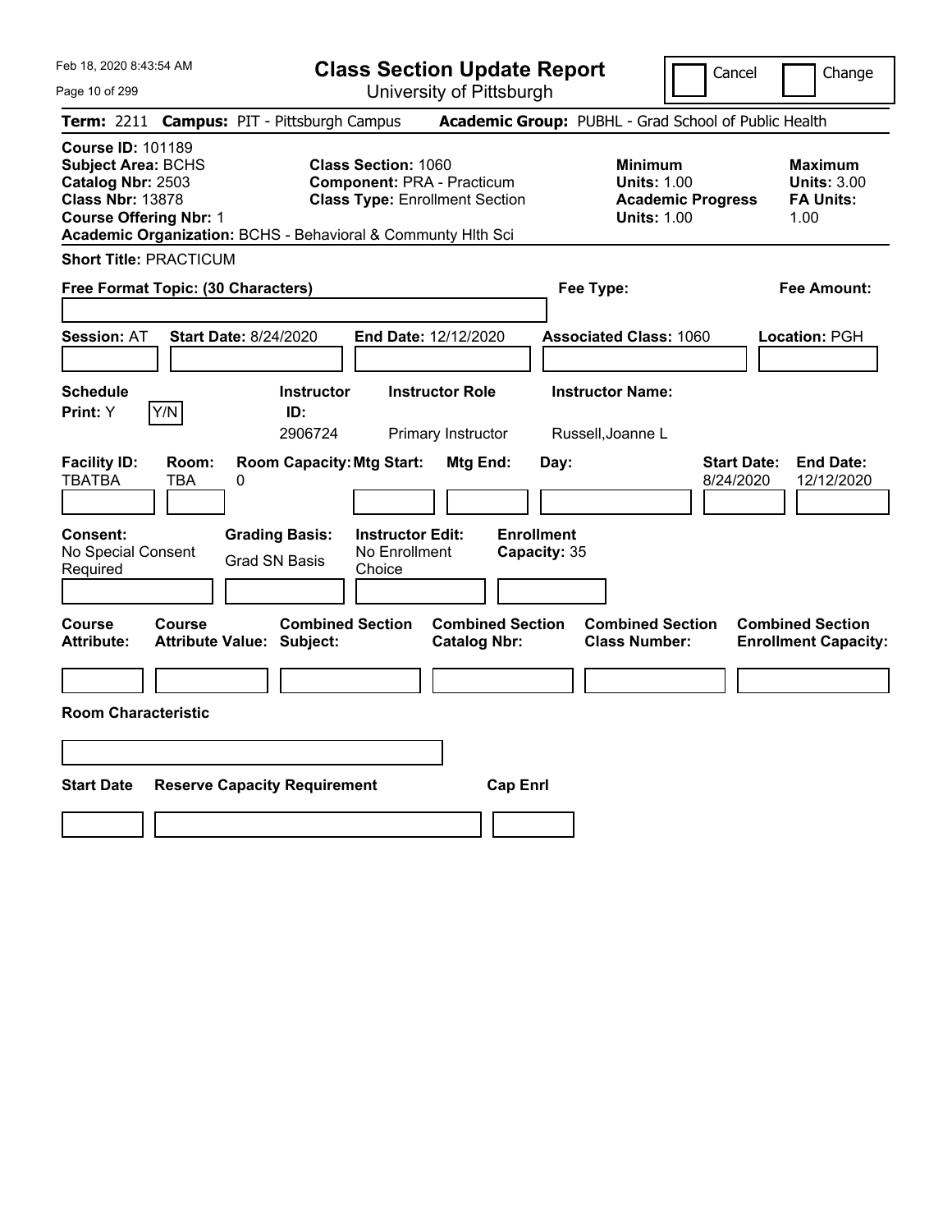Feb 18, 2020 8:43:54 AM

# Class Section Update Report

University of Pittsburgh

Cancel | Change

**Term:** 2211 **Campus:** PIT - Pittsburgh Campus **Academic Group:** PUBHL - Grad School of Public Health

**Course ID:** 101189
**Subject Area:** BCHS
**Catalog Nbr:** 2503
**Class Nbr:** 13878
**Course Offering Nbr:** 1
**Academic Organization:** BCHS - Behavioral & Communty Hlth Sci

**Class Section:** 1060
**Component:** PRA - Practicum
**Class Type:** Enrollment Section

**Minimum Units:** 1.00
**Academic Progress Units:** 1.00

**Maximum Units:** 3.00
**FA Units:** 1.00

**Short Title:** PRACTICUM

**Free Format Topic: (30 Characters)**

**Fee Type:**

**Fee Amount:**

**Session:** AT **Start Date:** 8/24/2020 **End Date:** 12/12/2020 **Associated Class:** 1060 **Location:** PGH

| Schedule Print | Instructor ID | Instructor Role | Instructor Name |
|---|---|---|---|
| Y (Y/N) | 2906724 | Primary Instructor | Russell,Joanne L |

| Facility ID | Room | Room Capacity | Mtg Start | Mtg End | Day | Start Date | End Date |
|---|---|---|---|---|---|---|---|
| TBATBA | TBA | 0 | | | | 8/24/2020 | 12/12/2020 |

| Consent | Grading Basis | Instructor Edit | Enrollment Capacity |
|---|---|---|---|
| No Special Consent Required | Grad SN Basis | No Enrollment Choice | 35 |

| Course Attribute | Course Attribute Value | Combined Section Subject | Combined Section Catalog Nbr | Combined Section Class Number | Combined Section Enrollment Capacity |
|---|---|---|---|---|---|
| | | | | | |

**Room Characteristic**

| Start Date | Reserve Capacity Requirement | Cap Enrl |
|---|---|---|
| | | |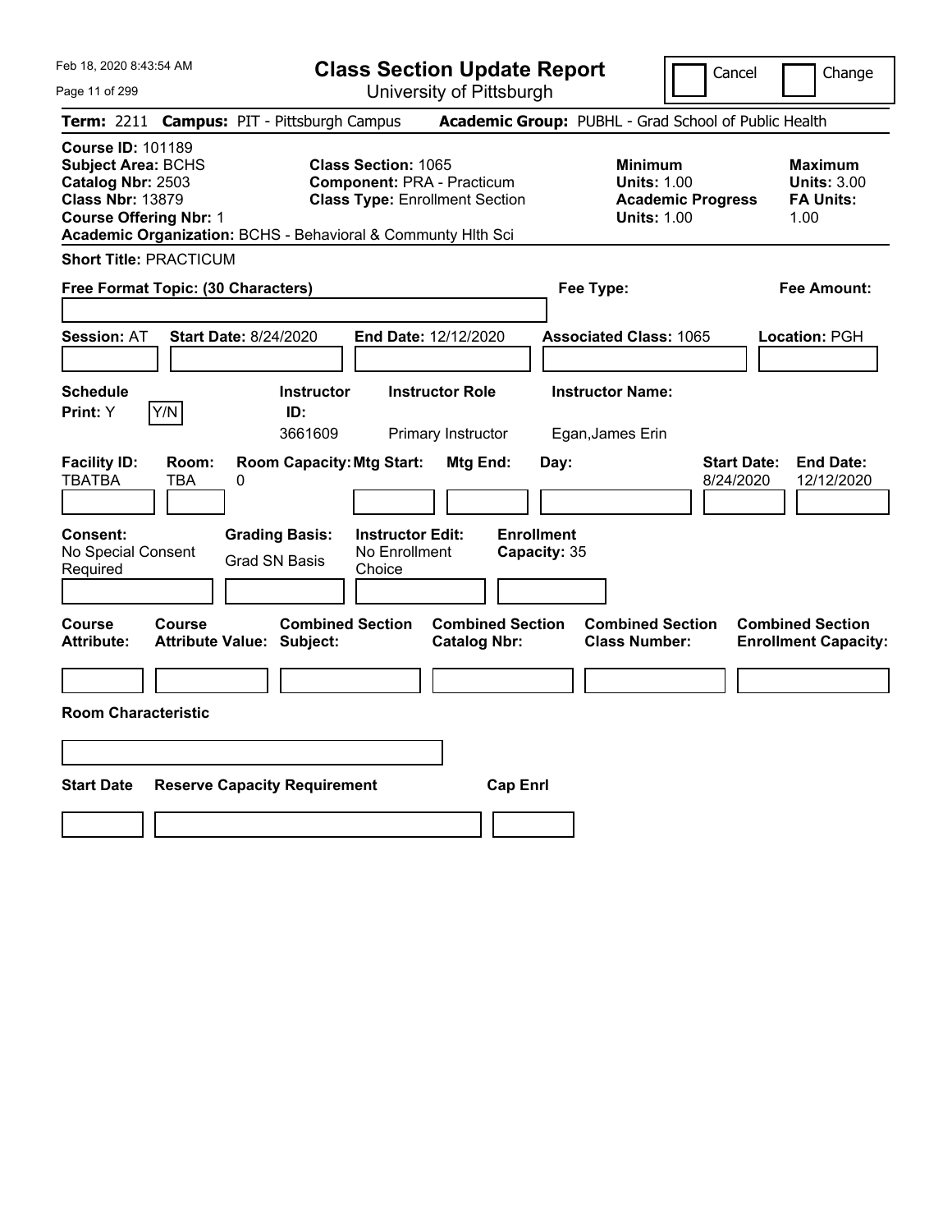Feb 18, 2020 8:43:54 AM

# Class Section Update Report

University of Pittsburgh

Cancel | Change

**Term:** 2211 **Campus:** PIT - Pittsburgh Campus **Academic Group:** PUBHL - Grad School of Public Health

**Course ID:** 101189
**Subject Area:** BCHS
**Catalog Nbr:** 2503
**Class Nbr:** 13879
**Course Offering Nbr:** 1
**Academic Organization:** BCHS - Behavioral & Communty Hlth Sci

**Class Section:** 1065
**Component:** PRA - Practicum
**Class Type:** Enrollment Section

**Minimum Units:** 1.00
**Academic Progress Units:** 1.00

**Maximum Units:** 3.00
**FA Units:** 1.00

**Short Title:** PRACTICUM

**Free Format Topic: (30 Characters)**

**Fee Type:**

**Fee Amount:**

**Session:** AT **Start Date:** 8/24/2020 **End Date:** 12/12/2020 **Associated Class:** 1065 **Location:** PGH

| Schedule Print: | Instructor ID: | Instructor Role | Instructor Name: |
|---|---|---|---|
| Y | 3661609 | Primary Instructor | Egan,James Erin |

| Facility ID: | Room: | Room Capacity: | Mtg Start: | Mtg End: | Day: | Start Date: | End Date: |
|---|---|---|---|---|---|---|---|
| TBATBA | TBA | 0 | | | | 8/24/2020 | 12/12/2020 |

**Consent:** No Special Consent Required
**Grading Basis:** Grad SN Basis
**Instructor Edit:** No Enrollment Choice
**Enrollment Capacity:** 35

| Course Attribute: | Course Attribute Value: | Combined Section Subject: | Combined Section Catalog Nbr: | Combined Section Class Number: | Combined Section Enrollment Capacity: |
|---|---|---|---|---|---|
| | | | | | |

**Room Characteristic**

| Start Date | Reserve Capacity Requirement | Cap Enrl |
|---|---|---|
| | | |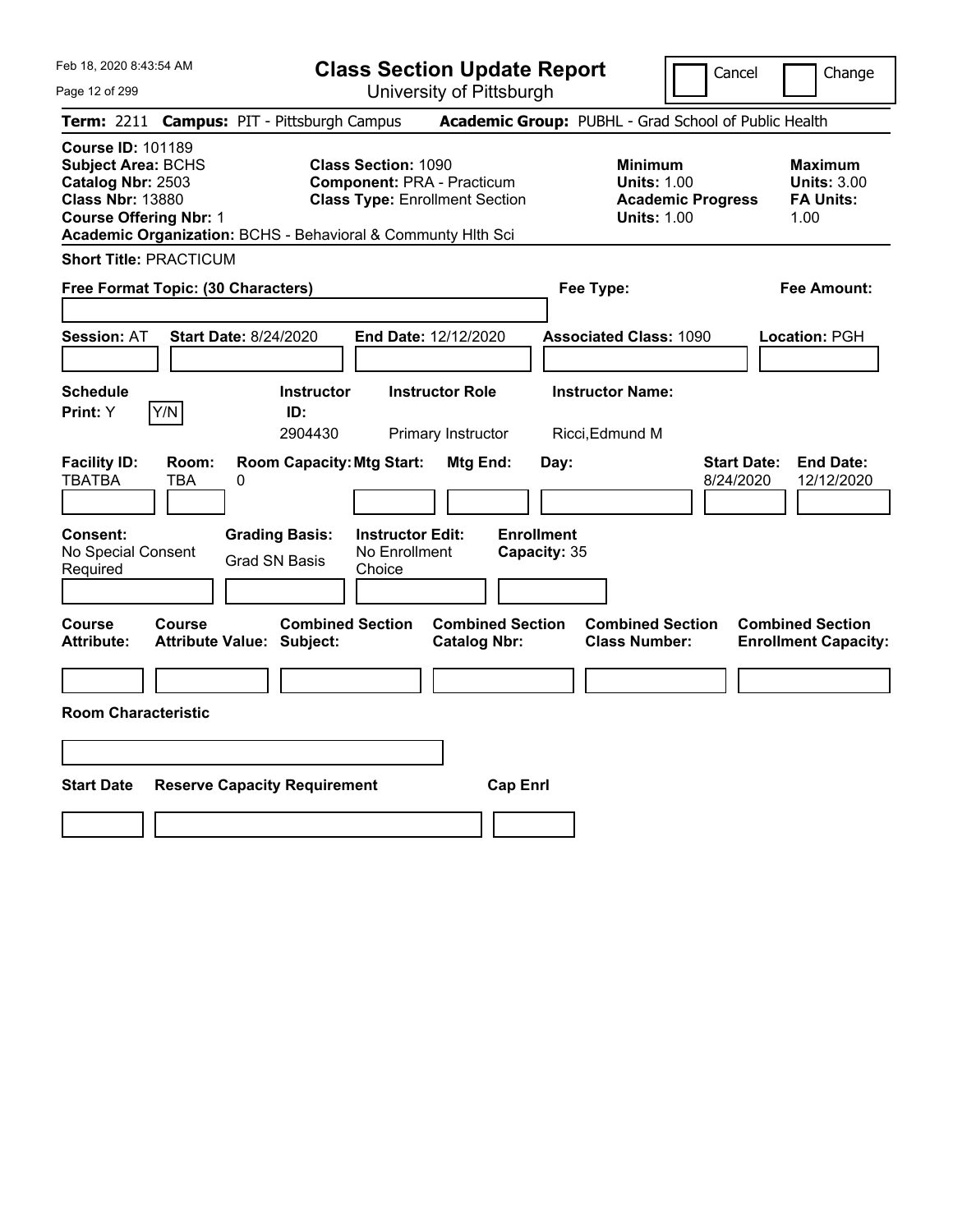# Class Section Update Report

University of Pittsburgh

Cancel | Change

**Term:** 2211 **Campus:** PIT - Pittsburgh Campus **Academic Group:** PUBHL - Grad School of Public Health

**Course ID:** 101189
**Subject Area:** BCHS
**Catalog Nbr:** 2503
**Class Nbr:** 13880
**Course Offering Nbr:** 1
**Academic Organization:** BCHS - Behavioral & Communty Hlth Sci

**Class Section:** 1090
**Component:** PRA - Practicum
**Class Type:** Enrollment Section

**Minimum**
**Units:** 1.00
**Academic Progress Units:** 1.00

**Maximum**
**Units:** 3.00
**FA Units:** 1.00

**Short Title:** PRACTICUM

**Free Format Topic: (30 Characters)**

**Fee Type:**

**Fee Amount:**

**Session:** AT **Start Date:** 8/24/2020 **End Date:** 12/12/2020 **Associated Class:** 1090 **Location:** PGH

| Schedule Print: | Instructor ID: | Instructor Role | Instructor Name: |
|---|---|---|---|
| Y (Y/N) | 2904430 | Primary Instructor | Ricci,Edmund M |

| Facility ID: | Room: | Room Capacity: | Mtg Start: | Mtg End: | Day: | Start Date: | End Date: |
|---|---|---|---|---|---|---|---|
| TBATBA | TBA | 0 | | | | 8/24/2020 | 12/12/2020 |

| Consent: | Grading Basis: | Instructor Edit: | Enrollment Capacity: |
|---|---|---|---|
| No Special Consent Required | Grad SN Basis | No Enrollment Choice | 35 |

| Course Attribute: | Course Attribute Value: | Combined Section Subject: | Combined Section Catalog Nbr: | Combined Section Class Number: | Combined Section Enrollment Capacity: |
|---|---|---|---|---|---|
| | | | | | |

**Room Characteristic**

| Start Date | Reserve Capacity Requirement | Cap Enrl |
|---|---|---|
| | | |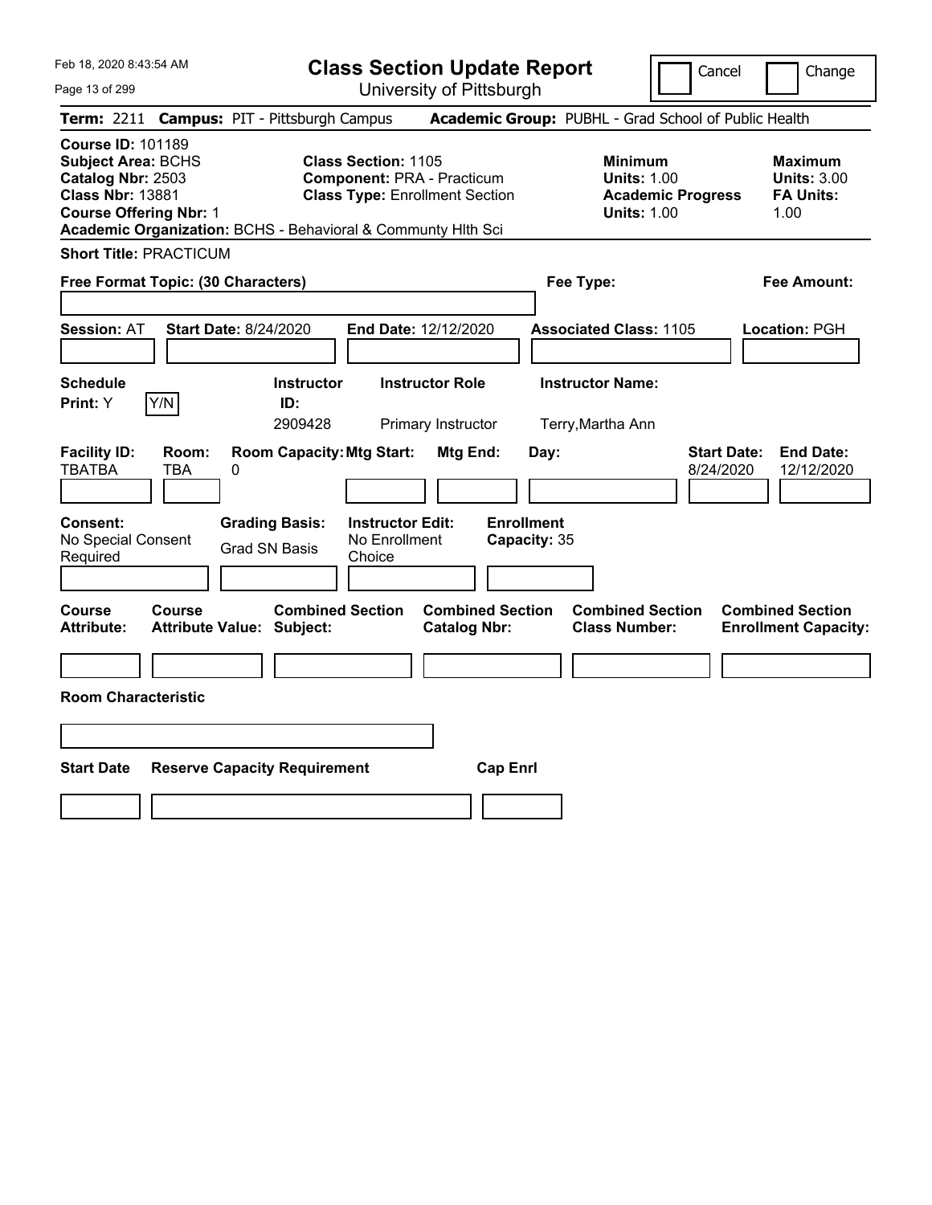# Class Section Update Report

University of Pittsburgh

Cancel | Change

**Term:** 2211 **Campus:** PIT - Pittsburgh Campus **Academic Group:** PUBHL - Grad School of Public Health

**Course ID:** 101189
**Subject Area:** BCHS
**Catalog Nbr:** 2503
**Class Nbr:** 13881
**Course Offering Nbr:** 1
**Academic Organization:** BCHS - Behavioral & Communty Hlth Sci

**Class Section:** 1105
**Component:** PRA - Practicum
**Class Type:** Enrollment Section

**Minimum**
**Units:** 1.00
**Academic Progress Units:** 1.00

**Maximum**
**Units:** 3.00
**FA Units:** 1.00

**Short Title:** PRACTICUM

**Free Format Topic: (30 Characters)**

**Fee Type:**

**Fee Amount:**

**Session:** AT **Start Date:** 8/24/2020 **End Date:** 12/12/2020 **Associated Class:** 1105 **Location:** PGH

| Schedule Print: | Instructor ID: | Instructor Role | Instructor Name: |
|---|---|---|---|
| Y (Y/N) | 2909428 | Primary Instructor | Terry,Martha Ann |

| Facility ID: | Room: | Room Capacity: | Mtg Start: | Mtg End: | Day: | Start Date: | End Date: |
|---|---|---|---|---|---|---|---|
| TBATBA | TBA | 0 | | | | 8/24/2020 | 12/12/2020 |

| Consent: | Grading Basis: | Instructor Edit: | Enrollment Capacity: |
|---|---|---|---|
| No Special Consent Required | Grad SN Basis | No Enrollment Choice | 35 |

| Course Attribute: | Course Attribute Value: | Combined Section Subject: | Combined Section Catalog Nbr: | Combined Section Class Number: | Combined Section Enrollment Capacity: |
|---|---|---|---|---|---|
| | | | | | |

**Room Characteristic**

| Start Date | Reserve Capacity Requirement | Cap Enrl |
|---|---|---|
| | | |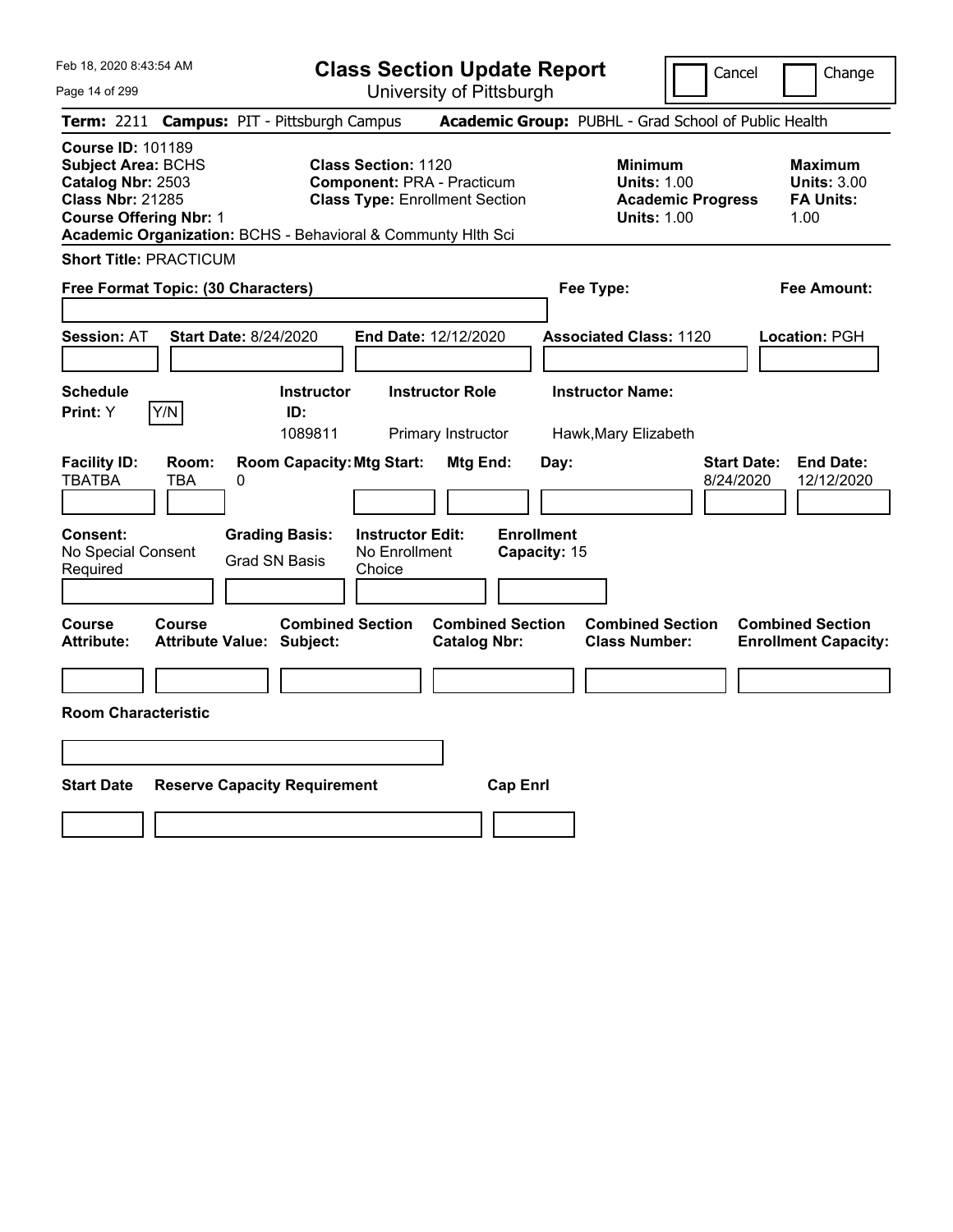# Class Section Update Report

University of Pittsburgh

Cancel | Change

**Term:** 2211 **Campus:** PIT - Pittsburgh Campus **Academic Group:** PUBHL - Grad School of Public Health

**Course ID:** 101189
**Subject Area:** BCHS
**Catalog Nbr:** 2503
**Class Nbr:** 21285
**Course Offering Nbr:** 1
**Academic Organization:** BCHS - Behavioral & Communty Hlth Sci

**Class Section:** 1120
**Component:** PRA - Practicum
**Class Type:** Enrollment Section

**Minimum**
**Units:** 1.00
**Academic Progress Units:** 1.00

**Maximum**
**Units:** 3.00
**FA Units:** 1.00

**Short Title:** PRACTICUM

**Free Format Topic: (30 Characters)**

**Fee Type:**

**Fee Amount:**

**Session:** AT **Start Date:** 8/24/2020 **End Date:** 12/12/2020 **Associated Class:** 1120 **Location:** PGH

| Schedule Print: | Instructor ID: | Instructor Role | Instructor Name: |
|---|---|---|---|
| Y | 1089811 | Primary Instructor | Hawk,Mary Elizabeth |

| Facility ID: | Room: | Room Capacity: | Mtg Start: | Mtg End: | Day: | Start Date: | End Date: |
|---|---|---|---|---|---|---|---|
| TBATBA | TBA | 0 | | | | 8/24/2020 | 12/12/2020 |

**Consent:** No Special Consent Required
**Grading Basis:** Grad SN Basis
**Instructor Edit:** No Enrollment Choice
**Enrollment Capacity:** 15

| Course Attribute: | Course Attribute Value: | Combined Section Subject: | Combined Section Catalog Nbr: | Combined Section Class Number: | Combined Section Enrollment Capacity: |
|---|---|---|---|---|---|
| | | | | | |

**Room Characteristic**

| Start Date | Reserve Capacity Requirement | Cap Enrl |
|---|---|---|
| | | |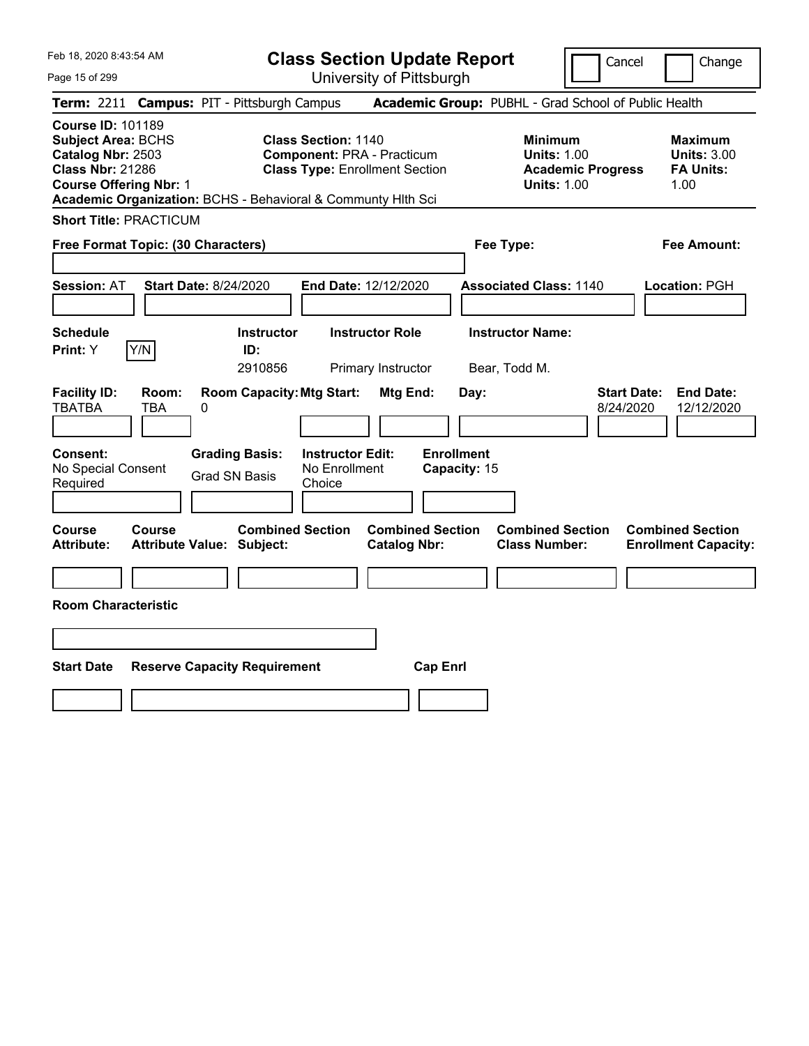# Class Section Update Report

University of Pittsburgh

Cancel | Change

**Term:** 2211 **Campus:** PIT - Pittsburgh Campus **Academic Group:** PUBHL - Grad School of Public Health

**Course ID:** 101189
**Subject Area:** BCHS
**Catalog Nbr:** 2503
**Class Nbr:** 21286
**Course Offering Nbr:** 1
**Academic Organization:** BCHS - Behavioral & Communty Hlth Sci

**Class Section:** 1140
**Component:** PRA - Practicum
**Class Type:** Enrollment Section

| | Minimum | Maximum |
|---|---|---|
| Units | 1.00 | 3.00 |
| Academic Progress Units / FA Units | 1.00 | 1.00 |

**Short Title:** PRACTICUM

**Free Format Topic: (30 Characters)**

**Fee Type:**

**Fee Amount:**

**Session:** AT **Start Date:** 8/24/2020 **End Date:** 12/12/2020 **Associated Class:** 1140 **Location:** PGH

| Schedule Print | Instructor ID | Instructor Role | Instructor Name |
|---|---|---|---|
| Y | 2910856 | Primary Instructor | Bear, Todd M. |

| Facility ID | Room | Room Capacity | Mtg Start | Mtg End | Day | Start Date | End Date |
|---|---|---|---|---|---|---|---|
| TBATBA | TBA | 0 | | | | 8/24/2020 | 12/12/2020 |

**Consent:** No Special Consent Required
**Grading Basis:** Grad SN Basis
**Instructor Edit:** No Enrollment Choice
**Enrollment Capacity:** 15

| Course Attribute | Course Attribute Value | Combined Section Subject | Combined Section Catalog Nbr | Combined Section Class Number | Combined Section Enrollment Capacity |
|---|---|---|---|---|---|
| | | | | | |

**Room Characteristic**

| Start Date | Reserve Capacity Requirement | Cap Enrl |
|---|---|---|
| | | |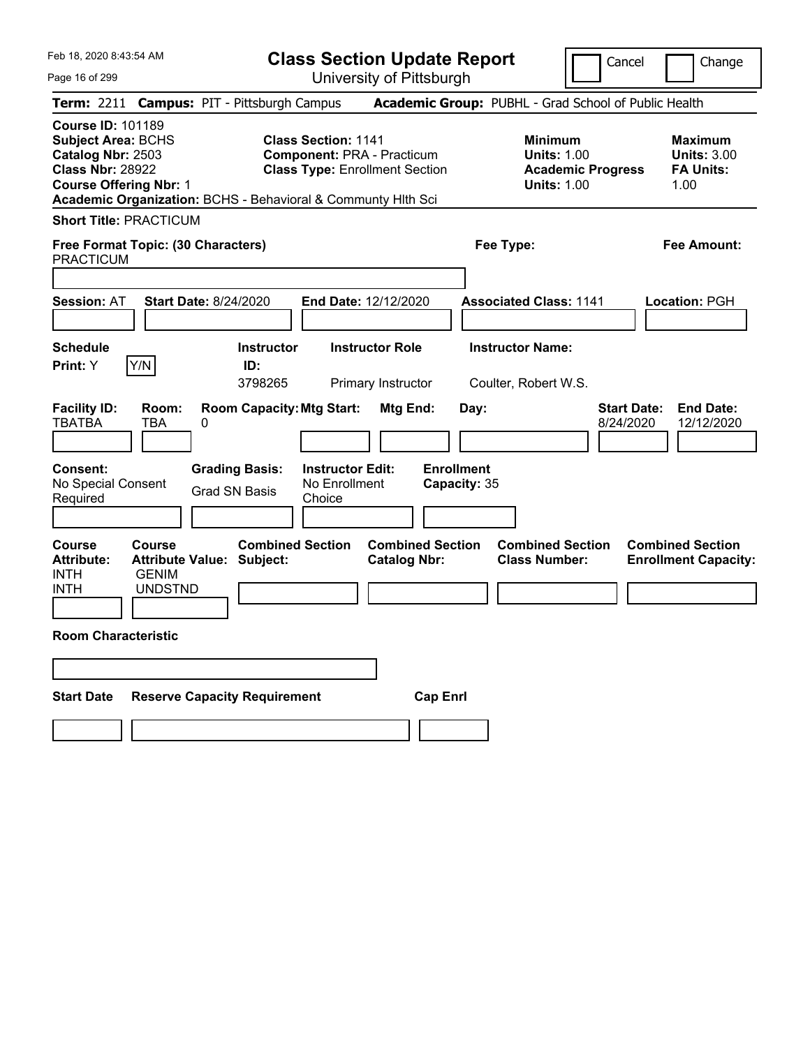Feb 18, 2020 8:43:54 AM

# Class Section Update Report

University of Pittsburgh

Cancel | Change

**Term:** 2211 **Campus:** PIT - Pittsburgh Campus **Academic Group:** PUBHL - Grad School of Public Health

**Course ID:** 101189
**Subject Area:** BCHS
**Catalog Nbr:** 2503
**Class Nbr:** 28922
**Course Offering Nbr:** 1
**Academic Organization:** BCHS - Behavioral & Communty Hlth Sci

**Class Section:** 1141
**Component:** PRA - Practicum
**Class Type:** Enrollment Section

**Minimum**
**Units:** 1.00
**Academic Progress Units:** 1.00

**Maximum**
**Units:** 3.00
**FA Units:** 1.00

**Short Title:** PRACTICUM

**Free Format Topic: (30 Characters)**
PRACTICUM

**Fee Type:**

**Fee Amount:**

**Session:** AT **Start Date:** 8/24/2020 **End Date:** 12/12/2020 **Associated Class:** 1141 **Location:** PGH

| Schedule Print | Instructor ID | Instructor Role | Instructor Name |
|---|---|---|---|
| Y (Y/N) | 3798265 | Primary Instructor | Coulter, Robert W.S. |

| Facility ID | Room | Room Capacity | Mtg Start | Mtg End | Day | Start Date | End Date |
|---|---|---|---|---|---|---|---|
| TBATBA | TBA | 0 | | | | 8/24/2020 | 12/12/2020 |

| Consent | Grading Basis | Instructor Edit | Enrollment Capacity |
|---|---|---|---|
| No Special Consent Required | Grad SN Basis | No Enrollment Choice | 35 |

| Course Attribute | Course Attribute Value | Combined Section Subject | Combined Section Catalog Nbr | Combined Section Class Number | Combined Section Enrollment Capacity |
|---|---|---|---|---|---|
| INTH | GENIM | | | | |
| INTH | UNDSTND | | | | |

**Room Characteristic**

| Start Date | Reserve Capacity Requirement | Cap Enrl |
|---|---|---|
| | | |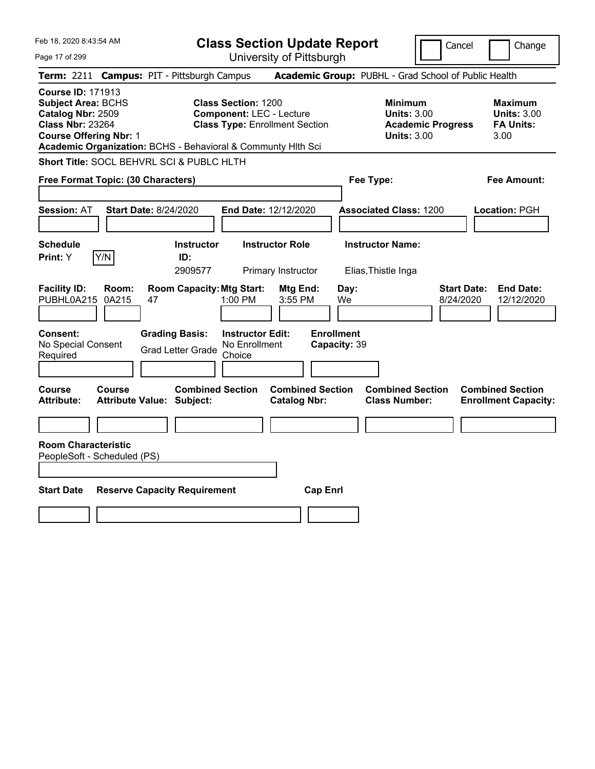# Class Section Update Report

University of Pittsburgh

Feb 18, 2020 8:43:54 AM

Cancel ☐ Change ☐

**Term:** 2211 **Campus:** PIT - Pittsburgh Campus **Academic Group:** PUBHL - Grad School of Public Health

**Course ID:** 171913
**Subject Area:** BCHS
**Catalog Nbr:** 2509
**Class Nbr:** 23264
**Course Offering Nbr:** 1
**Academic Organization:** BCHS - Behavioral & Communty Hlth Sci

**Class Section:** 1200
**Component:** LEC - Lecture
**Class Type:** Enrollment Section

**Minimum**
**Units:** 3.00
**Academic Progress Units:** 3.00

**Maximum**
**Units:** 3.00
**FA Units:** 3.00

**Short Title:** SOCL BEHVRL SCI & PUBLC HLTH

**Free Format Topic: (30 Characters)**

**Fee Type:**

**Fee Amount:**

**Session:** AT **Start Date:** 8/24/2020 **End Date:** 12/12/2020 **Associated Class:** 1200 **Location:** PGH

| Schedule Print | Instructor ID | Instructor Role | Instructor Name |
|---|---|---|---|
| Y (Y/N) | 2909577 | Primary Instructor | Elias,Thistle Inga |

| Facility ID | Room | Room Capacity | Mtg Start | Mtg End | Day | Start Date | End Date |
|---|---|---|---|---|---|---|---|
| PUBHL0A215 | 0A215 | 47 | 1:00 PM | 3:55 PM | We | 8/24/2020 | 12/12/2020 |

| Consent | Grading Basis | Instructor Edit | Enrollment Capacity |
|---|---|---|---|
| No Special Consent Required | Grad Letter Grade | No Enrollment Choice | 39 |

| Course Attribute | Course Attribute Value | Combined Section Subject | Combined Section Catalog Nbr | Combined Section Class Number | Combined Section Enrollment Capacity |
|---|---|---|---|---|---|
| | | | | | |

**Room Characteristic**
PeopleSoft - Scheduled (PS)

| Start Date | Reserve Capacity Requirement | Cap Enrl |
|---|---|---|
| | | |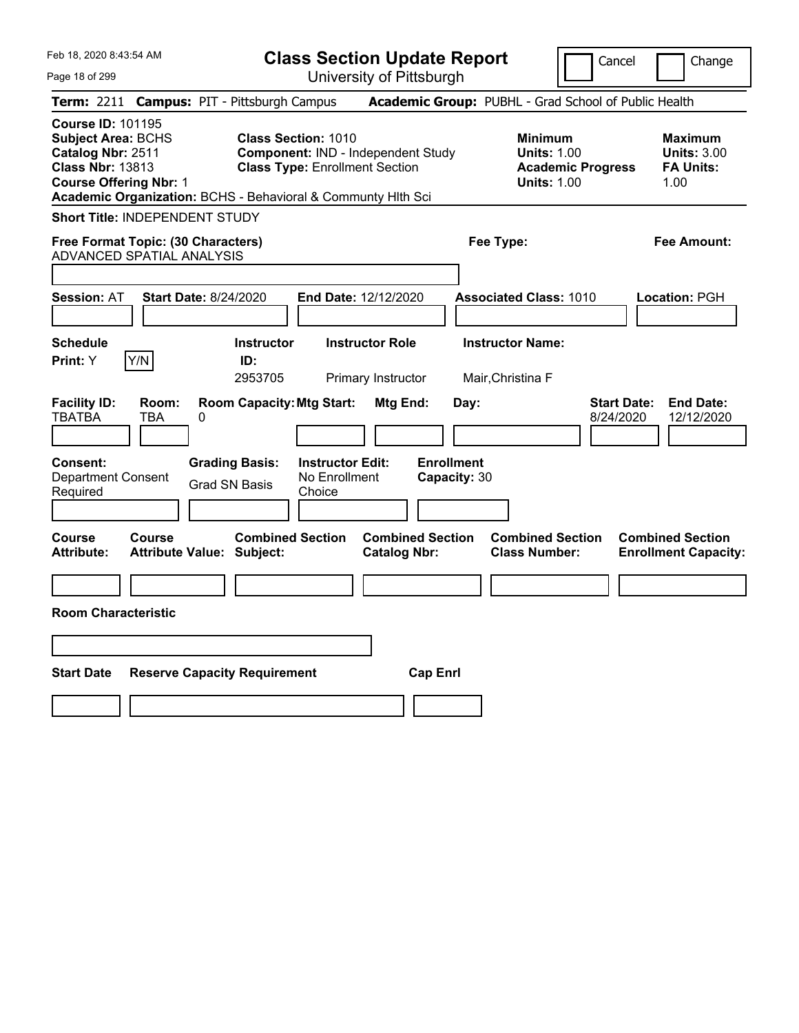Feb 18, 2020 8:43:54 AM

# Class Section Update Report

University of Pittsburgh

Cancel | Change

**Term:** 2211 **Campus:** PIT - Pittsburgh Campus **Academic Group:** PUBHL - Grad School of Public Health

**Course ID:** 101195
**Subject Area:** BCHS
**Catalog Nbr:** 2511
**Class Nbr:** 13813
**Course Offering Nbr:** 1
**Academic Organization:** BCHS - Behavioral & Communty Hlth Sci

**Class Section:** 1010
**Component:** IND - Independent Study
**Class Type:** Enrollment Section

**Minimum**
**Units:** 1.00
**Academic Progress Units:** 1.00

**Maximum**
**Units:** 3.00
**FA Units:** 1.00

**Short Title:** INDEPENDENT STUDY

**Free Format Topic: (30 Characters)**
ADVANCED SPATIAL ANALYSIS

**Fee Type:**

**Fee Amount:**

**Session:** AT **Start Date:** 8/24/2020 **End Date:** 12/12/2020 **Associated Class:** 1010 **Location:** PGH

| Schedule Print: | | Instructor ID: | Instructor Role | Instructor Name: |
|---|---|---|---|---|
| Y | Y/N | 2953705 | Primary Instructor | Mair,Christina F |

| Facility ID: | Room: | Room Capacity: | Mtg Start: | Mtg End: | Day: | Start Date: | End Date: |
|---|---|---|---|---|---|---|---|
| TBATBA | TBA | 0 | | | | 8/24/2020 | 12/12/2020 |

| Consent: | Grading Basis: | Instructor Edit: | Enrollment Capacity: |
|---|---|---|---|
| Department Consent Required | Grad SN Basis | No Enrollment Choice | 30 |

| Course Attribute: | Course Attribute Value: | Combined Section Subject: | Combined Section Catalog Nbr: | Combined Section Class Number: | Combined Section Enrollment Capacity: |
|---|---|---|---|---|---|
| | | | | | |

**Room Characteristic**

| Start Date | Reserve Capacity Requirement | Cap Enrl |
|---|---|---|
| | | |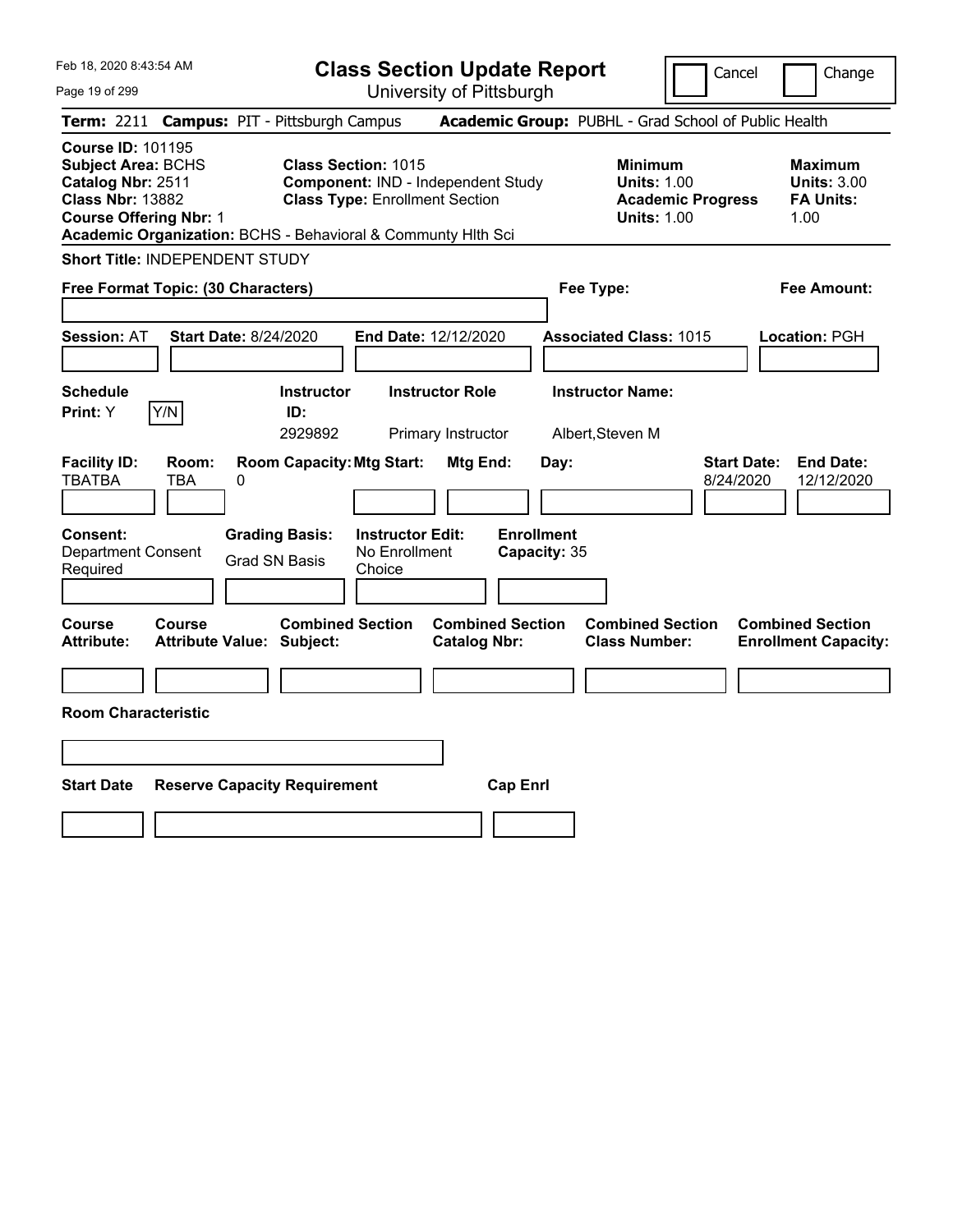# Class Section Update Report

University of Pittsburgh

Cancel | Change

**Term:** 2211 **Campus:** PIT - Pittsburgh Campus **Academic Group:** PUBHL - Grad School of Public Health

**Course ID:** 101195
**Subject Area:** BCHS
**Catalog Nbr:** 2511
**Class Nbr:** 13882
**Course Offering Nbr:** 1
**Academic Organization:** BCHS - Behavioral & Communty Hlth Sci

**Class Section:** 1015
**Component:** IND - Independent Study
**Class Type:** Enrollment Section

**Minimum**
**Units:** 1.00
**Academic Progress Units:** 1.00

**Maximum**
**Units:** 3.00
**FA Units:** 1.00

**Short Title:** INDEPENDENT STUDY

**Free Format Topic: (30 Characters)**

**Fee Type:**

**Fee Amount:**

**Session:** AT **Start Date:** 8/24/2020 **End Date:** 12/12/2020 **Associated Class:** 1015 **Location:** PGH

| Schedule Print: | Y/N | Instructor ID: | Instructor Role | Instructor Name: |
|---|---|---|---|---|
| Y | | 2929892 | Primary Instructor | Albert,Steven M |

| Facility ID: | Room: | Room Capacity: | Mtg Start: | Mtg End: | Day: | Start Date: | End Date: |
|---|---|---|---|---|---|---|---|
| TBATBA | TBA | 0 | | | | 8/24/2020 | 12/12/2020 |

| Consent: | Grading Basis: | Instructor Edit: | Enrollment Capacity: |
|---|---|---|---|
| Department Consent Required | Grad SN Basis | No Enrollment Choice | 35 |

| Course Attribute: | Course Attribute Value: | Combined Section Subject: | Combined Section Catalog Nbr: | Combined Section Class Number: | Combined Section Enrollment Capacity: |
|---|---|---|---|---|---|
| | | | | | |

**Room Characteristic**

| Start Date | Reserve Capacity Requirement | Cap Enrl |
|---|---|---|
| | | |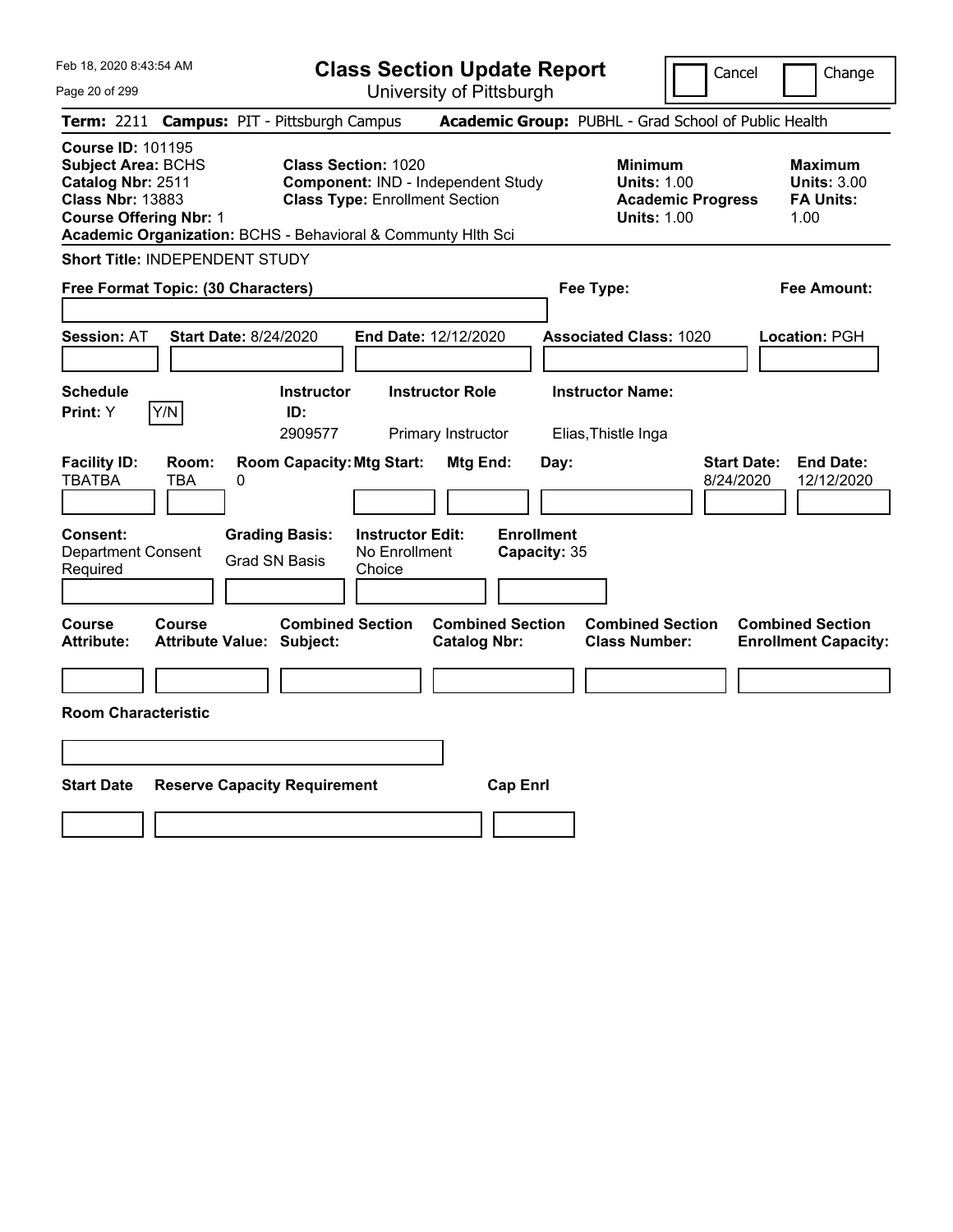# Class Section Update Report

University of Pittsburgh

Feb 18, 2020 8:43:54 AM

Cancel | Change

**Term:** 2211 **Campus:** PIT - Pittsburgh Campus **Academic Group:** PUBHL - Grad School of Public Health

**Course ID:** 101195
**Subject Area:** BCHS
**Catalog Nbr:** 2511
**Class Nbr:** 13883
**Course Offering Nbr:** 1
**Academic Organization:** BCHS - Behavioral & Communty Hlth Sci

**Class Section:** 1020
**Component:** IND - Independent Study
**Class Type:** Enrollment Section

**Minimum**
**Units:** 1.00
**Academic Progress Units:** 1.00

**Maximum**
**Units:** 3.00
**FA Units:** 1.00

**Short Title:** INDEPENDENT STUDY

**Free Format Topic: (30 Characters)**

**Fee Type:**

**Fee Amount:**

**Session:** AT **Start Date:** 8/24/2020 **End Date:** 12/12/2020 **Associated Class:** 1020 **Location:** PGH

| Schedule Print | Instructor ID | Instructor Role | Instructor Name |
|---|---|---|---|
| Y (Y/N) | 2909577 | Primary Instructor | Elias,Thistle Inga |

| Facility ID | Room | Room Capacity | Mtg Start | Mtg End | Day | Start Date | End Date |
|---|---|---|---|---|---|---|---|
| TBATBA | TBA | 0 | | | | 8/24/2020 | 12/12/2020 |

| Consent | Grading Basis | Instructor Edit | Enrollment Capacity |
|---|---|---|---|
| Department Consent Required | Grad SN Basis | No Enrollment Choice | 35 |

| Course Attribute | Course Attribute Value | Combined Section Subject | Combined Section Catalog Nbr | Combined Section Class Number | Combined Section Enrollment Capacity |
|---|---|---|---|---|---|
| | | | | | |

**Room Characteristic**

| Start Date | Reserve Capacity Requirement | Cap Enrl |
|---|---|---|
| | | |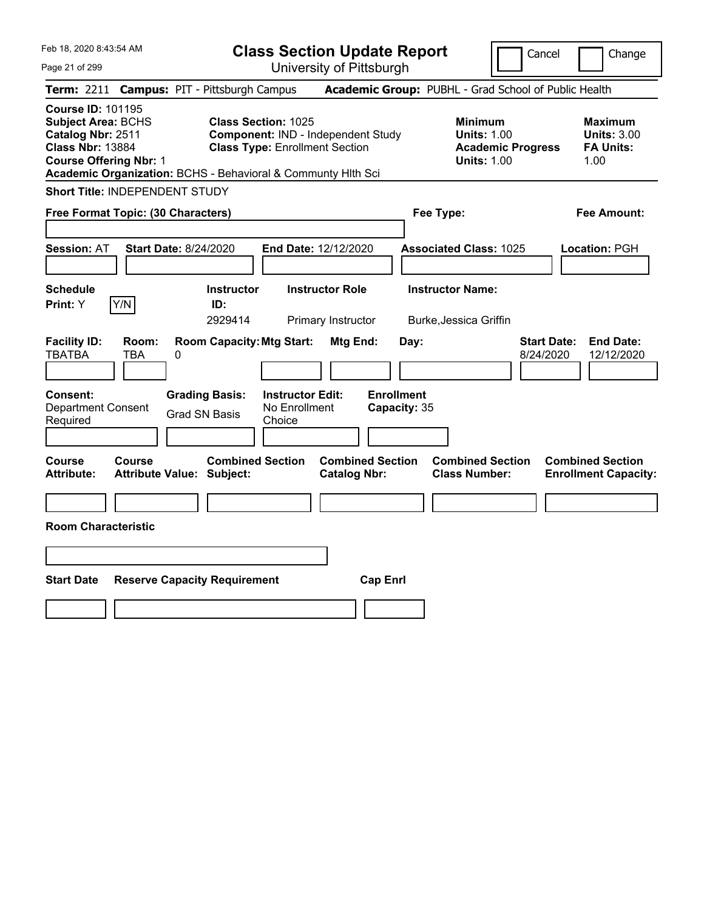# Class Section Update Report

University of Pittsburgh

Cancel | Change

Feb 18, 2020 8:43:54 AM

**Term:** 2211 **Campus:** PIT - Pittsburgh Campus **Academic Group:** PUBHL - Grad School of Public Health

**Course ID:** 101195
**Subject Area:** BCHS
**Catalog Nbr:** 2511
**Class Nbr:** 13884
**Course Offering Nbr:** 1
**Academic Organization:** BCHS - Behavioral & Communty Hlth Sci

**Class Section:** 1025
**Component:** IND - Independent Study
**Class Type:** Enrollment Section

**Minimum**
**Units:** 1.00
**Academic Progress Units:** 1.00

**Maximum**
**Units:** 3.00
**FA Units:** 1.00

**Short Title:** INDEPENDENT STUDY

**Free Format Topic: (30 Characters)**

**Fee Type:**

**Fee Amount:**

**Session:** AT **Start Date:** 8/24/2020 **End Date:** 12/12/2020 **Associated Class:** 1025 **Location:** PGH

| Schedule Print: | Instructor ID: | Instructor Role | Instructor Name: |
|---|---|---|---|
| Y (Y/N) | 2929414 | Primary Instructor | Burke,Jessica Griffin |

| Facility ID: | Room: | Room Capacity: | Mtg Start: | Mtg End: | Day: | Start Date: | End Date: |
|---|---|---|---|---|---|---|---|
| TBATBA | TBA | 0 | | | | 8/24/2020 | 12/12/2020 |

| Consent: | Grading Basis: | Instructor Edit: | Enrollment Capacity: |
|---|---|---|---|
| Department Consent Required | Grad SN Basis | No Enrollment Choice | 35 |

| Course Attribute: | Course Attribute Value: | Combined Section Subject: | Combined Section Catalog Nbr: | Combined Section Class Number: | Combined Section Enrollment Capacity: |
|---|---|---|---|---|---|
| | | | | | |

**Room Characteristic**

| Start Date | Reserve Capacity Requirement | Cap Enrl |
|---|---|---|
| | | |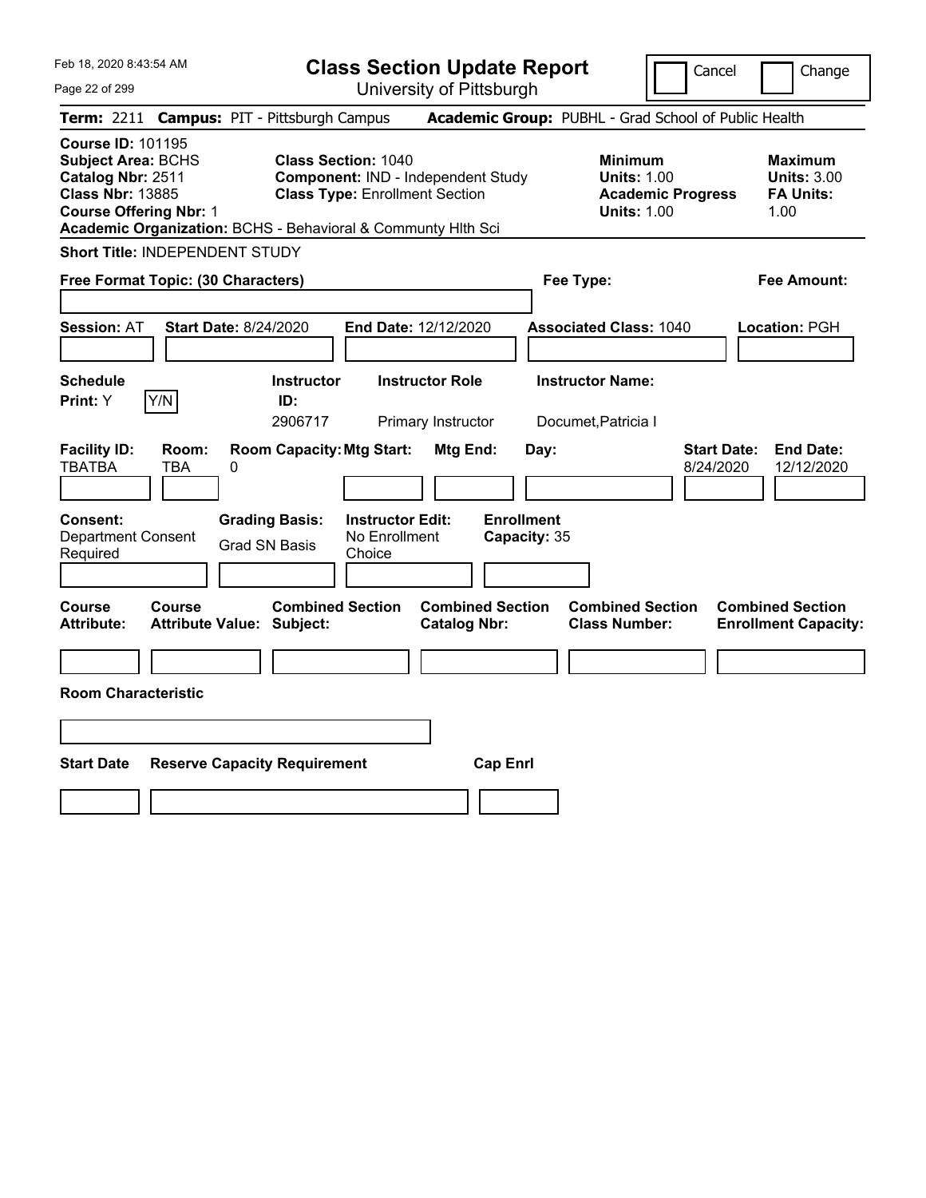# Class Section Update Report

University of Pittsburgh

Cancel | Change

**Term:** 2211 **Campus:** PIT - Pittsburgh Campus **Academic Group:** PUBHL - Grad School of Public Health

**Course ID:** 101195
**Subject Area:** BCHS
**Catalog Nbr:** 2511
**Class Nbr:** 13885
**Course Offering Nbr:** 1

**Class Section:** 1040
**Component:** IND - Independent Study
**Class Type:** Enrollment Section

**Minimum**
**Units:** 1.00
**Academic Progress Units:** 1.00

**Maximum**
**Units:** 3.00
**FA Units:** 1.00

**Academic Organization:** BCHS - Behavioral & Communty Hlth Sci

**Short Title:** INDEPENDENT STUDY

**Free Format Topic: (30 Characters)**

**Fee Type:**

**Fee Amount:**

**Session:** AT **Start Date:** 8/24/2020 **End Date:** 12/12/2020 **Associated Class:** 1040 **Location:** PGH

| Schedule Print | Y/N | Instructor ID | Instructor Role | Instructor Name |
|---|---|---|---|---|
| Y | | 2906717 | Primary Instructor | Documet,Patricia I |

| Facility ID | Room | Room Capacity | Mtg Start | Mtg End | Day | Start Date | End Date |
|---|---|---|---|---|---|---|---|
| TBATBA | TBA | 0 | | | | 8/24/2020 | 12/12/2020 |

| Consent | Grading Basis | Instructor Edit | Enrollment Capacity |
|---|---|---|---|
| Department Consent Required | Grad SN Basis | No Enrollment Choice | 35 |

| Course Attribute | Course Attribute Value | Combined Section Subject | Combined Section Catalog Nbr | Combined Section Class Number | Combined Section Enrollment Capacity |
|---|---|---|---|---|---|
| | | | | | |

**Room Characteristic**

| Start Date | Reserve Capacity Requirement | Cap Enrl |
|---|---|---|
| | | |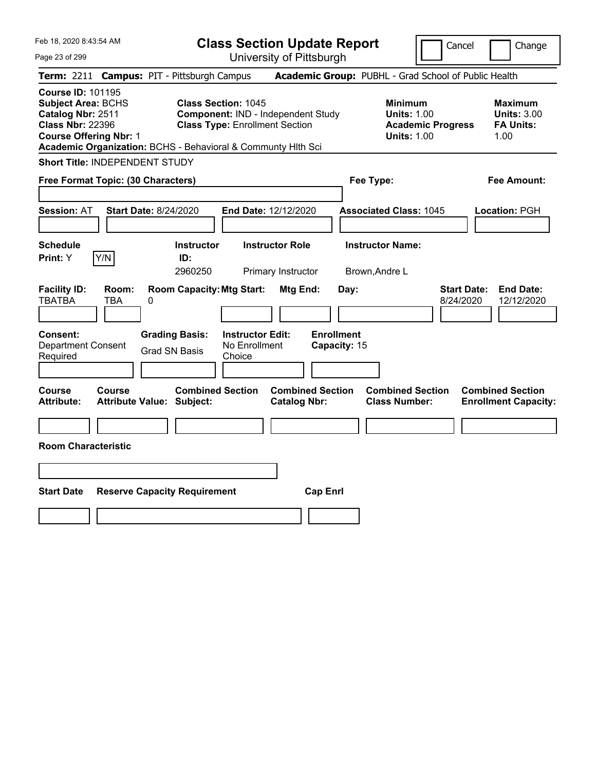# Class Section Update Report

University of Pittsburgh

Feb 18, 2020 8:43:54 AM

Cancel | Change

**Term:** 2211 **Campus:** PIT - Pittsburgh Campus **Academic Group:** PUBHL - Grad School of Public Health

**Course ID:** 101195
**Subject Area:** BCHS
**Catalog Nbr:** 2511
**Class Nbr:** 22396
**Course Offering Nbr:** 1
**Academic Organization:** BCHS - Behavioral & Communty Hlth Sci

**Class Section:** 1045
**Component:** IND - Independent Study
**Class Type:** Enrollment Section

**Minimum**
**Units:** 1.00
**Academic Progress Units:** 1.00

**Maximum**
**Units:** 3.00
**FA Units:** 1.00

**Short Title:** INDEPENDENT STUDY

**Free Format Topic: (30 Characters)**

**Fee Type:**

**Fee Amount:**

**Session:** AT **Start Date:** 8/24/2020 **End Date:** 12/12/2020 **Associated Class:** 1045 **Location:** PGH

| Schedule Print | Y/N | Instructor ID | Instructor Role | Instructor Name |
|---|---|---|---|---|
| Y | | 2960250 | Primary Instructor | Brown,Andre L |

| Facility ID | Room | Room Capacity | Mtg Start | Mtg End | Day | Start Date | End Date |
|---|---|---|---|---|---|---|---|
| TBATBA | TBA | 0 | | | | 8/24/2020 | 12/12/2020 |

**Consent:** Department Consent Required
**Grading Basis:** Grad SN Basis
**Instructor Edit:** No Enrollment Choice
**Enrollment Capacity:** 15

| Course Attribute | Course Attribute Value | Combined Section Subject | Combined Section Catalog Nbr | Combined Section Class Number | Combined Section Enrollment Capacity |
|---|---|---|---|---|---|
| | | | | | |

**Room Characteristic**

| Start Date | Reserve Capacity Requirement | Cap Enrl |
|---|---|---|
| | | |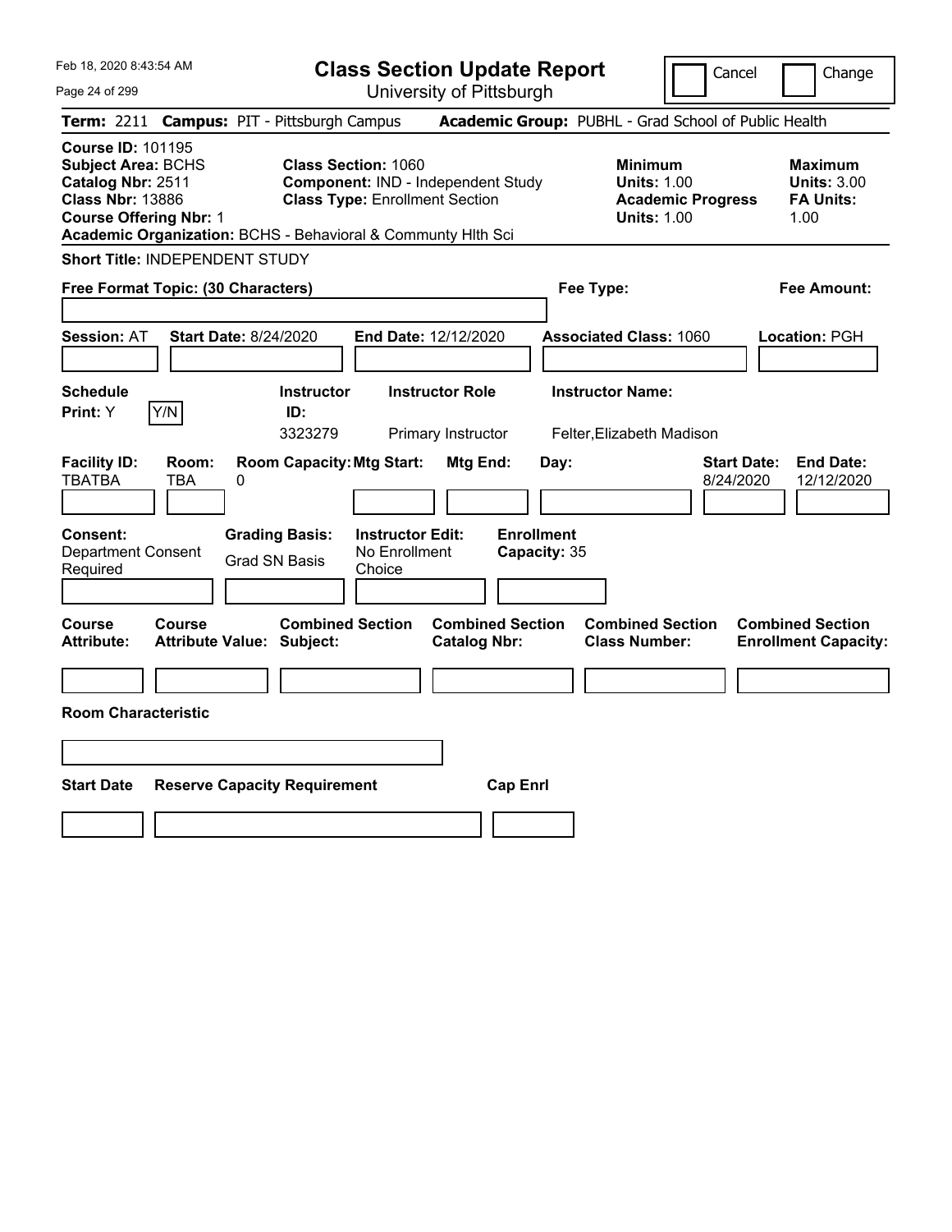Feb 18, 2020 8:43:54 AM

# Class Section Update Report

University of Pittsburgh

Cancel | Change

**Term:** 2211 **Campus:** PIT - Pittsburgh Campus **Academic Group:** PUBHL - Grad School of Public Health

**Course ID:** 101195
**Subject Area:** BCHS
**Catalog Nbr:** 2511
**Class Nbr:** 13886
**Course Offering Nbr:** 1
**Academic Organization:** BCHS - Behavioral & Communty Hlth Sci

**Class Section:** 1060
**Component:** IND - Independent Study
**Class Type:** Enrollment Section

**Minimum Units:** 1.00
**Academic Progress Units:** 1.00

**Maximum Units:** 3.00
**FA Units:** 1.00

**Short Title:** INDEPENDENT STUDY

**Free Format Topic: (30 Characters)**

**Fee Type:**

**Fee Amount:**

**Session:** AT **Start Date:** 8/24/2020 **End Date:** 12/12/2020 **Associated Class:** 1060 **Location:** PGH

| Schedule Print | Instructor ID | Instructor Role | Instructor Name |
|---|---|---|---|
| Y (Y/N) | 3323279 | Primary Instructor | Felter,Elizabeth Madison |

| Facility ID | Room | Room Capacity | Mtg Start | Mtg End | Day | Start Date | End Date |
|---|---|---|---|---|---|---|---|
| TBATBA | TBA | 0 | | | | 8/24/2020 | 12/12/2020 |

| Consent | Grading Basis | Instructor Edit | Enrollment Capacity |
|---|---|---|---|
| Department Consent Required | Grad SN Basis | No Enrollment Choice | 35 |

| Course Attribute | Course Attribute Value | Combined Section Subject | Combined Section Catalog Nbr | Combined Section Class Number | Combined Section Enrollment Capacity |
|---|---|---|---|---|---|
| | | | | | |

**Room Characteristic**

| Start Date | Reserve Capacity Requirement | Cap Enrl |
|---|---|---|
| | | |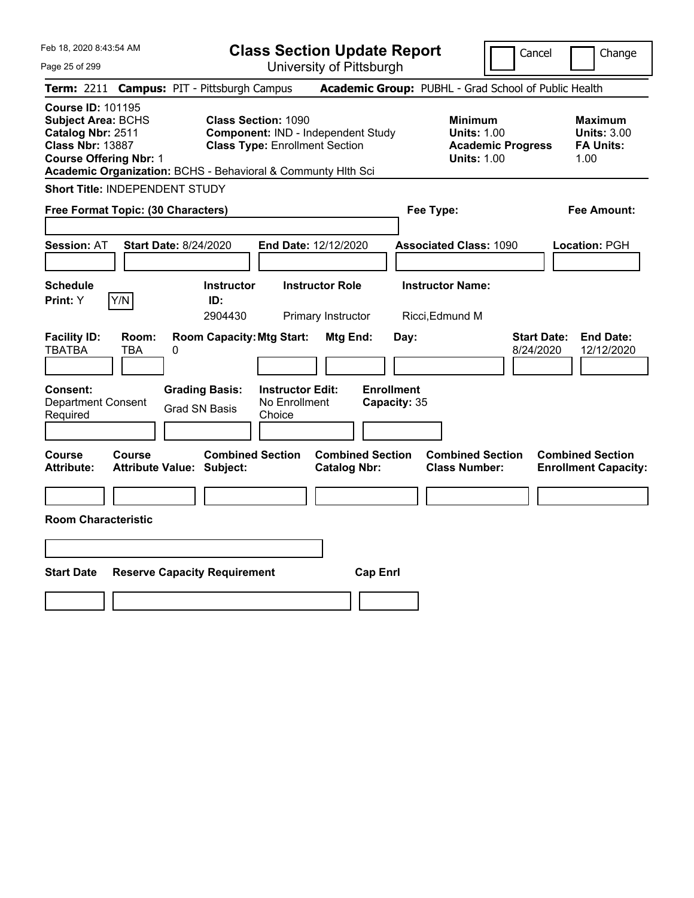# Class Section Update Report

University of Pittsburgh

Cancel | Change

**Term:** 2211 **Campus:** PIT - Pittsburgh Campus **Academic Group:** PUBHL - Grad School of Public Health

**Course ID:** 101195
**Subject Area:** BCHS
**Catalog Nbr:** 2511
**Class Nbr:** 13887
**Course Offering Nbr:** 1

**Class Section:** 1090
**Component:** IND - Independent Study
**Class Type:** Enrollment Section

**Minimum**
**Units:** 1.00
**Academic Progress Units:** 1.00

**Maximum**
**Units:** 3.00
**FA Units:** 1.00

**Academic Organization:** BCHS - Behavioral & Communty Hlth Sci

**Short Title:** INDEPENDENT STUDY

**Free Format Topic: (30 Characters)**

**Fee Type:**

**Fee Amount:**

**Session:** AT **Start Date:** 8/24/2020 **End Date:** 12/12/2020 **Associated Class:** 1090 **Location:** PGH

| Schedule Print: | Y/N | Instructor ID: | Instructor Role | Instructor Name: |
|---|---|---|---|---|
| Y | | 2904430 | Primary Instructor | Ricci,Edmund M |

| Facility ID: | Room: | Room Capacity: | Mtg Start: | Mtg End: | Day: | Start Date: | End Date: |
|---|---|---|---|---|---|---|---|
| TBATBA | TBA | 0 | | | | 8/24/2020 | 12/12/2020 |

| Consent: | Grading Basis: | Instructor Edit: | Enrollment Capacity: |
|---|---|---|---|
| Department Consent Required | Grad SN Basis | No Enrollment Choice | 35 |

| Course Attribute: | Course Attribute Value: | Combined Section Subject: | Combined Section Catalog Nbr: | Combined Section Class Number: | Combined Section Enrollment Capacity: |
|---|---|---|---|---|---|
| | | | | | |

**Room Characteristic**

| Start Date | Reserve Capacity Requirement | Cap Enrl |
|---|---|---|
| | | |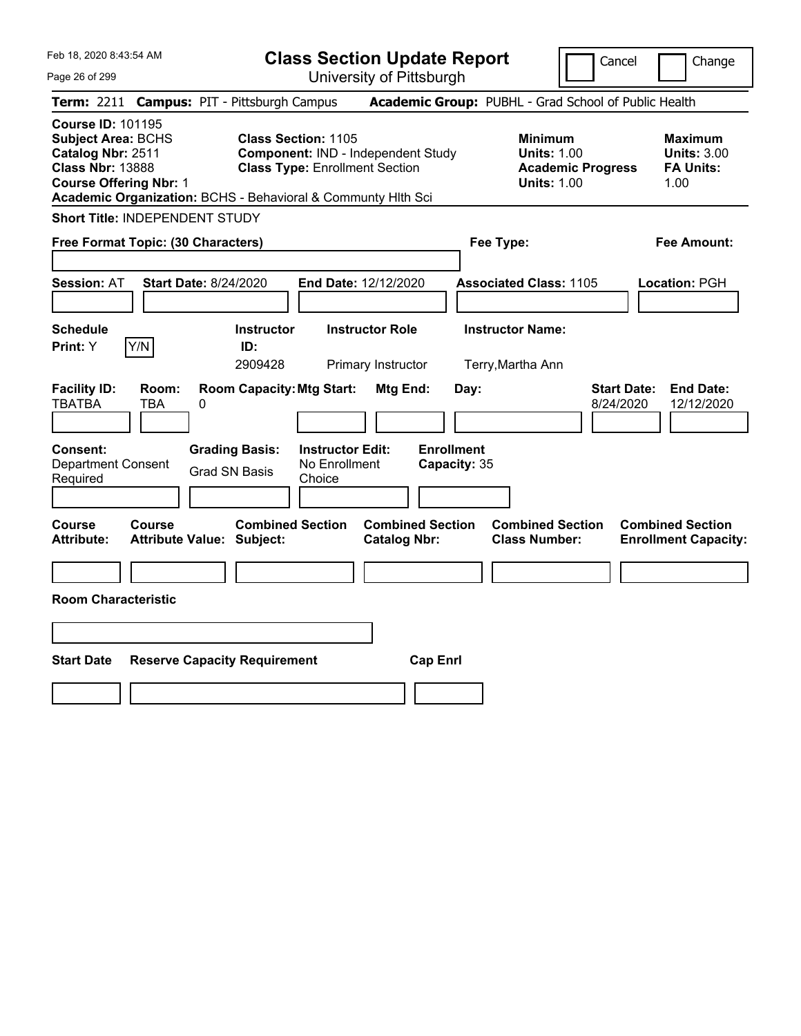Feb 18, 2020 8:43:54 AM

# Class Section Update Report

University of Pittsburgh

Cancel / Change

**Term:** 2211 **Campus:** PIT - Pittsburgh Campus **Academic Group:** PUBHL - Grad School of Public Health

**Course ID:** 101195
**Subject Area:** BCHS
**Catalog Nbr:** 2511
**Class Nbr:** 13888
**Course Offering Nbr:** 1
**Academic Organization:** BCHS - Behavioral & Communty Hlth Sci

**Class Section:** 1105
**Component:** IND - Independent Study
**Class Type:** Enrollment Section

**Minimum Units:** 1.00
**Academic Progress Units:** 1.00

**Maximum Units:** 3.00
**FA Units:** 1.00

**Short Title:** INDEPENDENT STUDY

**Free Format Topic: (30 Characters)**

**Fee Type:**

**Fee Amount:**

**Session:** AT **Start Date:** 8/24/2020 **End Date:** 12/12/2020 **Associated Class:** 1105 **Location:** PGH

| Schedule Print | Instructor ID | Instructor Role | Instructor Name |
|---|---|---|---|
| Y | 2909428 | Primary Instructor | Terry,Martha Ann |

| Facility ID | Room | Room Capacity | Mtg Start | Mtg End | Day | Start Date | End Date |
|---|---|---|---|---|---|---|---|
| TBATBA | TBA | 0 | | | | 8/24/2020 | 12/12/2020 |

| Consent | Grading Basis | Instructor Edit | Enrollment Capacity |
|---|---|---|---|
| Department Consent Required | Grad SN Basis | No Enrollment Choice | 35 |

| Course Attribute | Course Attribute Value | Combined Section Subject | Combined Section Catalog Nbr | Combined Section Class Number | Combined Section Enrollment Capacity |
|---|---|---|---|---|---|
| | | | | | |

**Room Characteristic**

| Start Date | Reserve Capacity Requirement | Cap Enrl |
|---|---|---|
| | | |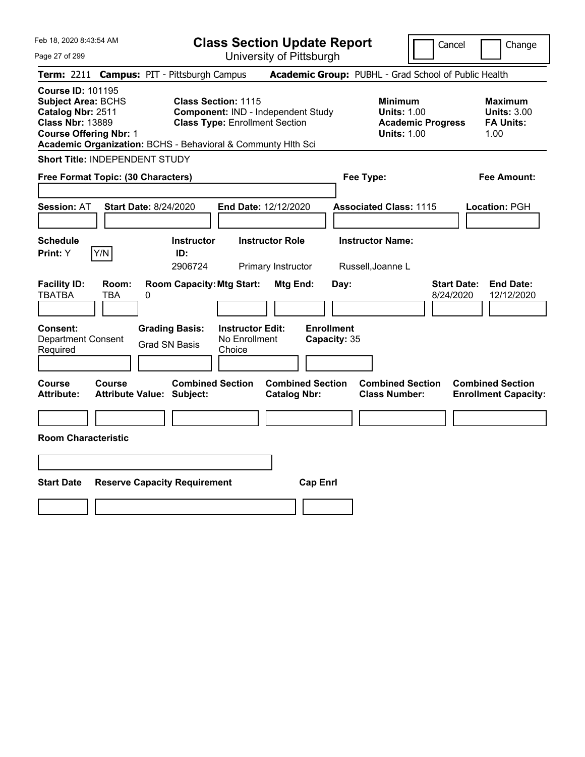# Class Section Update Report

University of Pittsburgh

Cancel | Change

**Term:** 2211 **Campus:** PIT - Pittsburgh Campus **Academic Group:** PUBHL - Grad School of Public Health

**Course ID:** 101195
**Subject Area:** BCHS
**Catalog Nbr:** 2511
**Class Nbr:** 13889
**Course Offering Nbr:** 1
**Academic Organization:** BCHS - Behavioral & Communty Hlth Sci

**Class Section:** 1115
**Component:** IND - Independent Study
**Class Type:** Enrollment Section

| | Minimum | Maximum |
|---|---|---|
| Units | 1.00 | 3.00 |
| Academic Progress Units / FA Units | 1.00 | 1.00 |

**Short Title:** INDEPENDENT STUDY

**Free Format Topic: (30 Characters)**

**Fee Type:**

**Fee Amount:**

**Session:** AT **Start Date:** 8/24/2020 **End Date:** 12/12/2020 **Associated Class:** 1115 **Location:** PGH

| Schedule Print | Instructor ID | Instructor Role | Instructor Name |
|---|---|---|---|
| Y (Y/N) | 2906724 | Primary Instructor | Russell,Joanne L |

| Facility ID | Room | Room Capacity | Mtg Start | Mtg End | Day | Start Date | End Date |
|---|---|---|---|---|---|---|---|
| TBATBA | TBA | 0 | | | | 8/24/2020 | 12/12/2020 |

| Consent | Grading Basis | Instructor Edit | Enrollment Capacity |
|---|---|---|---|
| Department Consent Required | Grad SN Basis | No Enrollment Choice | 35 |

| Course Attribute | Course Attribute Value | Combined Section Subject | Combined Section Catalog Nbr | Combined Section Class Number | Combined Section Enrollment Capacity |
|---|---|---|---|---|---|
| | | | | | |

**Room Characteristic**

| Start Date | Reserve Capacity Requirement | Cap Enrl |
|---|---|---|
| | | |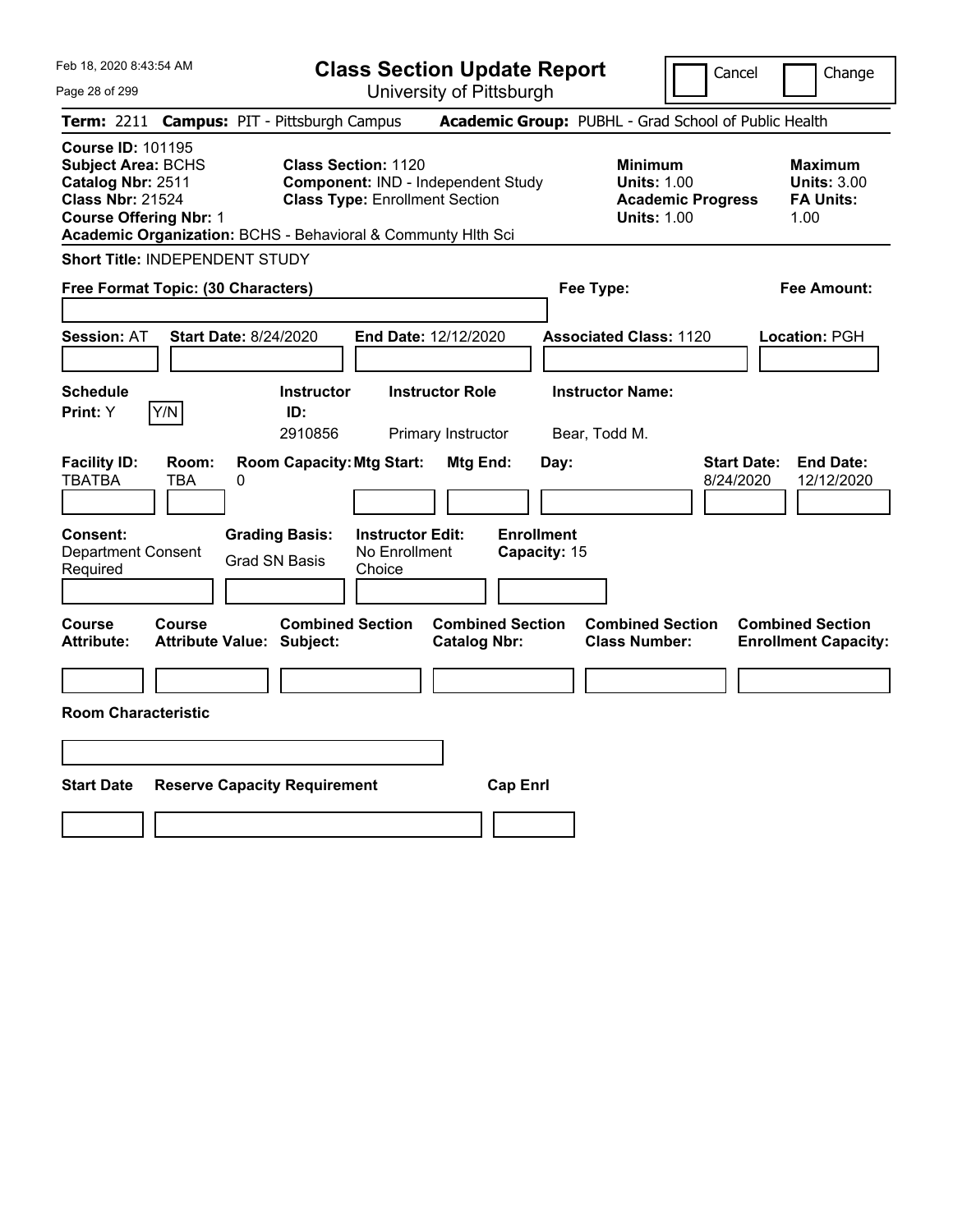# Class Section Update Report

University of Pittsburgh

Feb 18, 2020 8:43:54 AM

Cancel | Change

**Term:** 2211 **Campus:** PIT - Pittsburgh Campus **Academic Group:** PUBHL - Grad School of Public Health

**Course ID:** 101195
**Subject Area:** BCHS
**Catalog Nbr:** 2511
**Class Nbr:** 21524
**Course Offering Nbr:** 1

**Class Section:** 1120
**Component:** IND - Independent Study
**Class Type:** Enrollment Section

**Minimum**
**Units:** 1.00
**Academic Progress Units:** 1.00

**Maximum**
**Units:** 3.00
**FA Units:** 1.00

**Academic Organization:** BCHS - Behavioral & Communty Hlth Sci

**Short Title:** INDEPENDENT STUDY

**Free Format Topic: (30 Characters)**

**Fee Type:**

**Fee Amount:**

**Session:** AT **Start Date:** 8/24/2020 **End Date:** 12/12/2020 **Associated Class:** 1120 **Location:** PGH

| Schedule Print: | Y/N | Instructor ID: | Instructor Role | Instructor Name: |
|---|---|---|---|---|
| Y | | 2910856 | Primary Instructor | Bear, Todd M. |

| Facility ID: | Room: | Room Capacity: | Mtg Start: | Mtg End: | Day: | Start Date: | End Date: |
|---|---|---|---|---|---|---|---|
| TBATBA | TBA | 0 | | | | 8/24/2020 | 12/12/2020 |

| Consent: | Grading Basis: | Instructor Edit: | Enrollment Capacity: |
|---|---|---|---|
| Department Consent Required | Grad SN Basis | No Enrollment Choice | 15 |

| Course Attribute: | Course Attribute Value: | Combined Section Subject: | Combined Section Catalog Nbr: | Combined Section Class Number: | Combined Section Enrollment Capacity: |
|---|---|---|---|---|---|
| | | | | | |

**Room Characteristic**

| Start Date | Reserve Capacity Requirement | Cap Enrl |
|---|---|---|
| | | |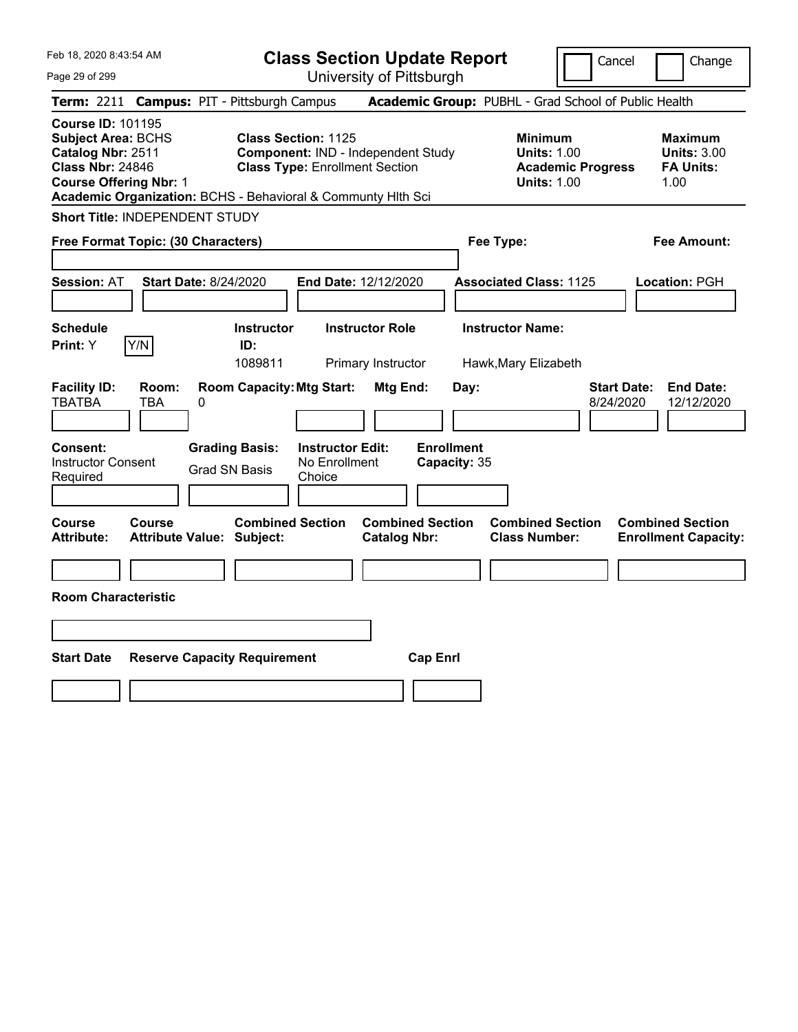Feb 18, 2020 8:43:54 AM

# Class Section Update Report

University of Pittsburgh

Cancel | Change

**Term:** 2211 **Campus:** PIT - Pittsburgh Campus **Academic Group:** PUBHL - Grad School of Public Health

**Course ID:** 101195
**Subject Area:** BCHS
**Catalog Nbr:** 2511
**Class Nbr:** 24846
**Course Offering Nbr:** 1

**Class Section:** 1125
**Component:** IND - Independent Study
**Class Type:** Enrollment Section

**Minimum Units:** 1.00
**Academic Progress Units:** 1.00

**Maximum Units:** 3.00
**FA Units:** 1.00

**Academic Organization:** BCHS - Behavioral & Communty Hlth Sci

**Short Title:** INDEPENDENT STUDY

**Free Format Topic: (30 Characters)**

**Fee Type:**

**Fee Amount:**

**Session:** AT **Start Date:** 8/24/2020 **End Date:** 12/12/2020 **Associated Class:** 1125 **Location:** PGH

| Schedule Print | | Instructor ID | Instructor Role | Instructor Name |
|---|---|---|---|---|
| Y | Y/N | 1089811 | Primary Instructor | Hawk,Mary Elizabeth |

| Facility ID | Room | Room Capacity | Mtg Start | Mtg End | Day | Start Date | End Date |
|---|---|---|---|---|---|---|---|
| TBATBA | TBA | 0 | | | | 8/24/2020 | 12/12/2020 |

**Consent:** Instructor Consent Required
**Grading Basis:** Grad SN Basis
**Instructor Edit:** No Enrollment Choice
**Enrollment Capacity:** 35

| Course Attribute | Course Attribute Value | Combined Section Subject | Combined Section Catalog Nbr | Combined Section Class Number | Combined Section Enrollment Capacity |
|---|---|---|---|---|---|
| | | | | | |

**Room Characteristic**

| Start Date | Reserve Capacity Requirement | Cap Enrl |
|---|---|---|
| | | |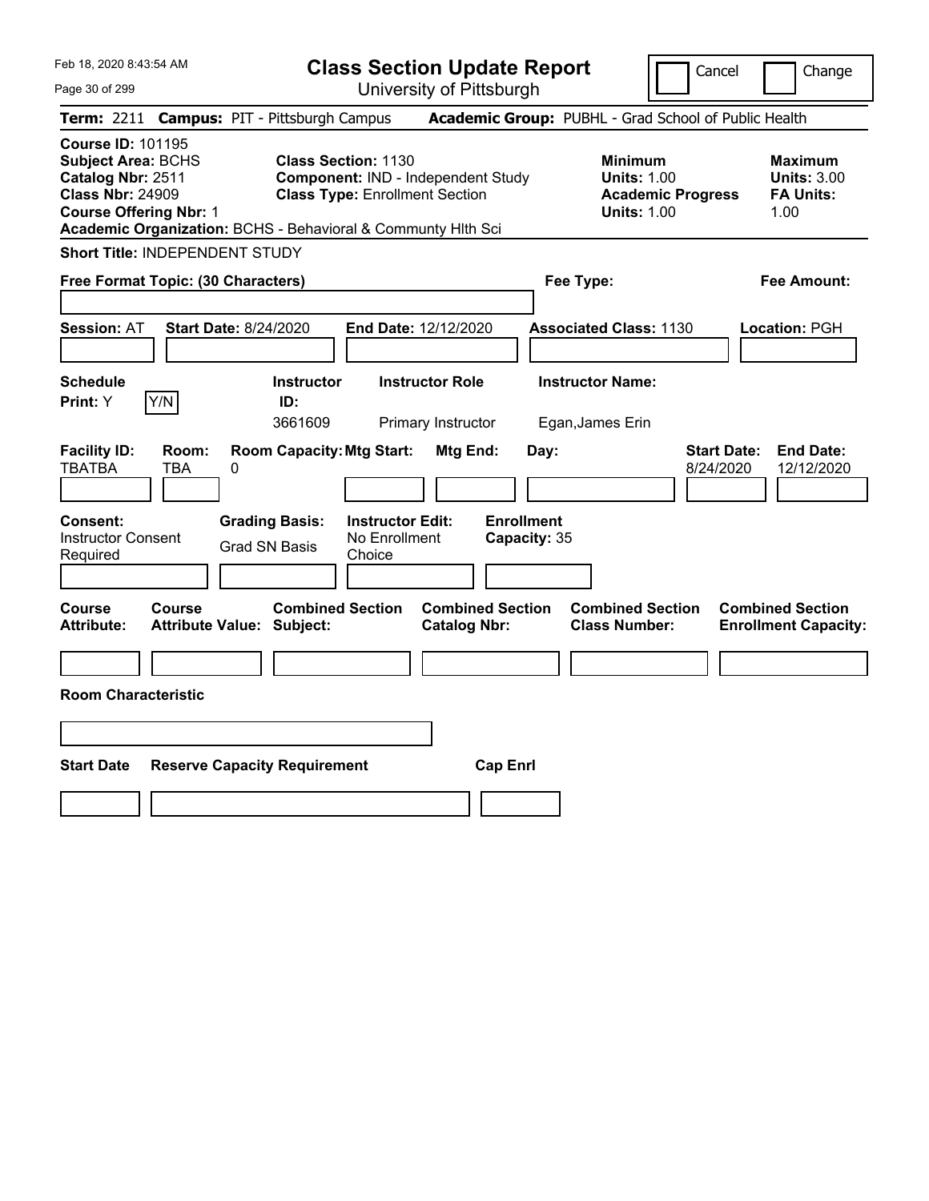# Class Section Update Report

University of Pittsburgh

Feb 18, 2020 8:43:54 AM

Cancel | Change

**Term:** 2211 **Campus:** PIT - Pittsburgh Campus **Academic Group:** PUBHL - Grad School of Public Health

**Course ID:** 101195
**Subject Area:** BCHS
**Catalog Nbr:** 2511
**Class Nbr:** 24909
**Course Offering Nbr:** 1
**Academic Organization:** BCHS - Behavioral & Communty Hlth Sci

**Class Section:** 1130
**Component:** IND - Independent Study
**Class Type:** Enrollment Section

**Minimum Units:** 1.00
**Academic Progress Units:** 1.00

**Maximum Units:** 3.00
**FA Units:** 1.00

**Short Title:** INDEPENDENT STUDY

**Free Format Topic: (30 Characters)**

**Fee Type:**

**Fee Amount:**

**Session:** AT **Start Date:** 8/24/2020 **End Date:** 12/12/2020 **Associated Class:** 1130 **Location:** PGH

| Schedule Print: | Y/N | Instructor ID: | Instructor Role | Instructor Name: |
|---|---|---|---|---|
| Y | | 3661609 | Primary Instructor | Egan,James Erin |

| Facility ID: | Room: | Room Capacity: | Mtg Start: | Mtg End: | Day: | Start Date: | End Date: |
|---|---|---|---|---|---|---|---|
| TBATBA | TBA | 0 | | | | 8/24/2020 | 12/12/2020 |

| Consent: | Grading Basis: | Instructor Edit: | Enrollment Capacity: |
|---|---|---|---|
| Instructor Consent Required | Grad SN Basis | No Enrollment Choice | 35 |

| Course Attribute: | Course Attribute Value: | Combined Section Subject: | Combined Section Catalog Nbr: | Combined Section Class Number: | Combined Section Enrollment Capacity: |
|---|---|---|---|---|---|
| | | | | | |

**Room Characteristic**

| Start Date | Reserve Capacity Requirement | Cap Enrl |
|---|---|---|
| | | |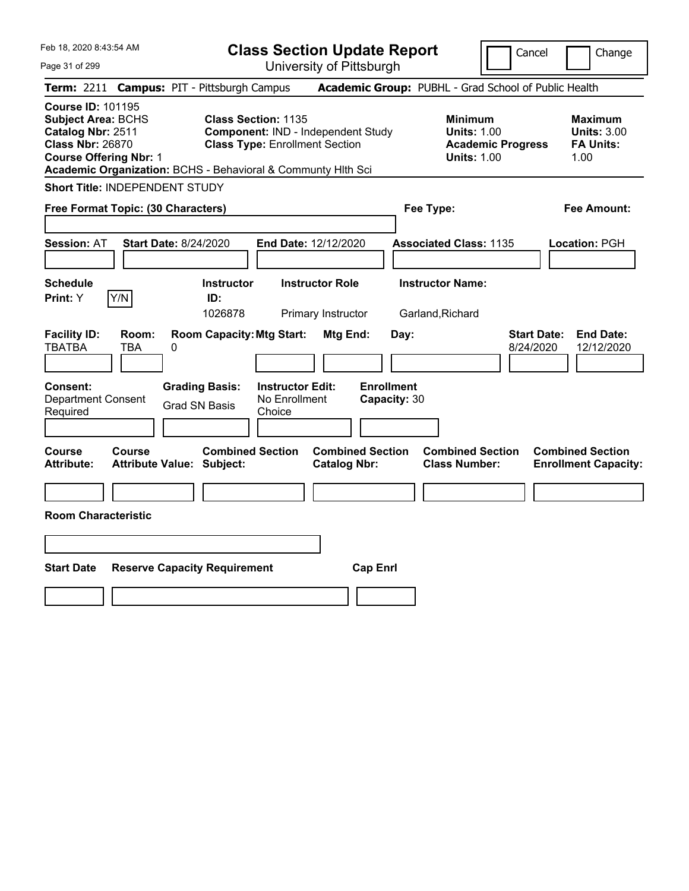# Class Section Update Report

University of Pittsburgh

Feb 18, 2020 8:43:54 AM

Cancel | Change

**Term:** 2211 **Campus:** PIT - Pittsburgh Campus **Academic Group:** PUBHL - Grad School of Public Health

**Course ID:** 101195
**Subject Area:** BCHS
**Catalog Nbr:** 2511
**Class Nbr:** 26870
**Course Offering Nbr:** 1
**Academic Organization:** BCHS - Behavioral & Communty Hlth Sci

**Class Section:** 1135
**Component:** IND - Independent Study
**Class Type:** Enrollment Section

| | Minimum | Maximum |
|---|---|---|
| Units | 1.00 | 3.00 |
| Academic Progress Units / FA Units | 1.00 | 1.00 |

**Short Title:** INDEPENDENT STUDY

**Free Format Topic: (30 Characters)**

**Fee Type:**

**Fee Amount:**

**Session:** AT **Start Date:** 8/24/2020 **End Date:** 12/12/2020 **Associated Class:** 1135 **Location:** PGH

| Schedule Print | Instructor ID | Instructor Role | Instructor Name |
|---|---|---|---|
| Y | 1026878 | Primary Instructor | Garland,Richard |

| Facility ID | Room | Room Capacity | Mtg Start | Mtg End | Day | Start Date | End Date |
|---|---|---|---|---|---|---|---|
| TBATBA | TBA | 0 | | | | 8/24/2020 | 12/12/2020 |

| Consent | Grading Basis | Instructor Edit | Enrollment Capacity |
|---|---|---|---|
| Department Consent Required | Grad SN Basis | No Enrollment Choice | 30 |

| Course Attribute | Course Attribute Value | Combined Section Subject | Combined Section Catalog Nbr | Combined Section Class Number | Combined Section Enrollment Capacity |
|---|---|---|---|---|---|
| | | | | | |

**Room Characteristic**

| Start Date | Reserve Capacity Requirement | Cap Enrl |
|---|---|---|
| | | |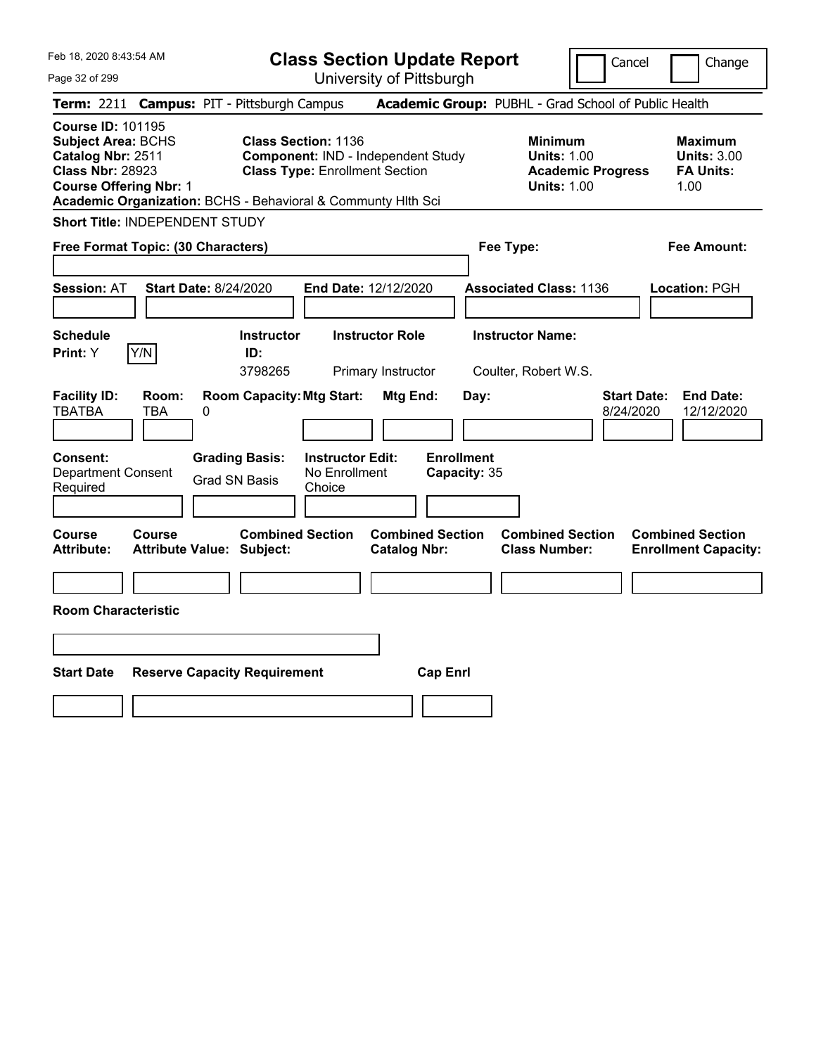# Class Section Update Report

University of Pittsburgh

Feb 18, 2020 8:43:54 AM

Cancel | Change

**Term:** 2211 **Campus:** PIT - Pittsburgh Campus **Academic Group:** PUBHL - Grad School of Public Health

**Course ID:** 101195
**Subject Area:** BCHS
**Catalog Nbr:** 2511
**Class Nbr:** 28923
**Course Offering Nbr:** 1
**Academic Organization:** BCHS - Behavioral & Communty Hlth Sci

**Class Section:** 1136
**Component:** IND - Independent Study
**Class Type:** Enrollment Section

**Minimum Units:** 1.00
**Academic Progress Units:** 1.00

**Maximum Units:** 3.00
**FA Units:** 1.00

**Short Title:** INDEPENDENT STUDY

**Free Format Topic: (30 Characters)**

**Fee Type:**

**Fee Amount:**

**Session:** AT **Start Date:** 8/24/2020 **End Date:** 12/12/2020 **Associated Class:** 1136 **Location:** PGH

| Schedule Print | Instructor ID | Instructor Role | Instructor Name |
|---|---|---|---|
| Y | 3798265 | Primary Instructor | Coulter, Robert W.S. |

| Facility ID | Room | Room Capacity | Mtg Start | Mtg End | Day | Start Date | End Date |
|---|---|---|---|---|---|---|---|
| TBATBA | TBA | 0 | | | | 8/24/2020 | 12/12/2020 |

**Consent:** Department Consent Required
**Grading Basis:** Grad SN Basis
**Instructor Edit:** No Enrollment Choice
**Enrollment Capacity:** 35

| Course Attribute | Course Attribute Value | Combined Section Subject | Combined Section Catalog Nbr | Combined Section Class Number | Combined Section Enrollment Capacity |
|---|---|---|---|---|---|
| | | | | | |

**Room Characteristic**

| Start Date | Reserve Capacity Requirement | Cap Enrl |
|---|---|---|
| | | |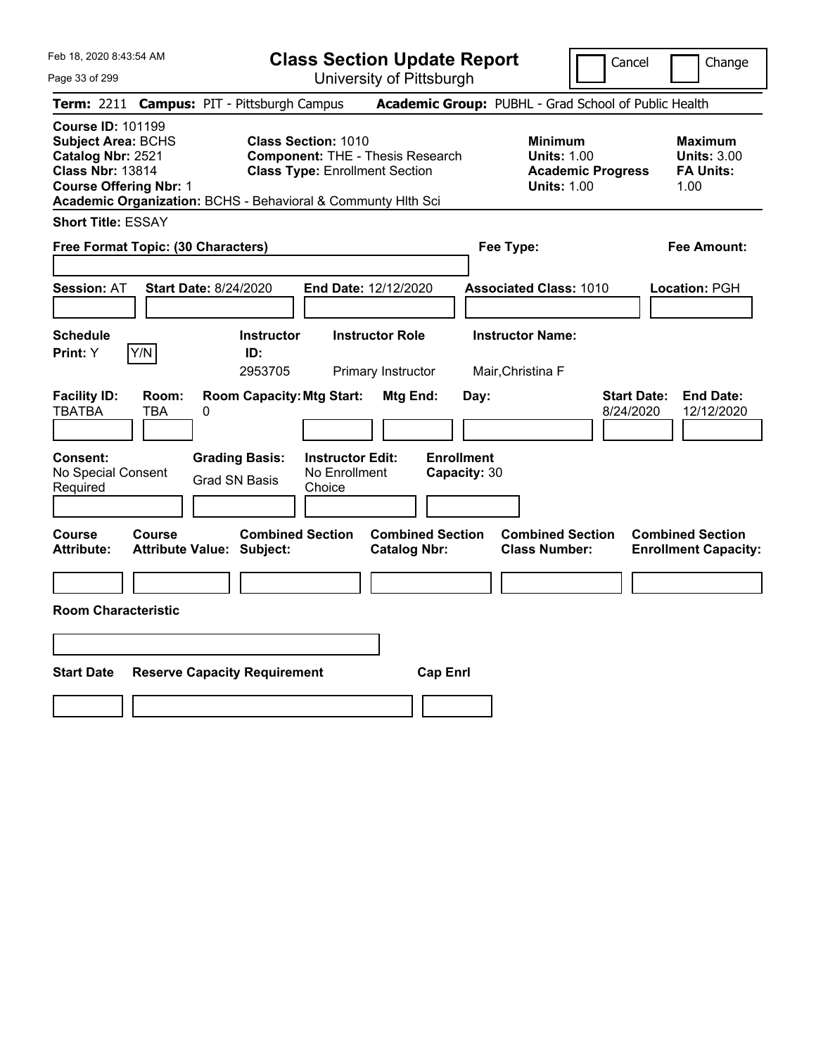Feb 18, 2020 8:43:54 AM

# Class Section Update Report

University of Pittsburgh

Cancel | Change

**Term:** 2211 **Campus:** PIT - Pittsburgh Campus **Academic Group:** PUBHL - Grad School of Public Health

**Course ID:** 101199
**Subject Area:** BCHS
**Catalog Nbr:** 2521
**Class Nbr:** 13814
**Course Offering Nbr:** 1
**Academic Organization:** BCHS - Behavioral & Communty Hlth Sci

**Class Section:** 1010
**Component:** THE - Thesis Research
**Class Type:** Enrollment Section

**Minimum Units:** 1.00
**Academic Progress Units:** 1.00

**Maximum Units:** 3.00
**FA Units:** 1.00

**Short Title:** ESSAY

**Free Format Topic: (30 Characters)**

**Fee Type:**

**Fee Amount:**

**Session:** AT **Start Date:** 8/24/2020 **End Date:** 12/12/2020 **Associated Class:** 1010 **Location:** PGH

| Schedule Print: | Instructor ID: | Instructor Role | Instructor Name: |
|---|---|---|---|
| Y [Y/N] | 2953705 | Primary Instructor | Mair,Christina F |

| Facility ID: | Room: | Room Capacity: | Mtg Start: | Mtg End: | Day: | Start Date: | End Date: |
|---|---|---|---|---|---|---|---|
| TBATBA | TBA | 0 | | | | 8/24/2020 | 12/12/2020 |

| Consent: | Grading Basis: | Instructor Edit: | Enrollment Capacity: |
|---|---|---|---|
| No Special Consent Required | Grad SN Basis | No Enrollment Choice | 30 |

| Course Attribute: | Course Attribute Value: | Combined Section Subject: | Combined Section Catalog Nbr: | Combined Section Class Number: | Combined Section Enrollment Capacity: |
|---|---|---|---|---|---|
| | | | | | |

**Room Characteristic**

| Start Date | Reserve Capacity Requirement | Cap Enrl |
|---|---|---|
| | | |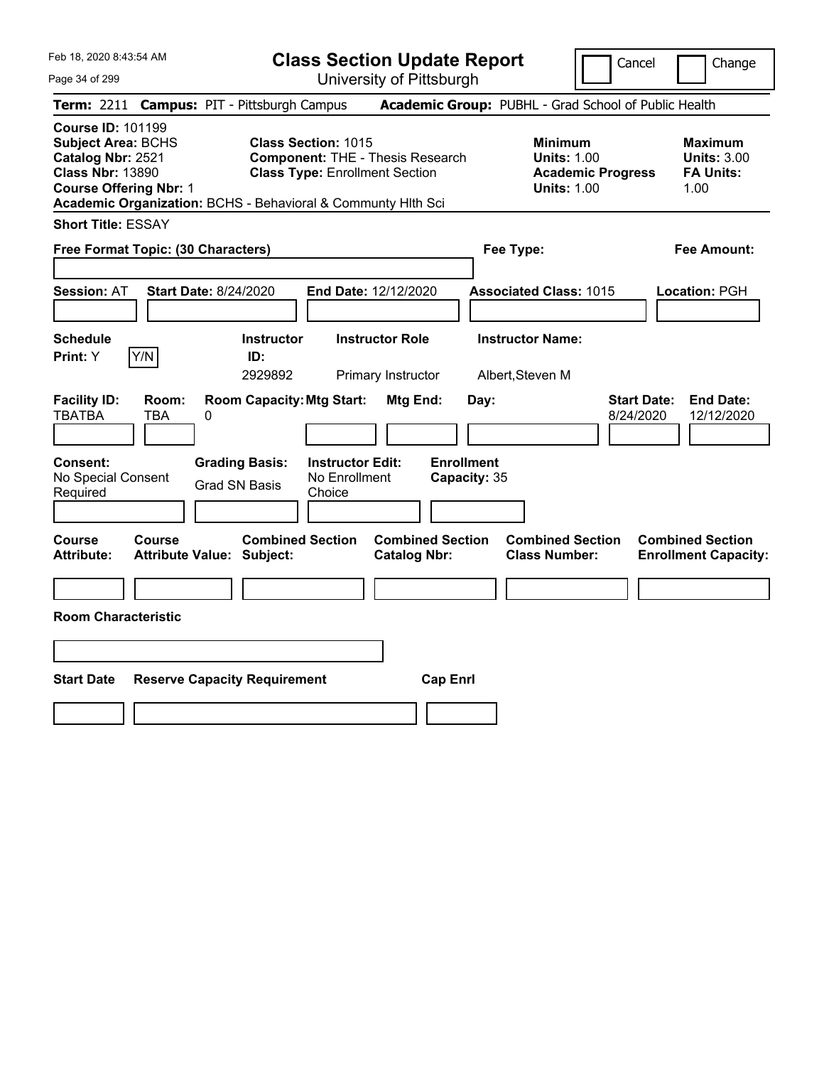# Class Section Update Report

University of Pittsburgh

Feb 18, 2020 8:43:54 AM

Cancel | Change

**Term:** 2211 **Campus:** PIT - Pittsburgh Campus **Academic Group:** PUBHL - Grad School of Public Health

**Course ID:** 101199
**Subject Area:** BCHS
**Catalog Nbr:** 2521
**Class Nbr:** 13890
**Course Offering Nbr:** 1
**Academic Organization:** BCHS - Behavioral & Communty Hlth Sci

**Class Section:** 1015
**Component:** THE - Thesis Research
**Class Type:** Enrollment Section

| | Minimum | Maximum |
|---|---|---|
| Units | 1.00 | 3.00 |
| Academic Progress Units / FA Units | 1.00 | 1.00 |

**Short Title:** ESSAY

**Free Format Topic: (30 Characters)**

**Fee Type:**

**Fee Amount:**

**Session:** AT **Start Date:** 8/24/2020 **End Date:** 12/12/2020 **Associated Class:** 1015 **Location:** PGH

| Schedule Print | Instructor ID | Instructor Role | Instructor Name |
|---|---|---|---|
| Y | 2929892 | Primary Instructor | Albert,Steven M |

| Facility ID | Room | Room Capacity | Mtg Start | Mtg End | Day | Start Date | End Date |
|---|---|---|---|---|---|---|---|
| TBATBA | TBA | 0 | | | | 8/24/2020 | 12/12/2020 |

| Consent | Grading Basis | Instructor Edit | Enrollment Capacity |
|---|---|---|---|
| No Special Consent Required | Grad SN Basis | No Enrollment Choice | 35 |

| Course Attribute | Course Attribute Value | Combined Section Subject | Combined Section Catalog Nbr | Combined Section Class Number | Combined Section Enrollment Capacity |
|---|---|---|---|---|---|
| | | | | | |

**Room Characteristic**

| Start Date | Reserve Capacity Requirement | Cap Enrl |
|---|---|---|
| | | |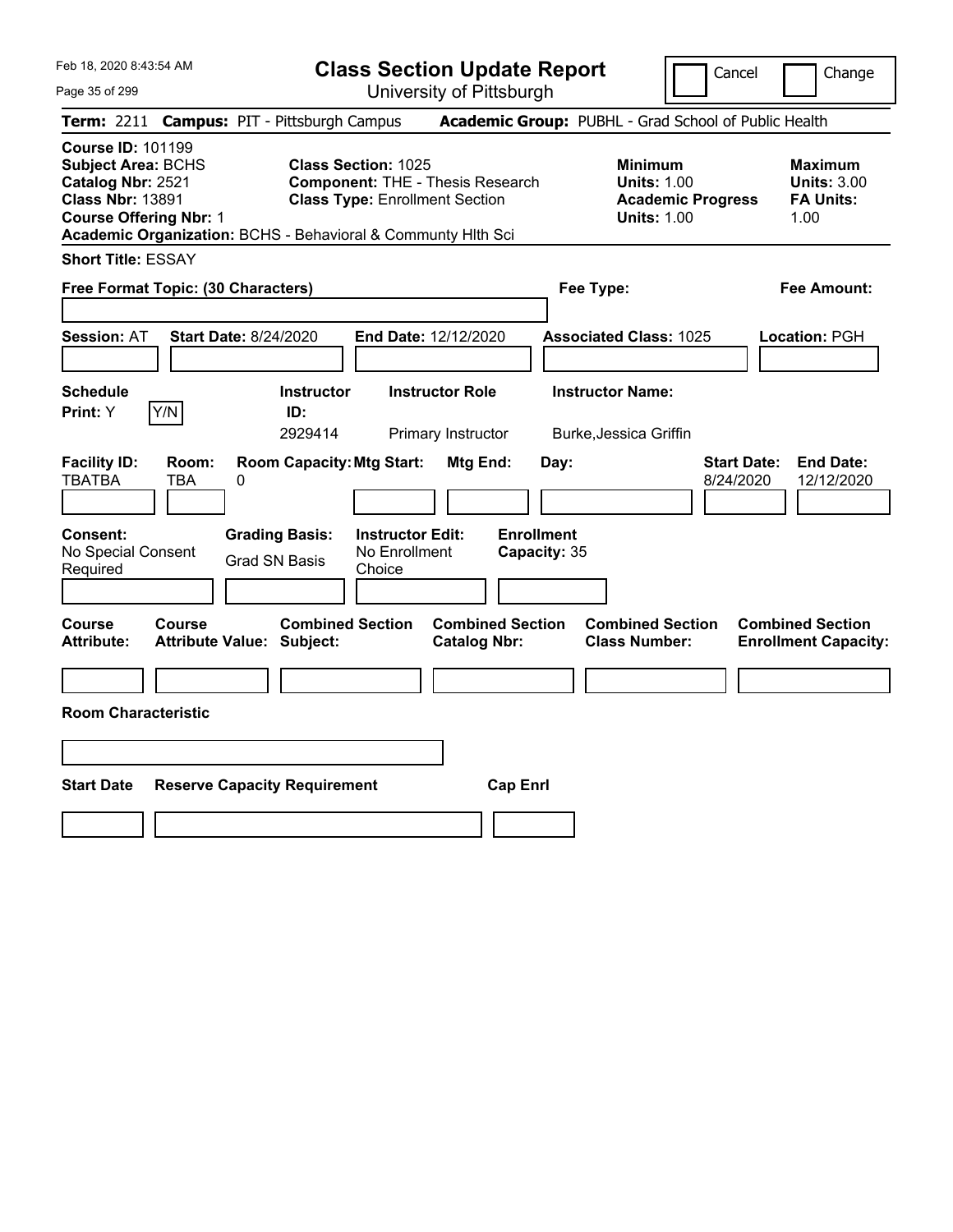# Class Section Update Report

University of Pittsburgh

Feb 18, 2020 8:43:54 AM

Cancel | Change

**Term:** 2211 **Campus:** PIT - Pittsburgh Campus **Academic Group:** PUBHL - Grad School of Public Health

**Course ID:** 101199
**Subject Area:** BCHS
**Catalog Nbr:** 2521
**Class Nbr:** 13891
**Course Offering Nbr:** 1
**Academic Organization:** BCHS - Behavioral & Communty Hlth Sci

**Class Section:** 1025
**Component:** THE - Thesis Research
**Class Type:** Enrollment Section

**Minimum**
**Units:** 1.00
**Academic Progress Units:** 1.00

**Maximum**
**Units:** 3.00
**FA Units:** 1.00

**Short Title:** ESSAY

**Free Format Topic: (30 Characters)**

**Fee Type:**

**Fee Amount:**

**Session:** AT **Start Date:** 8/24/2020 **End Date:** 12/12/2020 **Associated Class:** 1025 **Location:** PGH

| Schedule Print: | Instructor ID: | Instructor Role | Instructor Name: |
|---|---|---|---|
| Y (Y/N) | 2929414 | Primary Instructor | Burke,Jessica Griffin |

| Facility ID: | Room: | Room Capacity: | Mtg Start: | Mtg End: | Day: | Start Date: | End Date: |
|---|---|---|---|---|---|---|---|
| TBATBA | TBA | 0 | | | | 8/24/2020 | 12/12/2020 |

| Consent: | Grading Basis: | Instructor Edit: | Enrollment Capacity: |
|---|---|---|---|
| No Special Consent Required | Grad SN Basis | No Enrollment Choice | 35 |

| Course Attribute: | Course Attribute Value: | Combined Section Subject: | Combined Section Catalog Nbr: | Combined Section Class Number: | Combined Section Enrollment Capacity: |
|---|---|---|---|---|---|
| | | | | | |

**Room Characteristic**

| Start Date | Reserve Capacity Requirement | Cap Enrl |
|---|---|---|
| | | |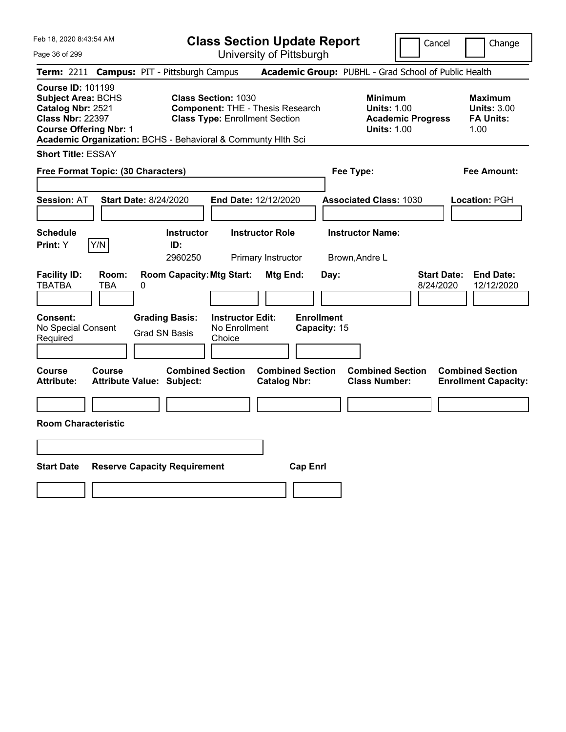# Class Section Update Report

University of Pittsburgh

Cancel | Change

**Term:** 2211 **Campus:** PIT - Pittsburgh Campus **Academic Group:** PUBHL - Grad School of Public Health

**Course ID:** 101199
**Subject Area:** BCHS
**Catalog Nbr:** 2521
**Class Nbr:** 22397
**Course Offering Nbr:** 1
**Academic Organization:** BCHS - Behavioral & Communty Hlth Sci

**Class Section:** 1030
**Component:** THE - Thesis Research
**Class Type:** Enrollment Section

| | Minimum | Maximum |
|---|---|---|
| Units | 1.00 | 3.00 |
| Academic Progress Units / FA Units | 1.00 | 1.00 |

**Short Title:** ESSAY

**Free Format Topic: (30 Characters)**

**Fee Type:**

**Fee Amount:**

**Session:** AT **Start Date:** 8/24/2020 **End Date:** 12/12/2020 **Associated Class:** 1030 **Location:** PGH

| Schedule Print | Instructor ID | Instructor Role | Instructor Name |
|---|---|---|---|
| Y (Y/N) | 2960250 | Primary Instructor | Brown,Andre L |

| Facility ID | Room | Room Capacity | Mtg Start | Mtg End | Day | Start Date | End Date |
|---|---|---|---|---|---|---|---|
| TBATBA | TBA | 0 | | | | 8/24/2020 | 12/12/2020 |

| Consent | Grading Basis | Instructor Edit | Enrollment Capacity |
|---|---|---|---|
| No Special Consent Required | Grad SN Basis | No Enrollment Choice | 15 |

| Course Attribute | Course Attribute Value | Combined Section Subject | Combined Section Catalog Nbr | Combined Section Class Number | Combined Section Enrollment Capacity |
|---|---|---|---|---|---|
| | | | | | |

**Room Characteristic**

| Start Date | Reserve Capacity Requirement | Cap Enrl |
|---|---|---|
| | | |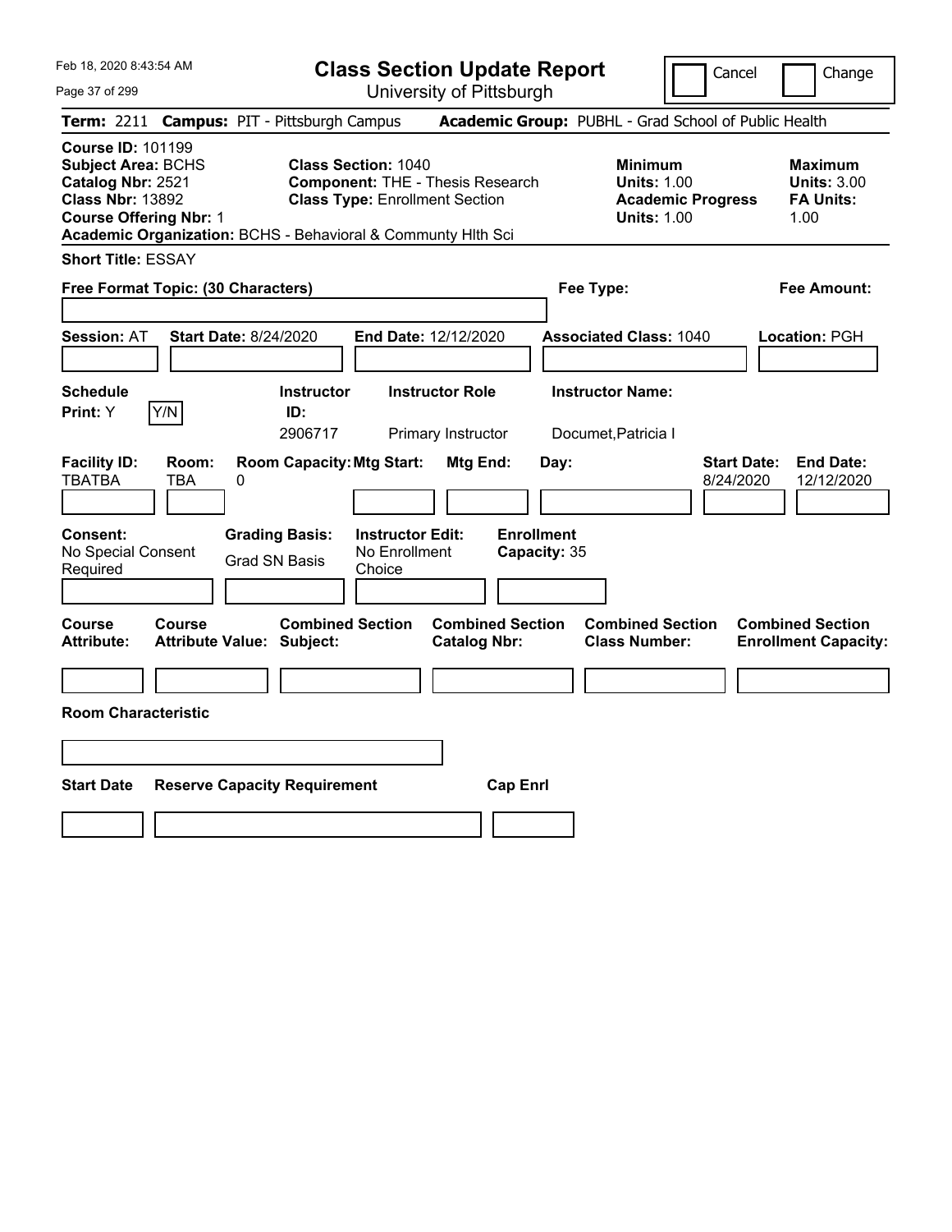# Class Section Update Report

University of Pittsburgh

Cancel | Change

**Term:** 2211 **Campus:** PIT - Pittsburgh Campus **Academic Group:** PUBHL - Grad School of Public Health

**Course ID:** 101199
**Subject Area:** BCHS
**Catalog Nbr:** 2521
**Class Nbr:** 13892
**Course Offering Nbr:** 1
**Academic Organization:** BCHS - Behavioral & Communty Hlth Sci

**Class Section:** 1040
**Component:** THE - Thesis Research
**Class Type:** Enrollment Section

**Minimum**
**Units:** 1.00
**Academic Progress Units:** 1.00

**Maximum**
**Units:** 3.00
**FA Units:** 1.00

**Short Title:** ESSAY

**Free Format Topic: (30 Characters)**

**Fee Type:**

**Fee Amount:**

**Session:** AT **Start Date:** 8/24/2020 **End Date:** 12/12/2020 **Associated Class:** 1040 **Location:** PGH

| Schedule Print: | Y/N | Instructor ID: | Instructor Role | Instructor Name: |
|---|---|---|---|---|
| Y | | 2906717 | Primary Instructor | Documet,Patricia I |

| Facility ID: | Room: | Room Capacity: | Mtg Start: | Mtg End: | Day: | Start Date: | End Date: |
|---|---|---|---|---|---|---|---|
| TBATBA | TBA | 0 | | | | 8/24/2020 | 12/12/2020 |

| Consent: | Grading Basis: | Instructor Edit: | Enrollment Capacity: |
|---|---|---|---|
| No Special Consent Required | Grad SN Basis | No Enrollment Choice | 35 |

| Course Attribute: | Course Attribute Value: | Combined Section Subject: | Combined Section Catalog Nbr: | Combined Section Class Number: | Combined Section Enrollment Capacity: |
|---|---|---|---|---|---|
| | | | | | |

**Room Characteristic**

| Start Date | Reserve Capacity Requirement | Cap Enrl |
|---|---|---|
| | | |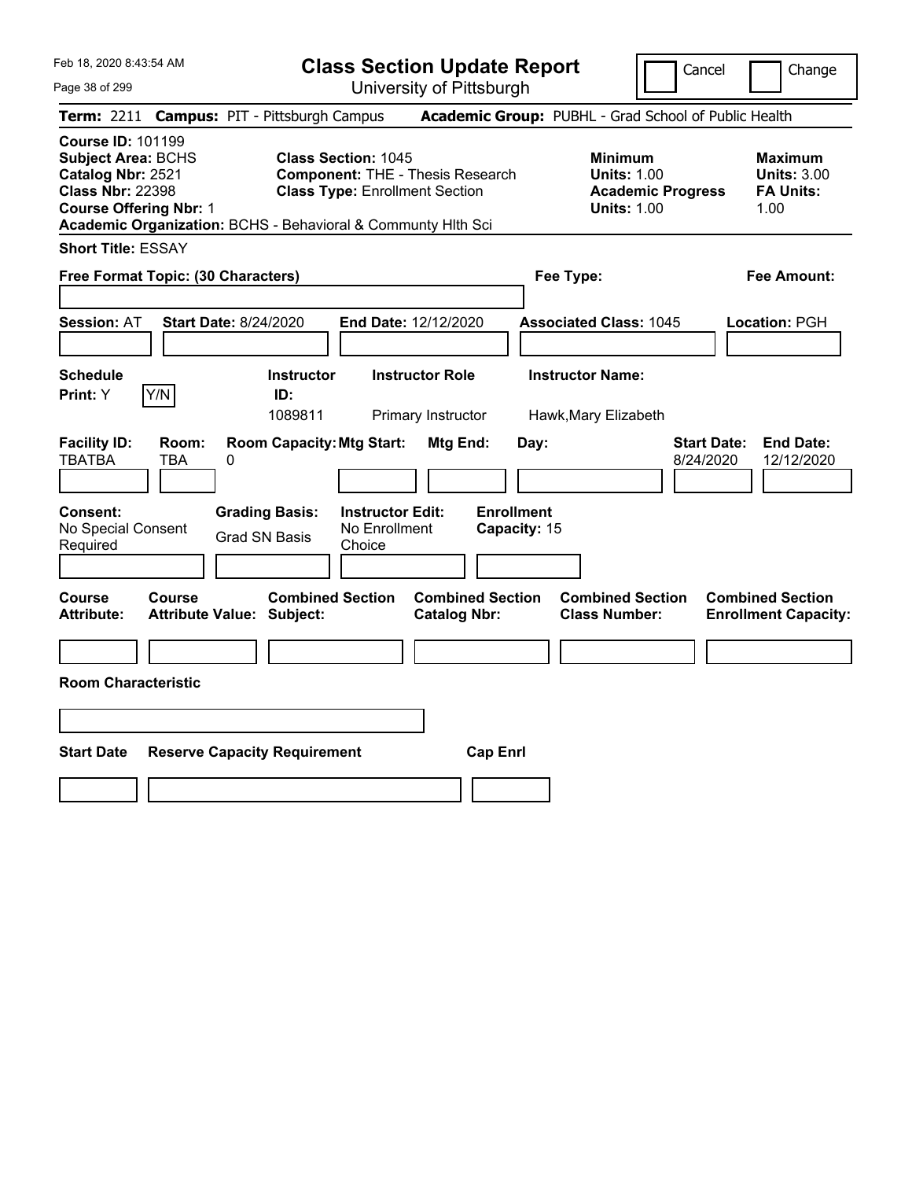Feb 18, 2020 8:43:54 AM

# Class Section Update Report

University of Pittsburgh

Cancel | Change

**Term:** 2211 **Campus:** PIT - Pittsburgh Campus **Academic Group:** PUBHL - Grad School of Public Health

**Course ID:** 101199
**Subject Area:** BCHS
**Catalog Nbr:** 2521
**Class Nbr:** 22398
**Course Offering Nbr:** 1
**Academic Organization:** BCHS - Behavioral & Communty Hlth Sci

**Class Section:** 1045
**Component:** THE - Thesis Research
**Class Type:** Enrollment Section

**Minimum Units:** 1.00
**Academic Progress Units:** 1.00

**Maximum Units:** 3.00
**FA Units:** 1.00

**Short Title:** ESSAY

**Free Format Topic: (30 Characters)**

**Fee Type:**

**Fee Amount:**

**Session:** AT **Start Date:** 8/24/2020 **End Date:** 12/12/2020 **Associated Class:** 1045 **Location:** PGH

| Schedule Print: | Instructor ID: | Instructor Role | Instructor Name: |
|---|---|---|---|
| Y | 1089811 | Primary Instructor | Hawk,Mary Elizabeth |

| Facility ID: | Room: | Room Capacity: | Mtg Start: | Mtg End: | Day: | Start Date: | End Date: |
|---|---|---|---|---|---|---|---|
| TBATBA | TBA | 0 | | | | 8/24/2020 | 12/12/2020 |

| Consent: | Grading Basis: | Instructor Edit: | Enrollment Capacity: |
|---|---|---|---|
| No Special Consent Required | Grad SN Basis | No Enrollment Choice | 15 |

| Course Attribute: | Course Attribute Value: | Combined Section Subject: | Combined Section Catalog Nbr: | Combined Section Class Number: | Combined Section Enrollment Capacity: |
|---|---|---|---|---|---|
| | | | | | |

**Room Characteristic**

| Start Date | Reserve Capacity Requirement | Cap Enrl |
|---|---|---|
| | | |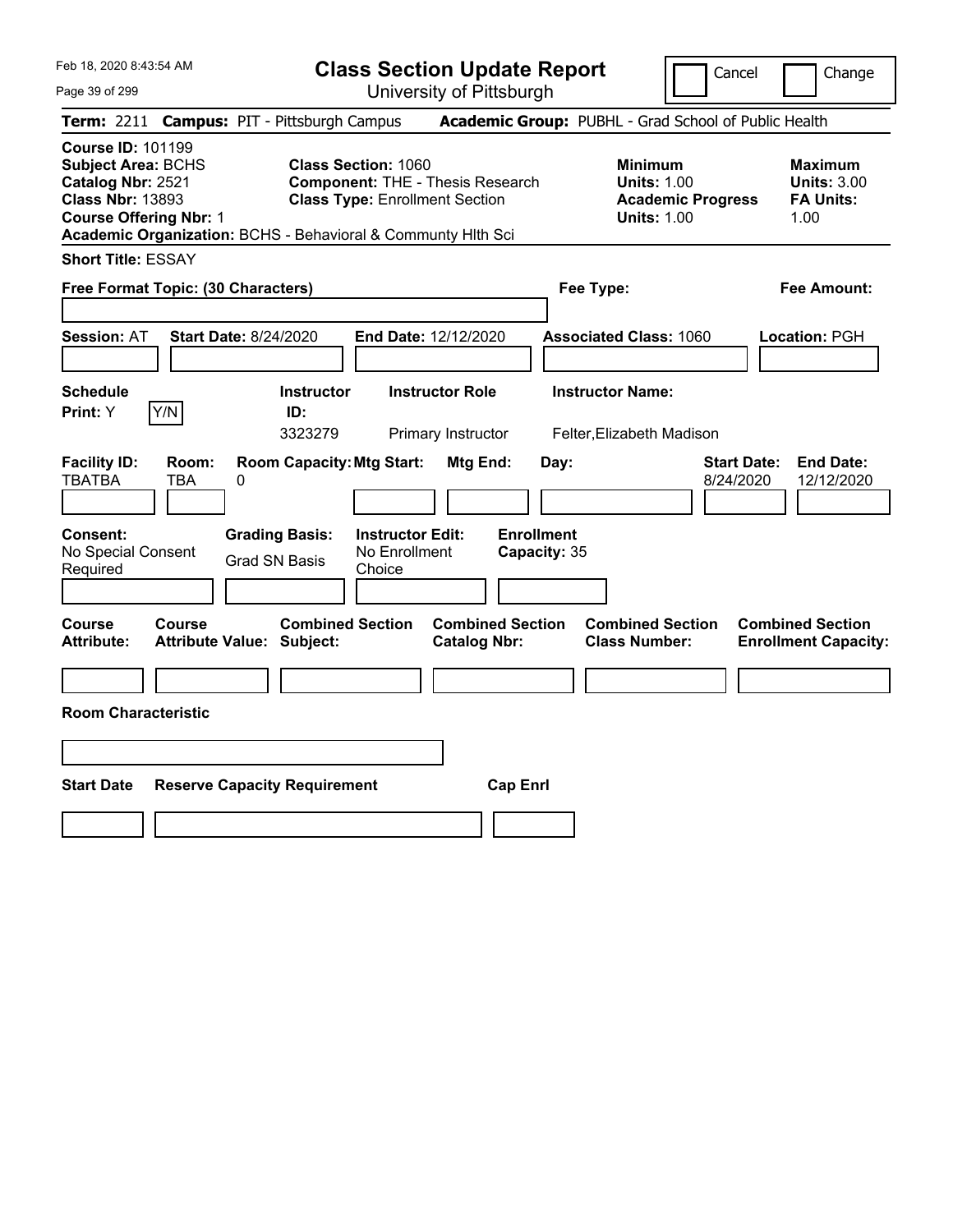Feb 18, 2020 8:43:54 AM

# Class Section Update Report

University of Pittsburgh

Cancel | Change

**Term:** 2211 **Campus:** PIT - Pittsburgh Campus **Academic Group:** PUBHL - Grad School of Public Health

**Course ID:** 101199
**Subject Area:** BCHS
**Catalog Nbr:** 2521
**Class Nbr:** 13893
**Course Offering Nbr:** 1
**Academic Organization:** BCHS - Behavioral & Communty Hlth Sci

**Class Section:** 1060
**Component:** THE - Thesis Research
**Class Type:** Enrollment Section

**Minimum Units:** 1.00
**Academic Progress Units:** 1.00

**Maximum Units:** 3.00
**FA Units:** 1.00

**Short Title:** ESSAY

**Free Format Topic: (30 Characters)**

**Fee Type:**

**Fee Amount:**

**Session:** AT **Start Date:** 8/24/2020 **End Date:** 12/12/2020 **Associated Class:** 1060 **Location:** PGH

| Schedule Print: | Instructor ID: | Instructor Role | Instructor Name: |
|---|---|---|---|
| Y | 3323279 | Primary Instructor | Felter,Elizabeth Madison |

| Facility ID: | Room: | Room Capacity: | Mtg Start: | Mtg End: | Day: | Start Date: | End Date: |
|---|---|---|---|---|---|---|---|
| TBATBA | TBA | 0 | | | | 8/24/2020 | 12/12/2020 |

| Consent: | Grading Basis: | Instructor Edit: | Enrollment Capacity: |
|---|---|---|---|
| No Special Consent Required | Grad SN Basis | No Enrollment Choice | 35 |

| Course Attribute: | Course Attribute Value: | Combined Section Subject: | Combined Section Catalog Nbr: | Combined Section Class Number: | Combined Section Enrollment Capacity: |
|---|---|---|---|---|---|
| | | | | | |

**Room Characteristic**

| Start Date | Reserve Capacity Requirement | Cap Enrl |
|---|---|---|
| | | |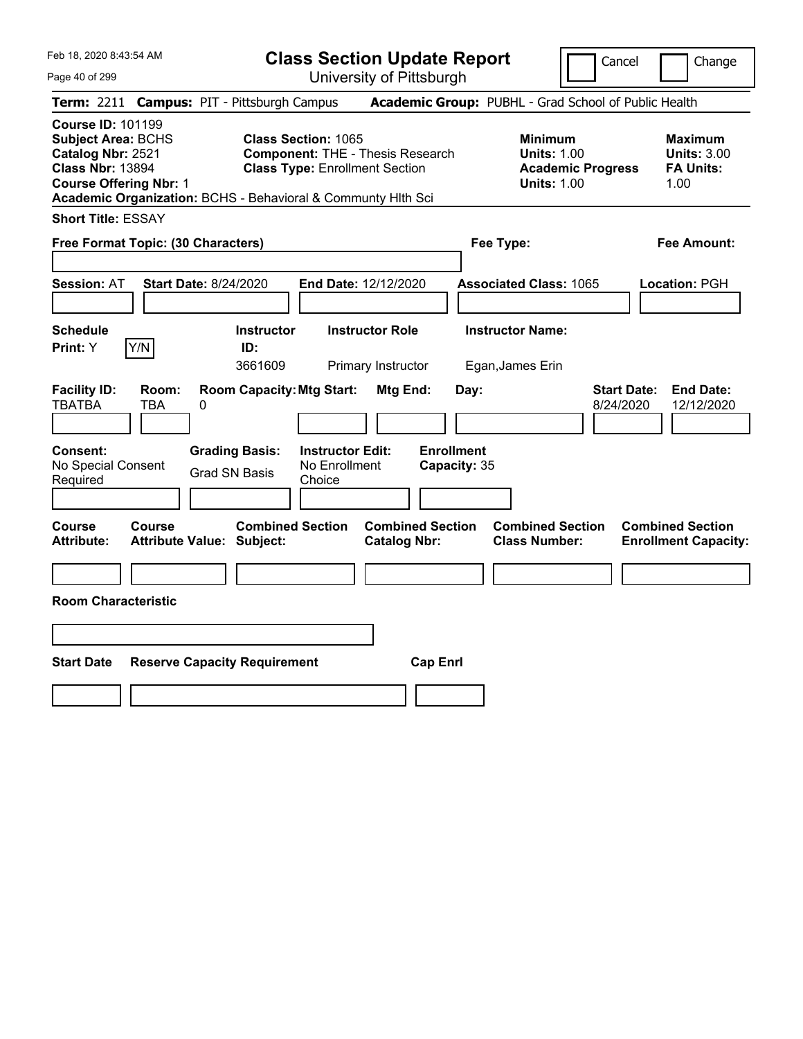# Class Section Update Report

University of Pittsburgh

Cancel | Change

**Term:** 2211 **Campus:** PIT - Pittsburgh Campus **Academic Group:** PUBHL - Grad School of Public Health

**Course ID:** 101199
**Subject Area:** BCHS
**Catalog Nbr:** 2521
**Class Nbr:** 13894
**Course Offering Nbr:** 1

**Class Section:** 1065
**Component:** THE - Thesis Research
**Class Type:** Enrollment Section

**Minimum Units:** 1.00
**Academic Progress Units:** 1.00

**Maximum Units:** 3.00
**FA Units:** 1.00

**Academic Organization:** BCHS - Behavioral & Communty Hlth Sci

**Short Title:** ESSAY

**Free Format Topic: (30 Characters)**

**Fee Type:**

**Fee Amount:**

**Session:** AT **Start Date:** 8/24/2020 **End Date:** 12/12/2020 **Associated Class:** 1065 **Location:** PGH

| Schedule Print | | Instructor ID | Instructor Role | Instructor Name |
|---|---|---|---|---|
| Y | Y/N | 3661609 | Primary Instructor | Egan,James Erin |

| Facility ID | Room | Room Capacity | Mtg Start | Mtg End | Day | Start Date | End Date |
|---|---|---|---|---|---|---|---|
| TBATBA | TBA | 0 | | | | 8/24/2020 | 12/12/2020 |

| Consent | Grading Basis | Instructor Edit | Enrollment Capacity |
|---|---|---|---|
| No Special Consent Required | Grad SN Basis | No Enrollment Choice | 35 |

| Course Attribute | Course Attribute Value | Combined Section Subject | Combined Section Catalog Nbr | Combined Section Class Number | Combined Section Enrollment Capacity |
|---|---|---|---|---|---|
| | | | | | |

**Room Characteristic**

| Start Date | Reserve Capacity Requirement | Cap Enrl |
|---|---|---|
| | | |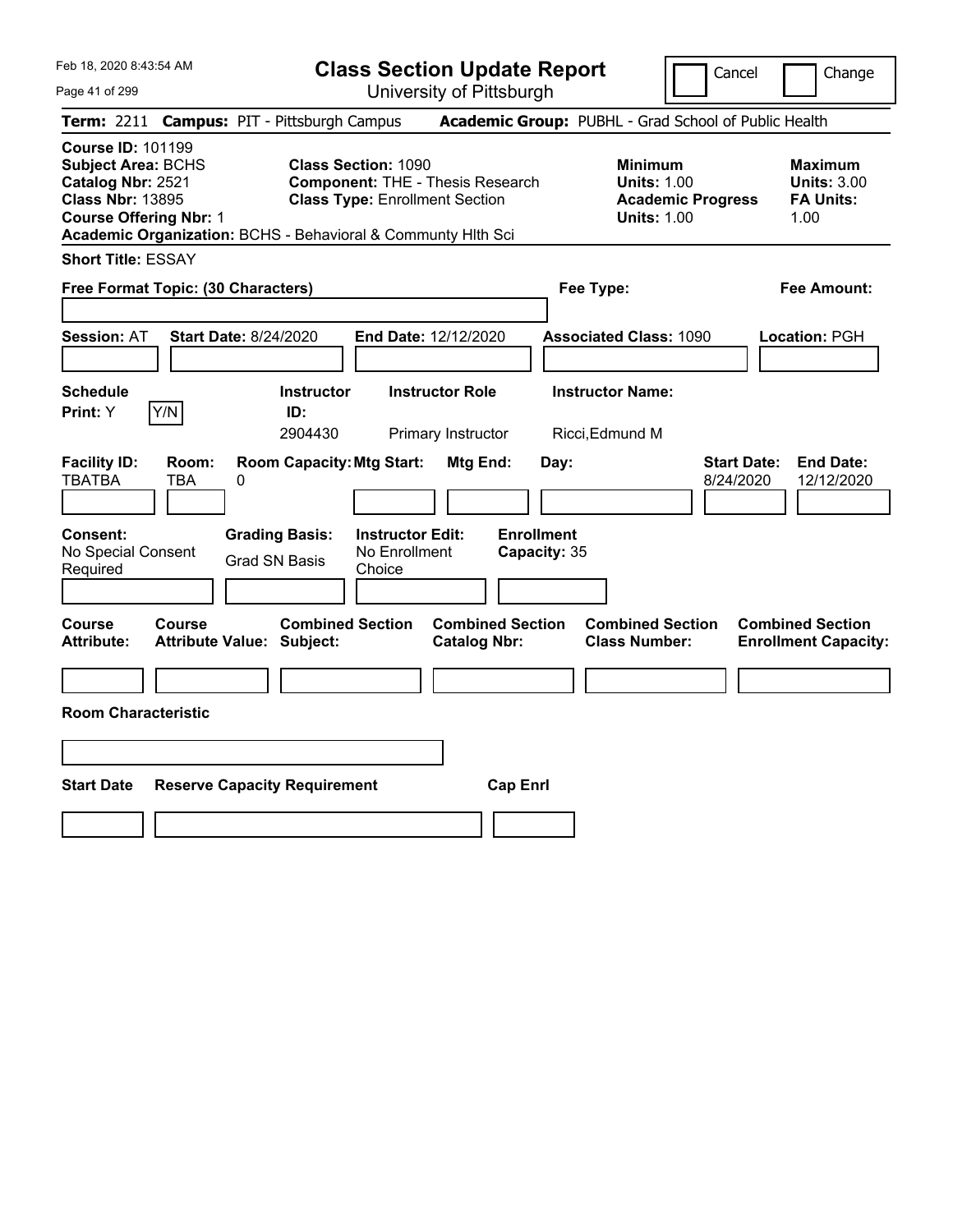# Class Section Update Report

University of Pittsburgh

Cancel Change

**Term:** 2211 **Campus:** PIT - Pittsburgh Campus **Academic Group:** PUBHL - Grad School of Public Health

**Course ID:** 101199
**Subject Area:** BCHS
**Catalog Nbr:** 2521
**Class Nbr:** 13895
**Course Offering Nbr:** 1
**Academic Organization:** BCHS - Behavioral & Communty Hlth Sci

**Class Section:** 1090
**Component:** THE - Thesis Research
**Class Type:** Enrollment Section

**Minimum**
**Units:** 1.00
**Academic Progress Units:** 1.00

**Maximum**
**Units:** 3.00
**FA Units:** 1.00

**Short Title:** ESSAY

**Free Format Topic: (30 Characters)**

**Fee Type:**

**Fee Amount:**

**Session:** AT **Start Date:** 8/24/2020 **End Date:** 12/12/2020 **Associated Class:** 1090 **Location:** PGH

| Schedule Print: | Instructor ID: | Instructor Role | Instructor Name: |
|---|---|---|---|
| Y [Y/N] | 2904430 | Primary Instructor | Ricci,Edmund M |

| Facility ID: | Room: | Room Capacity: | Mtg Start: | Mtg End: | Day: | Start Date: | End Date: |
|---|---|---|---|---|---|---|---|
| TBATBA | TBA | 0 | | | | 8/24/2020 | 12/12/2020 |

| Consent: | Grading Basis: | Instructor Edit: | Enrollment Capacity: |
|---|---|---|---|
| No Special Consent Required | Grad SN Basis | No Enrollment Choice | 35 |

| Course Attribute: | Course Attribute Value: | Combined Section Subject: | Combined Section Catalog Nbr: | Combined Section Class Number: | Combined Section Enrollment Capacity: |
|---|---|---|---|---|---|
| | | | | | |

**Room Characteristic**

| Start Date | Reserve Capacity Requirement | Cap Enrl |
|---|---|---|
| | | |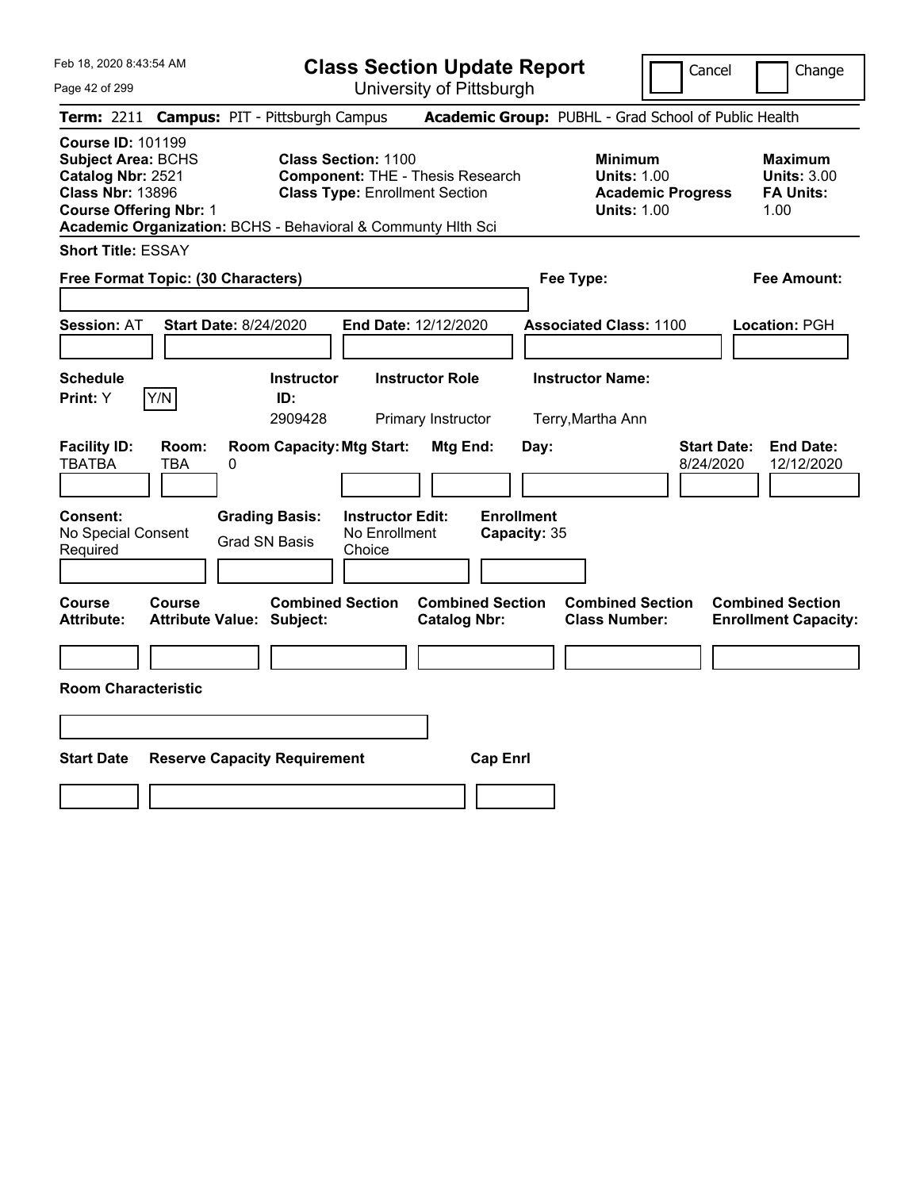# Class Section Update Report

University of Pittsburgh

Cancel | Change

**Term:** 2211 **Campus:** PIT - Pittsburgh Campus **Academic Group:** PUBHL - Grad School of Public Health

**Course ID:** 101199
**Subject Area:** BCHS
**Catalog Nbr:** 2521
**Class Nbr:** 13896
**Course Offering Nbr:** 1
**Academic Organization:** BCHS - Behavioral & Communty Hlth Sci

**Class Section:** 1100
**Component:** THE - Thesis Research
**Class Type:** Enrollment Section

**Minimum**
**Units:** 1.00
**Academic Progress Units:** 1.00

**Maximum**
**Units:** 3.00
**FA Units:** 1.00

**Short Title:** ESSAY

**Free Format Topic: (30 Characters)**

**Fee Type:**

**Fee Amount:**

**Session:** AT **Start Date:** 8/24/2020 **End Date:** 12/12/2020 **Associated Class:** 1100 **Location:** PGH

| Schedule Print | Instructor ID | Instructor Role | Instructor Name |
|---|---|---|---|
| Y (Y/N) | 2909428 | Primary Instructor | Terry,Martha Ann |

| Facility ID | Room | Room Capacity | Mtg Start | Mtg End | Day | Start Date | End Date |
|---|---|---|---|---|---|---|---|
| TBATBA | TBA | 0 | | | | 8/24/2020 | 12/12/2020 |

**Consent:** No Special Consent Required
**Grading Basis:** Grad SN Basis
**Instructor Edit:** No Enrollment Choice
**Enrollment Capacity:** 35

| Course Attribute | Course Attribute Value | Combined Section Subject | Combined Section Catalog Nbr | Combined Section Class Number | Combined Section Enrollment Capacity |
|---|---|---|---|---|---|
| | | | | | |

**Room Characteristic**

| Start Date | Reserve Capacity Requirement | Cap Enrl |
|---|---|---|
| | | |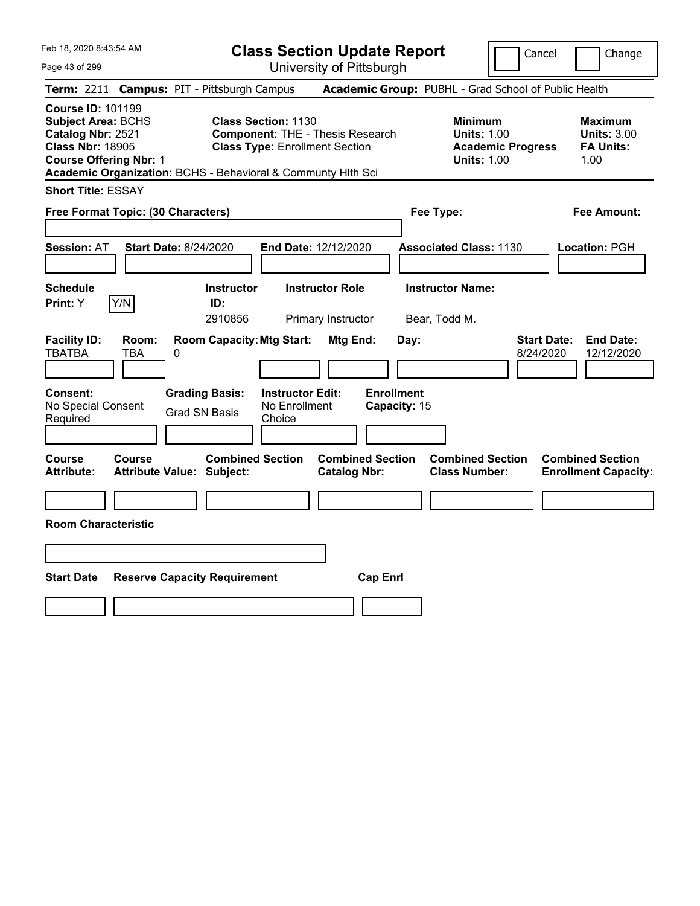# Class Section Update Report

University of Pittsburgh

Cancel | Change

**Term:** 2211 **Campus:** PIT - Pittsburgh Campus **Academic Group:** PUBHL - Grad School of Public Health

**Course ID:** 101199
**Subject Area:** BCHS
**Catalog Nbr:** 2521
**Class Nbr:** 18905
**Course Offering Nbr:** 1
**Academic Organization:** BCHS - Behavioral & Communty Hlth Sci

**Class Section:** 1130
**Component:** THE - Thesis Research
**Class Type:** Enrollment Section

**Minimum Units:** 1.00
**Academic Progress Units:** 1.00

**Maximum Units:** 3.00
**FA Units:** 1.00

**Short Title:** ESSAY

**Free Format Topic: (30 Characters)**

**Fee Type:**

**Fee Amount:**

**Session:** AT **Start Date:** 8/24/2020 **End Date:** 12/12/2020 **Associated Class:** 1130 **Location:** PGH

| Schedule Print: | Instructor ID: | Instructor Role | Instructor Name: |
|---|---|---|---|
| Y | 2910856 | Primary Instructor | Bear, Todd M. |

| Facility ID: | Room: | Room Capacity: | Mtg Start: | Mtg End: | Day: | Start Date: | End Date: |
|---|---|---|---|---|---|---|---|
| TBATBA | TBA | 0 | | | | 8/24/2020 | 12/12/2020 |

| Consent: | Grading Basis: | Instructor Edit: | Enrollment Capacity: |
|---|---|---|---|
| No Special Consent Required | Grad SN Basis | No Enrollment Choice | 15 |

| Course Attribute: | Course Attribute Value: | Combined Section Subject: | Combined Section Catalog Nbr: | Combined Section Class Number: | Combined Section Enrollment Capacity: |
|---|---|---|---|---|---|
| | | | | | |

**Room Characteristic**

| Start Date | Reserve Capacity Requirement | Cap Enrl |
|---|---|---|
| | | |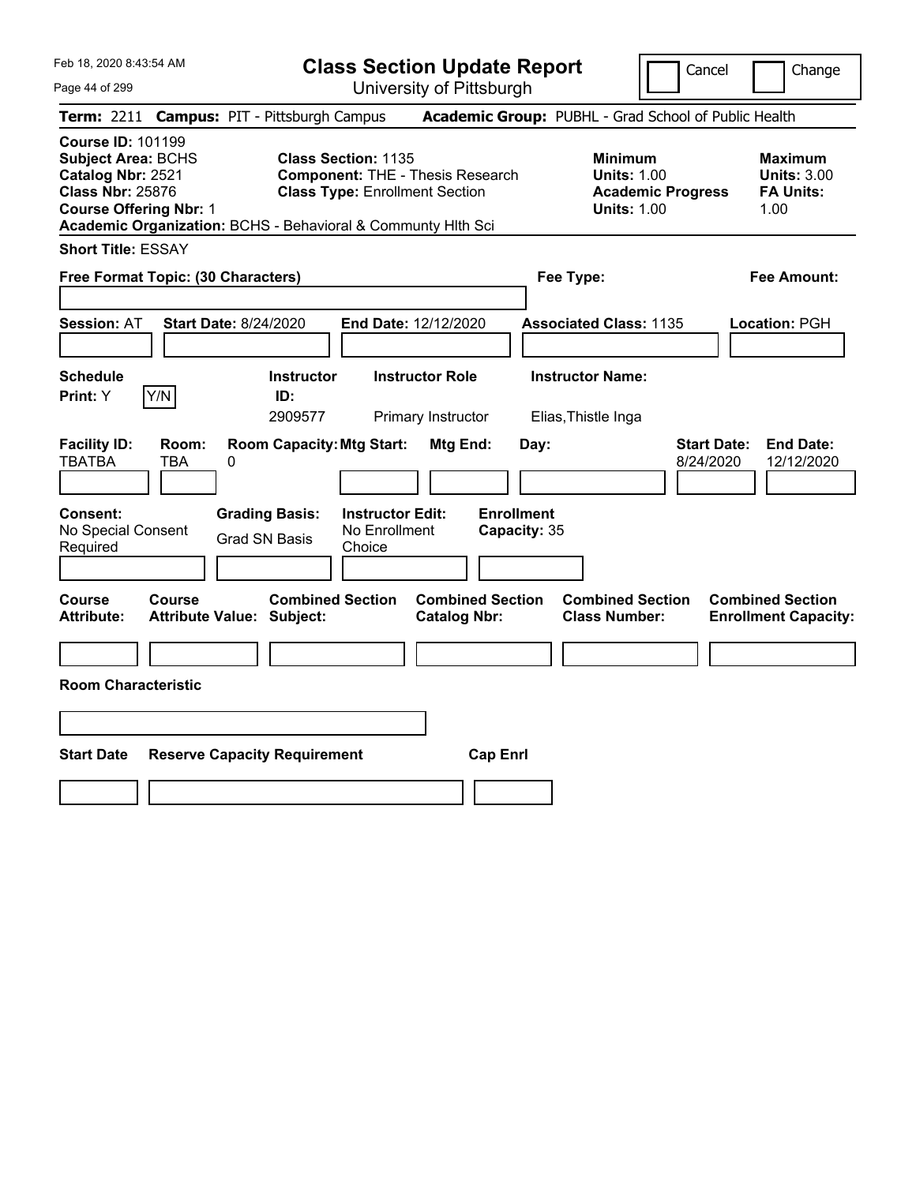# Class Section Update Report

University of Pittsburgh

Feb 18, 2020 8:43:54 AM

Cancel | Change

**Term:** 2211 **Campus:** PIT - Pittsburgh Campus **Academic Group:** PUBHL - Grad School of Public Health

**Course ID:** 101199
**Subject Area:** BCHS
**Catalog Nbr:** 2521
**Class Nbr:** 25876
**Course Offering Nbr:** 1
**Academic Organization:** BCHS - Behavioral & Communty Hlth Sci

**Class Section:** 1135
**Component:** THE - Thesis Research
**Class Type:** Enrollment Section

**Minimum Units:** 1.00
**Academic Progress Units:** 1.00

**Maximum Units:** 3.00
**FA Units:** 1.00

**Short Title:** ESSAY

**Free Format Topic: (30 Characters)**

**Fee Type:**

**Fee Amount:**

**Session:** AT **Start Date:** 8/24/2020 **End Date:** 12/12/2020 **Associated Class:** 1135 **Location:** PGH

| Schedule Print | Instructor ID | Instructor Role | Instructor Name |
|---|---|---|---|
| Y (Y/N) | 2909577 | Primary Instructor | Elias,Thistle Inga |

| Facility ID | Room | Room Capacity | Mtg Start | Mtg End | Day | Start Date | End Date |
|---|---|---|---|---|---|---|---|
| TBATBA | TBA | 0 | | | | 8/24/2020 | 12/12/2020 |

| Consent | Grading Basis | Instructor Edit | Enrollment Capacity |
|---|---|---|---|
| No Special Consent Required | Grad SN Basis | No Enrollment Choice | 35 |

| Course Attribute | Course Attribute Value | Combined Section Subject | Combined Section Catalog Nbr | Combined Section Class Number | Combined Section Enrollment Capacity |
|---|---|---|---|---|---|
| | | | | | |

**Room Characteristic**

| Start Date | Reserve Capacity Requirement | Cap Enrl |
|---|---|---|
| | | |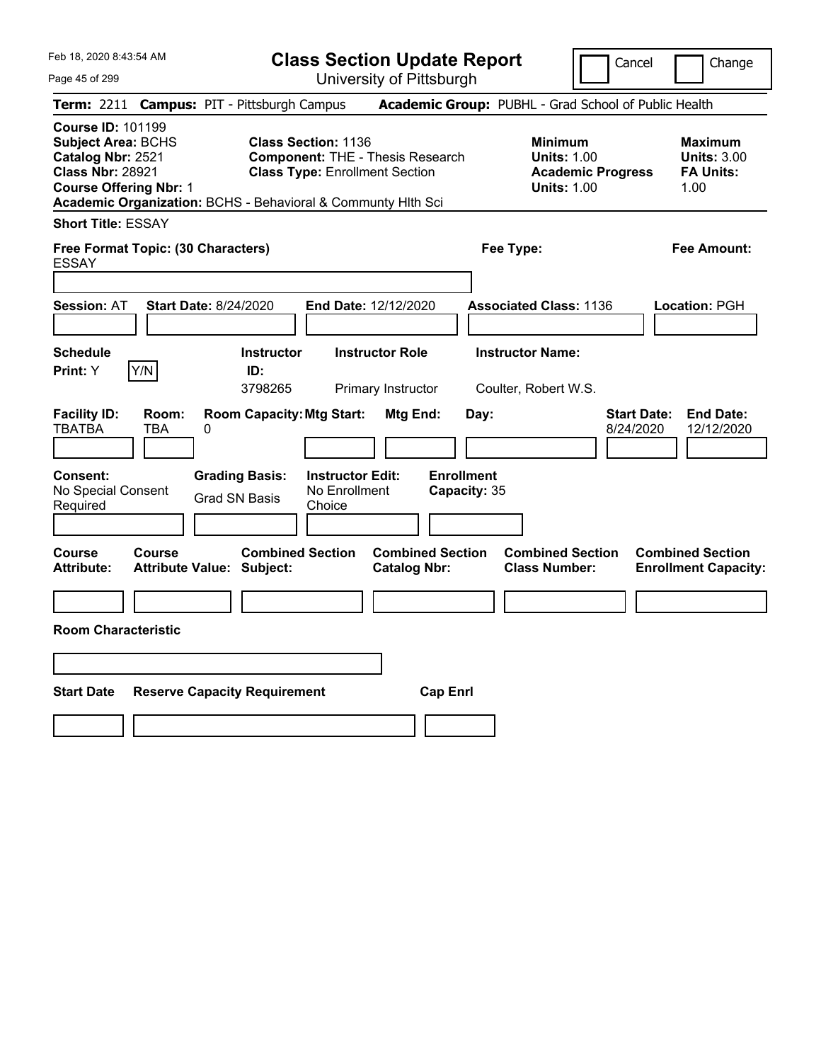Feb 18, 2020 8:43:54 AM

# Class Section Update Report

University of Pittsburgh

Cancel | Change

**Term:** 2211 **Campus:** PIT - Pittsburgh Campus **Academic Group:** PUBHL - Grad School of Public Health

**Course ID:** 101199
**Subject Area:** BCHS
**Catalog Nbr:** 2521
**Class Nbr:** 28921
**Course Offering Nbr:** 1
**Academic Organization:** BCHS - Behavioral & Communty Hlth Sci

**Class Section:** 1136
**Component:** THE - Thesis Research
**Class Type:** Enrollment Section

**Minimum**
**Units:** 1.00
**Academic Progress Units:** 1.00

**Maximum**
**Units:** 3.00
**FA Units:** 1.00

**Short Title:** ESSAY

**Free Format Topic: (30 Characters)** ESSAY

**Fee Type:**

**Fee Amount:**

**Session:** AT **Start Date:** 8/24/2020 **End Date:** 12/12/2020 **Associated Class:** 1136 **Location:** PGH

| Schedule Print: | Instructor ID: | Instructor Role | Instructor Name: |
|---|---|---|---|
| Y [Y/N] | 3798265 | Primary Instructor | Coulter, Robert W.S. |

| Facility ID: | Room: | Room Capacity: | Mtg Start: | Mtg End: | Day: | Start Date: | End Date: |
|---|---|---|---|---|---|---|---|
| TBATBA | TBA | 0 | | | | 8/24/2020 | 12/12/2020 |

| Consent: | Grading Basis: | Instructor Edit: | Enrollment Capacity: |
|---|---|---|---|
| No Special Consent Required | Grad SN Basis | No Enrollment Choice | 35 |

| Course Attribute: | Course Attribute Value: | Combined Section Subject: | Combined Section Catalog Nbr: | Combined Section Class Number: | Combined Section Enrollment Capacity: |
|---|---|---|---|---|---|
| | | | | | |

**Room Characteristic**

| Start Date | Reserve Capacity Requirement | Cap Enrl |
|---|---|---|
| | | |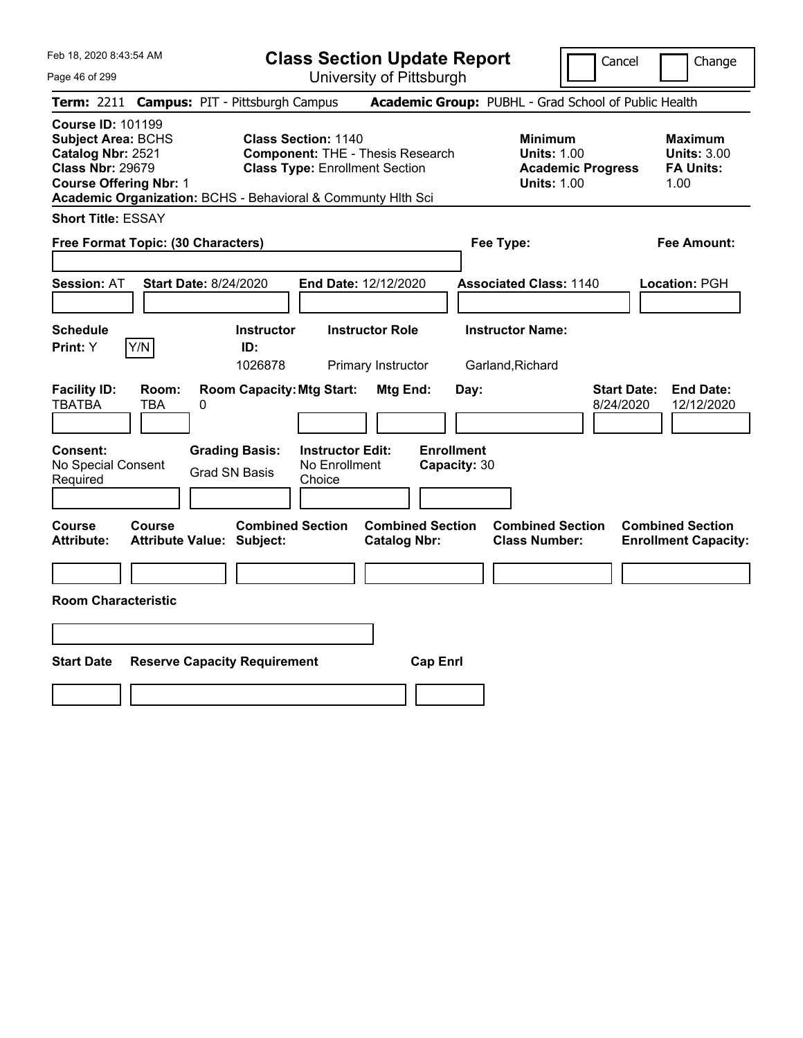# Class Section Update Report

University of Pittsburgh

Cancel | Change

**Term:** 2211 **Campus:** PIT - Pittsburgh Campus **Academic Group:** PUBHL - Grad School of Public Health

**Course ID:** 101199
**Subject Area:** BCHS
**Catalog Nbr:** 2521
**Class Nbr:** 29679
**Course Offering Nbr:** 1
**Academic Organization:** BCHS - Behavioral & Communty Hlth Sci

**Class Section:** 1140
**Component:** THE - Thesis Research
**Class Type:** Enrollment Section

| | Minimum | Maximum |
|---|---|---|
| Units | 1.00 | 3.00 |
| Academic Progress Units / FA Units | 1.00 | 1.00 |

**Short Title:** ESSAY

**Free Format Topic: (30 Characters)**

**Fee Type:**

**Fee Amount:**

**Session:** AT **Start Date:** 8/24/2020 **End Date:** 12/12/2020 **Associated Class:** 1140 **Location:** PGH

| Schedule Print | Instructor ID | Instructor Role | Instructor Name |
|---|---|---|---|
| Y | 1026878 | Primary Instructor | Garland,Richard |

| Facility ID | Room | Room Capacity | Mtg Start | Mtg End | Day | Start Date | End Date |
|---|---|---|---|---|---|---|---|
| TBATBA | TBA | 0 | | | | 8/24/2020 | 12/12/2020 |

| Consent | Grading Basis | Instructor Edit | Enrollment Capacity |
|---|---|---|---|
| No Special Consent Required | Grad SN Basis | No Enrollment Choice | 30 |

| Course Attribute | Course Attribute Value | Combined Section Subject | Combined Section Catalog Nbr | Combined Section Class Number | Combined Section Enrollment Capacity |
|---|---|---|---|---|---|
| | | | | | |

**Room Characteristic**

| Start Date | Reserve Capacity Requirement | Cap Enrl |
|---|---|---|
| | | |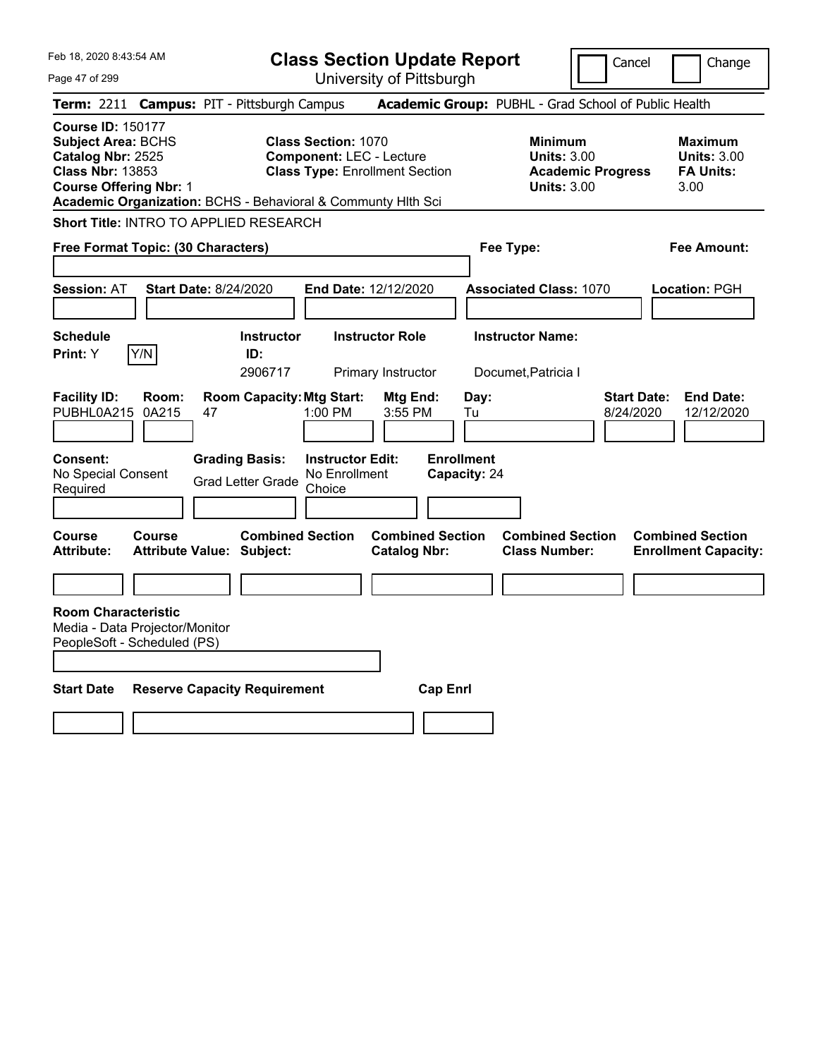Feb 18, 2020 8:43:54 AM

# Class Section Update Report

University of Pittsburgh

Cancel | Change

**Term:** 2211 **Campus:** PIT - Pittsburgh Campus **Academic Group:** PUBHL - Grad School of Public Health

**Course ID:** 150177
**Subject Area:** BCHS
**Catalog Nbr:** 2525
**Class Nbr:** 13853
**Course Offering Nbr:** 1
**Academic Organization:** BCHS - Behavioral & Communty Hlth Sci

**Class Section:** 1070
**Component:** LEC - Lecture
**Class Type:** Enrollment Section

**Minimum Units:** 3.00
**Academic Progress Units:** 3.00

**Maximum Units:** 3.00
**FA Units:** 3.00

**Short Title:** INTRO TO APPLIED RESEARCH

**Free Format Topic: (30 Characters)**

**Fee Type:**

**Fee Amount:**

**Session:** AT **Start Date:** 8/24/2020 **End Date:** 12/12/2020 **Associated Class:** 1070 **Location:** PGH

| Schedule Print | Instructor ID | Instructor Role | Instructor Name |
|---|---|---|---|
| Y (Y/N) | 2906717 | Primary Instructor | Documet,Patricia I |

| Facility ID | Room | Room Capacity | Mtg Start | Mtg End | Day | Start Date | End Date |
|---|---|---|---|---|---|---|---|
| PUBHL0A215 | 0A215 | 47 | 1:00 PM | 3:55 PM | Tu | 8/24/2020 | 12/12/2020 |

**Consent:** No Special Consent Required
**Grading Basis:** Grad Letter Grade
**Instructor Edit:** No Enrollment Choice
**Enrollment Capacity:** 24

| Course Attribute | Course Attribute Value | Combined Section Subject | Combined Section Catalog Nbr | Combined Section Class Number | Combined Section Enrollment Capacity |
|---|---|---|---|---|---|
| | | | | | |

**Room Characteristic**
Media - Data Projector/Monitor
PeopleSoft - Scheduled (PS)

| Start Date | Reserve Capacity Requirement | Cap Enrl |
|---|---|---|
| | | |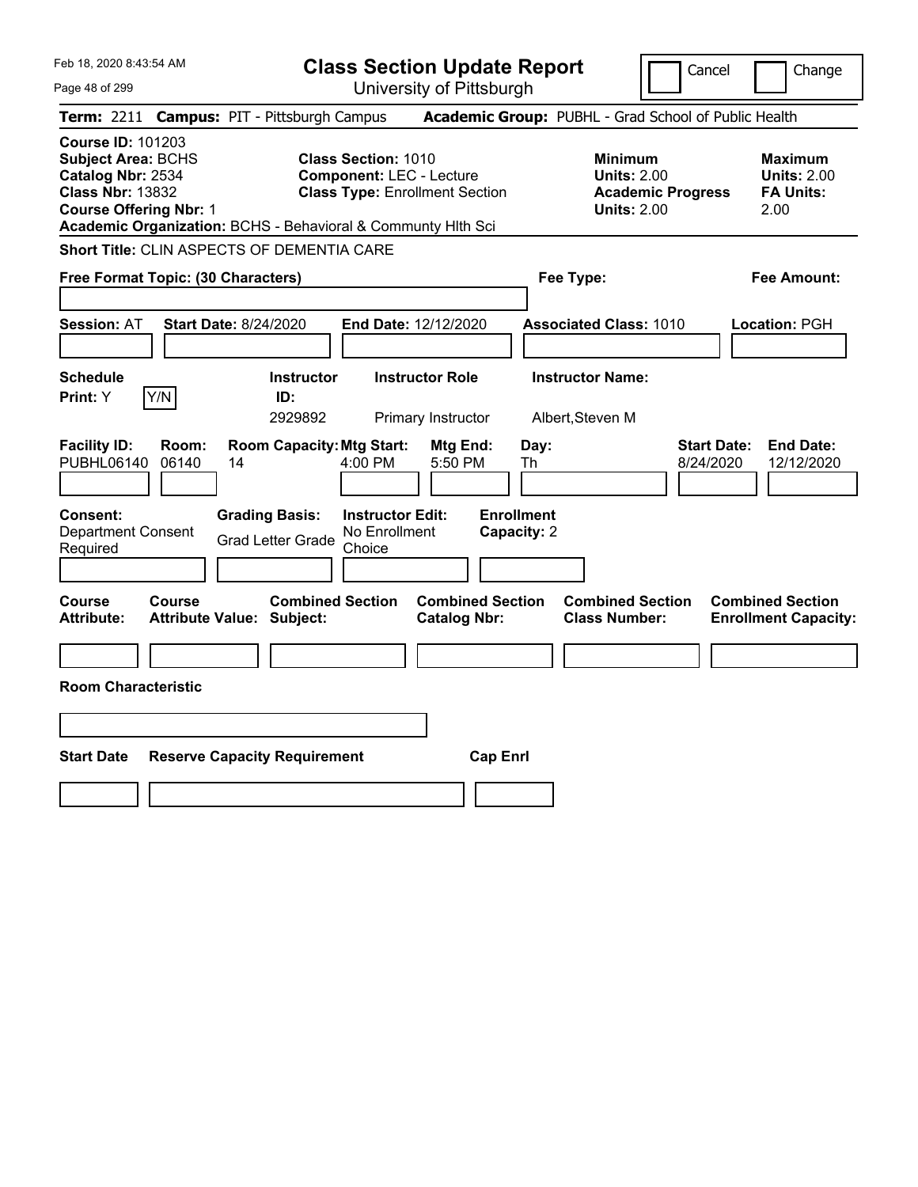# Class Section Update Report

University of Pittsburgh

Cancel | Change

Feb 18, 2020 8:43:54 AM

**Term:** 2211 **Campus:** PIT - Pittsburgh Campus **Academic Group:** PUBHL - Grad School of Public Health

**Course ID:** 101203
**Subject Area:** BCHS
**Catalog Nbr:** 2534
**Class Nbr:** 13832
**Course Offering Nbr:** 1
**Academic Organization:** BCHS - Behavioral & Communty Hlth Sci

**Class Section:** 1010
**Component:** LEC - Lecture
**Class Type:** Enrollment Section

**Minimum Units:** 2.00
**Academic Progress Units:** 2.00

**Maximum Units:** 2.00
**FA Units:** 2.00

**Short Title:** CLIN ASPECTS OF DEMENTIA CARE

**Free Format Topic: (30 Characters)**

**Fee Type:**

**Fee Amount:**

**Session:** AT **Start Date:** 8/24/2020 **End Date:** 12/12/2020 **Associated Class:** 1010 **Location:** PGH

| Schedule Print | Instructor ID | Instructor Role | Instructor Name |
|---|---|---|---|
| Y | 2929892 | Primary Instructor | Albert,Steven M |

| Facility ID | Room | Room Capacity | Mtg Start | Mtg End | Day | Start Date | End Date |
|---|---|---|---|---|---|---|---|
| PUBHL06140 | 06140 | 14 | 4:00 PM | 5:50 PM | Th | 8/24/2020 | 12/12/2020 |

**Consent:** Department Consent Required
**Grading Basis:** Grad Letter Grade
**Instructor Edit:** No Enrollment Choice
**Enrollment Capacity:** 2

| Course Attribute | Course Attribute Value | Combined Section Subject | Combined Section Catalog Nbr | Combined Section Class Number | Combined Section Enrollment Capacity |
|---|---|---|---|---|---|
| | | | | | |

**Room Characteristic**

| Start Date | Reserve Capacity Requirement | Cap Enrl |
|---|---|---|
| | | |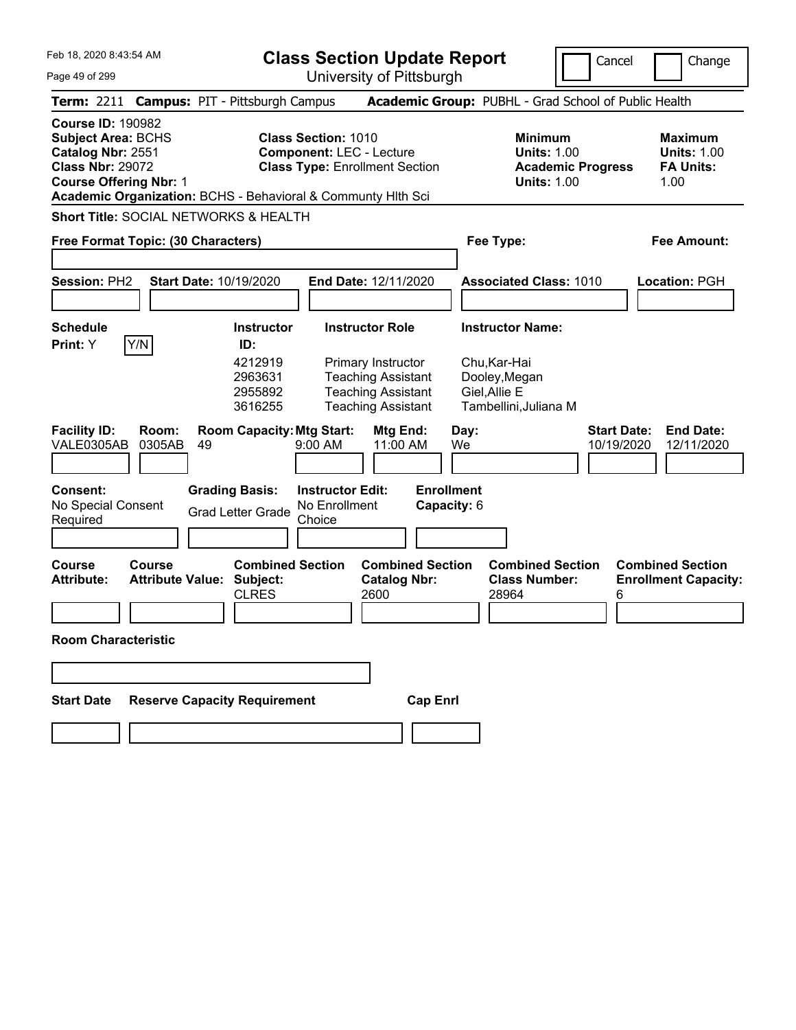Feb 18, 2020 8:43:54 AM

# Class Section Update Report

University of Pittsburgh

Cancel | Change

**Term:** 2211 **Campus:** PIT - Pittsburgh Campus **Academic Group:** PUBHL - Grad School of Public Health

**Course ID:** 190982
**Subject Area:** BCHS
**Catalog Nbr:** 2551
**Class Nbr:** 29072
**Course Offering Nbr:** 1

**Class Section:** 1010
**Component:** LEC - Lecture
**Class Type:** Enrollment Section

| | Minimum | Maximum |
|---|---|---|
| Units | 1.00 | 1.00 |
| Academic Progress Units | 1.00 | |
| FA Units | | 1.00 |

**Academic Organization:** BCHS - Behavioral & Communty Hlth Sci

**Short Title:** SOCIAL NETWORKS & HEALTH

**Free Format Topic: (30 Characters)**

**Fee Type:**

**Fee Amount:**

**Session:** PH2 **Start Date:** 10/19/2020 **End Date:** 12/11/2020 **Associated Class:** 1010 **Location:** PGH

**Schedule Print:** Y Y/N

| Instructor ID | Instructor Role | Instructor Name |
|---|---|---|
| 4212919 | Primary Instructor | Chu,Kar-Hai |
| 2963631 | Teaching Assistant | Dooley,Megan |
| 2955892 | Teaching Assistant | Giel,Allie E |
| 3616255 | Teaching Assistant | Tambellini,Juliana M |

| Facility ID | Room | Room Capacity | Mtg Start | Mtg End | Day | Start Date | End Date |
|---|---|---|---|---|---|---|---|
| VALE0305AB | 0305AB | 49 | 9:00 AM | 11:00 AM | We | 10/19/2020 | 12/11/2020 |

**Consent:** No Special Consent Required
**Grading Basis:** Grad Letter Grade
**Instructor Edit:** No Enrollment Choice
**Enrollment Capacity:** 6

| Course Attribute | Course Attribute Value | Combined Section Subject | Combined Section Catalog Nbr | Combined Section Class Number | Combined Section Enrollment Capacity |
|---|---|---|---|---|---|
| | | CLRES | 2600 | 28964 | 6 |

**Room Characteristic**

**Start Date** **Reserve Capacity Requirement** **Cap Enrl**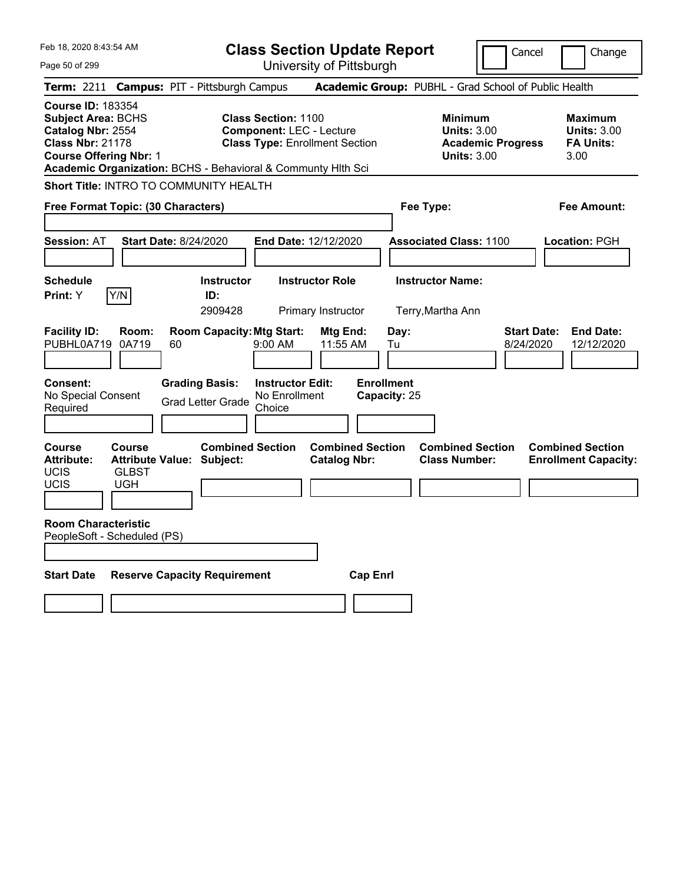Feb 18, 2020 8:43:54 AM

# Class Section Update Report

University of Pittsburgh

Cancel | Change

**Term:** 2211 **Campus:** PIT - Pittsburgh Campus **Academic Group:** PUBHL - Grad School of Public Health

**Course ID:** 183354
**Subject Area:** BCHS
**Catalog Nbr:** 2554
**Class Nbr:** 21178
**Course Offering Nbr:** 1
**Academic Organization:** BCHS - Behavioral & Communty Hlth Sci

**Class Section:** 1100
**Component:** LEC - Lecture
**Class Type:** Enrollment Section

**Minimum Units:** 3.00
**Academic Progress Units:** 3.00

**Maximum Units:** 3.00
**FA Units:** 3.00

**Short Title:** INTRO TO COMMUNITY HEALTH

**Free Format Topic: (30 Characters)**

**Fee Type:**

**Fee Amount:**

**Session:** AT **Start Date:** 8/24/2020 **End Date:** 12/12/2020 **Associated Class:** 1100 **Location:** PGH

| Schedule Print | Instructor ID | Instructor Role | Instructor Name |
| --- | --- | --- | --- |
| Y | 2909428 | Primary Instructor | Terry,Martha Ann |

| Facility ID | Room | Room Capacity | Mtg Start | Mtg End | Day | Start Date | End Date |
| --- | --- | --- | --- | --- | --- | --- | --- |
| PUBHL0A719 | 0A719 | 60 | 9:00 AM | 11:55 AM | Tu | 8/24/2020 | 12/12/2020 |

**Consent:** No Special Consent Required
**Grading Basis:** Grad Letter Grade
**Instructor Edit:** No Enrollment Choice
**Enrollment Capacity:** 25

| Course Attribute | Course Attribute Value | Combined Section Subject | Combined Section Catalog Nbr | Combined Section Class Number | Combined Section Enrollment Capacity |
| --- | --- | --- | --- | --- | --- |
| UCIS | GLBST | | | | |
| UCIS | UGH | | | | |

**Room Characteristic**
PeopleSoft - Scheduled (PS)

| Start Date | Reserve Capacity Requirement | Cap Enrl |
| --- | --- | --- |
| | | |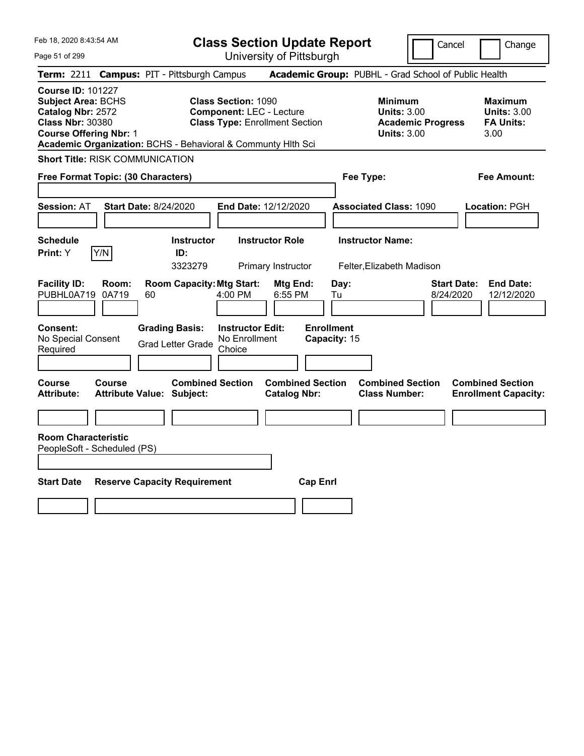Feb 18, 2020 8:43:54 AM

# Class Section Update Report

University of Pittsburgh

Cancel | Change

**Term:** 2211 **Campus:** PIT - Pittsburgh Campus **Academic Group:** PUBHL - Grad School of Public Health

**Course ID:** 101227
**Subject Area:** BCHS
**Catalog Nbr:** 2572
**Class Nbr:** 30380
**Course Offering Nbr:** 1
**Academic Organization:** BCHS - Behavioral & Communty Hlth Sci

**Class Section:** 1090
**Component:** LEC - Lecture
**Class Type:** Enrollment Section

**Minimum**
**Units:** 3.00
**Academic Progress Units:** 3.00

**Maximum**
**Units:** 3.00
**FA Units:** 3.00

**Short Title:** RISK COMMUNICATION

**Free Format Topic: (30 Characters)**

**Fee Type:**

**Fee Amount:**

**Session:** AT **Start Date:** 8/24/2020 **End Date:** 12/12/2020 **Associated Class:** 1090 **Location:** PGH

| Schedule Print | Instructor ID | Instructor Role | Instructor Name |
|---|---|---|---|
| Y (Y/N) | 3323279 | Primary Instructor | Felter,Elizabeth Madison |

| Facility ID | Room | Room Capacity | Mtg Start | Mtg End | Day | Start Date | End Date |
|---|---|---|---|---|---|---|---|
| PUBHL0A719 | 0A719 | 60 | 4:00 PM | 6:55 PM | Tu | 8/24/2020 | 12/12/2020 |

**Consent:** No Special Consent Required
**Grading Basis:** Grad Letter Grade
**Instructor Edit:** No Enrollment Choice
**Enrollment Capacity:** 15

| Course Attribute | Course Attribute Value | Combined Section Subject | Combined Section Catalog Nbr | Combined Section Class Number | Combined Section Enrollment Capacity |
|---|---|---|---|---|---|
| | | | | | |

**Room Characteristic**
PeopleSoft - Scheduled (PS)

| Start Date | Reserve Capacity Requirement | Cap Enrl |
|---|---|---|
| | | |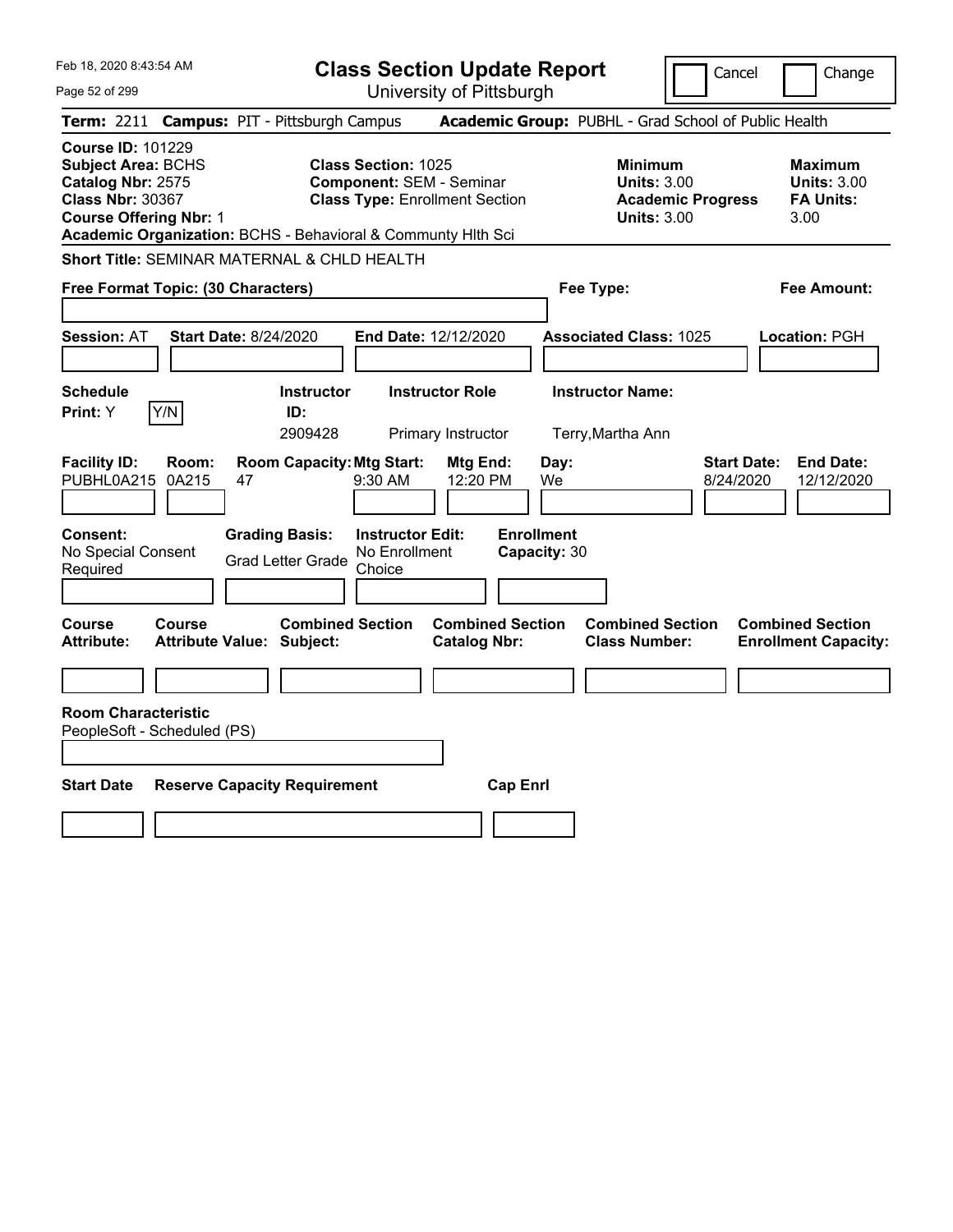# Class Section Update Report

University of Pittsburgh

Cancel | Change

**Term:** 2211 **Campus:** PIT - Pittsburgh Campus **Academic Group:** PUBHL - Grad School of Public Health

**Course ID:** 101229
**Subject Area:** BCHS
**Catalog Nbr:** 2575
**Class Nbr:** 30367
**Course Offering Nbr:** 1
**Academic Organization:** BCHS - Behavioral & Communty Hlth Sci

**Class Section:** 1025
**Component:** SEM - Seminar
**Class Type:** Enrollment Section

**Minimum**
**Units:** 3.00
**Academic Progress Units:** 3.00

**Maximum**
**Units:** 3.00
**FA Units:** 3.00

**Short Title:** SEMINAR MATERNAL & CHLD HEALTH

**Free Format Topic: (30 Characters)**

**Fee Type:**

**Fee Amount:**

**Session:** AT **Start Date:** 8/24/2020 **End Date:** 12/12/2020 **Associated Class:** 1025 **Location:** PGH

| Schedule Print | Instructor ID | Instructor Role | Instructor Name |
|---|---|---|---|
| Y (Y/N) | 2909428 | Primary Instructor | Terry,Martha Ann |

| Facility ID | Room | Room Capacity | Mtg Start | Mtg End | Day | Start Date | End Date |
|---|---|---|---|---|---|---|---|
| PUBHL0A215 | 0A215 | 47 | 9:30 AM | 12:20 PM | We | 8/24/2020 | 12/12/2020 |

**Consent:** No Special Consent Required
**Grading Basis:** Grad Letter Grade
**Instructor Edit:** No Enrollment Choice
**Enrollment Capacity:** 30

| Course Attribute | Course Attribute Value | Combined Section Subject | Combined Section Catalog Nbr | Combined Section Class Number | Combined Section Enrollment Capacity |
|---|---|---|---|---|---|
| | | | | | |

**Room Characteristic**
PeopleSoft - Scheduled (PS)

| Start Date | Reserve Capacity Requirement | Cap Enrl |
|---|---|---|
| | | |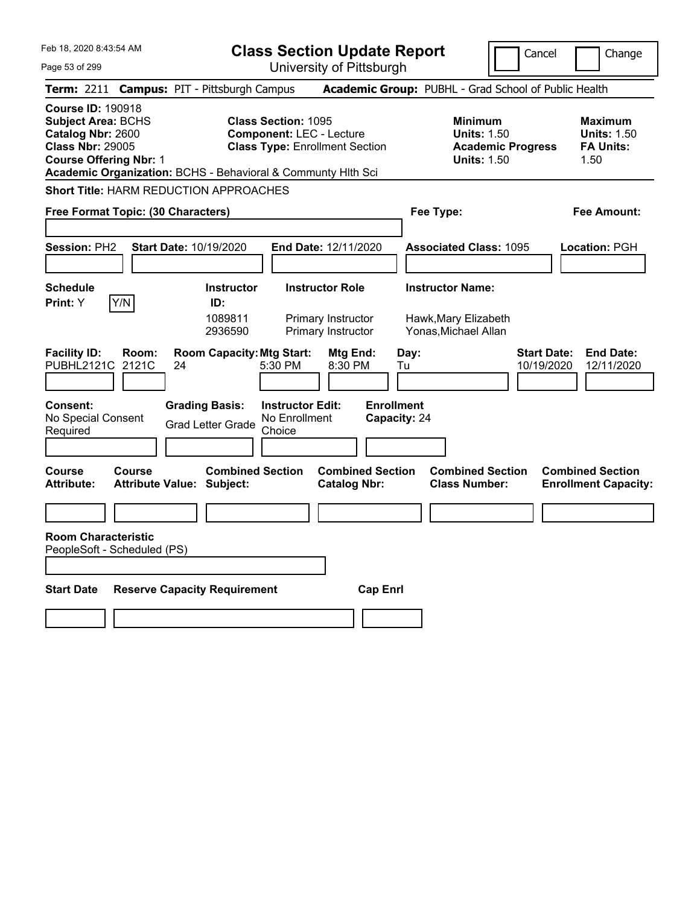Feb 18, 2020 8:43:54 AM

# Class Section Update Report

University of Pittsburgh

Cancel | Change

**Term:** 2211 **Campus:** PIT - Pittsburgh Campus **Academic Group:** PUBHL - Grad School of Public Health

**Course ID:** 190918
**Subject Area:** BCHS
**Catalog Nbr:** 2600
**Class Nbr:** 29005
**Course Offering Nbr:** 1

**Class Section:** 1095
**Component:** LEC - Lecture
**Class Type:** Enrollment Section

**Minimum Units:** 1.50
**Academic Progress Units:** 1.50

**Maximum Units:** 1.50
**FA Units:** 1.50

**Academic Organization:** BCHS - Behavioral & Communty Hlth Sci

**Short Title:** HARM REDUCTION APPROACHES

**Free Format Topic: (30 Characters)**

**Fee Type:**

**Fee Amount:**

**Session:** PH2 **Start Date:** 10/19/2020 **End Date:** 12/11/2020 **Associated Class:** 1095 **Location:** PGH

**Schedule Print:** Y Y/N

| Instructor ID | Instructor Role | Instructor Name |
|---|---|---|
| 1089811 | Primary Instructor | Hawk,Mary Elizabeth |
| 2936590 | Primary Instructor | Yonas,Michael Allan |

| Facility ID | Room | Room Capacity | Mtg Start | Mtg End | Day | Start Date | End Date |
|---|---|---|---|---|---|---|---|
| PUBHL2121C | 2121C | 24 | 5:30 PM | 8:30 PM | Tu | 10/19/2020 | 12/11/2020 |

**Consent:** No Special Consent Required

**Grading Basis:** Grad Letter Grade

**Instructor Edit:** No Enrollment Choice

**Enrollment Capacity:** 24

| Course Attribute | Course Attribute Value | Combined Section Subject | Combined Section Catalog Nbr | Combined Section Class Number | Combined Section Enrollment Capacity |
|---|---|---|---|---|---|
| | | | | | |

**Room Characteristic**
PeopleSoft - Scheduled (PS)

| Start Date | Reserve Capacity Requirement | Cap Enrl |
|---|---|---|
| | | |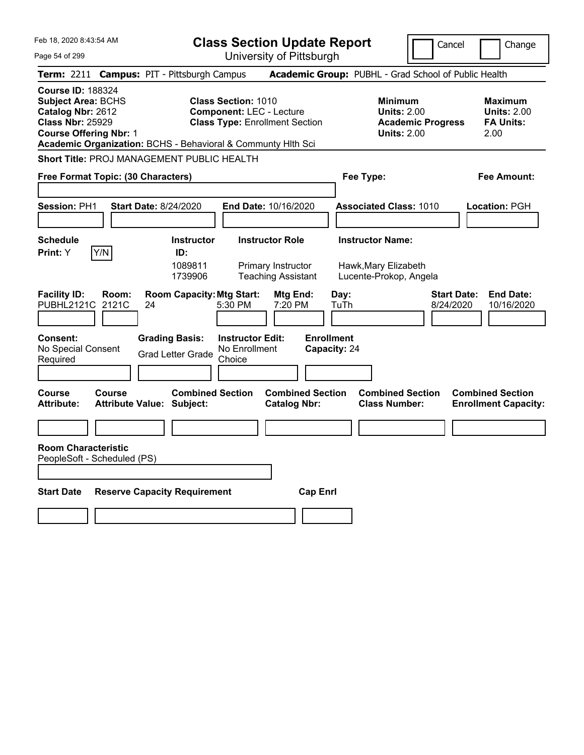# Class Section Update Report

University of Pittsburgh

Cancel | Change

**Term:** 2211 **Campus:** PIT - Pittsburgh Campus **Academic Group:** PUBHL - Grad School of Public Health

**Course ID:** 188324
**Subject Area:** BCHS
**Catalog Nbr:** 2612
**Class Nbr:** 25929
**Course Offering Nbr:** 1

**Class Section:** 1010
**Component:** LEC - Lecture
**Class Type:** Enrollment Section

**Minimum Units:** 2.00
**Academic Progress Units:** 2.00

**Maximum Units:** 2.00
**FA Units:** 2.00

**Academic Organization:** BCHS - Behavioral & Communty Hlth Sci

**Short Title:** PROJ MANAGEMENT PUBLIC HEALTH

**Free Format Topic: (30 Characters)**

**Fee Type:**

**Fee Amount:**

**Session:** PH1 **Start Date:** 8/24/2020 **End Date:** 10/16/2020 **Associated Class:** 1010 **Location:** PGH

| Schedule Print | Instructor ID | Instructor Role | Instructor Name |
|---|---|---|---|
| Y (Y/N) | 1089811 | Primary Instructor | Hawk,Mary Elizabeth |
| | 1739906 | Teaching Assistant | Lucente-Prokop, Angela |

| Facility ID | Room | Room Capacity | Mtg Start | Mtg End | Day | Start Date | End Date |
|---|---|---|---|---|---|---|---|
| PUBHL2121C | 2121C | 24 | 5:30 PM | 7:20 PM | TuTh | 8/24/2020 | 10/16/2020 |

**Consent:** No Special Consent Required
**Grading Basis:** Grad Letter Grade
**Instructor Edit:** No Enrollment Choice
**Enrollment Capacity:** 24

| Course Attribute | Course Attribute Value | Combined Section Subject | Combined Section Catalog Nbr | Combined Section Class Number | Combined Section Enrollment Capacity |
|---|---|---|---|---|---|
| | | | | | |

**Room Characteristic**
PeopleSoft - Scheduled (PS)

| Start Date | Reserve Capacity Requirement | Cap Enrl |
|---|---|---|
| | | |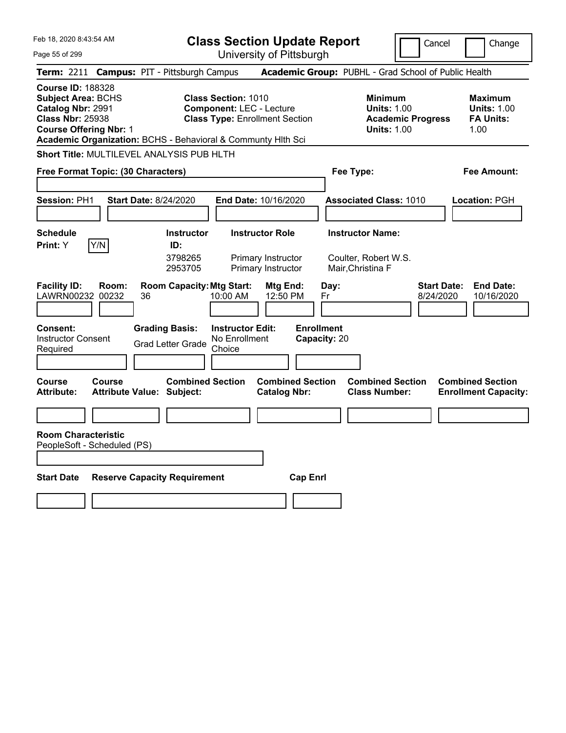Feb 18, 2020 8:43:54 AM

# Class Section Update Report

University of Pittsburgh

Cancel | Change

**Term:** 2211 **Campus:** PIT - Pittsburgh Campus **Academic Group:** PUBHL - Grad School of Public Health

**Course ID:** 188328
**Subject Area:** BCHS
**Catalog Nbr:** 2991
**Class Nbr:** 25938
**Course Offering Nbr:** 1

**Class Section:** 1010
**Component:** LEC - Lecture
**Class Type:** Enrollment Section

**Minimum Units:** 1.00
**Academic Progress Units:** 1.00

**Maximum Units:** 1.00
**FA Units:** 1.00

**Academic Organization:** BCHS - Behavioral & Communty Hlth Sci

**Short Title:** MULTILEVEL ANALYSIS PUB HLTH

**Free Format Topic: (30 Characters)**

**Fee Type:**

**Fee Amount:**

**Session:** PH1 **Start Date:** 8/24/2020 **End Date:** 10/16/2020 **Associated Class:** 1010 **Location:** PGH

**Schedule Print:** Y [Y/N]

| Instructor ID | Instructor Role | Instructor Name |
|---|---|---|
| 3798265 | Primary Instructor | Coulter, Robert W.S. |
| 2953705 | Primary Instructor | Mair,Christina F |

| Facility ID | Room | Room Capacity | Mtg Start | Mtg End | Day | Start Date | End Date |
|---|---|---|---|---|---|---|---|
| LAWRN00232 | 00232 | 36 | 10:00 AM | 12:50 PM | Fr | 8/24/2020 | 10/16/2020 |

**Consent:** Instructor Consent Required
**Grading Basis:** Grad Letter Grade
**Instructor Edit:** No Enrollment Choice
**Enrollment Capacity:** 20

| Course Attribute | Course Attribute Value | Combined Section Subject | Combined Section Catalog Nbr | Combined Section Class Number | Combined Section Enrollment Capacity |
|---|---|---|---|---|---|
| | | | | | |

**Room Characteristic**
PeopleSoft - Scheduled (PS)

| Start Date | Reserve Capacity Requirement | Cap Enrl |
|---|---|---|
| | | |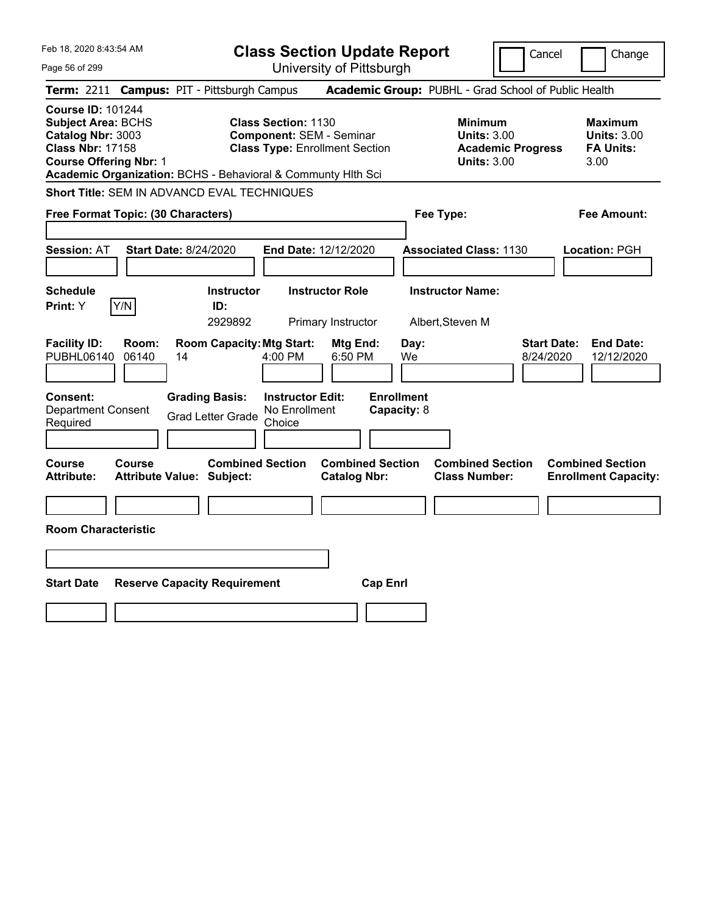Feb 18, 2020 8:43:54 AM

# Class Section Update Report

University of Pittsburgh

Cancel | Change

**Term:** 2211 **Campus:** PIT - Pittsburgh Campus **Academic Group:** PUBHL - Grad School of Public Health

**Course ID:** 101244
**Subject Area:** BCHS
**Catalog Nbr:** 3003
**Class Nbr:** 17158
**Course Offering Nbr:** 1
**Academic Organization:** BCHS - Behavioral & Communty Hlth Sci

**Class Section:** 1130
**Component:** SEM - Seminar
**Class Type:** Enrollment Section

**Minimum Units:** 3.00
**Academic Progress Units:** 3.00

**Maximum Units:** 3.00
**FA Units:** 3.00

**Short Title:** SEM IN ADVANCD EVAL TECHNIQUES

**Free Format Topic: (30 Characters)**

**Fee Type:**

**Fee Amount:**

**Session:** AT **Start Date:** 8/24/2020 **End Date:** 12/12/2020 **Associated Class:** 1130 **Location:** PGH

| Schedule Print | Instructor ID | Instructor Role | Instructor Name |
|---|---|---|---|
| Y (Y/N) | 2929892 | Primary Instructor | Albert,Steven M |

| Facility ID | Room | Room Capacity | Mtg Start | Mtg End | Day | Start Date | End Date |
|---|---|---|---|---|---|---|---|
| PUBHL06140 | 06140 | 14 | 4:00 PM | 6:50 PM | We | 8/24/2020 | 12/12/2020 |

**Consent:** Department Consent Required
**Grading Basis:** Grad Letter Grade
**Instructor Edit:** No Enrollment Choice
**Enrollment Capacity:** 8

| Course Attribute | Course Attribute Value | Combined Section Subject | Combined Section Catalog Nbr | Combined Section Class Number | Combined Section Enrollment Capacity |
|---|---|---|---|---|---|
| | | | | | |

**Room Characteristic**

| Start Date | Reserve Capacity Requirement | Cap Enrl |
|---|---|---|
| | | |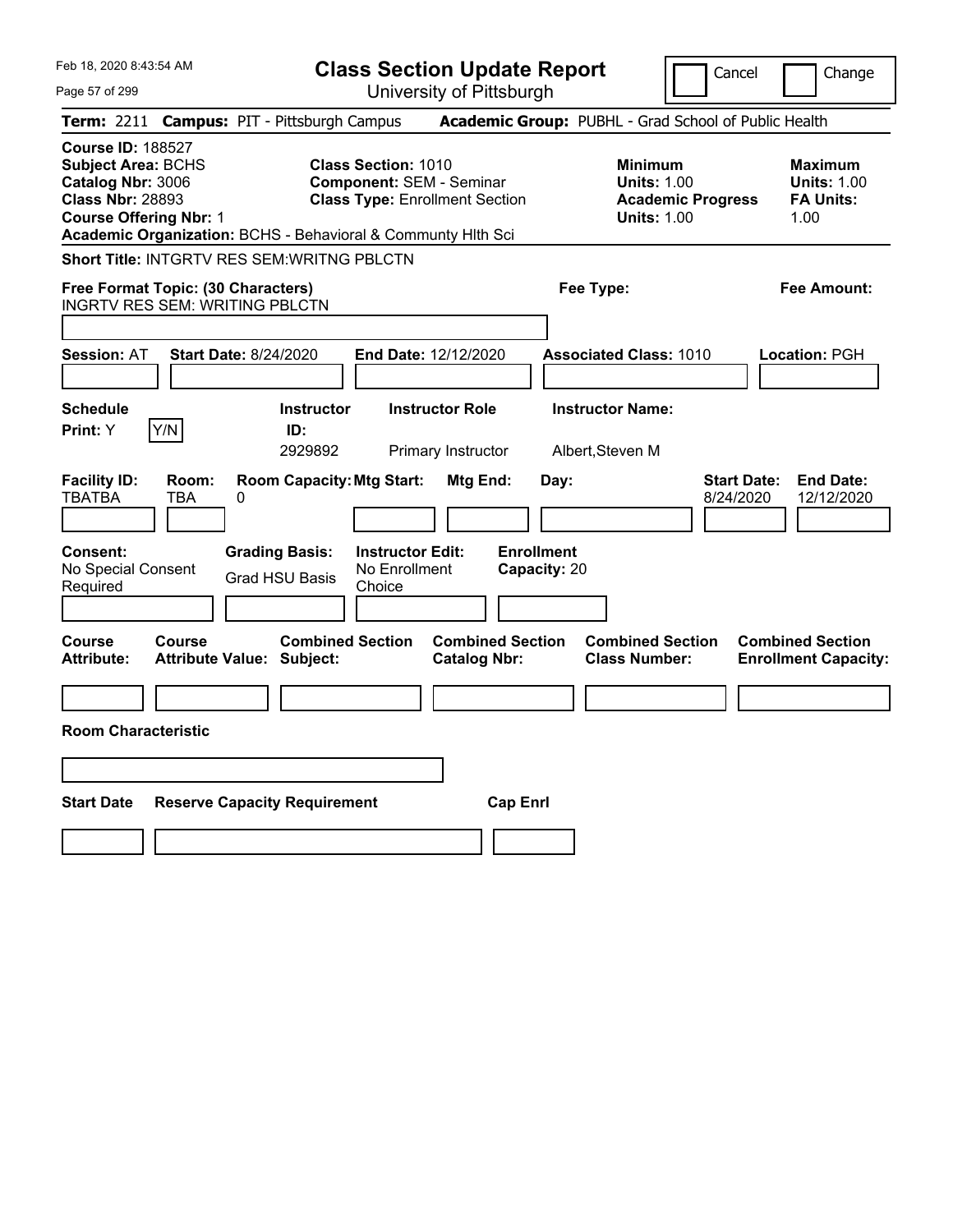Feb 18, 2020 8:43:54 AM

# Class Section Update Report

University of Pittsburgh

Cancel | Change

**Term:** 2211 **Campus:** PIT - Pittsburgh Campus **Academic Group:** PUBHL - Grad School of Public Health

**Course ID:** 188527
**Subject Area:** BCHS
**Catalog Nbr:** 3006
**Class Nbr:** 28893
**Course Offering Nbr:** 1
**Academic Organization:** BCHS - Behavioral & Communty Hlth Sci

**Class Section:** 1010
**Component:** SEM - Seminar
**Class Type:** Enrollment Section

**Minimum Units:** 1.00
**Academic Progress Units:** 1.00

**Maximum Units:** 1.00
**FA Units:** 1.00

**Short Title:** INTGRTV RES SEM:WRITNG PBLCTN

**Free Format Topic: (30 Characters)** INGRTV RES SEM: WRITING PBLCTN

**Fee Type:**

**Fee Amount:**

**Session:** AT **Start Date:** 8/24/2020 **End Date:** 12/12/2020 **Associated Class:** 1010 **Location:** PGH

| Schedule Print | Instructor ID | Instructor Role | Instructor Name |
|---|---|---|---|
| Y | 2929892 | Primary Instructor | Albert,Steven M |

| Facility ID | Room | Room Capacity | Mtg Start | Mtg End | Day | Start Date | End Date |
|---|---|---|---|---|---|---|---|
| TBATBA | TBA | 0 | | | | 8/24/2020 | 12/12/2020 |

**Consent:** No Special Consent Required
**Grading Basis:** Grad HSU Basis
**Instructor Edit:** No Enrollment Choice
**Enrollment Capacity:** 20

| Course Attribute | Course Attribute Value | Combined Section Subject | Combined Section Catalog Nbr | Combined Section Class Number | Combined Section Enrollment Capacity |
|---|---|---|---|---|---|
| | | | | | |

**Room Characteristic**

| Start Date | Reserve Capacity Requirement | Cap Enrl |
|---|---|---|
| | | |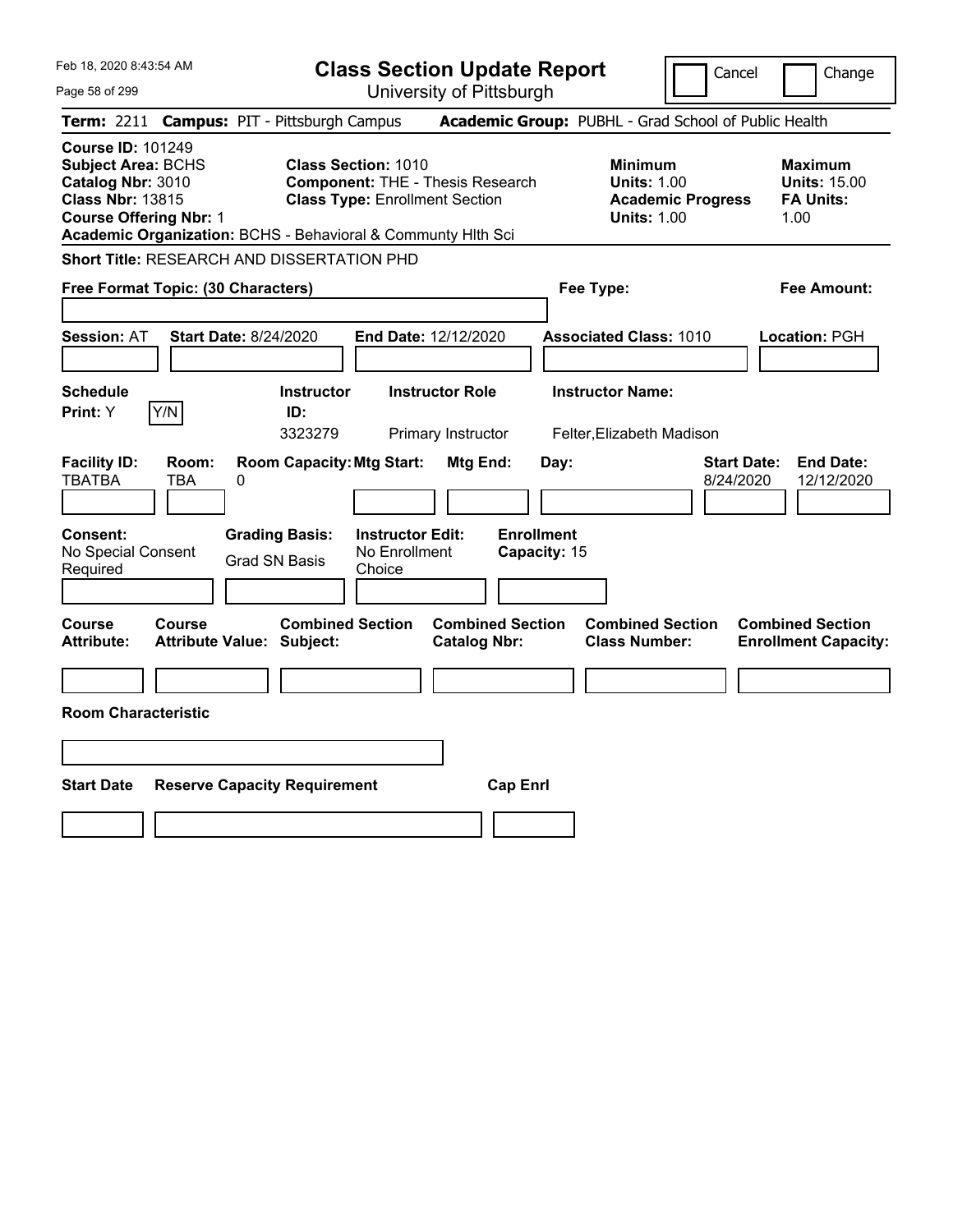# Class Section Update Report

University of Pittsburgh

Cancel | Change

Feb 18, 2020 8:43:54 AM

**Term:** 2211 **Campus:** PIT - Pittsburgh Campus **Academic Group:** PUBHL - Grad School of Public Health

**Course ID:** 101249
**Subject Area:** BCHS
**Catalog Nbr:** 3010
**Class Nbr:** 13815
**Course Offering Nbr:** 1
**Academic Organization:** BCHS - Behavioral & Communty Hlth Sci

**Class Section:** 1010
**Component:** THE - Thesis Research
**Class Type:** Enrollment Section

**Minimum Units:** 1.00
**Academic Progress Units:** 1.00

**Maximum Units:** 15.00
**FA Units:** 1.00

**Short Title:** RESEARCH AND DISSERTATION PHD

**Free Format Topic: (30 Characters)**

**Fee Type:**

**Fee Amount:**

**Session:** AT **Start Date:** 8/24/2020 **End Date:** 12/12/2020 **Associated Class:** 1010 **Location:** PGH

| Schedule Print | Instructor ID | Instructor Role | Instructor Name |
|---|---|---|---|
| Y | 3323279 | Primary Instructor | Felter,Elizabeth Madison |

| Facility ID | Room | Room Capacity | Mtg Start | Mtg End | Day | Start Date | End Date |
|---|---|---|---|---|---|---|---|
| TBATBA | TBA | 0 | | | | 8/24/2020 | 12/12/2020 |

| Consent | Grading Basis | Instructor Edit | Enrollment Capacity |
|---|---|---|---|
| No Special Consent Required | Grad SN Basis | No Enrollment Choice | 15 |

| Course Attribute | Course Attribute Value | Combined Section Subject | Combined Section Catalog Nbr | Combined Section Class Number | Combined Section Enrollment Capacity |
|---|---|---|---|---|---|
| | | | | | |

**Room Characteristic**

| Start Date | Reserve Capacity Requirement | Cap Enrl |
|---|---|---|
| | | |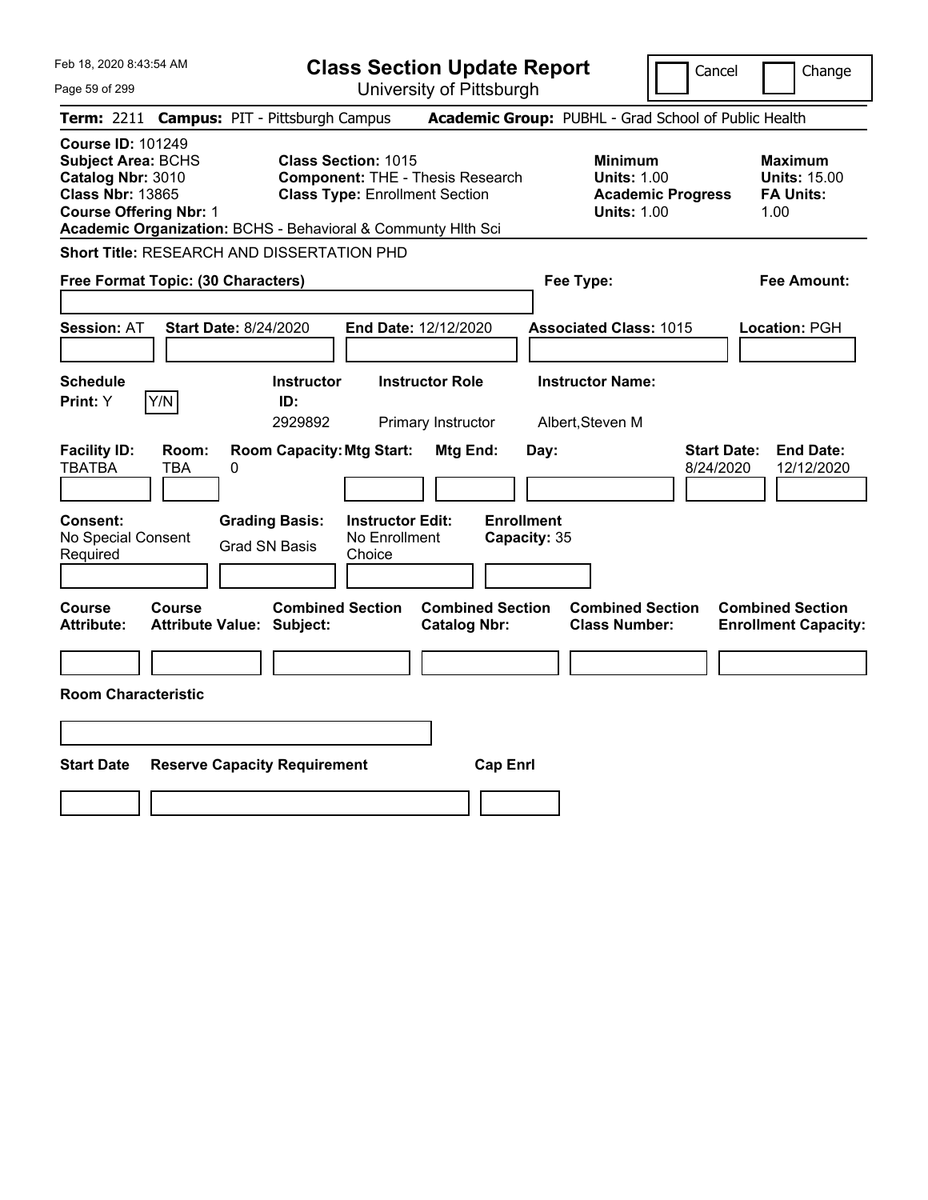Feb 18, 2020 8:43:54 AM

# Class Section Update Report

University of Pittsburgh

Cancel | Change

**Term:** 2211 **Campus:** PIT - Pittsburgh Campus **Academic Group:** PUBHL - Grad School of Public Health

**Course ID:** 101249
**Subject Area:** BCHS
**Catalog Nbr:** 3010
**Class Nbr:** 13865
**Course Offering Nbr:** 1
**Academic Organization:** BCHS - Behavioral & Communty Hlth Sci

**Class Section:** 1015
**Component:** THE - Thesis Research
**Class Type:** Enrollment Section

**Minimum Units:** 1.00
**Academic Progress Units:** 1.00

**Maximum Units:** 15.00
**FA Units:** 1.00

**Short Title:** RESEARCH AND DISSERTATION PHD

**Free Format Topic: (30 Characters)**

**Fee Type:**

**Fee Amount:**

**Session:** AT **Start Date:** 8/24/2020 **End Date:** 12/12/2020 **Associated Class:** 1015 **Location:** PGH

| Schedule Print | Instructor ID | Instructor Role | Instructor Name |
|---|---|---|---|
| Y | 2929892 | Primary Instructor | Albert,Steven M |

| Facility ID | Room | Room Capacity | Mtg Start | Mtg End | Day | Start Date | End Date |
|---|---|---|---|---|---|---|---|
| TBATBA | TBA | 0 | | | | 8/24/2020 | 12/12/2020 |

**Consent:** No Special Consent Required
**Grading Basis:** Grad SN Basis
**Instructor Edit:** No Enrollment Choice
**Enrollment Capacity:** 35

| Course Attribute | Course Attribute Value | Combined Section Subject | Combined Section Catalog Nbr | Combined Section Class Number | Combined Section Enrollment Capacity |
|---|---|---|---|---|---|
| | | | | | |

**Room Characteristic**

| Start Date | Reserve Capacity Requirement | Cap Enrl |
|---|---|---|
| | | |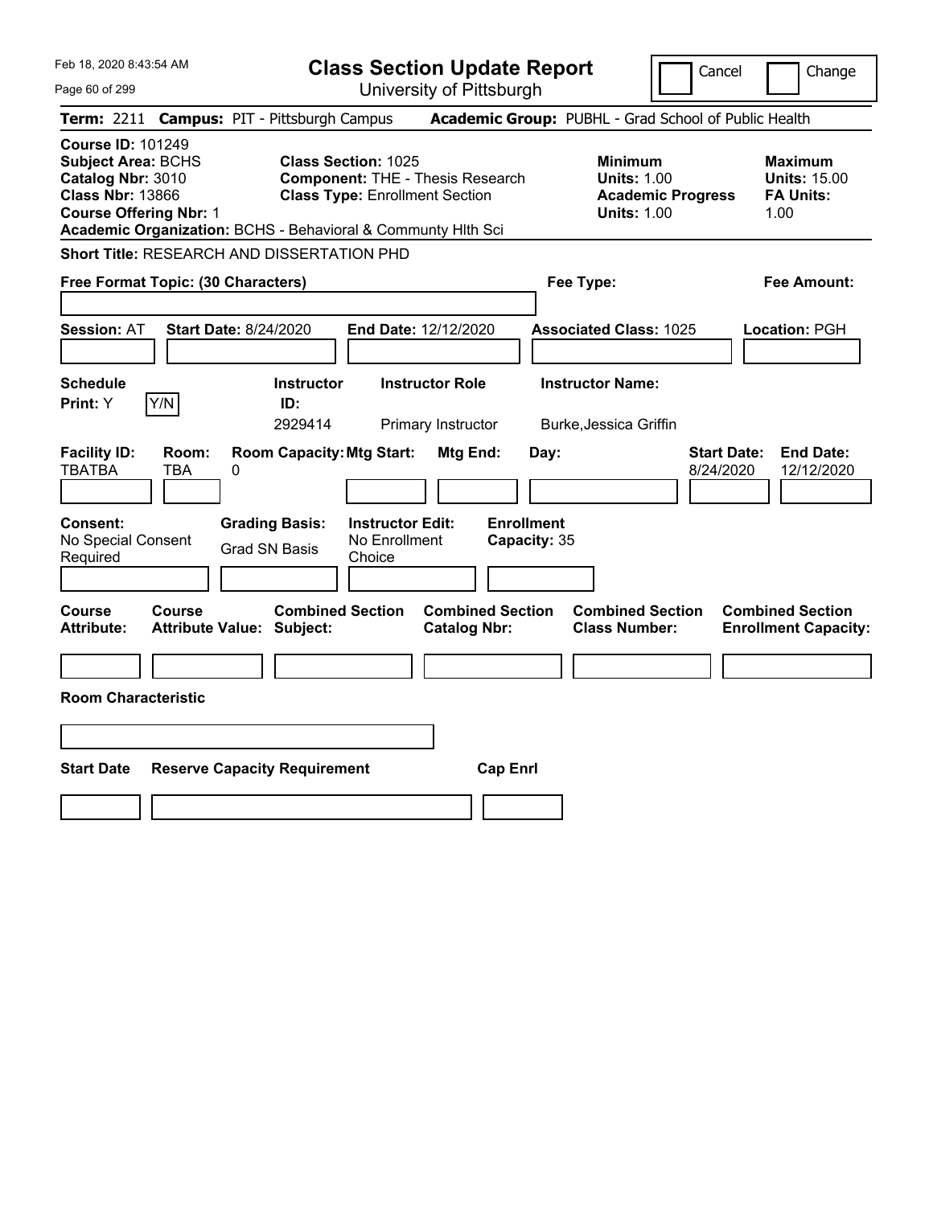Feb 18, 2020 8:43:54 AM

# Class Section Update Report

University of Pittsburgh

Cancel | Change

**Term:** 2211 **Campus:** PIT - Pittsburgh Campus **Academic Group:** PUBHL - Grad School of Public Health

**Course ID:** 101249
**Subject Area:** BCHS
**Catalog Nbr:** 3010
**Class Nbr:** 13866
**Course Offering Nbr:** 1
**Academic Organization:** BCHS - Behavioral & Communty Hlth Sci

**Class Section:** 1025
**Component:** THE - Thesis Research
**Class Type:** Enrollment Section

**Minimum Units:** 1.00
**Academic Progress Units:** 1.00

**Maximum Units:** 15.00
**FA Units:** 1.00

**Short Title:** RESEARCH AND DISSERTATION PHD

**Free Format Topic: (30 Characters)**

**Fee Type:**

**Fee Amount:**

**Session:** AT **Start Date:** 8/24/2020 **End Date:** 12/12/2020 **Associated Class:** 1025 **Location:** PGH

| Schedule Print | Instructor ID | Instructor Role | Instructor Name |
|---|---|---|---|
| Y | 2929414 | Primary Instructor | Burke,Jessica Griffin |

| Facility ID | Room | Room Capacity | Mtg Start | Mtg End | Day | Start Date | End Date |
|---|---|---|---|---|---|---|---|
| TBATBA | TBA | 0 | | | | 8/24/2020 | 12/12/2020 |

**Consent:** No Special Consent Required
**Grading Basis:** Grad SN Basis
**Instructor Edit:** No Enrollment Choice
**Enrollment Capacity:** 35

| Course Attribute | Course Attribute Value | Combined Section Subject | Combined Section Catalog Nbr | Combined Section Class Number | Combined Section Enrollment Capacity |
|---|---|---|---|---|---|
| | | | | | |

**Room Characteristic**

| Start Date | Reserve Capacity Requirement | Cap Enrl |
|---|---|---|
| | | |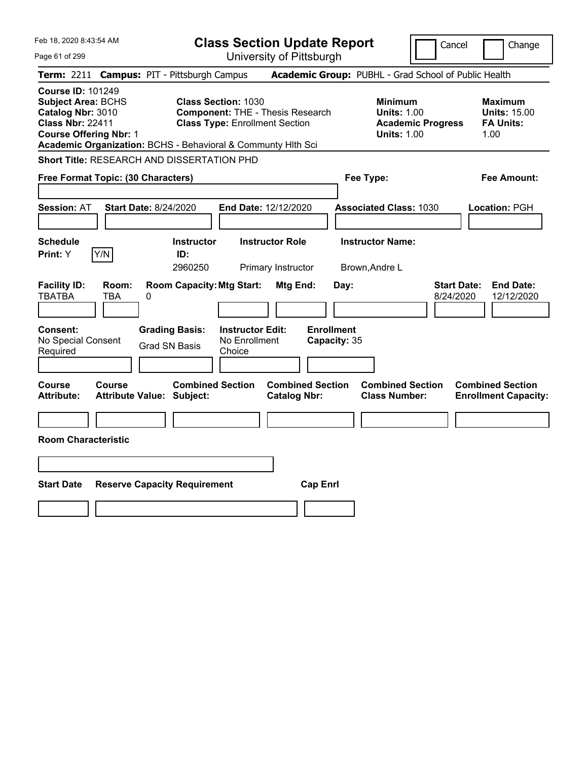Feb 18, 2020 8:43:54 AM

# Class Section Update Report

University of Pittsburgh

Cancel | Change

**Term:** 2211 **Campus:** PIT - Pittsburgh Campus **Academic Group:** PUBHL - Grad School of Public Health

**Course ID:** 101249
**Subject Area:** BCHS
**Catalog Nbr:** 3010
**Class Nbr:** 22411
**Course Offering Nbr:** 1

**Class Section:** 1030
**Component:** THE - Thesis Research
**Class Type:** Enrollment Section

**Minimum Units:** 1.00
**Academic Progress Units:** 1.00

**Maximum Units:** 15.00
**FA Units:** 1.00

**Academic Organization:** BCHS - Behavioral & Communty Hlth Sci

**Short Title:** RESEARCH AND DISSERTATION PHD

**Free Format Topic: (30 Characters)**

**Fee Type:**

**Fee Amount:**

**Session:** AT **Start Date:** 8/24/2020 **End Date:** 12/12/2020 **Associated Class:** 1030 **Location:** PGH

| Schedule Print: | Y/N | Instructor ID: | Instructor Role | Instructor Name: |
|---|---|---|---|---|
| Y | | 2960250 | Primary Instructor | Brown,Andre L |

| Facility ID: | Room: | Room Capacity: | Mtg Start: | Mtg End: | Day: | Start Date: | End Date: |
|---|---|---|---|---|---|---|---|
| TBATBA | TBA | 0 | | | | 8/24/2020 | 12/12/2020 |

| Consent: | Grading Basis: | Instructor Edit: | Enrollment Capacity: |
|---|---|---|---|
| No Special Consent Required | Grad SN Basis | No Enrollment Choice | 35 |

| Course Attribute: | Course Attribute Value: | Combined Section Subject: | Combined Section Catalog Nbr: | Combined Section Class Number: | Combined Section Enrollment Capacity: |
|---|---|---|---|---|---|
| | | | | | |

**Room Characteristic**

| Start Date | Reserve Capacity Requirement | Cap Enrl |
|---|---|---|
| | | |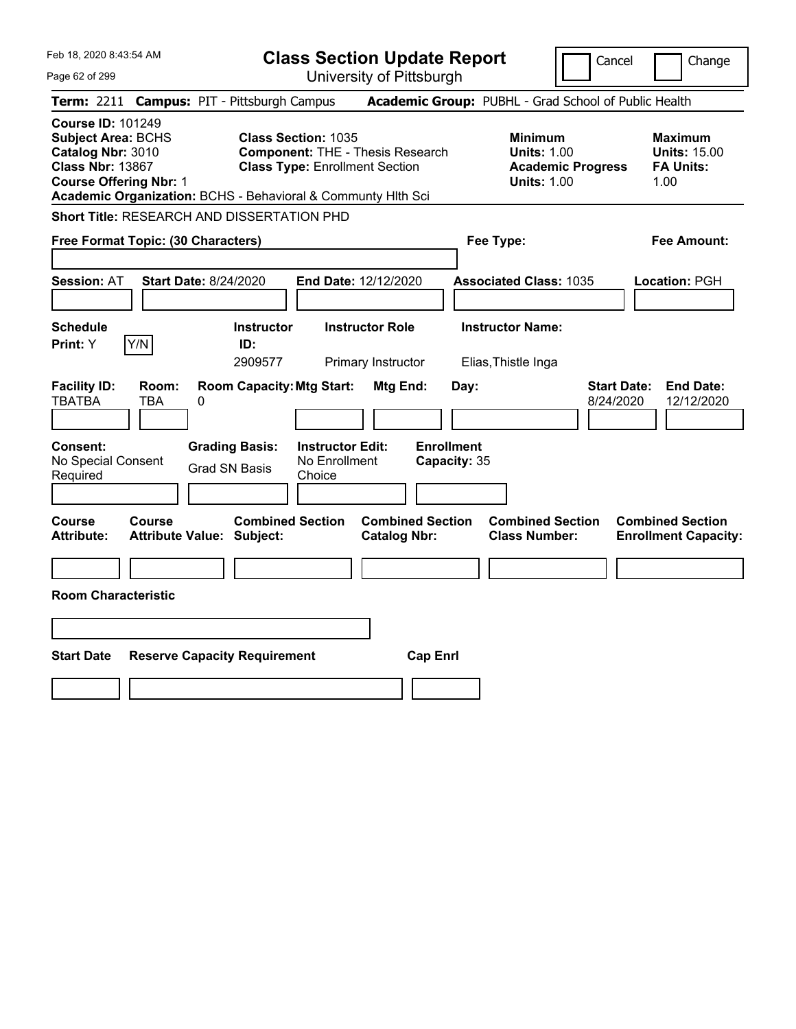Feb 18, 2020 8:43:54 AM

# Class Section Update Report

University of Pittsburgh

Cancel | Change

**Term:** 2211 **Campus:** PIT - Pittsburgh Campus **Academic Group:** PUBHL - Grad School of Public Health

**Course ID:** 101249
**Subject Area:** BCHS
**Catalog Nbr:** 3010
**Class Nbr:** 13867
**Course Offering Nbr:** 1

**Class Section:** 1035
**Component:** THE - Thesis Research
**Class Type:** Enrollment Section

**Minimum Units:** 1.00
**Academic Progress Units:** 1.00

**Maximum Units:** 15.00
**FA Units:** 1.00

**Academic Organization:** BCHS - Behavioral & Communty Hlth Sci

**Short Title:** RESEARCH AND DISSERTATION PHD

**Free Format Topic: (30 Characters)**

**Fee Type:**

**Fee Amount:**

**Session:** AT **Start Date:** 8/24/2020 **End Date:** 12/12/2020 **Associated Class:** 1035 **Location:** PGH

| Schedule Print: | Instructor ID: | Instructor Role | Instructor Name: |
|---|---|---|---|
| Y [Y/N] | 2909577 | Primary Instructor | Elias,Thistle Inga |

| Facility ID: | Room: | Room Capacity: | Mtg Start: | Mtg End: | Day: | Start Date: | End Date: |
|---|---|---|---|---|---|---|---|
| TBATBA | TBA | 0 | | | | 8/24/2020 | 12/12/2020 |

| Consent: | Grading Basis: | Instructor Edit: | Enrollment Capacity: |
|---|---|---|---|
| No Special Consent Required | Grad SN Basis | No Enrollment Choice | 35 |

| Course Attribute: | Course Attribute Value: | Combined Section Subject: | Combined Section Catalog Nbr: | Combined Section Class Number: | Combined Section Enrollment Capacity: |
|---|---|---|---|---|---|
| | | | | | |

**Room Characteristic**

| Start Date | Reserve Capacity Requirement | Cap Enrl |
|---|---|---|
| | | |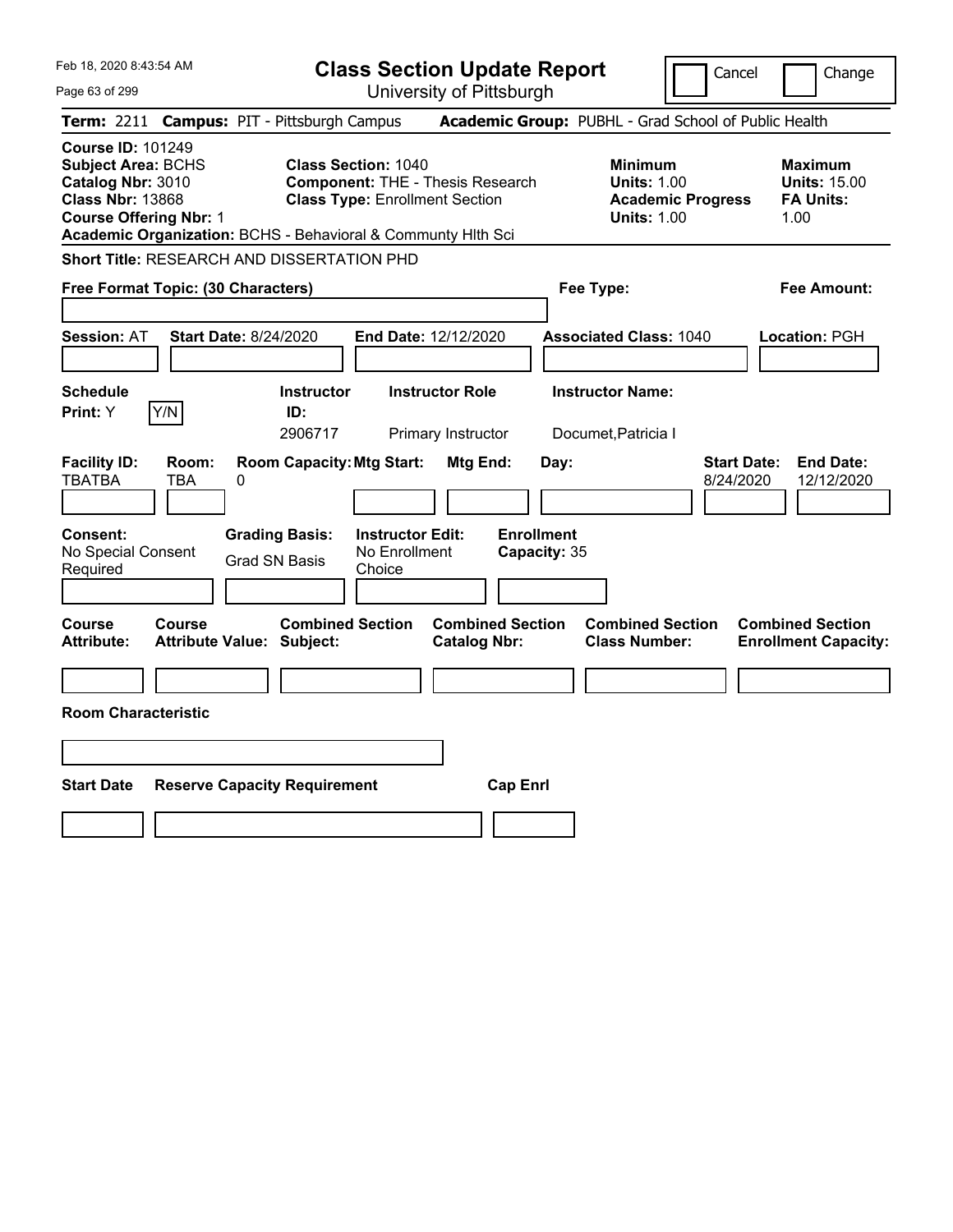Feb 18, 2020 8:43:54 AM

# Class Section Update Report

University of Pittsburgh

Cancel | Change

**Term:** 2211 **Campus:** PIT - Pittsburgh Campus **Academic Group:** PUBHL - Grad School of Public Health

**Course ID:** 101249
**Subject Area:** BCHS
**Catalog Nbr:** 3010
**Class Nbr:** 13868
**Course Offering Nbr:** 1
**Academic Organization:** BCHS - Behavioral & Communty Hlth Sci

**Class Section:** 1040
**Component:** THE - Thesis Research
**Class Type:** Enrollment Section

**Minimum Units:** 1.00
**Academic Progress Units:** 1.00

**Maximum Units:** 15.00
**FA Units:** 1.00

**Short Title:** RESEARCH AND DISSERTATION PHD

**Free Format Topic: (30 Characters)**

**Fee Type:**

**Fee Amount:**

**Session:** AT **Start Date:** 8/24/2020 **End Date:** 12/12/2020 **Associated Class:** 1040 **Location:** PGH

| Schedule Print: | Instructor ID: | Instructor Role | Instructor Name: |
|---|---|---|---|
| Y (Y/N) | 2906717 | Primary Instructor | Documet,Patricia I |

| Facility ID: | Room: | Room Capacity: | Mtg Start: | Mtg End: | Day: | Start Date: | End Date: |
|---|---|---|---|---|---|---|---|
| TBATBA | TBA | 0 | | | | 8/24/2020 | 12/12/2020 |

| Consent: | Grading Basis: | Instructor Edit: | Enrollment Capacity: |
|---|---|---|---|
| No Special Consent Required | Grad SN Basis | No Enrollment Choice | 35 |

| Course Attribute: | Course Attribute Value: | Combined Section Subject: | Combined Section Catalog Nbr: | Combined Section Class Number: | Combined Section Enrollment Capacity: |
|---|---|---|---|---|---|
| | | | | | |

**Room Characteristic**

| Start Date | Reserve Capacity Requirement | Cap Enrl |
|---|---|---|
| | | |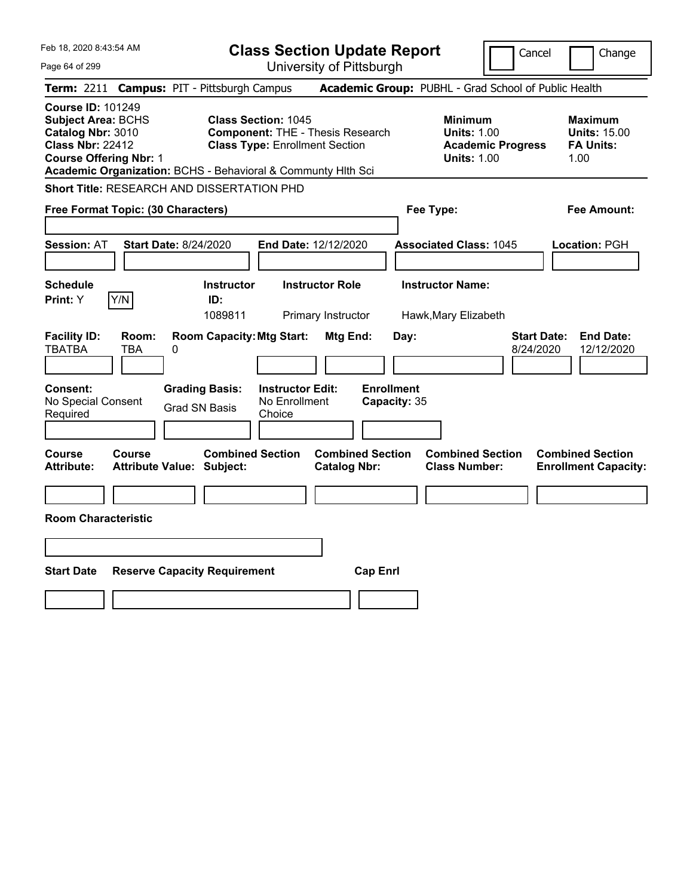# Class Section Update Report

University of Pittsburgh

Cancel | Change

**Term:** 2211 **Campus:** PIT - Pittsburgh Campus **Academic Group:** PUBHL - Grad School of Public Health

**Course ID:** 101249
**Subject Area:** BCHS
**Catalog Nbr:** 3010
**Class Nbr:** 22412
**Course Offering Nbr:** 1
**Academic Organization:** BCHS - Behavioral & Communty Hlth Sci

**Class Section:** 1045
**Component:** THE - Thesis Research
**Class Type:** Enrollment Section

**Minimum Units:** 1.00
**Academic Progress Units:** 1.00

**Maximum Units:** 15.00
**FA Units:** 1.00

**Short Title:** RESEARCH AND DISSERTATION PHD

**Free Format Topic: (30 Characters)**

**Fee Type:**

**Fee Amount:**

**Session:** AT **Start Date:** 8/24/2020 **End Date:** 12/12/2020 **Associated Class:** 1045 **Location:** PGH

| Schedule Print | Instructor ID | Instructor Role | Instructor Name |
|---|---|---|---|
| Y | 1089811 | Primary Instructor | Hawk,Mary Elizabeth |

| Facility ID | Room | Room Capacity | Mtg Start | Mtg End | Day | Start Date | End Date |
|---|---|---|---|---|---|---|---|
| TBATBA | TBA | 0 | | | | 8/24/2020 | 12/12/2020 |

**Consent:** No Special Consent Required
**Grading Basis:** Grad SN Basis
**Instructor Edit:** No Enrollment Choice
**Enrollment Capacity:** 35

| Course Attribute | Course Attribute Value | Combined Section Subject | Combined Section Catalog Nbr | Combined Section Class Number | Combined Section Enrollment Capacity |
|---|---|---|---|---|---|
| | | | | | |

**Room Characteristic**

| Start Date | Reserve Capacity Requirement | Cap Enrl |
|---|---|---|
| | | |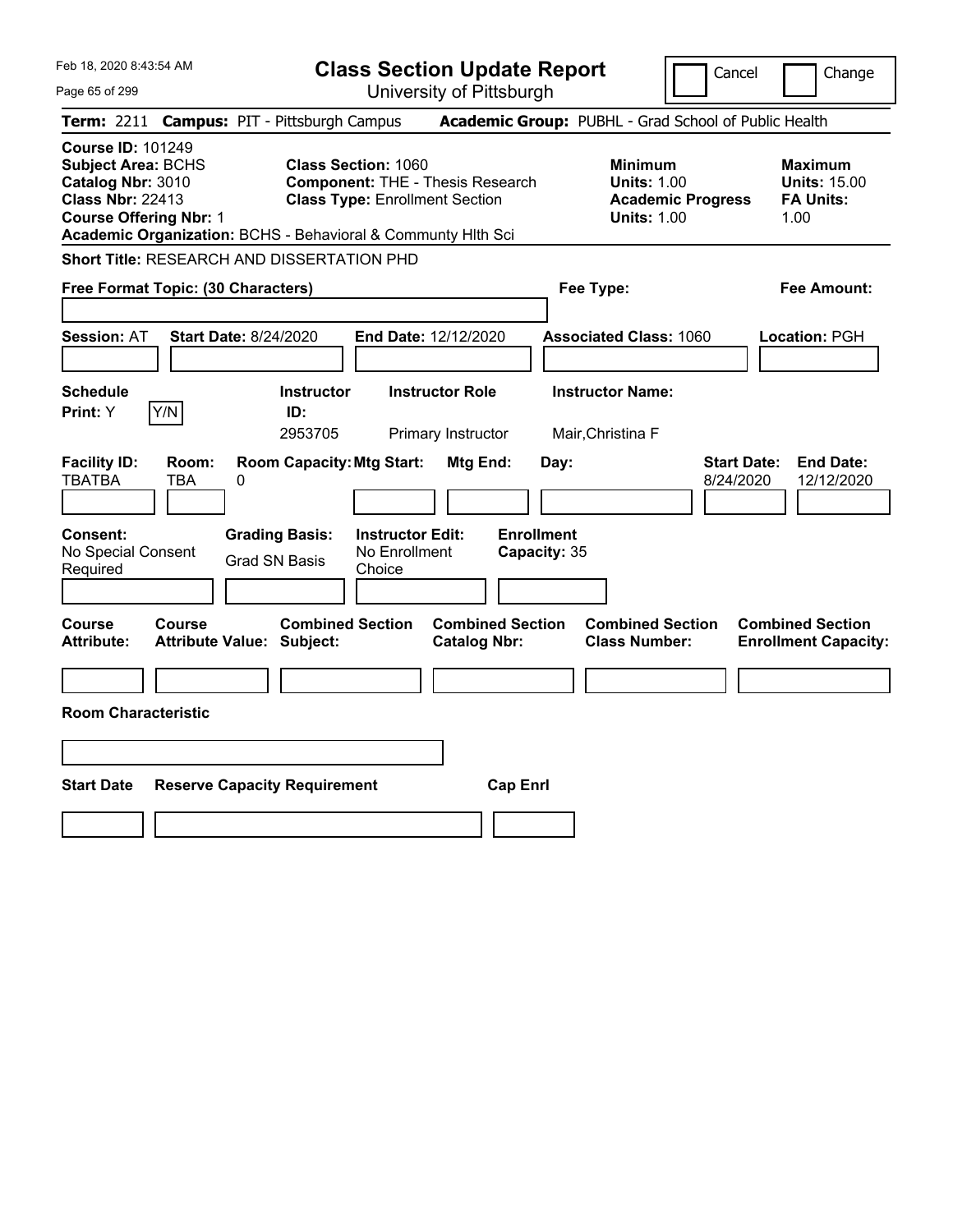Feb 18, 2020 8:43:54 AM

# Class Section Update Report

University of Pittsburgh

Cancel | Change

**Term:** 2211 **Campus:** PIT - Pittsburgh Campus **Academic Group:** PUBHL - Grad School of Public Health

**Course ID:** 101249
**Subject Area:** BCHS
**Catalog Nbr:** 3010
**Class Nbr:** 22413
**Course Offering Nbr:** 1
**Academic Organization:** BCHS - Behavioral & Communty Hlth Sci

**Class Section:** 1060
**Component:** THE - Thesis Research
**Class Type:** Enrollment Section

**Minimum Units:** 1.00
**Academic Progress Units:** 1.00

**Maximum Units:** 15.00
**FA Units:** 1.00

**Short Title:** RESEARCH AND DISSERTATION PHD

**Free Format Topic: (30 Characters)**

**Fee Type:**

**Fee Amount:**

**Session:** AT **Start Date:** 8/24/2020 **End Date:** 12/12/2020 **Associated Class:** 1060 **Location:** PGH

| Schedule Print | Instructor ID | Instructor Role | Instructor Name |
|---|---|---|---|
| Y (Y/N) | 2953705 | Primary Instructor | Mair,Christina F |

| Facility ID | Room | Room Capacity | Mtg Start | Mtg End | Day | Start Date | End Date |
|---|---|---|---|---|---|---|---|
| TBATBA | TBA | 0 | | | | 8/24/2020 | 12/12/2020 |

**Consent:** No Special Consent Required
**Grading Basis:** Grad SN Basis
**Instructor Edit:** No Enrollment Choice
**Enrollment Capacity:** 35

| Course Attribute | Course Attribute Value | Combined Section Subject | Combined Section Catalog Nbr | Combined Section Class Number | Combined Section Enrollment Capacity |
|---|---|---|---|---|---|
| | | | | | |

**Room Characteristic**

| Start Date | Reserve Capacity Requirement | Cap Enrl |
|---|---|---|
| | | |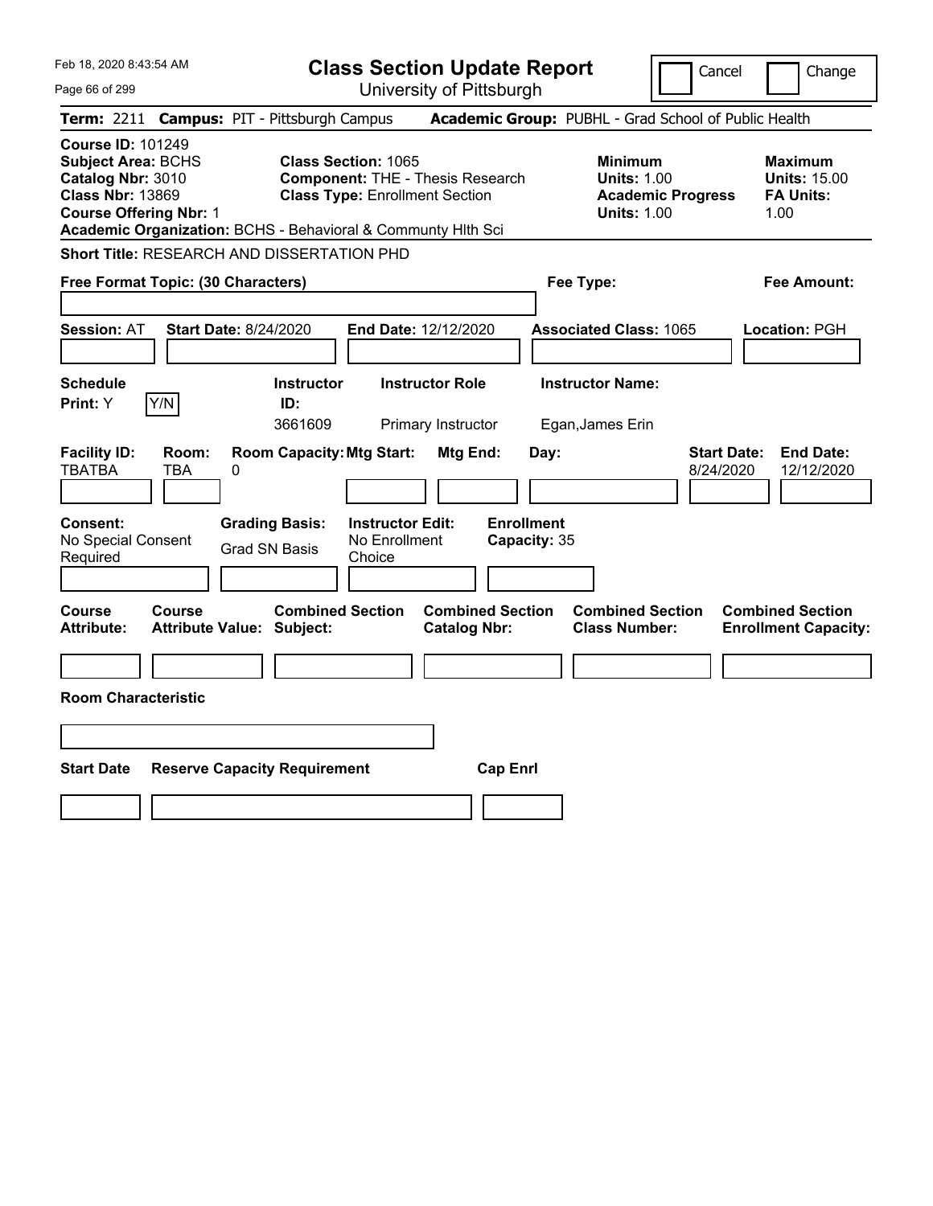Feb 18, 2020 8:43:54 AM

# Class Section Update Report

University of Pittsburgh

Cancel | Change

**Term:** 2211 **Campus:** PIT - Pittsburgh Campus **Academic Group:** PUBHL - Grad School of Public Health

**Course ID:** 101249
**Subject Area:** BCHS
**Catalog Nbr:** 3010
**Class Nbr:** 13869
**Course Offering Nbr:** 1
**Academic Organization:** BCHS - Behavioral & Communty Hlth Sci

**Class Section:** 1065
**Component:** THE - Thesis Research
**Class Type:** Enrollment Section

**Minimum Units:** 1.00
**Academic Progress Units:** 1.00

**Maximum Units:** 15.00
**FA Units:** 1.00

**Short Title:** RESEARCH AND DISSERTATION PHD

**Free Format Topic: (30 Characters)**

**Fee Type:**

**Fee Amount:**

**Session:** AT **Start Date:** 8/24/2020 **End Date:** 12/12/2020 **Associated Class:** 1065 **Location:** PGH

| Schedule Print | Y/N | Instructor ID | Instructor Role | Instructor Name |
|---|---|---|---|---|
| Y | | 3661609 | Primary Instructor | Egan,James Erin |

| Facility ID | Room | Room Capacity | Mtg Start | Mtg End | Day | Start Date | End Date |
|---|---|---|---|---|---|---|---|
| TBATBA | TBA | 0 | | | | 8/24/2020 | 12/12/2020 |

| Consent | Grading Basis | Instructor Edit | Enrollment Capacity |
|---|---|---|---|
| No Special Consent Required | Grad SN Basis | No Enrollment Choice | 35 |

| Course Attribute | Course Attribute Value | Combined Section Subject | Combined Section Catalog Nbr | Combined Section Class Number | Combined Section Enrollment Capacity |
|---|---|---|---|---|---|
| | | | | | |

**Room Characteristic**

| Start Date | Reserve Capacity Requirement | Cap Enrl |
|---|---|---|
| | | |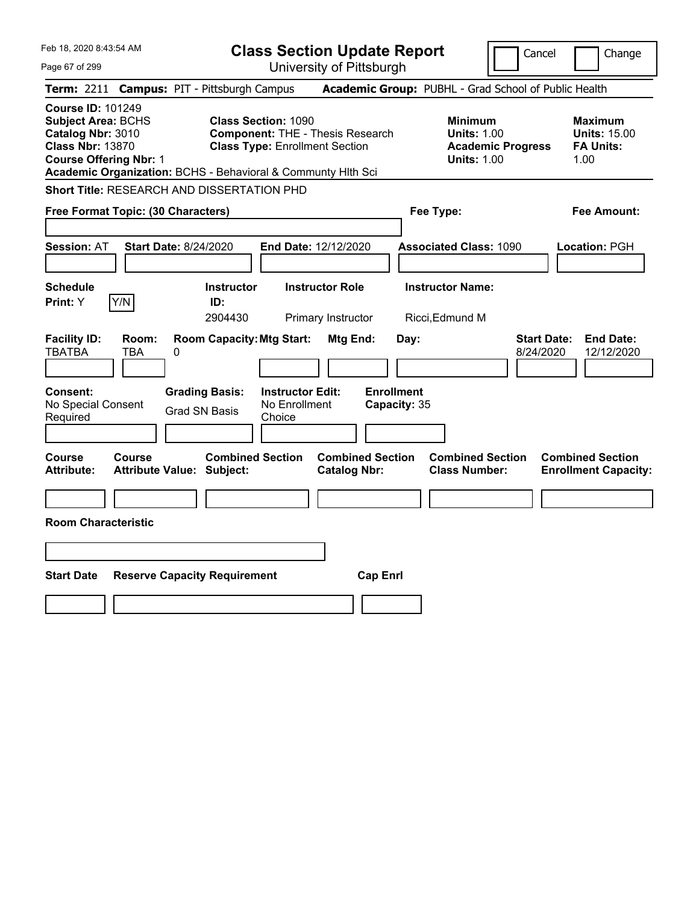Feb 18, 2020 8:43:54 AM

# Class Section Update Report

University of Pittsburgh

Cancel | Change

**Term:** 2211 **Campus:** PIT - Pittsburgh Campus **Academic Group:** PUBHL - Grad School of Public Health

**Course ID:** 101249
**Subject Area:** BCHS
**Catalog Nbr:** 3010
**Class Nbr:** 13870
**Course Offering Nbr:** 1
**Academic Organization:** BCHS - Behavioral & Communty Hlth Sci

**Class Section:** 1090
**Component:** THE - Thesis Research
**Class Type:** Enrollment Section

**Minimum Units:** 1.00
**Academic Progress Units:** 1.00

**Maximum Units:** 15.00
**FA Units:** 1.00

**Short Title:** RESEARCH AND DISSERTATION PHD

**Free Format Topic: (30 Characters)**

**Fee Type:**

**Fee Amount:**

**Session:** AT **Start Date:** 8/24/2020 **End Date:** 12/12/2020 **Associated Class:** 1090 **Location:** PGH

| Schedule Print: | Instructor ID: | Instructor Role | Instructor Name: |
|---|---|---|---|
| Y (Y/N) | 2904430 | Primary Instructor | Ricci,Edmund M |

| Facility ID: | Room: | Room Capacity: | Mtg Start: | Mtg End: | Day: | Start Date: | End Date: |
|---|---|---|---|---|---|---|---|
| TBATBA | TBA | 0 | | | | 8/24/2020 | 12/12/2020 |

| Consent: | Grading Basis: | Instructor Edit: | Enrollment Capacity: |
|---|---|---|---|
| No Special Consent Required | Grad SN Basis | No Enrollment Choice | 35 |

| Course Attribute: | Course Attribute Value: | Combined Section Subject: | Combined Section Catalog Nbr: | Combined Section Class Number: | Combined Section Enrollment Capacity: |
|---|---|---|---|---|---|
| | | | | | |

**Room Characteristic**

| Start Date | Reserve Capacity Requirement | Cap Enrl |
|---|---|---|
| | | |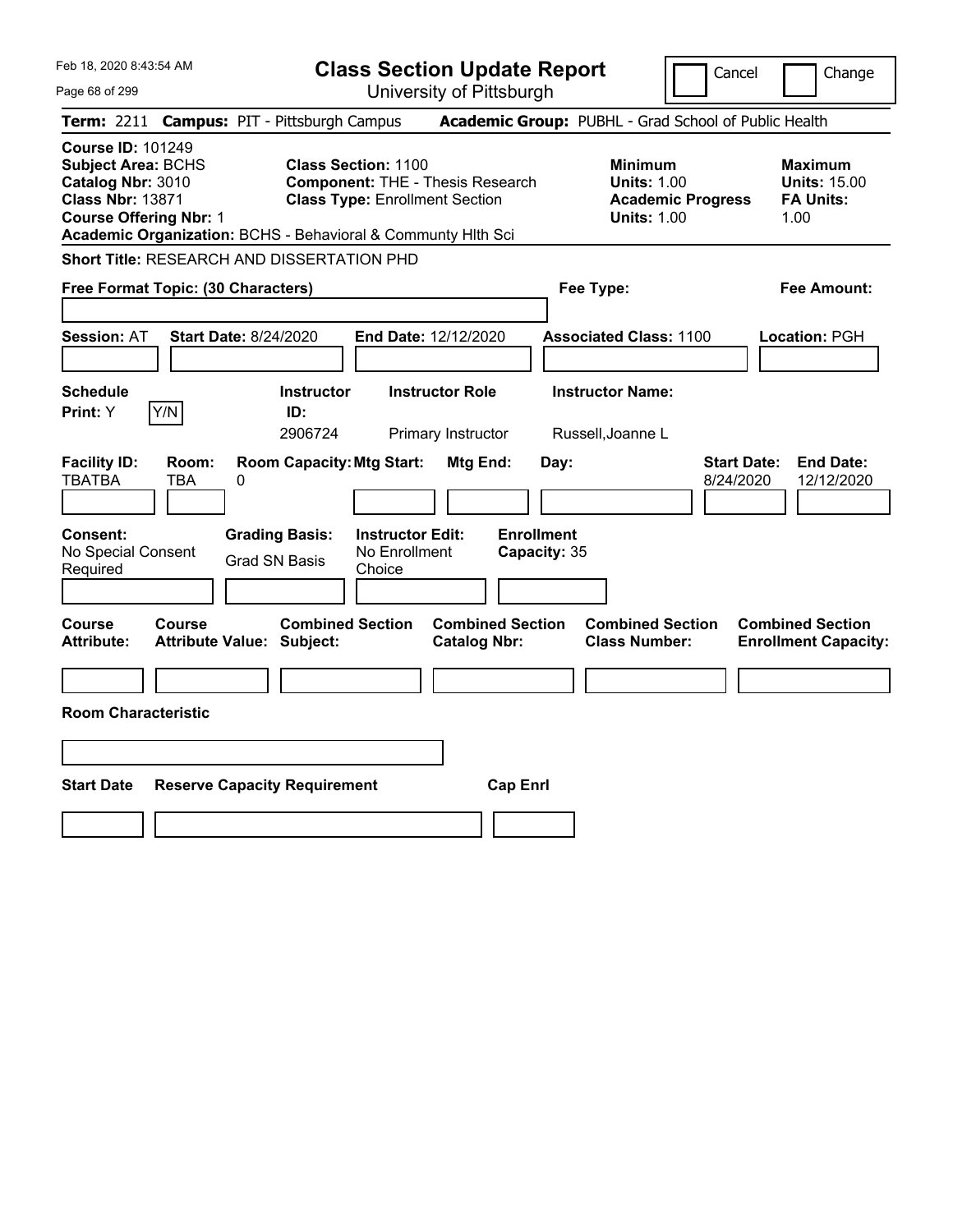Feb 18, 2020 8:43:54 AM

# Class Section Update Report

University of Pittsburgh

Cancel | Change

**Term:** 2211 **Campus:** PIT - Pittsburgh Campus **Academic Group:** PUBHL - Grad School of Public Health

**Course ID:** 101249
**Subject Area:** BCHS
**Catalog Nbr:** 3010
**Class Nbr:** 13871
**Course Offering Nbr:** 1
**Academic Organization:** BCHS - Behavioral & Communty Hlth Sci

**Class Section:** 1100
**Component:** THE - Thesis Research
**Class Type:** Enrollment Section

**Minimum Units:** 1.00
**Academic Progress Units:** 1.00

**Maximum Units:** 15.00
**FA Units:** 1.00

**Short Title:** RESEARCH AND DISSERTATION PHD

**Free Format Topic: (30 Characters)**

**Fee Type:**

**Fee Amount:**

**Session:** AT **Start Date:** 8/24/2020 **End Date:** 12/12/2020 **Associated Class:** 1100 **Location:** PGH

| Schedule Print | Instructor ID | Instructor Role | Instructor Name |
|---|---|---|---|
| Y (Y/N) | 2906724 | Primary Instructor | Russell,Joanne L |

| Facility ID | Room | Room Capacity | Mtg Start | Mtg End | Day | Start Date | End Date |
|---|---|---|---|---|---|---|---|
| TBATBA | TBA | 0 | | | | 8/24/2020 | 12/12/2020 |

| Consent | Grading Basis | Instructor Edit | Enrollment Capacity |
|---|---|---|---|
| No Special Consent Required | Grad SN Basis | No Enrollment Choice | 35 |

| Course Attribute | Course Attribute Value | Combined Section Subject | Combined Section Catalog Nbr | Combined Section Class Number | Combined Section Enrollment Capacity |
|---|---|---|---|---|---|
| | | | | | |

**Room Characteristic**

| Start Date | Reserve Capacity Requirement | Cap Enrl |
|---|---|---|
| | | |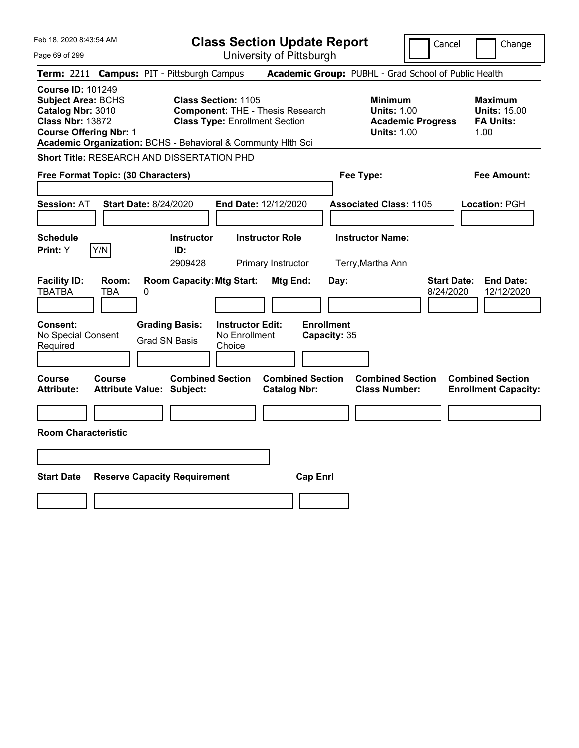Feb 18, 2020 8:43:54 AM

# Class Section Update Report

University of Pittsburgh

Cancel | Change

**Term:** 2211 **Campus:** PIT - Pittsburgh Campus **Academic Group:** PUBHL - Grad School of Public Health

**Course ID:** 101249
**Subject Area:** BCHS
**Catalog Nbr:** 3010
**Class Nbr:** 13872
**Course Offering Nbr:** 1

**Class Section:** 1105
**Component:** THE - Thesis Research
**Class Type:** Enrollment Section

**Minimum Units:** 1.00
**Academic Progress Units:** 1.00

**Maximum Units:** 15.00
**FA Units:** 1.00

**Academic Organization:** BCHS - Behavioral & Communty Hlth Sci

**Short Title:** RESEARCH AND DISSERTATION PHD

**Free Format Topic: (30 Characters)**

**Fee Type:**

**Fee Amount:**

**Session:** AT **Start Date:** 8/24/2020 **End Date:** 12/12/2020 **Associated Class:** 1105 **Location:** PGH

| Schedule Print | Instructor ID | Instructor Role | Instructor Name |
|---|---|---|---|
| Y (Y/N) | 2909428 | Primary Instructor | Terry,Martha Ann |

| Facility ID | Room | Room Capacity | Mtg Start | Mtg End | Day | Start Date | End Date |
|---|---|---|---|---|---|---|---|
| TBATBA | TBA | 0 | | | | 8/24/2020 | 12/12/2020 |

**Consent:** No Special Consent Required
**Grading Basis:** Grad SN Basis
**Instructor Edit:** No Enrollment Choice
**Enrollment Capacity:** 35

| Course Attribute | Course Attribute Value | Combined Section Subject | Combined Section Catalog Nbr | Combined Section Class Number | Combined Section Enrollment Capacity |
|---|---|---|---|---|---|
| | | | | | |

**Room Characteristic**

| Start Date | Reserve Capacity Requirement | Cap Enrl |
|---|---|---|
| | | |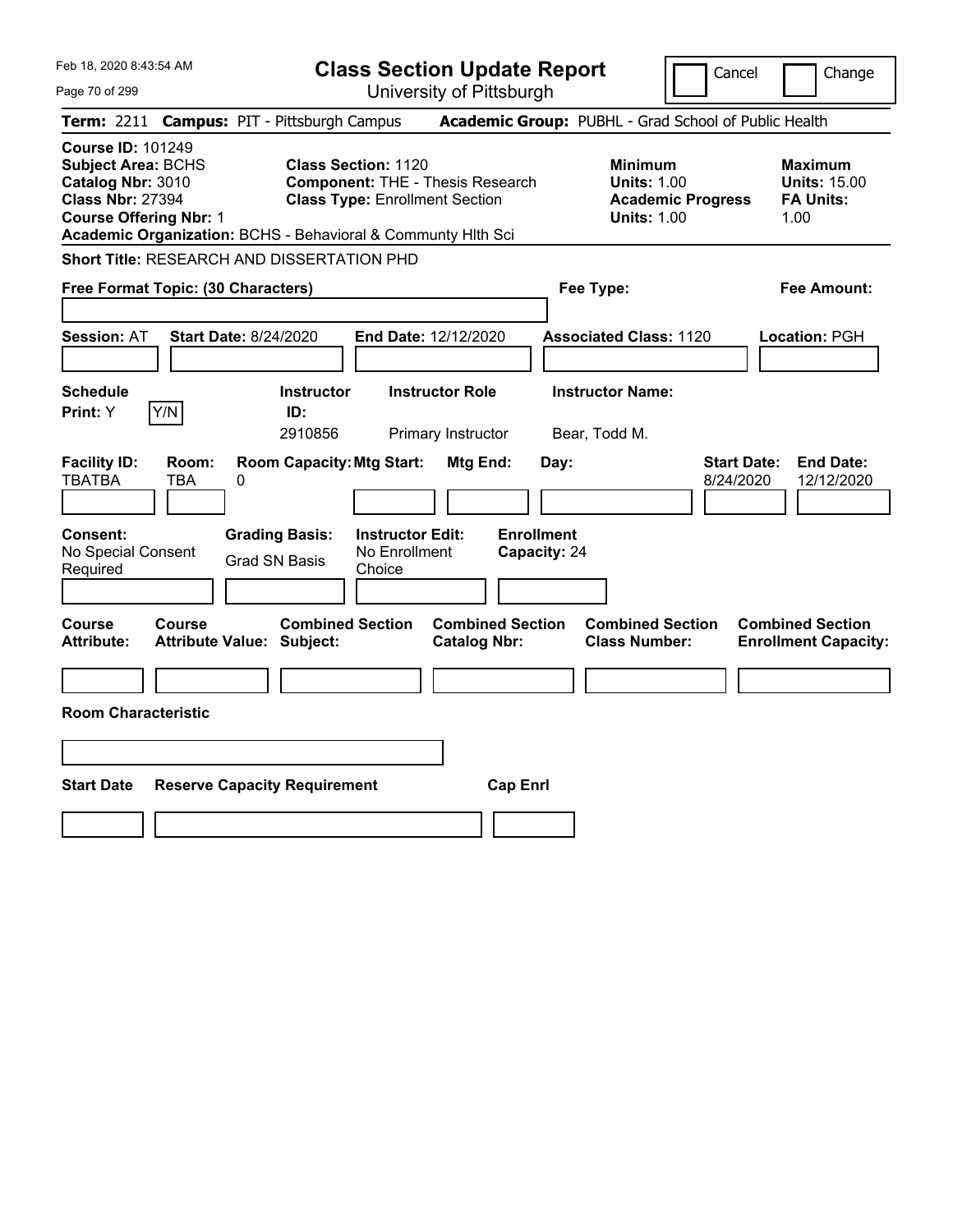Feb 18, 2020 8:43:54 AM

# Class Section Update Report

University of Pittsburgh

Cancel | Change

**Term:** 2211 **Campus:** PIT - Pittsburgh Campus **Academic Group:** PUBHL - Grad School of Public Health

**Course ID:** 101249
**Subject Area:** BCHS
**Catalog Nbr:** 3010
**Class Nbr:** 27394
**Course Offering Nbr:** 1

**Class Section:** 1120
**Component:** THE - Thesis Research
**Class Type:** Enrollment Section

**Minimum Units:** 1.00
**Academic Progress Units:** 1.00

**Maximum Units:** 15.00
**FA Units:** 1.00

**Academic Organization:** BCHS - Behavioral & Communty Hlth Sci

**Short Title:** RESEARCH AND DISSERTATION PHD

**Free Format Topic: (30 Characters)**

**Fee Type:**

**Fee Amount:**

**Session:** AT **Start Date:** 8/24/2020 **End Date:** 12/12/2020 **Associated Class:** 1120 **Location:** PGH

| Schedule Print | | Instructor ID | Instructor Role | Instructor Name |
|---|---|---|---|---|
| Y | Y/N | 2910856 | Primary Instructor | Bear, Todd M. |

| Facility ID | Room | Room Capacity | Mtg Start | Mtg End | Day | Start Date | End Date |
|---|---|---|---|---|---|---|---|
| TBATBA | TBA | 0 | | | | 8/24/2020 | 12/12/2020 |

| Consent | Grading Basis | Instructor Edit | Enrollment Capacity |
|---|---|---|---|
| No Special Consent Required | Grad SN Basis | No Enrollment Choice | 24 |

| Course Attribute | Course Attribute Value | Combined Section Subject | Combined Section Catalog Nbr | Combined Section Class Number | Combined Section Enrollment Capacity |
|---|---|---|---|---|---|
| | | | | | |

**Room Characteristic**

| Start Date | Reserve Capacity Requirement | Cap Enrl |
|---|---|---|
| | | |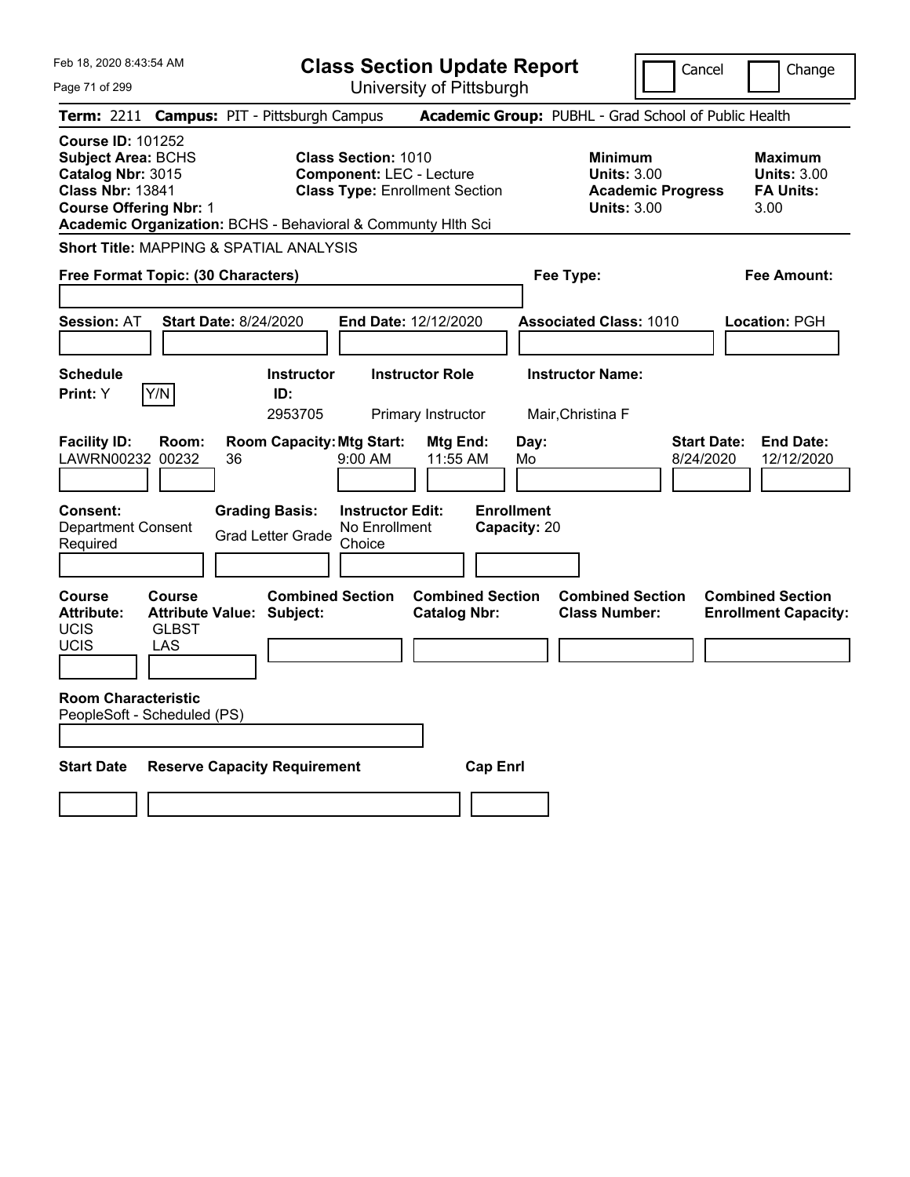Feb 18, 2020 8:43:54 AM

# Class Section Update Report

University of Pittsburgh

Cancel | Change

**Term:** 2211 **Campus:** PIT - Pittsburgh Campus **Academic Group:** PUBHL - Grad School of Public Health

**Course ID:** 101252
**Subject Area:** BCHS
**Catalog Nbr:** 3015
**Class Nbr:** 13841
**Course Offering Nbr:** 1
**Academic Organization:** BCHS - Behavioral & Communty Hlth Sci

**Class Section:** 1010
**Component:** LEC - Lecture
**Class Type:** Enrollment Section

| | Minimum | Maximum |
|---|---|---|
| Units | 3.00 | 3.00 |
| Academic Progress Units | 3.00 | |
| FA Units | | 3.00 |

**Short Title:** MAPPING & SPATIAL ANALYSIS

**Free Format Topic: (30 Characters)**

**Fee Type:**

**Fee Amount:**

**Session:** AT **Start Date:** 8/24/2020 **End Date:** 12/12/2020 **Associated Class:** 1010 **Location:** PGH

| Schedule Print | Instructor ID | Instructor Role | Instructor Name |
|---|---|---|---|
| Y | 2953705 | Primary Instructor | Mair,Christina F |

| Facility ID | Room | Room Capacity | Mtg Start | Mtg End | Day | Start Date | End Date |
|---|---|---|---|---|---|---|---|
| LAWRN00232 | 00232 | 36 | 9:00 AM | 11:55 AM | Mo | 8/24/2020 | 12/12/2020 |

| Consent | Grading Basis | Instructor Edit | Enrollment Capacity |
|---|---|---|---|
| Department Consent Required | Grad Letter Grade | No Enrollment Choice | 20 |

| Course Attribute | Course Attribute Value | Combined Section Subject | Combined Section Catalog Nbr | Combined Section Class Number | Combined Section Enrollment Capacity |
|---|---|---|---|---|---|
| UCIS | GLBST | | | | |
| UCIS | LAS | | | | |

**Room Characteristic**
PeopleSoft - Scheduled (PS)

| Start Date | Reserve Capacity Requirement | Cap Enrl |
|---|---|---|
| | | |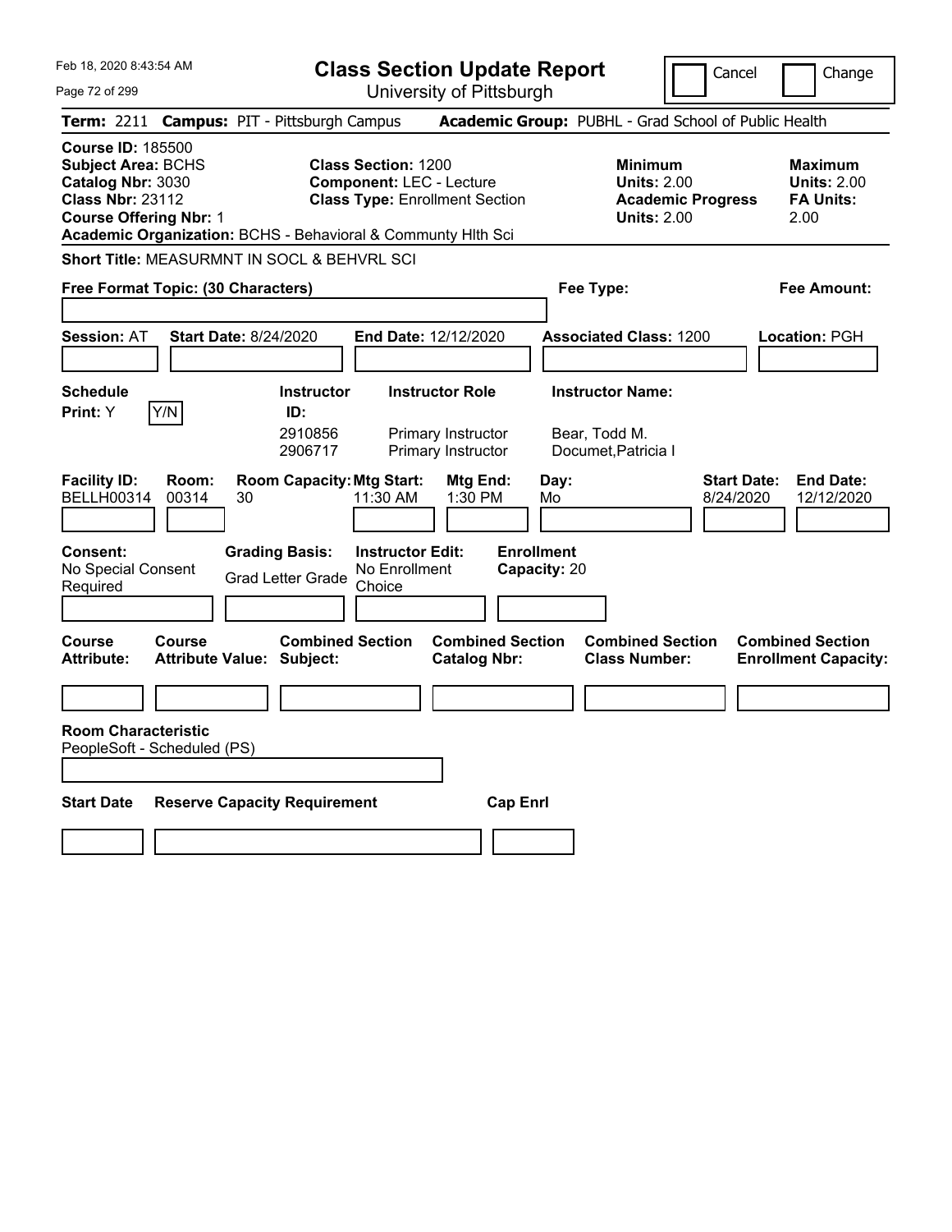Feb 18, 2020 8:43:54 AM

# Class Section Update Report

University of Pittsburgh

Cancel | Change

**Term:** 2211 **Campus:** PIT - Pittsburgh Campus **Academic Group:** PUBHL - Grad School of Public Health

**Course ID:** 185500
**Subject Area:** BCHS
**Catalog Nbr:** 3030
**Class Nbr:** 23112
**Course Offering Nbr:** 1

**Class Section:** 1200
**Component:** LEC - Lecture
**Class Type:** Enrollment Section

**Minimum Units:** 2.00
**Academic Progress Units:** 2.00

**Maximum Units:** 2.00
**FA Units:** 2.00

**Academic Organization:** BCHS - Behavioral & Communty Hlth Sci

**Short Title:** MEASURMNT IN SOCL & BEHVRL SCI

**Free Format Topic: (30 Characters)**

**Fee Type:**

**Fee Amount:**

**Session:** AT **Start Date:** 8/24/2020 **End Date:** 12/12/2020 **Associated Class:** 1200 **Location:** PGH

**Schedule Print:** Y Y/N

| Instructor ID: | Instructor Role | Instructor Name: |
|---|---|---|
| 2910856 | Primary Instructor | Bear, Todd M. |
| 2906717 | Primary Instructor | Documet,Patricia I |

| Facility ID: | Room: | Room Capacity: | Mtg Start: | Mtg End: | Day: | Start Date: | End Date: |
|---|---|---|---|---|---|---|---|
| BELLH00314 | 00314 | 30 | 11:30 AM | 1:30 PM | Mo | 8/24/2020 | 12/12/2020 |

**Consent:** No Special Consent Required
**Grading Basis:** Grad Letter Grade
**Instructor Edit:** No Enrollment Choice
**Enrollment Capacity:** 20

| Course Attribute: | Course Attribute Value: | Combined Section Subject: | Combined Section Catalog Nbr: | Combined Section Class Number: | Combined Section Enrollment Capacity: |
|---|---|---|---|---|---|
| | | | | | |

**Room Characteristic**
PeopleSoft - Scheduled (PS)

| Start Date | Reserve Capacity Requirement | Cap Enrl |
|---|---|---|
| | | |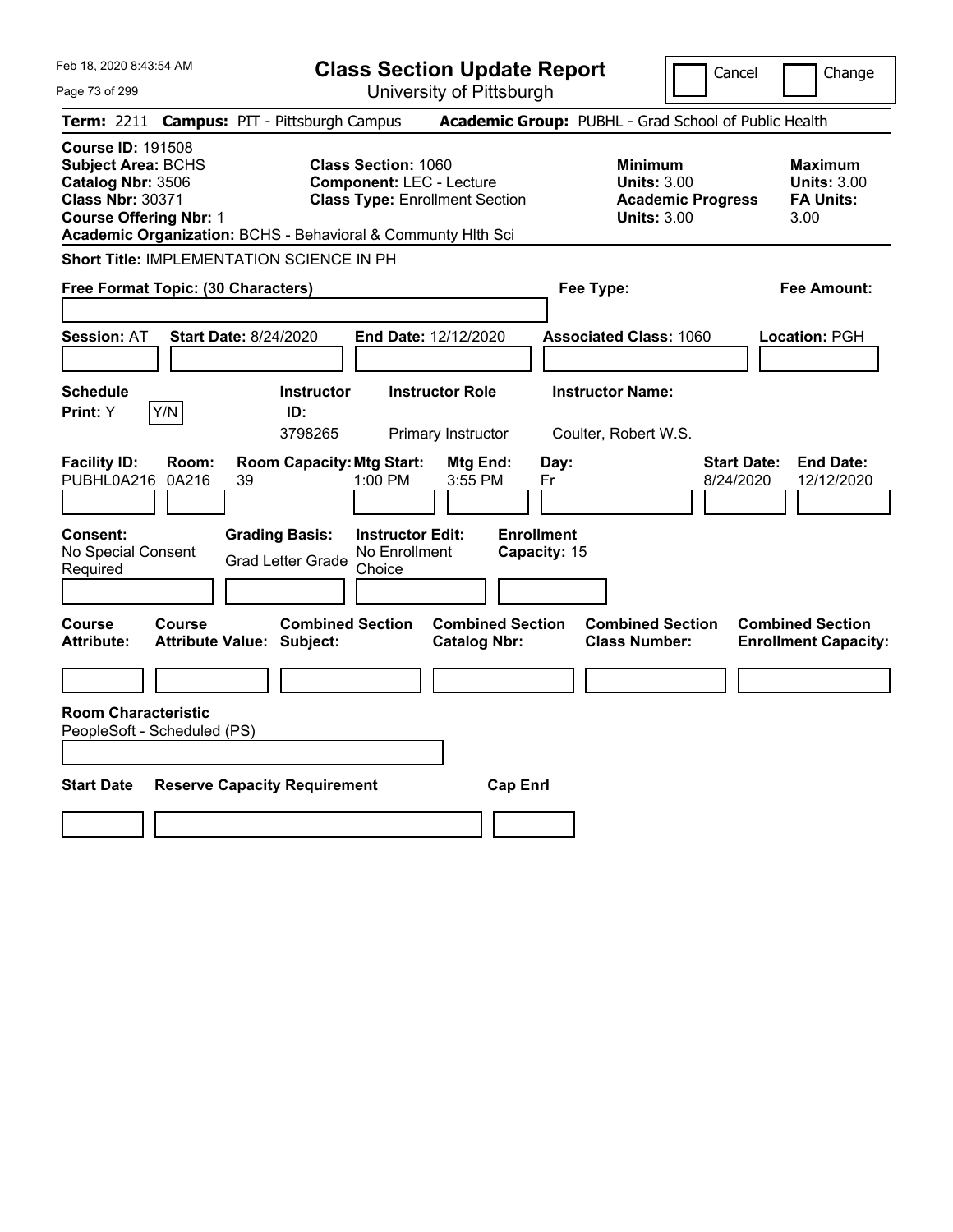# Class Section Update Report

University of Pittsburgh

Feb 18, 2020 8:43:54 AM

Cancel | Change

**Term:** 2211 **Campus:** PIT - Pittsburgh Campus **Academic Group:** PUBHL - Grad School of Public Health

**Course ID:** 191508
**Subject Area:** BCHS
**Catalog Nbr:** 3506
**Class Nbr:** 30371
**Course Offering Nbr:** 1
**Academic Organization:** BCHS - Behavioral & Communty Hlth Sci

**Class Section:** 1060
**Component:** LEC - Lecture
**Class Type:** Enrollment Section

**Minimum**
**Units:** 3.00
**Academic Progress Units:** 3.00

**Maximum**
**Units:** 3.00
**FA Units:** 3.00

**Short Title:** IMPLEMENTATION SCIENCE IN PH

**Free Format Topic: (30 Characters)**

**Fee Type:**

**Fee Amount:**

**Session:** AT **Start Date:** 8/24/2020 **End Date:** 12/12/2020 **Associated Class:** 1060 **Location:** PGH

| Schedule Print | Instructor ID | Instructor Role | Instructor Name |
|---|---|---|---|
| Y (Y/N) | 3798265 | Primary Instructor | Coulter, Robert W.S. |

| Facility ID | Room | Room Capacity | Mtg Start | Mtg End | Day | Start Date | End Date |
|---|---|---|---|---|---|---|---|
| PUBHL0A216 | 0A216 | 39 | 1:00 PM | 3:55 PM | Fr | 8/24/2020 | 12/12/2020 |

**Consent:** No Special Consent Required
**Grading Basis:** Grad Letter Grade
**Instructor Edit:** No Enrollment Choice
**Enrollment Capacity:** 15

| Course Attribute | Course Attribute Value | Combined Section Subject | Combined Section Catalog Nbr | Combined Section Class Number | Combined Section Enrollment Capacity |
|---|---|---|---|---|---|
| | | | | | |

**Room Characteristic**
PeopleSoft - Scheduled (PS)

| Start Date | Reserve Capacity Requirement | Cap Enrl |
|---|---|---|
| | | |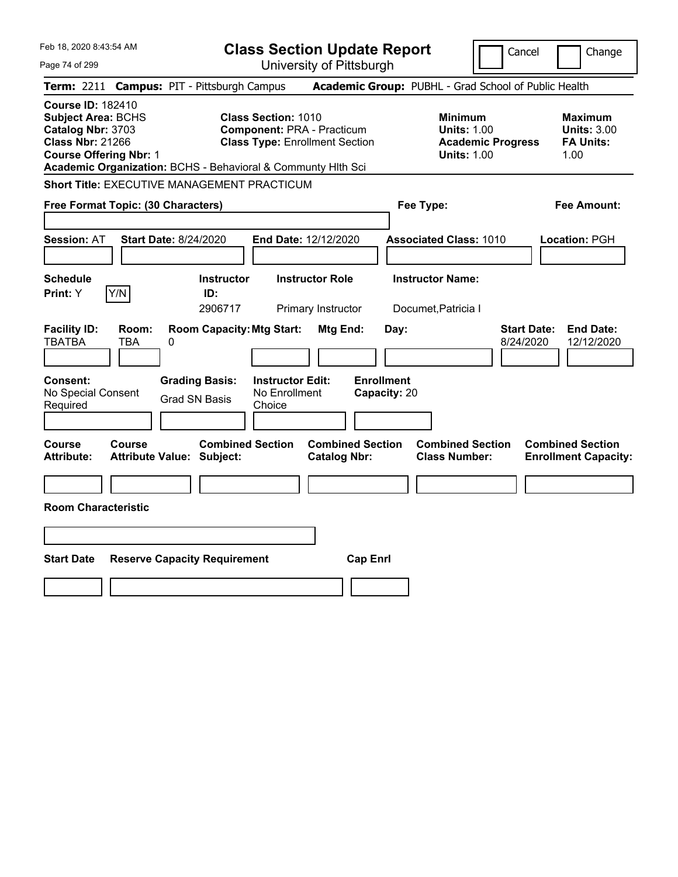Feb 18, 2020 8:43:54 AM

# Class Section Update Report

University of Pittsburgh

Cancel | Change

**Term:** 2211 **Campus:** PIT - Pittsburgh Campus **Academic Group:** PUBHL - Grad School of Public Health

**Course ID:** 182410
**Subject Area:** BCHS
**Catalog Nbr:** 3703
**Class Nbr:** 21266
**Course Offering Nbr:** 1
**Academic Organization:** BCHS - Behavioral & Communty Hlth Sci

**Class Section:** 1010
**Component:** PRA - Practicum
**Class Type:** Enrollment Section

**Minimum Units:** 1.00
**Academic Progress Units:** 1.00

**Maximum Units:** 3.00
**FA Units:** 1.00

**Short Title:** EXECUTIVE MANAGEMENT PRACTICUM

**Free Format Topic: (30 Characters)**

**Fee Type:**

**Fee Amount:**

**Session:** AT **Start Date:** 8/24/2020 **End Date:** 12/12/2020 **Associated Class:** 1010 **Location:** PGH

| Schedule Print: | Instructor ID: | Instructor Role | Instructor Name: |
|---|---|---|---|
| Y (Y/N) | 2906717 | Primary Instructor | Documet,Patricia I |

| Facility ID: | Room: | Room Capacity: | Mtg Start: | Mtg End: | Day: | Start Date: | End Date: |
|---|---|---|---|---|---|---|---|
| TBATBA | TBA | 0 | | | | 8/24/2020 | 12/12/2020 |

| Consent: | Grading Basis: | Instructor Edit: | Enrollment Capacity: |
|---|---|---|---|
| No Special Consent Required | Grad SN Basis | No Enrollment Choice | 20 |

| Course Attribute: | Course Attribute Value: | Combined Section Subject: | Combined Section Catalog Nbr: | Combined Section Class Number: | Combined Section Enrollment Capacity: |
|---|---|---|---|---|---|
| | | | | | |

**Room Characteristic**

| Start Date | Reserve Capacity Requirement | Cap Enrl |
|---|---|---|
| | | |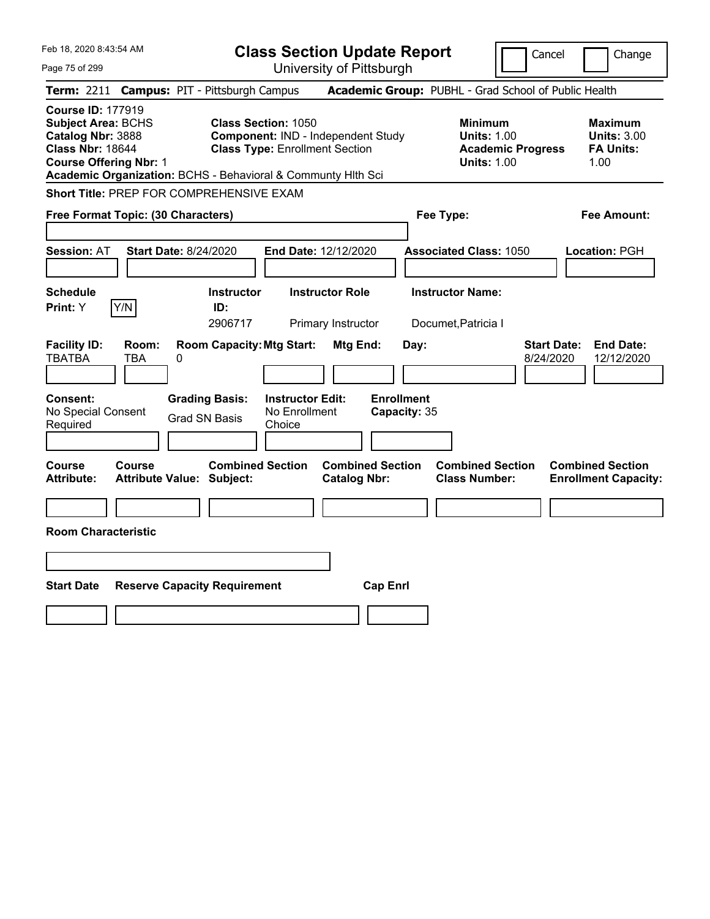Feb 18, 2020 8:43:54 AM

# Class Section Update Report

University of Pittsburgh

Cancel | Change

**Term:** 2211 **Campus:** PIT - Pittsburgh Campus **Academic Group:** PUBHL - Grad School of Public Health

**Course ID:** 177919
**Subject Area:** BCHS
**Catalog Nbr:** 3888
**Class Nbr:** 18644
**Course Offering Nbr:** 1
**Academic Organization:** BCHS - Behavioral & Communty Hlth Sci

**Class Section:** 1050
**Component:** IND - Independent Study
**Class Type:** Enrollment Section

**Minimum Units:** 1.00
**Academic Progress Units:** 1.00

**Maximum Units:** 3.00
**FA Units:** 1.00

**Short Title:** PREP FOR COMPREHENSIVE EXAM

**Free Format Topic: (30 Characters)**

**Fee Type:**

**Fee Amount:**

**Session:** AT **Start Date:** 8/24/2020 **End Date:** 12/12/2020 **Associated Class:** 1050 **Location:** PGH

| Schedule Print: | Instructor ID: | Instructor Role | Instructor Name: |
|---|---|---|---|
| Y (Y/N) | 2906717 | Primary Instructor | Documet,Patricia I |

| Facility ID: | Room: | Room Capacity: | Mtg Start: | Mtg End: | Day: | Start Date: | End Date: |
|---|---|---|---|---|---|---|---|
| TBATBA | TBA | 0 | | | | 8/24/2020 | 12/12/2020 |

| Consent: | Grading Basis: | Instructor Edit: | Enrollment Capacity: |
|---|---|---|---|
| No Special Consent Required | Grad SN Basis | No Enrollment Choice | 35 |

| Course Attribute: | Course Attribute Value: | Combined Section Subject: | Combined Section Catalog Nbr: | Combined Section Class Number: | Combined Section Enrollment Capacity: |
|---|---|---|---|---|---|
| | | | | | |

**Room Characteristic**

| Start Date | Reserve Capacity Requirement | Cap Enrl |
|---|---|---|
| | | |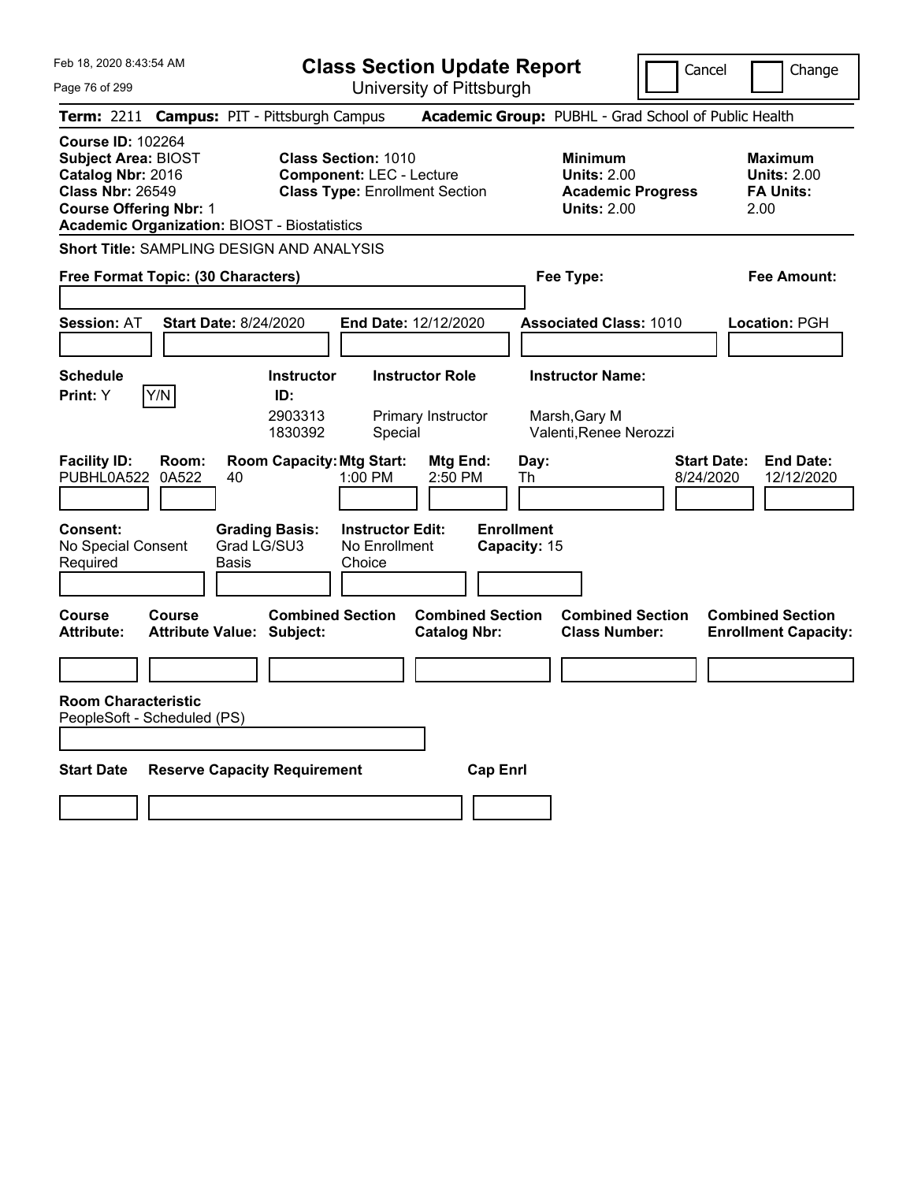Feb 18, 2020 8:43:54 AM

# Class Section Update Report

University of Pittsburgh

Cancel | Change

**Term:** 2211 **Campus:** PIT - Pittsburgh Campus **Academic Group:** PUBHL - Grad School of Public Health

**Course ID:** 102264
**Subject Area:** BIOST
**Catalog Nbr:** 2016
**Class Nbr:** 26549
**Course Offering Nbr:** 1
**Academic Organization:** BIOST - Biostatistics

**Class Section:** 1010
**Component:** LEC - Lecture
**Class Type:** Enrollment Section

**Minimum Units:** 2.00
**Academic Progress Units:** 2.00

**Maximum Units:** 2.00
**FA Units:** 2.00

**Short Title:** SAMPLING DESIGN AND ANALYSIS

**Free Format Topic: (30 Characters)**

**Fee Type:**

**Fee Amount:**

**Session:** AT **Start Date:** 8/24/2020 **End Date:** 12/12/2020 **Associated Class:** 1010 **Location:** PGH

**Schedule Print:** Y Y/N

| Instructor ID | Instructor Role | Instructor Name |
|---|---|---|
| 2903313 | Primary Instructor | Marsh,Gary M |
| 1830392 | Special | Valenti,Renee Nerozzi |

| Facility ID | Room | Room Capacity | Mtg Start | Mtg End | Day | Start Date | End Date |
|---|---|---|---|---|---|---|---|
| PUBHL0A522 | 0A522 | 40 | 1:00 PM | 2:50 PM | Th | 8/24/2020 | 12/12/2020 |

**Consent:** No Special Consent Required
**Grading Basis:** Grad LG/SU3 Basis
**Instructor Edit:** No Enrollment Choice
**Enrollment Capacity:** 15

| Course Attribute | Course Attribute Value | Combined Section Subject | Combined Section Catalog Nbr | Combined Section Class Number | Combined Section Enrollment Capacity |
|---|---|---|---|---|---|
| | | | | | |

**Room Characteristic**
PeopleSoft - Scheduled (PS)

| Start Date | Reserve Capacity Requirement | Cap Enrl |
|---|---|---|
| | | |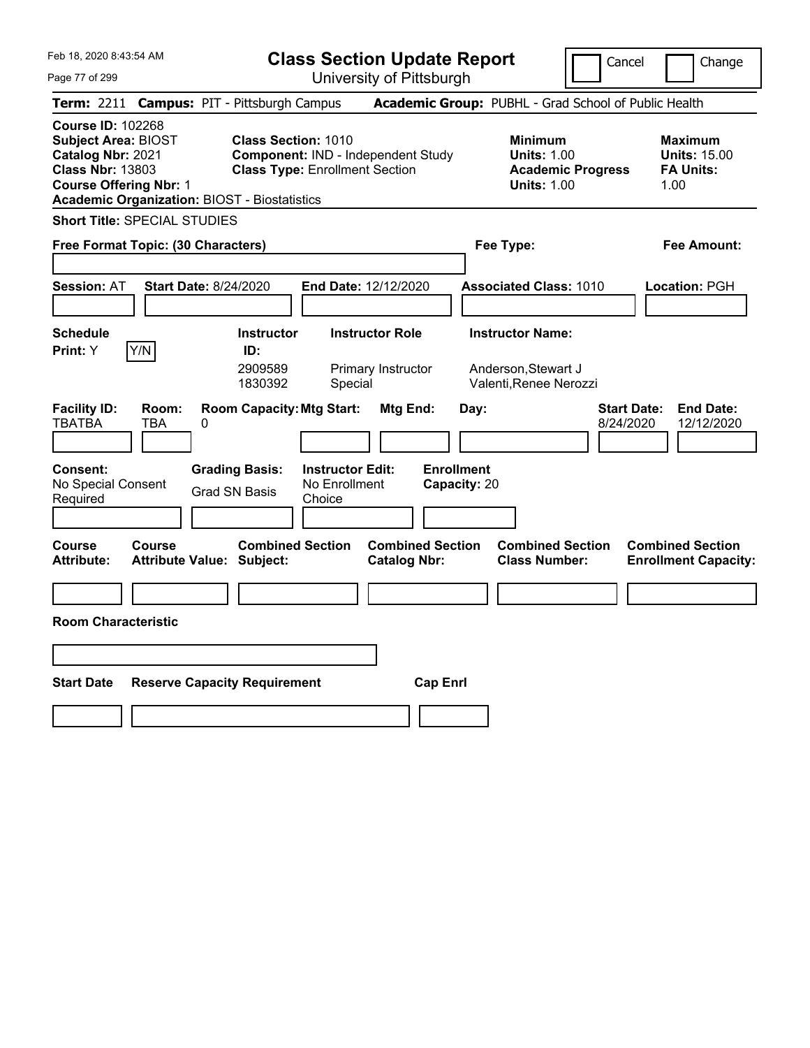# Class Section Update Report

University of Pittsburgh

Cancel | Change

Feb 18, 2020 8:43:54 AM

**Term:** 2211 **Campus:** PIT - Pittsburgh Campus **Academic Group:** PUBHL - Grad School of Public Health

**Course ID:** 102268
**Subject Area:** BIOST
**Catalog Nbr:** 2021
**Class Nbr:** 13803
**Course Offering Nbr:** 1
**Academic Organization:** BIOST - Biostatistics

**Class Section:** 1010
**Component:** IND - Independent Study
**Class Type:** Enrollment Section

**Minimum**
**Units:** 1.00
**Academic Progress Units:** 1.00

**Maximum**
**Units:** 15.00
**FA Units:** 1.00

**Short Title:** SPECIAL STUDIES

**Free Format Topic: (30 Characters)**

**Fee Type:**

**Fee Amount:**

**Session:** AT **Start Date:** 8/24/2020 **End Date:** 12/12/2020 **Associated Class:** 1010 **Location:** PGH

**Schedule Print:** Y Y/N

| Instructor ID: | Instructor Role | Instructor Name: |
|---|---|---|
| 2909589 | Primary Instructor | Anderson,Stewart J |
| 1830392 | Special | Valenti,Renee Nerozzi |

| Facility ID: | Room: | Room Capacity: | Mtg Start: | Mtg End: | Day: | Start Date: | End Date: |
|---|---|---|---|---|---|---|---|
| TBATBA | TBA | 0 | | | | 8/24/2020 | 12/12/2020 |

**Consent:** No Special Consent Required

**Grading Basis:** Grad SN Basis

**Instructor Edit:** No Enrollment Choice

**Enrollment Capacity:** 20

| Course Attribute: | Course Attribute Value: | Combined Section Subject: | Combined Section Catalog Nbr: | Combined Section Class Number: | Combined Section Enrollment Capacity: |
|---|---|---|---|---|---|
| | | | | | |

**Room Characteristic**

| Start Date | Reserve Capacity Requirement | Cap Enrl |
|---|---|---|
| | | |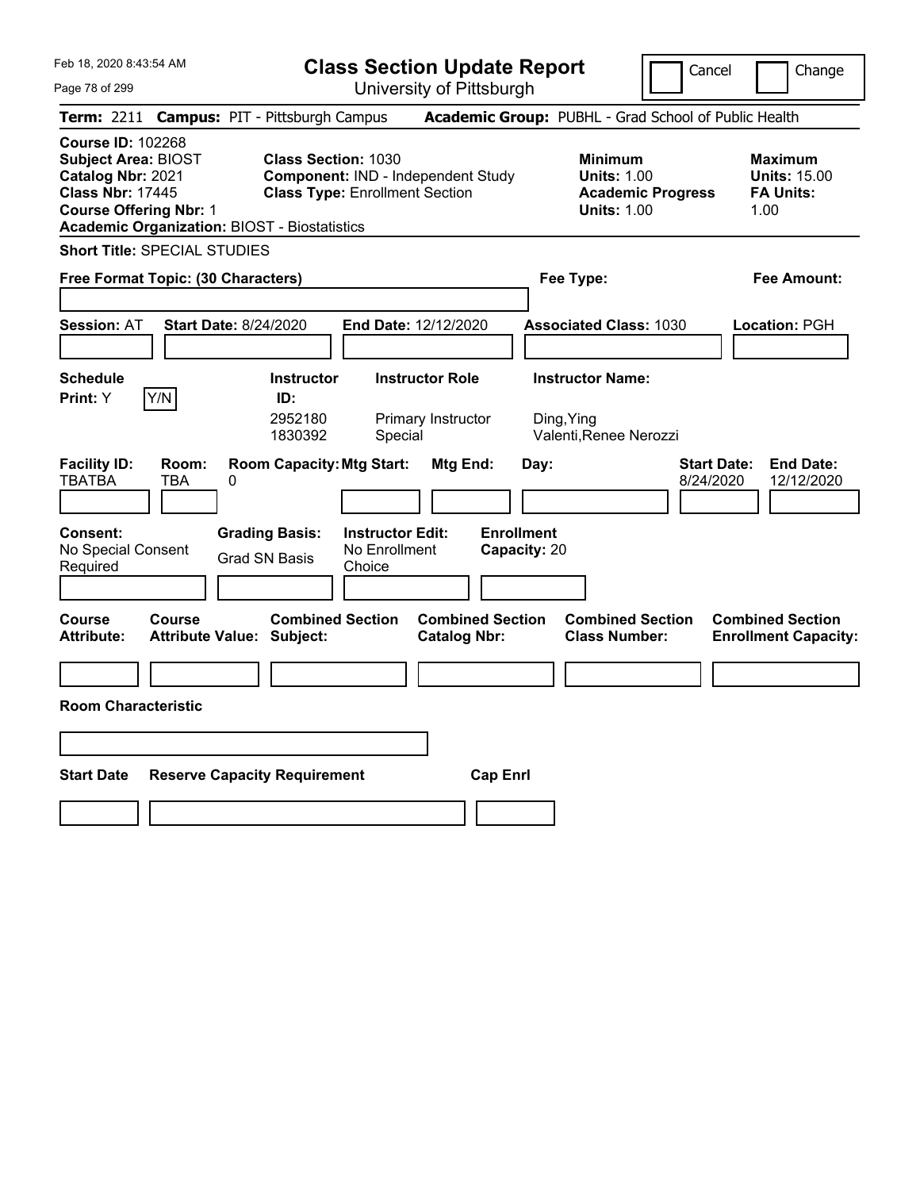Feb 18, 2020 8:43:54 AM

# Class Section Update Report

University of Pittsburgh

Cancel | Change

**Term:** 2211 **Campus:** PIT - Pittsburgh Campus **Academic Group:** PUBHL - Grad School of Public Health

**Course ID:** 102268
**Subject Area:** BIOST
**Catalog Nbr:** 2021
**Class Nbr:** 17445
**Course Offering Nbr:** 1
**Academic Organization:** BIOST - Biostatistics

**Class Section:** 1030
**Component:** IND - Independent Study
**Class Type:** Enrollment Section

**Minimum**
**Units:** 1.00
**Academic Progress Units:** 1.00

**Maximum**
**Units:** 15.00
**FA Units:** 1.00

**Short Title:** SPECIAL STUDIES

**Free Format Topic: (30 Characters)**

**Fee Type:**

**Fee Amount:**

**Session:** AT **Start Date:** 8/24/2020 **End Date:** 12/12/2020 **Associated Class:** 1030 **Location:** PGH

**Schedule Print:** Y Y/N

| Instructor ID: | Instructor Role | Instructor Name: |
| --- | --- | --- |
| 2952180 | Primary Instructor | Ding,Ying |
| 1830392 | Special | Valenti,Renee Nerozzi |

| Facility ID: | Room: | Room Capacity: | Mtg Start: | Mtg End: | Day: | Start Date: | End Date: |
| --- | --- | --- | --- | --- | --- | --- | --- |
| TBATBA | TBA | 0 | | | | 8/24/2020 | 12/12/2020 |

**Consent:** No Special Consent Required
**Grading Basis:** Grad SN Basis
**Instructor Edit:** No Enrollment Choice
**Enrollment Capacity:** 20

| Course Attribute: | Course Attribute Value: | Combined Section Subject: | Combined Section Catalog Nbr: | Combined Section Class Number: | Combined Section Enrollment Capacity: |
| --- | --- | --- | --- | --- | --- |
| | | | | | |

**Room Characteristic**

| Start Date | Reserve Capacity Requirement | Cap Enrl |
| --- | --- | --- |
| | | |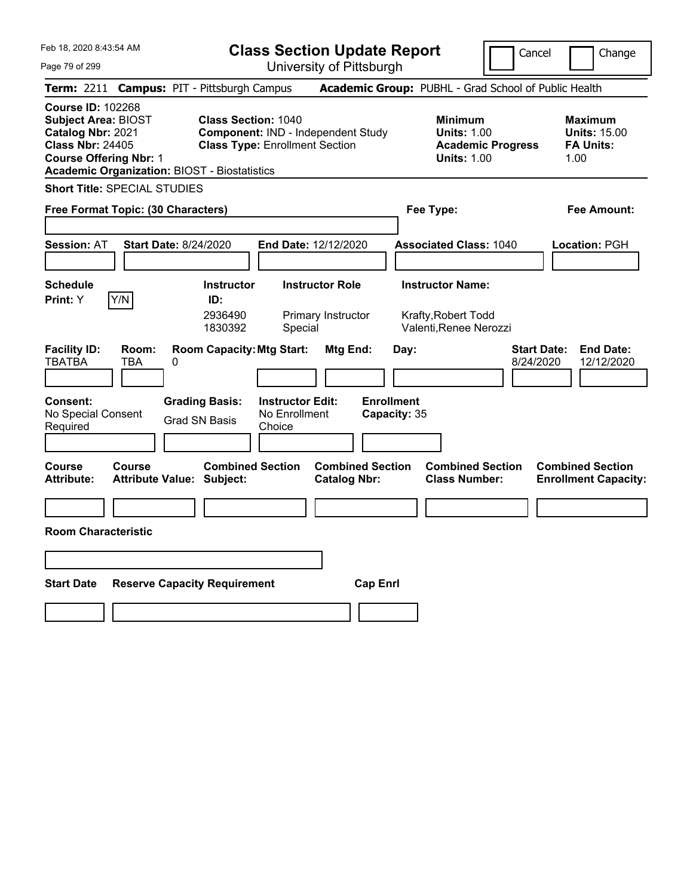Feb 18, 2020 8:43:54 AM

# Class Section Update Report

University of Pittsburgh

Cancel | Change

**Term:** 2211 **Campus:** PIT - Pittsburgh Campus **Academic Group:** PUBHL - Grad School of Public Health

**Course ID:** 102268
**Subject Area:** BIOST
**Catalog Nbr:** 2021
**Class Nbr:** 24405
**Course Offering Nbr:** 1
**Academic Organization:** BIOST - Biostatistics

**Class Section:** 1040
**Component:** IND - Independent Study
**Class Type:** Enrollment Section

**Minimum**
**Units:** 1.00
**Academic Progress Units:** 1.00

**Maximum**
**Units:** 15.00
**FA Units:** 1.00

**Short Title:** SPECIAL STUDIES

**Free Format Topic: (30 Characters)**

**Fee Type:**

**Fee Amount:**

**Session:** AT **Start Date:** 8/24/2020 **End Date:** 12/12/2020 **Associated Class:** 1040 **Location:** PGH

**Schedule Print:** Y Y/N

| Instructor ID: | Instructor Role | Instructor Name: |
|---|---|---|
| 2936490 | Primary Instructor | Krafty,Robert Todd |
| 1830392 | Special | Valenti,Renee Nerozzi |

| Facility ID: | Room: | Room Capacity: | Mtg Start: | Mtg End: | Day: | Start Date: | End Date: |
|---|---|---|---|---|---|---|---|
| TBATBA | TBA | 0 | | | | 8/24/2020 | 12/12/2020 |

**Consent:** No Special Consent Required
**Grading Basis:** Grad SN Basis
**Instructor Edit:** No Enrollment Choice
**Enrollment Capacity:** 35

| Course Attribute: | Course Attribute Value: | Combined Section Subject: | Combined Section Catalog Nbr: | Combined Section Class Number: | Combined Section Enrollment Capacity: |
|---|---|---|---|---|---|
| | | | | | |

**Room Characteristic**

| Start Date | Reserve Capacity Requirement | Cap Enrl |
|---|---|---|
| | | |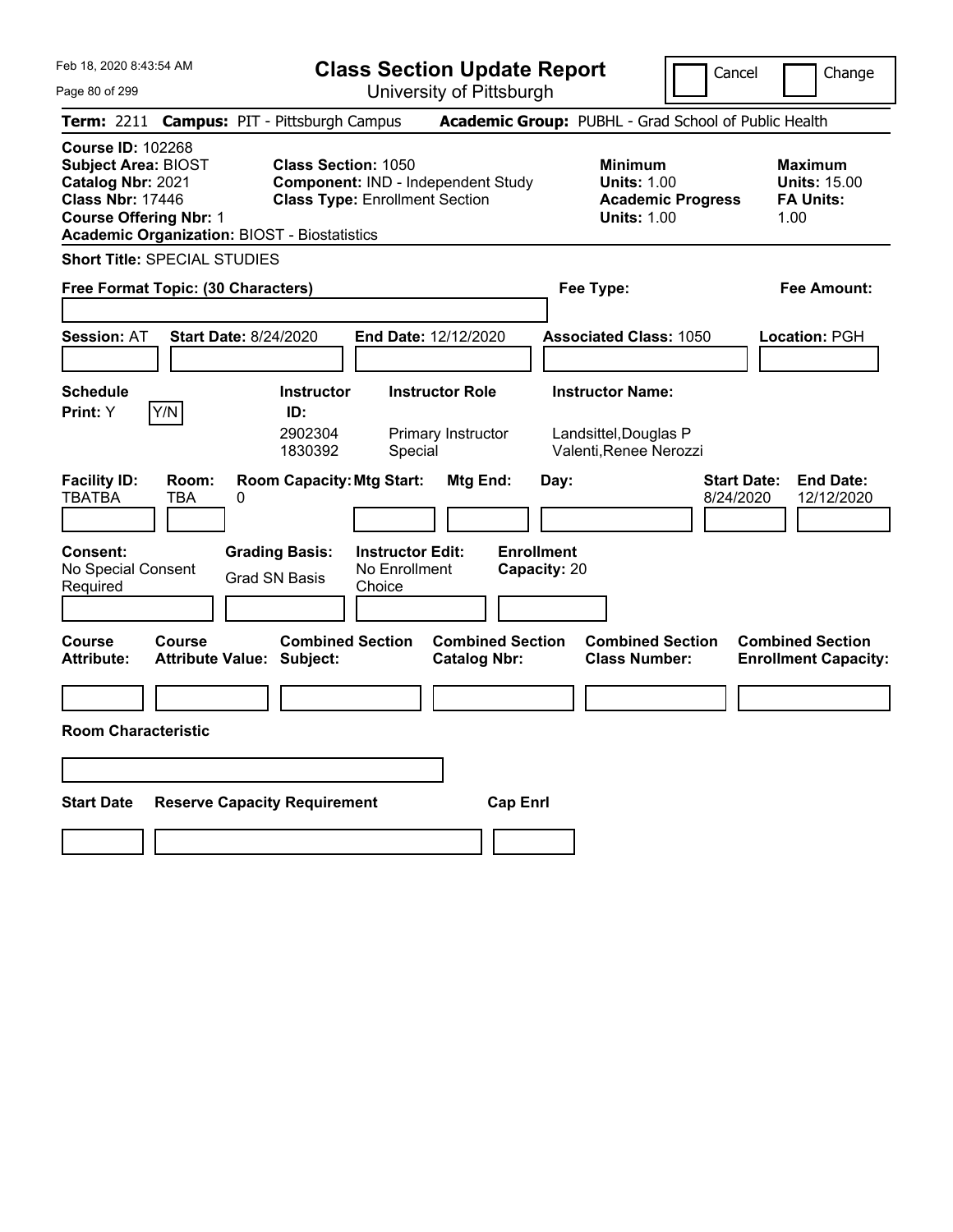Feb 18, 2020 8:43:54 AM

# Class Section Update Report

University of Pittsburgh

Cancel  Change

**Term:** 2211 **Campus:** PIT - Pittsburgh Campus **Academic Group:** PUBHL - Grad School of Public Health

**Course ID:** 102268
**Subject Area:** BIOST
**Catalog Nbr:** 2021
**Class Nbr:** 17446
**Course Offering Nbr:** 1
**Academic Organization:** BIOST - Biostatistics

**Class Section:** 1050
**Component:** IND - Independent Study
**Class Type:** Enrollment Section

**Minimum**
**Units:** 1.00
**Academic Progress Units:** 1.00

**Maximum**
**Units:** 15.00
**FA Units:** 1.00

**Short Title:** SPECIAL STUDIES

**Free Format Topic: (30 Characters)**

**Fee Type:**

**Fee Amount:**

**Session:** AT **Start Date:** 8/24/2020 **End Date:** 12/12/2020 **Associated Class:** 1050 **Location:** PGH

**Schedule Print:** Y [Y/N]

| Instructor ID: | Instructor Role | Instructor Name: |
|---|---|---|
| 2902304 | Primary Instructor | Landsittel,Douglas P |
| 1830392 | Special | Valenti,Renee Nerozzi |

| Facility ID: | Room: | Room Capacity: | Mtg Start: | Mtg End: | Day: | Start Date: | End Date: |
|---|---|---|---|---|---|---|---|
| TBATBA | TBA | 0 | | | | 8/24/2020 | 12/12/2020 |

**Consent:** No Special Consent Required
**Grading Basis:** Grad SN Basis
**Instructor Edit:** No Enrollment Choice
**Enrollment Capacity:** 20

| Course Attribute: | Course Attribute Value: | Combined Section Subject: | Combined Section Catalog Nbr: | Combined Section Class Number: | Combined Section Enrollment Capacity: |
|---|---|---|---|---|---|
| | | | | | |

**Room Characteristic**

| Start Date | Reserve Capacity Requirement | Cap Enrl |
|---|---|---|
| | | |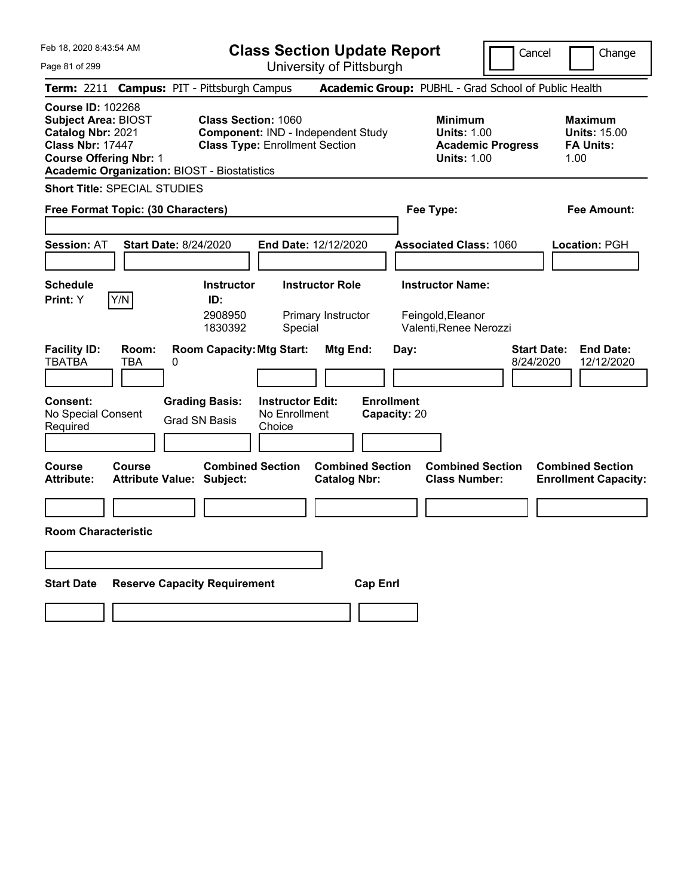# Class Section Update Report

University of Pittsburgh

Feb 18, 2020 8:43:54 AM

Cancel | Change

**Term:** 2211 **Campus:** PIT - Pittsburgh Campus **Academic Group:** PUBHL - Grad School of Public Health

**Course ID:** 102268
**Subject Area:** BIOST
**Catalog Nbr:** 2021
**Class Nbr:** 17447
**Course Offering Nbr:** 1
**Academic Organization:** BIOST - Biostatistics

**Class Section:** 1060
**Component:** IND - Independent Study
**Class Type:** Enrollment Section

**Minimum Units:** 1.00
**Academic Progress Units:** 1.00

**Maximum Units:** 15.00
**FA Units:** 1.00

**Short Title:** SPECIAL STUDIES

**Free Format Topic: (30 Characters)**

**Fee Type:**

**Fee Amount:**

**Session:** AT **Start Date:** 8/24/2020 **End Date:** 12/12/2020 **Associated Class:** 1060 **Location:** PGH

**Schedule Print:** Y [Y/N]

| Instructor ID | Instructor Role | Instructor Name |
|---|---|---|
| 2908950 | Primary Instructor | Feingold,Eleanor |
| 1830392 | Special | Valenti,Renee Nerozzi |

| Facility ID | Room | Room Capacity | Mtg Start | Mtg End | Day | Start Date | End Date |
|---|---|---|---|---|---|---|---|
| TBATBA | TBA | 0 | | | | 8/24/2020 | 12/12/2020 |

**Consent:** No Special Consent Required
**Grading Basis:** Grad SN Basis
**Instructor Edit:** No Enrollment Choice
**Enrollment Capacity:** 20

| Course Attribute | Course Attribute Value | Combined Section Subject | Combined Section Catalog Nbr | Combined Section Class Number | Combined Section Enrollment Capacity |
|---|---|---|---|---|---|
| | | | | | |

**Room Characteristic**

| Start Date | Reserve Capacity Requirement | Cap Enrl |
|---|---|---|
| | | |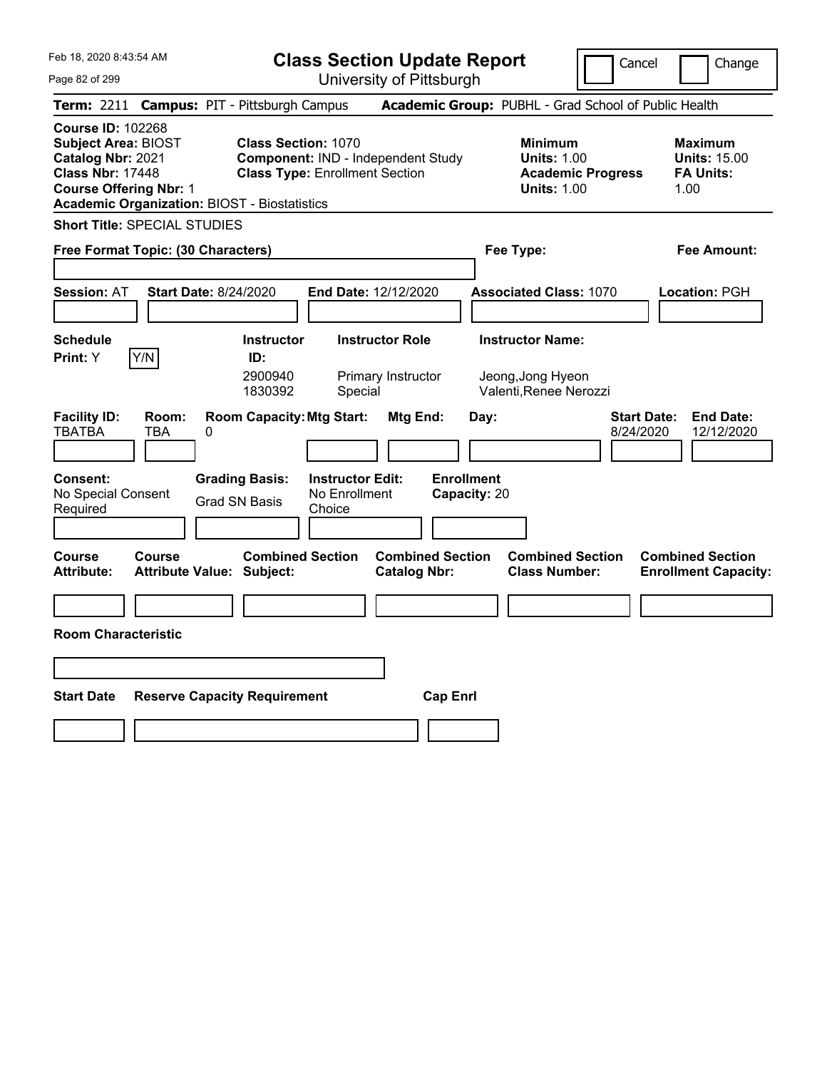# Class Section Update Report

University of Pittsburgh

Cancel | Change

**Term:** 2211 **Campus:** PIT - Pittsburgh Campus **Academic Group:** PUBHL - Grad School of Public Health

**Course ID:** 102268
**Subject Area:** BIOST
**Catalog Nbr:** 2021
**Class Nbr:** 17448
**Course Offering Nbr:** 1
**Academic Organization:** BIOST - Biostatistics

**Class Section:** 1070
**Component:** IND - Independent Study
**Class Type:** Enrollment Section

**Minimum**
**Units:** 1.00
**Academic Progress Units:** 1.00

**Maximum**
**Units:** 15.00
**FA Units:** 1.00

**Short Title:** SPECIAL STUDIES

**Free Format Topic: (30 Characters)**

**Fee Type:**

**Fee Amount:**

**Session:** AT **Start Date:** 8/24/2020 **End Date:** 12/12/2020 **Associated Class:** 1070 **Location:** PGH

| Schedule Print | Instructor ID | Instructor Role | Instructor Name |
|---|---|---|---|
| Y [Y/N] | 2900940 | Primary Instructor | Jeong,Jong Hyeon |
| | 1830392 | Special | Valenti,Renee Nerozzi |

| Facility ID | Room | Room Capacity | Mtg Start | Mtg End | Day | Start Date | End Date |
|---|---|---|---|---|---|---|---|
| TBATBA | TBA | 0 | | | | 8/24/2020 | 12/12/2020 |

**Consent:** No Special Consent Required
**Grading Basis:** Grad SN Basis
**Instructor Edit:** No Enrollment Choice
**Enrollment Capacity:** 20

| Course Attribute | Course Attribute Value | Combined Section Subject | Combined Section Catalog Nbr | Combined Section Class Number | Combined Section Enrollment Capacity |
|---|---|---|---|---|---|
| | | | | | |

**Room Characteristic**

| Start Date | Reserve Capacity Requirement | Cap Enrl |
|---|---|---|
| | | |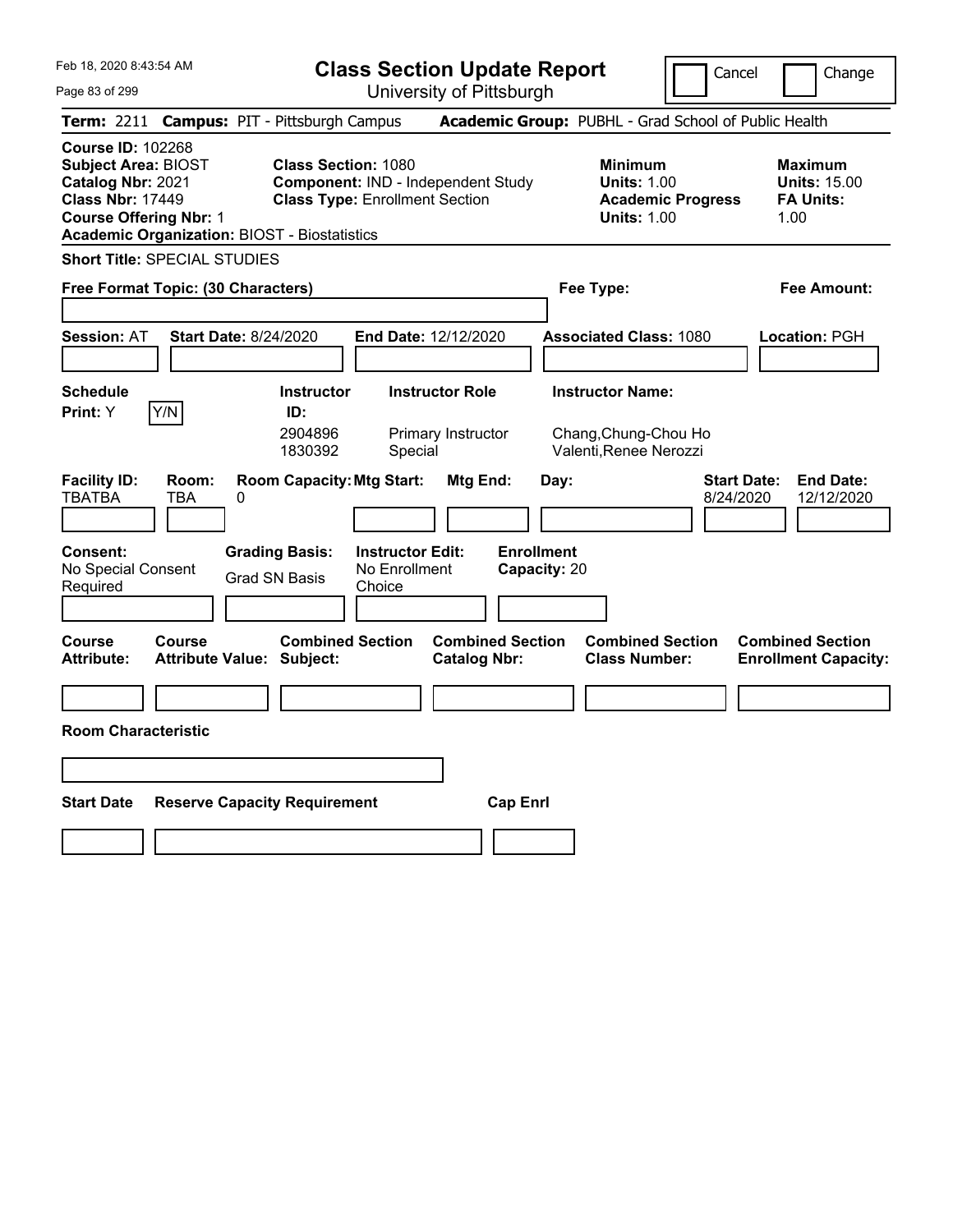Feb 18, 2020 8:43:54 AM

# Class Section Update Report

University of Pittsburgh

Cancel | Change

**Term:** 2211 **Campus:** PIT - Pittsburgh Campus **Academic Group:** PUBHL - Grad School of Public Health

**Course ID:** 102268
**Subject Area:** BIOST
**Catalog Nbr:** 2021
**Class Nbr:** 17449
**Course Offering Nbr:** 1
**Academic Organization:** BIOST - Biostatistics

**Class Section:** 1080
**Component:** IND - Independent Study
**Class Type:** Enrollment Section

**Minimum**
**Units:** 1.00
**Academic Progress Units:** 1.00

**Maximum**
**Units:** 15.00
**FA Units:** 1.00

**Short Title:** SPECIAL STUDIES

**Free Format Topic: (30 Characters)**

**Fee Type:**

**Fee Amount:**

**Session:** AT **Start Date:** 8/24/2020 **End Date:** 12/12/2020 **Associated Class:** 1080 **Location:** PGH

**Schedule Print:** Y Y/N

| Instructor ID: | Instructor Role | Instructor Name: |
|---|---|---|
| 2904896 | Primary Instructor | Chang,Chung-Chou Ho |
| 1830392 | Special | Valenti,Renee Nerozzi |

| Facility ID: | Room: | Room Capacity: | Mtg Start: | Mtg End: | Day: | Start Date: | End Date: |
|---|---|---|---|---|---|---|---|
| TBATBA | TBA | 0 | | | | 8/24/2020 | 12/12/2020 |

**Consent:** No Special Consent Required
**Grading Basis:** Grad SN Basis
**Instructor Edit:** No Enrollment Choice
**Enrollment Capacity:** 20

| Course Attribute: | Course Attribute Value: | Combined Section Subject: | Combined Section Catalog Nbr: | Combined Section Class Number: | Combined Section Enrollment Capacity: |
|---|---|---|---|---|---|
| | | | | | |

**Room Characteristic**

| Start Date | Reserve Capacity Requirement | Cap Enrl |
|---|---|---|
| | | |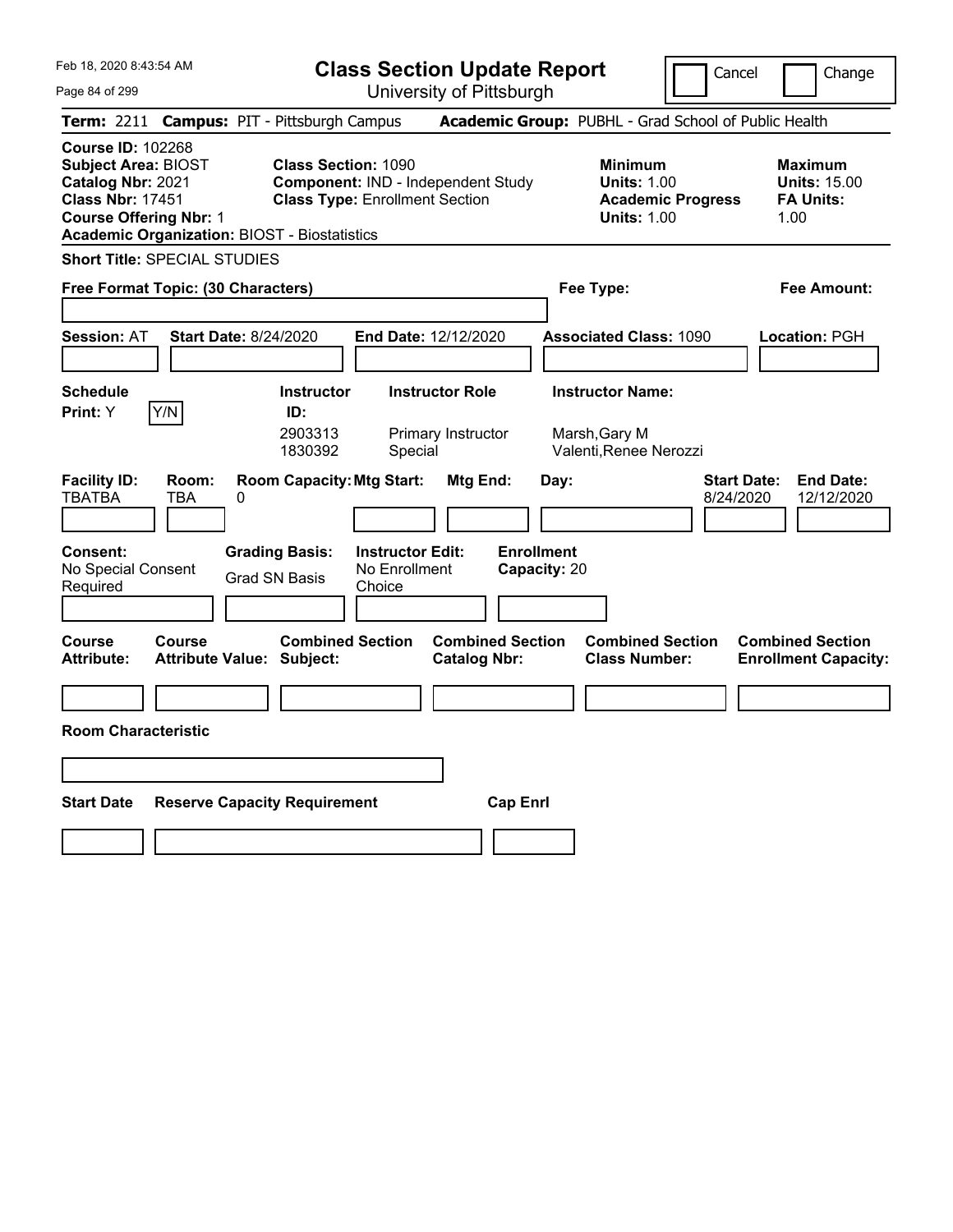Feb 18, 2020 8:43:54 AM

# Class Section Update Report

University of Pittsburgh

Cancel | Change

**Term:** 2211 **Campus:** PIT - Pittsburgh Campus **Academic Group:** PUBHL - Grad School of Public Health

**Course ID:** 102268
**Subject Area:** BIOST
**Catalog Nbr:** 2021
**Class Nbr:** 17451
**Course Offering Nbr:** 1
**Academic Organization:** BIOST - Biostatistics

**Class Section:** 1090
**Component:** IND - Independent Study
**Class Type:** Enrollment Section

**Minimum Units:** 1.00
**Academic Progress Units:** 1.00

**Maximum Units:** 15.00
**FA Units:** 1.00

**Short Title:** SPECIAL STUDIES

**Free Format Topic: (30 Characters)**

**Fee Type:**

**Fee Amount:**

**Session:** AT **Start Date:** 8/24/2020 **End Date:** 12/12/2020 **Associated Class:** 1090 **Location:** PGH

**Schedule Print:** Y Y/N

| Instructor ID: | Instructor Role | Instructor Name: |
|---|---|---|
| 2903313 | Primary Instructor | Marsh,Gary M |
| 1830392 | Special | Valenti,Renee Nerozzi |

| Facility ID: | Room: | Room Capacity: | Mtg Start: | Mtg End: | Day: | Start Date: | End Date: |
|---|---|---|---|---|---|---|---|
| TBATBA | TBA | 0 | | | | 8/24/2020 | 12/12/2020 |

**Consent:** No Special Consent Required

**Grading Basis:** Grad SN Basis

**Instructor Edit:** No Enrollment Choice

**Enrollment Capacity:** 20

| Course Attribute: | Course Attribute Value: | Combined Section Subject: | Combined Section Catalog Nbr: | Combined Section Class Number: | Combined Section Enrollment Capacity: |
|---|---|---|---|---|---|
| | | | | | |

**Room Characteristic**

| Start Date | Reserve Capacity Requirement | Cap Enrl |
|---|---|---|
| | | |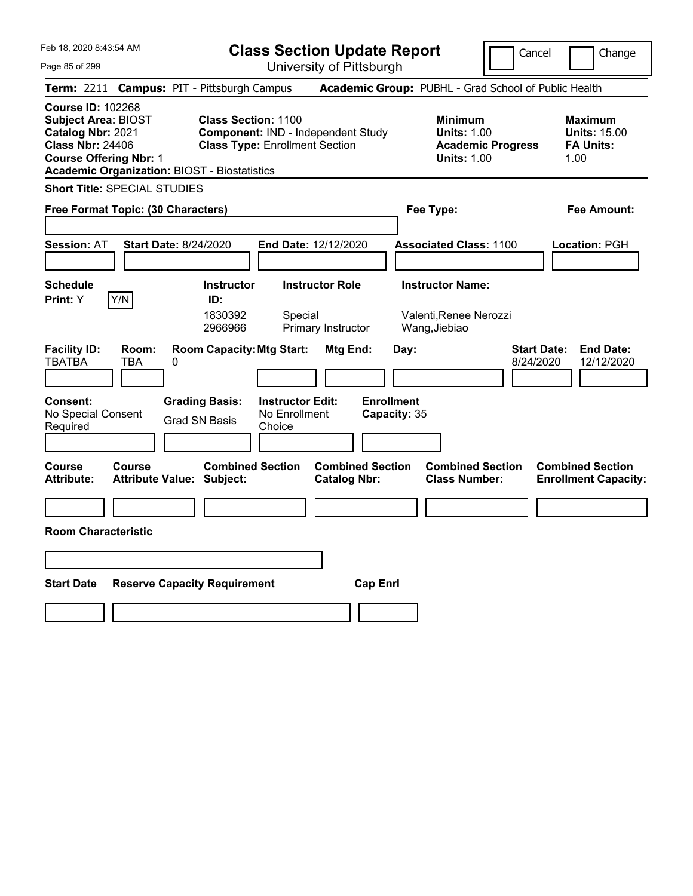# Class Section Update Report

University of Pittsburgh

Cancel | Change

**Term:** 2211 **Campus:** PIT - Pittsburgh Campus **Academic Group:** PUBHL - Grad School of Public Health

**Course ID:** 102268
**Subject Area:** BIOST
**Catalog Nbr:** 2021
**Class Nbr:** 24406
**Course Offering Nbr:** 1
**Academic Organization:** BIOST - Biostatistics

**Class Section:** 1100
**Component:** IND - Independent Study
**Class Type:** Enrollment Section

**Minimum**
**Units:** 1.00
**Academic Progress Units:** 1.00

**Maximum**
**Units:** 15.00
**FA Units:** 1.00

**Short Title:** SPECIAL STUDIES

**Free Format Topic: (30 Characters)**

**Fee Type:**

**Fee Amount:**

**Session:** AT **Start Date:** 8/24/2020 **End Date:** 12/12/2020 **Associated Class:** 1100 **Location:** PGH

**Schedule Print:** Y [Y/N]

| Instructor ID: | Instructor Role | Instructor Name: |
|---|---|---|
| 1830392 | Special | Valenti,Renee Nerozzi |
| 2966966 | Primary Instructor | Wang,Jiebiao |

| Facility ID: | Room: | Room Capacity: | Mtg Start: | Mtg End: | Day: | Start Date: | End Date: |
|---|---|---|---|---|---|---|---|
| TBATBA | TBA | 0 | | | | 8/24/2020 | 12/12/2020 |

**Consent:** No Special Consent Required
**Grading Basis:** Grad SN Basis
**Instructor Edit:** No Enrollment Choice
**Enrollment Capacity:** 35

| Course Attribute: | Course Attribute Value: | Combined Section Subject: | Combined Section Catalog Nbr: | Combined Section Class Number: | Combined Section Enrollment Capacity: |
|---|---|---|---|---|---|
| | | | | | |

**Room Characteristic**

| Start Date | Reserve Capacity Requirement | Cap Enrl |
|---|---|---|
| | | |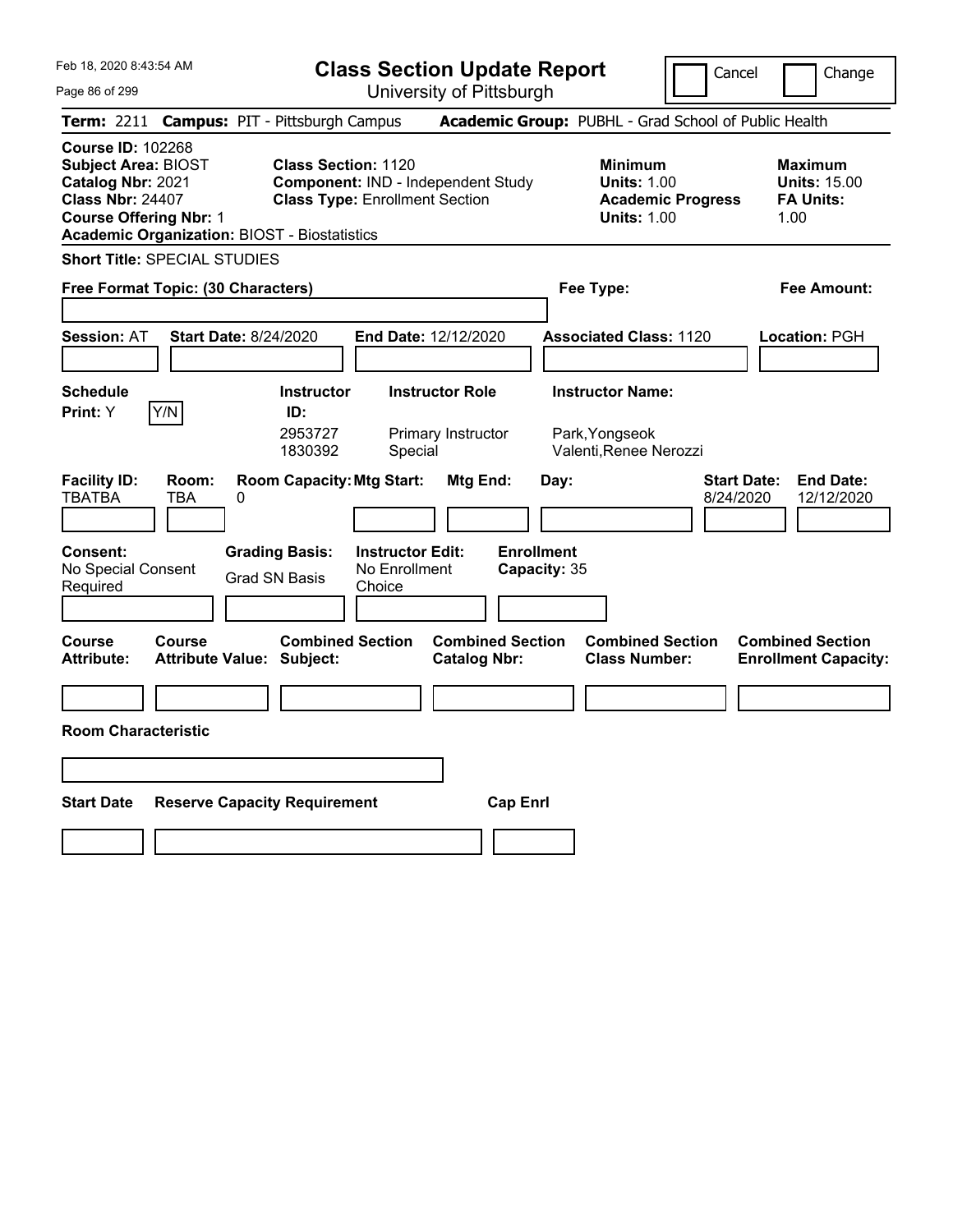# Class Section Update Report

University of Pittsburgh

Cancel | Change

**Term:** 2211 **Campus:** PIT - Pittsburgh Campus **Academic Group:** PUBHL - Grad School of Public Health

**Course ID:** 102268
**Subject Area:** BIOST
**Catalog Nbr:** 2021
**Class Nbr:** 24407
**Course Offering Nbr:** 1
**Academic Organization:** BIOST - Biostatistics

**Class Section:** 1120
**Component:** IND - Independent Study
**Class Type:** Enrollment Section

**Minimum**
**Units:** 1.00
**Academic Progress Units:** 1.00

**Maximum**
**Units:** 15.00
**FA Units:** 1.00

**Short Title:** SPECIAL STUDIES

**Free Format Topic: (30 Characters)**

**Fee Type:**

**Fee Amount:**

**Session:** AT **Start Date:** 8/24/2020 **End Date:** 12/12/2020 **Associated Class:** 1120 **Location:** PGH

**Schedule Print:** Y Y/N

| Instructor ID: | Instructor Role | Instructor Name: |
|---|---|---|
| 2953727 | Primary Instructor | Park,Yongseok |
| 1830392 | Special | Valenti,Renee Nerozzi |

| Facility ID: | Room: | Room Capacity: | Mtg Start: | Mtg End: | Day: | Start Date: | End Date: |
|---|---|---|---|---|---|---|---|
| TBATBA | TBA | 0 | | | | 8/24/2020 | 12/12/2020 |

**Consent:** No Special Consent Required

**Grading Basis:** Grad SN Basis

**Instructor Edit:** No Enrollment Choice

**Enrollment Capacity:** 35

| Course Attribute: | Course Attribute Value: | Combined Section Subject: | Combined Section Catalog Nbr: | Combined Section Class Number: | Combined Section Enrollment Capacity: |
|---|---|---|---|---|---|
| | | | | | |

**Room Characteristic**

| Start Date | Reserve Capacity Requirement | Cap Enrl |
|---|---|---|
| | | |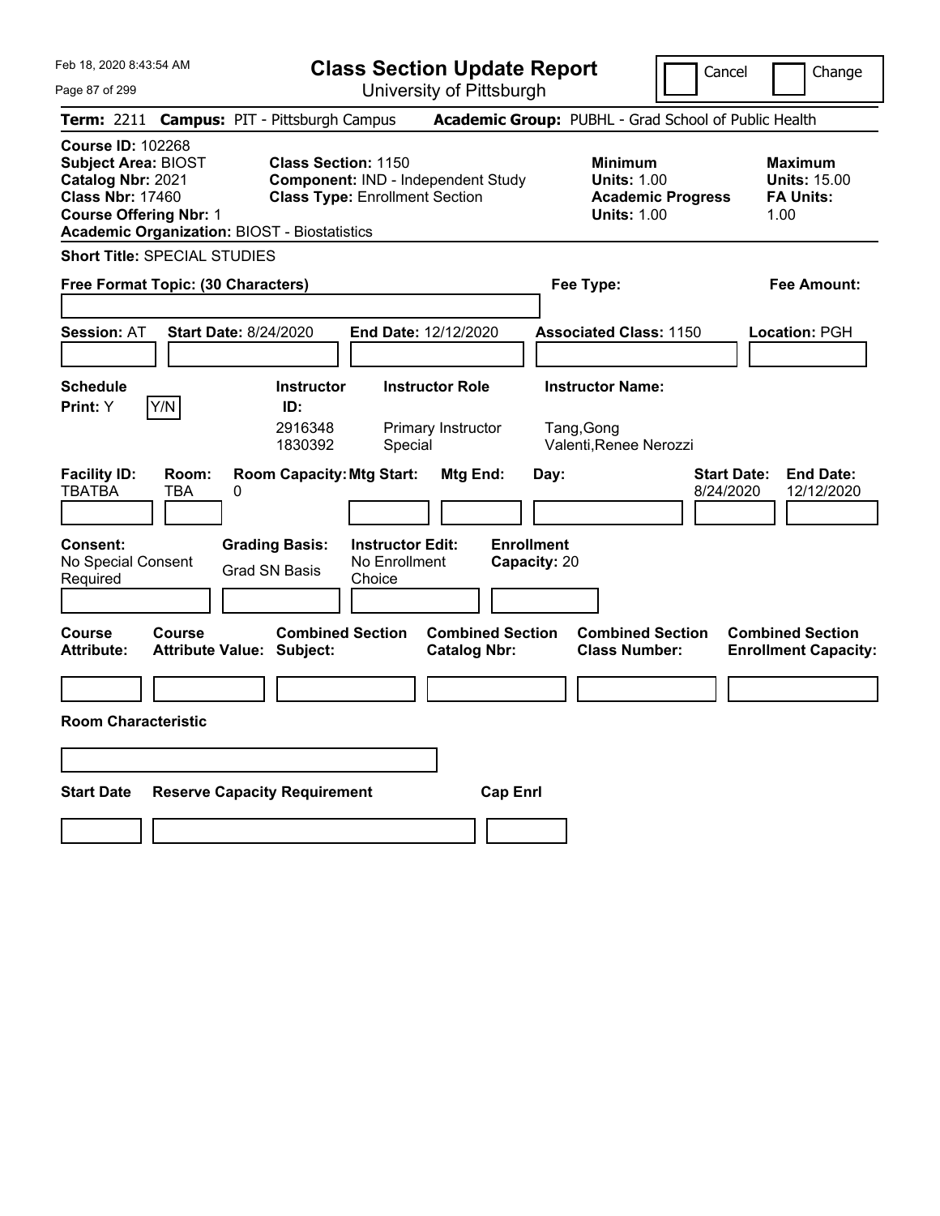# Class Section Update Report

University of Pittsburgh

Cancel | Change

Feb 18, 2020 8:43:54 AM

**Term:** 2211 **Campus:** PIT - Pittsburgh Campus **Academic Group:** PUBHL - Grad School of Public Health

**Course ID:** 102268
**Subject Area:** BIOST
**Catalog Nbr:** 2021
**Class Nbr:** 17460
**Course Offering Nbr:** 1
**Academic Organization:** BIOST - Biostatistics

**Class Section:** 1150
**Component:** IND - Independent Study
**Class Type:** Enrollment Section

**Minimum Units:** 1.00
**Academic Progress Units:** 1.00

**Maximum Units:** 15.00
**FA Units:** 1.00

**Short Title:** SPECIAL STUDIES

**Free Format Topic: (30 Characters)**

**Fee Type:**

**Fee Amount:**

**Session:** AT **Start Date:** 8/24/2020 **End Date:** 12/12/2020 **Associated Class:** 1150 **Location:** PGH

**Schedule Print:** Y [Y/N]

| Instructor ID: | Instructor Role | Instructor Name: |
|---|---|---|
| 2916348 | Primary Instructor | Tang,Gong |
| 1830392 | Special | Valenti,Renee Nerozzi |

| Facility ID: | Room: | Room Capacity: | Mtg Start: | Mtg End: | Day: | Start Date: | End Date: |
|---|---|---|---|---|---|---|---|
| TBATBA | TBA | 0 | | | | 8/24/2020 | 12/12/2020 |

**Consent:** No Special Consent Required
**Grading Basis:** Grad SN Basis
**Instructor Edit:** No Enrollment Choice
**Enrollment Capacity:** 20

| Course Attribute: | Course Attribute Value: | Combined Section Subject: | Combined Section Catalog Nbr: | Combined Section Class Number: | Combined Section Enrollment Capacity: |
|---|---|---|---|---|---|
| | | | | | |

**Room Characteristic**

| Start Date | Reserve Capacity Requirement | Cap Enrl |
|---|---|---|
| | | |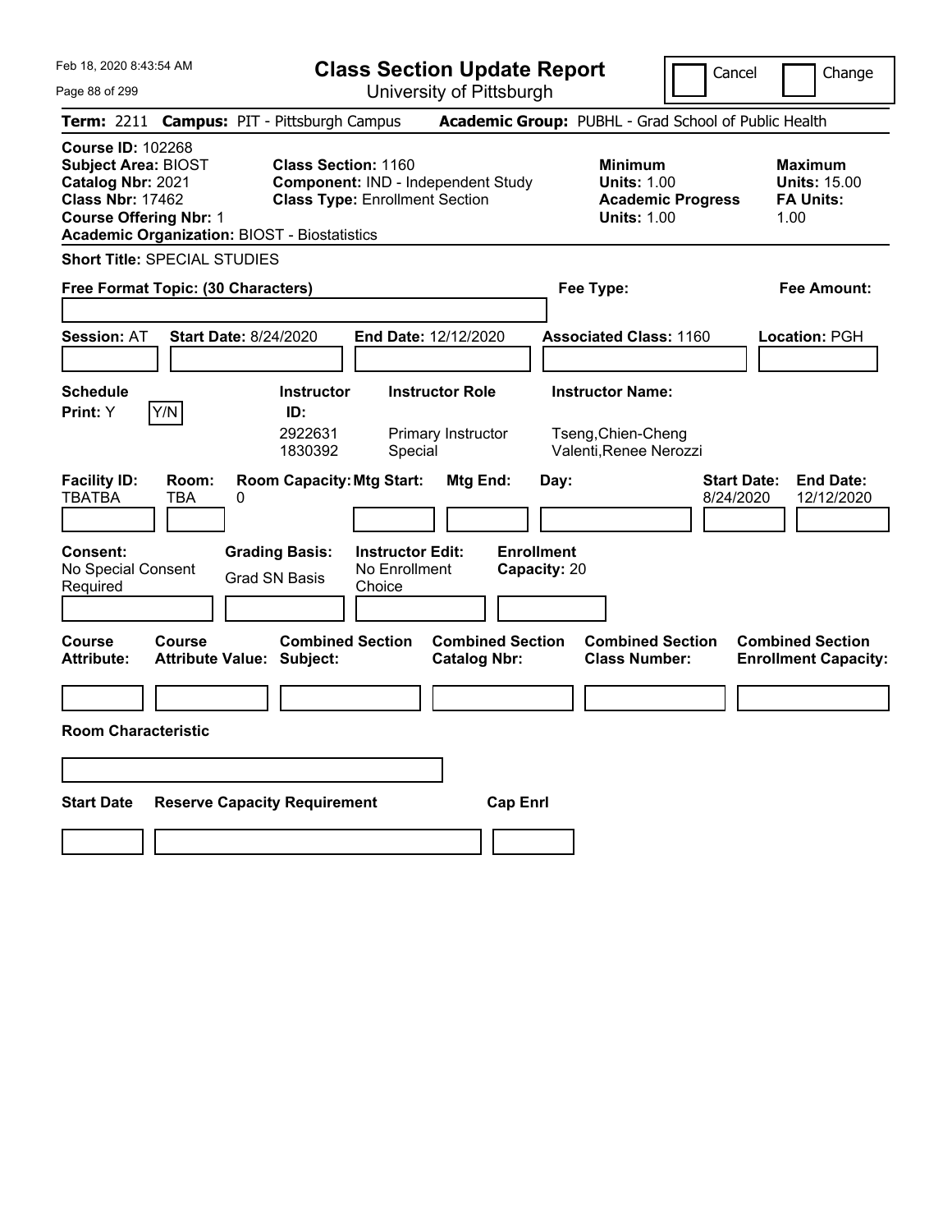# Class Section Update Report

University of Pittsburgh

Cancel | Change

**Term:** 2211 **Campus:** PIT - Pittsburgh Campus **Academic Group:** PUBHL - Grad School of Public Health

**Course ID:** 102268
**Subject Area:** BIOST
**Catalog Nbr:** 2021
**Class Nbr:** 17462
**Course Offering Nbr:** 1
**Academic Organization:** BIOST - Biostatistics

**Class Section:** 1160
**Component:** IND - Independent Study
**Class Type:** Enrollment Section

**Minimum**
**Units:** 1.00
**Academic Progress Units:** 1.00

**Maximum**
**Units:** 15.00
**FA Units:** 1.00

**Short Title:** SPECIAL STUDIES

**Free Format Topic: (30 Characters)**

**Fee Type:**

**Fee Amount:**

**Session:** AT **Start Date:** 8/24/2020 **End Date:** 12/12/2020 **Associated Class:** 1160 **Location:** PGH

| Schedule Print: | Instructor ID: | Instructor Role | Instructor Name: |
|---|---|---|---|
| Y [Y/N] | 2922631 | Primary Instructor | Tseng,Chien-Cheng |
| | 1830392 | Special | Valenti,Renee Nerozzi |

| Facility ID: | Room: | Room Capacity: | Mtg Start: | Mtg End: | Day: | Start Date: | End Date: |
|---|---|---|---|---|---|---|---|
| TBATBA | TBA | 0 | | | | 8/24/2020 | 12/12/2020 |

**Consent:** No Special Consent Required
**Grading Basis:** Grad SN Basis
**Instructor Edit:** No Enrollment Choice
**Enrollment Capacity:** 20

| Course Attribute: | Course Attribute Value: | Combined Section Subject: | Combined Section Catalog Nbr: | Combined Section Class Number: | Combined Section Enrollment Capacity: |
|---|---|---|---|---|---|
| | | | | | |

**Room Characteristic**

| Start Date | Reserve Capacity Requirement | Cap Enrl |
|---|---|---|
| | | |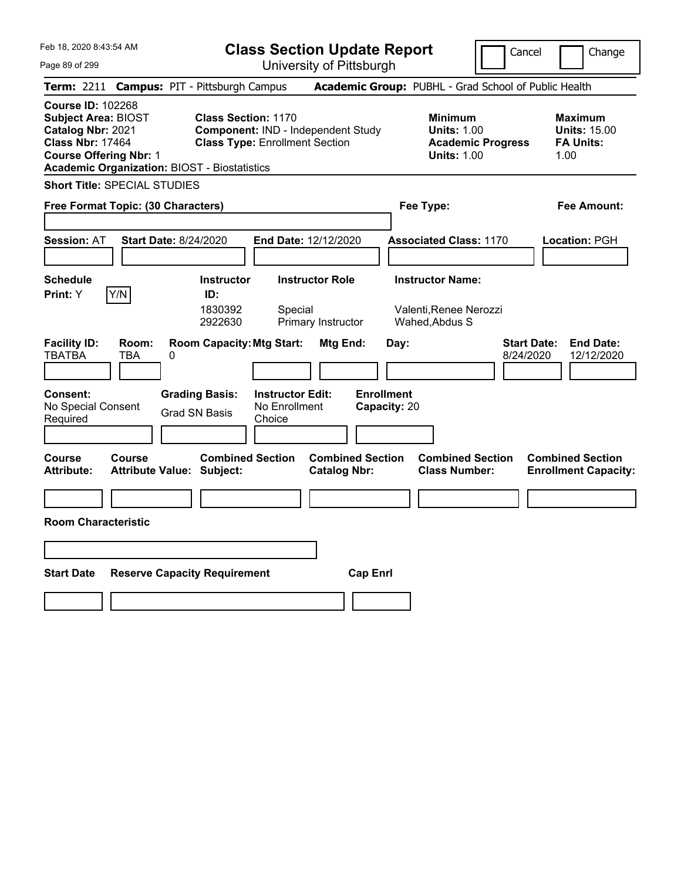# Class Section Update Report

University of Pittsburgh

Cancel | Change

Feb 18, 2020 8:43:54 AM

**Term:** 2211 **Campus:** PIT - Pittsburgh Campus **Academic Group:** PUBHL - Grad School of Public Health

**Course ID:** 102268
**Subject Area:** BIOST
**Catalog Nbr:** 2021
**Class Nbr:** 17464
**Course Offering Nbr:** 1
**Academic Organization:** BIOST - Biostatistics

**Class Section:** 1170
**Component:** IND - Independent Study
**Class Type:** Enrollment Section

**Minimum**
**Units:** 1.00
**Academic Progress Units:** 1.00

**Maximum**
**Units:** 15.00
**FA Units:** 1.00

**Short Title:** SPECIAL STUDIES

**Free Format Topic: (30 Characters)**

**Fee Type:**

**Fee Amount:**

**Session:** AT **Start Date:** 8/24/2020 **End Date:** 12/12/2020 **Associated Class:** 1170 **Location:** PGH

**Schedule Print:** Y [Y/N]

| Instructor ID: | Instructor Role | Instructor Name: |
|---|---|---|
| 1830392 | Special | Valenti,Renee Nerozzi |
| 2922630 | Primary Instructor | Wahed,Abdus S |

| Facility ID: | Room: | Room Capacity: | Mtg Start: | Mtg End: | Day: | Start Date: | End Date: |
|---|---|---|---|---|---|---|---|
| TBATBA | TBA | 0 | | | | 8/24/2020 | 12/12/2020 |

**Consent:** No Special Consent Required
**Grading Basis:** Grad SN Basis
**Instructor Edit:** No Enrollment Choice
**Enrollment Capacity:** 20

| Course Attribute: | Course Attribute Value: | Combined Section Subject: | Combined Section Catalog Nbr: | Combined Section Class Number: | Combined Section Enrollment Capacity: |
|---|---|---|---|---|---|
| | | | | | |

**Room Characteristic**

| Start Date | Reserve Capacity Requirement | Cap Enrl |
|---|---|---|
| | | |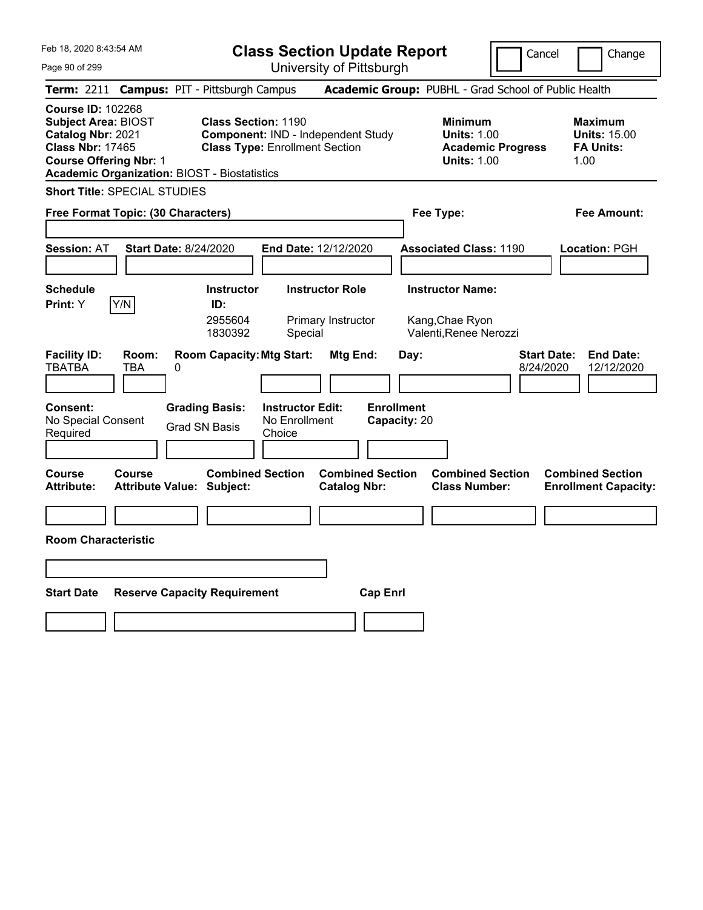Feb 18, 2020 8:43:54 AM

# Class Section Update Report

University of Pittsburgh

Cancel | Change

**Term:** 2211 **Campus:** PIT - Pittsburgh Campus **Academic Group:** PUBHL - Grad School of Public Health

**Course ID:** 102268
**Subject Area:** BIOST
**Catalog Nbr:** 2021
**Class Nbr:** 17465
**Course Offering Nbr:** 1
**Academic Organization:** BIOST - Biostatistics

**Class Section:** 1190
**Component:** IND - Independent Study
**Class Type:** Enrollment Section

**Minimum Units:** 1.00
**Academic Progress Units:** 1.00

**Maximum Units:** 15.00
**FA Units:** 1.00

**Short Title:** SPECIAL STUDIES

**Free Format Topic: (30 Characters)**

**Fee Type:**

**Fee Amount:**

**Session:** AT **Start Date:** 8/24/2020 **End Date:** 12/12/2020 **Associated Class:** 1190 **Location:** PGH

**Schedule Print:** Y Y/N

| Instructor ID: | Instructor Role | Instructor Name: |
| --- | --- | --- |
| 2955604 | Primary Instructor | Kang,Chae Ryon |
| 1830392 | Special | Valenti,Renee Nerozzi |

| Facility ID: | Room: | Room Capacity: | Mtg Start: | Mtg End: | Day: | Start Date: | End Date: |
| --- | --- | --- | --- | --- | --- | --- | --- |
| TBATBA | TBA | 0 | | | | 8/24/2020 | 12/12/2020 |

**Consent:** No Special Consent Required
**Grading Basis:** Grad SN Basis
**Instructor Edit:** No Enrollment Choice
**Enrollment Capacity:** 20

| Course Attribute: | Course Attribute Value: | Combined Section Subject: | Combined Section Catalog Nbr: | Combined Section Class Number: | Combined Section Enrollment Capacity: |
| --- | --- | --- | --- | --- | --- |
| | | | | | |

**Room Characteristic**

| Start Date | Reserve Capacity Requirement | Cap Enrl |
| --- | --- | --- |
| | | |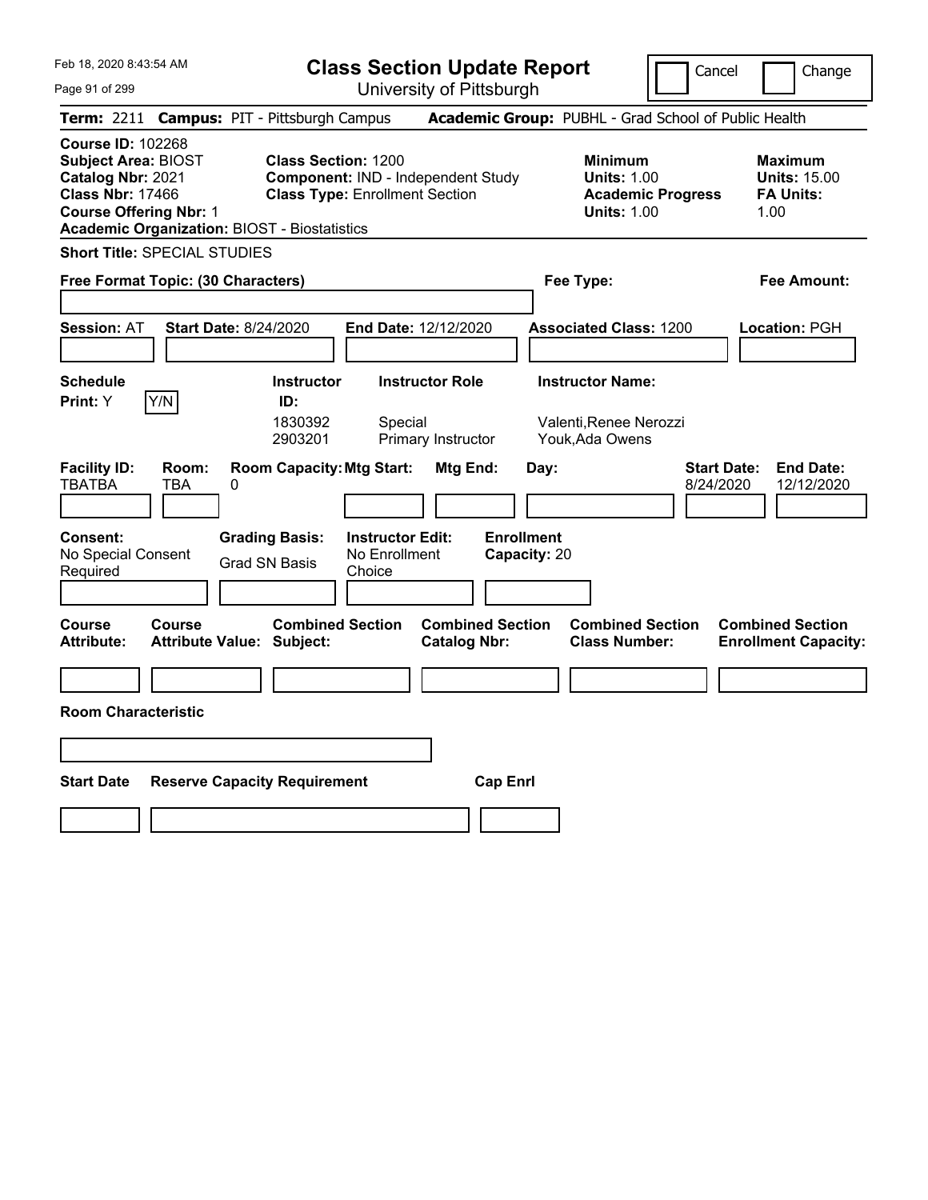Feb 18, 2020 8:43:54 AM

# Class Section Update Report

University of Pittsburgh

Cancel | Change

**Term:** 2211 **Campus:** PIT - Pittsburgh Campus **Academic Group:** PUBHL - Grad School of Public Health

**Course ID:** 102268
**Subject Area:** BIOST
**Catalog Nbr:** 2021
**Class Nbr:** 17466
**Course Offering Nbr:** 1
**Academic Organization:** BIOST - Biostatistics

**Class Section:** 1200
**Component:** IND - Independent Study
**Class Type:** Enrollment Section

**Minimum**
**Units:** 1.00
**Academic Progress Units:** 1.00

**Maximum**
**Units:** 15.00
**FA Units:** 1.00

**Short Title:** SPECIAL STUDIES

**Free Format Topic: (30 Characters)**

**Fee Type:**

**Fee Amount:**

**Session:** AT **Start Date:** 8/24/2020 **End Date:** 12/12/2020 **Associated Class:** 1200 **Location:** PGH

**Schedule Print:** Y Y/N

| Instructor ID: | Instructor Role | Instructor Name: |
| --- | --- | --- |
| 1830392 | Special | Valenti,Renee Nerozzi |
| 2903201 | Primary Instructor | Youk,Ada Owens |

| Facility ID: | Room: | Room Capacity: | Mtg Start: | Mtg End: | Day: | Start Date: | End Date: |
| --- | --- | --- | --- | --- | --- | --- | --- |
| TBATBA | TBA | 0 | | | | 8/24/2020 | 12/12/2020 |

**Consent:** No Special Consent Required
**Grading Basis:** Grad SN Basis
**Instructor Edit:** No Enrollment Choice
**Enrollment Capacity:** 20

| Course Attribute: | Course Attribute Value: | Combined Section Subject: | Combined Section Catalog Nbr: | Combined Section Class Number: | Combined Section Enrollment Capacity: |
| --- | --- | --- | --- | --- | --- |
| | | | | | |

**Room Characteristic**

| Start Date | Reserve Capacity Requirement | Cap Enrl |
| --- | --- | --- |
| | | |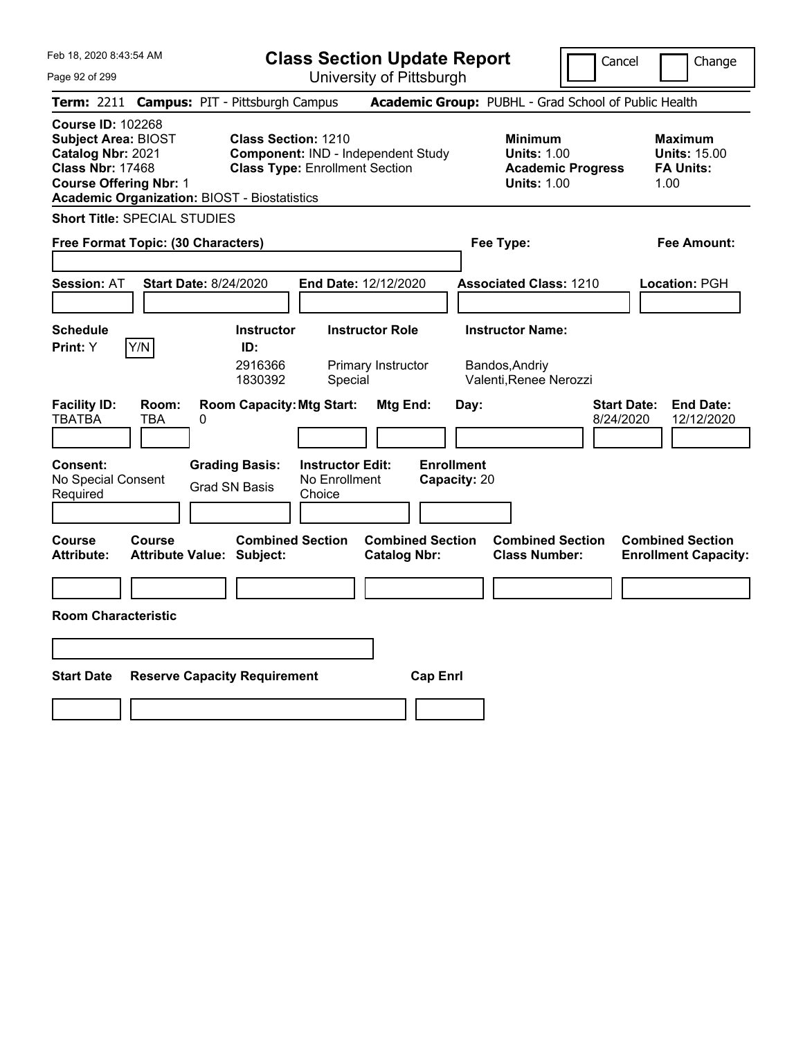Feb 18, 2020 8:43:54 AM

# Class Section Update Report

University of Pittsburgh

Cancel | Change

**Term:** 2211 **Campus:** PIT - Pittsburgh Campus **Academic Group:** PUBHL - Grad School of Public Health

**Course ID:** 102268
**Subject Area:** BIOST
**Catalog Nbr:** 2021
**Class Nbr:** 17468
**Course Offering Nbr:** 1
**Academic Organization:** BIOST - Biostatistics

**Class Section:** 1210
**Component:** IND - Independent Study
**Class Type:** Enrollment Section

**Minimum Units:** 1.00
**Academic Progress Units:** 1.00

**Maximum Units:** 15.00
**FA Units:** 1.00

**Short Title:** SPECIAL STUDIES

**Free Format Topic: (30 Characters)**

**Fee Type:**

**Fee Amount:**

**Session:** AT **Start Date:** 8/24/2020 **End Date:** 12/12/2020 **Associated Class:** 1210 **Location:** PGH

**Schedule Print:** Y [Y/N]

| Instructor ID: | Instructor Role | Instructor Name: |
|---|---|---|
| 2916366 | Primary Instructor | Bandos,Andriy |
| 1830392 | Special | Valenti,Renee Nerozzi |

| Facility ID: | Room: | Room Capacity: | Mtg Start: | Mtg End: | Day: | Start Date: | End Date: |
|---|---|---|---|---|---|---|---|
| TBATBA | TBA | 0 | | | | 8/24/2020 | 12/12/2020 |

**Consent:** No Special Consent Required
**Grading Basis:** Grad SN Basis
**Instructor Edit:** No Enrollment Choice
**Enrollment Capacity:** 20

| Course Attribute: | Course Attribute Value: | Combined Section Subject: | Combined Section Catalog Nbr: | Combined Section Class Number: | Combined Section Enrollment Capacity: |
|---|---|---|---|---|---|
| | | | | | |

**Room Characteristic**

| Start Date | Reserve Capacity Requirement | Cap Enrl |
|---|---|---|
| | | |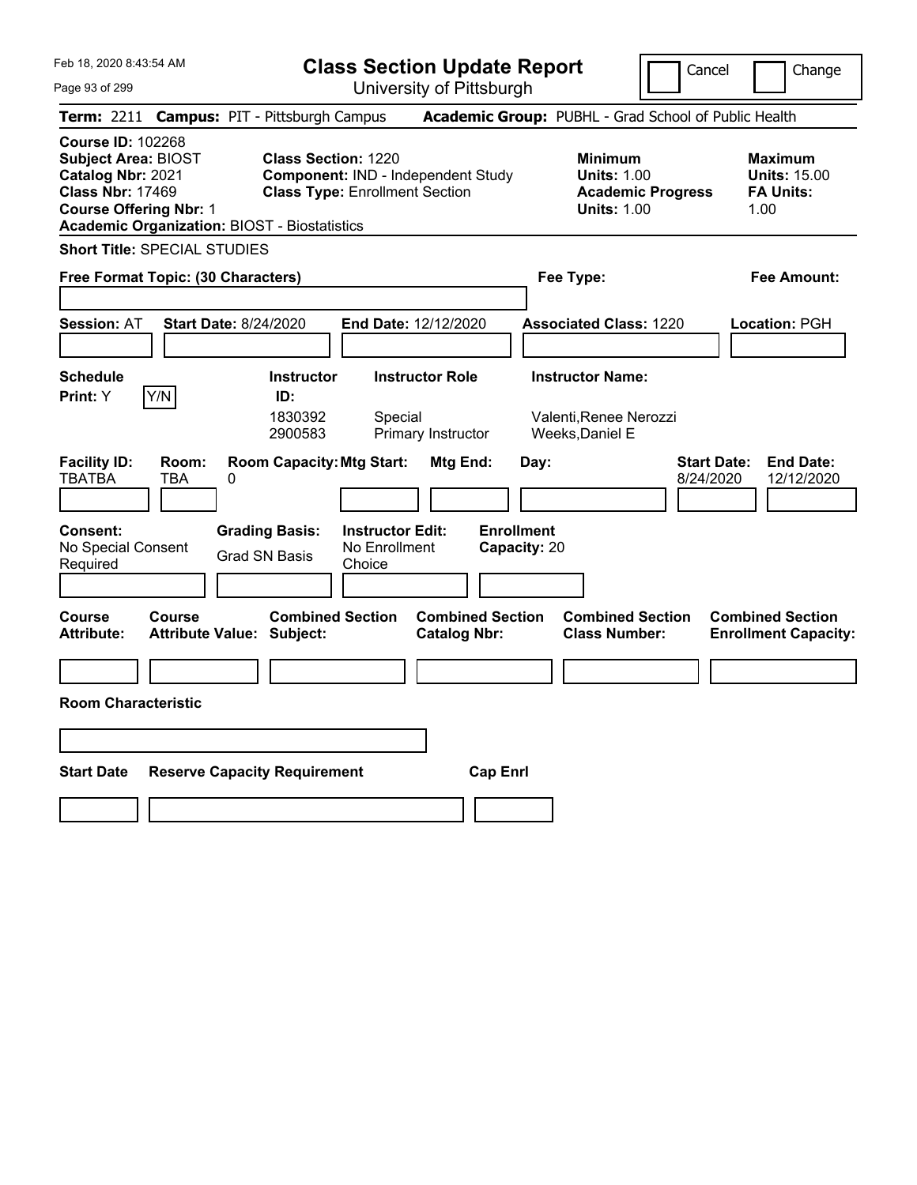Feb 18, 2020 8:43:54 AM

# Class Section Update Report

University of Pittsburgh

Cancel | Change

**Term:** 2211 **Campus:** PIT - Pittsburgh Campus **Academic Group:** PUBHL - Grad School of Public Health

**Course ID:** 102268
**Subject Area:** BIOST
**Catalog Nbr:** 2021
**Class Nbr:** 17469
**Course Offering Nbr:** 1
**Academic Organization:** BIOST - Biostatistics

**Class Section:** 1220
**Component:** IND - Independent Study
**Class Type:** Enrollment Section

**Minimum**
**Units:** 1.00
**Academic Progress Units:** 1.00

**Maximum**
**Units:** 15.00
**FA Units:** 1.00

**Short Title:** SPECIAL STUDIES

**Free Format Topic: (30 Characters)**

**Fee Type:**

**Fee Amount:**

**Session:** AT **Start Date:** 8/24/2020 **End Date:** 12/12/2020 **Associated Class:** 1220 **Location:** PGH

**Schedule Print:** Y [Y/N]

| Instructor ID: | Instructor Role | Instructor Name: |
|---|---|---|
| 1830392 | Special | Valenti,Renee Nerozzi |
| 2900583 | Primary Instructor | Weeks,Daniel E |

| Facility ID: | Room: | Room Capacity: | Mtg Start: | Mtg End: | Day: | Start Date: | End Date: |
|---|---|---|---|---|---|---|---|
| TBATBA | TBA | 0 | | | | 8/24/2020 | 12/12/2020 |

**Consent:** No Special Consent Required
**Grading Basis:** Grad SN Basis
**Instructor Edit:** No Enrollment Choice
**Enrollment Capacity:** 20

| Course Attribute: | Course Attribute Value: | Combined Section Subject: | Combined Section Catalog Nbr: | Combined Section Class Number: | Combined Section Enrollment Capacity: |
|---|---|---|---|---|---|
| | | | | | |

**Room Characteristic**

| Start Date | Reserve Capacity Requirement | Cap Enrl |
|---|---|---|
| | | |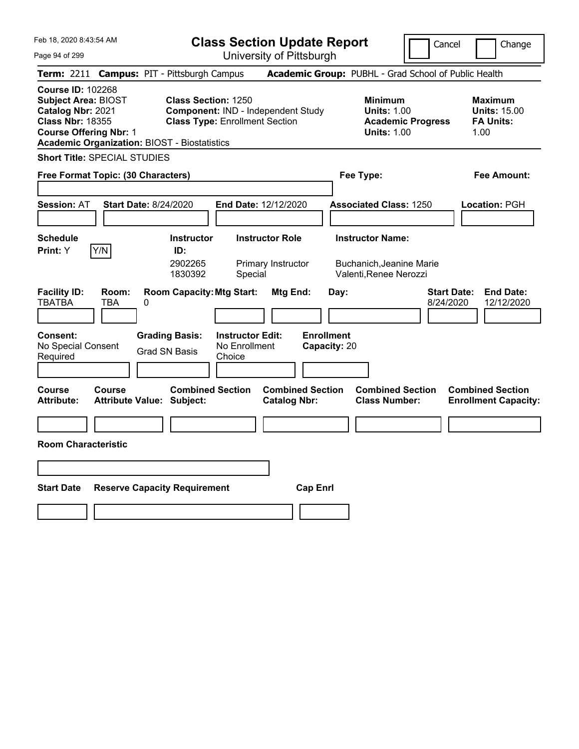# Class Section Update Report

University of Pittsburgh

Cancel | Change

**Term:** 2211 **Campus:** PIT - Pittsburgh Campus **Academic Group:** PUBHL - Grad School of Public Health

**Course ID:** 102268
**Subject Area:** BIOST
**Catalog Nbr:** 2021
**Class Nbr:** 18355
**Course Offering Nbr:** 1
**Academic Organization:** BIOST - Biostatistics

**Class Section:** 1250
**Component:** IND - Independent Study
**Class Type:** Enrollment Section

**Minimum**
**Units:** 1.00
**Academic Progress Units:** 1.00

**Maximum**
**Units:** 15.00
**FA Units:** 1.00

**Short Title:** SPECIAL STUDIES

**Free Format Topic: (30 Characters)**

**Fee Type:**

**Fee Amount:**

**Session:** AT **Start Date:** 8/24/2020 **End Date:** 12/12/2020 **Associated Class:** 1250 **Location:** PGH

**Schedule Print:** Y [Y/N]

| Instructor ID: | Instructor Role | Instructor Name: |
|---|---|---|
| 2902265 | Primary Instructor | Buchanich,Jeanine Marie |
| 1830392 | Special | Valenti,Renee Nerozzi |

| Facility ID: | Room: | Room Capacity: | Mtg Start: | Mtg End: | Day: | Start Date: | End Date: |
|---|---|---|---|---|---|---|---|
| TBATBA | TBA | 0 | | | | 8/24/2020 | 12/12/2020 |

**Consent:** No Special Consent Required
**Grading Basis:** Grad SN Basis
**Instructor Edit:** No Enrollment Choice
**Enrollment Capacity:** 20

| Course Attribute: | Course Attribute Value: | Combined Section Subject: | Combined Section Catalog Nbr: | Combined Section Class Number: | Combined Section Enrollment Capacity: |
|---|---|---|---|---|---|
| | | | | | |

**Room Characteristic**

| Start Date | Reserve Capacity Requirement | Cap Enrl |
|---|---|---|
| | | |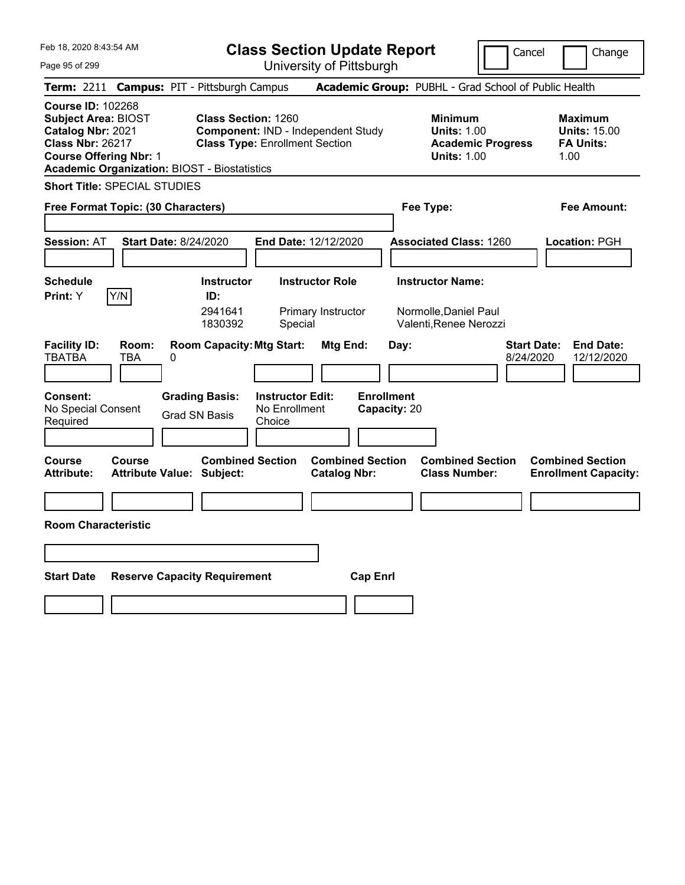Feb 18, 2020 8:43:54 AM

# Class Section Update Report

University of Pittsburgh

Cancel | Change

**Term:** 2211 **Campus:** PIT - Pittsburgh Campus **Academic Group:** PUBHL - Grad School of Public Health

**Course ID:** 102268
**Subject Area:** BIOST
**Catalog Nbr:** 2021
**Class Nbr:** 26217
**Course Offering Nbr:** 1
**Academic Organization:** BIOST - Biostatistics

**Class Section:** 1260
**Component:** IND - Independent Study
**Class Type:** Enrollment Section

**Minimum**
**Units:** 1.00
**Academic Progress Units:** 1.00

**Maximum**
**Units:** 15.00
**FA Units:** 1.00

**Short Title:** SPECIAL STUDIES

**Free Format Topic: (30 Characters)**

**Fee Type:**

**Fee Amount:**

**Session:** AT **Start Date:** 8/24/2020 **End Date:** 12/12/2020 **Associated Class:** 1260 **Location:** PGH

**Schedule Print:** Y [Y/N]

| Instructor ID: | Instructor Role | Instructor Name: |
|---|---|---|
| 2941641 | Primary Instructor | Normolle,Daniel Paul |
| 1830392 | Special | Valenti,Renee Nerozzi |

| Facility ID: | Room: | Room Capacity: | Mtg Start: | Mtg End: | Day: | Start Date: | End Date: |
|---|---|---|---|---|---|---|---|
| TBATBA | TBA | 0 | | | | 8/24/2020 | 12/12/2020 |

**Consent:** No Special Consent Required
**Grading Basis:** Grad SN Basis
**Instructor Edit:** No Enrollment Choice
**Enrollment Capacity:** 20

| Course Attribute: | Course Attribute Value: | Combined Section Subject: | Combined Section Catalog Nbr: | Combined Section Class Number: | Combined Section Enrollment Capacity: |
|---|---|---|---|---|---|
| | | | | | |

**Room Characteristic**

| Start Date | Reserve Capacity Requirement | Cap Enrl |
|---|---|---|
| | | |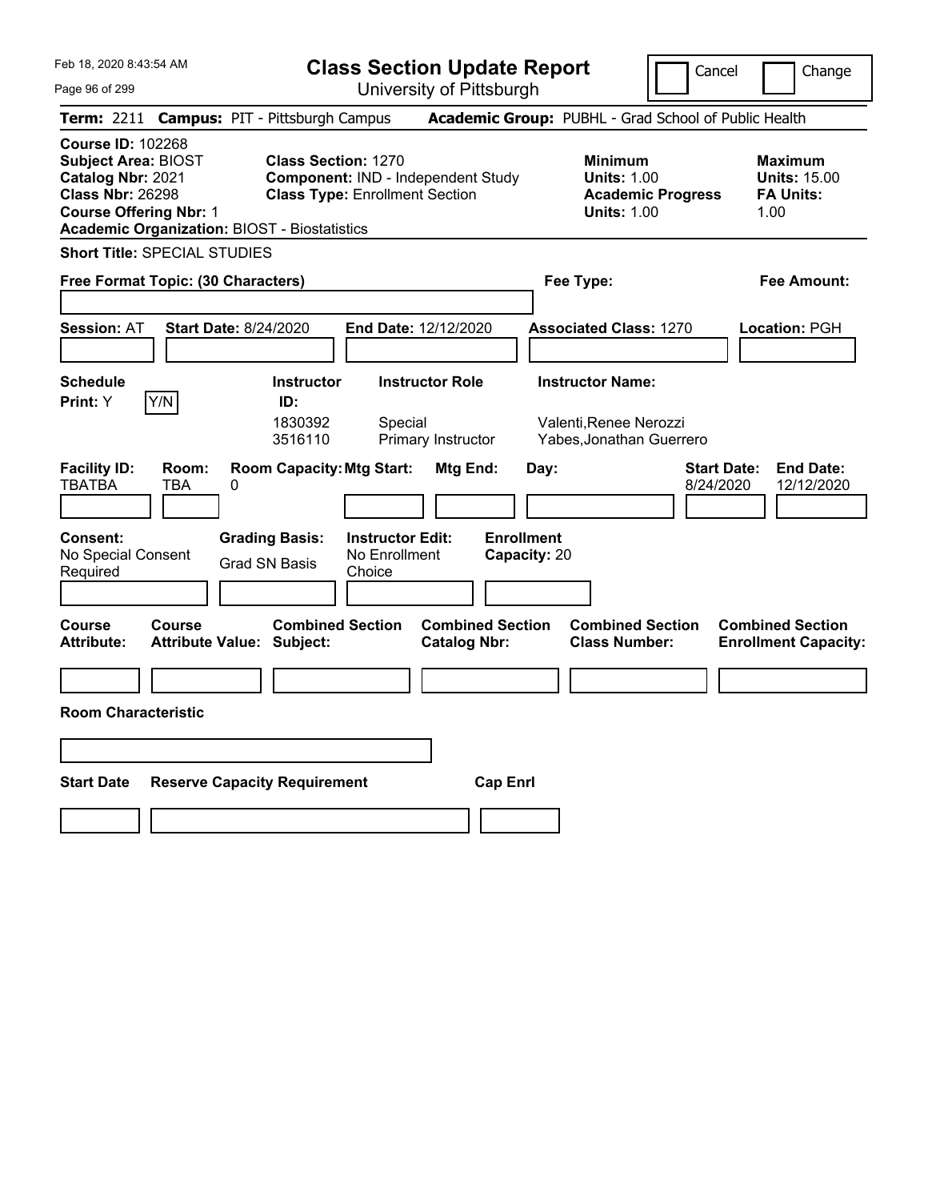# Class Section Update Report

University of Pittsburgh

Cancel ☐ Change ☐

**Term:** 2211 **Campus:** PIT - Pittsburgh Campus **Academic Group:** PUBHL - Grad School of Public Health

**Course ID:** 102268
**Subject Area:** BIOST
**Catalog Nbr:** 2021
**Class Nbr:** 26298
**Course Offering Nbr:** 1
**Academic Organization:** BIOST - Biostatistics

**Class Section:** 1270
**Component:** IND - Independent Study
**Class Type:** Enrollment Section

**Minimum**
**Units:** 1.00
**Academic Progress Units:** 1.00

**Maximum**
**Units:** 15.00
**FA Units:** 1.00

**Short Title:** SPECIAL STUDIES

**Free Format Topic: (30 Characters)**

**Fee Type:**

**Fee Amount:**

**Session:** AT **Start Date:** 8/24/2020 **End Date:** 12/12/2020 **Associated Class:** 1270 **Location:** PGH

**Schedule Print:** Y [Y/N]

| Instructor ID: | Instructor Role | Instructor Name: |
|---|---|---|
| 1830392 | Special | Valenti,Renee Nerozzi |
| 3516110 | Primary Instructor | Yabes,Jonathan Guerrero |

| Facility ID: | Room: | Room Capacity: | Mtg Start: | Mtg End: | Day: | Start Date: | End Date: |
|---|---|---|---|---|---|---|---|
| TBATBA | TBA | 0 | | | | 8/24/2020 | 12/12/2020 |

**Consent:** No Special Consent Required
**Grading Basis:** Grad SN Basis
**Instructor Edit:** No Enrollment Choice
**Enrollment Capacity:** 20

| Course Attribute: | Course Attribute Value: | Combined Section Subject: | Combined Section Catalog Nbr: | Combined Section Class Number: | Combined Section Enrollment Capacity: |
|---|---|---|---|---|---|
| | | | | | |

**Room Characteristic**

| Start Date | Reserve Capacity Requirement | Cap Enrl |
|---|---|---|
| | | |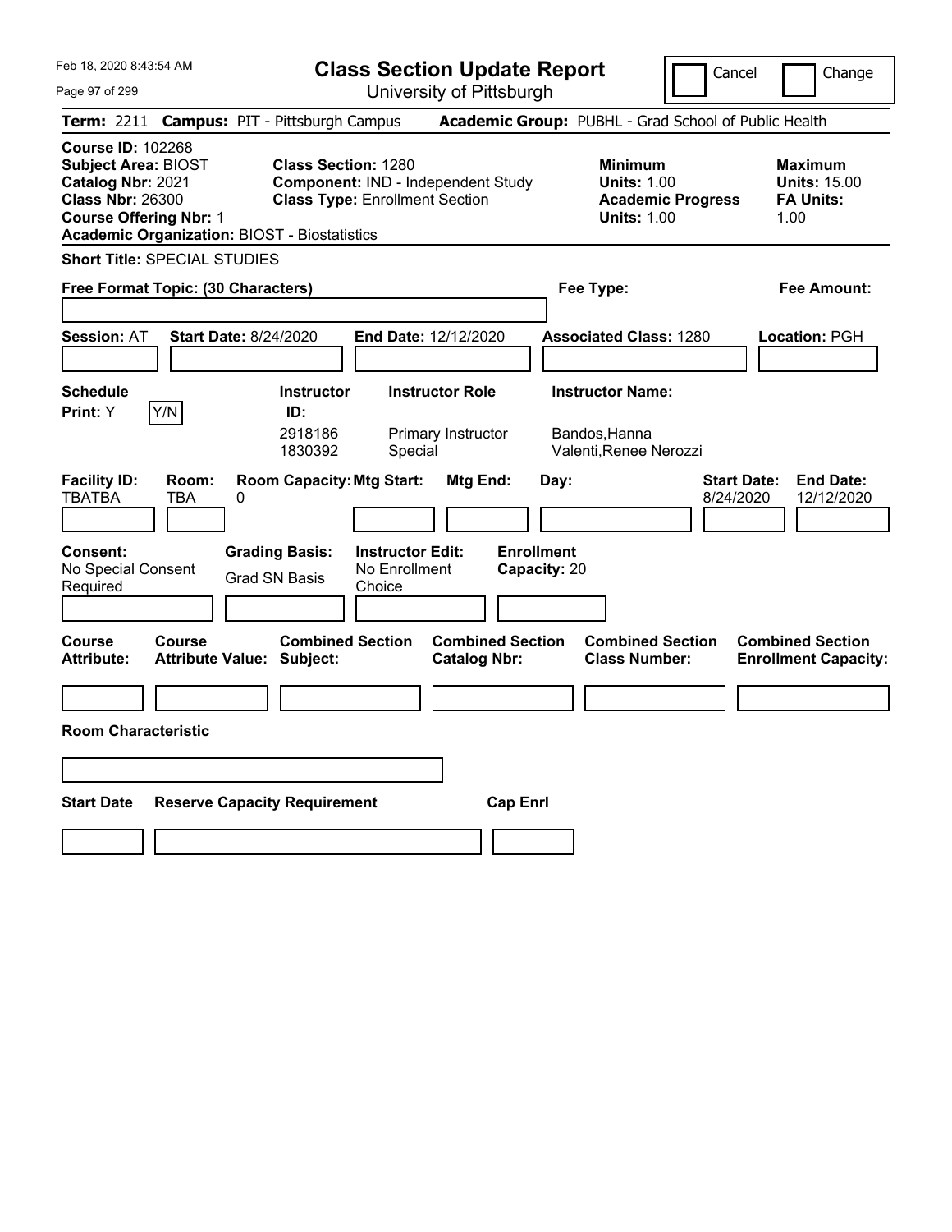Feb 18, 2020 8:43:54 AM

# Class Section Update Report

University of Pittsburgh

Cancel | Change

**Term:** 2211 **Campus:** PIT - Pittsburgh Campus **Academic Group:** PUBHL - Grad School of Public Health

**Course ID:** 102268
**Subject Area:** BIOST
**Catalog Nbr:** 2021
**Class Nbr:** 26300
**Course Offering Nbr:** 1
**Academic Organization:** BIOST - Biostatistics

**Class Section:** 1280
**Component:** IND - Independent Study
**Class Type:** Enrollment Section

**Minimum**
**Units:** 1.00
**Academic Progress Units:** 1.00

**Maximum**
**Units:** 15.00
**FA Units:** 1.00

**Short Title:** SPECIAL STUDIES

**Free Format Topic: (30 Characters)**

**Fee Type:**

**Fee Amount:**

**Session:** AT **Start Date:** 8/24/2020 **End Date:** 12/12/2020 **Associated Class:** 1280 **Location:** PGH

**Schedule Print:** Y Y/N

| Instructor ID: | Instructor Role | Instructor Name: |
|---|---|---|
| 2918186 | Primary Instructor | Bandos,Hanna |
| 1830392 | Special | Valenti,Renee Nerozzi |

| Facility ID: | Room: | Room Capacity: | Mtg Start: | Mtg End: | Day: | Start Date: | End Date: |
|---|---|---|---|---|---|---|---|
| TBATBA | TBA | 0 | | | | 8/24/2020 | 12/12/2020 |

**Consent:** No Special Consent Required
**Grading Basis:** Grad SN Basis
**Instructor Edit:** No Enrollment Choice
**Enrollment Capacity:** 20

| Course Attribute: | Course Attribute Value: | Combined Section Subject: | Combined Section Catalog Nbr: | Combined Section Class Number: | Combined Section Enrollment Capacity: |
|---|---|---|---|---|---|
| | | | | | |

**Room Characteristic**

| Start Date | Reserve Capacity Requirement | Cap Enrl |
|---|---|---|
| | | |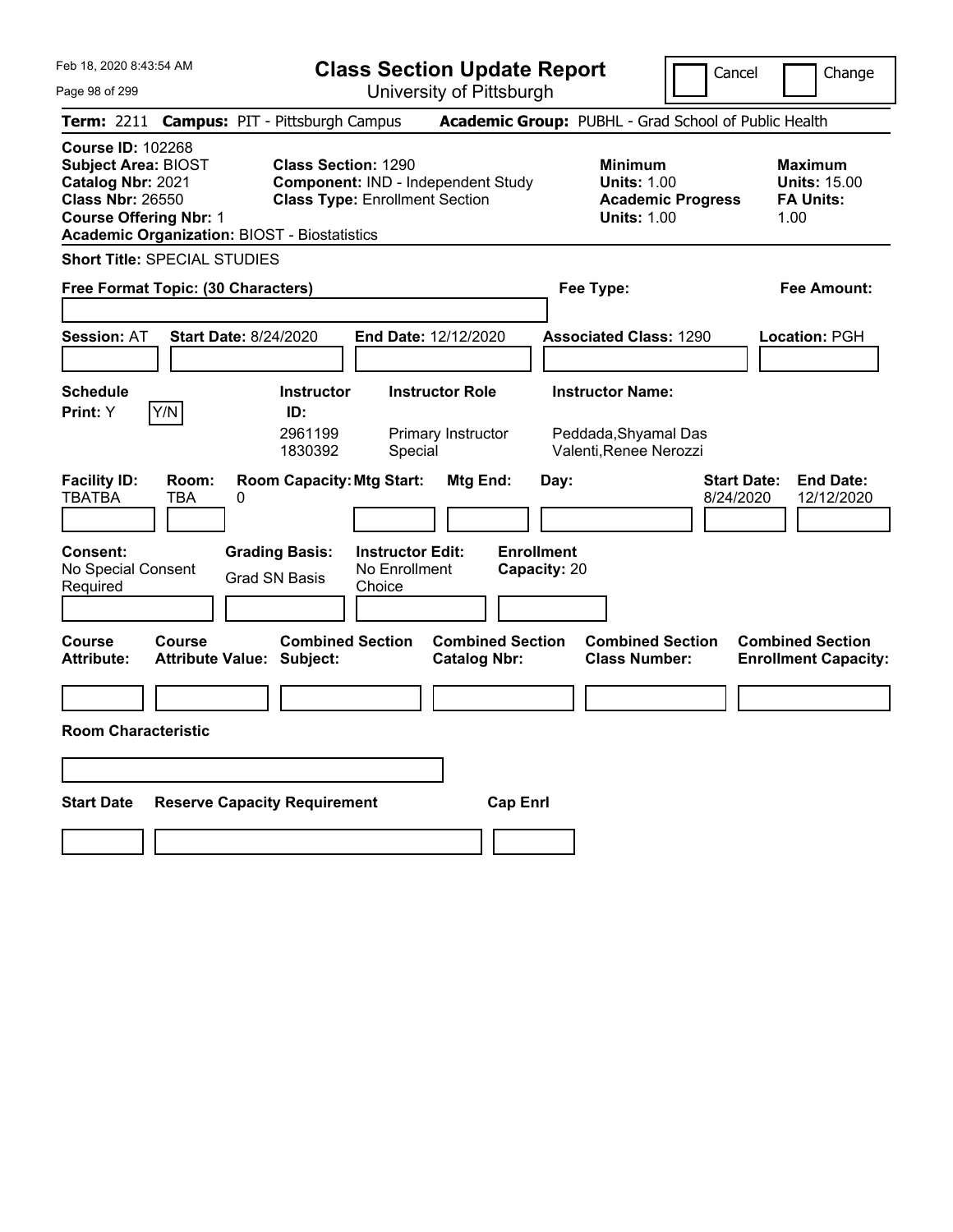# Class Section Update Report

University of Pittsburgh

Cancel | Change

**Term:** 2211 **Campus:** PIT - Pittsburgh Campus **Academic Group:** PUBHL - Grad School of Public Health

**Course ID:** 102268
**Subject Area:** BIOST
**Catalog Nbr:** 2021
**Class Nbr:** 26550
**Course Offering Nbr:** 1
**Academic Organization:** BIOST - Biostatistics

**Class Section:** 1290
**Component:** IND - Independent Study
**Class Type:** Enrollment Section

**Minimum Units:** 1.00
**Academic Progress Units:** 1.00

**Maximum Units:** 15.00
**FA Units:** 1.00

**Short Title:** SPECIAL STUDIES

**Free Format Topic: (30 Characters)**

**Fee Type:**

**Fee Amount:**

**Session:** AT **Start Date:** 8/24/2020 **End Date:** 12/12/2020 **Associated Class:** 1290 **Location:** PGH

**Schedule Print:** Y [Y/N]

| Instructor ID | Instructor Role | Instructor Name |
|---|---|---|
| 2961199 | Primary Instructor | Peddada,Shyamal Das |
| 1830392 | Special | Valenti,Renee Nerozzi |

| Facility ID: | Room: | Room Capacity: | Mtg Start: | Mtg End: | Day: | Start Date: | End Date: |
|---|---|---|---|---|---|---|---|
| TBATBA | TBA | 0 | | | | 8/24/2020 | 12/12/2020 |

**Consent:** No Special Consent Required
**Grading Basis:** Grad SN Basis
**Instructor Edit:** No Enrollment Choice
**Enrollment Capacity:** 20

| Course Attribute: | Course Attribute Value: | Combined Section Subject: | Combined Section Catalog Nbr: | Combined Section Class Number: | Combined Section Enrollment Capacity: |
|---|---|---|---|---|---|
| | | | | | |

**Room Characteristic**

| Start Date | Reserve Capacity Requirement | Cap Enrl |
|---|---|---|
| | | |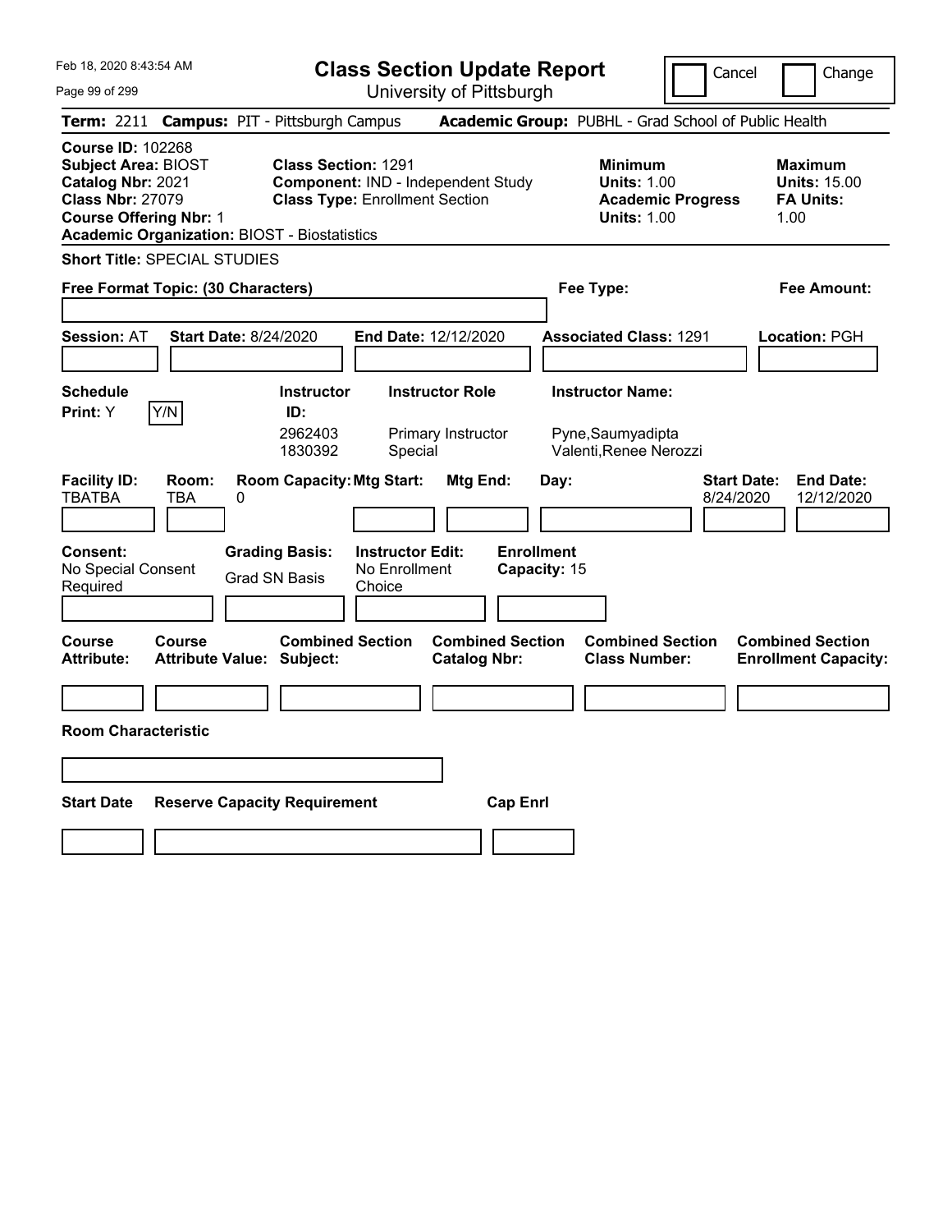# Class Section Update Report

University of Pittsburgh

Cancel | Change

**Term:** 2211 **Campus:** PIT - Pittsburgh Campus **Academic Group:** PUBHL - Grad School of Public Health

**Course ID:** 102268
**Subject Area:** BIOST
**Catalog Nbr:** 2021
**Class Nbr:** 27079
**Course Offering Nbr:** 1
**Academic Organization:** BIOST - Biostatistics

**Class Section:** 1291
**Component:** IND - Independent Study
**Class Type:** Enrollment Section

**Minimum**
**Units:** 1.00
**Academic Progress Units:** 1.00

**Maximum**
**Units:** 15.00
**FA Units:** 1.00

**Short Title:** SPECIAL STUDIES

**Free Format Topic: (30 Characters)**

**Fee Type:**

**Fee Amount:**

**Session:** AT **Start Date:** 8/24/2020 **End Date:** 12/12/2020 **Associated Class:** 1291 **Location:** PGH

**Schedule Print:** Y Y/N

| Instructor ID: | Instructor Role | Instructor Name: |
|---|---|---|
| 2962403 | Primary Instructor | Pyne,Saumyadipta |
| 1830392 | Special | Valenti,Renee Nerozzi |

| Facility ID: | Room: | Room Capacity: | Mtg Start: | Mtg End: | Day: | Start Date: | End Date: |
|---|---|---|---|---|---|---|---|
| TBATBA | TBA | 0 | | | | 8/24/2020 | 12/12/2020 |

**Consent:** No Special Consent Required
**Grading Basis:** Grad SN Basis
**Instructor Edit:** No Enrollment Choice
**Enrollment Capacity:** 15

| Course Attribute: | Course Attribute Value: | Combined Section Subject: | Combined Section Catalog Nbr: | Combined Section Class Number: | Combined Section Enrollment Capacity: |
|---|---|---|---|---|---|
| | | | | | |

**Room Characteristic**

| Start Date | Reserve Capacity Requirement | Cap Enrl |
|---|---|---|
| | | |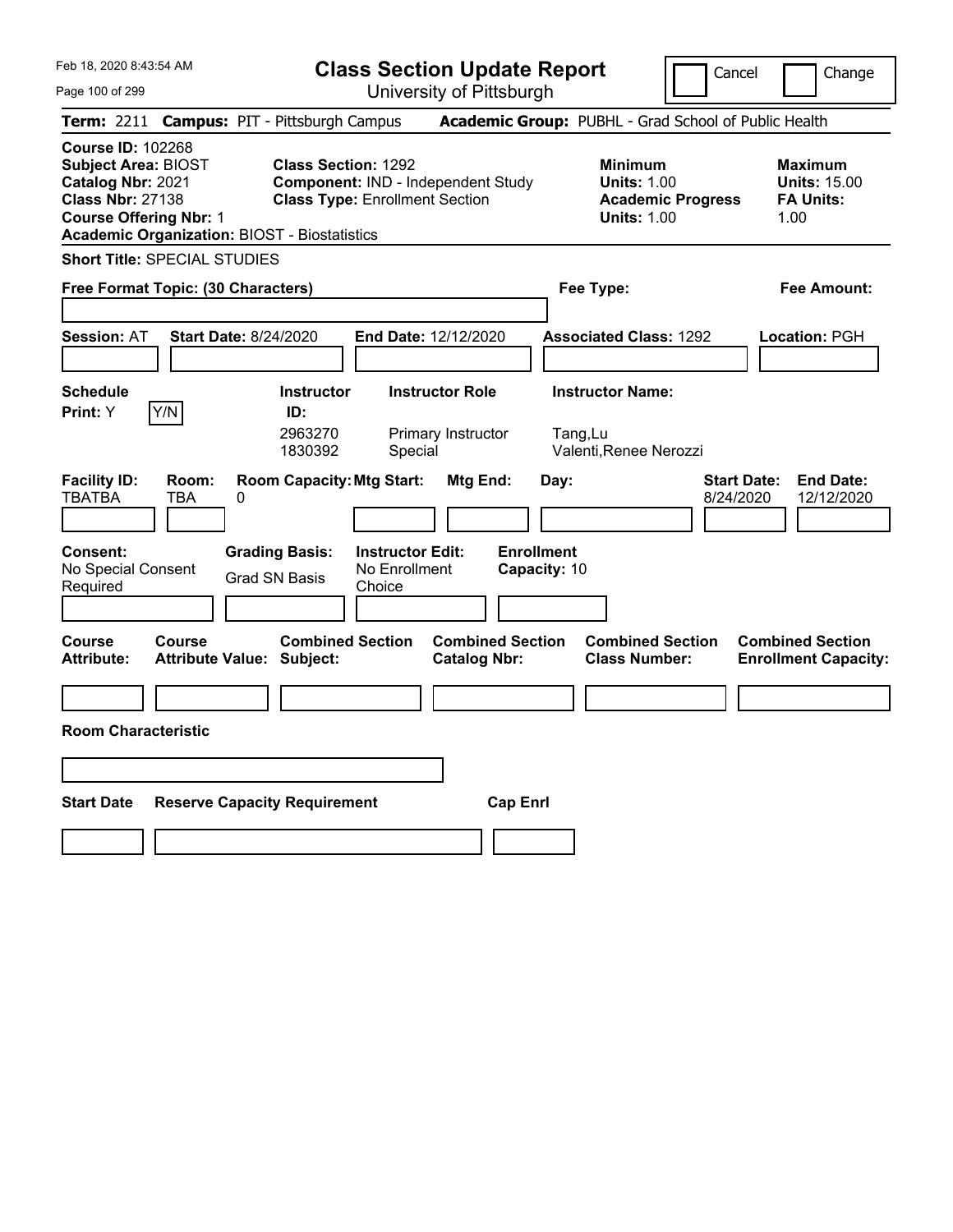# Class Section Update Report

University of Pittsburgh

Cancel | Change

**Term:** 2211 **Campus:** PIT - Pittsburgh Campus **Academic Group:** PUBHL - Grad School of Public Health

**Course ID:** 102268
**Subject Area:** BIOST
**Catalog Nbr:** 2021
**Class Nbr:** 27138
**Course Offering Nbr:** 1
**Academic Organization:** BIOST - Biostatistics

**Class Section:** 1292
**Component:** IND - Independent Study
**Class Type:** Enrollment Section

**Minimum**
**Units:** 1.00
**Academic Progress Units:** 1.00

**Maximum**
**Units:** 15.00
**FA Units:** 1.00

**Short Title:** SPECIAL STUDIES

**Free Format Topic: (30 Characters)**

**Fee Type:**

**Fee Amount:**

**Session:** AT **Start Date:** 8/24/2020 **End Date:** 12/12/2020 **Associated Class:** 1292 **Location:** PGH

**Schedule Print:** Y [Y/N]

| Instructor ID: | Instructor Role | Instructor Name: |
|---|---|---|
| 2963270 | Primary Instructor | Tang,Lu |
| 1830392 | Special | Valenti,Renee Nerozzi |

| Facility ID: | Room: | Room Capacity: | Mtg Start: | Mtg End: | Day: | Start Date: | End Date: |
|---|---|---|---|---|---|---|---|
| TBATBA | TBA | 0 | | | | 8/24/2020 | 12/12/2020 |

**Consent:** No Special Consent Required

**Grading Basis:** Grad SN Basis

**Instructor Edit:** No Enrollment Choice

**Enrollment Capacity:** 10

| Course Attribute: | Course Attribute Value: | Combined Section Subject: | Combined Section Catalog Nbr: | Combined Section Class Number: | Combined Section Enrollment Capacity: |
|---|---|---|---|---|---|
| | | | | | |

**Room Characteristic**

| Start Date | Reserve Capacity Requirement | Cap Enrl |
|---|---|---|
| | | |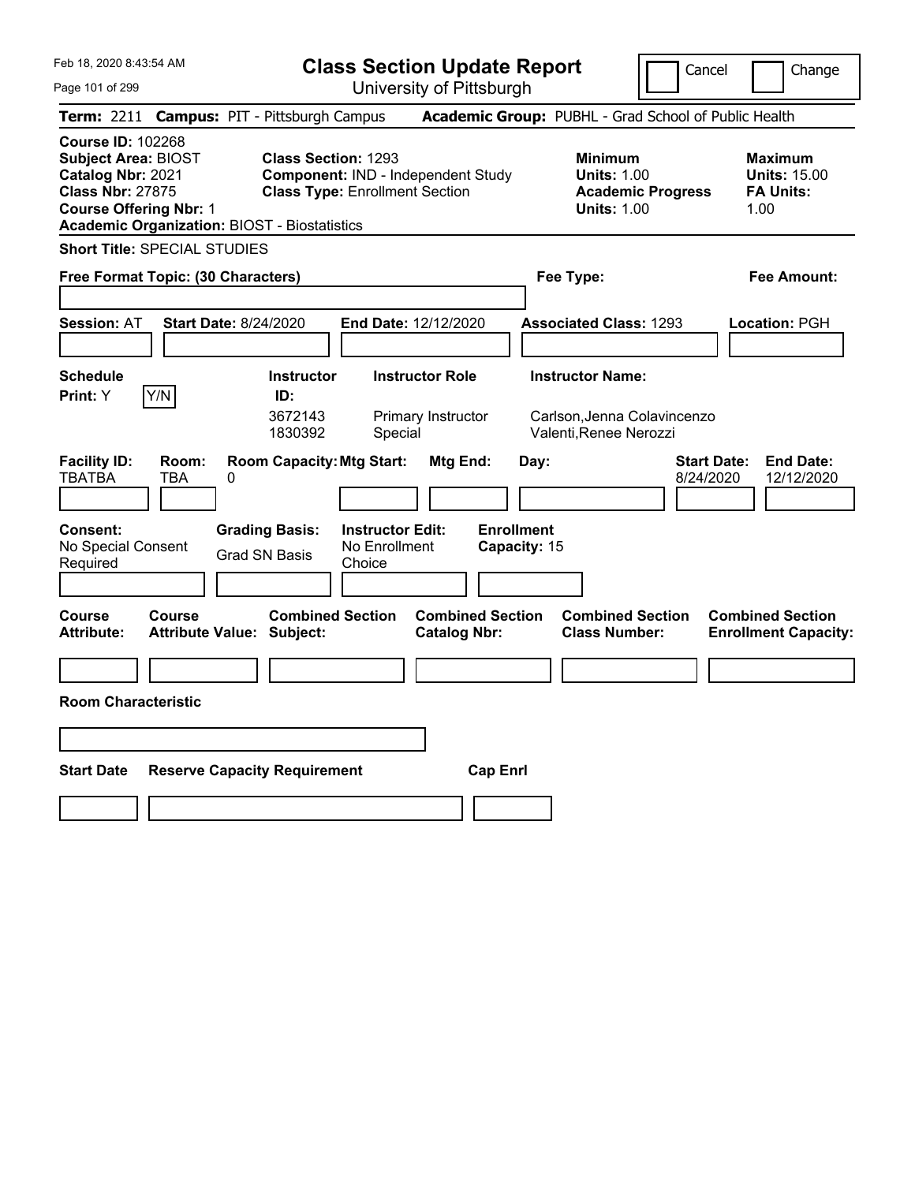Feb 18, 2020 8:43:54 AM

# Class Section Update Report

University of Pittsburgh

Cancel | Change

**Term:** 2211 **Campus:** PIT - Pittsburgh Campus **Academic Group:** PUBHL - Grad School of Public Health

**Course ID:** 102268
**Subject Area:** BIOST
**Catalog Nbr:** 2021
**Class Nbr:** 27875
**Course Offering Nbr:** 1
**Academic Organization:** BIOST - Biostatistics

**Class Section:** 1293
**Component:** IND - Independent Study
**Class Type:** Enrollment Section

**Minimum**
**Units:** 1.00
**Academic Progress Units:** 1.00

**Maximum**
**Units:** 15.00
**FA Units:** 1.00

**Short Title:** SPECIAL STUDIES

**Free Format Topic: (30 Characters)**

**Fee Type:**

**Fee Amount:**

**Session:** AT **Start Date:** 8/24/2020 **End Date:** 12/12/2020 **Associated Class:** 1293 **Location:** PGH

**Schedule Print:** Y [Y/N]

| Instructor ID: | Instructor Role | Instructor Name: |
|---|---|---|
| 3672143 | Primary Instructor | Carlson,Jenna Colavincenzo |
| 1830392 | Special | Valenti,Renee Nerozzi |

| Facility ID: | Room: | Room Capacity: | Mtg Start: | Mtg End: | Day: | Start Date: | End Date: |
|---|---|---|---|---|---|---|---|
| TBATBA | TBA | 0 | | | | 8/24/2020 | 12/12/2020 |

**Consent:** No Special Consent Required
**Grading Basis:** Grad SN Basis
**Instructor Edit:** No Enrollment Choice
**Enrollment Capacity:** 15

| Course Attribute: | Course Attribute Value: | Combined Section Subject: | Combined Section Catalog Nbr: | Combined Section Class Number: | Combined Section Enrollment Capacity: |
|---|---|---|---|---|---|
| | | | | | |

**Room Characteristic**

| Start Date | Reserve Capacity Requirement | Cap Enrl |
|---|---|---|
| | | |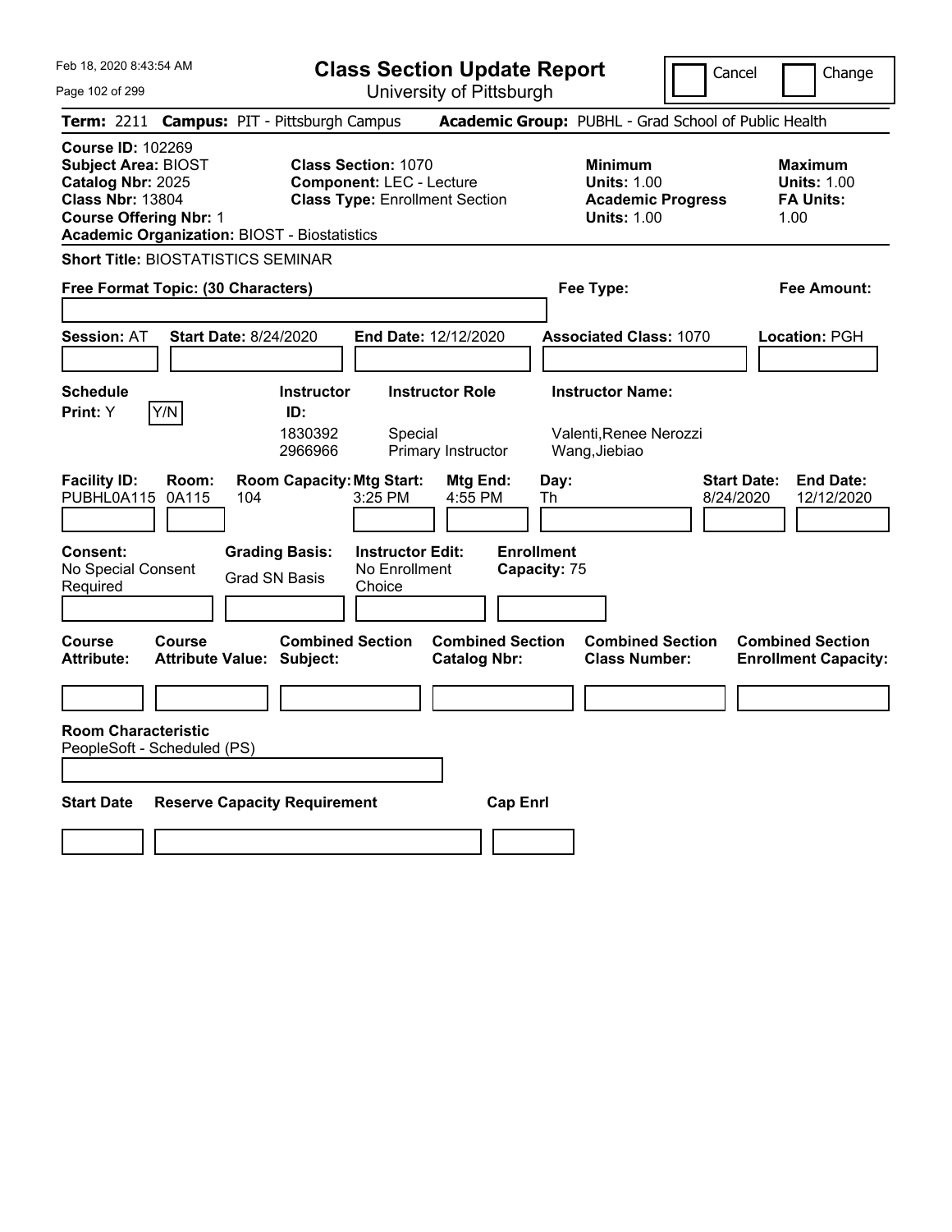Feb 18, 2020 8:43:54 AM

# Class Section Update Report

University of Pittsburgh

Cancel | Change

**Term:** 2211 **Campus:** PIT - Pittsburgh Campus **Academic Group:** PUBHL - Grad School of Public Health

**Course ID:** 102269
**Subject Area:** BIOST
**Catalog Nbr:** 2025
**Class Nbr:** 13804
**Course Offering Nbr:** 1
**Academic Organization:** BIOST - Biostatistics

**Class Section:** 1070
**Component:** LEC - Lecture
**Class Type:** Enrollment Section

**Minimum Units:** 1.00
**Academic Progress Units:** 1.00

**Maximum Units:** 1.00
**FA Units:** 1.00

**Short Title:** BIOSTATISTICS SEMINAR

**Free Format Topic: (30 Characters)**

**Fee Type:**

**Fee Amount:**

**Session:** AT **Start Date:** 8/24/2020 **End Date:** 12/12/2020 **Associated Class:** 1070 **Location:** PGH

**Schedule Print:** Y [Y/N]

| Instructor ID: | Instructor Role | Instructor Name: |
|---|---|---|
| 1830392 | Special | Valenti,Renee Nerozzi |
| 2966966 | Primary Instructor | Wang,Jiebiao |

| Facility ID: | Room: | Room Capacity: | Mtg Start: | Mtg End: | Day: | Start Date: | End Date: |
|---|---|---|---|---|---|---|---|
| PUBHL0A115 | 0A115 | 104 | 3:25 PM | 4:55 PM | Th | 8/24/2020 | 12/12/2020 |

**Consent:** No Special Consent Required
**Grading Basis:** Grad SN Basis
**Instructor Edit:** No Enrollment Choice
**Enrollment Capacity:** 75

| Course Attribute: | Course Attribute Value: | Combined Section Subject: | Combined Section Catalog Nbr: | Combined Section Class Number: | Combined Section Enrollment Capacity: |
|---|---|---|---|---|---|
| | | | | | |

**Room Characteristic**
PeopleSoft - Scheduled (PS)

| Start Date | Reserve Capacity Requirement | Cap Enrl |
|---|---|---|
| | | |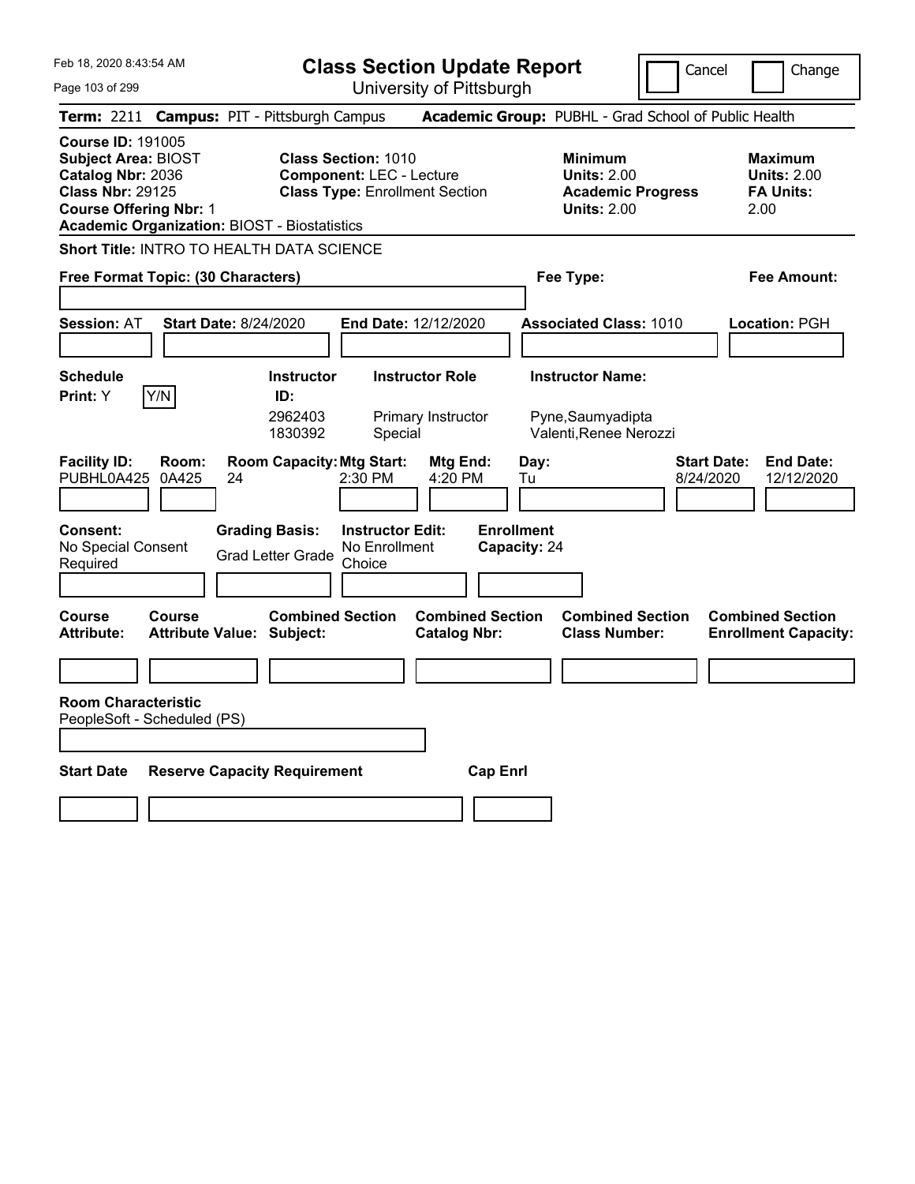# Class Section Update Report

University of Pittsburgh

Cancel | Change

**Term:** 2211 **Campus:** PIT - Pittsburgh Campus **Academic Group:** PUBHL - Grad School of Public Health

**Course ID:** 191005
**Subject Area:** BIOST
**Catalog Nbr:** 2036
**Class Nbr:** 29125
**Course Offering Nbr:** 1
**Academic Organization:** BIOST - Biostatistics

**Class Section:** 1010
**Component:** LEC - Lecture
**Class Type:** Enrollment Section

**Minimum Units:** 2.00
**Academic Progress Units:** 2.00

**Maximum Units:** 2.00
**FA Units:** 2.00

**Short Title:** INTRO TO HEALTH DATA SCIENCE

**Free Format Topic: (30 Characters)**

**Fee Type:**

**Fee Amount:**

**Session:** AT **Start Date:** 8/24/2020 **End Date:** 12/12/2020 **Associated Class:** 1010 **Location:** PGH

**Schedule Print:** Y Y/N

| Instructor ID: | Instructor Role | Instructor Name: |
| --- | --- | --- |
| 2962403 | Primary Instructor | Pyne,Saumyadipta |
| 1830392 | Special | Valenti,Renee Nerozzi |

| Facility ID: | Room: | Room Capacity: | Mtg Start: | Mtg End: | Day: | Start Date: | End Date: |
| --- | --- | --- | --- | --- | --- | --- | --- |
| PUBHL0A425 | 0A425 | 24 | 2:30 PM | 4:20 PM | Tu | 8/24/2020 | 12/12/2020 |

**Consent:** No Special Consent Required

**Grading Basis:** Grad Letter Grade

**Instructor Edit:** No Enrollment Choice

**Enrollment Capacity:** 24

| Course Attribute: | Course Attribute Value: | Combined Section Subject: | Combined Section Catalog Nbr: | Combined Section Class Number: | Combined Section Enrollment Capacity: |
| --- | --- | --- | --- | --- | --- |
| | | | | | |

**Room Characteristic**
PeopleSoft - Scheduled (PS)

| Start Date | Reserve Capacity Requirement | Cap Enrl |
| --- | --- | --- |
| | | |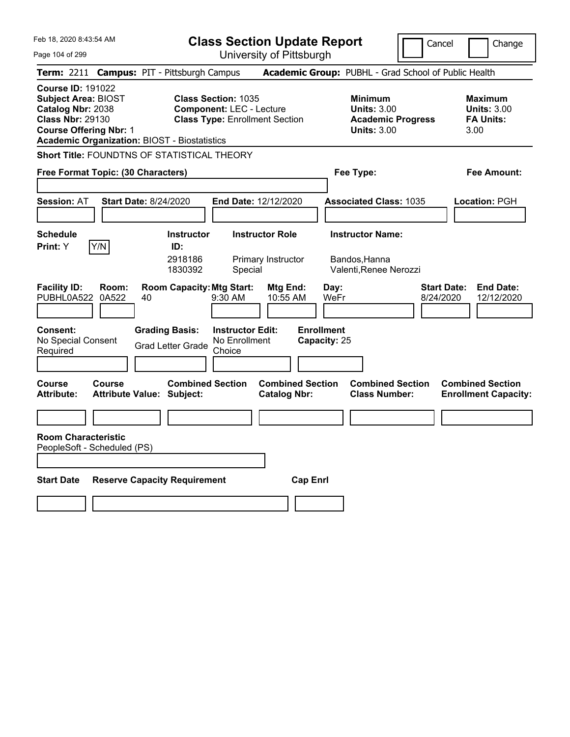# Class Section Update Report

University of Pittsburgh

Cancel | Change

Feb 18, 2020 8:43:54 AM

**Term:** 2211 **Campus:** PIT - Pittsburgh Campus **Academic Group:** PUBHL - Grad School of Public Health

**Course ID:** 191022
**Subject Area:** BIOST
**Catalog Nbr:** 2038
**Class Nbr:** 29130
**Course Offering Nbr:** 1
**Academic Organization:** BIOST - Biostatistics

**Class Section:** 1035
**Component:** LEC - Lecture
**Class Type:** Enrollment Section

**Minimum Units:** 3.00
**Academic Progress Units:** 3.00

**Maximum Units:** 3.00
**FA Units:** 3.00

**Short Title:** FOUNDTNS OF STATISTICAL THEORY

**Free Format Topic: (30 Characters)**

**Fee Type:**

**Fee Amount:**

**Session:** AT **Start Date:** 8/24/2020 **End Date:** 12/12/2020 **Associated Class:** 1035 **Location:** PGH

**Schedule Print:** Y [Y/N]

| Instructor ID | Instructor Role | Instructor Name |
|---|---|---|
| 2918186 | Primary Instructor | Bandos,Hanna |
| 1830392 | Special | Valenti,Renee Nerozzi |

| Facility ID | Room | Room Capacity | Mtg Start | Mtg End | Day | Start Date | End Date |
|---|---|---|---|---|---|---|---|
| PUBHL0A522 | 0A522 | 40 | 9:30 AM | 10:55 AM | WeFr | 8/24/2020 | 12/12/2020 |

**Consent:** No Special Consent Required
**Grading Basis:** Grad Letter Grade
**Instructor Edit:** No Enrollment Choice
**Enrollment Capacity:** 25

| Course Attribute | Course Attribute Value | Combined Section Subject | Combined Section Catalog Nbr | Combined Section Class Number | Combined Section Enrollment Capacity |
|---|---|---|---|---|---|
| | | | | | |

**Room Characteristic**
PeopleSoft - Scheduled (PS)

| Start Date | Reserve Capacity Requirement | Cap Enrl |
|---|---|---|
| | | |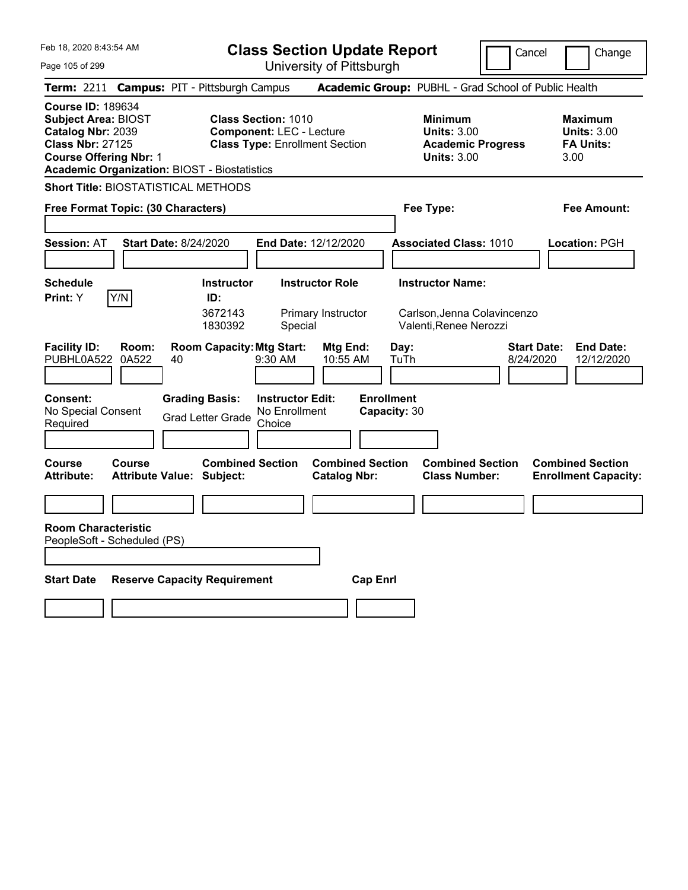# Class Section Update Report

University of Pittsburgh

Feb 18, 2020 8:43:54 AM

Cancel | Change

**Term:** 2211 **Campus:** PIT - Pittsburgh Campus **Academic Group:** PUBHL - Grad School of Public Health

**Course ID:** 189634
**Subject Area:** BIOST
**Catalog Nbr:** 2039
**Class Nbr:** 27125
**Course Offering Nbr:** 1
**Academic Organization:** BIOST - Biostatistics

**Class Section:** 1010
**Component:** LEC - Lecture
**Class Type:** Enrollment Section

**Minimum Units:** 3.00
**Academic Progress Units:** 3.00

**Maximum Units:** 3.00
**FA Units:** 3.00

**Short Title:** BIOSTATISTICAL METHODS

**Free Format Topic: (30 Characters)**

**Fee Type:**

**Fee Amount:**

**Session:** AT **Start Date:** 8/24/2020 **End Date:** 12/12/2020 **Associated Class:** 1010 **Location:** PGH

**Schedule Print:** Y [Y/N]

| Instructor ID | Instructor Role | Instructor Name |
|---|---|---|
| 3672143 | Primary Instructor | Carlson,Jenna Colavincenzo |
| 1830392 | Special | Valenti,Renee Nerozzi |

| Facility ID | Room | Room Capacity | Mtg Start | Mtg End | Day | Start Date | End Date |
|---|---|---|---|---|---|---|---|
| PUBHL0A522 | 0A522 | 40 | 9:30 AM | 10:55 AM | TuTh | 8/24/2020 | 12/12/2020 |

**Consent:** No Special Consent Required
**Grading Basis:** Grad Letter Grade
**Instructor Edit:** No Enrollment Choice
**Enrollment Capacity:** 30

| Course Attribute | Course Attribute Value | Combined Section Subject | Combined Section Catalog Nbr | Combined Section Class Number | Combined Section Enrollment Capacity |
|---|---|---|---|---|---|
| | | | | | |

**Room Characteristic**
PeopleSoft - Scheduled (PS)

| Start Date | Reserve Capacity Requirement | Cap Enrl |
|---|---|---|
| | | |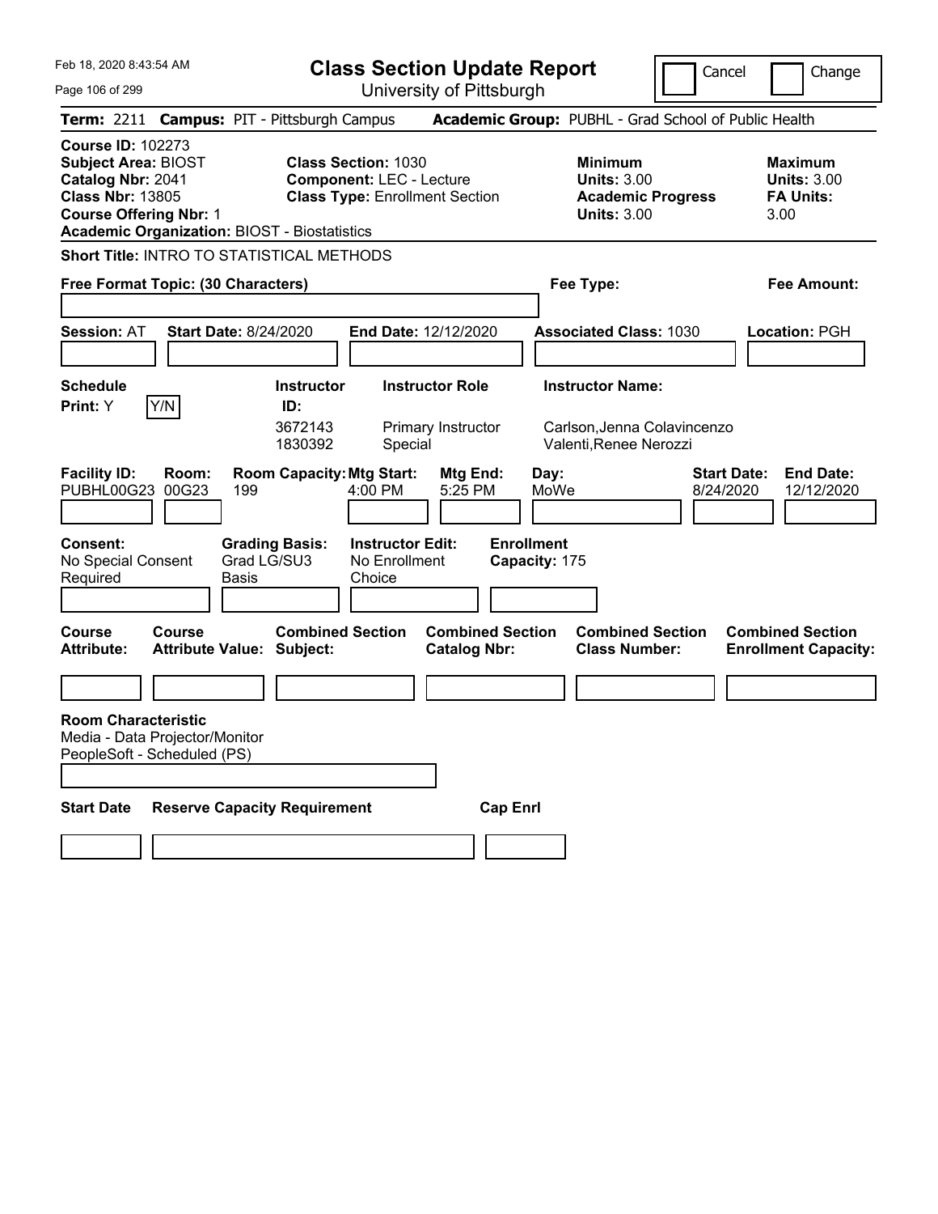# Class Section Update Report

University of Pittsburgh

Feb 18, 2020 8:43:54 AM

Cancel | Change

**Term:** 2211 **Campus:** PIT - Pittsburgh Campus **Academic Group:** PUBHL - Grad School of Public Health

**Course ID:** 102273
**Subject Area:** BIOST
**Catalog Nbr:** 2041
**Class Nbr:** 13805
**Course Offering Nbr:** 1
**Academic Organization:** BIOST - Biostatistics

**Class Section:** 1030
**Component:** LEC - Lecture
**Class Type:** Enrollment Section

**Minimum Units:** 3.00
**Academic Progress Units:** 3.00

**Maximum Units:** 3.00
**FA Units:** 3.00

**Short Title:** INTRO TO STATISTICAL METHODS

**Free Format Topic: (30 Characters)**

**Fee Type:**

**Fee Amount:**

**Session:** AT **Start Date:** 8/24/2020 **End Date:** 12/12/2020 **Associated Class:** 1030 **Location:** PGH

**Schedule Print:** Y [Y/N]

| Instructor ID | Instructor Role | Instructor Name |
|---|---|---|
| 3672143 | Primary Instructor | Carlson,Jenna Colavincenzo |
| 1830392 | Special | Valenti,Renee Nerozzi |

| Facility ID | Room | Room Capacity | Mtg Start | Mtg End | Day | Start Date | End Date |
|---|---|---|---|---|---|---|---|
| PUBHL00G23 | 00G23 | 199 | 4:00 PM | 5:25 PM | MoWe | 8/24/2020 | 12/12/2020 |

**Consent:** No Special Consent Required
**Grading Basis:** Grad LG/SU3 Basis
**Instructor Edit:** No Enrollment Choice
**Enrollment Capacity:** 175

| Course Attribute | Course Attribute Value | Combined Section Subject | Combined Section Catalog Nbr | Combined Section Class Number | Combined Section Enrollment Capacity |
|---|---|---|---|---|---|
| | | | | | |

**Room Characteristic**
Media - Data Projector/Monitor
PeopleSoft - Scheduled (PS)

| Start Date | Reserve Capacity Requirement | Cap Enrl |
|---|---|---|
| | | |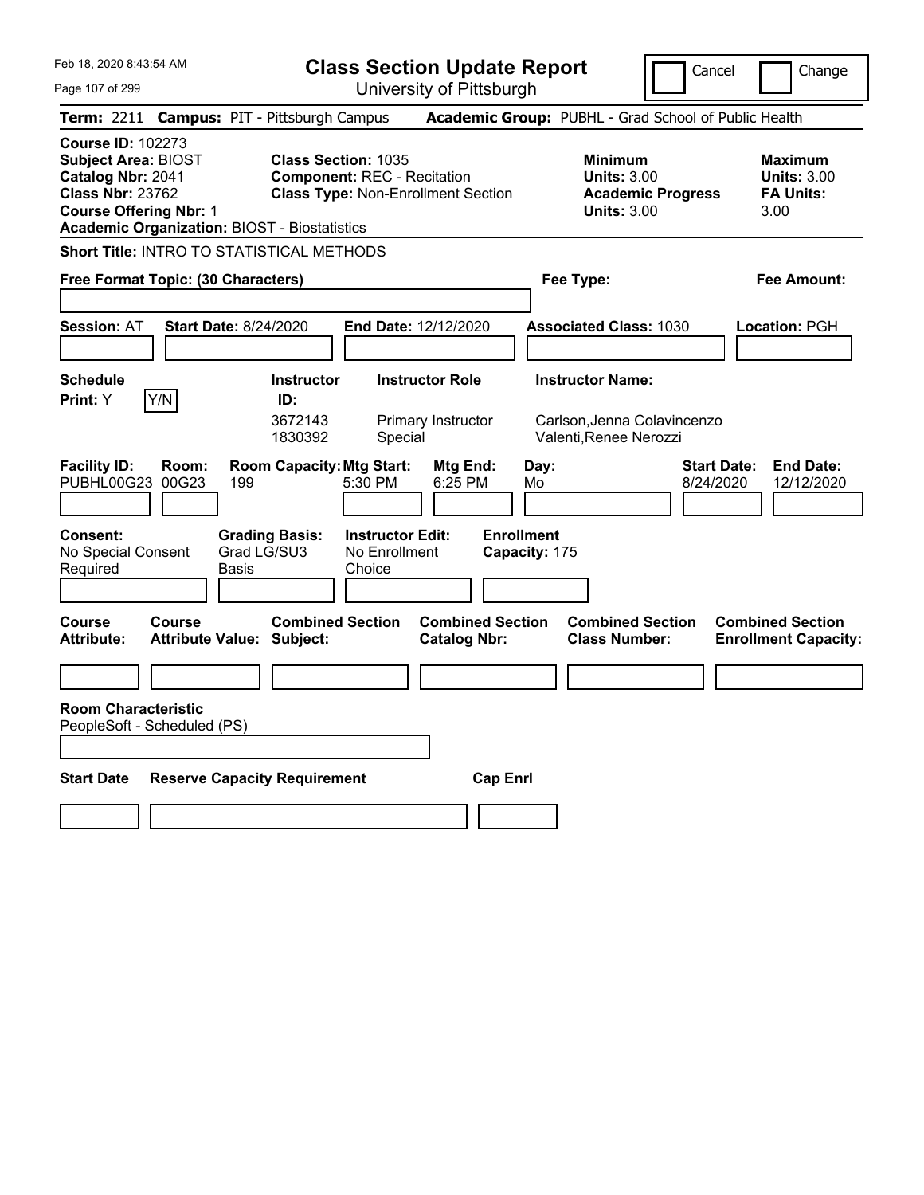Feb 18, 2020 8:43:54 AM

# Class Section Update Report

University of Pittsburgh

Cancel | Change

**Term:** 2211 **Campus:** PIT - Pittsburgh Campus **Academic Group:** PUBHL - Grad School of Public Health

**Course ID:** 102273
**Subject Area:** BIOST
**Catalog Nbr:** 2041
**Class Nbr:** 23762
**Course Offering Nbr:** 1
**Academic Organization:** BIOST - Biostatistics

**Class Section:** 1035
**Component:** REC - Recitation
**Class Type:** Non-Enrollment Section

**Minimum Units:** 3.00
**Academic Progress Units:** 3.00

**Maximum Units:** 3.00
**FA Units:** 3.00

**Short Title:** INTRO TO STATISTICAL METHODS

**Free Format Topic: (30 Characters)**

**Fee Type:**

**Fee Amount:**

**Session:** AT **Start Date:** 8/24/2020 **End Date:** 12/12/2020 **Associated Class:** 1030 **Location:** PGH

**Schedule Print:** Y

| Instructor ID | Instructor Role | Instructor Name |
|---|---|---|
| 3672143 | Primary Instructor | Carlson,Jenna Colavincenzo |
| 1830392 | Special | Valenti,Renee Nerozzi |

| Facility ID | Room | Room Capacity | Mtg Start | Mtg End | Day | Start Date | End Date |
|---|---|---|---|---|---|---|---|
| PUBHL00G23 | 00G23 | 199 | 5:30 PM | 6:25 PM | Mo | 8/24/2020 | 12/12/2020 |

**Consent:** No Special Consent Required
**Grading Basis:** Grad LG/SU3 Basis
**Instructor Edit:** No Enrollment Choice
**Enrollment Capacity:** 175

| Course Attribute | Course Attribute Value | Combined Section Subject | Combined Section Catalog Nbr | Combined Section Class Number | Combined Section Enrollment Capacity |
|---|---|---|---|---|---|
| | | | | | |

**Room Characteristic**
PeopleSoft - Scheduled (PS)

| Start Date | Reserve Capacity Requirement | Cap Enrl |
|---|---|---|
| | | |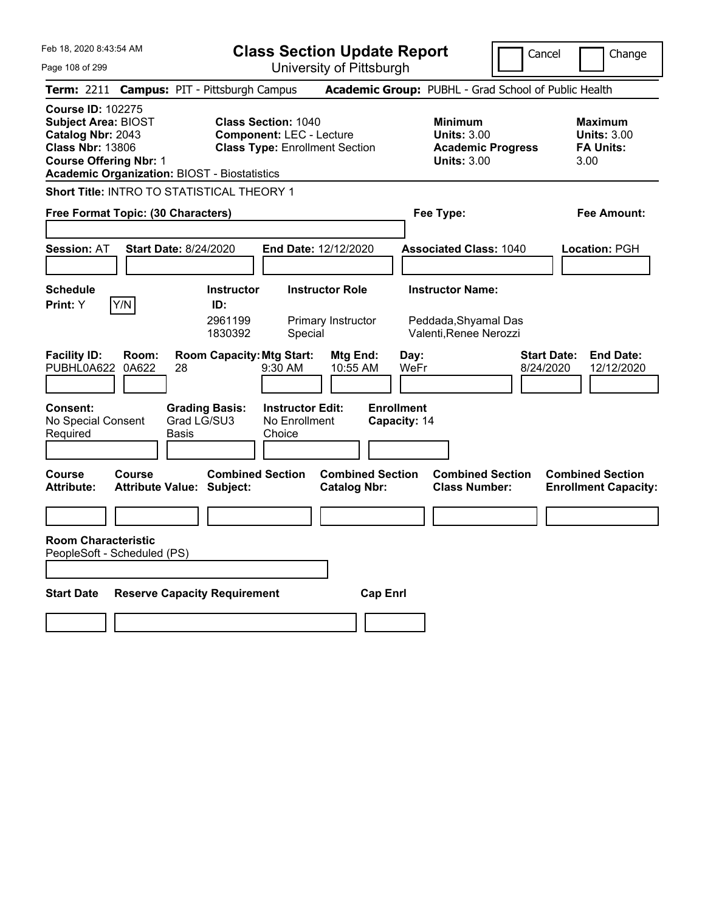Feb 18, 2020 8:43:54 AM

# Class Section Update Report

University of Pittsburgh

Cancel / Change

**Term:** 2211 **Campus:** PIT - Pittsburgh Campus **Academic Group:** PUBHL - Grad School of Public Health

**Course ID:** 102275
**Subject Area:** BIOST
**Catalog Nbr:** 2043
**Class Nbr:** 13806
**Course Offering Nbr:** 1
**Academic Organization:** BIOST - Biostatistics

**Class Section:** 1040
**Component:** LEC - Lecture
**Class Type:** Enrollment Section

**Minimum Units:** 3.00
**Academic Progress Units:** 3.00

**Maximum Units:** 3.00
**FA Units:** 3.00

**Short Title:** INTRO TO STATISTICAL THEORY 1

**Free Format Topic: (30 Characters)**

**Fee Type:**

**Fee Amount:**

**Session:** AT **Start Date:** 8/24/2020 **End Date:** 12/12/2020 **Associated Class:** 1040 **Location:** PGH

**Schedule Print:** Y [Y/N]

| Instructor ID | Instructor Role | Instructor Name |
|---|---|---|
| 2961199 | Primary Instructor | Peddada,Shyamal Das |
| 1830392 | Special | Valenti,Renee Nerozzi |

| Facility ID | Room | Room Capacity | Mtg Start | Mtg End | Day | Start Date | End Date |
|---|---|---|---|---|---|---|---|
| PUBHL0A622 | 0A622 | 28 | 9:30 AM | 10:55 AM | WeFr | 8/24/2020 | 12/12/2020 |

**Consent:** No Special Consent Required
**Grading Basis:** Grad LG/SU3 Basis
**Instructor Edit:** No Enrollment Choice
**Enrollment Capacity:** 14

| Course Attribute | Course Attribute Value | Combined Section Subject | Combined Section Catalog Nbr | Combined Section Class Number | Combined Section Enrollment Capacity |
|---|---|---|---|---|---|
| | | | | | |

**Room Characteristic**
PeopleSoft - Scheduled (PS)

| Start Date | Reserve Capacity Requirement | Cap Enrl |
|---|---|---|
| | | |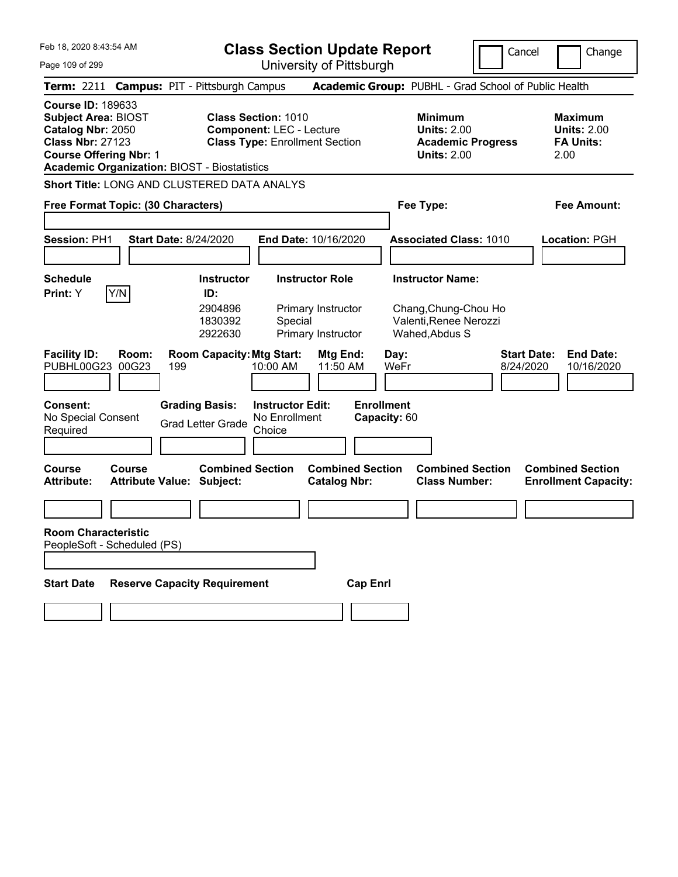# Class Section Update Report

University of Pittsburgh

Feb 18, 2020 8:43:54 AM

Cancel | Change

**Term:** 2211 **Campus:** PIT - Pittsburgh Campus **Academic Group:** PUBHL - Grad School of Public Health

**Course ID:** 189633
**Subject Area:** BIOST
**Catalog Nbr:** 2050
**Class Nbr:** 27123
**Course Offering Nbr:** 1
**Academic Organization:** BIOST - Biostatistics

**Class Section:** 1010
**Component:** LEC - Lecture
**Class Type:** Enrollment Section

**Minimum Units:** 2.00
**Academic Progress Units:** 2.00

**Maximum Units:** 2.00
**FA Units:** 2.00

**Short Title:** LONG AND CLUSTERED DATA ANALYS

**Free Format Topic: (30 Characters)**

**Fee Type:**

**Fee Amount:**

**Session:** PH1 **Start Date:** 8/24/2020 **End Date:** 10/16/2020 **Associated Class:** 1010 **Location:** PGH

**Schedule Print:** Y Y/N

| Instructor ID: | Instructor Role | Instructor Name: |
| --- | --- | --- |
| 2904896 | Primary Instructor | Chang,Chung-Chou Ho |
| 1830392 | Special | Valenti,Renee Nerozzi |
| 2922630 | Primary Instructor | Wahed,Abdus S |

| Facility ID: | Room: | Room Capacity: | Mtg Start: | Mtg End: | Day: | Start Date: | End Date: |
| --- | --- | --- | --- | --- | --- | --- | --- |
| PUBHL00G23 | 00G23 | 199 | 10:00 AM | 11:50 AM | WeFr | 8/24/2020 | 10/16/2020 |

**Consent:** No Special Consent Required

**Grading Basis:** Grad Letter Grade

**Instructor Edit:** No Enrollment Choice

**Enrollment Capacity:** 60

| Course Attribute: | Course Attribute Value: | Combined Section Subject: | Combined Section Catalog Nbr: | Combined Section Class Number: | Combined Section Enrollment Capacity: |
| --- | --- | --- | --- | --- | --- |
| | | | | | |

**Room Characteristic**
PeopleSoft - Scheduled (PS)

| Start Date | Reserve Capacity Requirement | Cap Enrl |
| --- | --- | --- |
| | | |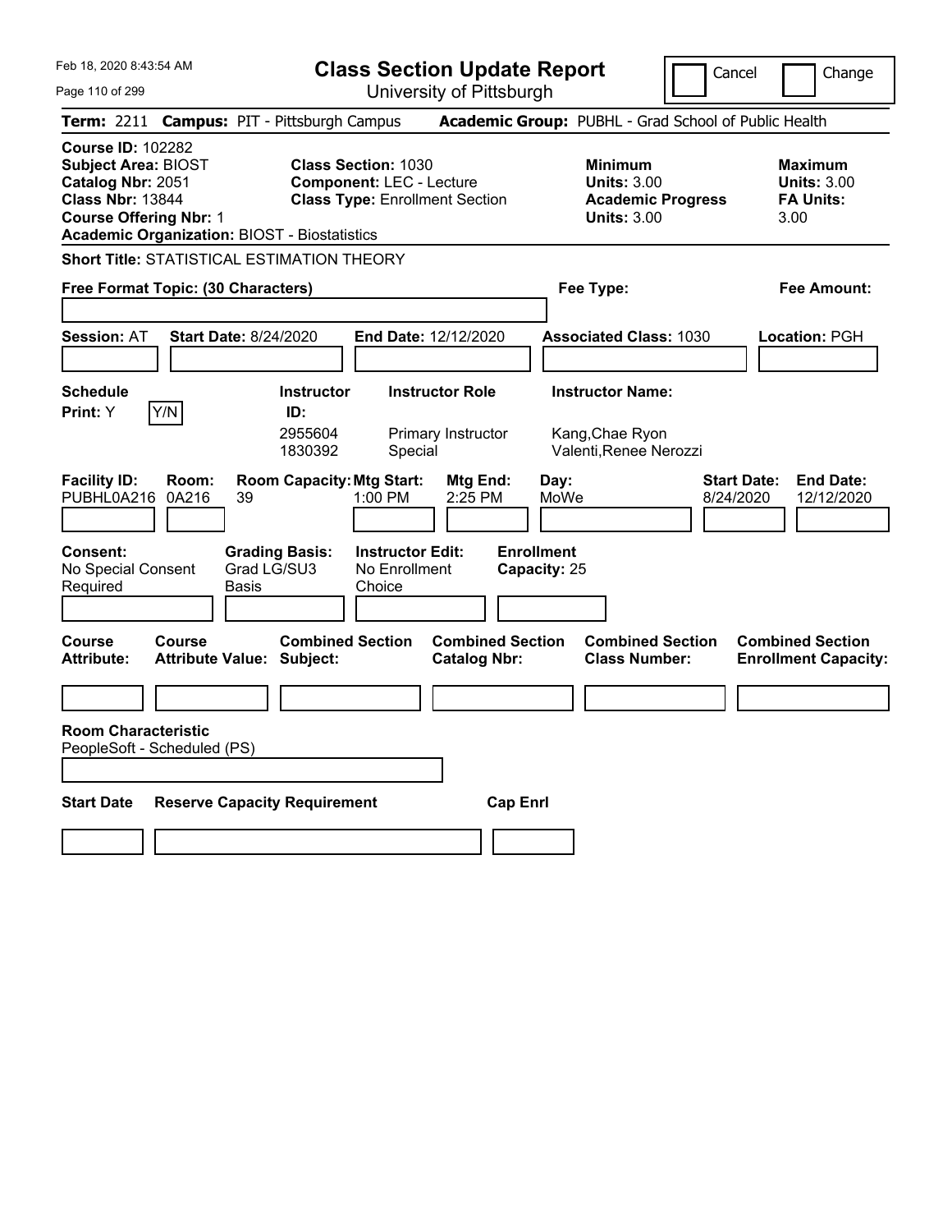Feb 18, 2020 8:43:54 AM

# Class Section Update Report

University of Pittsburgh

Cancel | Change

**Term:** 2211 **Campus:** PIT - Pittsburgh Campus **Academic Group:** PUBHL - Grad School of Public Health

**Course ID:** 102282
**Subject Area:** BIOST
**Catalog Nbr:** 2051
**Class Nbr:** 13844
**Course Offering Nbr:** 1
**Academic Organization:** BIOST - Biostatistics

**Class Section:** 1030
**Component:** LEC - Lecture
**Class Type:** Enrollment Section

**Minimum Units:** 3.00
**Academic Progress Units:** 3.00

**Maximum Units:** 3.00
**FA Units:** 3.00

**Short Title:** STATISTICAL ESTIMATION THEORY

**Free Format Topic: (30 Characters)**

**Fee Type:**

**Fee Amount:**

**Session:** AT **Start Date:** 8/24/2020 **End Date:** 12/12/2020 **Associated Class:** 1030 **Location:** PGH

**Schedule Print:** Y [Y/N]

| Instructor ID | Instructor Role | Instructor Name |
|---|---|---|
| 2955604 | Primary Instructor | Kang,Chae Ryon |
| 1830392 | Special | Valenti,Renee Nerozzi |

| Facility ID | Room | Room Capacity | Mtg Start | Mtg End | Day | Start Date | End Date |
|---|---|---|---|---|---|---|---|
| PUBHL0A216 | 0A216 | 39 | 1:00 PM | 2:25 PM | MoWe | 8/24/2020 | 12/12/2020 |

**Consent:** No Special Consent Required
**Grading Basis:** Grad LG/SU3 Basis
**Instructor Edit:** No Enrollment Choice
**Enrollment Capacity:** 25

| Course Attribute | Course Attribute Value | Combined Section Subject | Combined Section Catalog Nbr | Combined Section Class Number | Combined Section Enrollment Capacity |
|---|---|---|---|---|---|
| | | | | | |

**Room Characteristic**
PeopleSoft - Scheduled (PS)

| Start Date | Reserve Capacity Requirement | Cap Enrl |
|---|---|---|
| | | |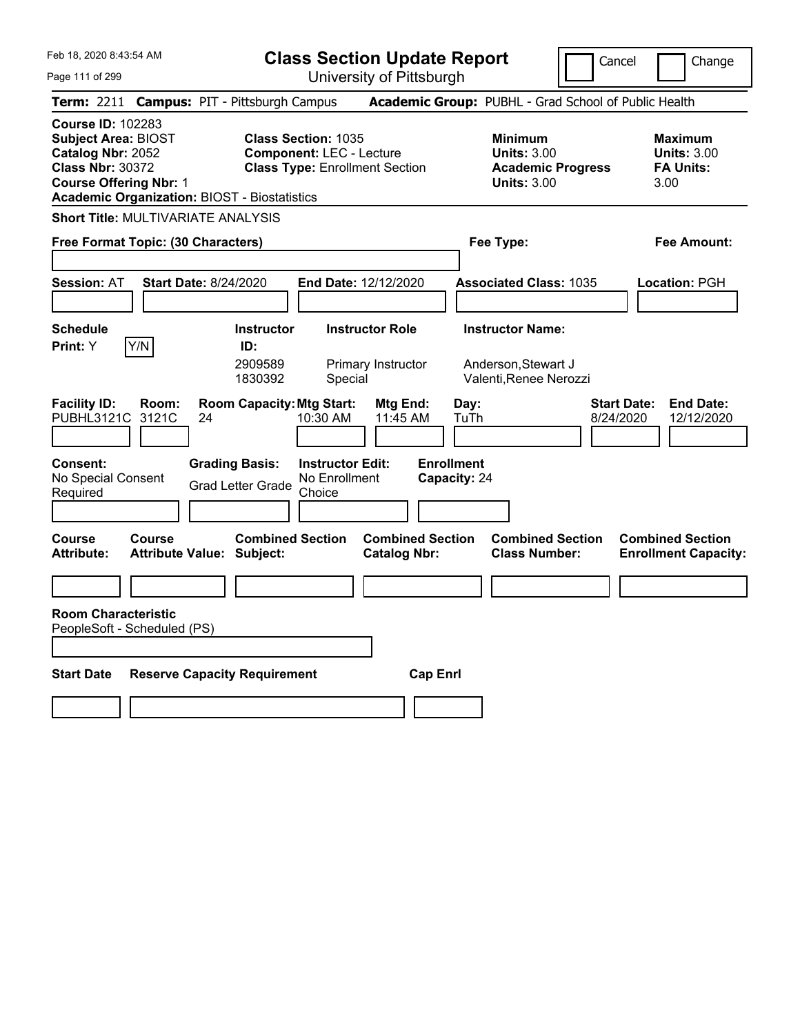Feb 18, 2020 8:43:54 AM

# Class Section Update Report

University of Pittsburgh

Cancel | Change

**Term:** 2211 **Campus:** PIT - Pittsburgh Campus **Academic Group:** PUBHL - Grad School of Public Health

**Course ID:** 102283
**Subject Area:** BIOST
**Catalog Nbr:** 2052
**Class Nbr:** 30372
**Course Offering Nbr:** 1
**Academic Organization:** BIOST - Biostatistics

**Class Section:** 1035
**Component:** LEC - Lecture
**Class Type:** Enrollment Section

**Minimum Units:** 3.00
**Academic Progress Units:** 3.00

**Maximum Units:** 3.00
**FA Units:** 3.00

**Short Title:** MULTIVARIATE ANALYSIS

**Free Format Topic: (30 Characters)**

**Fee Type:**

**Fee Amount:**

**Session:** AT **Start Date:** 8/24/2020 **End Date:** 12/12/2020 **Associated Class:** 1035 **Location:** PGH

**Schedule Print:** Y [Y/N]

| Instructor ID: | Instructor Role | Instructor Name: |
|---|---|---|
| 2909589 | Primary Instructor | Anderson,Stewart J |
| 1830392 | Special | Valenti,Renee Nerozzi |

| Facility ID: | Room: | Room Capacity: | Mtg Start: | Mtg End: | Day: | Start Date: | End Date: |
|---|---|---|---|---|---|---|---|
| PUBHL3121C | 3121C | 24 | 10:30 AM | 11:45 AM | TuTh | 8/24/2020 | 12/12/2020 |

**Consent:** No Special Consent Required
**Grading Basis:** Grad Letter Grade
**Instructor Edit:** No Enrollment Choice
**Enrollment Capacity:** 24

| Course Attribute: | Course Attribute Value: | Combined Section Subject: | Combined Section Catalog Nbr: | Combined Section Class Number: | Combined Section Enrollment Capacity: |
|---|---|---|---|---|---|
| | | | | | |

**Room Characteristic**
PeopleSoft - Scheduled (PS)

| Start Date | Reserve Capacity Requirement | Cap Enrl |
|---|---|---|
| | | |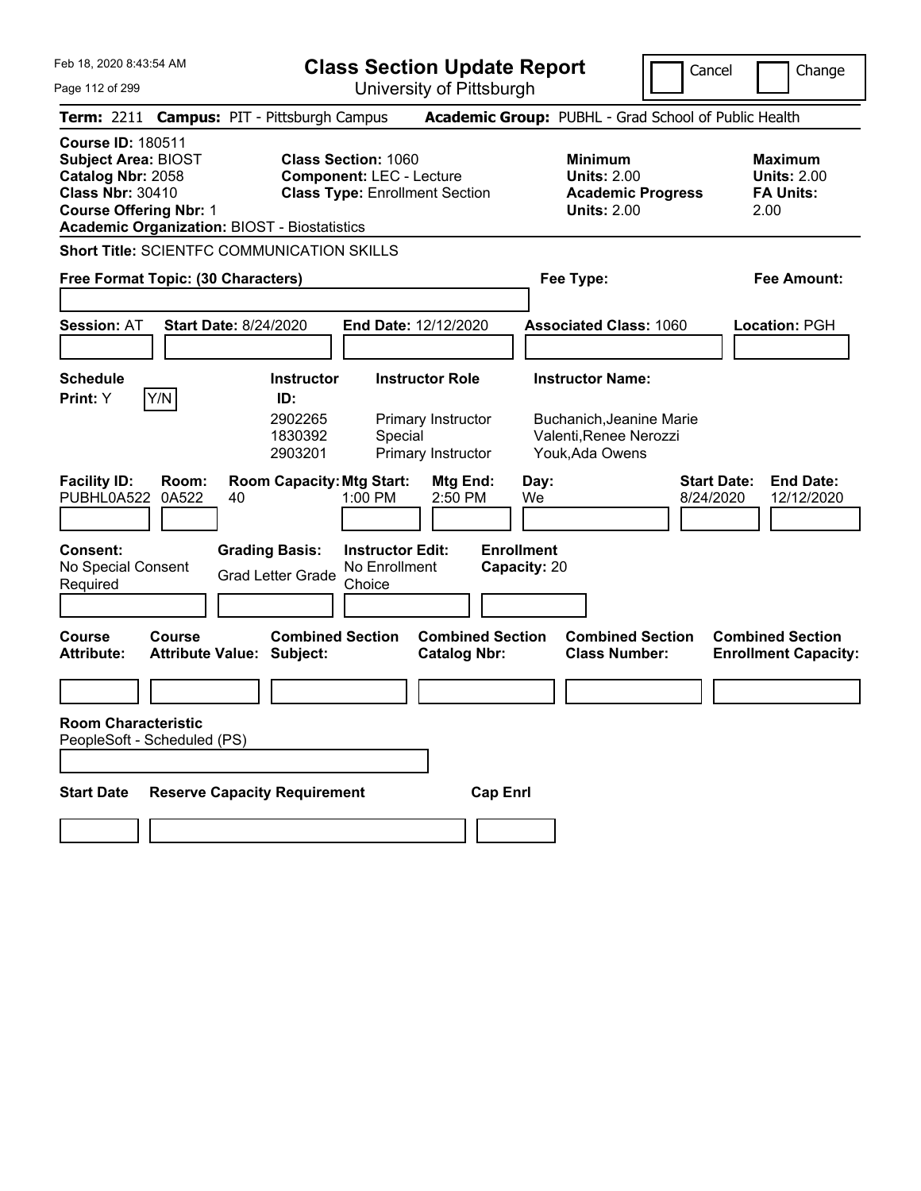# Class Section Update Report

University of Pittsburgh

Feb 18, 2020 8:43:54 AM

Cancel | Change

**Term:** 2211 **Campus:** PIT - Pittsburgh Campus **Academic Group:** PUBHL - Grad School of Public Health

**Course ID:** 180511
**Subject Area:** BIOST
**Catalog Nbr:** 2058
**Class Nbr:** 30410
**Course Offering Nbr:** 1
**Academic Organization:** BIOST - Biostatistics

**Class Section:** 1060
**Component:** LEC - Lecture
**Class Type:** Enrollment Section

**Minimum Units:** 2.00
**Academic Progress Units:** 2.00

**Maximum Units:** 2.00
**FA Units:** 2.00

**Short Title:** SCIENTFC COMMUNICATION SKILLS

**Free Format Topic: (30 Characters)**

**Fee Type:**

**Fee Amount:**

**Session:** AT **Start Date:** 8/24/2020 **End Date:** 12/12/2020 **Associated Class:** 1060 **Location:** PGH

**Schedule Print:** Y [Y/N]

| Instructor ID | Instructor Role | Instructor Name |
|---|---|---|
| 2902265 | Primary Instructor | Buchanich,Jeanine Marie |
| 1830392 | Special | Valenti,Renee Nerozzi |
| 2903201 | Primary Instructor | Youk,Ada Owens |

| Facility ID | Room | Room Capacity | Mtg Start | Mtg End | Day | Start Date | End Date |
|---|---|---|---|---|---|---|---|
| PUBHL0A522 | 0A522 | 40 | 1:00 PM | 2:50 PM | We | 8/24/2020 | 12/12/2020 |

**Consent:** No Special Consent Required

**Grading Basis:** Grad Letter Grade

**Instructor Edit:** No Enrollment Choice

**Enrollment Capacity:** 20

| Course Attribute | Course Attribute Value | Combined Section Subject | Combined Section Catalog Nbr | Combined Section Class Number | Combined Section Enrollment Capacity |
|---|---|---|---|---|---|
| | | | | | |

**Room Characteristic**
PeopleSoft - Scheduled (PS)

| Start Date | Reserve Capacity Requirement | Cap Enrl |
|---|---|---|
| | | |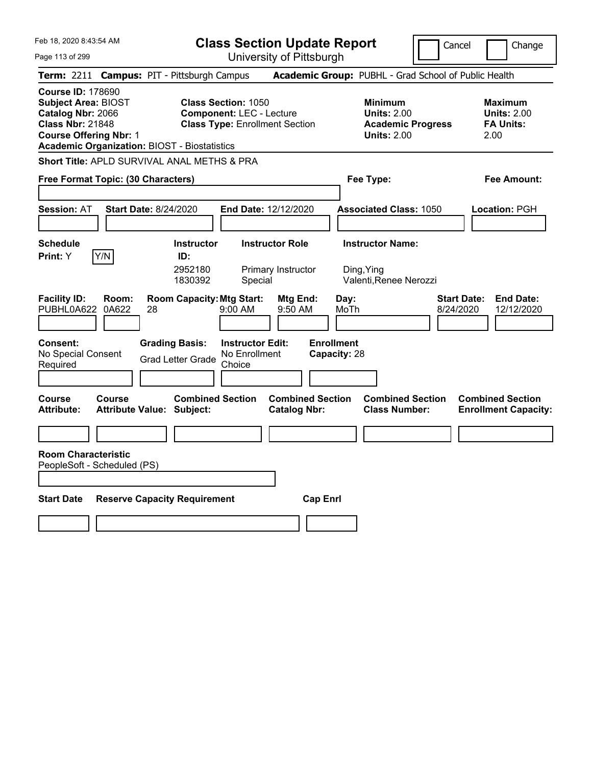Feb 18, 2020 8:43:54 AM

# Class Section Update Report

University of Pittsburgh

Cancel | Change

**Term:** 2211 **Campus:** PIT - Pittsburgh Campus **Academic Group:** PUBHL - Grad School of Public Health

**Course ID:** 178690
**Subject Area:** BIOST
**Catalog Nbr:** 2066
**Class Nbr:** 21848
**Course Offering Nbr:** 1
**Academic Organization:** BIOST - Biostatistics

**Class Section:** 1050
**Component:** LEC - Lecture
**Class Type:** Enrollment Section

**Minimum Units:** 2.00
**Academic Progress Units:** 2.00

**Maximum Units:** 2.00
**FA Units:** 2.00

**Short Title:** APLD SURVIVAL ANAL METHS & PRA

**Free Format Topic: (30 Characters)**

**Fee Type:**

**Fee Amount:**

**Session:** AT **Start Date:** 8/24/2020 **End Date:** 12/12/2020 **Associated Class:** 1050 **Location:** PGH

**Schedule Print:** Y Y/N

| Instructor ID: | Instructor Role | Instructor Name: |
|---|---|---|
| 2952180 | Primary Instructor | Ding,Ying |
| 1830392 | Special | Valenti,Renee Nerozzi |

| Facility ID: | Room: | Room Capacity: | Mtg Start: | Mtg End: | Day: | Start Date: | End Date: |
|---|---|---|---|---|---|---|---|
| PUBHL0A622 | 0A622 | 28 | 9:00 AM | 9:50 AM | MoTh | 8/24/2020 | 12/12/2020 |

**Consent:** No Special Consent Required

**Grading Basis:** Grad Letter Grade

**Instructor Edit:** No Enrollment Choice

**Enrollment Capacity:** 28

| Course Attribute: | Course Attribute Value: | Combined Section Subject: | Combined Section Catalog Nbr: | Combined Section Class Number: | Combined Section Enrollment Capacity: |
|---|---|---|---|---|---|
| | | | | | |

**Room Characteristic**
PeopleSoft - Scheduled (PS)

| Start Date | Reserve Capacity Requirement | Cap Enrl |
|---|---|---|
| | | |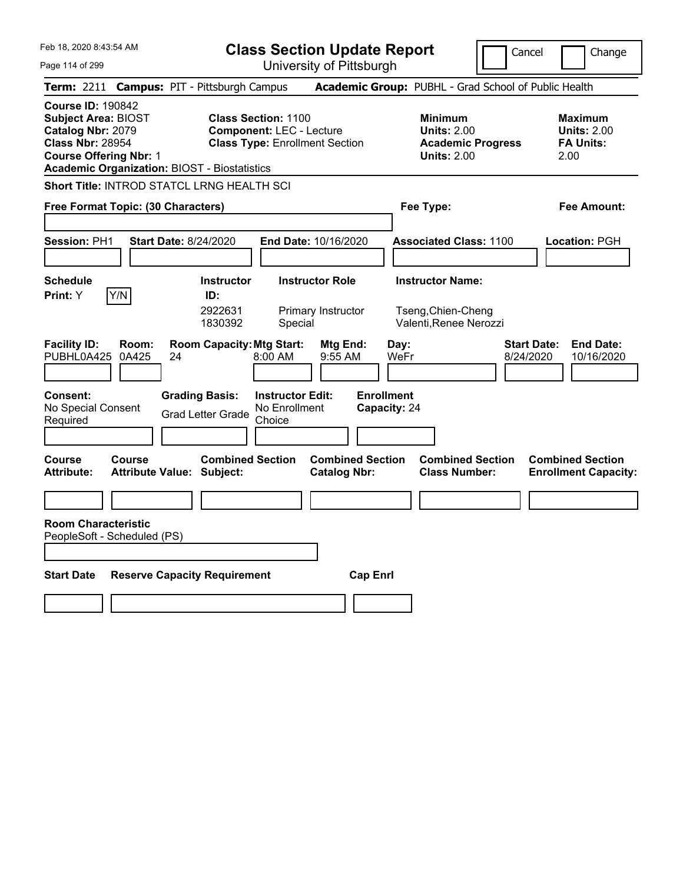# Class Section Update Report

University of Pittsburgh

Cancel | Change

**Term:** 2211 **Campus:** PIT - Pittsburgh Campus **Academic Group:** PUBHL - Grad School of Public Health

**Course ID:** 190842
**Subject Area:** BIOST
**Catalog Nbr:** 2079
**Class Nbr:** 28954
**Course Offering Nbr:** 1
**Academic Organization:** BIOST - Biostatistics

**Class Section:** 1100
**Component:** LEC - Lecture
**Class Type:** Enrollment Section

**Minimum Units:** 2.00
**Academic Progress Units:** 2.00

**Maximum Units:** 2.00
**FA Units:** 2.00

**Short Title:** INTROD STATCL LRNG HEALTH SCI

**Free Format Topic: (30 Characters)**

**Fee Type:**

**Fee Amount:**

**Session:** PH1 **Start Date:** 8/24/2020 **End Date:** 10/16/2020 **Associated Class:** 1100 **Location:** PGH

**Schedule Print:** Y Y/N

| Instructor ID | Instructor Role | Instructor Name |
|---|---|---|
| 2922631 | Primary Instructor | Tseng,Chien-Cheng |
| 1830392 | Special | Valenti,Renee Nerozzi |

| Facility ID | Room | Room Capacity | Mtg Start | Mtg End | Day | Start Date | End Date |
|---|---|---|---|---|---|---|---|
| PUBHL0A425 | 0A425 | 24 | 8:00 AM | 9:55 AM | WeFr | 8/24/2020 | 10/16/2020 |

**Consent:** No Special Consent Required

**Grading Basis:** Grad Letter Grade

**Instructor Edit:** No Enrollment Choice

**Enrollment Capacity:** 24

| Course Attribute | Course Attribute Value | Combined Section Subject | Combined Section Catalog Nbr | Combined Section Class Number | Combined Section Enrollment Capacity |
|---|---|---|---|---|---|
| | | | | | |

**Room Characteristic**
PeopleSoft - Scheduled (PS)

| Start Date | Reserve Capacity Requirement | Cap Enrl |
|---|---|---|
| | | |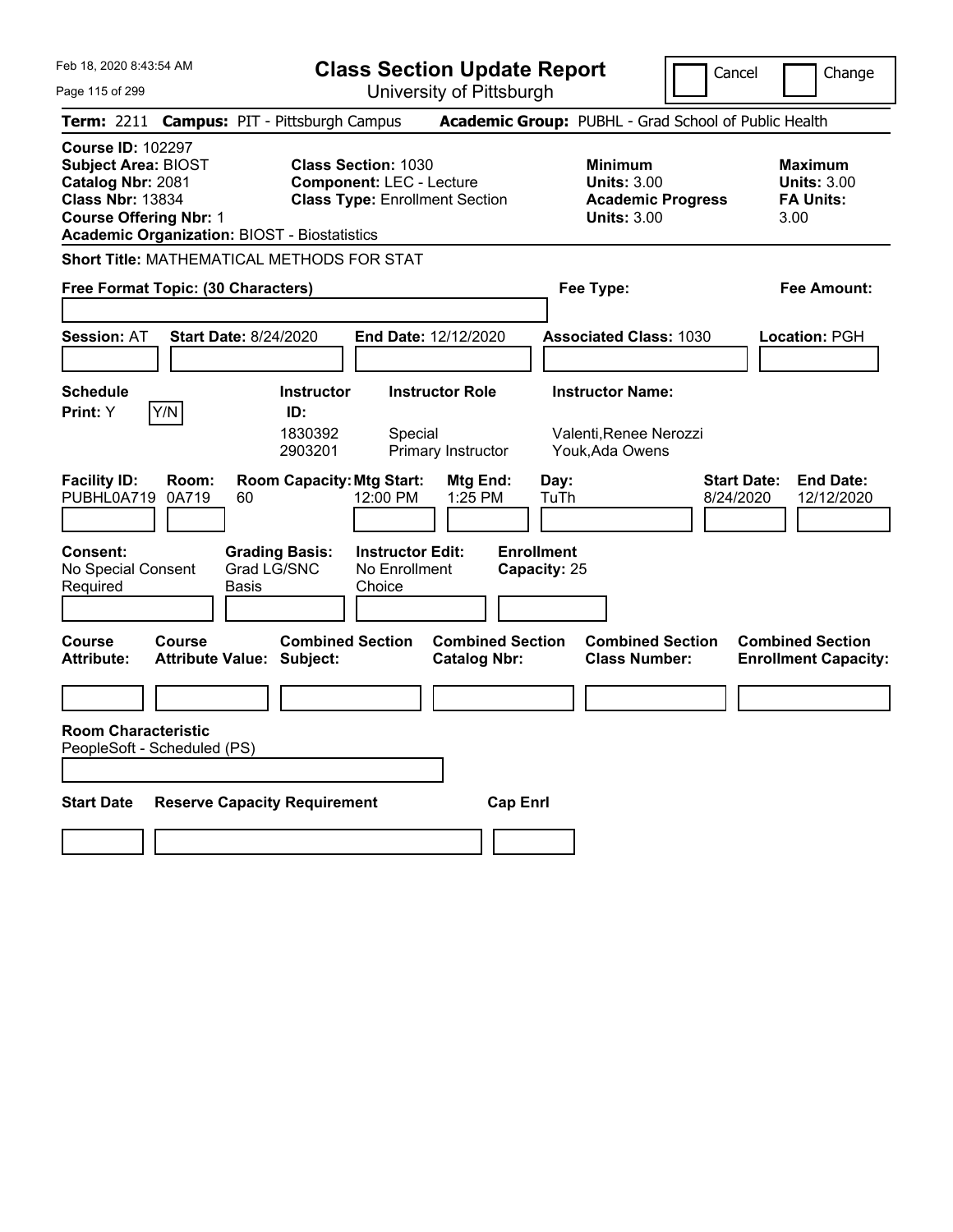# Class Section Update Report

University of Pittsburgh

Cancel | Change

Feb 18, 2020 8:43:54 AM

**Term:** 2211 **Campus:** PIT - Pittsburgh Campus **Academic Group:** PUBHL - Grad School of Public Health

**Course ID:** 102297
**Subject Area:** BIOST
**Catalog Nbr:** 2081
**Class Nbr:** 13834
**Course Offering Nbr:** 1
**Academic Organization:** BIOST - Biostatistics

**Class Section:** 1030
**Component:** LEC - Lecture
**Class Type:** Enrollment Section

**Minimum Units:** 3.00
**Academic Progress Units:** 3.00

**Maximum Units:** 3.00
**FA Units:** 3.00

**Short Title:** MATHEMATICAL METHODS FOR STAT

**Free Format Topic: (30 Characters)**

**Fee Type:**

**Fee Amount:**

**Session:** AT **Start Date:** 8/24/2020 **End Date:** 12/12/2020 **Associated Class:** 1030 **Location:** PGH

**Schedule Print:** Y [Y/N]

| Instructor ID | Instructor Role | Instructor Name |
|---|---|---|
| 1830392 | Special | Valenti,Renee Nerozzi |
| 2903201 | Primary Instructor | Youk,Ada Owens |

| Facility ID: | Room: | Room Capacity: | Mtg Start: | Mtg End: | Day: | Start Date: | End Date: |
|---|---|---|---|---|---|---|---|
| PUBHL0A719 | 0A719 | 60 | 12:00 PM | 1:25 PM | TuTh | 8/24/2020 | 12/12/2020 |

**Consent:** No Special Consent Required
**Grading Basis:** Grad LG/SNC Basis
**Instructor Edit:** No Enrollment Choice
**Enrollment Capacity:** 25

| Course Attribute: | Course Attribute Value: | Combined Section Subject: | Combined Section Catalog Nbr: | Combined Section Class Number: | Combined Section Enrollment Capacity: |
|---|---|---|---|---|---|
| | | | | | |

**Room Characteristic**
PeopleSoft - Scheduled (PS)

| Start Date | Reserve Capacity Requirement | Cap Enrl |
|---|---|---|
| | | |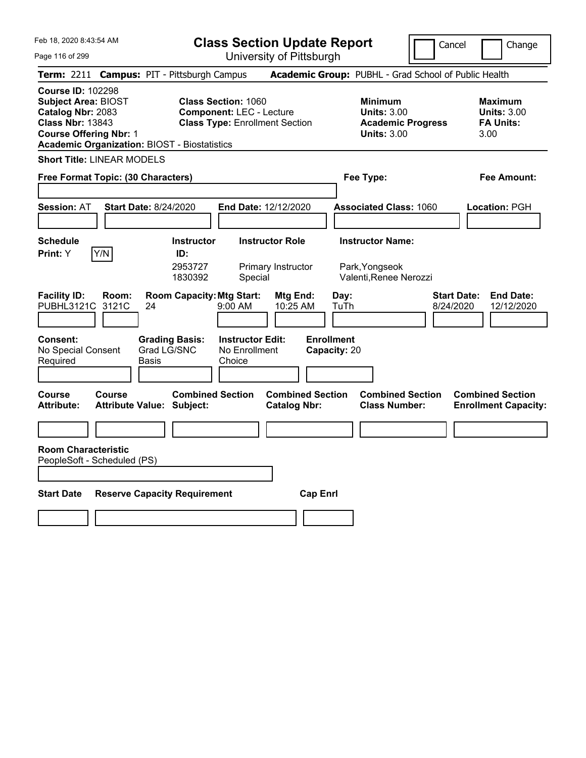# Class Section Update Report

University of Pittsburgh

Cancel | Change

**Term:** 2211 **Campus:** PIT - Pittsburgh Campus **Academic Group:** PUBHL - Grad School of Public Health

**Course ID:** 102298
**Subject Area:** BIOST
**Catalog Nbr:** 2083
**Class Nbr:** 13843
**Course Offering Nbr:** 1
**Academic Organization:** BIOST - Biostatistics

**Class Section:** 1060
**Component:** LEC - Lecture
**Class Type:** Enrollment Section

**Minimum Units:** 3.00
**Academic Progress Units:** 3.00

**Maximum Units:** 3.00
**FA Units:** 3.00

**Short Title:** LINEAR MODELS

**Free Format Topic: (30 Characters)**

**Fee Type:**

**Fee Amount:**

**Session:** AT **Start Date:** 8/24/2020 **End Date:** 12/12/2020 **Associated Class:** 1060 **Location:** PGH

**Schedule Print:** Y

| Instructor ID | Instructor Role | Instructor Name |
|---|---|---|
| 2953727 | Primary Instructor | Park,Yongseok |
| 1830392 | Special | Valenti,Renee Nerozzi |

| Facility ID | Room | Room Capacity | Mtg Start | Mtg End | Day | Start Date | End Date |
|---|---|---|---|---|---|---|---|
| PUBHL3121C | 3121C | 24 | 9:00 AM | 10:25 AM | TuTh | 8/24/2020 | 12/12/2020 |

**Consent:** No Special Consent Required
**Grading Basis:** Grad LG/SNC Basis
**Instructor Edit:** No Enrollment Choice
**Enrollment Capacity:** 20

| Course Attribute | Course Attribute Value | Combined Section Subject | Combined Section Catalog Nbr | Combined Section Class Number | Combined Section Enrollment Capacity |
|---|---|---|---|---|---|
| | | | | | |

**Room Characteristic**
PeopleSoft - Scheduled (PS)

| Start Date | Reserve Capacity Requirement | Cap Enrl |
|---|---|---|
| | | |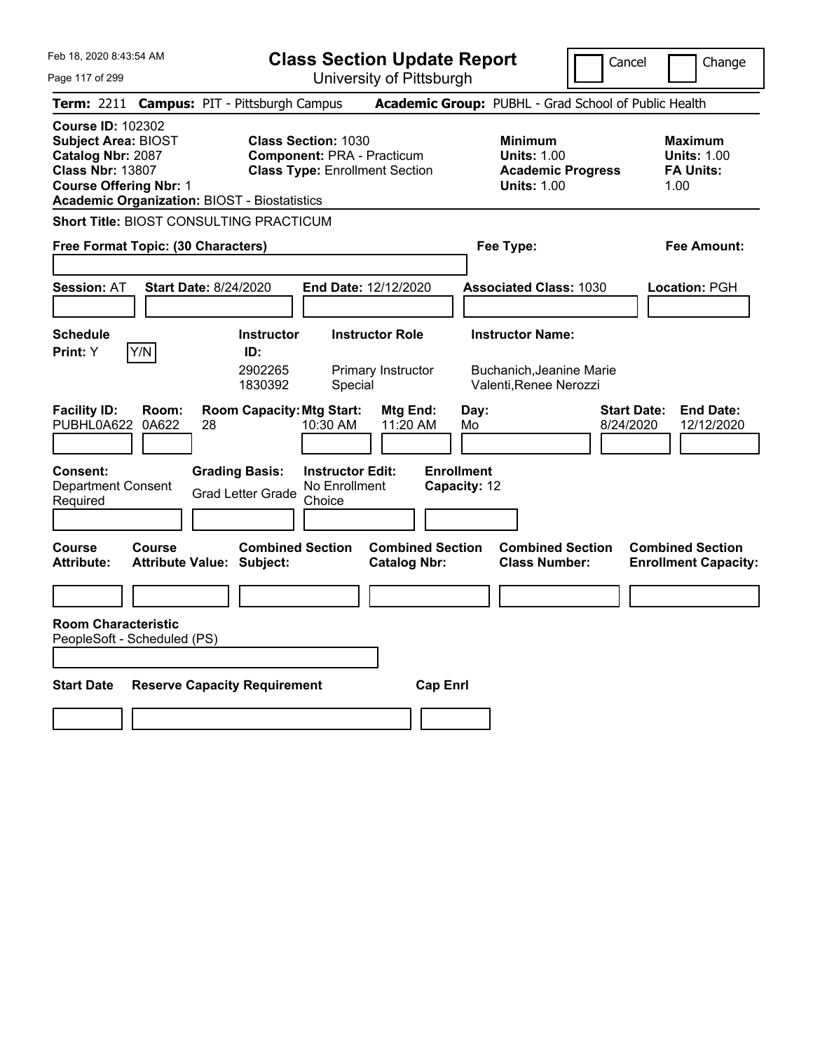Feb 18, 2020 8:43:54 AM

# Class Section Update Report

University of Pittsburgh

Cancel [ ] Change [ ]

**Term:** 2211 **Campus:** PIT - Pittsburgh Campus **Academic Group:** PUBHL - Grad School of Public Health

**Course ID:** 102302
**Subject Area:** BIOST
**Catalog Nbr:** 2087
**Class Nbr:** 13807
**Course Offering Nbr:** 1
**Academic Organization:** BIOST - Biostatistics

**Class Section:** 1030
**Component:** PRA - Practicum
**Class Type:** Enrollment Section

**Minimum Units:** 1.00
**Academic Progress Units:** 1.00

**Maximum Units:** 1.00
**FA Units:** 1.00

**Short Title:** BIOST CONSULTING PRACTICUM

**Free Format Topic: (30 Characters)**

**Fee Type:**

**Fee Amount:**

**Session:** AT **Start Date:** 8/24/2020 **End Date:** 12/12/2020 **Associated Class:** 1030 **Location:** PGH

**Schedule Print:** Y [Y/N]

| Instructor ID | Instructor Role | Instructor Name |
|---|---|---|
| 2902265 | Primary Instructor | Buchanich,Jeanine Marie |
| 1830392 | Special | Valenti,Renee Nerozzi |

| Facility ID | Room | Room Capacity | Mtg Start | Mtg End | Day | Start Date | End Date |
|---|---|---|---|---|---|---|---|
| PUBHL0A622 | 0A622 | 28 | 10:30 AM | 11:20 AM | Mo | 8/24/2020 | 12/12/2020 |

**Consent:** Department Consent Required

**Grading Basis:** Grad Letter Grade

**Instructor Edit:** No Enrollment Choice

**Enrollment Capacity:** 12

| Course Attribute | Course Attribute Value | Combined Section Subject | Combined Section Catalog Nbr | Combined Section Class Number | Combined Section Enrollment Capacity |
|---|---|---|---|---|---|
| | | | | | |

**Room Characteristic**
PeopleSoft - Scheduled (PS)

| Start Date | Reserve Capacity Requirement | Cap Enrl |
|---|---|---|
| | | |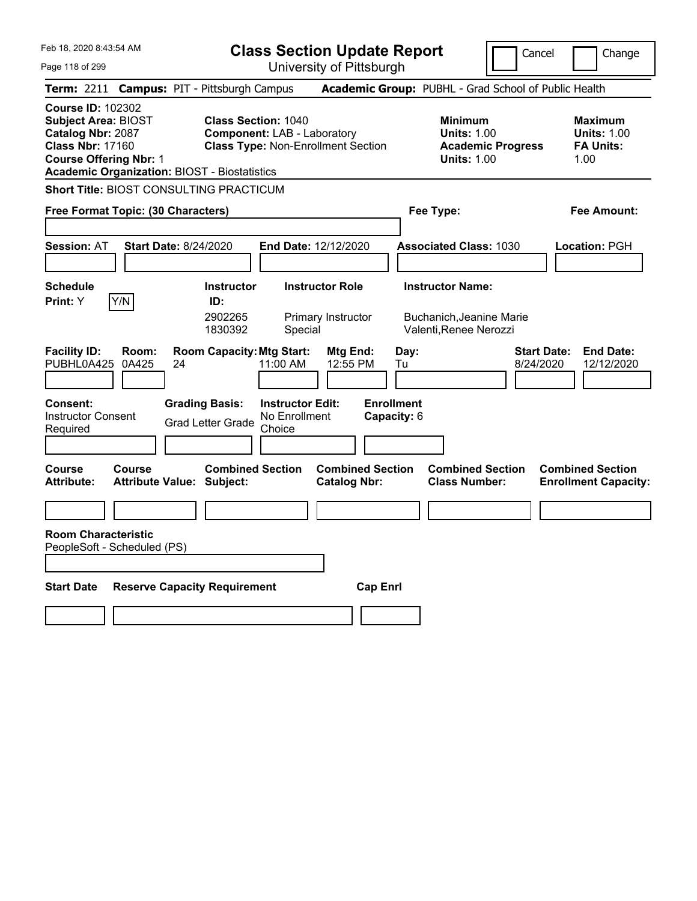Feb 18, 2020 8:43:54 AM

# Class Section Update Report

University of Pittsburgh

Cancel | Change

**Term:** 2211 **Campus:** PIT - Pittsburgh Campus **Academic Group:** PUBHL - Grad School of Public Health

**Course ID:** 102302
**Subject Area:** BIOST
**Catalog Nbr:** 2087
**Class Nbr:** 17160
**Course Offering Nbr:** 1
**Academic Organization:** BIOST - Biostatistics

**Class Section:** 1040
**Component:** LAB - Laboratory
**Class Type:** Non-Enrollment Section

**Minimum Units:** 1.00
**Academic Progress Units:** 1.00

**Maximum Units:** 1.00
**FA Units:** 1.00

**Short Title:** BIOST CONSULTING PRACTICUM

**Free Format Topic: (30 Characters)**

**Fee Type:**

**Fee Amount:**

**Session:** AT **Start Date:** 8/24/2020 **End Date:** 12/12/2020 **Associated Class:** 1030 **Location:** PGH

| Schedule Print | Instructor ID | Instructor Role | Instructor Name |
|---|---|---|---|
| Y (Y/N) | 2902265 | Primary Instructor | Buchanich,Jeanine Marie |
| | 1830392 | Special | Valenti,Renee Nerozzi |

| Facility ID | Room | Room Capacity | Mtg Start | Mtg End | Day | Start Date | End Date |
|---|---|---|---|---|---|---|---|
| PUBHL0A425 | 0A425 | 24 | 11:00 AM | 12:55 PM | Tu | 8/24/2020 | 12/12/2020 |

**Consent:** Instructor Consent Required
**Grading Basis:** Grad Letter Grade
**Instructor Edit:** No Enrollment Choice
**Enrollment Capacity:** 6

| Course Attribute | Course Attribute Value | Combined Section Subject | Combined Section Catalog Nbr | Combined Section Class Number | Combined Section Enrollment Capacity |
|---|---|---|---|---|---|
| | | | | | |

**Room Characteristic**
PeopleSoft - Scheduled (PS)

| Start Date | Reserve Capacity Requirement | Cap Enrl |
|---|---|---|
| | | |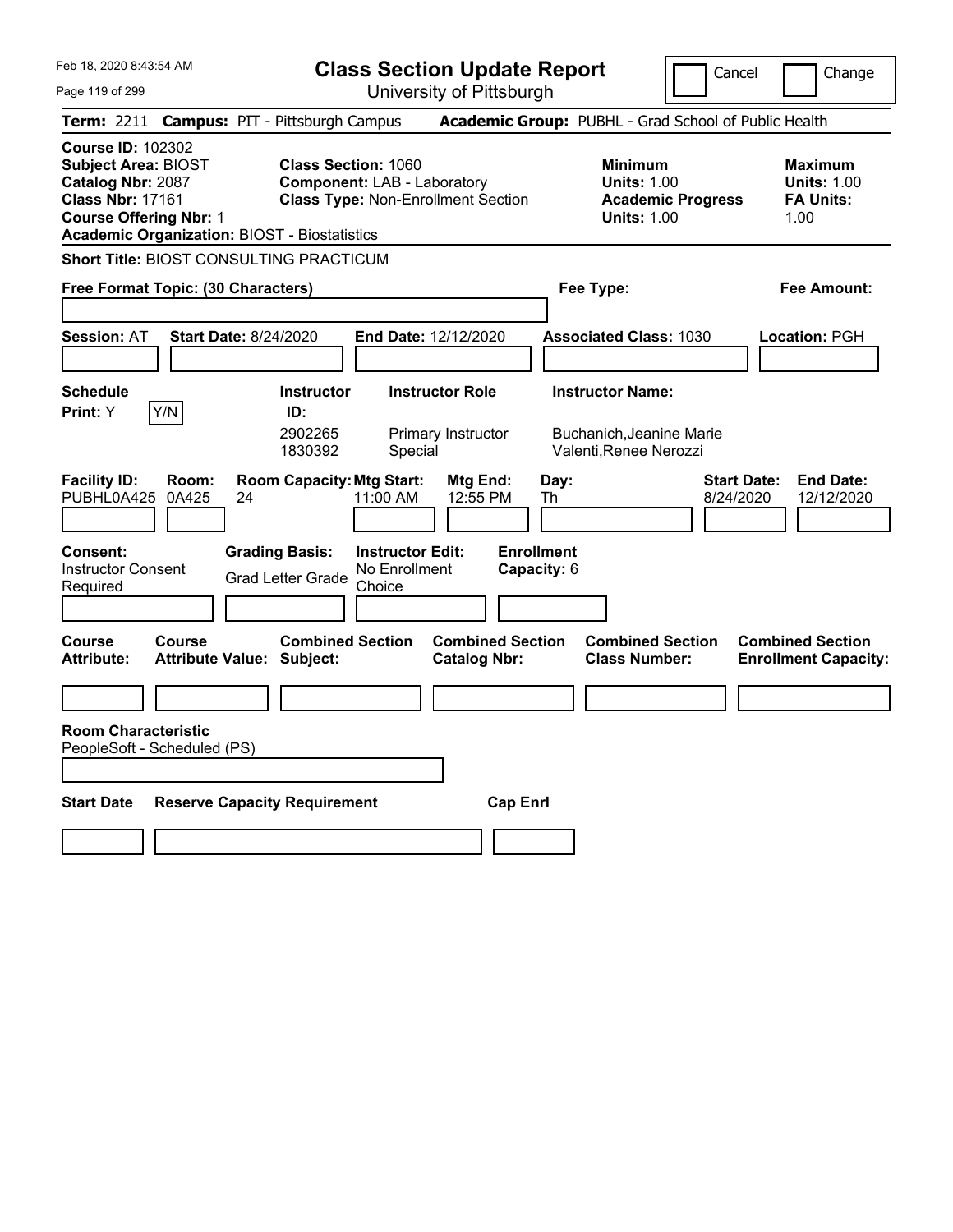# Class Section Update Report

University of Pittsburgh

Feb 18, 2020 8:43:54 AM

Cancel | Change

**Term:** 2211 **Campus:** PIT - Pittsburgh Campus **Academic Group:** PUBHL - Grad School of Public Health

**Course ID:** 102302
**Subject Area:** BIOST
**Catalog Nbr:** 2087
**Class Nbr:** 17161
**Course Offering Nbr:** 1
**Academic Organization:** BIOST - Biostatistics

**Class Section:** 1060
**Component:** LAB - Laboratory
**Class Type:** Non-Enrollment Section

**Minimum Units:** 1.00
**Academic Progress Units:** 1.00

**Maximum Units:** 1.00
**FA Units:** 1.00

**Short Title:** BIOST CONSULTING PRACTICUM

**Free Format Topic: (30 Characters)**

**Fee Type:**

**Fee Amount:**

**Session:** AT **Start Date:** 8/24/2020 **End Date:** 12/12/2020 **Associated Class:** 1030 **Location:** PGH

**Schedule Print:** Y Y/N

| Instructor ID: | Instructor Role | Instructor Name: |
|---|---|---|
| 2902265 | Primary Instructor | Buchanich,Jeanine Marie |
| 1830392 | Special | Valenti,Renee Nerozzi |

| Facility ID: | Room: | Room Capacity: | Mtg Start: | Mtg End: | Day: | Start Date: | End Date: |
|---|---|---|---|---|---|---|---|
| PUBHL0A425 | 0A425 | 24 | 11:00 AM | 12:55 PM | Th | 8/24/2020 | 12/12/2020 |

**Consent:** Instructor Consent Required
**Grading Basis:** Grad Letter Grade
**Instructor Edit:** No Enrollment Choice
**Enrollment Capacity:** 6

| Course Attribute: | Course Attribute Value: | Combined Section Subject: | Combined Section Catalog Nbr: | Combined Section Class Number: | Combined Section Enrollment Capacity: |
|---|---|---|---|---|---|
| | | | | | |

**Room Characteristic**
PeopleSoft - Scheduled (PS)

| Start Date | Reserve Capacity Requirement | Cap Enrl |
|---|---|---|
| | | |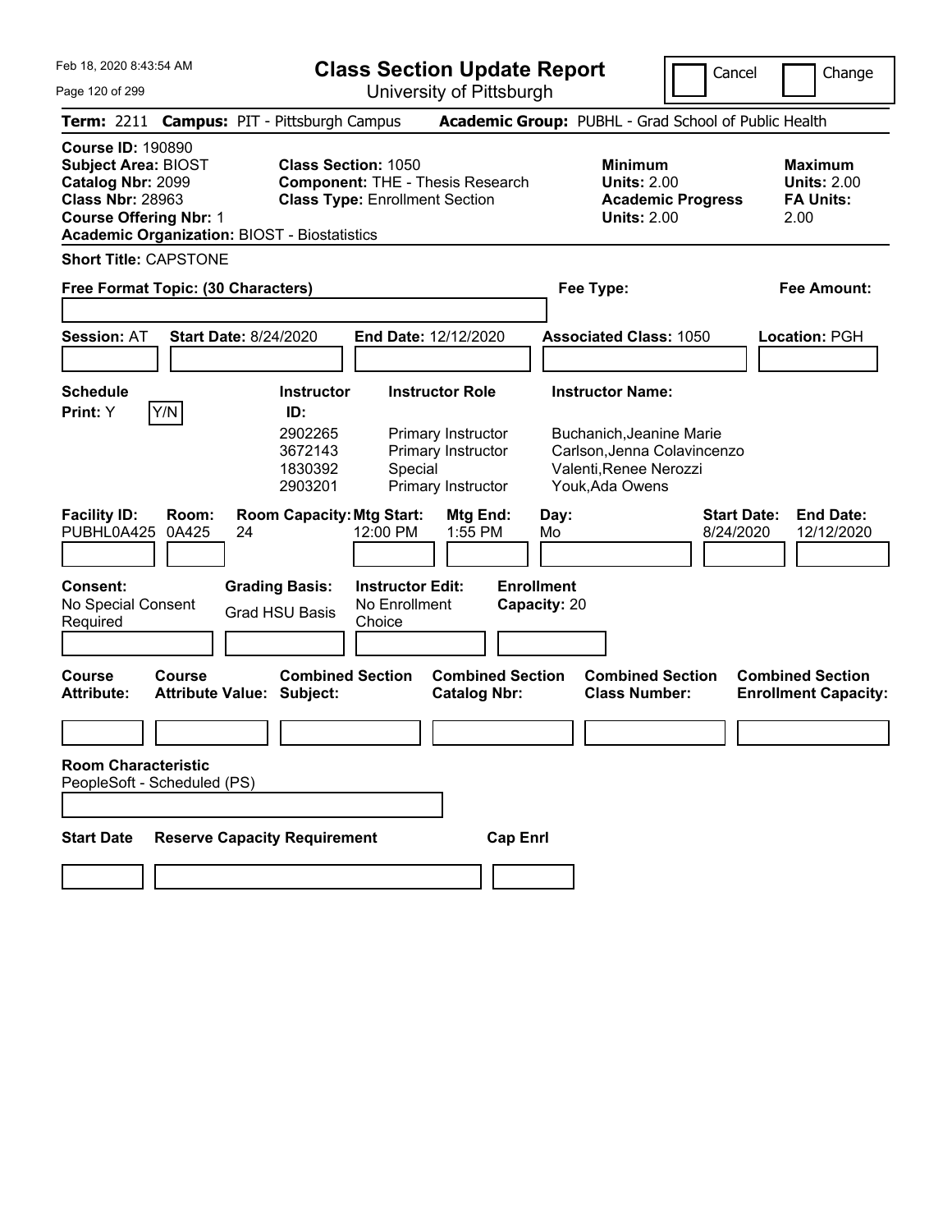Feb 18, 2020 8:43:54 AM

# Class Section Update Report

University of Pittsburgh

Cancel | Change

**Term:** 2211 **Campus:** PIT - Pittsburgh Campus **Academic Group:** PUBHL - Grad School of Public Health

**Course ID:** 190890
**Subject Area:** BIOST
**Catalog Nbr:** 2099
**Class Nbr:** 28963
**Course Offering Nbr:** 1
**Academic Organization:** BIOST - Biostatistics

**Class Section:** 1050
**Component:** THE - Thesis Research
**Class Type:** Enrollment Section

**Minimum Units:** 2.00
**Academic Progress Units:** 2.00

**Maximum Units:** 2.00
**FA Units:** 2.00

**Short Title:** CAPSTONE

**Free Format Topic: (30 Characters)**

**Fee Type:**

**Fee Amount:**

**Session:** AT **Start Date:** 8/24/2020 **End Date:** 12/12/2020 **Associated Class:** 1050 **Location:** PGH

**Schedule Print:** Y [Y/N]

| Instructor ID | Instructor Role | Instructor Name |
|---|---|---|
| 2902265 | Primary Instructor | Buchanich,Jeanine Marie |
| 3672143 | Primary Instructor | Carlson,Jenna Colavincenzo |
| 1830392 | Special | Valenti,Renee Nerozzi |
| 2903201 | Primary Instructor | Youk,Ada Owens |

| Facility ID: | Room: | Room Capacity: | Mtg Start: | Mtg End: | Day: | Start Date: | End Date: |
|---|---|---|---|---|---|---|---|
| PUBHL0A425 | 0A425 | 24 | 12:00 PM | 1:55 PM | Mo | 8/24/2020 | 12/12/2020 |

**Consent:** No Special Consent Required
**Grading Basis:** Grad HSU Basis
**Instructor Edit:** No Enrollment Choice
**Enrollment Capacity:** 20

| Course Attribute: | Course Attribute Value: | Combined Section Subject: | Combined Section Catalog Nbr: | Combined Section Class Number: | Combined Section Enrollment Capacity: |
|---|---|---|---|---|---|
| | | | | | |

**Room Characteristic**
PeopleSoft - Scheduled (PS)

| Start Date | Reserve Capacity Requirement | Cap Enrl |
|---|---|---|
| | | |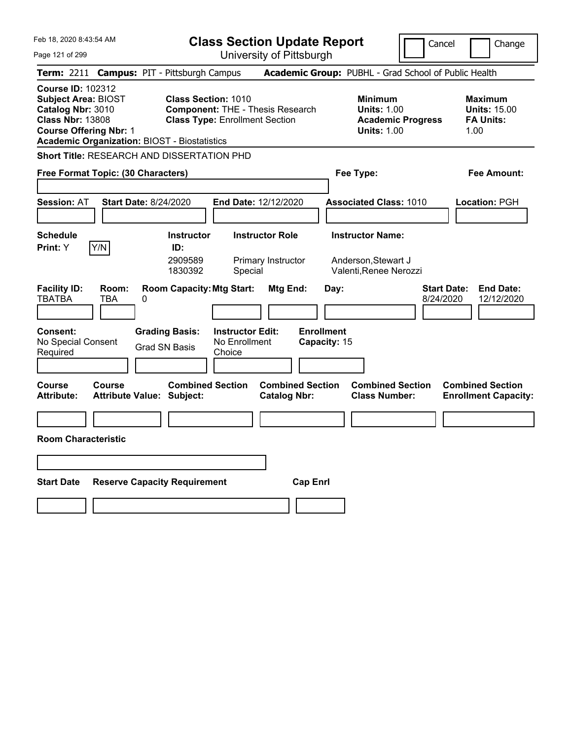Feb 18, 2020 8:43:54 AM

# Class Section Update Report

University of Pittsburgh

Cancel | Change

**Term:** 2211 **Campus:** PIT - Pittsburgh Campus **Academic Group:** PUBHL - Grad School of Public Health

**Course ID:** 102312
**Subject Area:** BIOST
**Catalog Nbr:** 3010
**Class Nbr:** 13808
**Course Offering Nbr:** 1
**Academic Organization:** BIOST - Biostatistics

**Class Section:** 1010
**Component:** THE - Thesis Research
**Class Type:** Enrollment Section

**Minimum**
**Units:** 1.00
**Academic Progress Units:** 1.00

**Maximum**
**Units:** 15.00
**FA Units:** 1.00

**Short Title:** RESEARCH AND DISSERTATION PHD

**Free Format Topic: (30 Characters)**

**Fee Type:**

**Fee Amount:**

**Session:** AT **Start Date:** 8/24/2020 **End Date:** 12/12/2020 **Associated Class:** 1010 **Location:** PGH

| Schedule Print: | Instructor ID: | Instructor Role | Instructor Name: |
|---|---|---|---|
| Y [Y/N] | 2909589 | Primary Instructor | Anderson,Stewart J |
| | 1830392 | Special | Valenti,Renee Nerozzi |

| Facility ID: | Room: | Room Capacity: | Mtg Start: | Mtg End: | Day: | Start Date: | End Date: |
|---|---|---|---|---|---|---|---|
| TBATBA | TBA | 0 | | | | 8/24/2020 | 12/12/2020 |

**Consent:** No Special Consent Required
**Grading Basis:** Grad SN Basis
**Instructor Edit:** No Enrollment Choice
**Enrollment Capacity:** 15

| Course Attribute: | Course Attribute Value: | Combined Section Subject: | Combined Section Catalog Nbr: | Combined Section Class Number: | Combined Section Enrollment Capacity: |
|---|---|---|---|---|---|
| | | | | | |

**Room Characteristic**

| Start Date | Reserve Capacity Requirement | Cap Enrl |
|---|---|---|
| | | |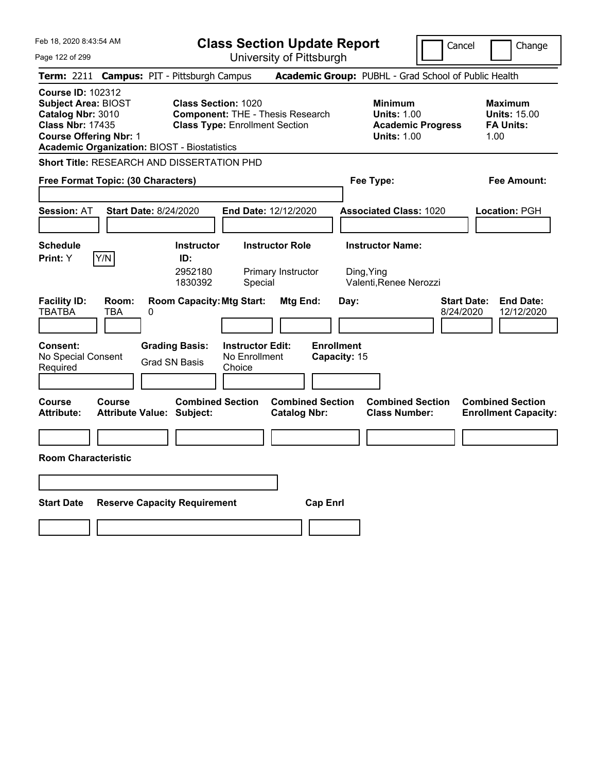Feb 18, 2020 8:43:54 AM

# Class Section Update Report

University of Pittsburgh

Cancel | Change

**Term:** 2211 **Campus:** PIT - Pittsburgh Campus **Academic Group:** PUBHL - Grad School of Public Health

**Course ID:** 102312
**Subject Area:** BIOST
**Catalog Nbr:** 3010
**Class Nbr:** 17435
**Course Offering Nbr:** 1
**Academic Organization:** BIOST - Biostatistics

**Class Section:** 1020
**Component:** THE - Thesis Research
**Class Type:** Enrollment Section

**Minimum Units:** 1.00
**Academic Progress Units:** 1.00

**Maximum Units:** 15.00
**FA Units:** 1.00

**Short Title:** RESEARCH AND DISSERTATION PHD

**Free Format Topic: (30 Characters)**

**Fee Type:**

**Fee Amount:**

**Session:** AT **Start Date:** 8/24/2020 **End Date:** 12/12/2020 **Associated Class:** 1020 **Location:** PGH

**Schedule Print:** Y [Y/N]

| Instructor ID | Instructor Role | Instructor Name |
|---|---|---|
| 2952180 | Primary Instructor | Ding,Ying |
| 1830392 | Special | Valenti,Renee Nerozzi |

| Facility ID | Room | Room Capacity | Mtg Start | Mtg End | Day | Start Date | End Date |
|---|---|---|---|---|---|---|---|
| TBATBA | TBA | 0 | | | | 8/24/2020 | 12/12/2020 |

**Consent:** No Special Consent Required
**Grading Basis:** Grad SN Basis
**Instructor Edit:** No Enrollment Choice
**Enrollment Capacity:** 15

| Course Attribute | Course Attribute Value | Combined Section Subject | Combined Section Catalog Nbr | Combined Section Class Number | Combined Section Enrollment Capacity |
|---|---|---|---|---|---|
| | | | | | |

**Room Characteristic**

| Start Date | Reserve Capacity Requirement | Cap Enrl |
|---|---|---|
| | | |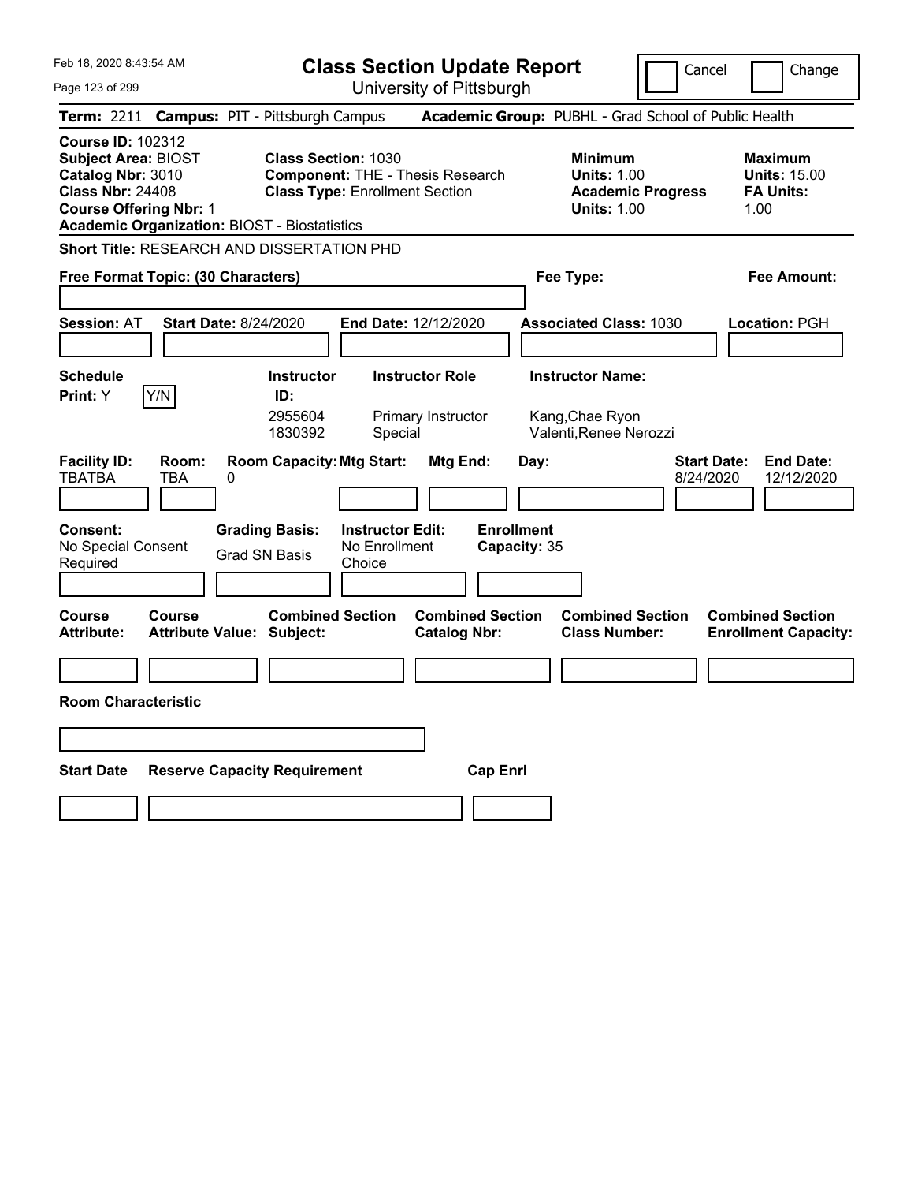# Class Section Update Report

University of Pittsburgh

Feb 18, 2020 8:43:54 AM

Cancel | Change

**Term:** 2211 **Campus:** PIT - Pittsburgh Campus **Academic Group:** PUBHL - Grad School of Public Health

**Course ID:** 102312
**Subject Area:** BIOST
**Catalog Nbr:** 3010
**Class Nbr:** 24408
**Course Offering Nbr:** 1
**Academic Organization:** BIOST - Biostatistics

**Class Section:** 1030
**Component:** THE - Thesis Research
**Class Type:** Enrollment Section

**Minimum**
**Units:** 1.00
**Academic Progress Units:** 1.00

**Maximum**
**Units:** 15.00
**FA Units:** 1.00

**Short Title:** RESEARCH AND DISSERTATION PHD

**Free Format Topic: (30 Characters)**

**Fee Type:**

**Fee Amount:**

**Session:** AT **Start Date:** 8/24/2020 **End Date:** 12/12/2020 **Associated Class:** 1030 **Location:** PGH

**Schedule Print:** Y [Y/N]

| Instructor ID: | Instructor Role | Instructor Name: |
|---|---|---|
| 2955604 | Primary Instructor | Kang,Chae Ryon |
| 1830392 | Special | Valenti,Renee Nerozzi |

| Facility ID: | Room: | Room Capacity: | Mtg Start: | Mtg End: | Day: | Start Date: | End Date: |
|---|---|---|---|---|---|---|---|
| TBATBA | TBA | 0 | | | | 8/24/2020 | 12/12/2020 |

**Consent:** No Special Consent Required
**Grading Basis:** Grad SN Basis
**Instructor Edit:** No Enrollment Choice
**Enrollment Capacity:** 35

| Course Attribute: | Course Attribute Value: | Combined Section Subject: | Combined Section Catalog Nbr: | Combined Section Class Number: | Combined Section Enrollment Capacity: |
|---|---|---|---|---|---|
| | | | | | |

**Room Characteristic**

| Start Date | Reserve Capacity Requirement | Cap Enrl |
|---|---|---|
| | | |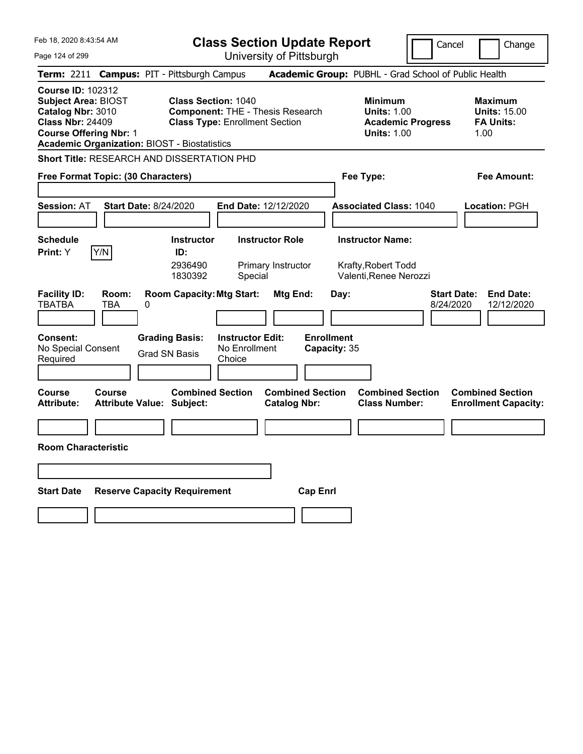# Class Section Update Report

University of Pittsburgh

Cancel | Change

**Term:** 2211 **Campus:** PIT - Pittsburgh Campus **Academic Group:** PUBHL - Grad School of Public Health

**Course ID:** 102312
**Subject Area:** BIOST
**Catalog Nbr:** 3010
**Class Nbr:** 24409
**Course Offering Nbr:** 1
**Academic Organization:** BIOST - Biostatistics

**Class Section:** 1040
**Component:** THE - Thesis Research
**Class Type:** Enrollment Section

**Minimum Units:** 1.00
**Academic Progress Units:** 1.00

**Maximum Units:** 15.00
**FA Units:** 1.00

**Short Title:** RESEARCH AND DISSERTATION PHD

**Free Format Topic: (30 Characters)**

**Fee Type:**

**Fee Amount:**

**Session:** AT **Start Date:** 8/24/2020 **End Date:** 12/12/2020 **Associated Class:** 1040 **Location:** PGH

**Schedule Print:** Y [Y/N]

| Instructor ID | Instructor Role | Instructor Name |
|---|---|---|
| 2936490 | Primary Instructor | Krafty,Robert Todd |
| 1830392 | Special | Valenti,Renee Nerozzi |

| Facility ID | Room | Room Capacity | Mtg Start | Mtg End | Day | Start Date | End Date |
|---|---|---|---|---|---|---|---|
| TBATBA | TBA | 0 | | | | 8/24/2020 | 12/12/2020 |

**Consent:** No Special Consent Required

**Grading Basis:** Grad SN Basis

**Instructor Edit:** No Enrollment Choice

**Enrollment Capacity:** 35

| Course Attribute | Course Attribute Value | Combined Section Subject | Combined Section Catalog Nbr | Combined Section Class Number | Combined Section Enrollment Capacity |
|---|---|---|---|---|---|
| | | | | | |

**Room Characteristic**

| Start Date | Reserve Capacity Requirement | Cap Enrl |
|---|---|---|
| | | |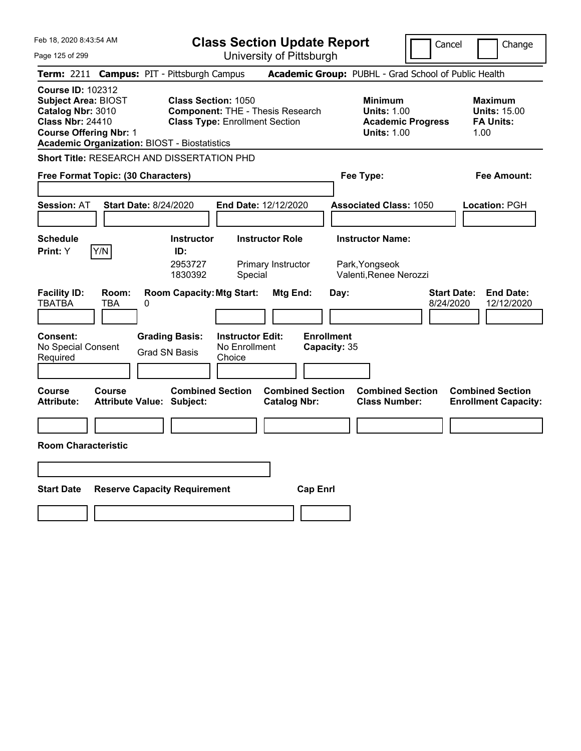Feb 18, 2020 8:43:54 AM

# Class Section Update Report

University of Pittsburgh

Cancel | Change

**Term:** 2211 **Campus:** PIT - Pittsburgh Campus **Academic Group:** PUBHL - Grad School of Public Health

**Course ID:** 102312
**Subject Area:** BIOST
**Catalog Nbr:** 3010
**Class Nbr:** 24410
**Course Offering Nbr:** 1
**Academic Organization:** BIOST - Biostatistics

**Class Section:** 1050
**Component:** THE - Thesis Research
**Class Type:** Enrollment Section

**Minimum**
**Units:** 1.00
**Academic Progress Units:** 1.00

**Maximum**
**Units:** 15.00
**FA Units:** 1.00

**Short Title:** RESEARCH AND DISSERTATION PHD

**Free Format Topic: (30 Characters)**

**Fee Type:**

**Fee Amount:**

**Session:** AT **Start Date:** 8/24/2020 **End Date:** 12/12/2020 **Associated Class:** 1050 **Location:** PGH

**Schedule Print:** Y [Y/N]

| Instructor ID | Instructor Role | Instructor Name |
|---|---|---|
| 2953727 | Primary Instructor | Park,Yongseok |
| 1830392 | Special | Valenti,Renee Nerozzi |

| Facility ID: | Room: | Room Capacity: | Mtg Start: | Mtg End: | Day: | Start Date: | End Date: |
|---|---|---|---|---|---|---|---|
| TBATBA | TBA | 0 | | | | 8/24/2020 | 12/12/2020 |

**Consent:** No Special Consent Required
**Grading Basis:** Grad SN Basis
**Instructor Edit:** No Enrollment Choice
**Enrollment Capacity:** 35

| Course Attribute: | Course Attribute Value: | Combined Section Subject: | Combined Section Catalog Nbr: | Combined Section Class Number: | Combined Section Enrollment Capacity: |
|---|---|---|---|---|---|
| | | | | | |

**Room Characteristic**

| Start Date | Reserve Capacity Requirement | Cap Enrl |
|---|---|---|
| | | |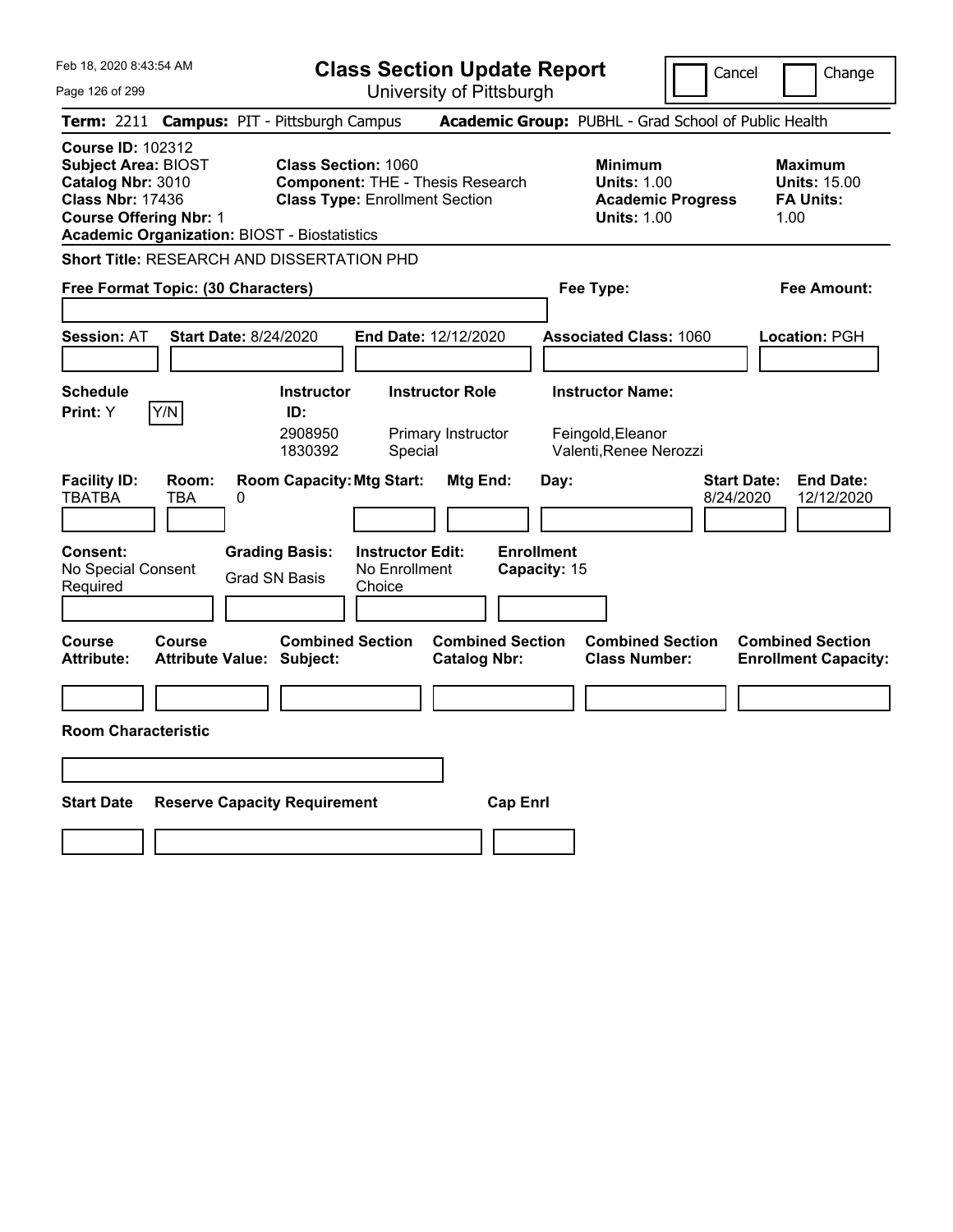Feb 18, 2020 8:43:54 AM

# Class Section Update Report

University of Pittsburgh

Cancel | Change

**Term:** 2211 **Campus:** PIT - Pittsburgh Campus **Academic Group:** PUBHL - Grad School of Public Health

**Course ID:** 102312
**Subject Area:** BIOST
**Catalog Nbr:** 3010
**Class Nbr:** 17436
**Course Offering Nbr:** 1
**Academic Organization:** BIOST - Biostatistics

**Class Section:** 1060
**Component:** THE - Thesis Research
**Class Type:** Enrollment Section

**Minimum Units:** 1.00
**Academic Progress Units:** 1.00

**Maximum Units:** 15.00
**FA Units:** 1.00

**Short Title:** RESEARCH AND DISSERTATION PHD

**Free Format Topic: (30 Characters)**

**Fee Type:**

**Fee Amount:**

**Session:** AT **Start Date:** 8/24/2020 **End Date:** 12/12/2020 **Associated Class:** 1060 **Location:** PGH

**Schedule Print:** Y [Y/N]

| Instructor ID: | Instructor Role | Instructor Name: |
|---|---|---|
| 2908950 | Primary Instructor | Feingold,Eleanor |
| 1830392 | Special | Valenti,Renee Nerozzi |

| Facility ID: | Room: | Room Capacity: | Mtg Start: | Mtg End: | Day: | Start Date: | End Date: |
|---|---|---|---|---|---|---|---|
| TBATBA | TBA | 0 | | | | 8/24/2020 | 12/12/2020 |

**Consent:** No Special Consent Required
**Grading Basis:** Grad SN Basis
**Instructor Edit:** No Enrollment Choice
**Enrollment Capacity:** 15

| Course Attribute: | Course Attribute Value: | Combined Section Subject: | Combined Section Catalog Nbr: | Combined Section Class Number: | Combined Section Enrollment Capacity: |
|---|---|---|---|---|---|
| | | | | | |

**Room Characteristic**

| Start Date | Reserve Capacity Requirement | Cap Enrl |
|---|---|---|
| | | |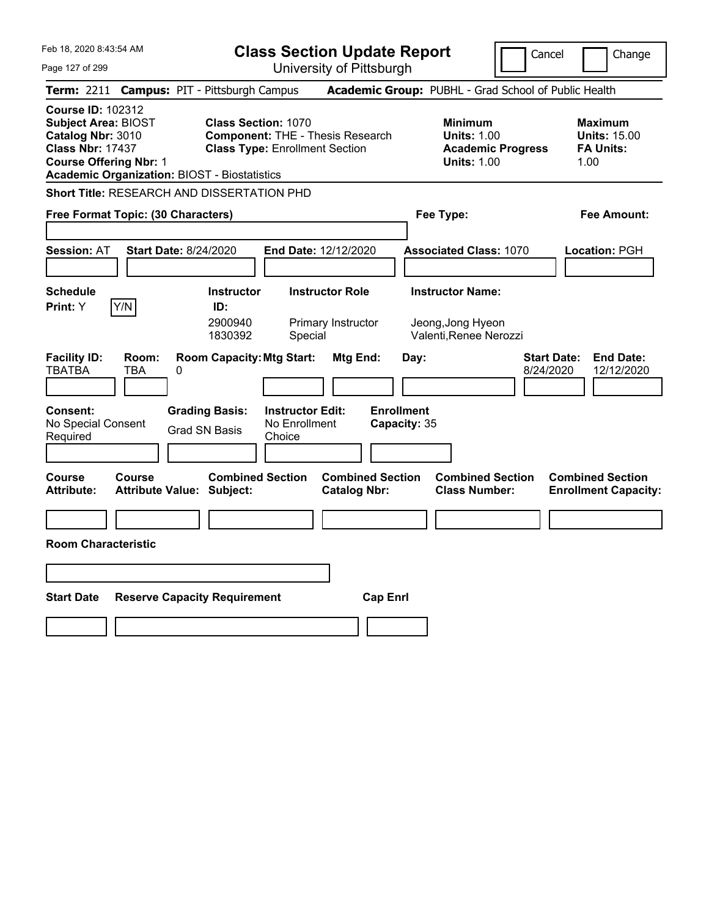Feb 18, 2020 8:43:54 AM

# Class Section Update Report

University of Pittsburgh

Cancel | Change

**Term:** 2211 **Campus:** PIT - Pittsburgh Campus **Academic Group:** PUBHL - Grad School of Public Health

**Course ID:** 102312
**Subject Area:** BIOST
**Catalog Nbr:** 3010
**Class Nbr:** 17437
**Course Offering Nbr:** 1
**Academic Organization:** BIOST - Biostatistics

**Class Section:** 1070
**Component:** THE - Thesis Research
**Class Type:** Enrollment Section

**Minimum**
**Units:** 1.00
**Academic Progress Units:** 1.00

**Maximum**
**Units:** 15.00
**FA Units:** 1.00

**Short Title:** RESEARCH AND DISSERTATION PHD

**Free Format Topic: (30 Characters)**

**Fee Type:**

**Fee Amount:**

**Session:** AT **Start Date:** 8/24/2020 **End Date:** 12/12/2020 **Associated Class:** 1070 **Location:** PGH

**Schedule Print:** Y [Y/N]

| Instructor ID: | Instructor Role | Instructor Name: |
| --- | --- | --- |
| 2900940 | Primary Instructor | Jeong,Jong Hyeon |
| 1830392 | Special | Valenti,Renee Nerozzi |

| Facility ID: | Room: | Room Capacity: | Mtg Start: | Mtg End: | Day: | Start Date: | End Date: |
| --- | --- | --- | --- | --- | --- | --- | --- |
| TBATBA | TBA | 0 | | | | 8/24/2020 | 12/12/2020 |

**Consent:** No Special Consent Required
**Grading Basis:** Grad SN Basis
**Instructor Edit:** No Enrollment Choice
**Enrollment Capacity:** 35

| Course Attribute: | Course Attribute Value: | Combined Section Subject: | Combined Section Catalog Nbr: | Combined Section Class Number: | Combined Section Enrollment Capacity: |
| --- | --- | --- | --- | --- | --- |
| | | | | | |

**Room Characteristic**

| Start Date | Reserve Capacity Requirement | Cap Enrl |
| --- | --- | --- |
| | | |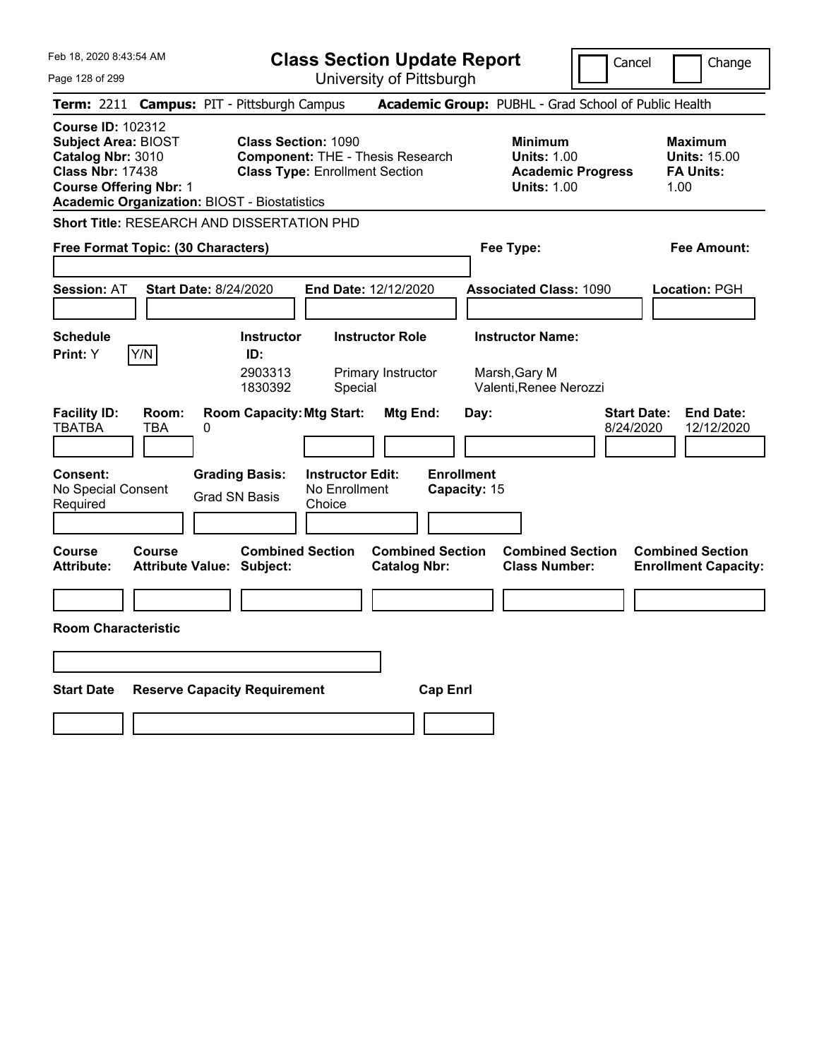Feb 18, 2020 8:43:54 AM

# Class Section Update Report

University of Pittsburgh

Cancel | Change

**Term:** 2211 **Campus:** PIT - Pittsburgh Campus **Academic Group:** PUBHL - Grad School of Public Health

**Course ID:** 102312
**Subject Area:** BIOST
**Catalog Nbr:** 3010
**Class Nbr:** 17438
**Course Offering Nbr:** 1
**Academic Organization:** BIOST - Biostatistics

**Class Section:** 1090
**Component:** THE - Thesis Research
**Class Type:** Enrollment Section

**Minimum**
**Units:** 1.00
**Academic Progress Units:** 1.00

**Maximum**
**Units:** 15.00
**FA Units:** 1.00

**Short Title:** RESEARCH AND DISSERTATION PHD

**Free Format Topic: (30 Characters)**

**Fee Type:**

**Fee Amount:**

**Session:** AT **Start Date:** 8/24/2020 **End Date:** 12/12/2020 **Associated Class:** 1090 **Location:** PGH

| Schedule Print | Instructor ID | Instructor Role | Instructor Name |
|---|---|---|---|
| Y (Y/N) | 2903313 | Primary Instructor | Marsh,Gary M |
| | 1830392 | Special | Valenti,Renee Nerozzi |

| Facility ID | Room | Room Capacity | Mtg Start | Mtg End | Day | Start Date | End Date |
|---|---|---|---|---|---|---|---|
| TBATBA | TBA | 0 | | | | 8/24/2020 | 12/12/2020 |

**Consent:** No Special Consent Required
**Grading Basis:** Grad SN Basis
**Instructor Edit:** No Enrollment Choice
**Enrollment Capacity:** 15

| Course Attribute | Course Attribute Value | Combined Section Subject | Combined Section Catalog Nbr | Combined Section Class Number | Combined Section Enrollment Capacity |
|---|---|---|---|---|---|
| | | | | | |

**Room Characteristic**

| Start Date | Reserve Capacity Requirement | Cap Enrl |
|---|---|---|
| | | |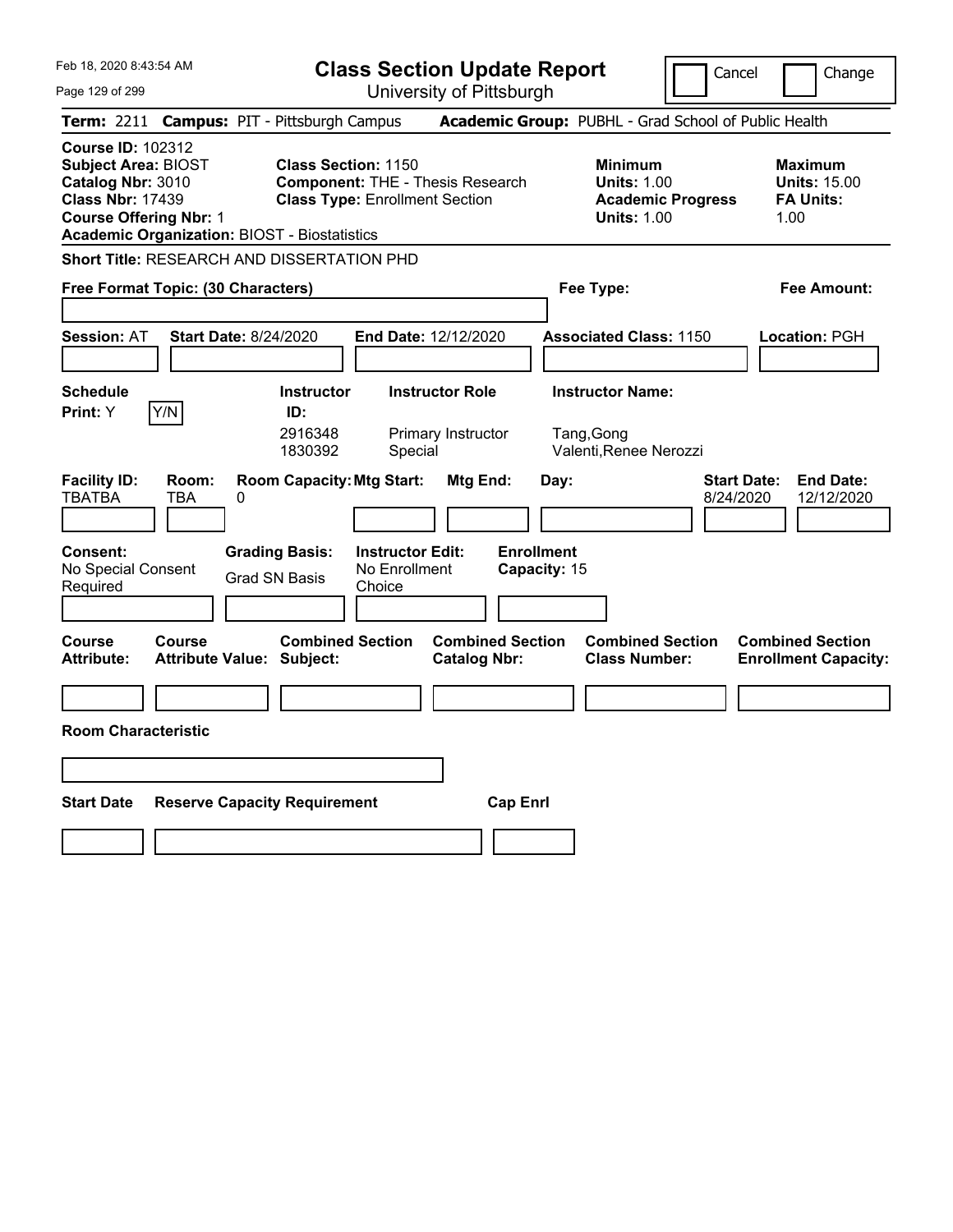Feb 18, 2020 8:43:54 AM

# Class Section Update Report

University of Pittsburgh

Cancel | Change

**Term:** 2211 **Campus:** PIT - Pittsburgh Campus **Academic Group:** PUBHL - Grad School of Public Health

**Course ID:** 102312
**Subject Area:** BIOST
**Catalog Nbr:** 3010
**Class Nbr:** 17439
**Course Offering Nbr:** 1
**Academic Organization:** BIOST - Biostatistics

**Class Section:** 1150
**Component:** THE - Thesis Research
**Class Type:** Enrollment Section

**Minimum**
**Units:** 1.00
**Academic Progress Units:** 1.00

**Maximum**
**Units:** 15.00
**FA Units:** 1.00

**Short Title:** RESEARCH AND DISSERTATION PHD

**Free Format Topic: (30 Characters)**

**Fee Type:**

**Fee Amount:**

**Session:** AT **Start Date:** 8/24/2020 **End Date:** 12/12/2020 **Associated Class:** 1150 **Location:** PGH

**Schedule Print:** Y [Y/N]

| Instructor ID: | Instructor Role | Instructor Name: |
|---|---|---|
| 2916348 | Primary Instructor | Tang,Gong |
| 1830392 | Special | Valenti,Renee Nerozzi |

| Facility ID: | Room: | Room Capacity: | Mtg Start: | Mtg End: | Day: | Start Date: | End Date: |
|---|---|---|---|---|---|---|---|
| TBATBA | TBA | 0 | | | | 8/24/2020 | 12/12/2020 |

**Consent:** No Special Consent Required

**Grading Basis:** Grad SN Basis

**Instructor Edit:** No Enrollment Choice

**Enrollment Capacity:** 15

| Course Attribute: | Course Attribute Value: | Combined Section Subject: | Combined Section Catalog Nbr: | Combined Section Class Number: | Combined Section Enrollment Capacity: |
|---|---|---|---|---|---|
| | | | | | |

**Room Characteristic**

| Start Date | Reserve Capacity Requirement | Cap Enrl |
|---|---|---|
| | | |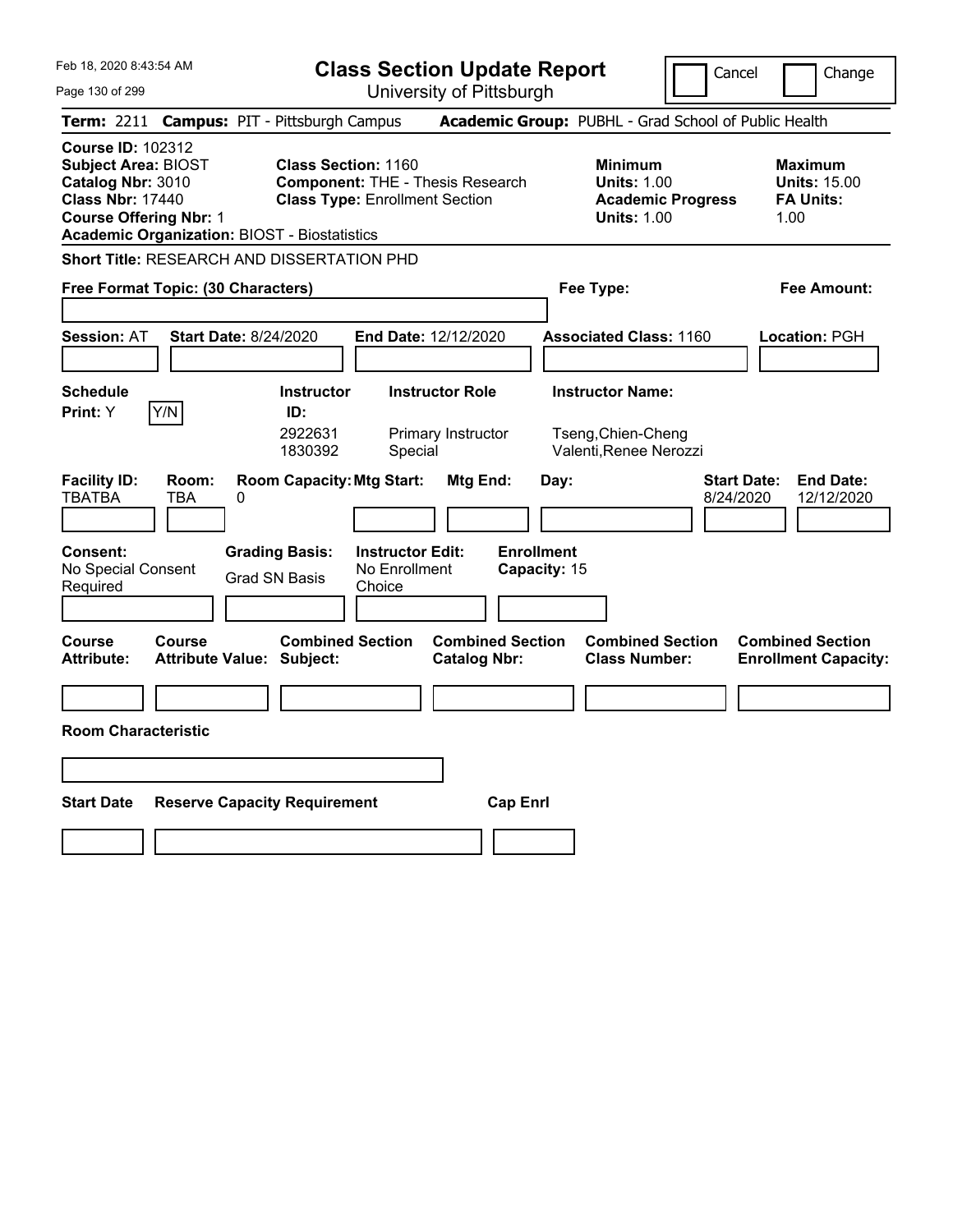Feb 18, 2020 8:43:54 AM

# Class Section Update Report

University of Pittsburgh

Cancel | Change

**Term:** 2211 **Campus:** PIT - Pittsburgh Campus **Academic Group:** PUBHL - Grad School of Public Health

**Course ID:** 102312
**Subject Area:** BIOST
**Catalog Nbr:** 3010
**Class Nbr:** 17440
**Course Offering Nbr:** 1
**Academic Organization:** BIOST - Biostatistics

**Class Section:** 1160
**Component:** THE - Thesis Research
**Class Type:** Enrollment Section

**Minimum**
**Units:** 1.00
**Academic Progress Units:** 1.00

**Maximum**
**Units:** 15.00
**FA Units:** 1.00

**Short Title:** RESEARCH AND DISSERTATION PHD

**Free Format Topic: (30 Characters)**

**Fee Type:**

**Fee Amount:**

**Session:** AT **Start Date:** 8/24/2020 **End Date:** 12/12/2020 **Associated Class:** 1160 **Location:** PGH

**Schedule Print:** Y [Y/N]

| Instructor ID: | Instructor Role | Instructor Name: |
|---|---|---|
| 2922631 | Primary Instructor | Tseng,Chien-Cheng |
| 1830392 | Special | Valenti,Renee Nerozzi |

| Facility ID: | Room: | Room Capacity: | Mtg Start: | Mtg End: | Day: | Start Date: | End Date: |
|---|---|---|---|---|---|---|---|
| TBATBA | TBA | 0 | | | | 8/24/2020 | 12/12/2020 |

**Consent:** No Special Consent Required

**Grading Basis:** Grad SN Basis

**Instructor Edit:** No Enrollment Choice

**Enrollment Capacity:** 15

| Course Attribute: | Course Attribute Value: | Combined Section Subject: | Combined Section Catalog Nbr: | Combined Section Class Number: | Combined Section Enrollment Capacity: |
|---|---|---|---|---|---|
| | | | | | |

**Room Characteristic**

| Start Date | Reserve Capacity Requirement | Cap Enrl |
|---|---|---|
| | | |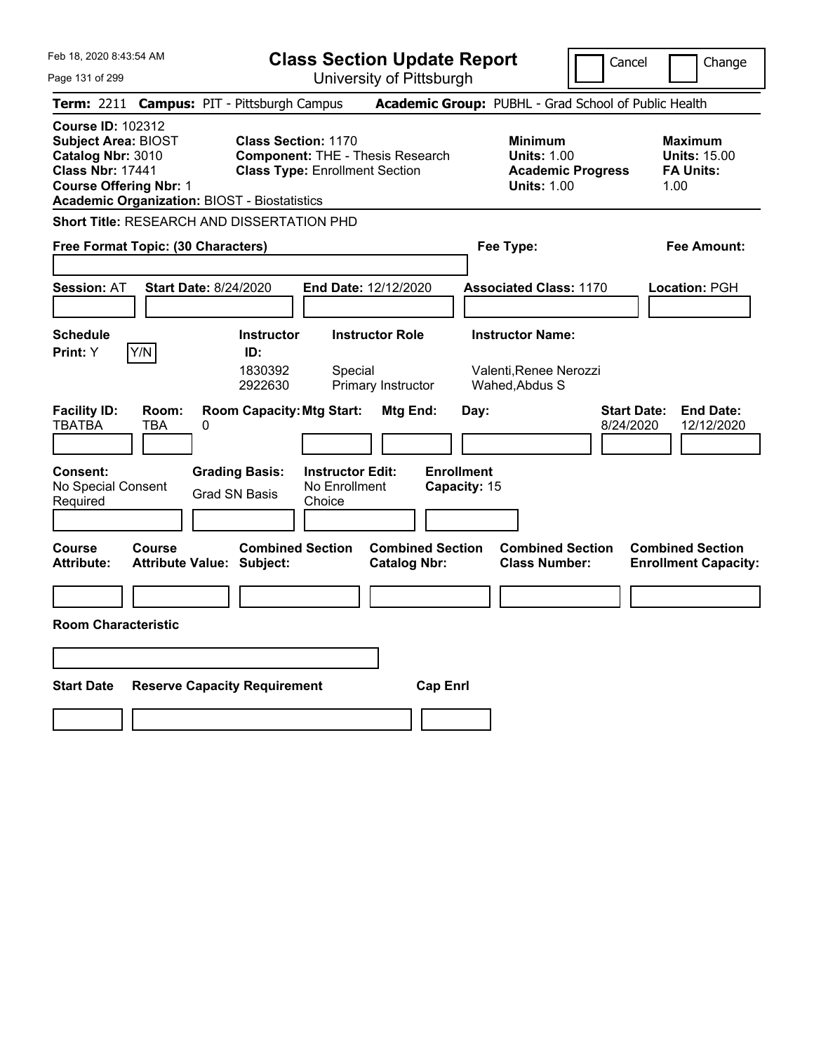Feb 18, 2020 8:43:54 AM

# Class Section Update Report

University of Pittsburgh

Cancel | Change

**Term:** 2211 **Campus:** PIT - Pittsburgh Campus **Academic Group:** PUBHL - Grad School of Public Health

**Course ID:** 102312
**Subject Area:** BIOST
**Catalog Nbr:** 3010
**Class Nbr:** 17441
**Course Offering Nbr:** 1
**Academic Organization:** BIOST - Biostatistics

**Class Section:** 1170
**Component:** THE - Thesis Research
**Class Type:** Enrollment Section

**Minimum Units:** 1.00
**Academic Progress Units:** 1.00

**Maximum Units:** 15.00
**FA Units:** 1.00

**Short Title:** RESEARCH AND DISSERTATION PHD

**Free Format Topic: (30 Characters)**

**Fee Type:**

**Fee Amount:**

**Session:** AT **Start Date:** 8/24/2020 **End Date:** 12/12/2020 **Associated Class:** 1170 **Location:** PGH

**Schedule Print:** Y [Y/N]

| Instructor ID: | Instructor Role | Instructor Name: |
|---|---|---|
| 1830392 | Special | Valenti,Renee Nerozzi |
| 2922630 | Primary Instructor | Wahed,Abdus S |

| Facility ID: | Room: | Room Capacity: | Mtg Start: | Mtg End: | Day: | Start Date: | End Date: |
|---|---|---|---|---|---|---|---|
| TBATBA | TBA | 0 | | | | 8/24/2020 | 12/12/2020 |

**Consent:** No Special Consent Required

**Grading Basis:** Grad SN Basis

**Instructor Edit:** No Enrollment Choice

**Enrollment Capacity:** 15

| Course Attribute: | Course Attribute Value: | Combined Section Subject: | Combined Section Catalog Nbr: | Combined Section Class Number: | Combined Section Enrollment Capacity: |
|---|---|---|---|---|---|
| | | | | | |

**Room Characteristic**

| Start Date | Reserve Capacity Requirement | Cap Enrl |
|---|---|---|
| | | |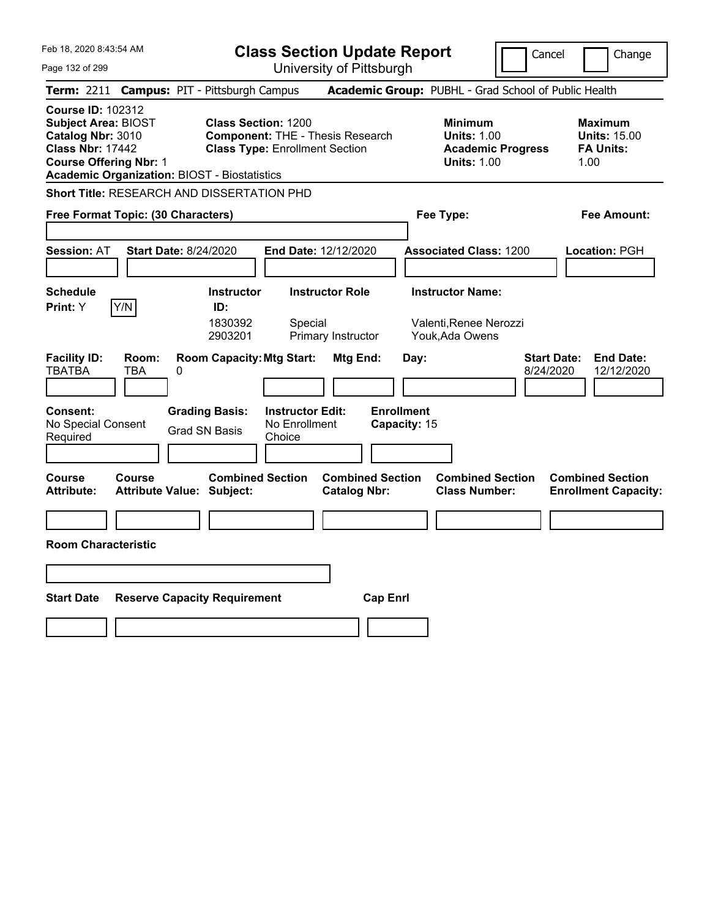Feb 18, 2020 8:43:54 AM

# Class Section Update Report

University of Pittsburgh

Cancel | Change

**Term:** 2211 **Campus:** PIT - Pittsburgh Campus **Academic Group:** PUBHL - Grad School of Public Health

**Course ID:** 102312
**Subject Area:** BIOST
**Catalog Nbr:** 3010
**Class Nbr:** 17442
**Course Offering Nbr:** 1
**Academic Organization:** BIOST - Biostatistics

**Class Section:** 1200
**Component:** THE - Thesis Research
**Class Type:** Enrollment Section

**Minimum Units:** 1.00
**Academic Progress Units:** 1.00

**Maximum Units:** 15.00
**FA Units:** 1.00

**Short Title:** RESEARCH AND DISSERTATION PHD

**Free Format Topic: (30 Characters)**

**Fee Type:**

**Fee Amount:**

**Session:** AT **Start Date:** 8/24/2020 **End Date:** 12/12/2020 **Associated Class:** 1200 **Location:** PGH

**Schedule Print:** Y [Y/N]

| Instructor ID | Instructor Role | Instructor Name |
|---|---|---|
| 1830392 | Special | Valenti,Renee Nerozzi |
| 2903201 | Primary Instructor | Youk,Ada Owens |

| Facility ID | Room | Room Capacity | Mtg Start | Mtg End | Day | Start Date | End Date |
|---|---|---|---|---|---|---|---|
| TBATBA | TBA | 0 | | | | 8/24/2020 | 12/12/2020 |

**Consent:** No Special Consent Required
**Grading Basis:** Grad SN Basis
**Instructor Edit:** No Enrollment Choice
**Enrollment Capacity:** 15

| Course Attribute | Course Attribute Value | Combined Section Subject | Combined Section Catalog Nbr | Combined Section Class Number | Combined Section Enrollment Capacity |
|---|---|---|---|---|---|
| | | | | | |

**Room Characteristic**

| Start Date | Reserve Capacity Requirement | Cap Enrl |
|---|---|---|
| | | |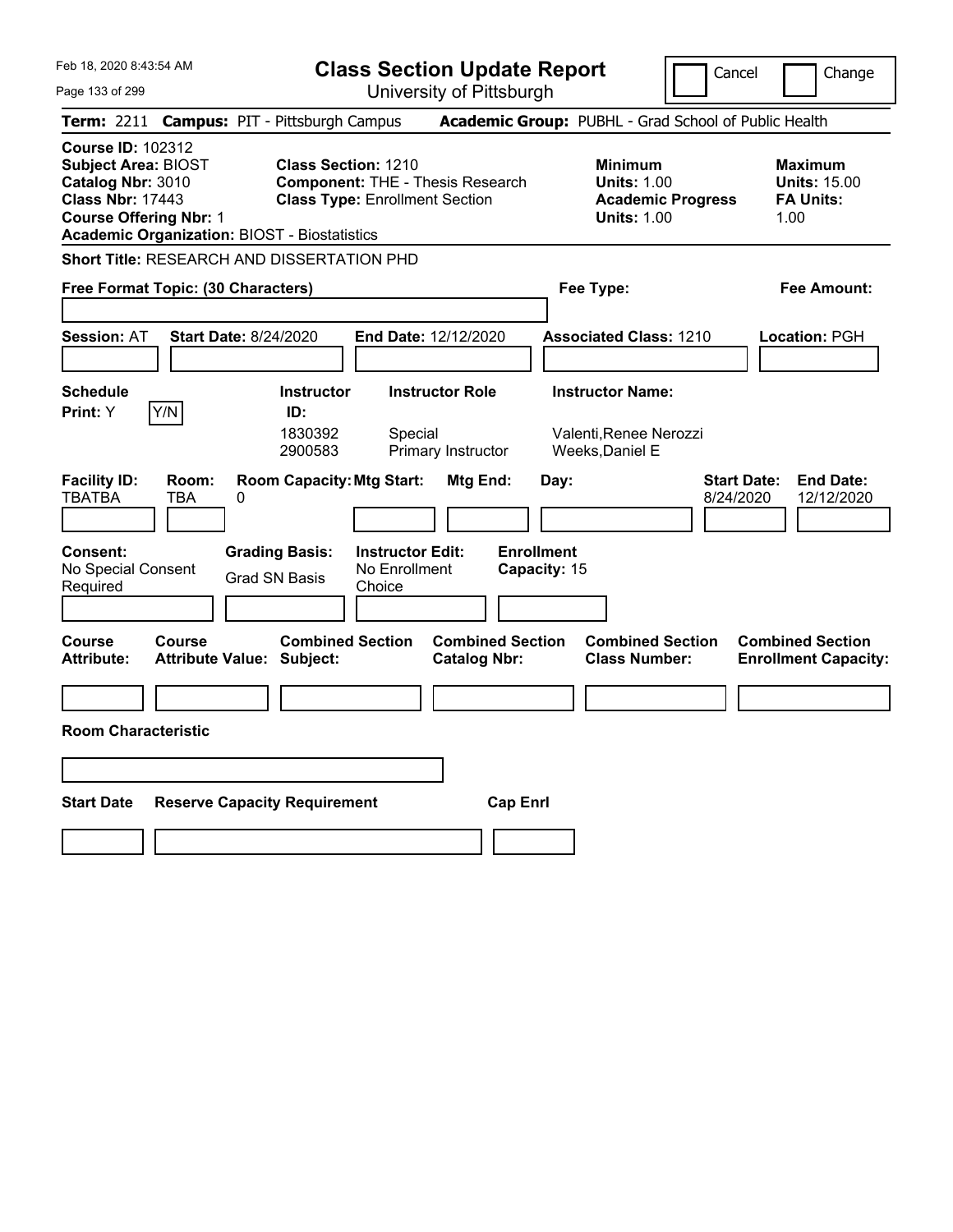Feb 18, 2020 8:43:54 AM

# Class Section Update Report

University of Pittsburgh

Cancel | Change

**Term:** 2211 **Campus:** PIT - Pittsburgh Campus **Academic Group:** PUBHL - Grad School of Public Health

**Course ID:** 102312
**Subject Area:** BIOST
**Catalog Nbr:** 3010
**Class Nbr:** 17443
**Course Offering Nbr:** 1
**Academic Organization:** BIOST - Biostatistics

**Class Section:** 1210
**Component:** THE - Thesis Research
**Class Type:** Enrollment Section

**Minimum**
**Units:** 1.00
**Academic Progress Units:** 1.00

**Maximum**
**Units:** 15.00
**FA Units:** 1.00

**Short Title:** RESEARCH AND DISSERTATION PHD

**Free Format Topic: (30 Characters)**

**Fee Type:**

**Fee Amount:**

**Session:** AT **Start Date:** 8/24/2020 **End Date:** 12/12/2020 **Associated Class:** 1210 **Location:** PGH

**Schedule Print:** Y [Y/N]

| Instructor ID: | Instructor Role | Instructor Name: |
|---|---|---|
| 1830392 | Special | Valenti,Renee Nerozzi |
| 2900583 | Primary Instructor | Weeks,Daniel E |

| Facility ID: | Room: | Room Capacity: | Mtg Start: | Mtg End: | Day: | Start Date: | End Date: |
|---|---|---|---|---|---|---|---|
| TBATBA | TBA | 0 | | | | 8/24/2020 | 12/12/2020 |

**Consent:** No Special Consent Required

**Grading Basis:** Grad SN Basis

**Instructor Edit:** No Enrollment Choice

**Enrollment Capacity:** 15

| Course Attribute: | Course Attribute Value: | Combined Section Subject: | Combined Section Catalog Nbr: | Combined Section Class Number: | Combined Section Enrollment Capacity: |
|---|---|---|---|---|---|
| | | | | | |

**Room Characteristic**

| Start Date | Reserve Capacity Requirement | Cap Enrl |
|---|---|---|
| | | |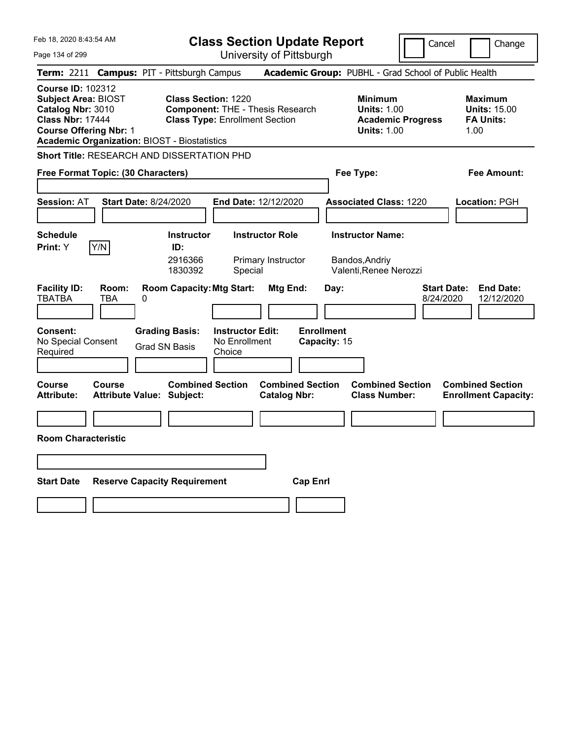# Class Section Update Report

University of Pittsburgh

Feb 18, 2020 8:43:54 AM

Cancel | Change

**Term:** 2211 **Campus:** PIT - Pittsburgh Campus **Academic Group:** PUBHL - Grad School of Public Health

**Course ID:** 102312
**Subject Area:** BIOST
**Catalog Nbr:** 3010
**Class Nbr:** 17444
**Course Offering Nbr:** 1
**Academic Organization:** BIOST - Biostatistics

**Class Section:** 1220
**Component:** THE - Thesis Research
**Class Type:** Enrollment Section

**Minimum Units:** 1.00
**Academic Progress Units:** 1.00

**Maximum Units:** 15.00
**FA Units:** 1.00

**Short Title:** RESEARCH AND DISSERTATION PHD

**Free Format Topic: (30 Characters)**

**Fee Type:**

**Fee Amount:**

**Session:** AT **Start Date:** 8/24/2020 **End Date:** 12/12/2020 **Associated Class:** 1220 **Location:** PGH

| Schedule Print | Instructor ID | Instructor Role | Instructor Name |
|---|---|---|---|
| Y (Y/N) | 2916366 | Primary Instructor | Bandos,Andriy |
| | 1830392 | Special | Valenti,Renee Nerozzi |

| Facility ID | Room | Room Capacity | Mtg Start | Mtg End | Day | Start Date | End Date |
|---|---|---|---|---|---|---|---|
| TBATBA | TBA | 0 | | | | 8/24/2020 | 12/12/2020 |

| Consent | Grading Basis | Instructor Edit | Enrollment Capacity |
|---|---|---|---|
| No Special Consent Required | Grad SN Basis | No Enrollment Choice | 15 |

| Course Attribute | Course Attribute Value | Combined Section Subject | Combined Section Catalog Nbr | Combined Section Class Number | Combined Section Enrollment Capacity |
|---|---|---|---|---|---|
| | | | | | |

**Room Characteristic**

| Start Date | Reserve Capacity Requirement | Cap Enrl |
|---|---|---|
| | | |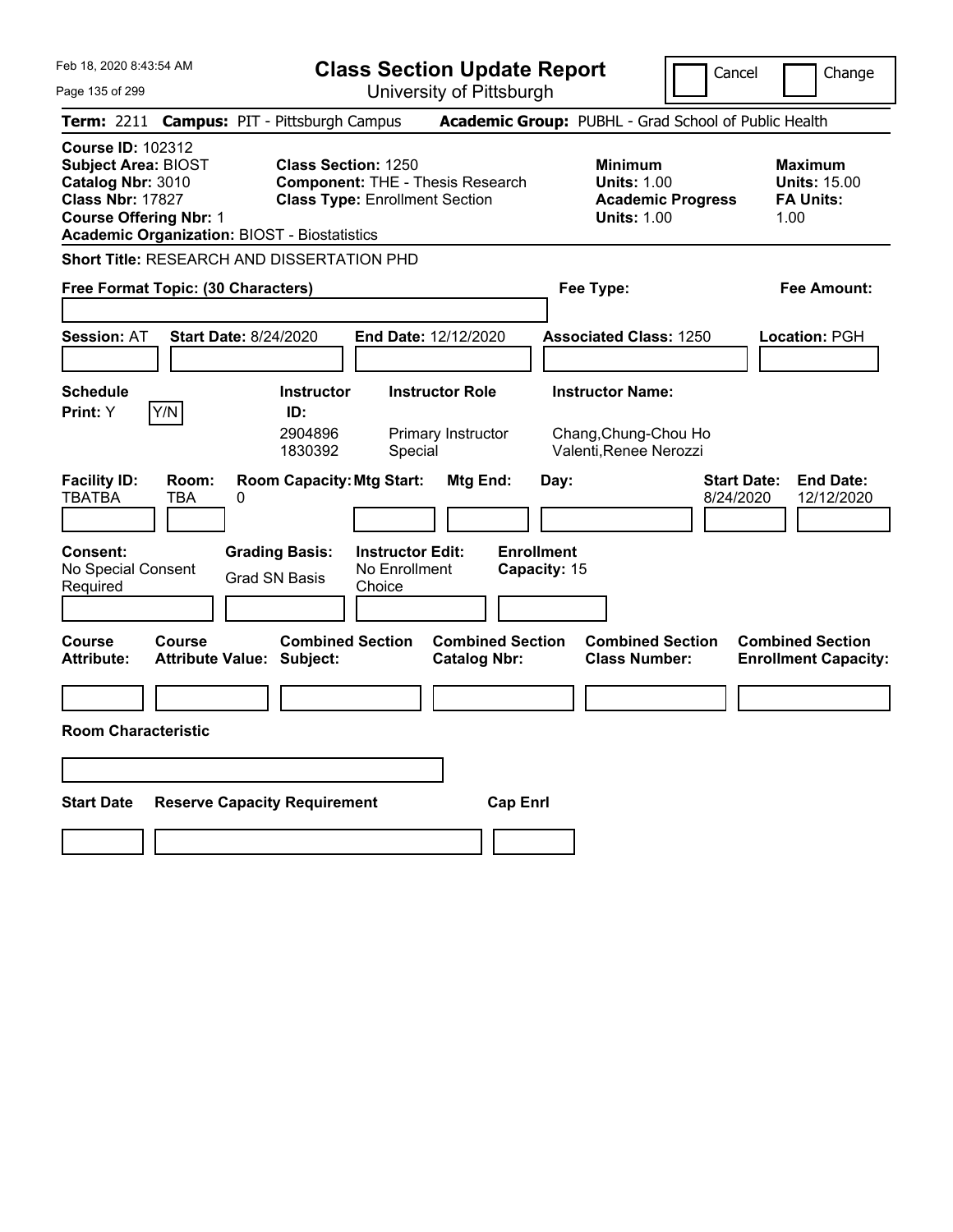Feb 18, 2020 8:43:54 AM

# Class Section Update Report

University of Pittsburgh

Cancel | Change

**Term:** 2211 **Campus:** PIT - Pittsburgh Campus **Academic Group:** PUBHL - Grad School of Public Health

**Course ID:** 102312
**Subject Area:** BIOST
**Catalog Nbr:** 3010
**Class Nbr:** 17827
**Course Offering Nbr:** 1
**Academic Organization:** BIOST - Biostatistics

**Class Section:** 1250
**Component:** THE - Thesis Research
**Class Type:** Enrollment Section

**Minimum Units:** 1.00
**Academic Progress Units:** 1.00

**Maximum Units:** 15.00
**FA Units:** 1.00

**Short Title:** RESEARCH AND DISSERTATION PHD

**Free Format Topic: (30 Characters)**

**Fee Type:**

**Fee Amount:**

**Session:** AT **Start Date:** 8/24/2020 **End Date:** 12/12/2020 **Associated Class:** 1250 **Location:** PGH

**Schedule Print:** Y Y/N

| Instructor ID | Instructor Role | Instructor Name |
|---|---|---|
| 2904896 | Primary Instructor | Chang,Chung-Chou Ho |
| 1830392 | Special | Valenti,Renee Nerozzi |

| Facility ID | Room | Room Capacity | Mtg Start | Mtg End | Day | Start Date | End Date |
|---|---|---|---|---|---|---|---|
| TBATBA | TBA | 0 | | | | 8/24/2020 | 12/12/2020 |

**Consent:** No Special Consent Required

**Grading Basis:** Grad SN Basis

**Instructor Edit:** No Enrollment Choice

**Enrollment Capacity:** 15

| Course Attribute | Course Attribute Value | Combined Section Subject | Combined Section Catalog Nbr | Combined Section Class Number | Combined Section Enrollment Capacity |
|---|---|---|---|---|---|
| | | | | | |

**Room Characteristic**

| Start Date | Reserve Capacity Requirement | Cap Enrl |
|---|---|---|
| | | |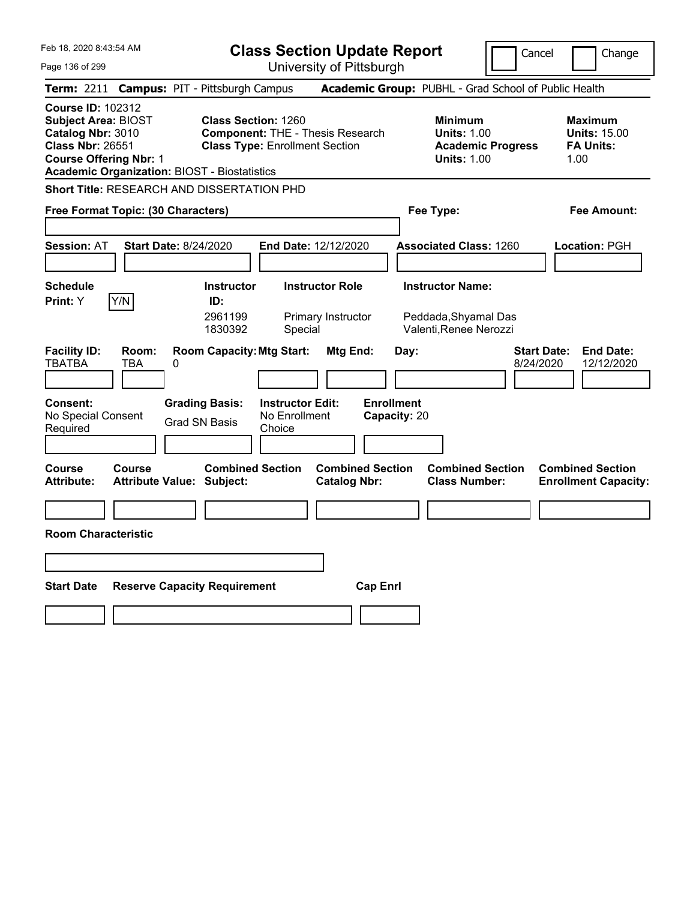Feb 18, 2020 8:43:54 AM

# Class Section Update Report

University of Pittsburgh

Cancel | Change

**Term:** 2211 **Campus:** PIT - Pittsburgh Campus **Academic Group:** PUBHL - Grad School of Public Health

**Course ID:** 102312
**Subject Area:** BIOST
**Catalog Nbr:** 3010
**Class Nbr:** 26551
**Course Offering Nbr:** 1
**Academic Organization:** BIOST - Biostatistics

**Class Section:** 1260
**Component:** THE - Thesis Research
**Class Type:** Enrollment Section

**Minimum Units:** 1.00
**Academic Progress Units:** 1.00

**Maximum Units:** 15.00
**FA Units:** 1.00

**Short Title:** RESEARCH AND DISSERTATION PHD

**Free Format Topic: (30 Characters)**

**Fee Type:**

**Fee Amount:**

**Session:** AT **Start Date:** 8/24/2020 **End Date:** 12/12/2020 **Associated Class:** 1260 **Location:** PGH

**Schedule Print:** Y Y/N

| Instructor ID: | Instructor Role | Instructor Name: |
|---|---|---|
| 2961199 | Primary Instructor | Peddada,Shyamal Das |
| 1830392 | Special | Valenti,Renee Nerozzi |

| Facility ID: | Room: | Room Capacity: | Mtg Start: | Mtg End: | Day: | Start Date: | End Date: |
|---|---|---|---|---|---|---|---|
| TBATBA | TBA | 0 | | | | 8/24/2020 | 12/12/2020 |

**Consent:** No Special Consent Required

**Grading Basis:** Grad SN Basis

**Instructor Edit:** No Enrollment Choice

**Enrollment Capacity:** 20

| Course Attribute: | Course Attribute Value: | Combined Section Subject: | Combined Section Catalog Nbr: | Combined Section Class Number: | Combined Section Enrollment Capacity: |
|---|---|---|---|---|---|
| | | | | | |

**Room Characteristic**

| Start Date | Reserve Capacity Requirement | Cap Enrl |
|---|---|---|
| | | |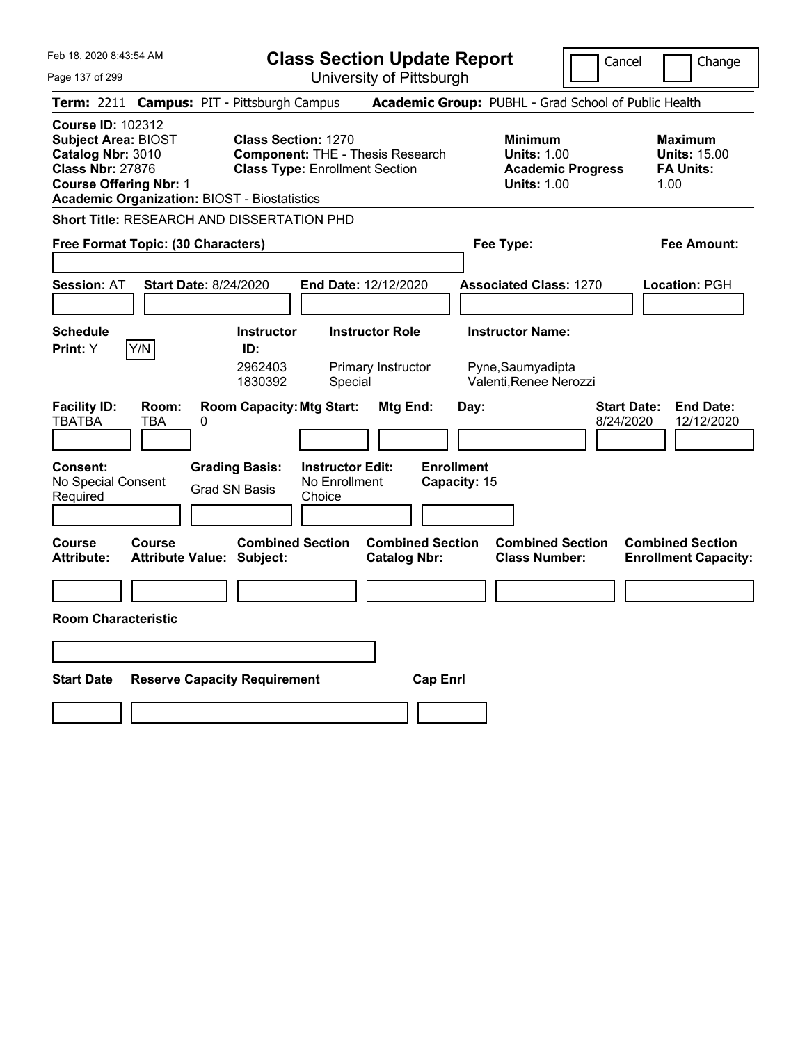Feb 18, 2020 8:43:54 AM

# Class Section Update Report

University of Pittsburgh

Cancel | Change

**Term:** 2211 **Campus:** PIT - Pittsburgh Campus **Academic Group:** PUBHL - Grad School of Public Health

**Course ID:** 102312
**Subject Area:** BIOST
**Catalog Nbr:** 3010
**Class Nbr:** 27876
**Course Offering Nbr:** 1
**Academic Organization:** BIOST - Biostatistics

**Class Section:** 1270
**Component:** THE - Thesis Research
**Class Type:** Enrollment Section

**Minimum**
**Units:** 1.00
**Academic Progress Units:** 1.00

**Maximum**
**Units:** 15.00
**FA Units:** 1.00

**Short Title:** RESEARCH AND DISSERTATION PHD

**Free Format Topic: (30 Characters)**

**Fee Type:**

**Fee Amount:**

**Session:** AT **Start Date:** 8/24/2020 **End Date:** 12/12/2020 **Associated Class:** 1270 **Location:** PGH

**Schedule Print:** Y [Y/N]

| Instructor ID: | Instructor Role | Instructor Name: |
|---|---|---|
| 2962403 | Primary Instructor | Pyne,Saumyadipta |
| 1830392 | Special | Valenti,Renee Nerozzi |

| Facility ID: | Room: | Room Capacity: | Mtg Start: | Mtg End: | Day: | Start Date: | End Date: |
|---|---|---|---|---|---|---|---|
| TBATBA | TBA | 0 | | | | 8/24/2020 | 12/12/2020 |

**Consent:** No Special Consent Required
**Grading Basis:** Grad SN Basis
**Instructor Edit:** No Enrollment Choice
**Enrollment Capacity:** 15

| Course Attribute: | Course Attribute Value: | Combined Section Subject: | Combined Section Catalog Nbr: | Combined Section Class Number: | Combined Section Enrollment Capacity: |
|---|---|---|---|---|---|
| | | | | | |

**Room Characteristic**

| Start Date | Reserve Capacity Requirement | Cap Enrl |
|---|---|---|
| | | |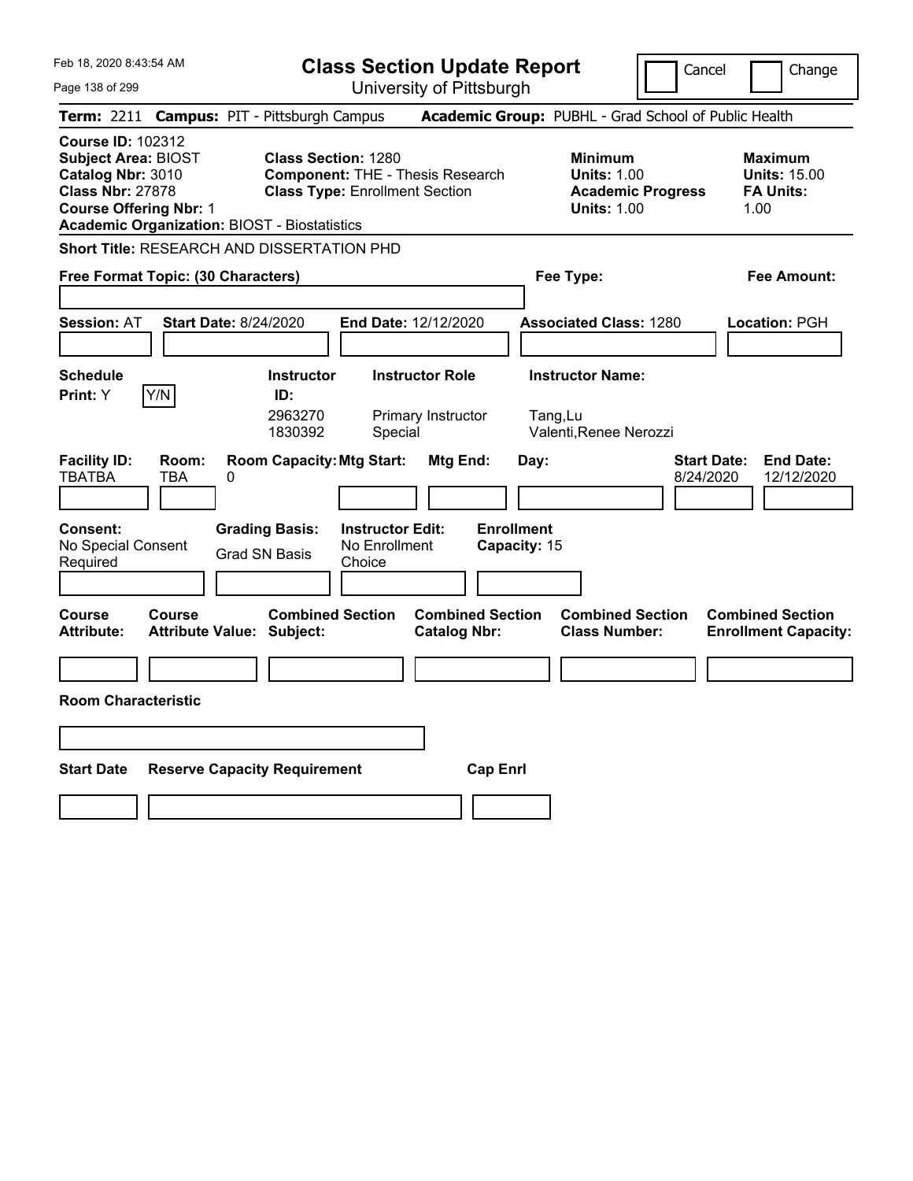# Class Section Update Report

University of Pittsburgh

Cancel | Change

Feb 18, 2020 8:43:54 AM

**Term:** 2211 **Campus:** PIT - Pittsburgh Campus **Academic Group:** PUBHL - Grad School of Public Health

**Course ID:** 102312
**Subject Area:** BIOST
**Catalog Nbr:** 3010
**Class Nbr:** 27878
**Course Offering Nbr:** 1
**Academic Organization:** BIOST - Biostatistics

**Class Section:** 1280
**Component:** THE - Thesis Research
**Class Type:** Enrollment Section

**Minimum Units:** 1.00
**Academic Progress Units:** 1.00

**Maximum Units:** 15.00
**FA Units:** 1.00

**Short Title:** RESEARCH AND DISSERTATION PHD

**Free Format Topic: (30 Characters)**

**Fee Type:**

**Fee Amount:**

**Session:** AT **Start Date:** 8/24/2020 **End Date:** 12/12/2020 **Associated Class:** 1280 **Location:** PGH

**Schedule Print:** Y [Y/N]

| Instructor ID | Instructor Role | Instructor Name |
| --- | --- | --- |
| 2963270 | Primary Instructor | Tang,Lu |
| 1830392 | Special | Valenti,Renee Nerozzi |

| Facility ID | Room | Room Capacity | Mtg Start | Mtg End | Day | Start Date | End Date |
| --- | --- | --- | --- | --- | --- | --- | --- |
| TBATBA | TBA | 0 | | | | 8/24/2020 | 12/12/2020 |

**Consent:** No Special Consent Required

**Grading Basis:** Grad SN Basis

**Instructor Edit:** No Enrollment Choice

**Enrollment Capacity:** 15

| Course Attribute | Course Attribute Value | Combined Section Subject | Combined Section Catalog Nbr | Combined Section Class Number | Combined Section Enrollment Capacity |
| --- | --- | --- | --- | --- | --- |
| | | | | | |

**Room Characteristic**

| Start Date | Reserve Capacity Requirement | Cap Enrl |
| --- | --- | --- |
| | | |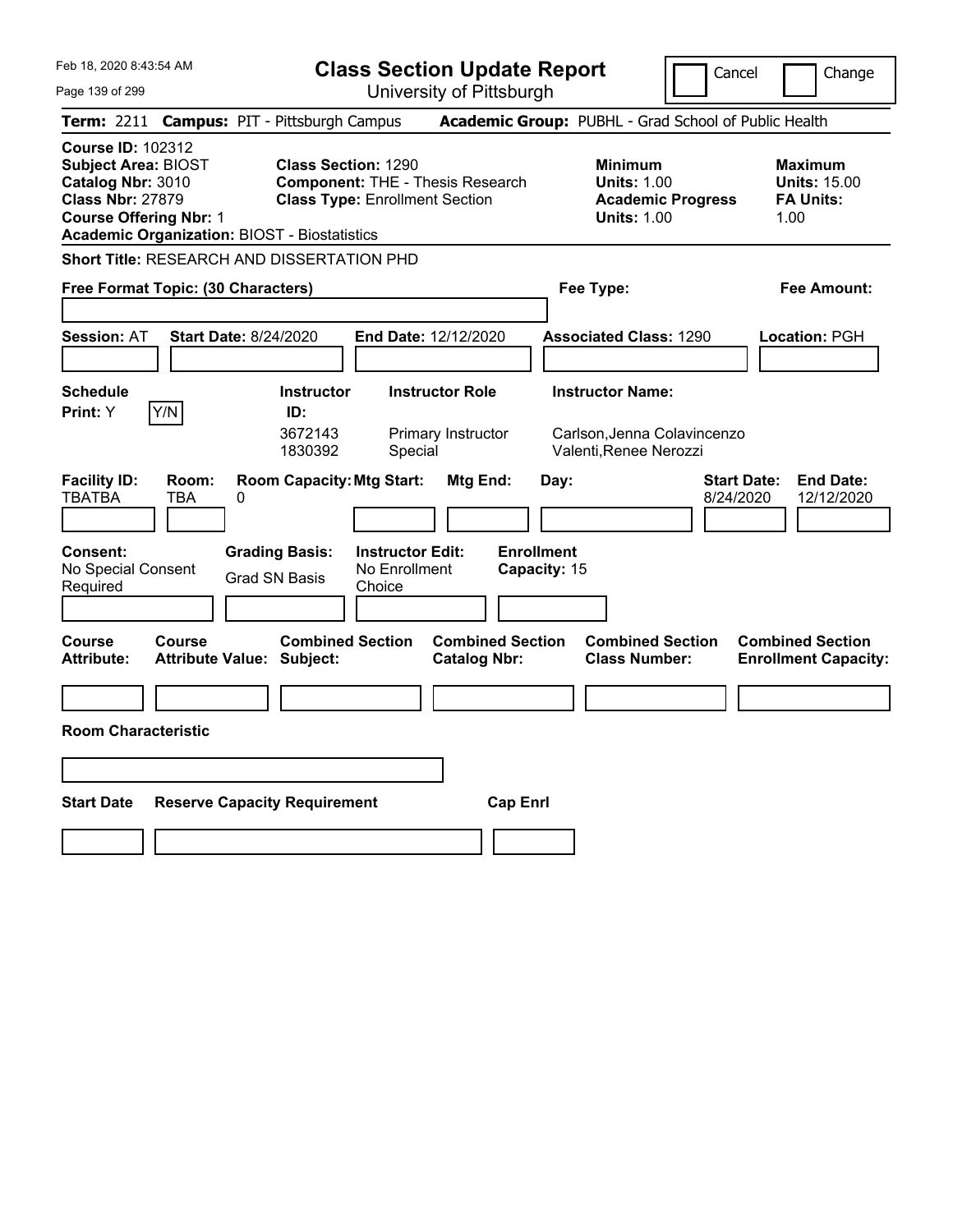# Class Section Update Report

University of Pittsburgh

Cancel | Change

**Term:** 2211 **Campus:** PIT - Pittsburgh Campus **Academic Group:** PUBHL - Grad School of Public Health

**Course ID:** 102312
**Subject Area:** BIOST
**Catalog Nbr:** 3010
**Class Nbr:** 27879
**Course Offering Nbr:** 1
**Academic Organization:** BIOST - Biostatistics

**Class Section:** 1290
**Component:** THE - Thesis Research
**Class Type:** Enrollment Section

**Minimum Units:** 1.00
**Academic Progress Units:** 1.00

**Maximum Units:** 15.00
**FA Units:** 1.00

**Short Title:** RESEARCH AND DISSERTATION PHD

**Free Format Topic: (30 Characters)**

**Fee Type:**

**Fee Amount:**

**Session:** AT **Start Date:** 8/24/2020 **End Date:** 12/12/2020 **Associated Class:** 1290 **Location:** PGH

| Schedule Print | Instructor ID | Instructor Role | Instructor Name |
|---|---|---|---|
| Y (Y/N) | 3672143 | Primary Instructor | Carlson,Jenna Colavincenzo |
| | 1830392 | Special | Valenti,Renee Nerozzi |

| Facility ID | Room | Room Capacity | Mtg Start | Mtg End | Day | Start Date | End Date |
|---|---|---|---|---|---|---|---|
| TBATBA | TBA | 0 | | | | 8/24/2020 | 12/12/2020 |

**Consent:** No Special Consent Required
**Grading Basis:** Grad SN Basis
**Instructor Edit:** No Enrollment Choice
**Enrollment Capacity:** 15

| Course Attribute | Course Attribute Value | Combined Section Subject | Combined Section Catalog Nbr | Combined Section Class Number | Combined Section Enrollment Capacity |
|---|---|---|---|---|---|
| | | | | | |

**Room Characteristic**

| Start Date | Reserve Capacity Requirement | Cap Enrl |
|---|---|---|
| | | |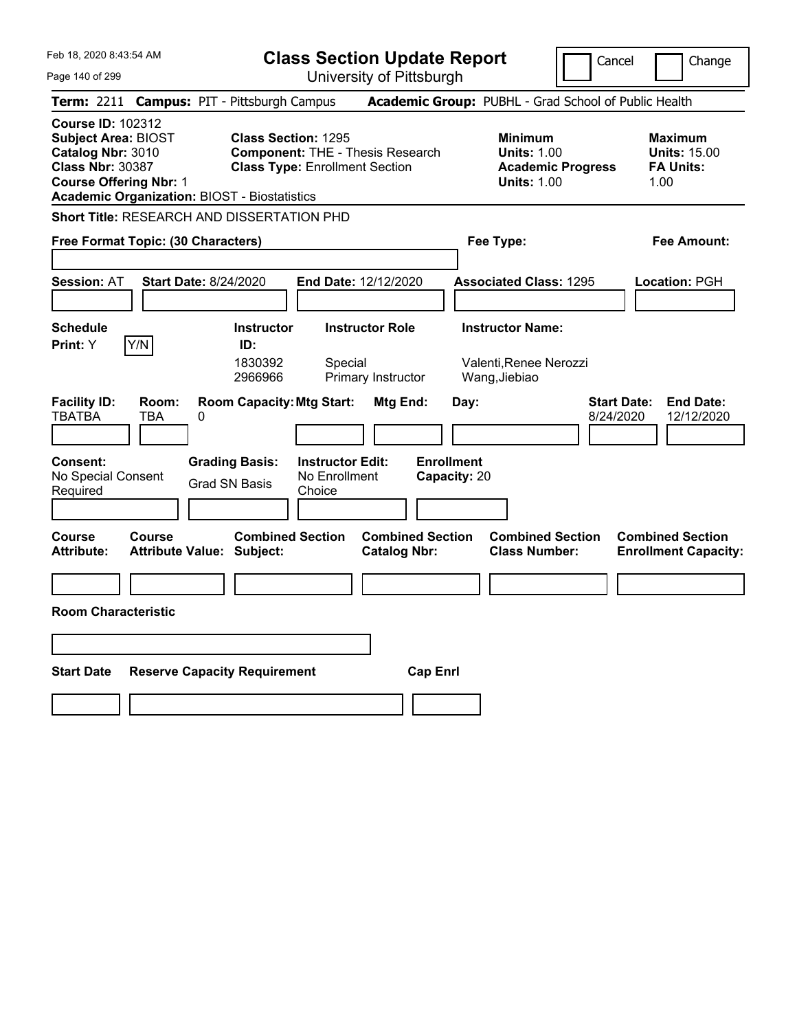# Class Section Update Report

University of Pittsburgh

Cancel | Change

**Term:** 2211 **Campus:** PIT - Pittsburgh Campus **Academic Group:** PUBHL - Grad School of Public Health

**Course ID:** 102312
**Subject Area:** BIOST
**Catalog Nbr:** 3010
**Class Nbr:** 30387
**Course Offering Nbr:** 1
**Academic Organization:** BIOST - Biostatistics

**Class Section:** 1295
**Component:** THE - Thesis Research
**Class Type:** Enrollment Section

**Minimum**
**Units:** 1.00
**Academic Progress Units:** 1.00

**Maximum**
**Units:** 15.00
**FA Units:** 1.00

**Short Title:** RESEARCH AND DISSERTATION PHD

**Free Format Topic: (30 Characters)**

**Fee Type:**

**Fee Amount:**

**Session:** AT **Start Date:** 8/24/2020 **End Date:** 12/12/2020 **Associated Class:** 1295 **Location:** PGH

**Schedule Print:** Y [Y/N]

| Instructor ID: | Instructor Role | Instructor Name: |
| --- | --- | --- |
| 1830392 | Special | Valenti,Renee Nerozzi |
| 2966966 | Primary Instructor | Wang,Jiebiao |

| Facility ID: | Room: | Room Capacity: | Mtg Start: | Mtg End: | Day: | Start Date: | End Date: |
| --- | --- | --- | --- | --- | --- | --- | --- |
| TBATBA | TBA | 0 | | | | 8/24/2020 | 12/12/2020 |

**Consent:** No Special Consent Required
**Grading Basis:** Grad SN Basis
**Instructor Edit:** No Enrollment Choice
**Enrollment Capacity:** 20

| Course Attribute: | Course Attribute Value: | Combined Section Subject: | Combined Section Catalog Nbr: | Combined Section Class Number: | Combined Section Enrollment Capacity: |
| --- | --- | --- | --- | --- | --- |
| | | | | | |

**Room Characteristic**

| Start Date | Reserve Capacity Requirement | Cap Enrl |
| --- | --- | --- |
| | | |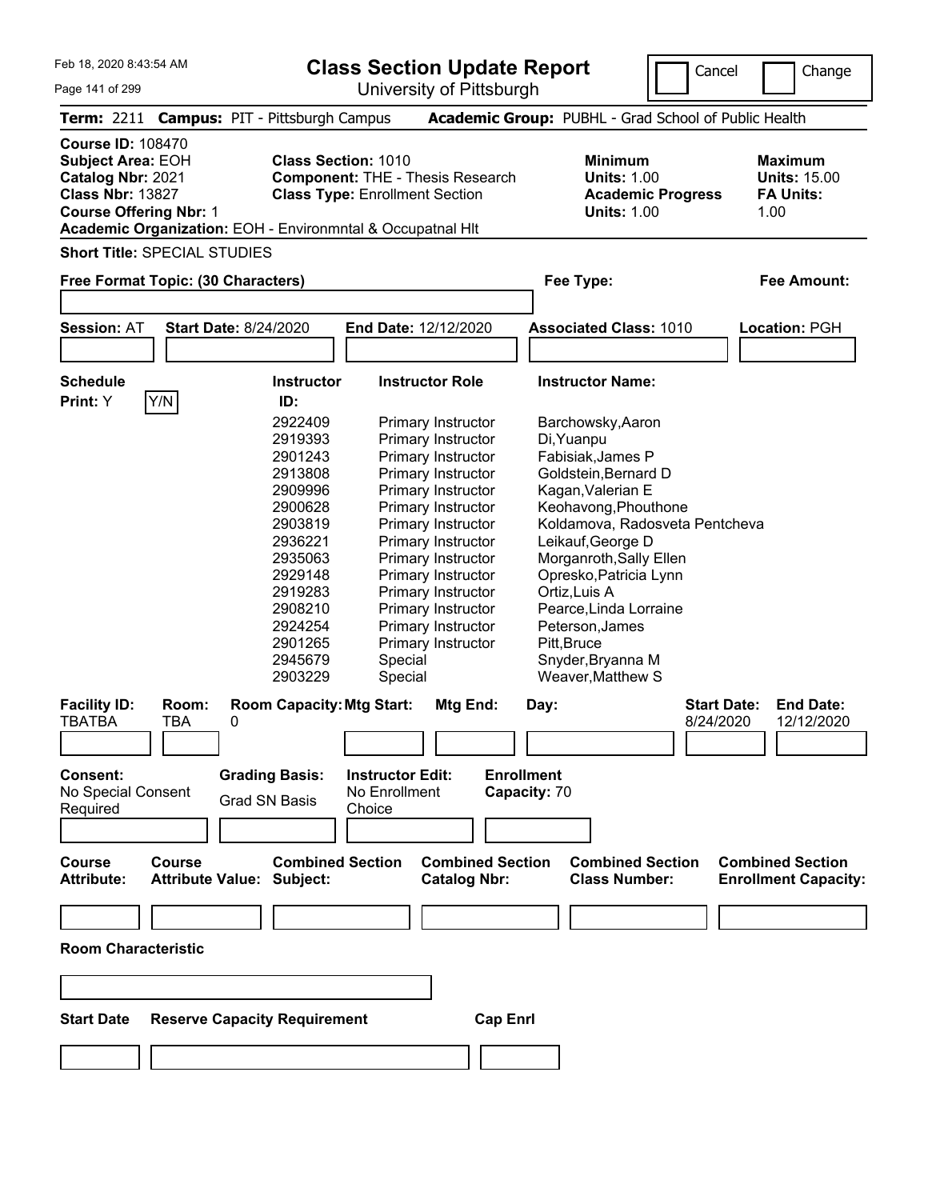Feb 18, 2020 8:43:54 AM

# Class Section Update Report

University of Pittsburgh

Cancel | Change

**Term:** 2211 **Campus:** PIT - Pittsburgh Campus **Academic Group:** PUBHL - Grad School of Public Health

**Course ID:** 108470
**Subject Area:** EOH
**Catalog Nbr:** 2021
**Class Nbr:** 13827
**Course Offering Nbr:** 1
**Academic Organization:** EOH - Environmntal & Occupatnal Hlt

**Class Section:** 1010
**Component:** THE - Thesis Research
**Class Type:** Enrollment Section

**Minimum Units:** 1.00
**Academic Progress Units:** 1.00

**Maximum Units:** 15.00
**FA Units:** 1.00

**Short Title:** SPECIAL STUDIES

**Free Format Topic: (30 Characters)**

**Fee Type:**

**Fee Amount:**

**Session:** AT **Start Date:** 8/24/2020 **End Date:** 12/12/2020 **Associated Class:** 1010 **Location:** PGH

**Schedule Print:** Y [Y/N]

| Instructor ID: | Instructor Role | Instructor Name: |
|---|---|---|
| 2922409 | Primary Instructor | Barchowsky,Aaron |
| 2919393 | Primary Instructor | Di,Yuanpu |
| 2901243 | Primary Instructor | Fabisiak,James P |
| 2913808 | Primary Instructor | Goldstein,Bernard D |
| 2909996 | Primary Instructor | Kagan,Valerian E |
| 2900628 | Primary Instructor | Keohavong,Phouthone |
| 2903819 | Primary Instructor | Koldamova, Radosveta Pentcheva |
| 2936221 | Primary Instructor | Leikauf,George D |
| 2935063 | Primary Instructor | Morganroth,Sally Ellen |
| 2929148 | Primary Instructor | Opresko,Patricia Lynn |
| 2919283 | Primary Instructor | Ortiz,Luis A |
| 2908210 | Primary Instructor | Pearce,Linda Lorraine |
| 2924254 | Primary Instructor | Peterson,James |
| 2901265 | Primary Instructor | Pitt,Bruce |
| 2945679 | Special | Snyder,Bryanna M |
| 2903229 | Special | Weaver,Matthew S |

| Facility ID: | Room: | Room Capacity: | Mtg Start: | Mtg End: | Day: | Start Date: | End Date: |
|---|---|---|---|---|---|---|---|
| TBATBA | TBA | 0 | | | | 8/24/2020 | 12/12/2020 |

**Consent:** No Special Consent Required

**Grading Basis:** Grad SN Basis

**Instructor Edit:** No Enrollment Choice

**Enrollment Capacity:** 70

| Course Attribute: | Course Attribute Value: | Combined Section Subject: | Combined Section Catalog Nbr: | Combined Section Class Number: | Combined Section Enrollment Capacity: |
|---|---|---|---|---|---|
| | | | | | |

**Room Characteristic**

| Start Date | Reserve Capacity Requirement | Cap Enrl |
|---|---|---|
| | | |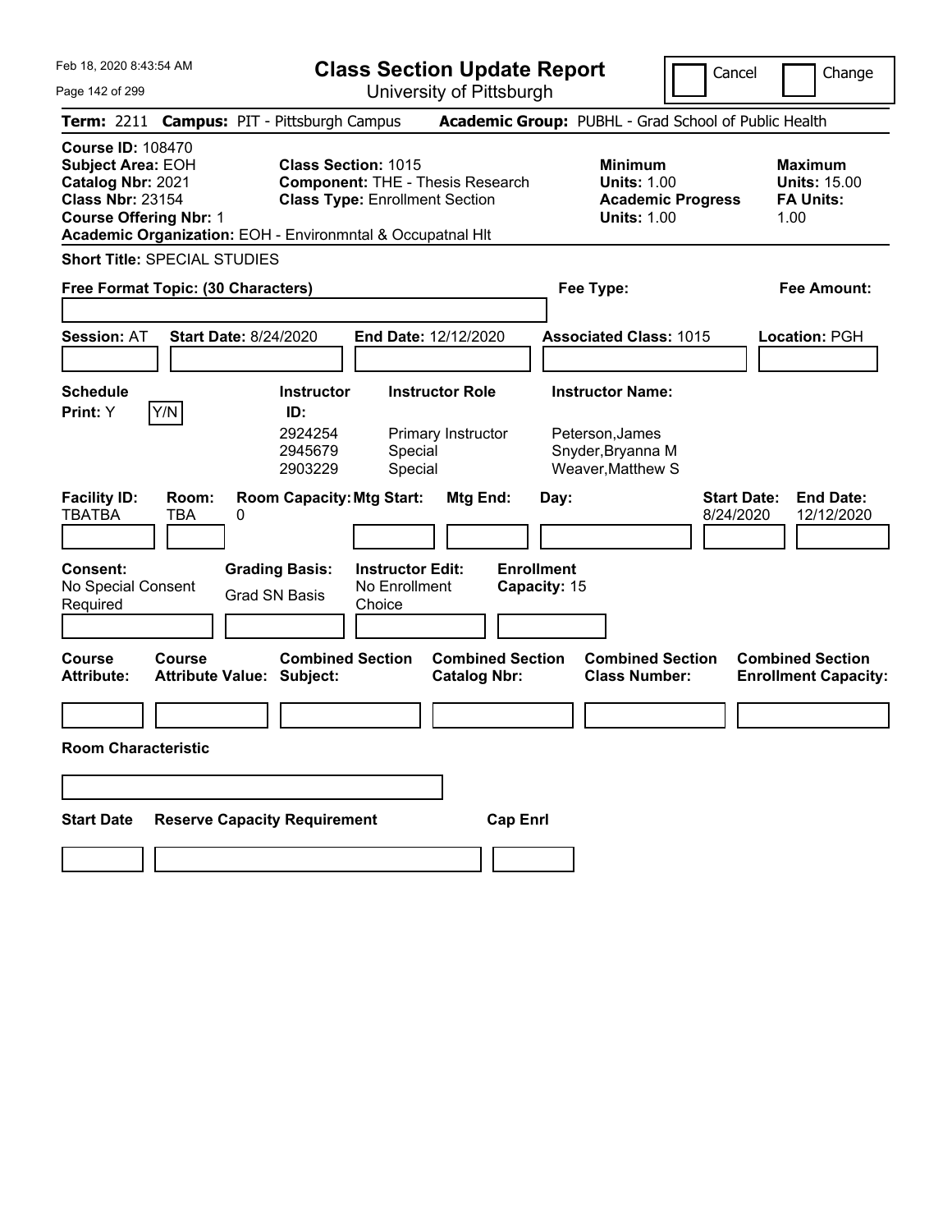# Class Section Update Report

University of Pittsburgh

Cancel | Change

**Term:** 2211 **Campus:** PIT - Pittsburgh Campus **Academic Group:** PUBHL - Grad School of Public Health

**Course ID:** 108470
**Subject Area:** EOH
**Catalog Nbr:** 2021
**Class Nbr:** 23154
**Course Offering Nbr:** 1
**Academic Organization:** EOH - Environmntal & Occupatnal Hlt

**Class Section:** 1015
**Component:** THE - Thesis Research
**Class Type:** Enrollment Section

**Minimum**
**Units:** 1.00
**Academic Progress Units:** 1.00

**Maximum**
**Units:** 15.00
**FA Units:** 1.00

**Short Title:** SPECIAL STUDIES

**Free Format Topic: (30 Characters)** **Fee Type:** **Fee Amount:**

**Session:** AT **Start Date:** 8/24/2020 **End Date:** 12/12/2020 **Associated Class:** 1015 **Location:** PGH

**Schedule Print:** Y Y/N

| Instructor ID: | Instructor Role | Instructor Name: |
|---|---|---|
| 2924254 | Primary Instructor | Peterson,James |
| 2945679 | Special | Snyder,Bryanna M |
| 2903229 | Special | Weaver,Matthew S |

| Facility ID: | Room: | Room Capacity: | Mtg Start: | Mtg End: | Day: | Start Date: | End Date: |
|---|---|---|---|---|---|---|---|
| TBATBA | TBA | 0 | | | | 8/24/2020 | 12/12/2020 |

**Consent:** No Special Consent Required
**Grading Basis:** Grad SN Basis
**Instructor Edit:** No Enrollment Choice
**Enrollment Capacity:** 15

| Course Attribute: | Course Attribute Value: | Combined Section Subject: | Combined Section Catalog Nbr: | Combined Section Class Number: | Combined Section Enrollment Capacity: |
|---|---|---|---|---|---|
| | | | | | |

**Room Characteristic**

| Start Date | Reserve Capacity Requirement | Cap Enrl |
|---|---|---|
| | | |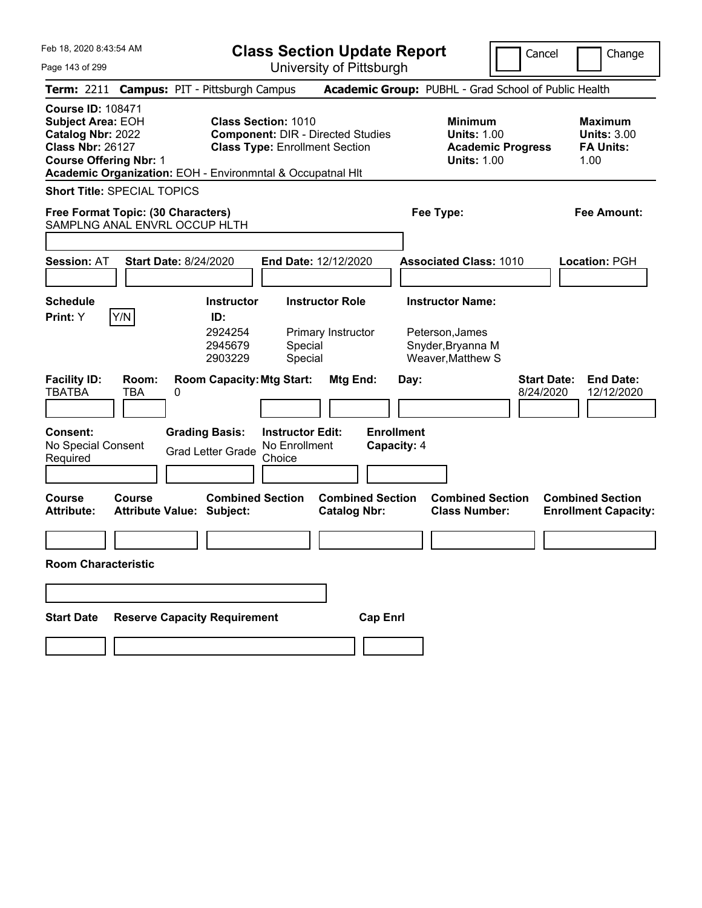Feb 18, 2020 8:43:54 AM

# Class Section Update Report

University of Pittsburgh

Cancel | Change

**Term:** 2211 **Campus:** PIT - Pittsburgh Campus **Academic Group:** PUBHL - Grad School of Public Health

**Course ID:** 108471
**Subject Area:** EOH
**Catalog Nbr:** 2022
**Class Nbr:** 26127
**Course Offering Nbr:** 1
**Academic Organization:** EOH - Environmntal & Occupatnal Hlt

**Class Section:** 1010
**Component:** DIR - Directed Studies
**Class Type:** Enrollment Section

**Minimum Units:** 1.00
**Academic Progress Units:** 1.00

**Maximum Units:** 3.00
**FA Units:** 1.00

**Short Title:** SPECIAL TOPICS

**Free Format Topic: (30 Characters)**
SAMPLNG ANAL ENVRL OCCUP HLTH

**Fee Type:**

**Fee Amount:**

**Session:** AT **Start Date:** 8/24/2020 **End Date:** 12/12/2020 **Associated Class:** 1010 **Location:** PGH

**Schedule Print:** Y [Y/N]

| Instructor ID | Instructor Role | Instructor Name |
|---|---|---|
| 2924254 | Primary Instructor | Peterson,James |
| 2945679 | Special | Snyder,Bryanna M |
| 2903229 | Special | Weaver,Matthew S |

| Facility ID: | Room: | Room Capacity: | Mtg Start: | Mtg End: | Day: | Start Date: | End Date: |
|---|---|---|---|---|---|---|---|
| TBATBA | TBA | 0 | | | | 8/24/2020 | 12/12/2020 |

**Consent:** No Special Consent Required

**Grading Basis:** Grad Letter Grade

**Instructor Edit:** No Enrollment Choice

**Enrollment Capacity:** 4

| Course Attribute: | Course Attribute Value: | Combined Section Subject: | Combined Section Catalog Nbr: | Combined Section Class Number: | Combined Section Enrollment Capacity: |
|---|---|---|---|---|---|
| | | | | | |

**Room Characteristic**

| Start Date | Reserve Capacity Requirement | Cap Enrl |
|---|---|---|
| | | |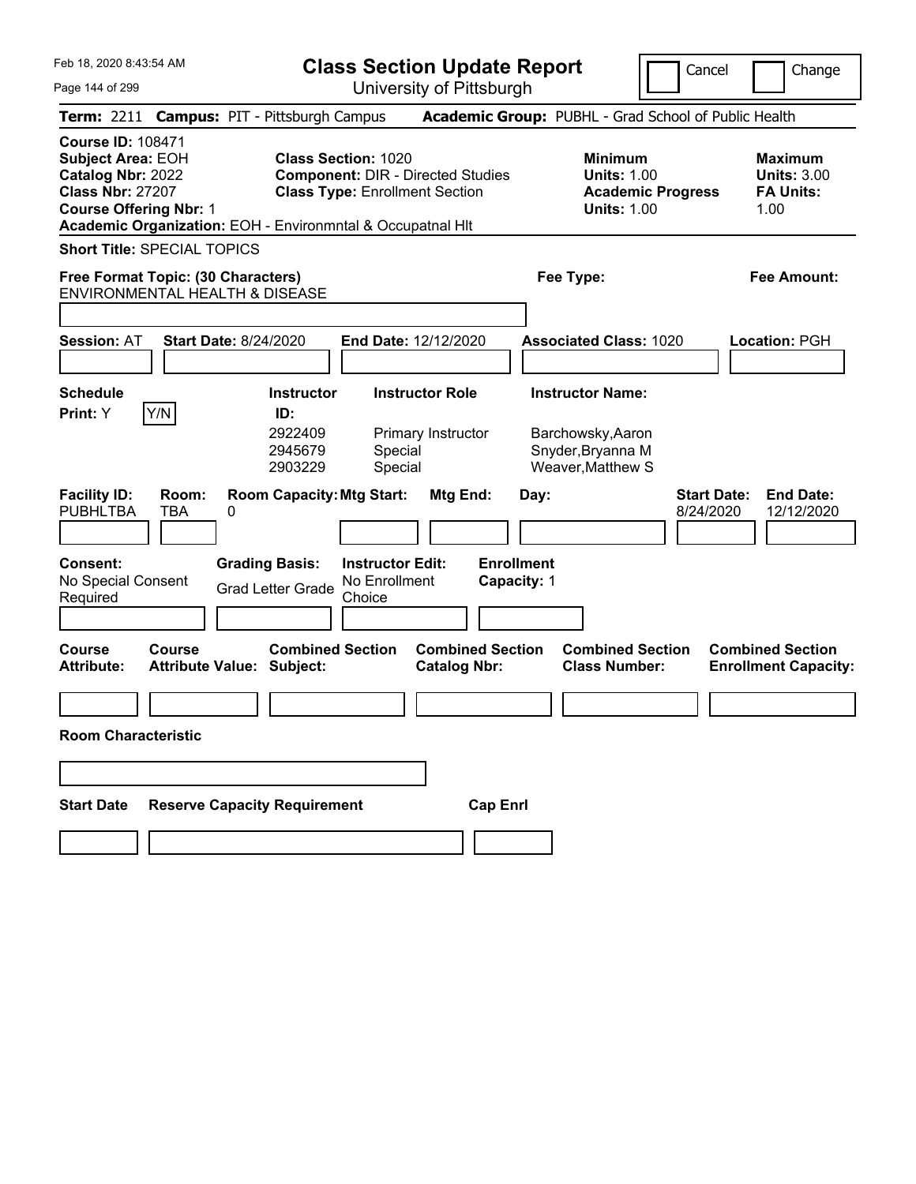# Class Section Update Report

University of Pittsburgh

Cancel | Change

**Term:** 2211 **Campus:** PIT - Pittsburgh Campus **Academic Group:** PUBHL - Grad School of Public Health

**Course ID:** 108471
**Subject Area:** EOH
**Catalog Nbr:** 2022
**Class Nbr:** 27207
**Course Offering Nbr:** 1
**Academic Organization:** EOH - Environmntal & Occupatnal Hlt

**Class Section:** 1020
**Component:** DIR - Directed Studies
**Class Type:** Enrollment Section

**Minimum Units:** 1.00
**Academic Progress Units:** 1.00

**Maximum Units:** 3.00
**FA Units:** 1.00

**Short Title:** SPECIAL TOPICS

**Free Format Topic: (30 Characters)**
ENVIRONMENTAL HEALTH & DISEASE

**Fee Type:**

**Fee Amount:**

**Session:** AT **Start Date:** 8/24/2020 **End Date:** 12/12/2020 **Associated Class:** 1020 **Location:** PGH

**Schedule Print:** Y

| Instructor ID | Instructor Role | Instructor Name |
|---|---|---|
| 2922409 | Primary Instructor | Barchowsky,Aaron |
| 2945679 | Special | Snyder,Bryanna M |
| 2903229 | Special | Weaver,Matthew S |

| Facility ID: | Room: | Room Capacity: | Mtg Start: | Mtg End: | Day: | Start Date: | End Date: |
|---|---|---|---|---|---|---|---|
| PUBHLTBA | TBA | 0 | | | | 8/24/2020 | 12/12/2020 |

**Consent:** No Special Consent Required
**Grading Basis:** Grad Letter Grade
**Instructor Edit:** No Enrollment Choice
**Enrollment Capacity:** 1

| Course Attribute: | Course Attribute Value: | Combined Section Subject: | Combined Section Catalog Nbr: | Combined Section Class Number: | Combined Section Enrollment Capacity: |
|---|---|---|---|---|---|
| | | | | | |

**Room Characteristic**

| Start Date | Reserve Capacity Requirement | Cap Enrl |
|---|---|---|
| | | |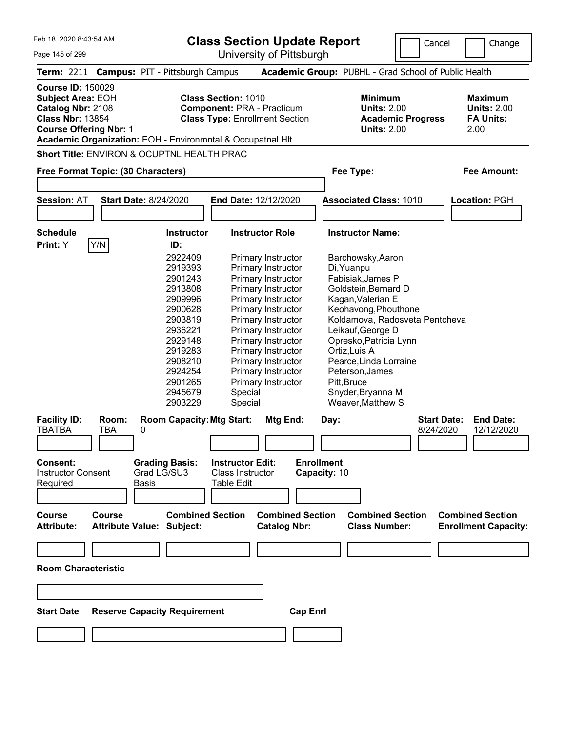Feb 18, 2020 8:43:54 AM

# Class Section Update Report

University of Pittsburgh

Cancel | Change

**Term:** 2211 **Campus:** PIT - Pittsburgh Campus **Academic Group:** PUBHL - Grad School of Public Health

**Course ID:** 150029
**Subject Area:** EOH
**Catalog Nbr:** 2108
**Class Nbr:** 13854
**Course Offering Nbr:** 1

**Class Section:** 1010
**Component:** PRA - Practicum
**Class Type:** Enrollment Section

**Minimum Units:** 2.00
**Academic Progress Units:** 2.00

**Maximum Units:** 2.00
**FA Units:** 2.00

**Academic Organization:** EOH - Environmntal & Occupatnal Hlt

**Short Title:** ENVIRON & OCUPTNL HEALTH PRAC

**Free Format Topic: (30 Characters)**

**Fee Type:**

**Fee Amount:**

**Session:** AT **Start Date:** 8/24/2020 **End Date:** 12/12/2020 **Associated Class:** 1010 **Location:** PGH

**Schedule Print:** Y Y/N

| Instructor ID: | Instructor Role | Instructor Name: |
|---|---|---|
| 2922409 | Primary Instructor | Barchowsky,Aaron |
| 2919393 | Primary Instructor | Di,Yuanpu |
| 2901243 | Primary Instructor | Fabisiak,James P |
| 2913808 | Primary Instructor | Goldstein,Bernard D |
| 2909996 | Primary Instructor | Kagan,Valerian E |
| 2900628 | Primary Instructor | Keohavong,Phouthone |
| 2903819 | Primary Instructor | Koldamova, Radosveta Pentcheva |
| 2936221 | Primary Instructor | Leikauf,George D |
| 2929148 | Primary Instructor | Opresko,Patricia Lynn |
| 2919283 | Primary Instructor | Ortiz,Luis A |
| 2908210 | Primary Instructor | Pearce,Linda Lorraine |
| 2924254 | Primary Instructor | Peterson,James |
| 2901265 | Primary Instructor | Pitt,Bruce |
| 2945679 | Special | Snyder,Bryanna M |
| 2903229 | Special | Weaver,Matthew S |

| Facility ID: | Room: | Room Capacity: | Mtg Start: | Mtg End: | Day: | Start Date: | End Date: |
|---|---|---|---|---|---|---|---|
| TBATBA | TBA | 0 | | | | 8/24/2020 | 12/12/2020 |

**Consent:** Instructor Consent Required

**Grading Basis:** Grad LG/SU3 Basis

**Instructor Edit:** Class Instructor Table Edit

**Enrollment Capacity:** 10

| Course Attribute: | Course Attribute Value: | Combined Section Subject: | Combined Section Catalog Nbr: | Combined Section Class Number: | Combined Section Enrollment Capacity: |
|---|---|---|---|---|---|
| | | | | | |

**Room Characteristic**

| Start Date | Reserve Capacity Requirement | Cap Enrl |
|---|---|---|
| | | |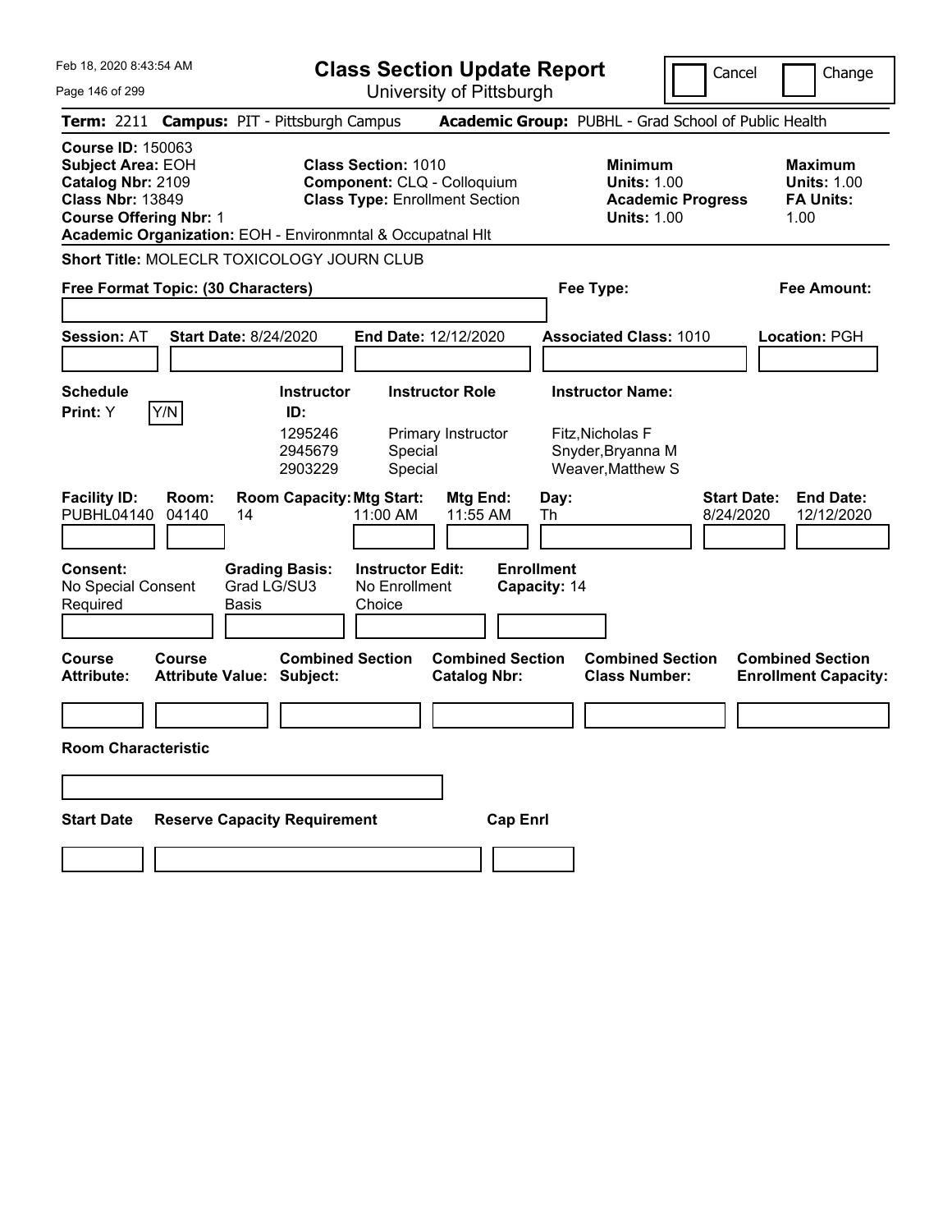Feb 18, 2020 8:43:54 AM

# Class Section Update Report

University of Pittsburgh

Cancel | Change

**Term:** 2211 **Campus:** PIT - Pittsburgh Campus **Academic Group:** PUBHL - Grad School of Public Health

**Course ID:** 150063
**Subject Area:** EOH
**Catalog Nbr:** 2109
**Class Nbr:** 13849
**Course Offering Nbr:** 1
**Academic Organization:** EOH - Environmntal & Occupatnal Hlt

**Class Section:** 1010
**Component:** CLQ - Colloquium
**Class Type:** Enrollment Section

**Minimum Units:** 1.00
**Academic Progress Units:** 1.00

**Maximum Units:** 1.00
**FA Units:** 1.00

**Short Title:** MOLECLR TOXICOLOGY JOURN CLUB

**Free Format Topic: (30 Characters)**

**Fee Type:**

**Fee Amount:**

**Session:** AT **Start Date:** 8/24/2020 **End Date:** 12/12/2020 **Associated Class:** 1010 **Location:** PGH

**Schedule Print:** Y Y/N

| Instructor ID: | Instructor Role | Instructor Name: |
|---|---|---|
| 1295246 | Primary Instructor | Fitz,Nicholas F |
| 2945679 | Special | Snyder,Bryanna M |
| 2903229 | Special | Weaver,Matthew S |

| Facility ID: | Room: | Room Capacity: | Mtg Start: | Mtg End: | Day: | Start Date: | End Date: |
|---|---|---|---|---|---|---|---|
| PUBHL04140 | 04140 | 14 | 11:00 AM | 11:55 AM | Th | 8/24/2020 | 12/12/2020 |

**Consent:** No Special Consent Required
**Grading Basis:** Grad LG/SU3 Basis
**Instructor Edit:** No Enrollment Choice
**Enrollment Capacity:** 14

| Course Attribute: | Course Attribute Value: | Combined Section Subject: | Combined Section Catalog Nbr: | Combined Section Class Number: | Combined Section Enrollment Capacity: |
|---|---|---|---|---|---|
| | | | | | |

**Room Characteristic**

| Start Date | Reserve Capacity Requirement | Cap Enrl |
|---|---|---|
| | | |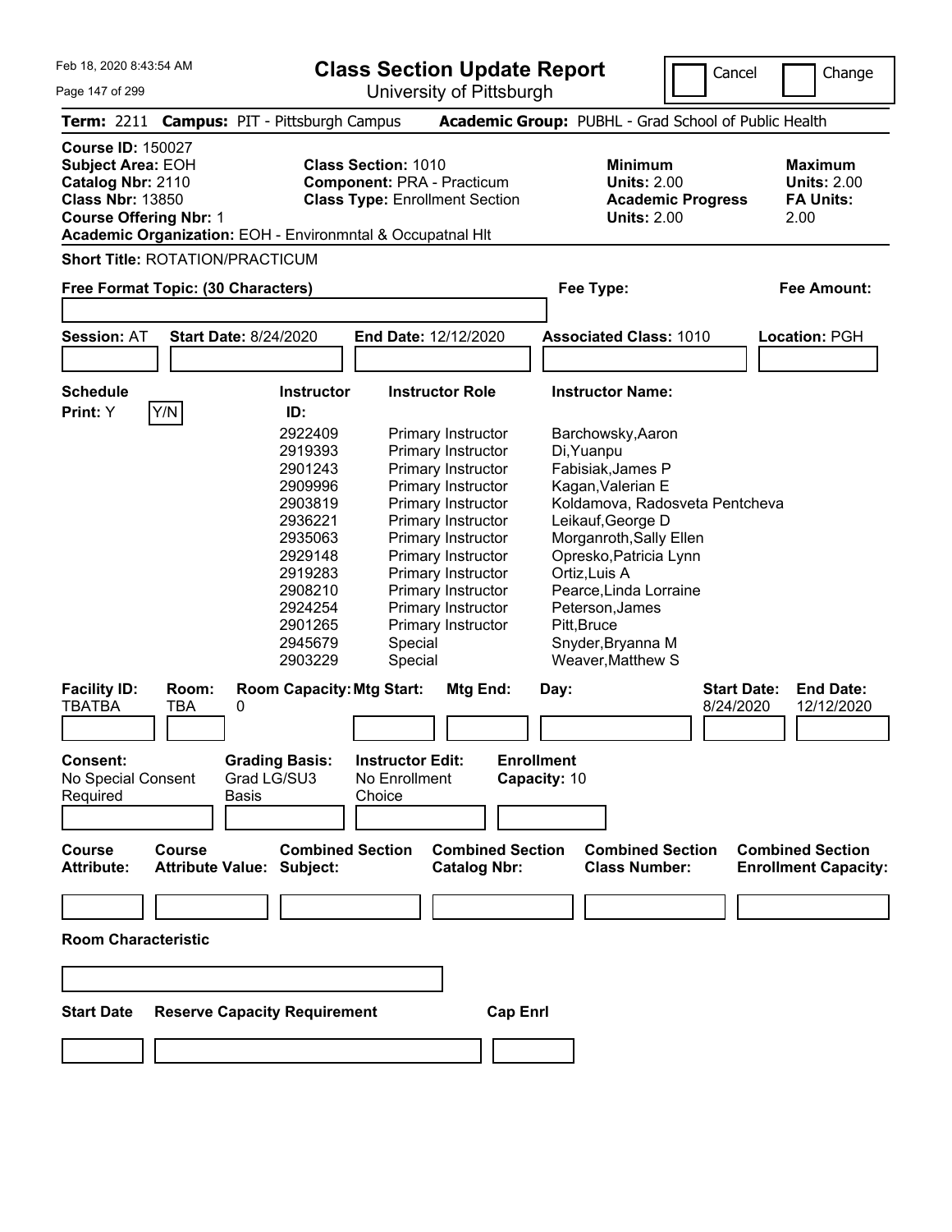# Class Section Update Report

University of Pittsburgh

Feb 18, 2020 8:43:54 AM

Cancel | Change

**Term:** 2211 **Campus:** PIT - Pittsburgh Campus **Academic Group:** PUBHL - Grad School of Public Health

**Course ID:** 150027
**Subject Area:** EOH
**Catalog Nbr:** 2110
**Class Nbr:** 13850
**Course Offering Nbr:** 1
**Academic Organization:** EOH - Environmntal & Occupatnal Hlt

**Class Section:** 1010
**Component:** PRA - Practicum
**Class Type:** Enrollment Section

**Minimum Units:** 2.00
**Academic Progress Units:** 2.00

**Maximum Units:** 2.00
**FA Units:** 2.00

**Short Title:** ROTATION/PRACTICUM

**Free Format Topic: (30 Characters)**

**Fee Type:**

**Fee Amount:**

**Session:** AT **Start Date:** 8/24/2020 **End Date:** 12/12/2020 **Associated Class:** 1010 **Location:** PGH

**Schedule Print:** Y Y/N

| Instructor ID | Instructor Role | Instructor Name |
|---|---|---|
| 2922409 | Primary Instructor | Barchowsky,Aaron |
| 2919393 | Primary Instructor | Di,Yuanpu |
| 2901243 | Primary Instructor | Fabisiak,James P |
| 2909996 | Primary Instructor | Kagan,Valerian E |
| 2903819 | Primary Instructor | Koldamova, Radosveta Pentcheva |
| 2936221 | Primary Instructor | Leikauf,George D |
| 2935063 | Primary Instructor | Morganroth,Sally Ellen |
| 2929148 | Primary Instructor | Opresko,Patricia Lynn |
| 2919283 | Primary Instructor | Ortiz,Luis A |
| 2908210 | Primary Instructor | Pearce,Linda Lorraine |
| 2924254 | Primary Instructor | Peterson,James |
| 2901265 | Primary Instructor | Pitt,Bruce |
| 2945679 | Special | Snyder,Bryanna M |
| 2903229 | Special | Weaver,Matthew S |

| Facility ID: | Room: | Room Capacity: | Mtg Start: | Mtg End: | Day: | Start Date: | End Date: |
|---|---|---|---|---|---|---|---|
| TBATBA | TBA | 0 | | | | 8/24/2020 | 12/12/2020 |

**Consent:** No Special Consent Required
**Grading Basis:** Grad LG/SU3 Basis
**Instructor Edit:** No Enrollment Choice
**Enrollment Capacity:** 10

| Course Attribute: | Course Attribute Value: | Combined Section Subject: | Combined Section Catalog Nbr: | Combined Section Class Number: | Combined Section Enrollment Capacity: |
|---|---|---|---|---|---|
| | | | | | |

**Room Characteristic**

| Start Date | Reserve Capacity Requirement | Cap Enrl |
|---|---|---|
| | | |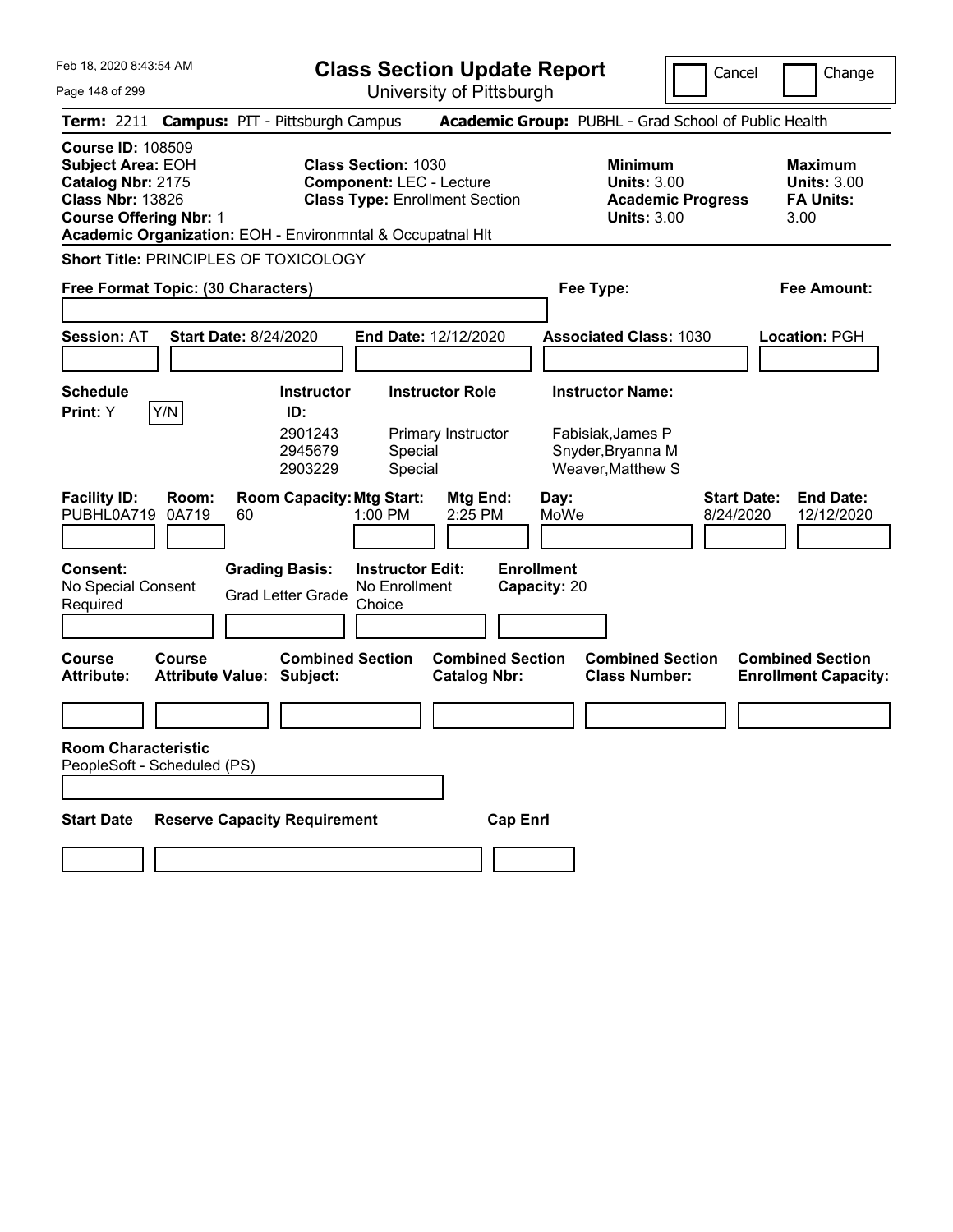Feb 18, 2020 8:43:54 AM

# Class Section Update Report

University of Pittsburgh

Cancel | Change

**Term:** 2211 **Campus:** PIT - Pittsburgh Campus **Academic Group:** PUBHL - Grad School of Public Health

**Course ID:** 108509
**Subject Area:** EOH
**Catalog Nbr:** 2175
**Class Nbr:** 13826
**Course Offering Nbr:** 1
**Academic Organization:** EOH - Environmntal & Occupatnal Hlt

**Class Section:** 1030
**Component:** LEC - Lecture
**Class Type:** Enrollment Section

**Minimum Units:** 3.00
**Academic Progress Units:** 3.00

**Maximum Units:** 3.00
**FA Units:** 3.00

**Short Title:** PRINCIPLES OF TOXICOLOGY

**Free Format Topic: (30 Characters)**

**Fee Type:**

**Fee Amount:**

**Session:** AT **Start Date:** 8/24/2020 **End Date:** 12/12/2020 **Associated Class:** 1030 **Location:** PGH

**Schedule Print:** Y [Y/N]

| Instructor ID: | Instructor Role | Instructor Name: |
|---|---|---|
| 2901243 | Primary Instructor | Fabisiak,James P |
| 2945679 | Special | Snyder,Bryanna M |
| 2903229 | Special | Weaver,Matthew S |

| Facility ID: | Room: | Room Capacity: | Mtg Start: | Mtg End: | Day: | Start Date: | End Date: |
|---|---|---|---|---|---|---|---|
| PUBHL0A719 | 0A719 | 60 | 1:00 PM | 2:25 PM | MoWe | 8/24/2020 | 12/12/2020 |

| Consent: | Grading Basis: | Instructor Edit: | Enrollment Capacity: |
|---|---|---|---|
| No Special Consent Required | Grad Letter Grade | No Enrollment Choice | 20 |

| Course Attribute: | Course Attribute Value: | Combined Section Subject: | Combined Section Catalog Nbr: | Combined Section Class Number: | Combined Section Enrollment Capacity: |
|---|---|---|---|---|---|
| | | | | | |

**Room Characteristic**
PeopleSoft - Scheduled (PS)

| Start Date | Reserve Capacity Requirement | Cap Enrl |
|---|---|---|
| | | |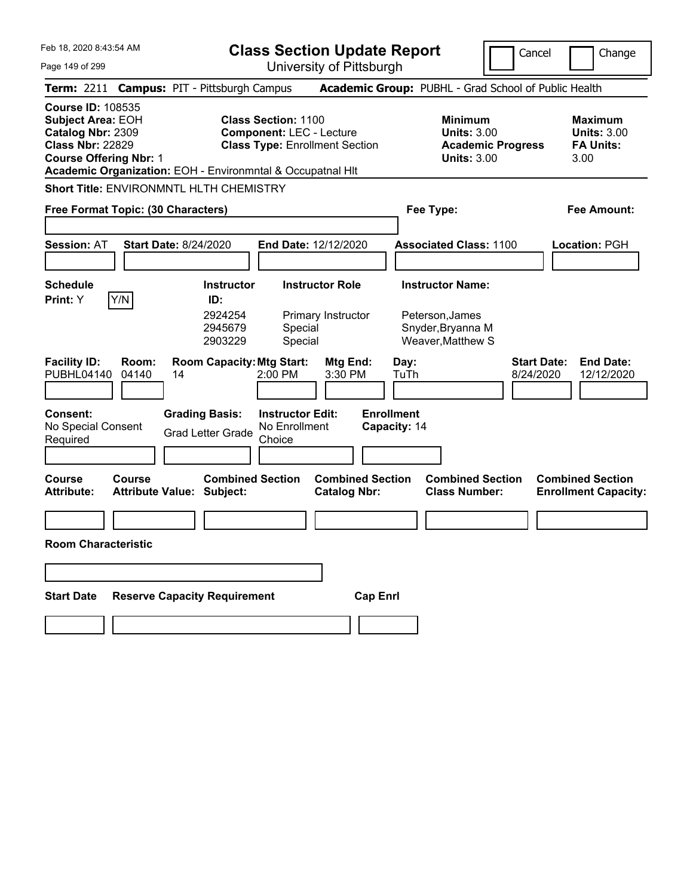Feb 18, 2020 8:43:54 AM

# Class Section Update Report

University of Pittsburgh

Cancel | Change

**Term:** 2211 **Campus:** PIT - Pittsburgh Campus **Academic Group:** PUBHL - Grad School of Public Health

**Course ID:** 108535
**Subject Area:** EOH
**Catalog Nbr:** 2309
**Class Nbr:** 22829
**Course Offering Nbr:** 1
**Academic Organization:** EOH - Environmntal & Occupatnal Hlt

**Class Section:** 1100
**Component:** LEC - Lecture
**Class Type:** Enrollment Section

**Minimum Units:** 3.00
**Academic Progress Units:** 3.00

**Maximum Units:** 3.00
**FA Units:** 3.00

**Short Title:** ENVIRONMNTL HLTH CHEMISTRY

**Free Format Topic: (30 Characters)**

**Fee Type:**

**Fee Amount:**

**Session:** AT **Start Date:** 8/24/2020 **End Date:** 12/12/2020 **Associated Class:** 1100 **Location:** PGH

**Schedule Print:** Y Y/N

| Instructor ID: | Instructor Role | Instructor Name: |
|---|---|---|
| 2924254 | Primary Instructor | Peterson,James |
| 2945679 | Special | Snyder,Bryanna M |
| 2903229 | Special | Weaver,Matthew S |

| Facility ID: | Room: | Room Capacity: | Mtg Start: | Mtg End: | Day: | Start Date: | End Date: |
|---|---|---|---|---|---|---|---|
| PUBHL04140 | 04140 | 14 | 2:00 PM | 3:30 PM | TuTh | 8/24/2020 | 12/12/2020 |

**Consent:** No Special Consent Required

**Grading Basis:** Grad Letter Grade

**Instructor Edit:** No Enrollment Choice

**Enrollment Capacity:** 14

| Course Attribute: | Course Attribute Value: | Combined Section Subject: | Combined Section Catalog Nbr: | Combined Section Class Number: | Combined Section Enrollment Capacity: |
|---|---|---|---|---|---|
| | | | | | |

**Room Characteristic**

| Start Date | Reserve Capacity Requirement | Cap Enrl |
|---|---|---|
| | | |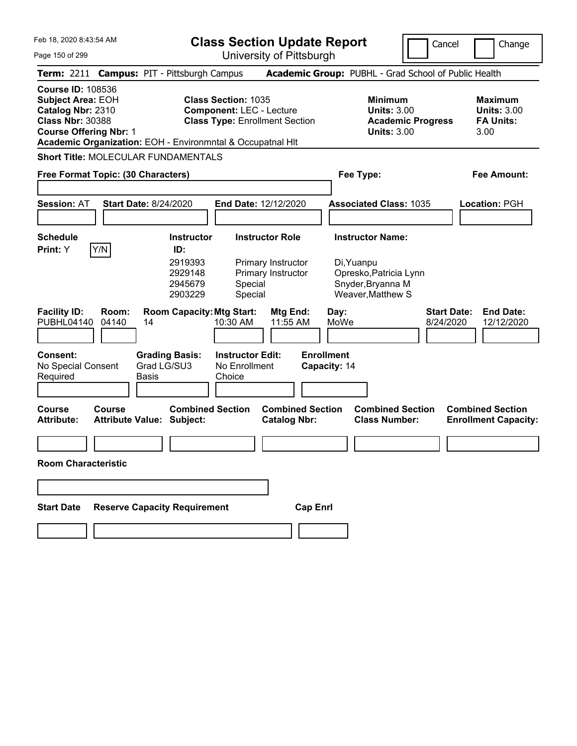# Class Section Update Report

University of Pittsburgh

Feb 18, 2020 8:43:54 AM

Cancel | Change

**Term:** 2211 **Campus:** PIT - Pittsburgh Campus **Academic Group:** PUBHL - Grad School of Public Health

**Course ID:** 108536
**Subject Area:** EOH
**Catalog Nbr:** 2310
**Class Nbr:** 30388
**Course Offering Nbr:** 1
**Academic Organization:** EOH - Environmntal & Occupatnal Hlt

**Class Section:** 1035
**Component:** LEC - Lecture
**Class Type:** Enrollment Section

**Minimum**
**Units:** 3.00
**Academic Progress Units:** 3.00

**Maximum**
**Units:** 3.00
**FA Units:** 3.00

**Short Title:** MOLECULAR FUNDAMENTALS

**Free Format Topic: (30 Characters)**

**Fee Type:**

**Fee Amount:**

**Session:** AT **Start Date:** 8/24/2020 **End Date:** 12/12/2020 **Associated Class:** 1035 **Location:** PGH

**Schedule Print:** Y Y/N

| Instructor ID: | Instructor Role | Instructor Name: |
|---|---|---|
| 2919393 | Primary Instructor | Di,Yuanpu |
| 2929148 | Primary Instructor | Opresko,Patricia Lynn |
| 2945679 | Special | Snyder,Bryanna M |
| 2903229 | Special | Weaver,Matthew S |

| Facility ID: | Room: | Room Capacity: | Mtg Start: | Mtg End: | Day: | Start Date: | End Date: |
|---|---|---|---|---|---|---|---|
| PUBHL04140 | 04140 | 14 | 10:30 AM | 11:55 AM | MoWe | 8/24/2020 | 12/12/2020 |

**Consent:** No Special Consent Required
**Grading Basis:** Grad LG/SU3 Basis
**Instructor Edit:** No Enrollment Choice
**Enrollment Capacity:** 14

| Course Attribute: | Course Attribute Value: | Combined Section Subject: | Combined Section Catalog Nbr: | Combined Section Class Number: | Combined Section Enrollment Capacity: |
|---|---|---|---|---|---|
| | | | | | |

**Room Characteristic**

| Start Date | Reserve Capacity Requirement | Cap Enrl |
|---|---|---|
| | | |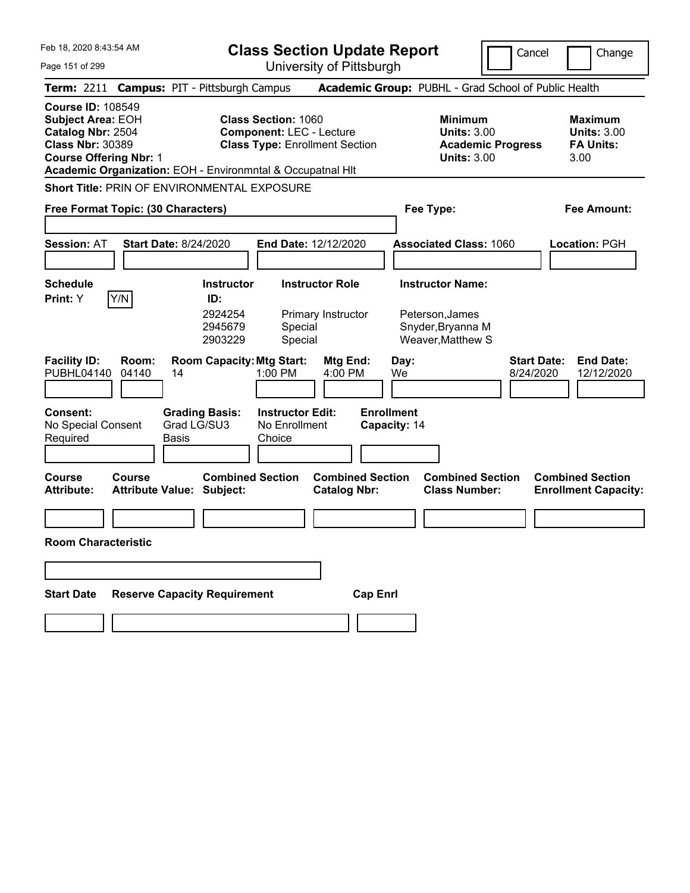# Class Section Update Report

University of Pittsburgh

Cancel | Change

**Term:** 2211 **Campus:** PIT - Pittsburgh Campus **Academic Group:** PUBHL - Grad School of Public Health

**Course ID:** 108549
**Subject Area:** EOH
**Catalog Nbr:** 2504
**Class Nbr:** 30389
**Course Offering Nbr:** 1
**Academic Organization:** EOH - Environmntal & Occupatnal Hlt

**Class Section:** 1060
**Component:** LEC - Lecture
**Class Type:** Enrollment Section

**Minimum Units:** 3.00
**Academic Progress Units:** 3.00

**Maximum Units:** 3.00
**FA Units:** 3.00

**Short Title:** PRIN OF ENVIRONMENTAL EXPOSURE

**Free Format Topic: (30 Characters)**

**Fee Type:**

**Fee Amount:**

**Session:** AT **Start Date:** 8/24/2020 **End Date:** 12/12/2020 **Associated Class:** 1060 **Location:** PGH

**Schedule Print:** Y [Y/N]

| Instructor ID: | Instructor Role | Instructor Name: |
|---|---|---|
| 2924254 | Primary Instructor | Peterson,James |
| 2945679 | Special | Snyder,Bryanna M |
| 2903229 | Special | Weaver,Matthew S |

| Facility ID: | Room: | Room Capacity: | Mtg Start: | Mtg End: | Day: | Start Date: | End Date: |
|---|---|---|---|---|---|---|---|
| PUBHL04140 | 04140 | 14 | 1:00 PM | 4:00 PM | We | 8/24/2020 | 12/12/2020 |

**Consent:** No Special Consent Required
**Grading Basis:** Grad LG/SU3 Basis
**Instructor Edit:** No Enrollment Choice
**Enrollment Capacity:** 14

| Course Attribute: | Course Attribute Value: | Combined Section Subject: | Combined Section Catalog Nbr: | Combined Section Class Number: | Combined Section Enrollment Capacity: |
|---|---|---|---|---|---|
| | | | | | |

**Room Characteristic**

| Start Date | Reserve Capacity Requirement | Cap Enrl |
|---|---|---|
| | | |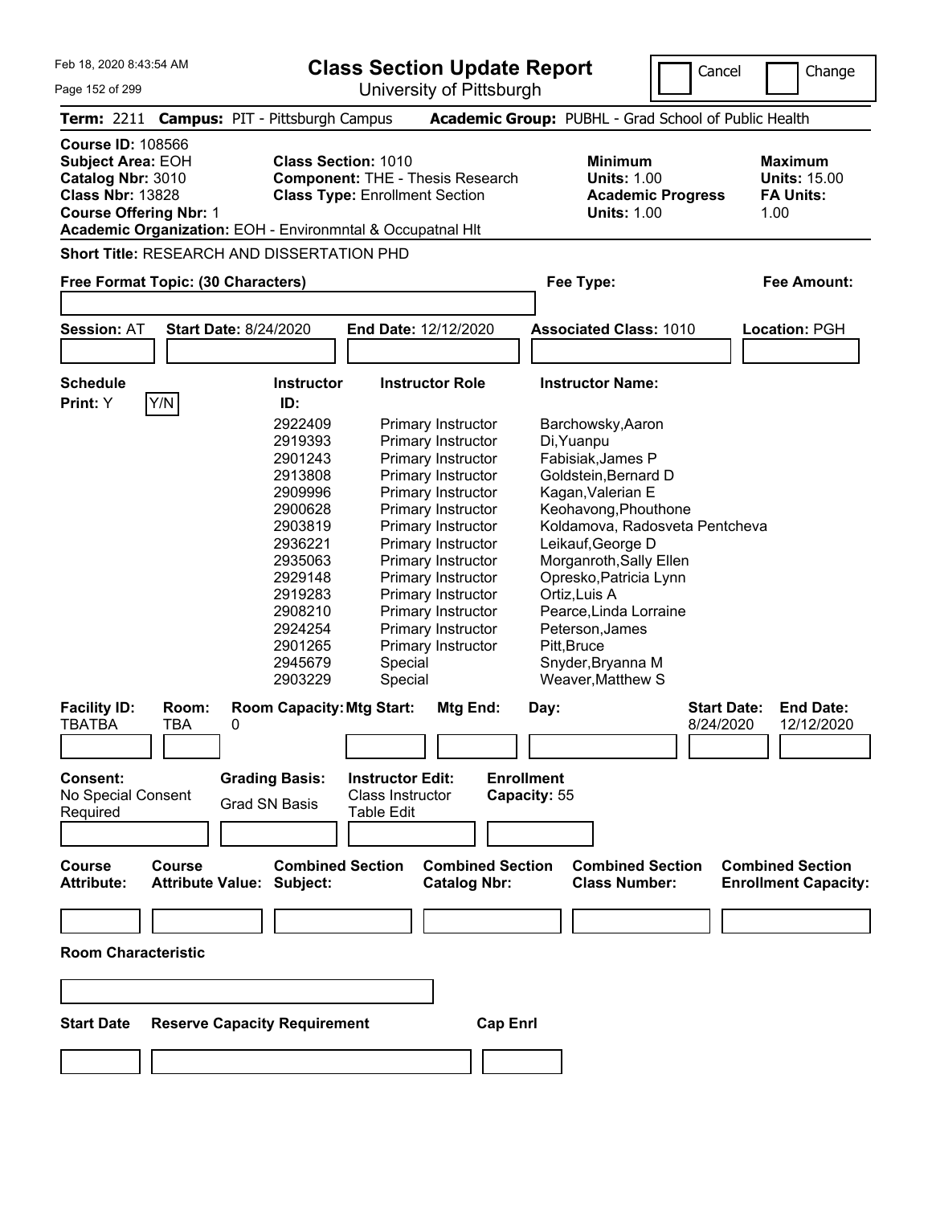# Class Section Update Report

University of Pittsburgh

Feb 18, 2020 8:43:54 AM

Cancel | Change

**Term:** 2211 **Campus:** PIT - Pittsburgh Campus **Academic Group:** PUBHL - Grad School of Public Health

**Course ID:** 108566
**Subject Area:** EOH
**Catalog Nbr:** 3010
**Class Nbr:** 13828
**Course Offering Nbr:** 1
**Academic Organization:** EOH - Environmntal & Occupatnal Hlt

**Class Section:** 1010
**Component:** THE - Thesis Research
**Class Type:** Enrollment Section

**Minimum Units:** 1.00
**Academic Progress Units:** 1.00

**Maximum Units:** 15.00
**FA Units:** 1.00

**Short Title:** RESEARCH AND DISSERTATION PHD

**Free Format Topic: (30 Characters)**

**Fee Type:**

**Fee Amount:**

**Session:** AT **Start Date:** 8/24/2020 **End Date:** 12/12/2020 **Associated Class:** 1010 **Location:** PGH

**Schedule Print:** Y

| Instructor ID | Instructor Role | Instructor Name |
|---|---|---|
| 2922409 | Primary Instructor | Barchowsky,Aaron |
| 2919393 | Primary Instructor | Di,Yuanpu |
| 2901243 | Primary Instructor | Fabisiak,James P |
| 2913808 | Primary Instructor | Goldstein,Bernard D |
| 2909996 | Primary Instructor | Kagan,Valerian E |
| 2900628 | Primary Instructor | Keohavong,Phouthone |
| 2903819 | Primary Instructor | Koldamova, Radosveta Pentcheva |
| 2936221 | Primary Instructor | Leikauf,George D |
| 2935063 | Primary Instructor | Morganroth,Sally Ellen |
| 2929148 | Primary Instructor | Opresko,Patricia Lynn |
| 2919283 | Primary Instructor | Ortiz,Luis A |
| 2908210 | Primary Instructor | Pearce,Linda Lorraine |
| 2924254 | Primary Instructor | Peterson,James |
| 2901265 | Primary Instructor | Pitt,Bruce |
| 2945679 | Special | Snyder,Bryanna M |
| 2903229 | Special | Weaver,Matthew S |

| Facility ID: | Room: | Room Capacity: | Mtg Start: | Mtg End: | Day: | Start Date: | End Date: |
|---|---|---|---|---|---|---|---|
| TBATBA | TBA | 0 | | | | 8/24/2020 | 12/12/2020 |

**Consent:** No Special Consent Required

**Grading Basis:** Grad SN Basis

**Instructor Edit:** Class Instructor Table Edit

**Enrollment Capacity:** 55

| Course Attribute: | Course Attribute Value: | Combined Section Subject: | Combined Section Catalog Nbr: | Combined Section Class Number: | Combined Section Enrollment Capacity: |
|---|---|---|---|---|---|
| | | | | | |

**Room Characteristic**

| Start Date | Reserve Capacity Requirement | Cap Enrl |
|---|---|---|
| | | |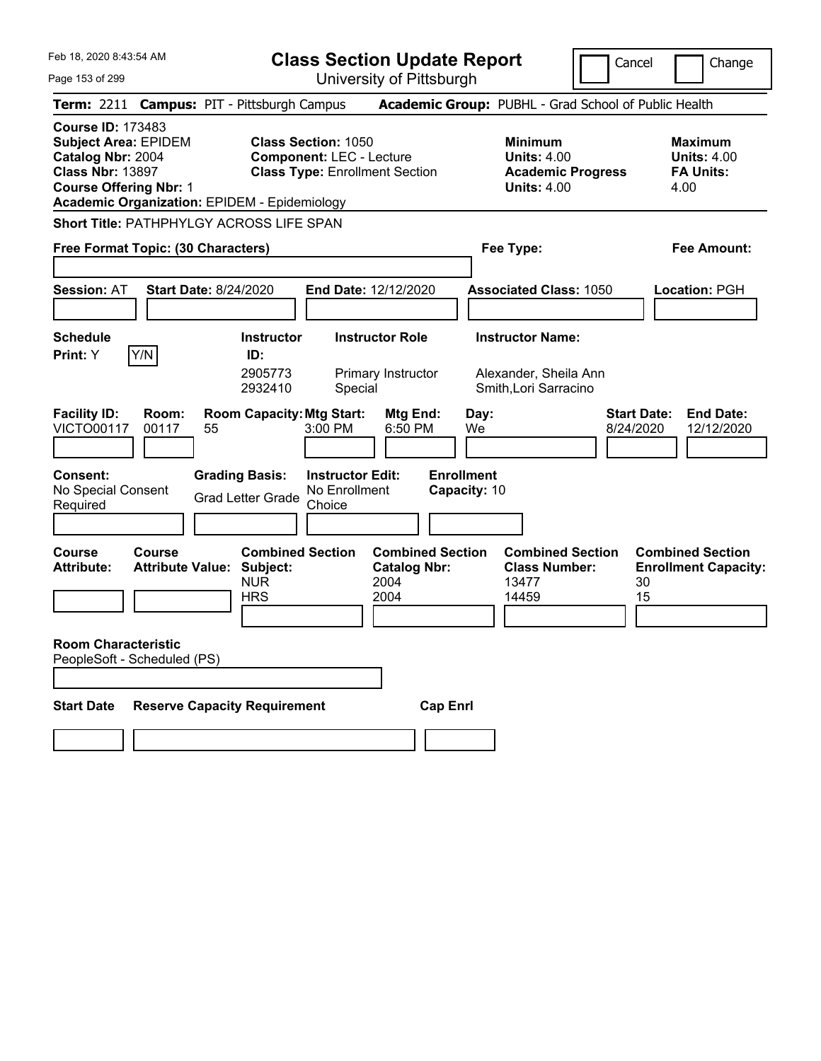Feb 18, 2020 8:43:54 AM

# Class Section Update Report

University of Pittsburgh

Cancel | Change

**Term:** 2211 **Campus:** PIT - Pittsburgh Campus **Academic Group:** PUBHL - Grad School of Public Health

**Course ID:** 173483
**Subject Area:** EPIDEM
**Catalog Nbr:** 2004
**Class Nbr:** 13897
**Course Offering Nbr:** 1
**Academic Organization:** EPIDEM - Epidemiology

**Class Section:** 1050
**Component:** LEC - Lecture
**Class Type:** Enrollment Section

**Minimum Units:** 4.00
**Academic Progress Units:** 4.00

**Maximum Units:** 4.00
**FA Units:** 4.00

**Short Title:** PATHPHYLGY ACROSS LIFE SPAN

**Free Format Topic: (30 Characters)**

**Fee Type:**

**Fee Amount:**

**Session:** AT **Start Date:** 8/24/2020 **End Date:** 12/12/2020 **Associated Class:** 1050 **Location:** PGH

**Schedule Print:** Y [Y/N]

| Instructor ID | Instructor Role | Instructor Name |
| --- | --- | --- |
| 2905773 | Primary Instructor | Alexander, Sheila Ann |
| 2932410 | Special | Smith,Lori Sarracino |

| Facility ID | Room | Room Capacity | Mtg Start | Mtg End | Day | Start Date | End Date |
| --- | --- | --- | --- | --- | --- | --- | --- |
| VICTO00117 | 00117 | 55 | 3:00 PM | 6:50 PM | We | 8/24/2020 | 12/12/2020 |

**Consent:** No Special Consent Required
**Grading Basis:** Grad Letter Grade
**Instructor Edit:** No Enrollment Choice
**Enrollment Capacity:** 10

**Course Attribute:**
**Course Attribute Value:**

| Combined Section Subject | Combined Section Catalog Nbr | Combined Section Class Number | Combined Section Enrollment Capacity |
| --- | --- | --- | --- |
| NUR | 2004 | 13477 | 30 |
| HRS | 2004 | 14459 | 15 |

**Room Characteristic**
PeopleSoft - Scheduled (PS)

**Start Date** | **Reserve Capacity Requirement** | **Cap Enrl**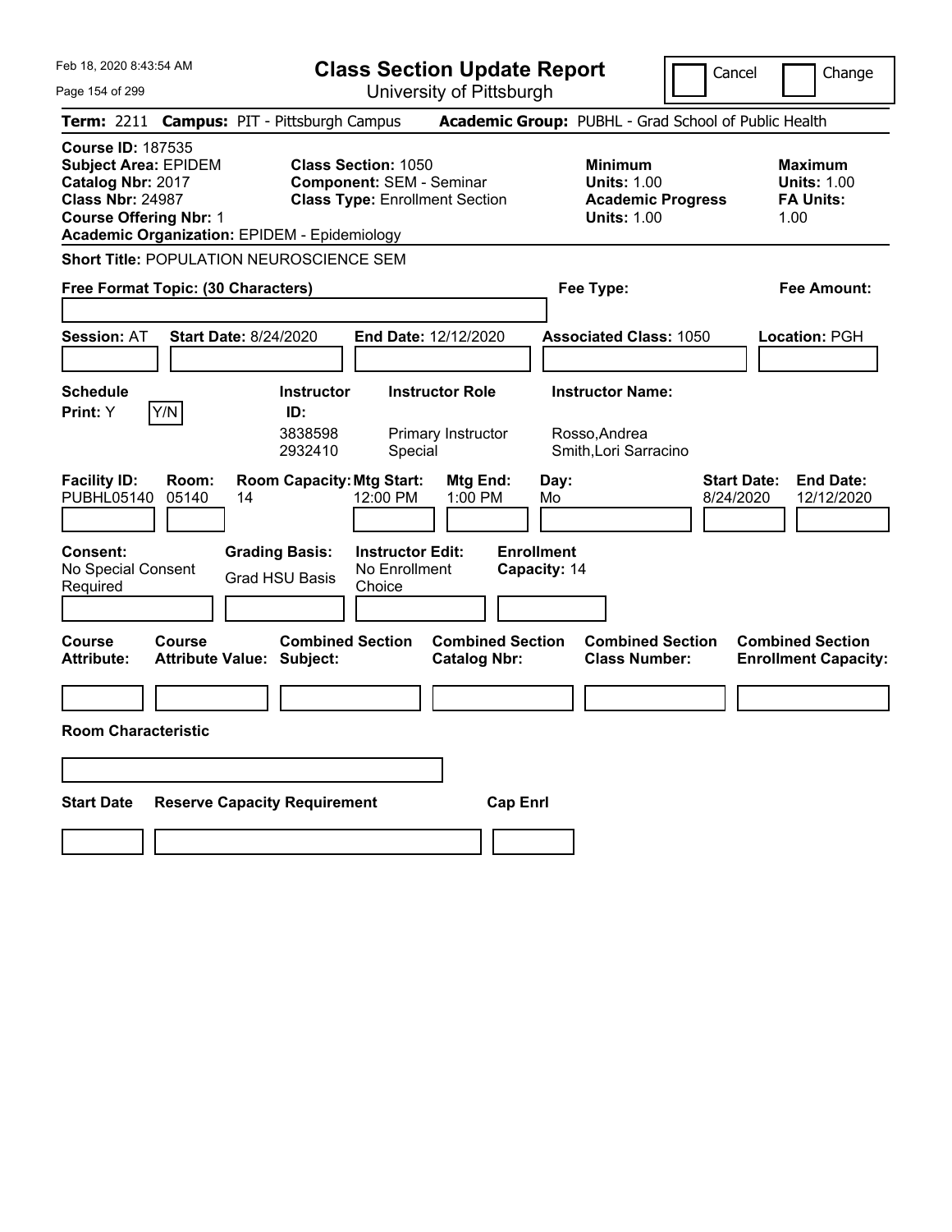Feb 18, 2020 8:43:54 AM

# Class Section Update Report

University of Pittsburgh

Cancel | Change

**Term:** 2211 **Campus:** PIT - Pittsburgh Campus **Academic Group:** PUBHL - Grad School of Public Health

**Course ID:** 187535
**Subject Area:** EPIDEM
**Catalog Nbr:** 2017
**Class Nbr:** 24987
**Course Offering Nbr:** 1
**Academic Organization:** EPIDEM - Epidemiology

**Class Section:** 1050
**Component:** SEM - Seminar
**Class Type:** Enrollment Section

**Minimum**
**Units:** 1.00
**Academic Progress Units:** 1.00

**Maximum**
**Units:** 1.00
**FA Units:** 1.00

**Short Title:** POPULATION NEUROSCIENCE SEM

**Free Format Topic: (30 Characters)**

**Fee Type:**

**Fee Amount:**

**Session:** AT **Start Date:** 8/24/2020 **End Date:** 12/12/2020 **Associated Class:** 1050 **Location:** PGH

**Schedule Print:** Y [Y/N]

| Instructor ID: | Instructor Role | Instructor Name: |
| --- | --- | --- |
| 3838598 | Primary Instructor | Rosso,Andrea |
| 2932410 | Special | Smith,Lori Sarracino |

| Facility ID: | Room: | Room Capacity: | Mtg Start: | Mtg End: | Day: | Start Date: | End Date: |
| --- | --- | --- | --- | --- | --- | --- | --- |
| PUBHL05140 | 05140 | 14 | 12:00 PM | 1:00 PM | Mo | 8/24/2020 | 12/12/2020 |

**Consent:** No Special Consent Required
**Grading Basis:** Grad HSU Basis
**Instructor Edit:** No Enrollment Choice
**Enrollment Capacity:** 14

| Course Attribute: | Course Attribute Value: | Combined Section Subject: | Combined Section Catalog Nbr: | Combined Section Class Number: | Combined Section Enrollment Capacity: |
| --- | --- | --- | --- | --- | --- |
| | | | | | |

**Room Characteristic**

| Start Date | Reserve Capacity Requirement | Cap Enrl |
| --- | --- | --- |
| | | |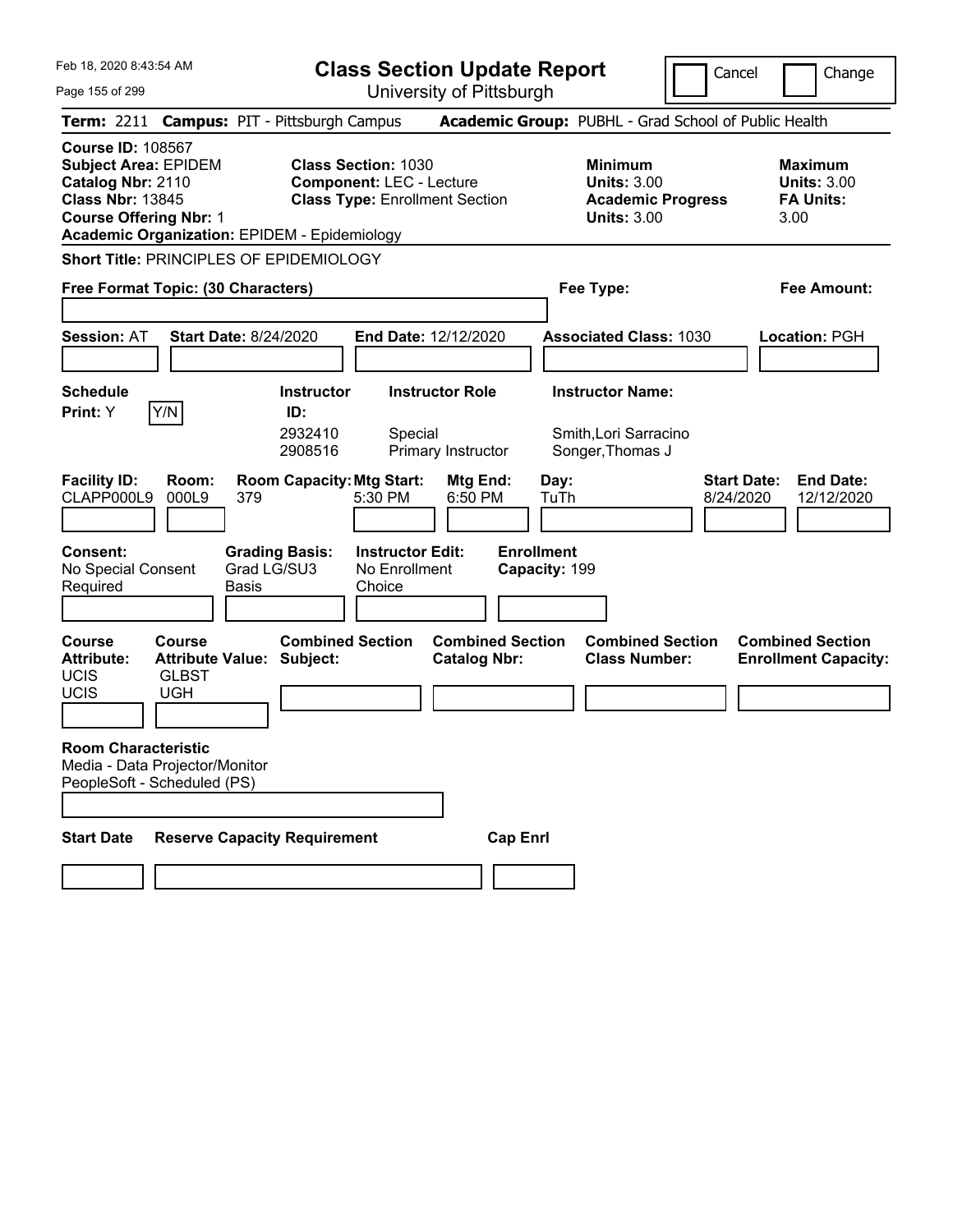Feb 18, 2020 8:43:54 AM

# Class Section Update Report

University of Pittsburgh

Cancel | Change

**Term:** 2211 **Campus:** PIT - Pittsburgh Campus **Academic Group:** PUBHL - Grad School of Public Health

**Course ID:** 108567
**Subject Area:** EPIDEM
**Catalog Nbr:** 2110
**Class Nbr:** 13845
**Course Offering Nbr:** 1
**Academic Organization:** EPIDEM - Epidemiology

**Class Section:** 1030
**Component:** LEC - Lecture
**Class Type:** Enrollment Section

**Minimum Units:** 3.00
**Academic Progress Units:** 3.00

**Maximum Units:** 3.00
**FA Units:** 3.00

**Short Title:** PRINCIPLES OF EPIDEMIOLOGY

**Free Format Topic: (30 Characters)** | **Fee Type:** | **Fee Amount:**

**Session:** AT **Start Date:** 8/24/2020 **End Date:** 12/12/2020 **Associated Class:** 1030 **Location:** PGH

**Schedule Print:** Y Y/N

| Instructor ID: | Instructor Role | Instructor Name: |
|---|---|---|
| 2932410 | Special | Smith,Lori Sarracino |
| 2908516 | Primary Instructor | Songer,Thomas J |

| Facility ID: | Room: | Room Capacity: | Mtg Start: | Mtg End: | Day: | Start Date: | End Date: |
|---|---|---|---|---|---|---|---|
| CLAPP000L9 | 000L9 | 379 | 5:30 PM | 6:50 PM | TuTh | 8/24/2020 | 12/12/2020 |

**Consent:** No Special Consent Required
**Grading Basis:** Grad LG/SU3 Basis
**Instructor Edit:** No Enrollment Choice
**Enrollment Capacity:** 199

| Course Attribute: | Course Attribute Value: | Combined Section Subject: | Combined Section Catalog Nbr: | Combined Section Class Number: | Combined Section Enrollment Capacity: |
|---|---|---|---|---|---|
| UCIS | GLBST | | | | |
| UCIS | UGH | | | | |

**Room Characteristic**
Media - Data Projector/Monitor
PeopleSoft - Scheduled (PS)

| Start Date | Reserve Capacity Requirement | Cap Enrl |
|---|---|---|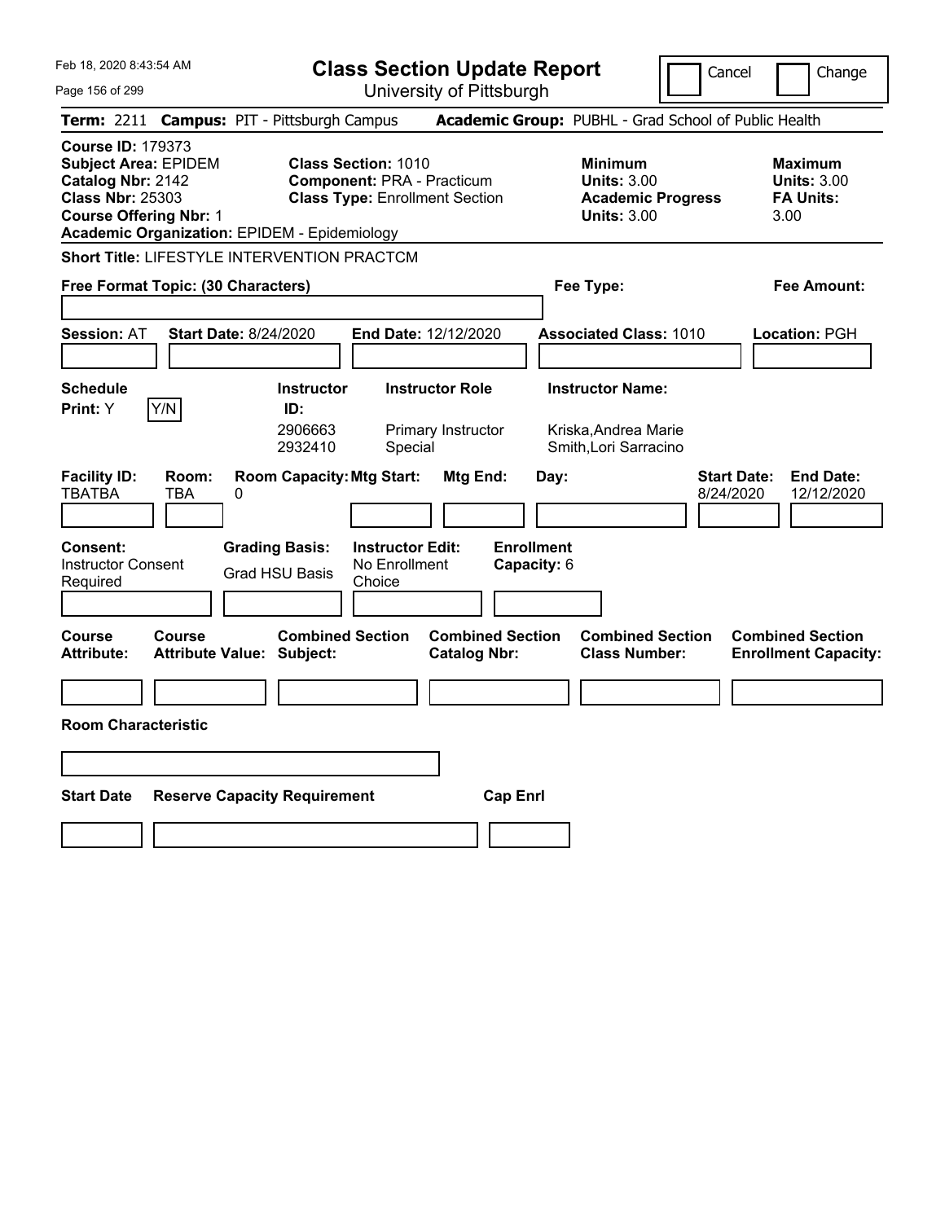Feb 18, 2020 8:43:54 AM

# Class Section Update Report

University of Pittsburgh

Cancel | Change

**Term:** 2211 **Campus:** PIT - Pittsburgh Campus **Academic Group:** PUBHL - Grad School of Public Health

**Course ID:** 179373
**Subject Area:** EPIDEM
**Catalog Nbr:** 2142
**Class Nbr:** 25303
**Course Offering Nbr:** 1
**Academic Organization:** EPIDEM - Epidemiology

**Class Section:** 1010
**Component:** PRA - Practicum
**Class Type:** Enrollment Section

**Minimum Units:** 3.00
**Academic Progress Units:** 3.00

**Maximum Units:** 3.00
**FA Units:** 3.00

**Short Title:** LIFESTYLE INTERVENTION PRACTCM

**Free Format Topic: (30 Characters)**

**Fee Type:**

**Fee Amount:**

**Session:** AT **Start Date:** 8/24/2020 **End Date:** 12/12/2020 **Associated Class:** 1010 **Location:** PGH

**Schedule Print:** Y [Y/N]

| Instructor ID | Instructor Role | Instructor Name |
|---|---|---|
| 2906663 | Primary Instructor | Kriska,Andrea Marie |
| 2932410 | Special | Smith,Lori Sarracino |

| Facility ID | Room | Room Capacity | Mtg Start | Mtg End | Day | Start Date | End Date |
|---|---|---|---|---|---|---|---|
| TBATBA | TBA | 0 | | | | 8/24/2020 | 12/12/2020 |

**Consent:** Instructor Consent Required
**Grading Basis:** Grad HSU Basis
**Instructor Edit:** No Enrollment Choice
**Enrollment Capacity:** 6

| Course Attribute | Course Attribute Value | Combined Section Subject | Combined Section Catalog Nbr | Combined Section Class Number | Combined Section Enrollment Capacity |
|---|---|---|---|---|---|
| | | | | | |

**Room Characteristic**

| Start Date | Reserve Capacity Requirement | Cap Enrl |
|---|---|---|
| | | |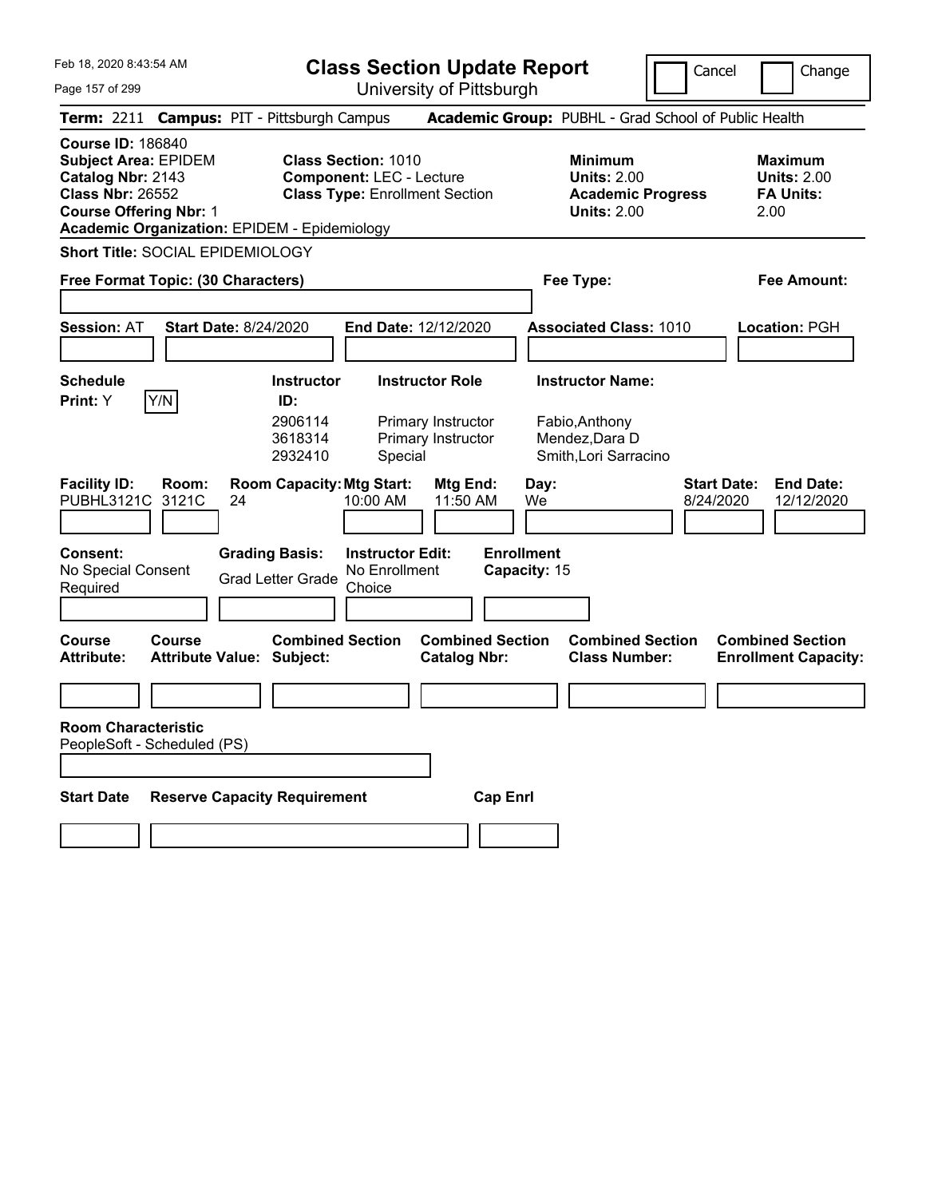Feb 18, 2020 8:43:54 AM

# Class Section Update Report

University of Pittsburgh

Cancel | Change

**Term:** 2211 **Campus:** PIT - Pittsburgh Campus **Academic Group:** PUBHL - Grad School of Public Health

**Course ID:** 186840
**Subject Area:** EPIDEM
**Catalog Nbr:** 2143
**Class Nbr:** 26552
**Course Offering Nbr:** 1
**Academic Organization:** EPIDEM - Epidemiology

**Class Section:** 1010
**Component:** LEC - Lecture
**Class Type:** Enrollment Section

**Minimum Units:** 2.00
**Academic Progress Units:** 2.00

**Maximum Units:** 2.00
**FA Units:** 2.00

**Short Title:** SOCIAL EPIDEMIOLOGY

**Free Format Topic: (30 Characters)**

**Fee Type:**

**Fee Amount:**

**Session:** AT **Start Date:** 8/24/2020 **End Date:** 12/12/2020 **Associated Class:** 1010 **Location:** PGH

**Schedule Print:** Y [Y/N]

| Instructor ID: | Instructor Role | Instructor Name: |
|---|---|---|
| 2906114 | Primary Instructor | Fabio,Anthony |
| 3618314 | Primary Instructor | Mendez,Dara D |
| 2932410 | Special | Smith,Lori Sarracino |

| Facility ID: | Room: | Room Capacity: | Mtg Start: | Mtg End: | Day: | Start Date: | End Date: |
|---|---|---|---|---|---|---|---|
| PUBHL3121C | 3121C | 24 | 10:00 AM | 11:50 AM | We | 8/24/2020 | 12/12/2020 |

**Consent:** No Special Consent Required
**Grading Basis:** Grad Letter Grade
**Instructor Edit:** No Enrollment Choice
**Enrollment Capacity:** 15

| Course Attribute: | Course Attribute Value: | Combined Section Subject: | Combined Section Catalog Nbr: | Combined Section Class Number: | Combined Section Enrollment Capacity: |
|---|---|---|---|---|---|
| | | | | | |

**Room Characteristic**
PeopleSoft - Scheduled (PS)

| Start Date | Reserve Capacity Requirement | Cap Enrl |
|---|---|---|
| | | |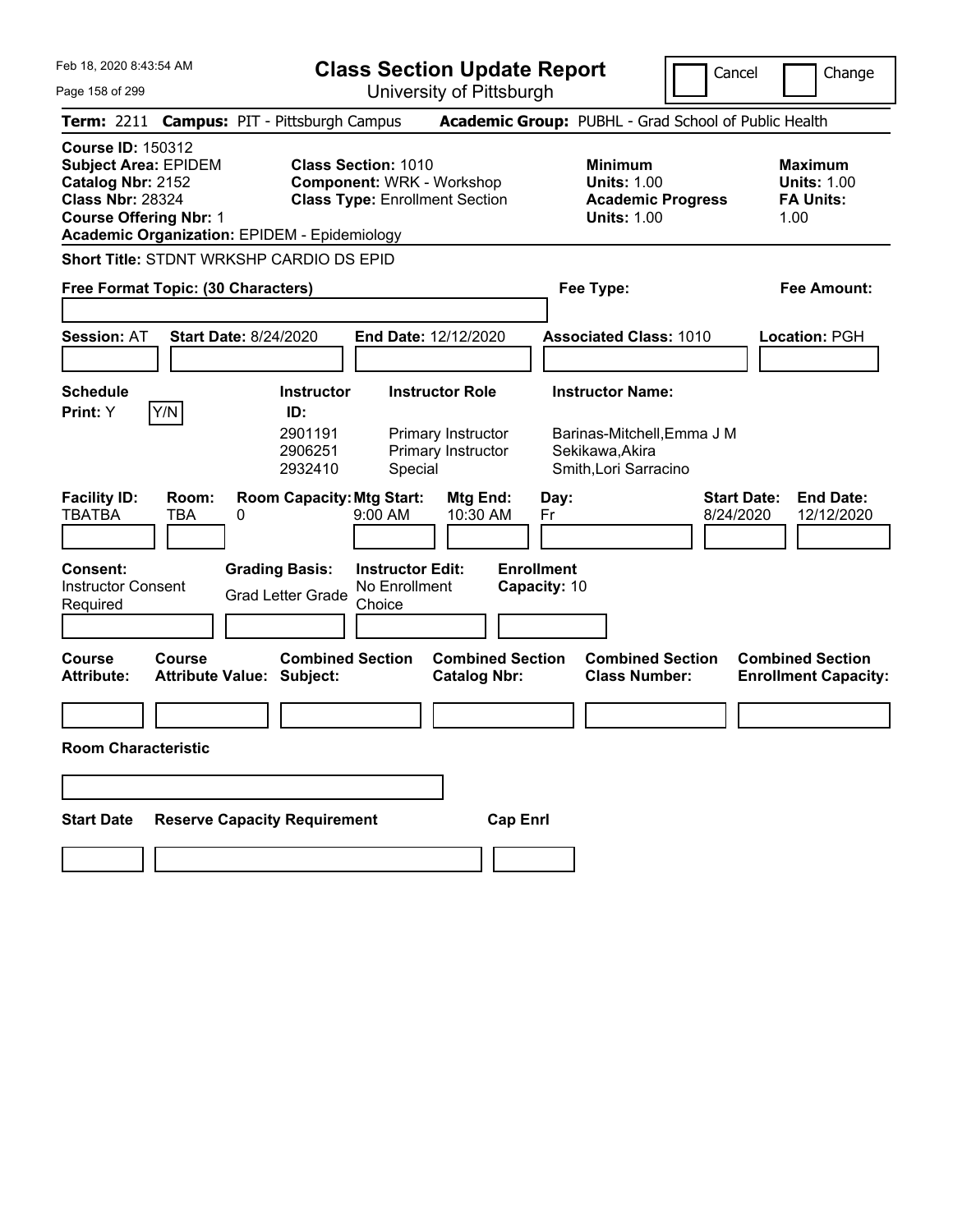Feb 18, 2020 8:43:54 AM

# Class Section Update Report

University of Pittsburgh

Cancel | Change

**Term:** 2211 **Campus:** PIT - Pittsburgh Campus **Academic Group:** PUBHL - Grad School of Public Health

**Course ID:** 150312
**Subject Area:** EPIDEM
**Catalog Nbr:** 2152
**Class Nbr:** 28324
**Course Offering Nbr:** 1
**Academic Organization:** EPIDEM - Epidemiology

**Class Section:** 1010
**Component:** WRK - Workshop
**Class Type:** Enrollment Section

**Minimum Units:** 1.00
**Academic Progress Units:** 1.00

**Maximum Units:** 1.00
**FA Units:** 1.00

**Short Title:** STDNT WRKSHP CARDIO DS EPID

**Free Format Topic: (30 Characters)**

**Fee Type:**

**Fee Amount:**

**Session:** AT **Start Date:** 8/24/2020 **End Date:** 12/12/2020 **Associated Class:** 1010 **Location:** PGH

**Schedule Print:** Y Y/N

| Instructor ID: | Instructor Role | Instructor Name: |
|---|---|---|
| 2901191 | Primary Instructor | Barinas-Mitchell,Emma J M |
| 2906251 | Primary Instructor | Sekikawa,Akira |
| 2932410 | Special | Smith,Lori Sarracino |

| Facility ID: | Room: | Room Capacity: | Mtg Start: | Mtg End: | Day: | Start Date: | End Date: |
|---|---|---|---|---|---|---|---|
| TBATBA | TBA | 0 | 9:00 AM | 10:30 AM | Fr | 8/24/2020 | 12/12/2020 |

**Consent:** Instructor Consent Required
**Grading Basis:** Grad Letter Grade
**Instructor Edit:** No Enrollment Choice
**Enrollment Capacity:** 10

| Course Attribute: | Course Attribute Value: | Combined Section Subject: | Combined Section Catalog Nbr: | Combined Section Class Number: | Combined Section Enrollment Capacity: |
|---|---|---|---|---|---|
| | | | | | |

**Room Characteristic**

| Start Date | Reserve Capacity Requirement | Cap Enrl |
|---|---|---|
| | | |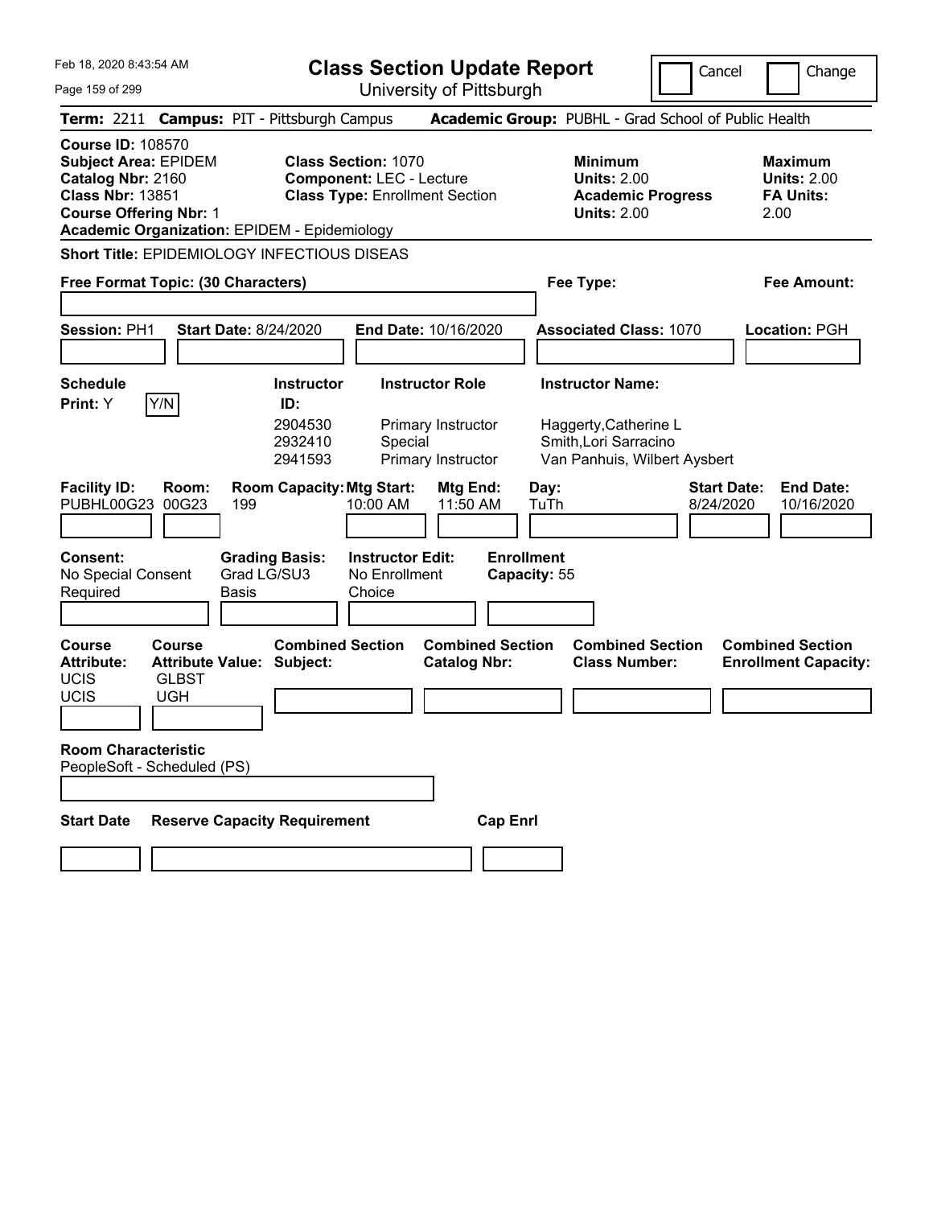Feb 18, 2020 8:43:54 AM

# Class Section Update Report

University of Pittsburgh

Cancel | Change

**Term:** 2211 **Campus:** PIT - Pittsburgh Campus **Academic Group:** PUBHL - Grad School of Public Health

**Course ID:** 108570
**Subject Area:** EPIDEM
**Catalog Nbr:** 2160
**Class Nbr:** 13851
**Course Offering Nbr:** 1
**Academic Organization:** EPIDEM - Epidemiology

**Class Section:** 1070
**Component:** LEC - Lecture
**Class Type:** Enrollment Section

**Minimum Units:** 2.00
**Academic Progress Units:** 2.00

**Maximum Units:** 2.00
**FA Units:** 2.00

**Short Title:** EPIDEMIOLOGY INFECTIOUS DISEAS

**Free Format Topic: (30 Characters)**

**Fee Type:**

**Fee Amount:**

**Session:** PH1 **Start Date:** 8/24/2020 **End Date:** 10/16/2020 **Associated Class:** 1070 **Location:** PGH

**Schedule Print:** Y [Y/N]

| Instructor ID: | Instructor Role | Instructor Name: |
|---|---|---|
| 2904530 | Primary Instructor | Haggerty,Catherine L |
| 2932410 | Special | Smith,Lori Sarracino |
| 2941593 | Primary Instructor | Van Panhuis, Wilbert Aysbert |

| Facility ID: | Room: | Room Capacity: | Mtg Start: | Mtg End: | Day: | Start Date: | End Date: |
|---|---|---|---|---|---|---|---|
| PUBHL00G23 | 00G23 | 199 | 10:00 AM | 11:50 AM | TuTh | 8/24/2020 | 10/16/2020 |

**Consent:** No Special Consent Required
**Grading Basis:** Grad LG/SU3 Basis
**Instructor Edit:** No Enrollment Choice
**Enrollment Capacity:** 55

| Course Attribute: | Course Attribute Value: | Combined Section Subject: | Combined Section Catalog Nbr: | Combined Section Class Number: | Combined Section Enrollment Capacity: |
|---|---|---|---|---|---|
| UCIS | GLBST | | | | |
| UCIS | UGH | | | | |

**Room Characteristic**
PeopleSoft - Scheduled (PS)

**Start Date** **Reserve Capacity Requirement** **Cap Enrl**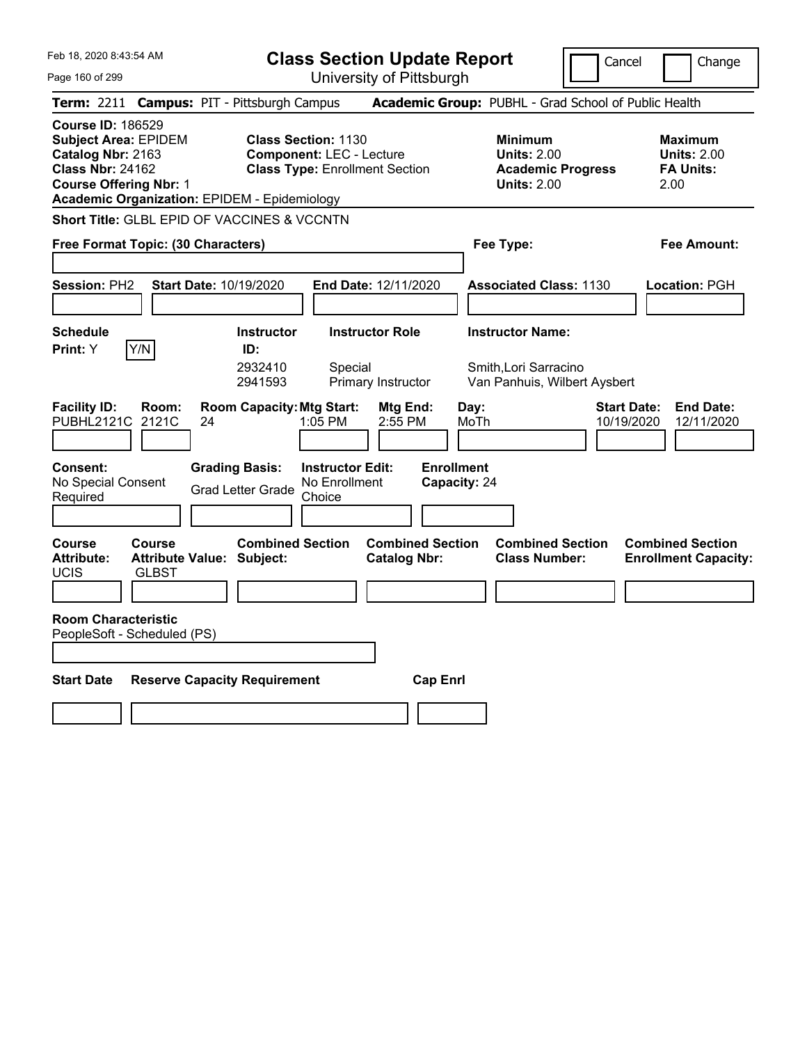Feb 18, 2020 8:43:54 AM

# Class Section Update Report

University of Pittsburgh

Cancel | Change

**Term:** 2211 **Campus:** PIT - Pittsburgh Campus **Academic Group:** PUBHL - Grad School of Public Health

**Course ID:** 186529
**Subject Area:** EPIDEM
**Catalog Nbr:** 2163
**Class Nbr:** 24162
**Course Offering Nbr:** 1
**Academic Organization:** EPIDEM - Epidemiology

**Class Section:** 1130
**Component:** LEC - Lecture
**Class Type:** Enrollment Section

**Minimum Units:** 2.00
**Academic Progress Units:** 2.00

**Maximum Units:** 2.00
**FA Units:** 2.00

**Short Title:** GLBL EPID OF VACCINES & VCCNTN

**Free Format Topic: (30 Characters)**

**Fee Type:**

**Fee Amount:**

**Session:** PH2 **Start Date:** 10/19/2020 **End Date:** 12/11/2020 **Associated Class:** 1130 **Location:** PGH

**Schedule Print:** Y Y/N

| Instructor ID | Instructor Role | Instructor Name |
|---|---|---|
| 2932410 | Special | Smith,Lori Sarracino |
| 2941593 | Primary Instructor | Van Panhuis, Wilbert Aysbert |

| Facility ID: | Room: | Room Capacity: | Mtg Start: | Mtg End: | Day: | Start Date: | End Date: |
|---|---|---|---|---|---|---|---|
| PUBHL2121C | 2121C | 24 | 1:05 PM | 2:55 PM | MoTh | 10/19/2020 | 12/11/2020 |

**Consent:** No Special Consent Required
**Grading Basis:** Grad Letter Grade
**Instructor Edit:** No Enrollment Choice
**Enrollment Capacity:** 24

| Course Attribute: | Course Attribute Value: | Combined Section Subject: | Combined Section Catalog Nbr: | Combined Section Class Number: | Combined Section Enrollment Capacity: |
|---|---|---|---|---|---|
| UCIS | GLBST | | | | |

**Room Characteristic**
PeopleSoft - Scheduled (PS)

| Start Date | Reserve Capacity Requirement | Cap Enrl |
|---|---|---|
| | | |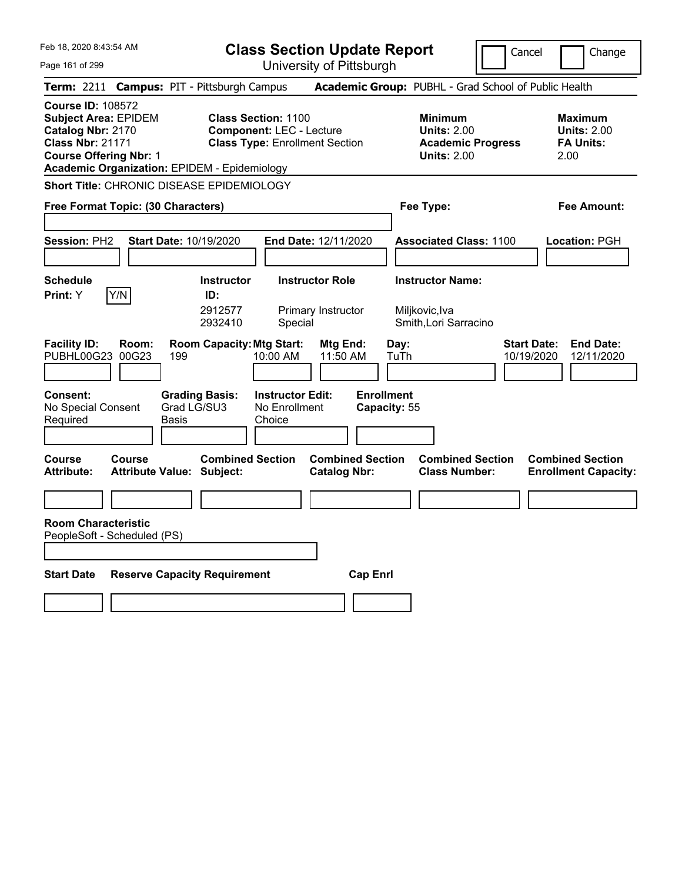# Class Section Update Report

University of Pittsburgh

Cancel | Change

Feb 18, 2020 8:43:54 AM

**Term:** 2211 **Campus:** PIT - Pittsburgh Campus **Academic Group:** PUBHL - Grad School of Public Health

**Course ID:** 108572
**Subject Area:** EPIDEM
**Catalog Nbr:** 2170
**Class Nbr:** 21171
**Course Offering Nbr:** 1
**Academic Organization:** EPIDEM - Epidemiology

**Class Section:** 1100
**Component:** LEC - Lecture
**Class Type:** Enrollment Section

**Minimum Units:** 2.00
**Academic Progress Units:** 2.00

**Maximum Units:** 2.00
**FA Units:** 2.00

**Short Title:** CHRONIC DISEASE EPIDEMIOLOGY

**Free Format Topic: (30 Characters)**

**Fee Type:**

**Fee Amount:**

**Session:** PH2 **Start Date:** 10/19/2020 **End Date:** 12/11/2020 **Associated Class:** 1100 **Location:** PGH

**Schedule Print:** Y Y/N

| Instructor ID | Instructor Role | Instructor Name |
|---|---|---|
| 2912577 | Primary Instructor | Miljkovic,Iva |
| 2932410 | Special | Smith,Lori Sarracino |

| Facility ID | Room | Room Capacity | Mtg Start | Mtg End | Day | Start Date | End Date |
|---|---|---|---|---|---|---|---|
| PUBHL00G23 | 00G23 | 199 | 10:00 AM | 11:50 AM | TuTh | 10/19/2020 | 12/11/2020 |

**Consent:** No Special Consent Required
**Grading Basis:** Grad LG/SU3 Basis
**Instructor Edit:** No Enrollment Choice
**Enrollment Capacity:** 55

| Course Attribute | Course Attribute Value | Combined Section Subject | Combined Section Catalog Nbr | Combined Section Class Number | Combined Section Enrollment Capacity |
|---|---|---|---|---|---|
| | | | | | |

**Room Characteristic**
PeopleSoft - Scheduled (PS)

| Start Date | Reserve Capacity Requirement | Cap Enrl |
|---|---|---|
| | | |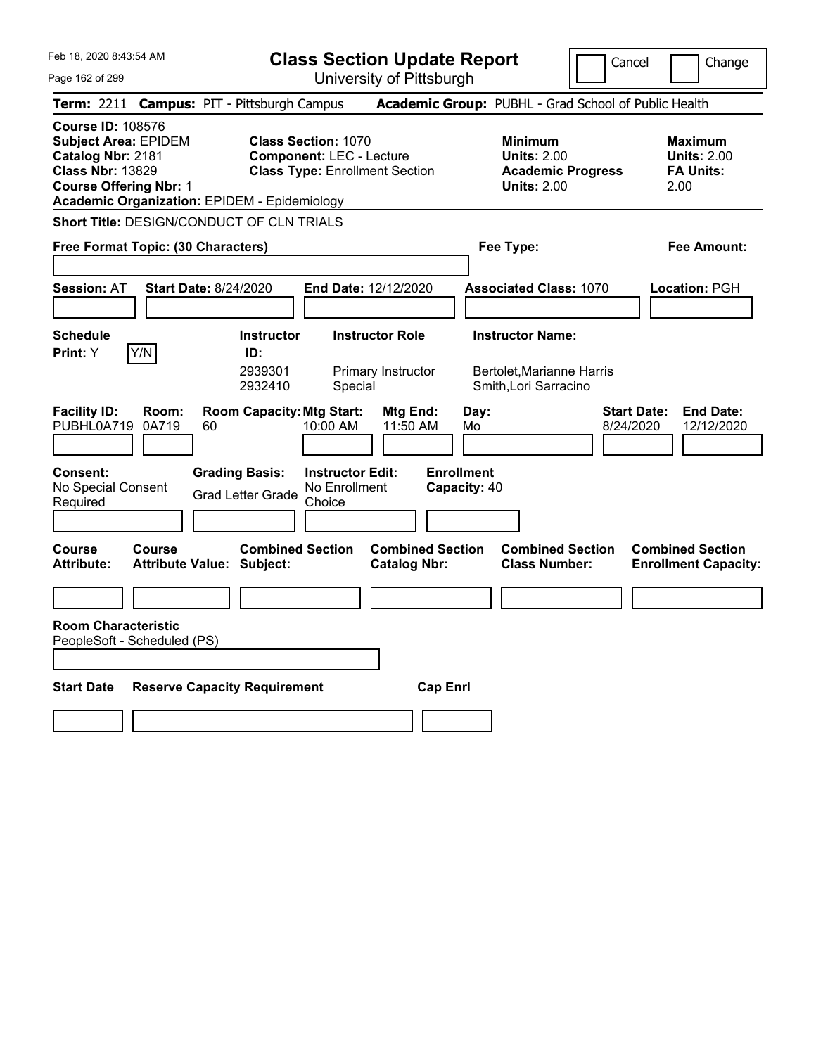Feb 18, 2020 8:43:54 AM

# Class Section Update Report

University of Pittsburgh

Cancel | Change

**Term:** 2211 **Campus:** PIT - Pittsburgh Campus **Academic Group:** PUBHL - Grad School of Public Health

**Course ID:** 108576
**Subject Area:** EPIDEM
**Catalog Nbr:** 2181
**Class Nbr:** 13829
**Course Offering Nbr:** 1
**Academic Organization:** EPIDEM - Epidemiology

**Class Section:** 1070
**Component:** LEC - Lecture
**Class Type:** Enrollment Section

**Minimum Units:** 2.00
**Academic Progress Units:** 2.00

**Maximum Units:** 2.00
**FA Units:** 2.00

**Short Title:** DESIGN/CONDUCT OF CLN TRIALS

**Free Format Topic: (30 Characters)**

**Fee Type:**

**Fee Amount:**

**Session:** AT **Start Date:** 8/24/2020 **End Date:** 12/12/2020 **Associated Class:** 1070 **Location:** PGH

**Schedule Print:** Y Y/N

| Instructor ID: | Instructor Role | Instructor Name: |
|---|---|---|
| 2939301 | Primary Instructor | Bertolet,Marianne Harris |
| 2932410 | Special | Smith,Lori Sarracino |

| Facility ID: | Room: | Room Capacity: | Mtg Start: | Mtg End: | Day: | Start Date: | End Date: |
|---|---|---|---|---|---|---|---|
| PUBHL0A719 | 0A719 | 60 | 10:00 AM | 11:50 AM | Mo | 8/24/2020 | 12/12/2020 |

**Consent:** No Special Consent Required
**Grading Basis:** Grad Letter Grade
**Instructor Edit:** No Enrollment Choice
**Enrollment Capacity:** 40

| Course Attribute: | Course Attribute Value: | Combined Section Subject: | Combined Section Catalog Nbr: | Combined Section Class Number: | Combined Section Enrollment Capacity: |
|---|---|---|---|---|---|
| | | | | | |

**Room Characteristic**
PeopleSoft - Scheduled (PS)

| Start Date | Reserve Capacity Requirement | Cap Enrl |
|---|---|---|
| | | |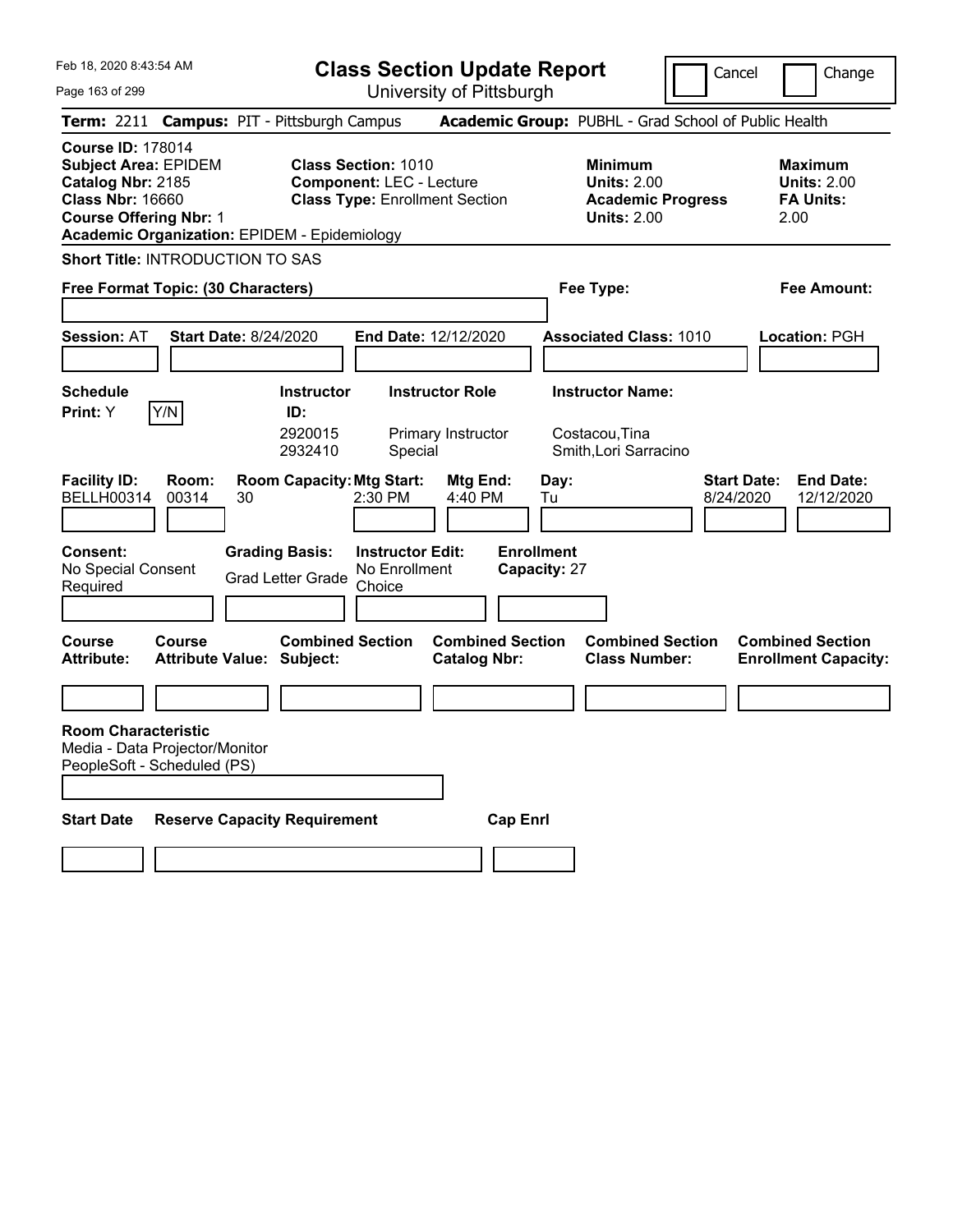Feb 18, 2020 8:43:54 AM

# Class Section Update Report

University of Pittsburgh

Cancel ☐ Change ☐

**Term:** 2211 **Campus:** PIT - Pittsburgh Campus **Academic Group:** PUBHL - Grad School of Public Health

**Course ID:** 178014
**Subject Area:** EPIDEM
**Catalog Nbr:** 2185
**Class Nbr:** 16660
**Course Offering Nbr:** 1
**Academic Organization:** EPIDEM - Epidemiology

**Class Section:** 1010
**Component:** LEC - Lecture
**Class Type:** Enrollment Section

**Minimum Units:** 2.00
**Academic Progress Units:** 2.00

**Maximum Units:** 2.00
**FA Units:** 2.00

**Short Title:** INTRODUCTION TO SAS

**Free Format Topic: (30 Characters)**

**Fee Type:**

**Fee Amount:**

**Session:** AT **Start Date:** 8/24/2020 **End Date:** 12/12/2020 **Associated Class:** 1010 **Location:** PGH

| Schedule Print | Instructor ID | Instructor Role | Instructor Name |
|---|---|---|---|
| Y (Y/N) | 2920015 | Primary Instructor | Costacou,Tina |
| | 2932410 | Special | Smith,Lori Sarracino |

| Facility ID | Room | Room Capacity | Mtg Start | Mtg End | Day | Start Date | End Date |
|---|---|---|---|---|---|---|---|
| BELLH00314 | 00314 | 30 | 2:30 PM | 4:40 PM | Tu | 8/24/2020 | 12/12/2020 |

**Consent:** No Special Consent Required
**Grading Basis:** Grad Letter Grade
**Instructor Edit:** No Enrollment Choice
**Enrollment Capacity:** 27

| Course Attribute | Course Attribute Value | Combined Section Subject | Combined Section Catalog Nbr | Combined Section Class Number | Combined Section Enrollment Capacity |
|---|---|---|---|---|---|
| | | | | | |

**Room Characteristic**
Media - Data Projector/Monitor
PeopleSoft - Scheduled (PS)

| Start Date | Reserve Capacity Requirement | Cap Enrl |
|---|---|---|
| | | |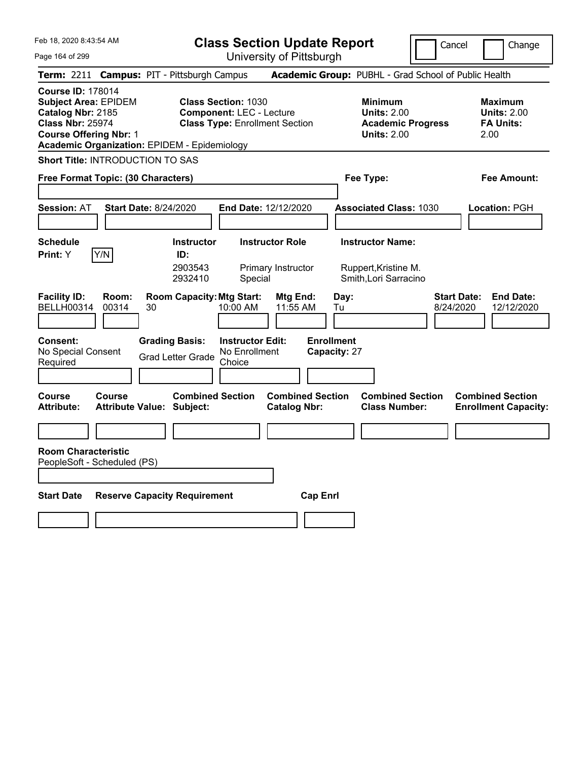# Class Section Update Report

University of Pittsburgh

Cancel | Change

**Term:** 2211 **Campus:** PIT - Pittsburgh Campus **Academic Group:** PUBHL - Grad School of Public Health

**Course ID:** 178014
**Subject Area:** EPIDEM
**Catalog Nbr:** 2185
**Class Nbr:** 25974
**Course Offering Nbr:** 1
**Academic Organization:** EPIDEM - Epidemiology

**Class Section:** 1030
**Component:** LEC - Lecture
**Class Type:** Enrollment Section

**Minimum Units:** 2.00
**Academic Progress Units:** 2.00

**Maximum Units:** 2.00
**FA Units:** 2.00

**Short Title:** INTRODUCTION TO SAS

**Free Format Topic: (30 Characters)**

**Fee Type:**

**Fee Amount:**

**Session:** AT **Start Date:** 8/24/2020 **End Date:** 12/12/2020 **Associated Class:** 1030 **Location:** PGH

**Schedule Print:** Y [Y/N]

| Instructor ID: | Instructor Role | Instructor Name: |
|---|---|---|
| 2903543 | Primary Instructor | Ruppert,Kristine M. |
| 2932410 | Special | Smith,Lori Sarracino |

| Facility ID: | Room: | Room Capacity: | Mtg Start: | Mtg End: | Day: | Start Date: | End Date: |
|---|---|---|---|---|---|---|---|
| BELLH00314 | 00314 | 30 | 10:00 AM | 11:55 AM | Tu | 8/24/2020 | 12/12/2020 |

**Consent:** No Special Consent Required

**Grading Basis:** Grad Letter Grade

**Instructor Edit:** No Enrollment Choice

**Enrollment Capacity:** 27

| Course Attribute: | Course Attribute Value: | Combined Section Subject: | Combined Section Catalog Nbr: | Combined Section Class Number: | Combined Section Enrollment Capacity: |
|---|---|---|---|---|---|
| | | | | | |

**Room Characteristic**
PeopleSoft - Scheduled (PS)

| Start Date | Reserve Capacity Requirement | Cap Enrl |
|---|---|---|
| | | |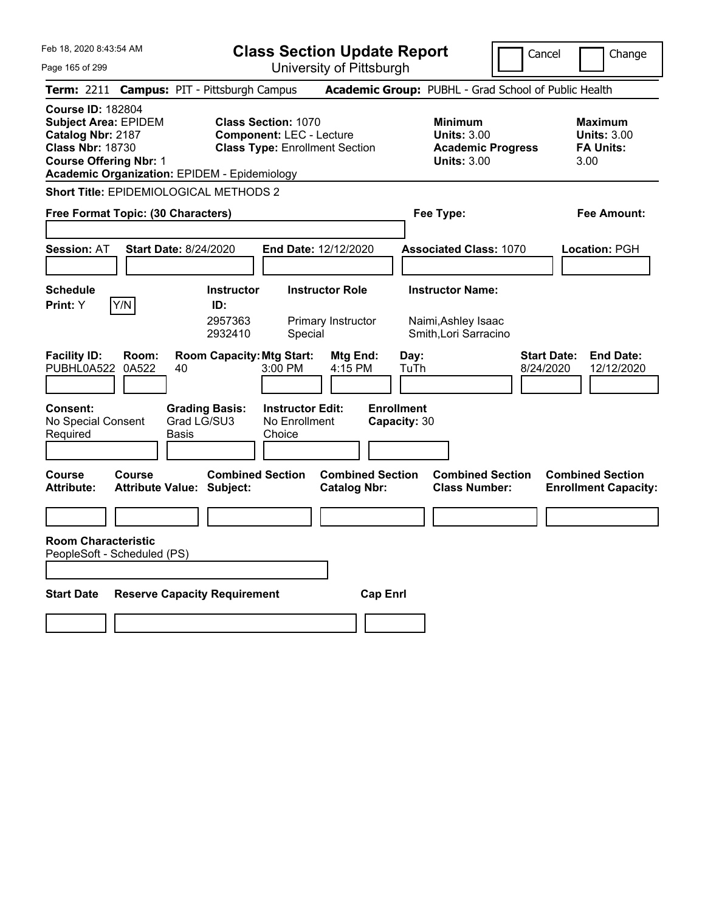# Class Section Update Report

University of Pittsburgh

Feb 18, 2020 8:43:54 AM

Cancel | Change

**Term:** 2211 **Campus:** PIT - Pittsburgh Campus **Academic Group:** PUBHL - Grad School of Public Health

**Course ID:** 182804
**Subject Area:** EPIDEM
**Catalog Nbr:** 2187
**Class Nbr:** 18730
**Course Offering Nbr:** 1
**Academic Organization:** EPIDEM - Epidemiology

**Class Section:** 1070
**Component:** LEC - Lecture
**Class Type:** Enrollment Section

**Minimum Units:** 3.00
**Academic Progress Units:** 3.00

**Maximum Units:** 3.00
**FA Units:** 3.00

**Short Title:** EPIDEMIOLOGICAL METHODS 2

**Free Format Topic: (30 Characters)**

**Fee Type:**

**Fee Amount:**

**Session:** AT **Start Date:** 8/24/2020 **End Date:** 12/12/2020 **Associated Class:** 1070 **Location:** PGH

**Schedule Print:** Y [Y/N]

| Instructor ID: | Instructor Role | Instructor Name: |
|---|---|---|
| 2957363 | Primary Instructor | Naimi,Ashley Isaac |
| 2932410 | Special | Smith,Lori Sarracino |

| Facility ID: | Room: | Room Capacity: | Mtg Start: | Mtg End: | Day: | Start Date: | End Date: |
|---|---|---|---|---|---|---|---|
| PUBHL0A522 | 0A522 | 40 | 3:00 PM | 4:15 PM | TuTh | 8/24/2020 | 12/12/2020 |

**Consent:** No Special Consent Required
**Grading Basis:** Grad LG/SU3 Basis
**Instructor Edit:** No Enrollment Choice
**Enrollment Capacity:** 30

| Course Attribute: | Course Attribute Value: | Combined Section Subject: | Combined Section Catalog Nbr: | Combined Section Class Number: | Combined Section Enrollment Capacity: |
|---|---|---|---|---|---|
| | | | | | |

**Room Characteristic**
PeopleSoft - Scheduled (PS)

| Start Date | Reserve Capacity Requirement | Cap Enrl |
|---|---|---|
| | | |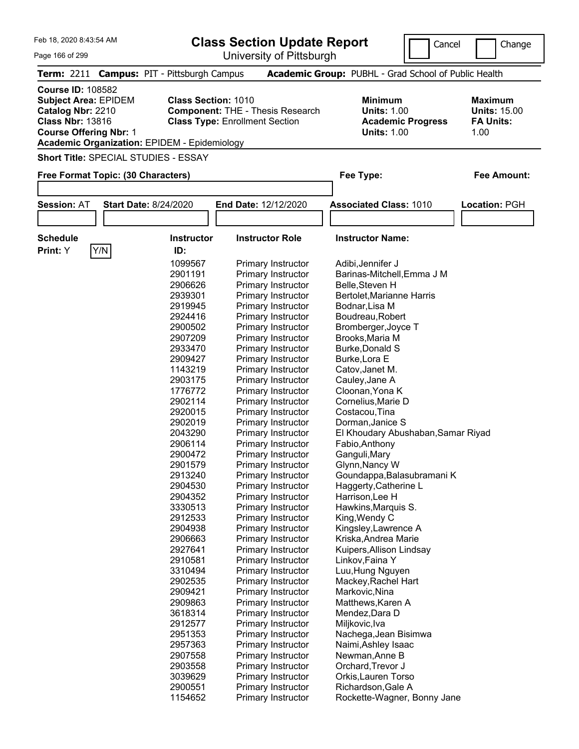# Class Section Update Report

University of Pittsburgh

Feb 18, 2020 8:43:54 AM

Cancel | Change

**Term:** 2211 **Campus:** PIT - Pittsburgh Campus **Academic Group:** PUBHL - Grad School of Public Health

**Course ID:** 108582
**Subject Area:** EPIDEM
**Catalog Nbr:** 2210
**Class Nbr:** 13816
**Course Offering Nbr:** 1
**Academic Organization:** EPIDEM - Epidemiology

**Class Section:** 1010
**Component:** THE - Thesis Research
**Class Type:** Enrollment Section

**Minimum Units:** 1.00
**Academic Progress Units:** 1.00

**Maximum Units:** 15.00
**FA Units:** 1.00

**Short Title:** SPECIAL STUDIES - ESSAY

**Free Format Topic: (30 Characters)**

**Fee Type:**

**Fee Amount:**

**Session:** AT **Start Date:** 8/24/2020 **End Date:** 12/12/2020 **Associated Class:** 1010 **Location:** PGH

**Schedule Print:** Y Y/N

| Instructor ID: | Instructor Role | Instructor Name: |
|---|---|---|
| 1099567 | Primary Instructor | Adibi,Jennifer J |
| 2901191 | Primary Instructor | Barinas-Mitchell,Emma J M |
| 2906626 | Primary Instructor | Belle,Steven H |
| 2939301 | Primary Instructor | Bertolet,Marianne Harris |
| 2919945 | Primary Instructor | Bodnar,Lisa M |
| 2924416 | Primary Instructor | Boudreau,Robert |
| 2900502 | Primary Instructor | Bromberger,Joyce T |
| 2907209 | Primary Instructor | Brooks,Maria M |
| 2933470 | Primary Instructor | Burke,Donald S |
| 2909427 | Primary Instructor | Burke,Lora E |
| 1143219 | Primary Instructor | Catov,Janet M. |
| 2903175 | Primary Instructor | Cauley,Jane A |
| 1776772 | Primary Instructor | Cloonan,Yona K |
| 2902114 | Primary Instructor | Cornelius,Marie D |
| 2920015 | Primary Instructor | Costacou,Tina |
| 2902019 | Primary Instructor | Dorman,Janice S |
| 2043290 | Primary Instructor | El Khoudary Abushaban,Samar Riyad |
| 2906114 | Primary Instructor | Fabio,Anthony |
| 2900472 | Primary Instructor | Ganguli,Mary |
| 2901579 | Primary Instructor | Glynn,Nancy W |
| 2913240 | Primary Instructor | Goundappa,Balasubramani K |
| 2904530 | Primary Instructor | Haggerty,Catherine L |
| 2904352 | Primary Instructor | Harrison,Lee H |
| 3330513 | Primary Instructor | Hawkins,Marquis S. |
| 2912533 | Primary Instructor | King,Wendy C |
| 2904938 | Primary Instructor | Kingsley,Lawrence A |
| 2906663 | Primary Instructor | Kriska,Andrea Marie |
| 2927641 | Primary Instructor | Kuipers,Allison Lindsay |
| 2910581 | Primary Instructor | Linkov,Faina Y |
| 3310494 | Primary Instructor | Luu,Hung Nguyen |
| 2902535 | Primary Instructor | Mackey,Rachel Hart |
| 2909421 | Primary Instructor | Markovic,Nina |
| 2909863 | Primary Instructor | Matthews,Karen A |
| 3618314 | Primary Instructor | Mendez,Dara D |
| 2912577 | Primary Instructor | Miljkovic,Iva |
| 2951353 | Primary Instructor | Nachega,Jean Bisimwa |
| 2957363 | Primary Instructor | Naimi,Ashley Isaac |
| 2907558 | Primary Instructor | Newman,Anne B |
| 2903558 | Primary Instructor | Orchard,Trevor J |
| 3039629 | Primary Instructor | Orkis,Lauren Torso |
| 2900551 | Primary Instructor | Richardson,Gale A |
| 1154652 | Primary Instructor | Rockette-Wagner, Bonny Jane |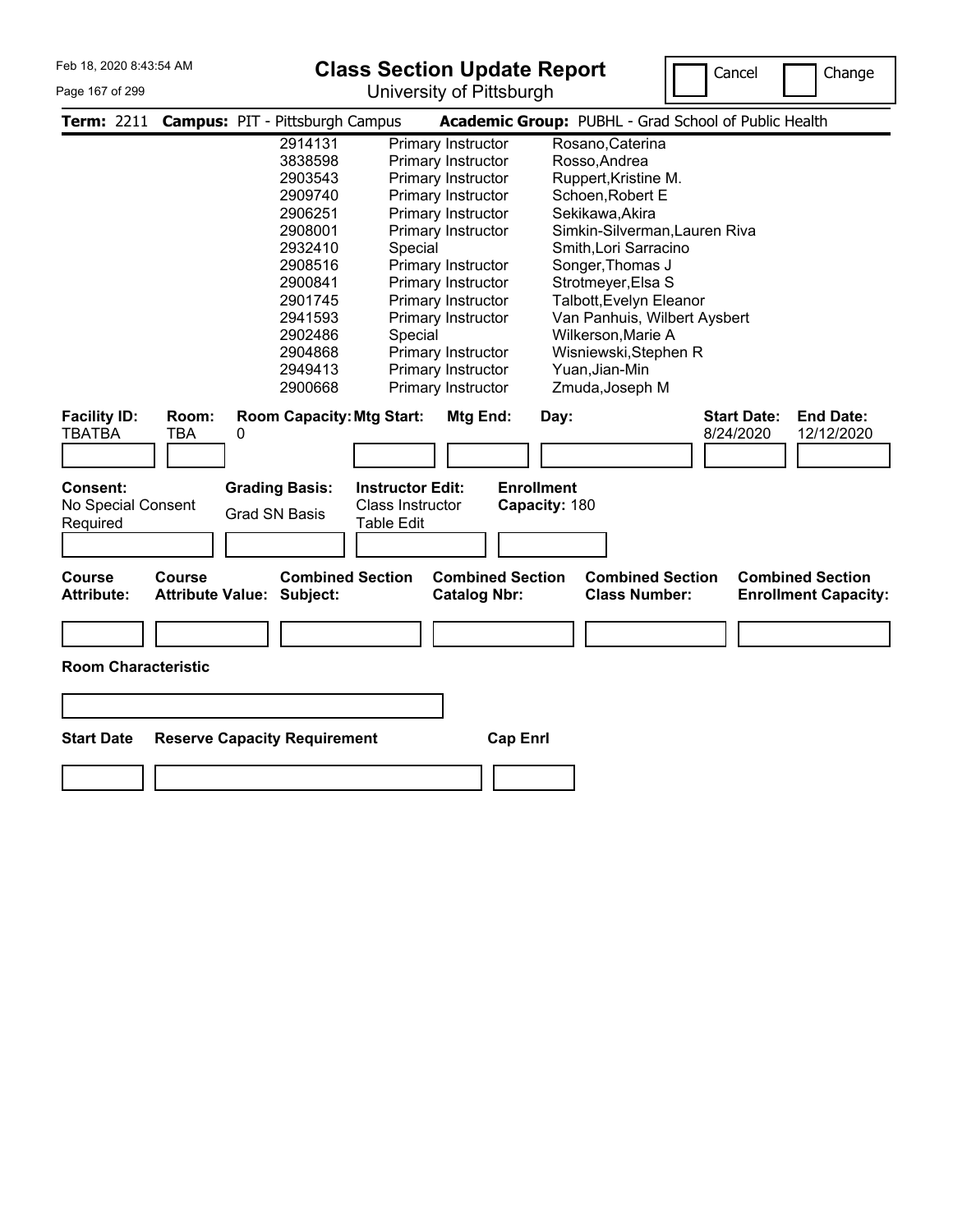# Class Section Update Report

University of Pittsburgh

Cancel | Change

**Term:** 2211 **Campus:** PIT - Pittsburgh Campus **Academic Group:** PUBHL - Grad School of Public Health

| ID | Role | Name |
|---|---|---|
| 2914131 | Primary Instructor | Rosano,Caterina |
| 3838598 | Primary Instructor | Rosso,Andrea |
| 2903543 | Primary Instructor | Ruppert,Kristine M. |
| 2909740 | Primary Instructor | Schoen,Robert E |
| 2906251 | Primary Instructor | Sekikawa,Akira |
| 2908001 | Primary Instructor | Simkin-Silverman,Lauren Riva |
| 2932410 | Special | Smith,Lori Sarracino |
| 2908516 | Primary Instructor | Songer,Thomas J |
| 2900841 | Primary Instructor | Strotmeyer,Elsa S |
| 2901745 | Primary Instructor | Talbott,Evelyn Eleanor |
| 2941593 | Primary Instructor | Van Panhuis, Wilbert Aysbert |
| 2902486 | Special | Wilkerson,Marie A |
| 2904868 | Primary Instructor | Wisniewski,Stephen R |
| 2949413 | Primary Instructor | Yuan,Jian-Min |
| 2900668 | Primary Instructor | Zmuda,Joseph M |

| Facility ID: | Room: | Room Capacity: | Mtg Start: | Mtg End: | Day: | Start Date: | End Date: |
|---|---|---|---|---|---|---|---|
| TBATBA | TBA | 0 | | | | 8/24/2020 | 12/12/2020 |

| Consent: | Grading Basis: | Instructor Edit: | Enrollment Capacity: |
|---|---|---|---|
| No Special Consent Required | Grad SN Basis | Class Instructor Table Edit | 180 |

| Course Attribute: | Course Attribute Value: | Combined Section Subject: | Combined Section Catalog Nbr: | Combined Section Class Number: | Combined Section Enrollment Capacity: |
|---|---|---|---|---|---|
| | | | | | |

**Room Characteristic**

| Start Date | Reserve Capacity Requirement | Cap Enrl |
|---|---|---|
| | | |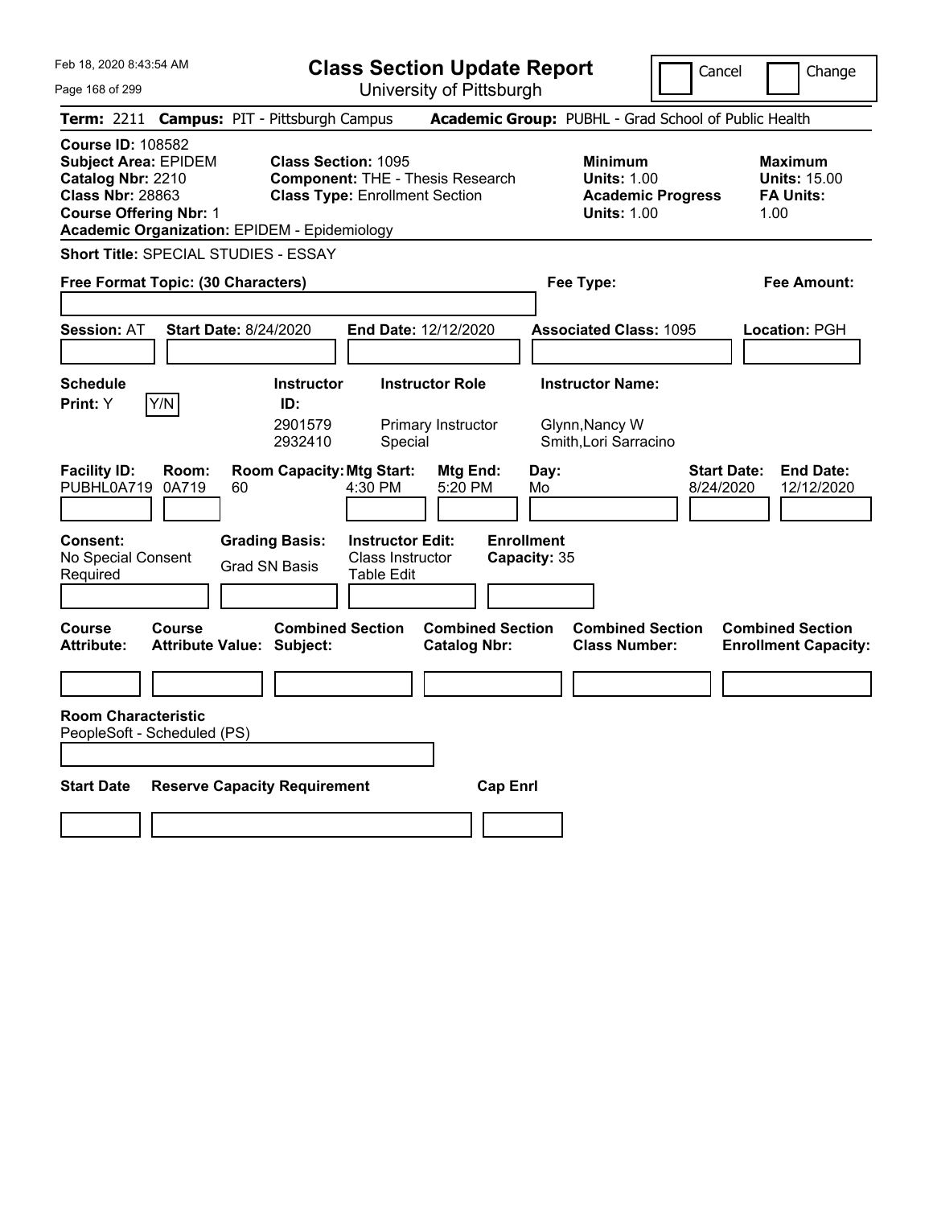Feb 18, 2020 8:43:54 AM

# Class Section Update Report

University of Pittsburgh

Cancel | Change

**Term:** 2211 **Campus:** PIT - Pittsburgh Campus **Academic Group:** PUBHL - Grad School of Public Health

**Course ID:** 108582
**Subject Area:** EPIDEM
**Catalog Nbr:** 2210
**Class Nbr:** 28863
**Course Offering Nbr:** 1
**Academic Organization:** EPIDEM - Epidemiology

**Class Section:** 1095
**Component:** THE - Thesis Research
**Class Type:** Enrollment Section

**Minimum Units:** 1.00
**Academic Progress Units:** 1.00

**Maximum Units:** 15.00
**FA Units:** 1.00

**Short Title:** SPECIAL STUDIES - ESSAY

**Free Format Topic: (30 Characters)**

**Fee Type:**

**Fee Amount:**

**Session:** AT **Start Date:** 8/24/2020 **End Date:** 12/12/2020 **Associated Class:** 1095 **Location:** PGH

**Schedule Print:** Y [Y/N]

| Instructor ID | Instructor Role | Instructor Name |
|---|---|---|
| 2901579 | Primary Instructor | Glynn,Nancy W |
| 2932410 | Special | Smith,Lori Sarracino |

| Facility ID: | Room: | Room Capacity: | Mtg Start: | Mtg End: | Day: | Start Date: | End Date: |
|---|---|---|---|---|---|---|---|
| PUBHL0A719 | 0A719 | 60 | 4:30 PM | 5:20 PM | Mo | 8/24/2020 | 12/12/2020 |

**Consent:** No Special Consent Required
**Grading Basis:** Grad SN Basis
**Instructor Edit:** Class Instructor Table Edit
**Enrollment Capacity:** 35

| Course Attribute: | Course Attribute Value: | Combined Section Subject: | Combined Section Catalog Nbr: | Combined Section Class Number: | Combined Section Enrollment Capacity: |
|---|---|---|---|---|---|
| | | | | | |

**Room Characteristic**
PeopleSoft - Scheduled (PS)

| Start Date | Reserve Capacity Requirement | Cap Enrl |
|---|---|---|
| | | |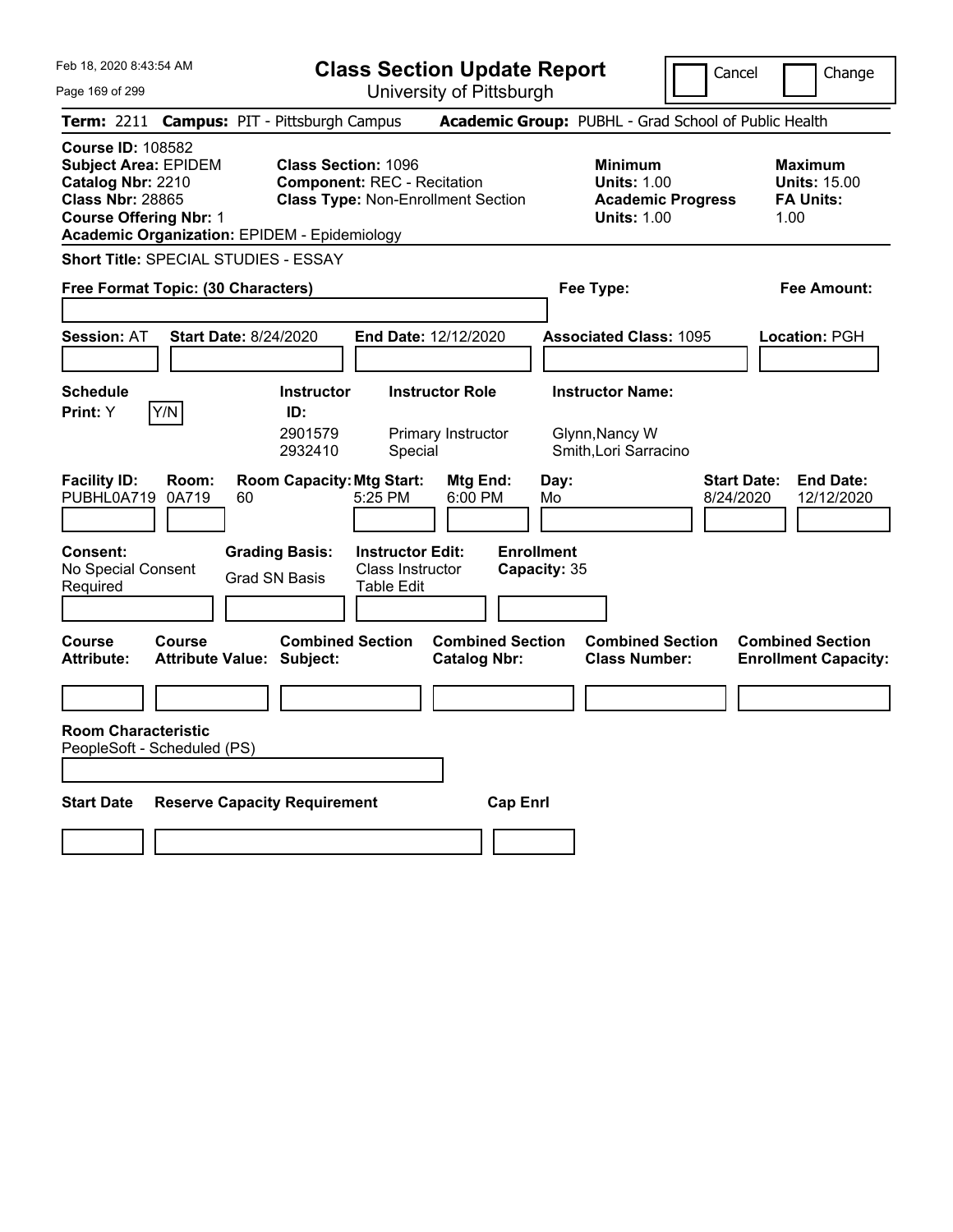Feb 18, 2020 8:43:54 AM

# Class Section Update Report

University of Pittsburgh

Cancel | Change

**Term:** 2211 **Campus:** PIT - Pittsburgh Campus **Academic Group:** PUBHL - Grad School of Public Health

**Course ID:** 108582
**Subject Area:** EPIDEM
**Catalog Nbr:** 2210
**Class Nbr:** 28865
**Course Offering Nbr:** 1
**Academic Organization:** EPIDEM - Epidemiology

**Class Section:** 1096
**Component:** REC - Recitation
**Class Type:** Non-Enrollment Section

**Minimum Units:** 1.00
**Academic Progress Units:** 1.00

**Maximum Units:** 15.00
**FA Units:** 1.00

**Short Title:** SPECIAL STUDIES - ESSAY

**Free Format Topic: (30 Characters)**

**Fee Type:**

**Fee Amount:**

**Session:** AT **Start Date:** 8/24/2020 **End Date:** 12/12/2020 **Associated Class:** 1095 **Location:** PGH

**Schedule Print:** Y [Y/N]

| Instructor ID | Instructor Role | Instructor Name |
|---|---|---|
| 2901579 | Primary Instructor | Glynn,Nancy W |
| 2932410 | Special | Smith,Lori Sarracino |

| Facility ID | Room | Room Capacity | Mtg Start | Mtg End | Day | Start Date | End Date |
|---|---|---|---|---|---|---|---|
| PUBHL0A719 | 0A719 | 60 | 5:25 PM | 6:00 PM | Mo | 8/24/2020 | 12/12/2020 |

**Consent:** No Special Consent Required
**Grading Basis:** Grad SN Basis
**Instructor Edit:** Class Instructor Table Edit
**Enrollment Capacity:** 35

| Course Attribute | Course Attribute Value | Combined Section Subject | Combined Section Catalog Nbr | Combined Section Class Number | Combined Section Enrollment Capacity |
|---|---|---|---|---|---|
| | | | | | |

**Room Characteristic**
PeopleSoft - Scheduled (PS)

| Start Date | Reserve Capacity Requirement | Cap Enrl |
|---|---|---|
| | | |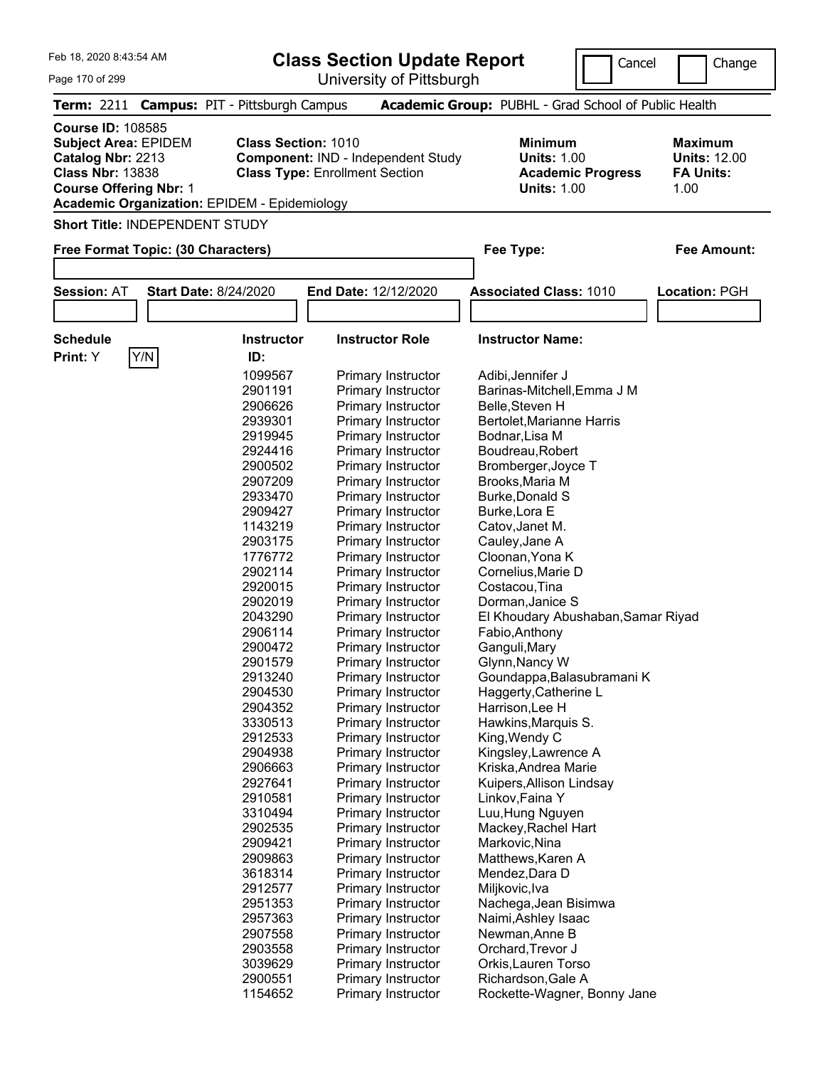# Class Section Update Report

University of Pittsburgh

Feb 18, 2020 8:43:54 AM

Cancel | Change

**Term:** 2211 **Campus:** PIT - Pittsburgh Campus **Academic Group:** PUBHL - Grad School of Public Health

**Course ID:** 108585
**Subject Area:** EPIDEM
**Catalog Nbr:** 2213
**Class Nbr:** 13838
**Course Offering Nbr:** 1
**Academic Organization:** EPIDEM - Epidemiology

**Class Section:** 1010
**Component:** IND - Independent Study
**Class Type:** Enrollment Section

**Minimum Units:** 1.00
**Academic Progress Units:** 1.00

**Maximum Units:** 12.00
**FA Units:** 1.00

**Short Title:** INDEPENDENT STUDY

**Free Format Topic: (30 Characters)**

**Fee Type:**

**Fee Amount:**

**Session:** AT **Start Date:** 8/24/2020 **End Date:** 12/12/2020 **Associated Class:** 1010 **Location:** PGH

**Schedule Print:** Y Y/N

| Instructor ID: | Instructor Role | Instructor Name: |
|---|---|---|
| 1099567 | Primary Instructor | Adibi,Jennifer J |
| 2901191 | Primary Instructor | Barinas-Mitchell,Emma J M |
| 2906626 | Primary Instructor | Belle,Steven H |
| 2939301 | Primary Instructor | Bertolet,Marianne Harris |
| 2919945 | Primary Instructor | Bodnar,Lisa M |
| 2924416 | Primary Instructor | Boudreau,Robert |
| 2900502 | Primary Instructor | Bromberger,Joyce T |
| 2907209 | Primary Instructor | Brooks,Maria M |
| 2933470 | Primary Instructor | Burke,Donald S |
| 2909427 | Primary Instructor | Burke,Lora E |
| 1143219 | Primary Instructor | Catov,Janet M. |
| 2903175 | Primary Instructor | Cauley,Jane A |
| 1776772 | Primary Instructor | Cloonan,Yona K |
| 2902114 | Primary Instructor | Cornelius,Marie D |
| 2920015 | Primary Instructor | Costacou,Tina |
| 2902019 | Primary Instructor | Dorman,Janice S |
| 2043290 | Primary Instructor | El Khoudary Abushaban,Samar Riyad |
| 2906114 | Primary Instructor | Fabio,Anthony |
| 2900472 | Primary Instructor | Ganguli,Mary |
| 2901579 | Primary Instructor | Glynn,Nancy W |
| 2913240 | Primary Instructor | Goundappa,Balasubramani K |
| 2904530 | Primary Instructor | Haggerty,Catherine L |
| 2904352 | Primary Instructor | Harrison,Lee H |
| 3330513 | Primary Instructor | Hawkins,Marquis S. |
| 2912533 | Primary Instructor | King,Wendy C |
| 2904938 | Primary Instructor | Kingsley,Lawrence A |
| 2906663 | Primary Instructor | Kriska,Andrea Marie |
| 2927641 | Primary Instructor | Kuipers,Allison Lindsay |
| 2910581 | Primary Instructor | Linkov,Faina Y |
| 3310494 | Primary Instructor | Luu,Hung Nguyen |
| 2902535 | Primary Instructor | Mackey,Rachel Hart |
| 2909421 | Primary Instructor | Markovic,Nina |
| 2909863 | Primary Instructor | Matthews,Karen A |
| 3618314 | Primary Instructor | Mendez,Dara D |
| 2912577 | Primary Instructor | Miljkovic,Iva |
| 2951353 | Primary Instructor | Nachega,Jean Bisimwa |
| 2957363 | Primary Instructor | Naimi,Ashley Isaac |
| 2907558 | Primary Instructor | Newman,Anne B |
| 2903558 | Primary Instructor | Orchard,Trevor J |
| 3039629 | Primary Instructor | Orkis,Lauren Torso |
| 2900551 | Primary Instructor | Richardson,Gale A |
| 1154652 | Primary Instructor | Rockette-Wagner, Bonny Jane |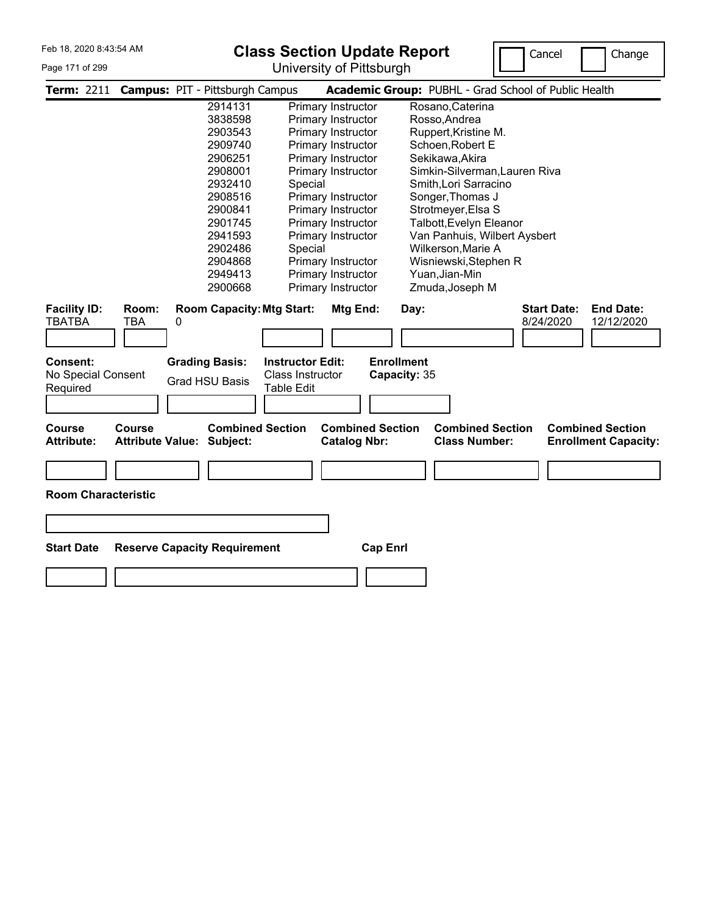**Class Section Update Report**

University of Pittsburgh

Cancel Change

**Term:** 2211 **Campus:** PIT - Pittsburgh Campus **Academic Group:** PUBHL - Grad School of Public Health

| | | |
|---|---|---|
| 2914131 | Primary Instructor | Rosano,Caterina |
| 3838598 | Primary Instructor | Rosso,Andrea |
| 2903543 | Primary Instructor | Ruppert,Kristine M. |
| 2909740 | Primary Instructor | Schoen,Robert E |
| 2906251 | Primary Instructor | Sekikawa,Akira |
| 2908001 | Primary Instructor | Simkin-Silverman,Lauren Riva |
| 2932410 | Special | Smith,Lori Sarracino |
| 2908516 | Primary Instructor | Songer,Thomas J |
| 2900841 | Primary Instructor | Strotmeyer,Elsa S |
| 2901745 | Primary Instructor | Talbott,Evelyn Eleanor |
| 2941593 | Primary Instructor | Van Panhuis, Wilbert Aysbert |
| 2902486 | Special | Wilkerson,Marie A |
| 2904868 | Primary Instructor | Wisniewski,Stephen R |
| 2949413 | Primary Instructor | Yuan,Jian-Min |
| 2900668 | Primary Instructor | Zmuda,Joseph M |

| Facility ID: | Room: | Room Capacity: | Mtg Start: | Mtg End: | Day: | Start Date: | End Date: |
|---|---|---|---|---|---|---|---|
| TBATBA | TBA | 0 | | | | 8/24/2020 | 12/12/2020 |

| Consent: | Grading Basis: | Instructor Edit: | Enrollment Capacity: |
|---|---|---|---|
| No Special Consent Required | Grad HSU Basis | Class Instructor Table Edit | 35 |

| Course Attribute: | Course Attribute Value: | Combined Section Subject: | Combined Section Catalog Nbr: | Combined Section Class Number: | Combined Section Enrollment Capacity: |
|---|---|---|---|---|---|
| | | | | | |

**Room Characteristic**

| Start Date | Reserve Capacity Requirement | Cap Enrl |
|---|---|---|
| | | |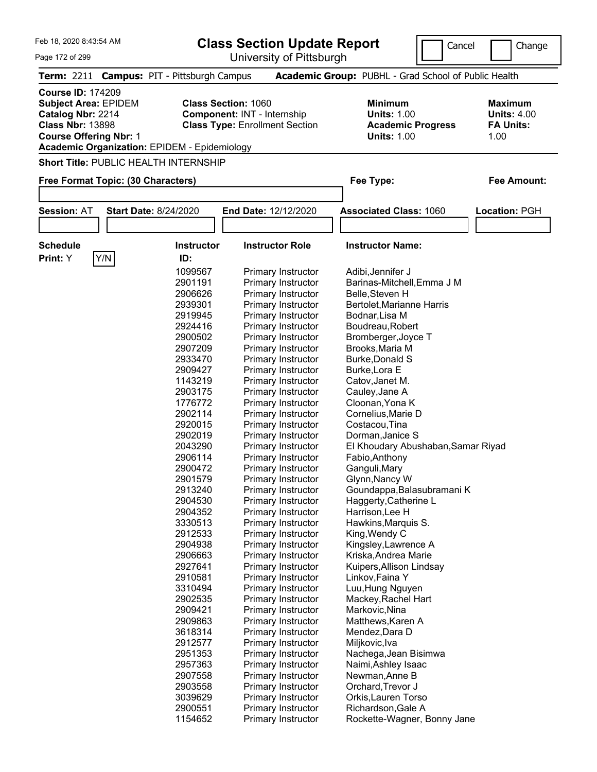# Class Section Update Report

University of Pittsburgh

Feb 18, 2020 8:43:54 AM

Cancel | Change

**Term:** 2211 **Campus:** PIT - Pittsburgh Campus **Academic Group:** PUBHL - Grad School of Public Health

**Course ID:** 174209
**Subject Area:** EPIDEM
**Catalog Nbr:** 2214
**Class Nbr:** 13898
**Course Offering Nbr:** 1
**Academic Organization:** EPIDEM - Epidemiology

**Class Section:** 1060
**Component:** INT - Internship
**Class Type:** Enrollment Section

**Minimum Units:** 1.00
**Academic Progress Units:** 1.00

**Maximum Units:** 4.00
**FA Units:** 1.00

**Short Title:** PUBLIC HEALTH INTERNSHIP

**Free Format Topic: (30 Characters)**

**Fee Type:**

**Fee Amount:**

**Session:** AT **Start Date:** 8/24/2020 **End Date:** 12/12/2020 **Associated Class:** 1060 **Location:** PGH

**Schedule Print:** Y  Y/N

| Instructor ID: | Instructor Role | Instructor Name: |
|---|---|---|
| 1099567 | Primary Instructor | Adibi,Jennifer J |
| 2901191 | Primary Instructor | Barinas-Mitchell,Emma J M |
| 2906626 | Primary Instructor | Belle,Steven H |
| 2939301 | Primary Instructor | Bertolet,Marianne Harris |
| 2919945 | Primary Instructor | Bodnar,Lisa M |
| 2924416 | Primary Instructor | Boudreau,Robert |
| 2900502 | Primary Instructor | Bromberger,Joyce T |
| 2907209 | Primary Instructor | Brooks,Maria M |
| 2933470 | Primary Instructor | Burke,Donald S |
| 2909427 | Primary Instructor | Burke,Lora E |
| 1143219 | Primary Instructor | Catov,Janet M. |
| 2903175 | Primary Instructor | Cauley,Jane A |
| 1776772 | Primary Instructor | Cloonan,Yona K |
| 2902114 | Primary Instructor | Cornelius,Marie D |
| 2920015 | Primary Instructor | Costacou,Tina |
| 2902019 | Primary Instructor | Dorman,Janice S |
| 2043290 | Primary Instructor | El Khoudary Abushaban,Samar Riyad |
| 2906114 | Primary Instructor | Fabio,Anthony |
| 2900472 | Primary Instructor | Ganguli,Mary |
| 2901579 | Primary Instructor | Glynn,Nancy W |
| 2913240 | Primary Instructor | Goundappa,Balasubramani K |
| 2904530 | Primary Instructor | Haggerty,Catherine L |
| 2904352 | Primary Instructor | Harrison,Lee H |
| 3330513 | Primary Instructor | Hawkins,Marquis S. |
| 2912533 | Primary Instructor | King,Wendy C |
| 2904938 | Primary Instructor | Kingsley,Lawrence A |
| 2906663 | Primary Instructor | Kriska,Andrea Marie |
| 2927641 | Primary Instructor | Kuipers,Allison Lindsay |
| 2910581 | Primary Instructor | Linkov,Faina Y |
| 3310494 | Primary Instructor | Luu,Hung Nguyen |
| 2902535 | Primary Instructor | Mackey,Rachel Hart |
| 2909421 | Primary Instructor | Markovic,Nina |
| 2909863 | Primary Instructor | Matthews,Karen A |
| 3618314 | Primary Instructor | Mendez,Dara D |
| 2912577 | Primary Instructor | Miljkovic,Iva |
| 2951353 | Primary Instructor | Nachega,Jean Bisimwa |
| 2957363 | Primary Instructor | Naimi,Ashley Isaac |
| 2907558 | Primary Instructor | Newman,Anne B |
| 2903558 | Primary Instructor | Orchard,Trevor J |
| 3039629 | Primary Instructor | Orkis,Lauren Torso |
| 2900551 | Primary Instructor | Richardson,Gale A |
| 1154652 | Primary Instructor | Rockette-Wagner, Bonny Jane |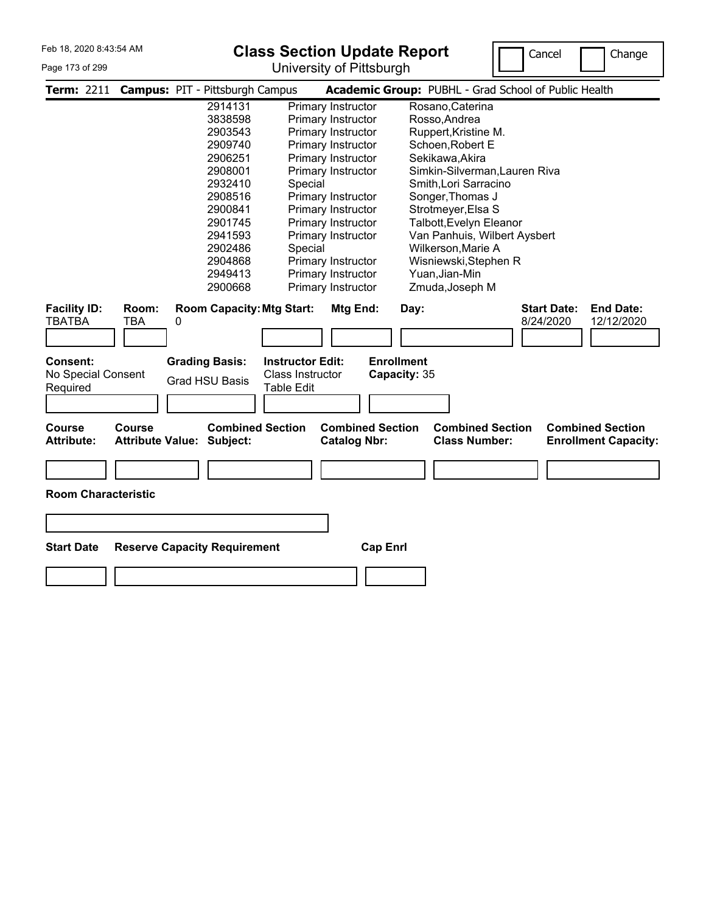# Class Section Update Report

University of Pittsburgh

Cancel | Change

**Term:** 2211 **Campus:** PIT - Pittsburgh Campus **Academic Group:** PUBHL - Grad School of Public Health

| ID | Role | Name |
|---|---|---|
| 2914131 | Primary Instructor | Rosano,Caterina |
| 3838598 | Primary Instructor | Rosso,Andrea |
| 2903543 | Primary Instructor | Ruppert,Kristine M. |
| 2909740 | Primary Instructor | Schoen,Robert E |
| 2906251 | Primary Instructor | Sekikawa,Akira |
| 2908001 | Primary Instructor | Simkin-Silverman,Lauren Riva |
| 2932410 | Special | Smith,Lori Sarracino |
| 2908516 | Primary Instructor | Songer,Thomas J |
| 2900841 | Primary Instructor | Strotmeyer,Elsa S |
| 2901745 | Primary Instructor | Talbott,Evelyn Eleanor |
| 2941593 | Primary Instructor | Van Panhuis, Wilbert Aysbert |
| 2902486 | Special | Wilkerson,Marie A |
| 2904868 | Primary Instructor | Wisniewski,Stephen R |
| 2949413 | Primary Instructor | Yuan,Jian-Min |
| 2900668 | Primary Instructor | Zmuda,Joseph M |

| Facility ID: | Room: | Room Capacity: | Mtg Start: | Mtg End: | Day: | Start Date: | End Date: |
|---|---|---|---|---|---|---|---|
| TBATBA | TBA | 0 | | | | 8/24/2020 | 12/12/2020 |

| Consent: | Grading Basis: | Instructor Edit: | Enrollment Capacity: |
|---|---|---|---|
| No Special Consent Required | Grad HSU Basis | Class Instructor Table Edit | 35 |

| Course Attribute: | Course Attribute Value: | Combined Section Subject: | Combined Section Catalog Nbr: | Combined Section Class Number: | Combined Section Enrollment Capacity: |
|---|---|---|---|---|---|
| | | | | | |

**Room Characteristic**

| Start Date | Reserve Capacity Requirement | Cap Enrl |
|---|---|---|
| | | |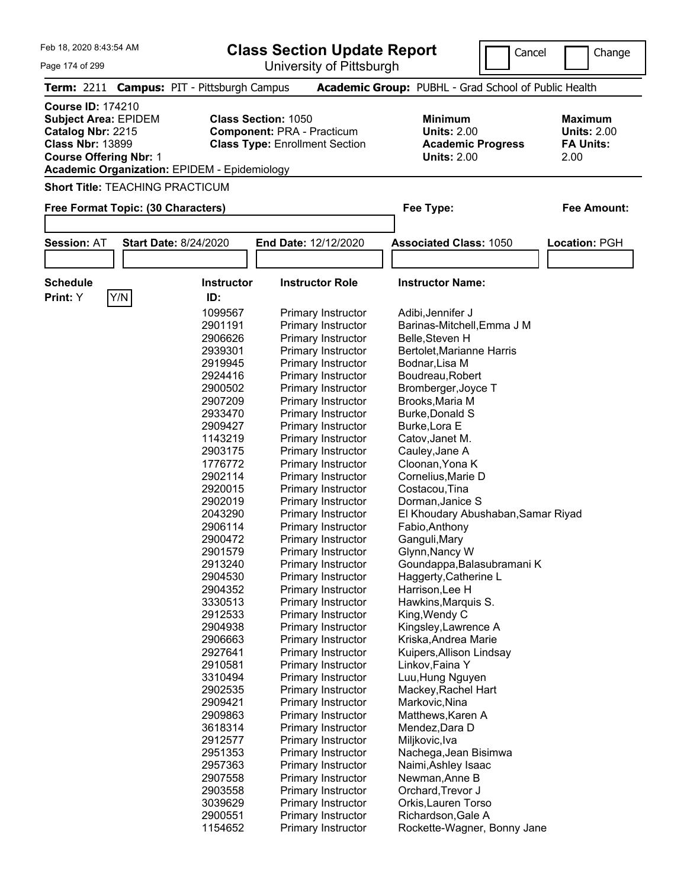Feb 18, 2020 8:43:54 AM

# Class Section Update Report

University of Pittsburgh

Cancel | Change

**Term:** 2211 **Campus:** PIT - Pittsburgh Campus **Academic Group:** PUBHL - Grad School of Public Health

**Course ID:** 174210
**Subject Area:** EPIDEM
**Catalog Nbr:** 2215
**Class Nbr:** 13899
**Course Offering Nbr:** 1
**Academic Organization:** EPIDEM - Epidemiology

**Class Section:** 1050
**Component:** PRA - Practicum
**Class Type:** Enrollment Section

**Minimum Units:** 2.00
**Academic Progress Units:** 2.00

**Maximum Units:** 2.00
**FA Units:** 2.00

**Short Title:** TEACHING PRACTICUM

**Free Format Topic: (30 Characters)**

**Fee Type:**

**Fee Amount:**

**Session:** AT **Start Date:** 8/24/2020 **End Date:** 12/12/2020 **Associated Class:** 1050 **Location:** PGH

**Schedule Print:** Y Y/N

| Instructor ID: | Instructor Role | Instructor Name: |
|---|---|---|
| 1099567 | Primary Instructor | Adibi,Jennifer J |
| 2901191 | Primary Instructor | Barinas-Mitchell,Emma J M |
| 2906626 | Primary Instructor | Belle,Steven H |
| 2939301 | Primary Instructor | Bertolet,Marianne Harris |
| 2919945 | Primary Instructor | Bodnar,Lisa M |
| 2924416 | Primary Instructor | Boudreau,Robert |
| 2900502 | Primary Instructor | Bromberger,Joyce T |
| 2907209 | Primary Instructor | Brooks,Maria M |
| 2933470 | Primary Instructor | Burke,Donald S |
| 2909427 | Primary Instructor | Burke,Lora E |
| 1143219 | Primary Instructor | Catov,Janet M. |
| 2903175 | Primary Instructor | Cauley,Jane A |
| 1776772 | Primary Instructor | Cloonan,Yona K |
| 2902114 | Primary Instructor | Cornelius,Marie D |
| 2920015 | Primary Instructor | Costacou,Tina |
| 2902019 | Primary Instructor | Dorman,Janice S |
| 2043290 | Primary Instructor | El Khoudary Abushaban,Samar Riyad |
| 2906114 | Primary Instructor | Fabio,Anthony |
| 2900472 | Primary Instructor | Ganguli,Mary |
| 2901579 | Primary Instructor | Glynn,Nancy W |
| 2913240 | Primary Instructor | Goundappa,Balasubramani K |
| 2904530 | Primary Instructor | Haggerty,Catherine L |
| 2904352 | Primary Instructor | Harrison,Lee H |
| 3330513 | Primary Instructor | Hawkins,Marquis S. |
| 2912533 | Primary Instructor | King,Wendy C |
| 2904938 | Primary Instructor | Kingsley,Lawrence A |
| 2906663 | Primary Instructor | Kriska,Andrea Marie |
| 2927641 | Primary Instructor | Kuipers,Allison Lindsay |
| 2910581 | Primary Instructor | Linkov,Faina Y |
| 3310494 | Primary Instructor | Luu,Hung Nguyen |
| 2902535 | Primary Instructor | Mackey,Rachel Hart |
| 2909421 | Primary Instructor | Markovic,Nina |
| 2909863 | Primary Instructor | Matthews,Karen A |
| 3618314 | Primary Instructor | Mendez,Dara D |
| 2912577 | Primary Instructor | Miljkovic,Iva |
| 2951353 | Primary Instructor | Nachega,Jean Bisimwa |
| 2957363 | Primary Instructor | Naimi,Ashley Isaac |
| 2907558 | Primary Instructor | Newman,Anne B |
| 2903558 | Primary Instructor | Orchard,Trevor J |
| 3039629 | Primary Instructor | Orkis,Lauren Torso |
| 2900551 | Primary Instructor | Richardson,Gale A |
| 1154652 | Primary Instructor | Rockette-Wagner, Bonny Jane |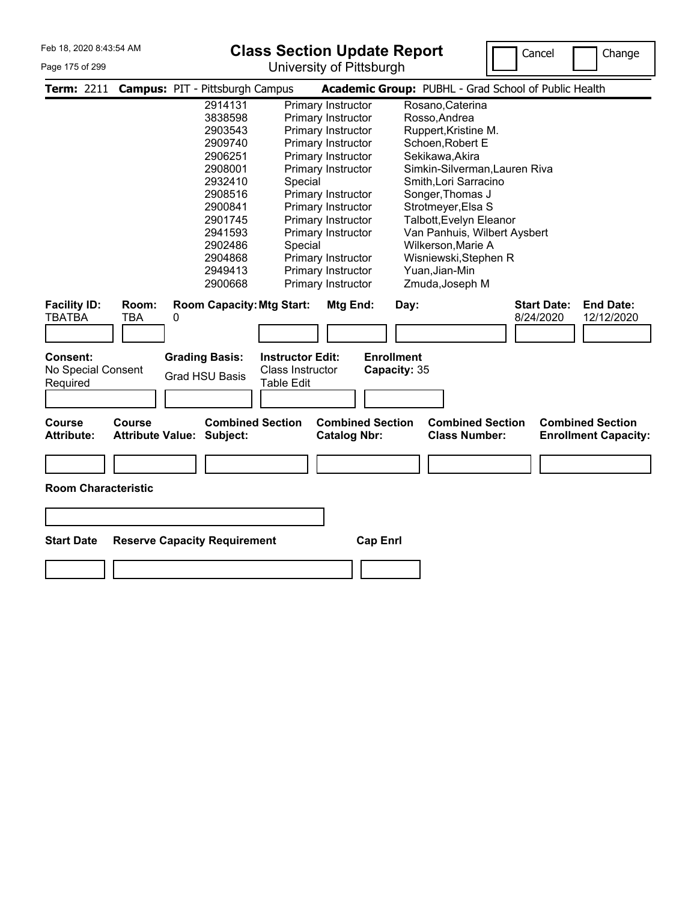# Class Section Update Report

University of Pittsburgh

Feb 18, 2020 8:43:54 AM

Cancel ☐ Change ☐

**Term:** 2211 **Campus:** PIT - Pittsburgh Campus **Academic Group:** PUBHL - Grad School of Public Health

| ID | Role | Name |
|---|---|---|
| 2914131 | Primary Instructor | Rosano,Caterina |
| 3838598 | Primary Instructor | Rosso,Andrea |
| 2903543 | Primary Instructor | Ruppert,Kristine M. |
| 2909740 | Primary Instructor | Schoen,Robert E |
| 2906251 | Primary Instructor | Sekikawa,Akira |
| 2908001 | Primary Instructor | Simkin-Silverman,Lauren Riva |
| 2932410 | Special | Smith,Lori Sarracino |
| 2908516 | Primary Instructor | Songer,Thomas J |
| 2900841 | Primary Instructor | Strotmeyer,Elsa S |
| 2901745 | Primary Instructor | Talbott,Evelyn Eleanor |
| 2941593 | Primary Instructor | Van Panhuis, Wilbert Aysbert |
| 2902486 | Special | Wilkerson,Marie A |
| 2904868 | Primary Instructor | Wisniewski,Stephen R |
| 2949413 | Primary Instructor | Yuan,Jian-Min |
| 2900668 | Primary Instructor | Zmuda,Joseph M |

| Facility ID: | Room: | Room Capacity: | Mtg Start: | Mtg End: | Day: | Start Date: | End Date: |
|---|---|---|---|---|---|---|---|
| TBATBA | TBA | 0 | | | | 8/24/2020 | 12/12/2020 |

| Consent: | Grading Basis: | Instructor Edit: | Enrollment Capacity: |
|---|---|---|---|
| No Special Consent Required | Grad HSU Basis | Class Instructor Table Edit | 35 |

| Course Attribute: | Course Attribute Value: | Combined Section Subject: | Combined Section Catalog Nbr: | Combined Section Class Number: | Combined Section Enrollment Capacity: |
|---|---|---|---|---|---|
| | | | | | |

**Room Characteristic**

| Start Date | Reserve Capacity Requirement | Cap Enrl |
|---|---|---|
| | | |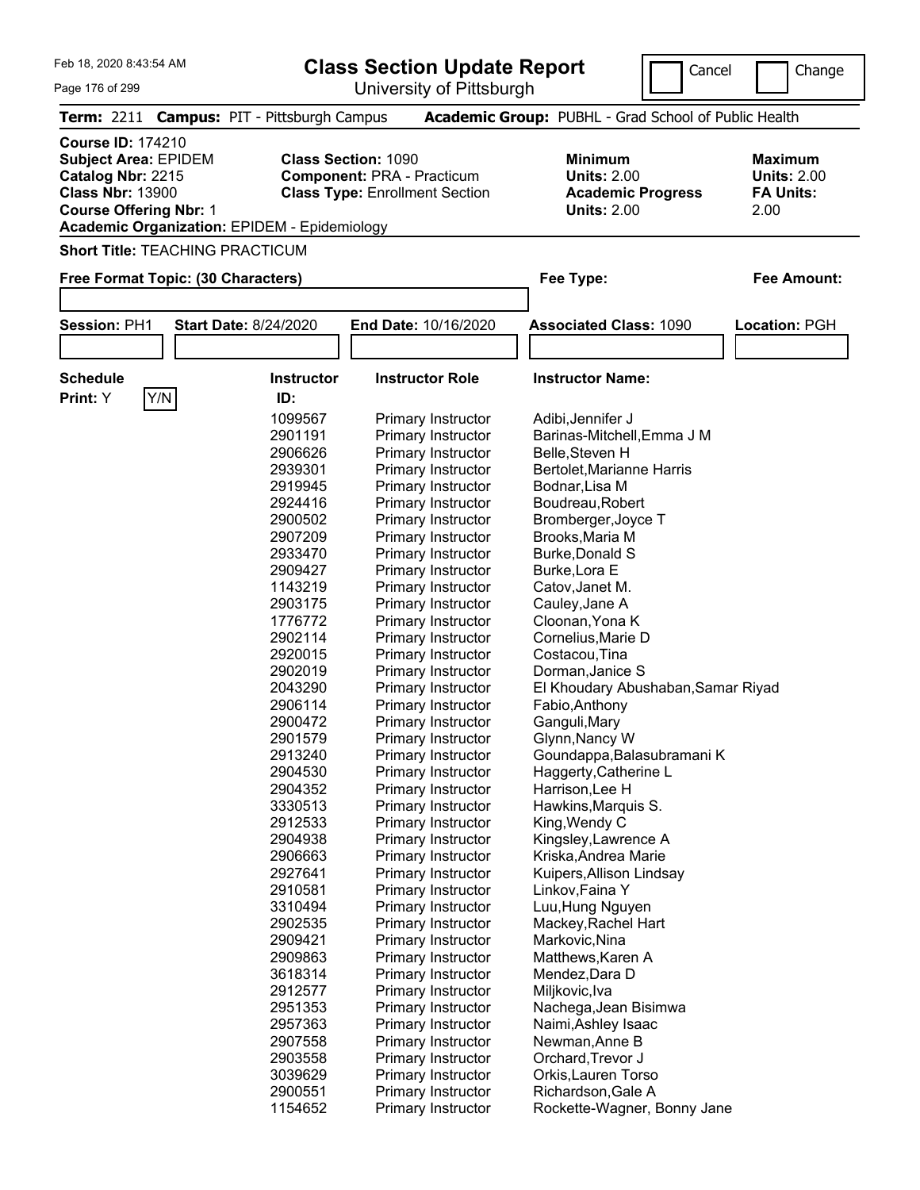# Class Section Update Report

University of Pittsburgh

Feb 18, 2020 8:43:54 AM

Cancel | Change

**Term:** 2211 **Campus:** PIT - Pittsburgh Campus **Academic Group:** PUBHL - Grad School of Public Health

**Course ID:** 174210
**Subject Area:** EPIDEM
**Catalog Nbr:** 2215
**Class Nbr:** 13900
**Course Offering Nbr:** 1
**Academic Organization:** EPIDEM - Epidemiology

**Class Section:** 1090
**Component:** PRA - Practicum
**Class Type:** Enrollment Section

**Minimum Units:** 2.00
**Academic Progress Units:** 2.00

**Maximum Units:** 2.00
**FA Units:** 2.00

**Short Title:** TEACHING PRACTICUM

**Free Format Topic: (30 Characters)**

**Fee Type:**

**Fee Amount:**

**Session:** PH1 **Start Date:** 8/24/2020 **End Date:** 10/16/2020 **Associated Class:** 1090 **Location:** PGH

**Schedule Print:** Y Y/N

| Instructor ID: | Instructor Role | Instructor Name: |
|---|---|---|
| 1099567 | Primary Instructor | Adibi,Jennifer J |
| 2901191 | Primary Instructor | Barinas-Mitchell,Emma J M |
| 2906626 | Primary Instructor | Belle,Steven H |
| 2939301 | Primary Instructor | Bertolet,Marianne Harris |
| 2919945 | Primary Instructor | Bodnar,Lisa M |
| 2924416 | Primary Instructor | Boudreau,Robert |
| 2900502 | Primary Instructor | Bromberger,Joyce T |
| 2907209 | Primary Instructor | Brooks,Maria M |
| 2933470 | Primary Instructor | Burke,Donald S |
| 2909427 | Primary Instructor | Burke,Lora E |
| 1143219 | Primary Instructor | Catov,Janet M. |
| 2903175 | Primary Instructor | Cauley,Jane A |
| 1776772 | Primary Instructor | Cloonan,Yona K |
| 2902114 | Primary Instructor | Cornelius,Marie D |
| 2920015 | Primary Instructor | Costacou,Tina |
| 2902019 | Primary Instructor | Dorman,Janice S |
| 2043290 | Primary Instructor | El Khoudary Abushaban,Samar Riyad |
| 2906114 | Primary Instructor | Fabio,Anthony |
| 2900472 | Primary Instructor | Ganguli,Mary |
| 2901579 | Primary Instructor | Glynn,Nancy W |
| 2913240 | Primary Instructor | Goundappa,Balasubramani K |
| 2904530 | Primary Instructor | Haggerty,Catherine L |
| 2904352 | Primary Instructor | Harrison,Lee H |
| 3330513 | Primary Instructor | Hawkins,Marquis S. |
| 2912533 | Primary Instructor | King,Wendy C |
| 2904938 | Primary Instructor | Kingsley,Lawrence A |
| 2906663 | Primary Instructor | Kriska,Andrea Marie |
| 2927641 | Primary Instructor | Kuipers,Allison Lindsay |
| 2910581 | Primary Instructor | Linkov,Faina Y |
| 3310494 | Primary Instructor | Luu,Hung Nguyen |
| 2902535 | Primary Instructor | Mackey,Rachel Hart |
| 2909421 | Primary Instructor | Markovic,Nina |
| 2909863 | Primary Instructor | Matthews,Karen A |
| 3618314 | Primary Instructor | Mendez,Dara D |
| 2912577 | Primary Instructor | Miljkovic,Iva |
| 2951353 | Primary Instructor | Nachega,Jean Bisimwa |
| 2957363 | Primary Instructor | Naimi,Ashley Isaac |
| 2907558 | Primary Instructor | Newman,Anne B |
| 2903558 | Primary Instructor | Orchard,Trevor J |
| 3039629 | Primary Instructor | Orkis,Lauren Torso |
| 2900551 | Primary Instructor | Richardson,Gale A |
| 1154652 | Primary Instructor | Rockette-Wagner, Bonny Jane |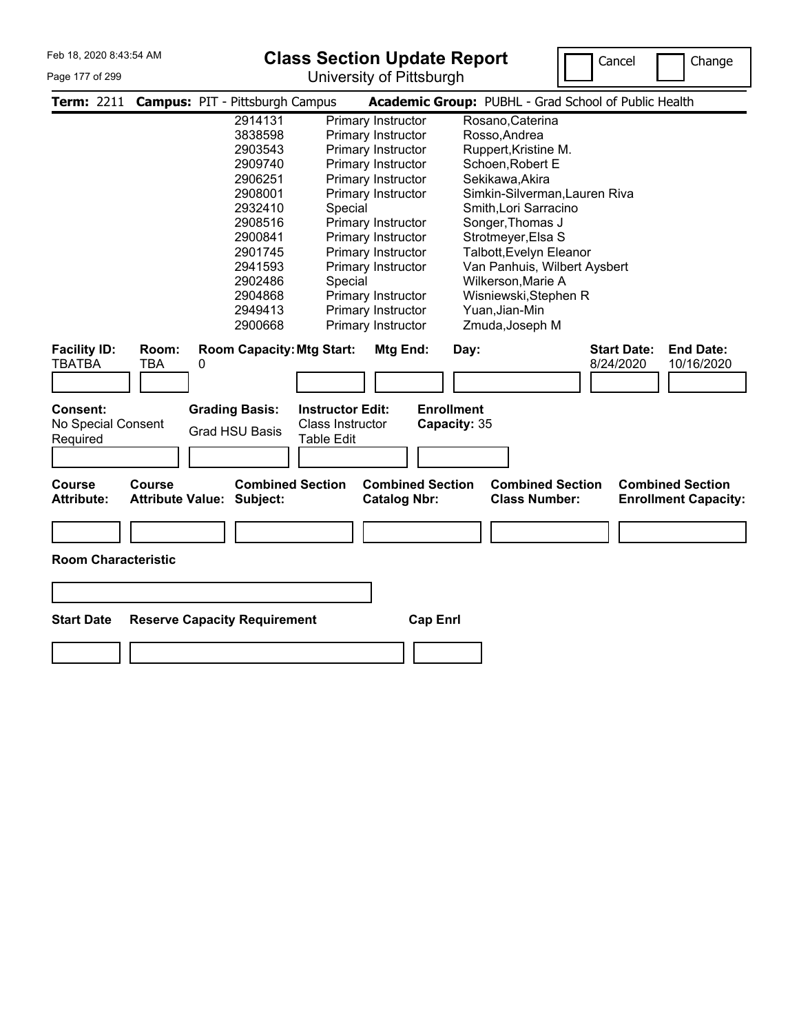# Class Section Update Report

University of Pittsburgh

Cancel | Change

**Term:** 2211 **Campus:** PIT - Pittsburgh Campus **Academic Group:** PUBHL - Grad School of Public Health

| ID | Role | Name |
|---|---|---|
| 2914131 | Primary Instructor | Rosano,Caterina |
| 3838598 | Primary Instructor | Rosso,Andrea |
| 2903543 | Primary Instructor | Ruppert,Kristine M. |
| 2909740 | Primary Instructor | Schoen,Robert E |
| 2906251 | Primary Instructor | Sekikawa,Akira |
| 2908001 | Primary Instructor | Simkin-Silverman,Lauren Riva |
| 2932410 | Special | Smith,Lori Sarracino |
| 2908516 | Primary Instructor | Songer,Thomas J |
| 2900841 | Primary Instructor | Strotmeyer,Elsa S |
| 2901745 | Primary Instructor | Talbott,Evelyn Eleanor |
| 2941593 | Primary Instructor | Van Panhuis, Wilbert Aysbert |
| 2902486 | Special | Wilkerson,Marie A |
| 2904868 | Primary Instructor | Wisniewski,Stephen R |
| 2949413 | Primary Instructor | Yuan,Jian-Min |
| 2900668 | Primary Instructor | Zmuda,Joseph M |

| Facility ID: | Room: | Room Capacity: | Mtg Start: | Mtg End: | Day: | Start Date: | End Date: |
|---|---|---|---|---|---|---|---|
| TBATBA | TBA | 0 | | | | 8/24/2020 | 10/16/2020 |

| Consent: | Grading Basis: | Instructor Edit: | Enrollment Capacity: |
|---|---|---|---|
| No Special Consent Required | Grad HSU Basis | Class Instructor Table Edit | 35 |

| Course Attribute: | Course Attribute Value: | Combined Section Subject: | Combined Section Catalog Nbr: | Combined Section Class Number: | Combined Section Enrollment Capacity: |
|---|---|---|---|---|---|
| | | | | | |

**Room Characteristic**

| Start Date | Reserve Capacity Requirement | Cap Enrl |
|---|---|---|
| | | |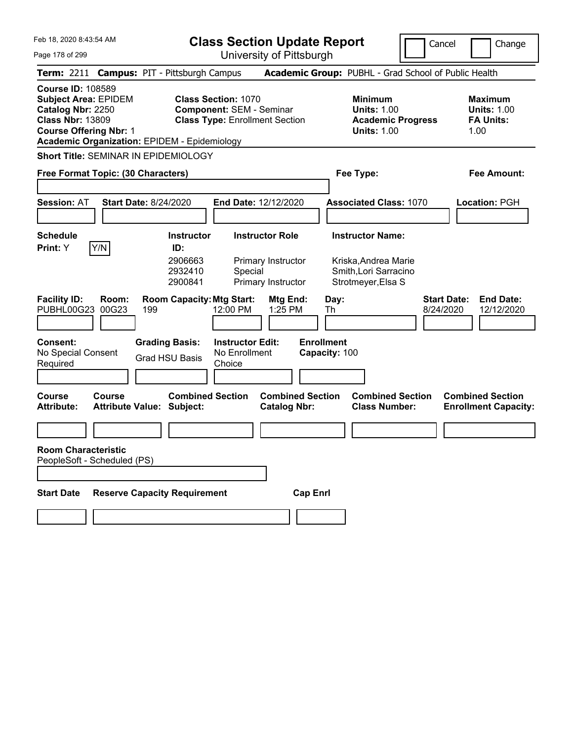# Class Section Update Report

University of Pittsburgh

Cancel | Change

**Term:** 2211 **Campus:** PIT - Pittsburgh Campus **Academic Group:** PUBHL - Grad School of Public Health

**Course ID:** 108589
**Subject Area:** EPIDEM
**Catalog Nbr:** 2250
**Class Nbr:** 13809
**Course Offering Nbr:** 1
**Academic Organization:** EPIDEM - Epidemiology

**Class Section:** 1070
**Component:** SEM - Seminar
**Class Type:** Enrollment Section

**Minimum Units:** 1.00
**Academic Progress Units:** 1.00

**Maximum Units:** 1.00
**FA Units:** 1.00

**Short Title:** SEMINAR IN EPIDEMIOLOGY

**Free Format Topic: (30 Characters)**

**Fee Type:**

**Fee Amount:**

**Session:** AT **Start Date:** 8/24/2020 **End Date:** 12/12/2020 **Associated Class:** 1070 **Location:** PGH

**Schedule Print:** Y | Y/N

| Instructor ID | Instructor Role | Instructor Name |
|---|---|---|
| 2906663 | Primary Instructor | Kriska,Andrea Marie |
| 2932410 | Special | Smith,Lori Sarracino |
| 2900841 | Primary Instructor | Strotmeyer,Elsa S |

| Facility ID | Room | Room Capacity | Mtg Start | Mtg End | Day | Start Date | End Date |
|---|---|---|---|---|---|---|---|
| PUBHL00G23 | 00G23 | 199 | 12:00 PM | 1:25 PM | Th | 8/24/2020 | 12/12/2020 |

**Consent:** No Special Consent Required
**Grading Basis:** Grad HSU Basis
**Instructor Edit:** No Enrollment Choice
**Enrollment Capacity:** 100

| Course Attribute | Course Attribute Value | Combined Section Subject | Combined Section Catalog Nbr | Combined Section Class Number | Combined Section Enrollment Capacity |
|---|---|---|---|---|---|
| | | | | | |

**Room Characteristic**
PeopleSoft - Scheduled (PS)

| Start Date | Reserve Capacity Requirement | Cap Enrl |
|---|---|---|
| | | |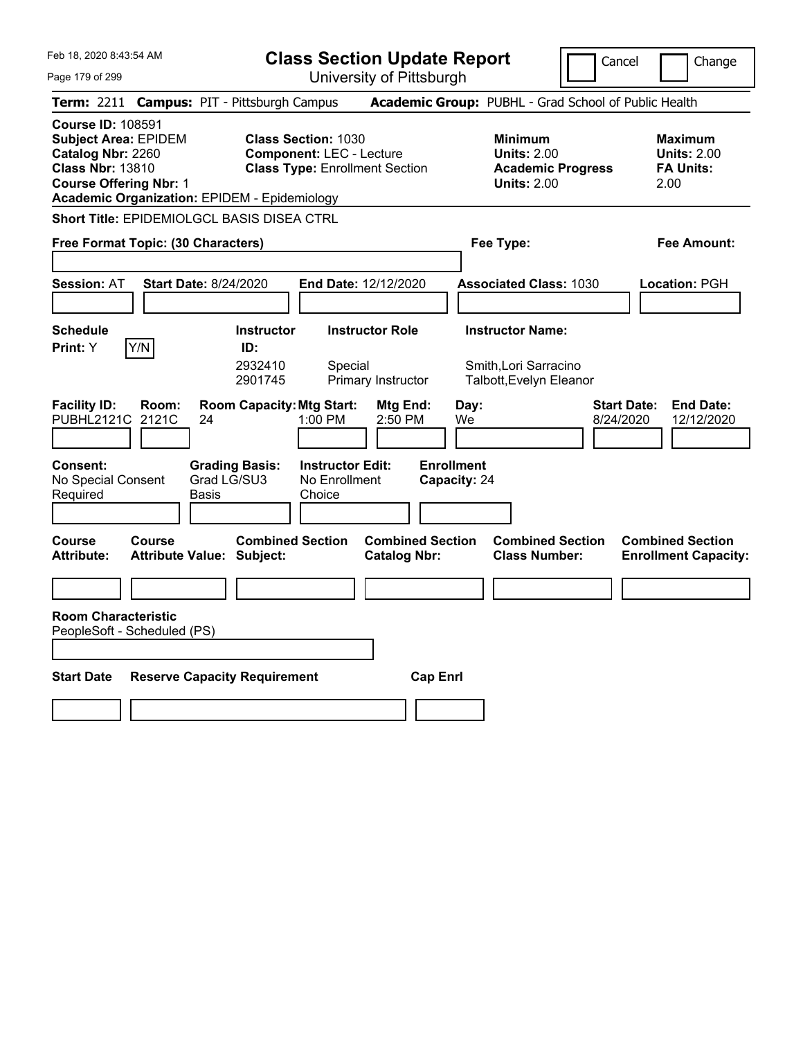# Class Section Update Report

University of Pittsburgh

Feb 18, 2020 8:43:54 AM

Cancel | Change

**Term:** 2211 **Campus:** PIT - Pittsburgh Campus **Academic Group:** PUBHL - Grad School of Public Health

**Course ID:** 108591
**Subject Area:** EPIDEM
**Catalog Nbr:** 2260
**Class Nbr:** 13810
**Course Offering Nbr:** 1
**Academic Organization:** EPIDEM - Epidemiology

**Class Section:** 1030
**Component:** LEC - Lecture
**Class Type:** Enrollment Section

**Minimum Units:** 2.00
**Academic Progress Units:** 2.00

**Maximum Units:** 2.00
**FA Units:** 2.00

**Short Title:** EPIDEMIOLGCL BASIS DISEA CTRL

**Free Format Topic: (30 Characters)**

**Fee Type:**

**Fee Amount:**

**Session:** AT **Start Date:** 8/24/2020 **End Date:** 12/12/2020 **Associated Class:** 1030 **Location:** PGH

**Schedule Print:** Y [Y/N]

| Instructor ID | Instructor Role | Instructor Name |
| --- | --- | --- |
| 2932410 | Special | Smith,Lori Sarracino |
| 2901745 | Primary Instructor | Talbott,Evelyn Eleanor |

| Facility ID | Room | Room Capacity | Mtg Start | Mtg End | Day | Start Date | End Date |
| --- | --- | --- | --- | --- | --- | --- | --- |
| PUBHL2121C | 2121C | 24 | 1:00 PM | 2:50 PM | We | 8/24/2020 | 12/12/2020 |

**Consent:** No Special Consent Required
**Grading Basis:** Grad LG/SU3 Basis
**Instructor Edit:** No Enrollment Choice
**Enrollment Capacity:** 24

| Course Attribute | Course Attribute Value | Combined Section Subject | Combined Section Catalog Nbr | Combined Section Class Number | Combined Section Enrollment Capacity |
| --- | --- | --- | --- | --- | --- |
| | | | | | |

**Room Characteristic**
PeopleSoft - Scheduled (PS)

| Start Date | Reserve Capacity Requirement | Cap Enrl |
| --- | --- | --- |
| | | |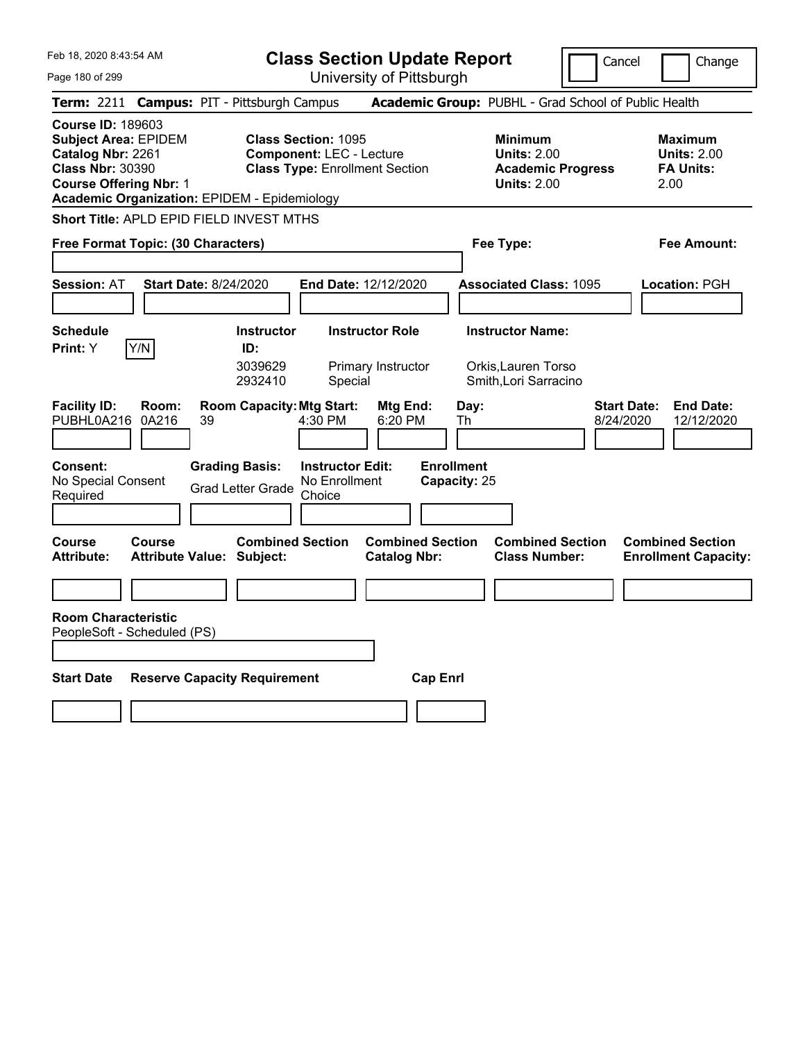Feb 18, 2020 8:43:54 AM

# Class Section Update Report

University of Pittsburgh

Cancel | Change

**Term:** 2211 **Campus:** PIT - Pittsburgh Campus **Academic Group:** PUBHL - Grad School of Public Health

**Course ID:** 189603
**Subject Area:** EPIDEM
**Catalog Nbr:** 2261
**Class Nbr:** 30390
**Course Offering Nbr:** 1
**Academic Organization:** EPIDEM - Epidemiology

**Class Section:** 1095
**Component:** LEC - Lecture
**Class Type:** Enrollment Section

**Minimum Units:** 2.00
**Academic Progress Units:** 2.00

**Maximum Units:** 2.00
**FA Units:** 2.00

**Short Title:** APLD EPID FIELD INVEST MTHS

**Free Format Topic: (30 Characters)**

**Fee Type:**

**Fee Amount:**

**Session:** AT **Start Date:** 8/24/2020 **End Date:** 12/12/2020 **Associated Class:** 1095 **Location:** PGH

**Schedule Print:** Y [Y/N]

| Instructor ID | Instructor Role | Instructor Name |
|---|---|---|
| 3039629 | Primary Instructor | Orkis,Lauren Torso |
| 2932410 | Special | Smith,Lori Sarracino |

| Facility ID | Room | Room Capacity | Mtg Start | Mtg End | Day | Start Date | End Date |
|---|---|---|---|---|---|---|---|
| PUBHL0A216 | 0A216 | 39 | 4:30 PM | 6:20 PM | Th | 8/24/2020 | 12/12/2020 |

**Consent:** No Special Consent Required
**Grading Basis:** Grad Letter Grade
**Instructor Edit:** No Enrollment Choice
**Enrollment Capacity:** 25

| Course Attribute | Course Attribute Value | Combined Section Subject | Combined Section Catalog Nbr | Combined Section Class Number | Combined Section Enrollment Capacity |
|---|---|---|---|---|---|
| | | | | | |

**Room Characteristic**
PeopleSoft - Scheduled (PS)

| Start Date | Reserve Capacity Requirement | Cap Enrl |
|---|---|---|
| | | |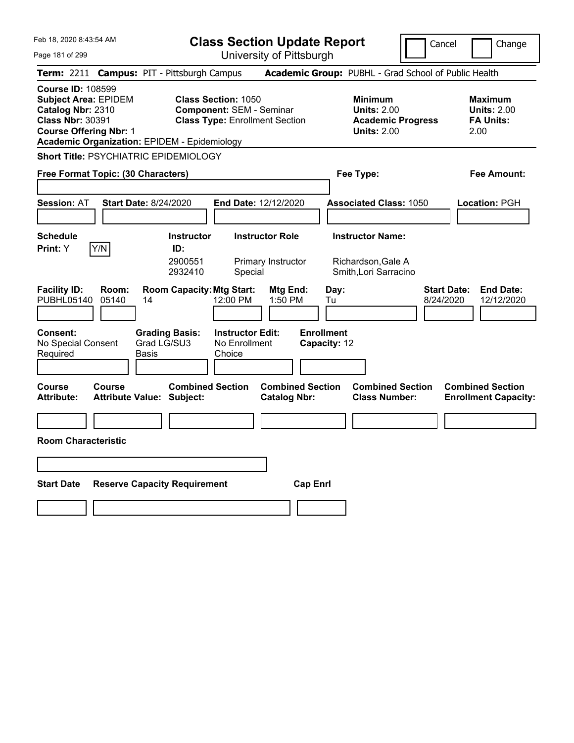Feb 18, 2020 8:43:54 AM

# Class Section Update Report

University of Pittsburgh

Cancel   Change

**Term:** 2211 **Campus:** PIT - Pittsburgh Campus **Academic Group:** PUBHL - Grad School of Public Health

**Course ID:** 108599
**Subject Area:** EPIDEM
**Catalog Nbr:** 2310
**Class Nbr:** 30391
**Course Offering Nbr:** 1
**Academic Organization:** EPIDEM - Epidemiology

**Class Section:** 1050
**Component:** SEM - Seminar
**Class Type:** Enrollment Section

**Minimum**
**Units:** 2.00
**Academic Progress Units:** 2.00

**Maximum**
**Units:** 2.00
**FA Units:** 2.00

**Short Title:** PSYCHIATRIC EPIDEMIOLOGY

**Free Format Topic: (30 Characters)**

**Fee Type:**

**Fee Amount:**

**Session:** AT **Start Date:** 8/24/2020 **End Date:** 12/12/2020 **Associated Class:** 1050 **Location:** PGH

| Schedule Print | Instructor ID | Instructor Role | Instructor Name |
|---|---|---|---|
| Y (Y/N) | 2900551 | Primary Instructor | Richardson,Gale A |
| | 2932410 | Special | Smith,Lori Sarracino |

| Facility ID | Room | Room Capacity | Mtg Start | Mtg End | Day | Start Date | End Date |
|---|---|---|---|---|---|---|---|
| PUBHL05140 | 05140 | 14 | 12:00 PM | 1:50 PM | Tu | 8/24/2020 | 12/12/2020 |

**Consent:** No Special Consent Required
**Grading Basis:** Grad LG/SU3 Basis
**Instructor Edit:** No Enrollment Choice
**Enrollment Capacity:** 12

| Course Attribute | Course Attribute Value | Combined Section Subject | Combined Section Catalog Nbr | Combined Section Class Number | Combined Section Enrollment Capacity |
|---|---|---|---|---|---|
| | | | | | |

**Room Characteristic**

| Start Date | Reserve Capacity Requirement | Cap Enrl |
|---|---|---|
| | | |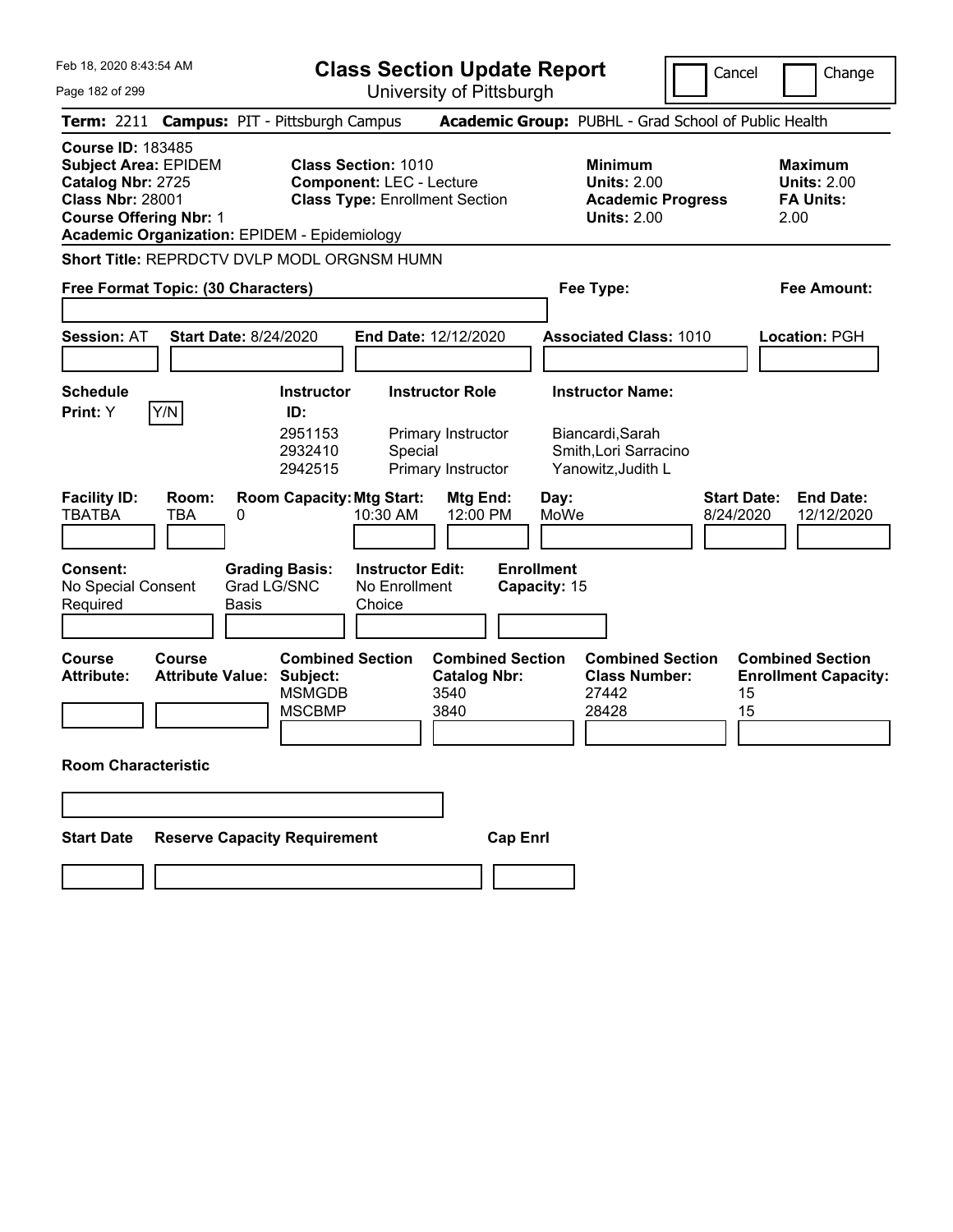# Class Section Update Report

University of Pittsburgh

Feb 18, 2020 8:43:54 AM

Cancel | Change

**Term:** 2211 **Campus:** PIT - Pittsburgh Campus **Academic Group:** PUBHL - Grad School of Public Health

**Course ID:** 183485
**Subject Area:** EPIDEM
**Catalog Nbr:** 2725
**Class Nbr:** 28001
**Course Offering Nbr:** 1
**Academic Organization:** EPIDEM - Epidemiology

**Class Section:** 1010
**Component:** LEC - Lecture
**Class Type:** Enrollment Section

**Minimum Units:** 2.00
**Academic Progress Units:** 2.00

**Maximum Units:** 2.00
**FA Units:** 2.00

**Short Title:** REPRDCTV DVLP MODL ORGNSM HUMN

**Free Format Topic: (30 Characters)**

**Fee Type:**

**Fee Amount:**

**Session:** AT **Start Date:** 8/24/2020 **End Date:** 12/12/2020 **Associated Class:** 1010 **Location:** PGH

**Schedule Print:** Y [Y/N]

| Instructor ID | Instructor Role | Instructor Name |
|---|---|---|
| 2951153 | Primary Instructor | Biancardi,Sarah |
| 2932410 | Special | Smith,Lori Sarracino |
| 2942515 | Primary Instructor | Yanowitz,Judith L |

| Facility ID | Room | Room Capacity | Mtg Start | Mtg End | Day | Start Date | End Date |
|---|---|---|---|---|---|---|---|
| TBATBA | TBA | 0 | 10:30 AM | 12:00 PM | MoWe | 8/24/2020 | 12/12/2020 |

**Consent:** No Special Consent Required
**Grading Basis:** Grad LG/SNC Basis
**Instructor Edit:** No Enrollment Choice
**Enrollment Capacity:** 15

**Course Attribute:**
**Course Attribute Value:**

| Combined Section Subject | Combined Section Catalog Nbr | Combined Section Class Number | Combined Section Enrollment Capacity |
|---|---|---|---|
| MSMGDB | 3540 | 27442 | 15 |
| MSCBMP | 3840 | 28428 | 15 |

**Room Characteristic**

**Start Date** **Reserve Capacity Requirement** **Cap Enrl**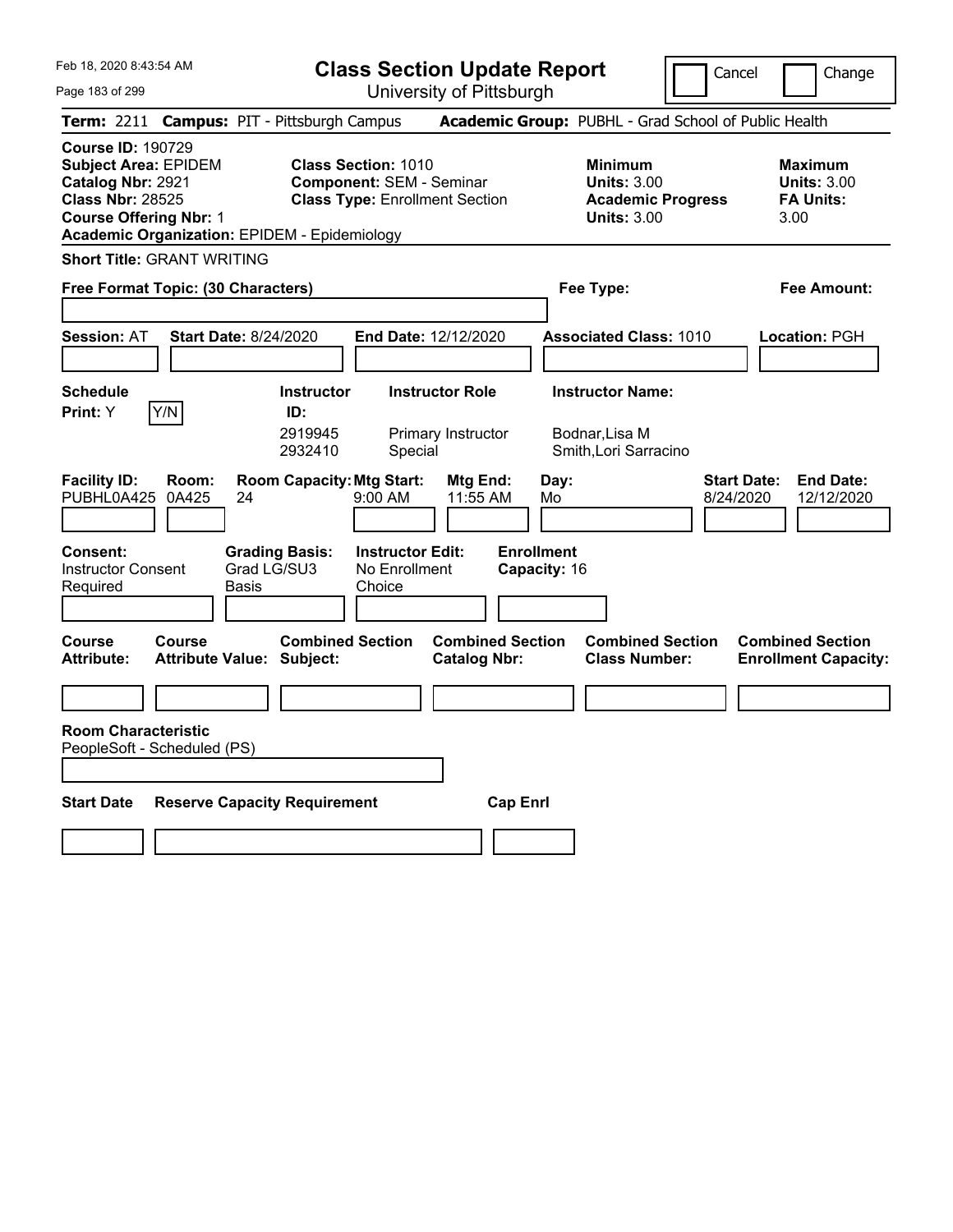Feb 18, 2020 8:43:54 AM

# Class Section Update Report

University of Pittsburgh

Cancel | Change

**Term:** 2211 **Campus:** PIT - Pittsburgh Campus **Academic Group:** PUBHL - Grad School of Public Health

**Course ID:** 190729
**Subject Area:** EPIDEM
**Catalog Nbr:** 2921
**Class Nbr:** 28525
**Course Offering Nbr:** 1
**Academic Organization:** EPIDEM - Epidemiology

**Class Section:** 1010
**Component:** SEM - Seminar
**Class Type:** Enrollment Section

**Minimum Units:** 3.00
**Academic Progress Units:** 3.00

**Maximum Units:** 3.00
**FA Units:** 3.00

**Short Title:** GRANT WRITING

**Free Format Topic: (30 Characters)**

**Fee Type:**

**Fee Amount:**

**Session:** AT **Start Date:** 8/24/2020 **End Date:** 12/12/2020 **Associated Class:** 1010 **Location:** PGH

**Schedule Print:** Y Y/N

| Instructor ID | Instructor Role | Instructor Name |
| --- | --- | --- |
| 2919945 | Primary Instructor | Bodnar,Lisa M |
| 2932410 | Special | Smith,Lori Sarracino |

| Facility ID | Room | Room Capacity | Mtg Start | Mtg End | Day | Start Date | End Date |
| --- | --- | --- | --- | --- | --- | --- | --- |
| PUBHL0A425 | 0A425 | 24 | 9:00 AM | 11:55 AM | Mo | 8/24/2020 | 12/12/2020 |

**Consent:** Instructor Consent Required
**Grading Basis:** Grad LG/SU3 Basis
**Instructor Edit:** No Enrollment Choice
**Enrollment Capacity:** 16

| Course Attribute | Course Attribute Value | Combined Section Subject | Combined Section Catalog Nbr | Combined Section Class Number | Combined Section Enrollment Capacity |
| --- | --- | --- | --- | --- | --- |
| | | | | | |

**Room Characteristic**
PeopleSoft - Scheduled (PS)

| Start Date | Reserve Capacity Requirement | Cap Enrl |
| --- | --- | --- |
| | | |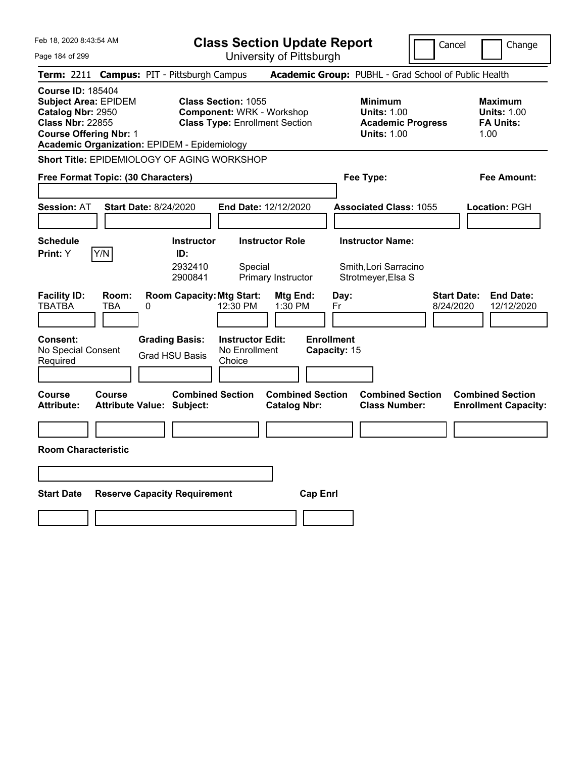Feb 18, 2020 8:43:54 AM

# Class Section Update Report

University of Pittsburgh

Cancel | Change

**Term:** 2211 **Campus:** PIT - Pittsburgh Campus **Academic Group:** PUBHL - Grad School of Public Health

**Course ID:** 185404
**Subject Area:** EPIDEM
**Catalog Nbr:** 2950
**Class Nbr:** 22855
**Course Offering Nbr:** 1
**Academic Organization:** EPIDEM - Epidemiology

**Class Section:** 1055
**Component:** WRK - Workshop
**Class Type:** Enrollment Section

**Minimum**
**Units:** 1.00
**Academic Progress Units:** 1.00

**Maximum**
**Units:** 1.00
**FA Units:** 1.00

**Short Title:** EPIDEMIOLOGY OF AGING WORKSHOP

**Free Format Topic: (30 Characters)**

**Fee Type:**

**Fee Amount:**

**Session:** AT **Start Date:** 8/24/2020 **End Date:** 12/12/2020 **Associated Class:** 1055 **Location:** PGH

**Schedule Print:** Y Y/N

| Instructor ID: | Instructor Role | Instructor Name: |
|---|---|---|
| 2932410 | Special | Smith,Lori Sarracino |
| 2900841 | Primary Instructor | Strotmeyer,Elsa S |

| Facility ID: | Room: | Room Capacity: | Mtg Start: | Mtg End: | Day: | Start Date: | End Date: |
|---|---|---|---|---|---|---|---|
| TBATBA | TBA | 0 | 12:30 PM | 1:30 PM | Fr | 8/24/2020 | 12/12/2020 |

**Consent:** No Special Consent Required

**Grading Basis:** Grad HSU Basis

**Instructor Edit:** No Enrollment Choice

**Enrollment Capacity:** 15

| Course Attribute: | Course Attribute Value: | Combined Section Subject: | Combined Section Catalog Nbr: | Combined Section Class Number: | Combined Section Enrollment Capacity: |
|---|---|---|---|---|---|
| | | | | | |

**Room Characteristic**

| Start Date | Reserve Capacity Requirement | Cap Enrl |
|---|---|---|
| | | |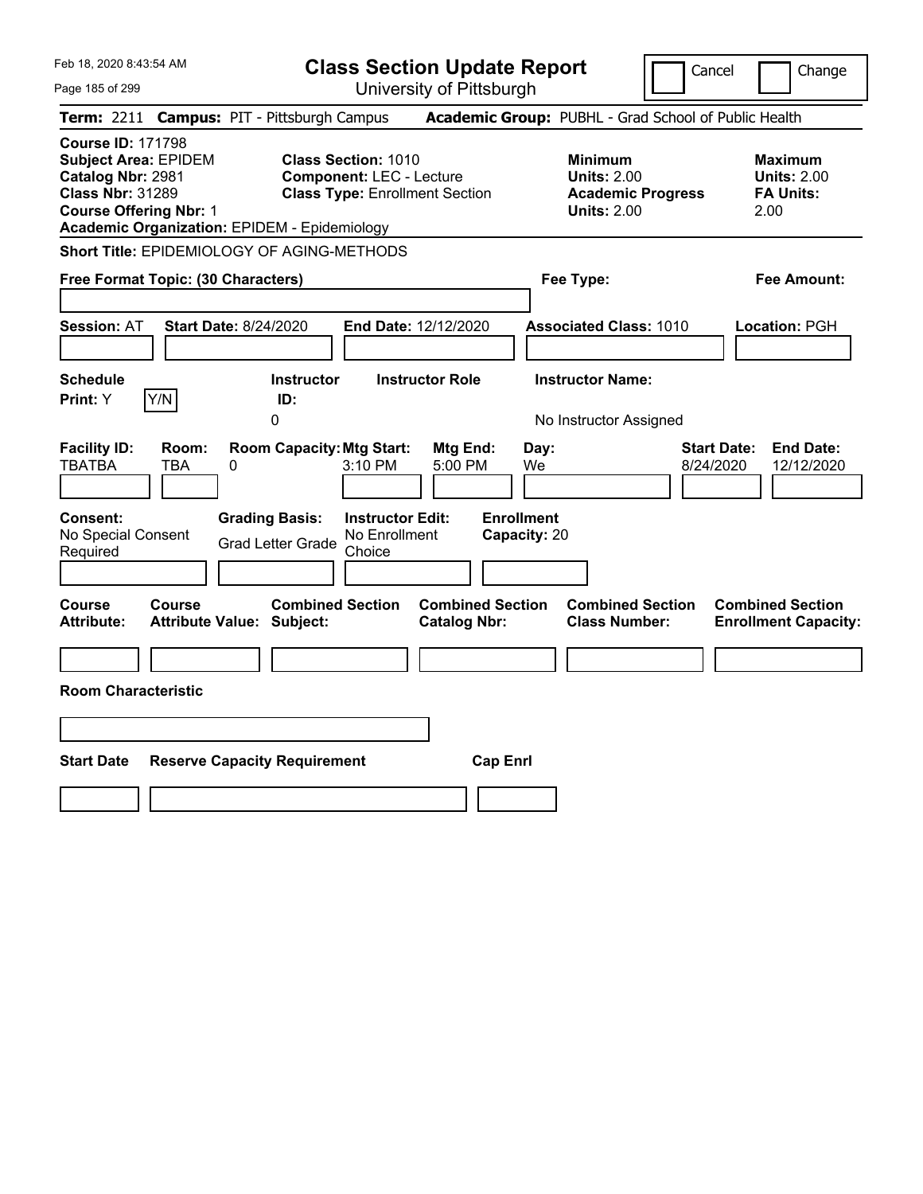Feb 18, 2020 8:43:54 AM

# Class Section Update Report

University of Pittsburgh

Cancel | Change

**Term:** 2211 **Campus:** PIT - Pittsburgh Campus **Academic Group:** PUBHL - Grad School of Public Health

**Course ID:** 171798
**Subject Area:** EPIDEM
**Catalog Nbr:** 2981
**Class Nbr:** 31289
**Course Offering Nbr:** 1
**Academic Organization:** EPIDEM - Epidemiology

**Class Section:** 1010
**Component:** LEC - Lecture
**Class Type:** Enrollment Section

**Minimum Units:** 2.00
**Academic Progress Units:** 2.00

**Maximum Units:** 2.00
**FA Units:** 2.00

**Short Title:** EPIDEMIOLOGY OF AGING-METHODS

**Free Format Topic: (30 Characters)**

**Fee Type:**

**Fee Amount:**

**Session:** AT **Start Date:** 8/24/2020 **End Date:** 12/12/2020 **Associated Class:** 1010 **Location:** PGH

| Schedule Print: | | Instructor ID: | Instructor Role | Instructor Name: |
|---|---|---|---|---|
| Y | Y/N | 0 | | No Instructor Assigned |

| Facility ID: | Room: | Room Capacity: | Mtg Start: | Mtg End: | Day: | Start Date: | End Date: |
|---|---|---|---|---|---|---|---|
| TBATBA | TBA | 0 | 3:10 PM | 5:00 PM | We | 8/24/2020 | 12/12/2020 |

| Consent: | Grading Basis: | Instructor Edit: | Enrollment Capacity: |
|---|---|---|---|
| No Special Consent Required | Grad Letter Grade | No Enrollment Choice | 20 |

| Course Attribute: | Course Attribute Value: | Combined Section Subject: | Combined Section Catalog Nbr: | Combined Section Class Number: | Combined Section Enrollment Capacity: |
|---|---|---|---|---|---|
| | | | | | |

**Room Characteristic**

| Start Date | Reserve Capacity Requirement | Cap Enrl |
|---|---|---|
| | | |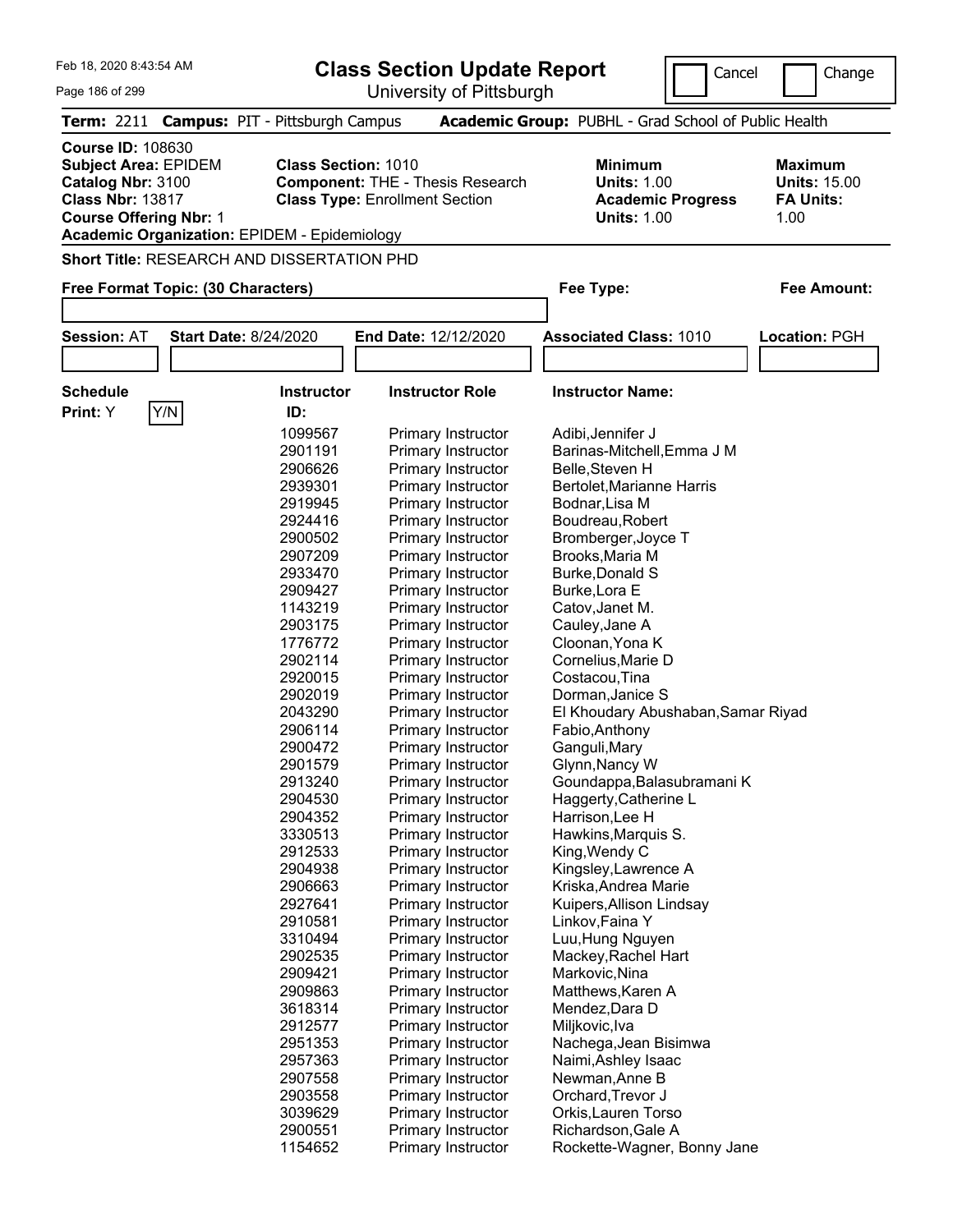Feb 18, 2020 8:43:54 AM

# Class Section Update Report

University of Pittsburgh

Cancel Change

**Term:** 2211 **Campus:** PIT - Pittsburgh Campus **Academic Group:** PUBHL - Grad School of Public Health

**Course ID:** 108630
**Subject Area:** EPIDEM
**Catalog Nbr:** 3100
**Class Nbr:** 13817
**Course Offering Nbr:** 1
**Academic Organization:** EPIDEM - Epidemiology

**Class Section:** 1010
**Component:** THE - Thesis Research
**Class Type:** Enrollment Section

**Minimum Units:** 1.00
**Academic Progress Units:** 1.00

**Maximum Units:** 15.00
**FA Units:** 1.00

**Short Title:** RESEARCH AND DISSERTATION PHD

**Free Format Topic: (30 Characters)** **Fee Type:** **Fee Amount:**

**Session:** AT **Start Date:** 8/24/2020 **End Date:** 12/12/2020 **Associated Class:** 1010 **Location:** PGH

**Schedule Print:** Y Y/N

| Instructor ID: | Instructor Role | Instructor Name: |
|---|---|---|
| 1099567 | Primary Instructor | Adibi,Jennifer J |
| 2901191 | Primary Instructor | Barinas-Mitchell,Emma J M |
| 2906626 | Primary Instructor | Belle,Steven H |
| 2939301 | Primary Instructor | Bertolet,Marianne Harris |
| 2919945 | Primary Instructor | Bodnar,Lisa M |
| 2924416 | Primary Instructor | Boudreau,Robert |
| 2900502 | Primary Instructor | Bromberger,Joyce T |
| 2907209 | Primary Instructor | Brooks,Maria M |
| 2933470 | Primary Instructor | Burke,Donald S |
| 2909427 | Primary Instructor | Burke,Lora E |
| 1143219 | Primary Instructor | Catov,Janet M. |
| 2903175 | Primary Instructor | Cauley,Jane A |
| 1776772 | Primary Instructor | Cloonan,Yona K |
| 2902114 | Primary Instructor | Cornelius,Marie D |
| 2920015 | Primary Instructor | Costacou,Tina |
| 2902019 | Primary Instructor | Dorman,Janice S |
| 2043290 | Primary Instructor | El Khoudary Abushaban,Samar Riyad |
| 2906114 | Primary Instructor | Fabio,Anthony |
| 2900472 | Primary Instructor | Ganguli,Mary |
| 2901579 | Primary Instructor | Glynn,Nancy W |
| 2913240 | Primary Instructor | Goundappa,Balasubramani K |
| 2904530 | Primary Instructor | Haggerty,Catherine L |
| 2904352 | Primary Instructor | Harrison,Lee H |
| 3330513 | Primary Instructor | Hawkins,Marquis S. |
| 2912533 | Primary Instructor | King,Wendy C |
| 2904938 | Primary Instructor | Kingsley,Lawrence A |
| 2906663 | Primary Instructor | Kriska,Andrea Marie |
| 2927641 | Primary Instructor | Kuipers,Allison Lindsay |
| 2910581 | Primary Instructor | Linkov,Faina Y |
| 3310494 | Primary Instructor | Luu,Hung Nguyen |
| 2902535 | Primary Instructor | Mackey,Rachel Hart |
| 2909421 | Primary Instructor | Markovic,Nina |
| 2909863 | Primary Instructor | Matthews,Karen A |
| 3618314 | Primary Instructor | Mendez,Dara D |
| 2912577 | Primary Instructor | Miljkovic,Iva |
| 2951353 | Primary Instructor | Nachega,Jean Bisimwa |
| 2957363 | Primary Instructor | Naimi,Ashley Isaac |
| 2907558 | Primary Instructor | Newman,Anne B |
| 2903558 | Primary Instructor | Orchard,Trevor J |
| 3039629 | Primary Instructor | Orkis,Lauren Torso |
| 2900551 | Primary Instructor | Richardson,Gale A |
| 1154652 | Primary Instructor | Rockette-Wagner, Bonny Jane |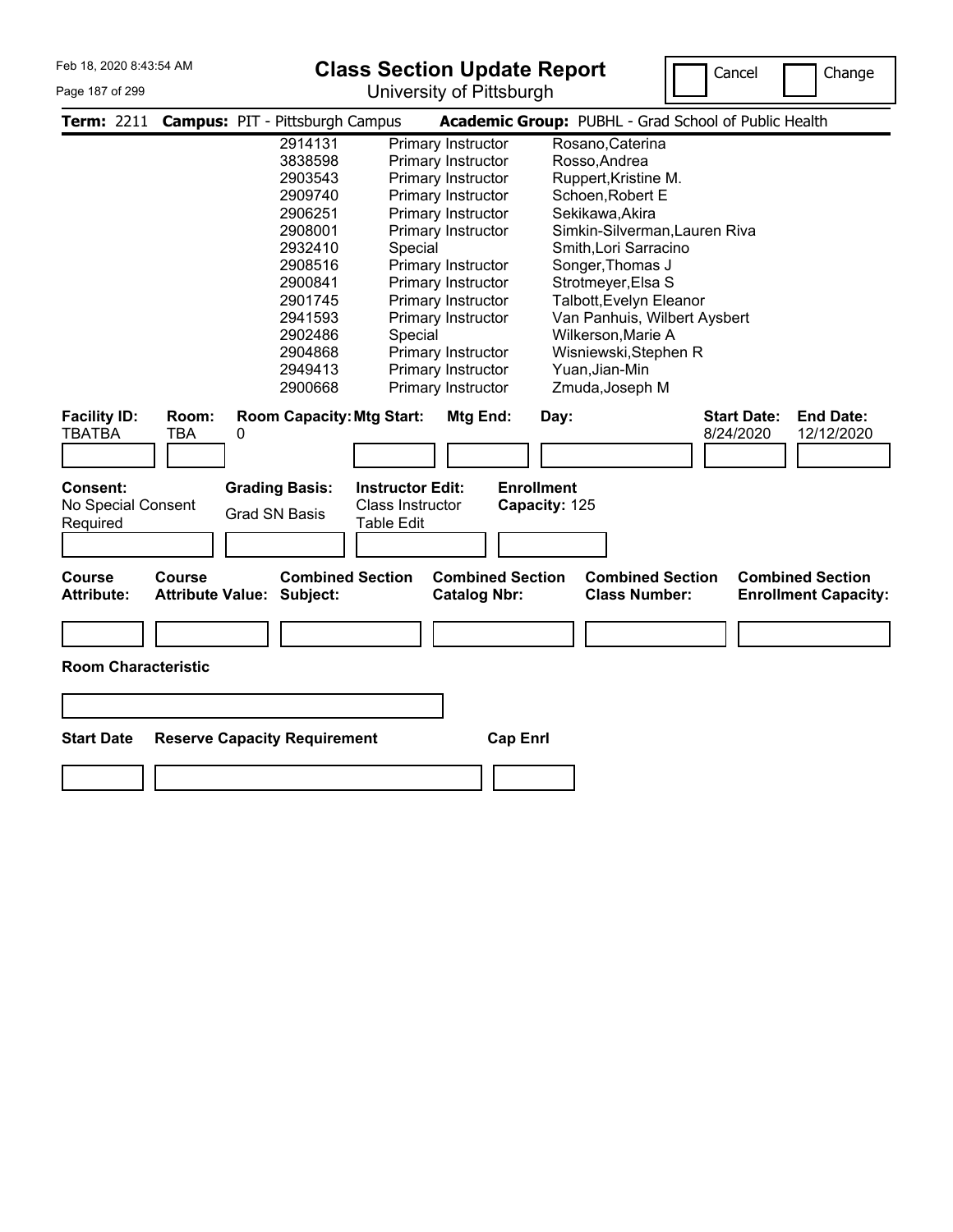# Class Section Update Report

University of Pittsburgh

Cancel | Change

**Term:** 2211 **Campus:** PIT - Pittsburgh Campus **Academic Group:** PUBHL - Grad School of Public Health

| ID | Role | Name |
|---|---|---|
| 2914131 | Primary Instructor | Rosano,Caterina |
| 3838598 | Primary Instructor | Rosso,Andrea |
| 2903543 | Primary Instructor | Ruppert,Kristine M. |
| 2909740 | Primary Instructor | Schoen,Robert E |
| 2906251 | Primary Instructor | Sekikawa,Akira |
| 2908001 | Primary Instructor | Simkin-Silverman,Lauren Riva |
| 2932410 | Special | Smith,Lori Sarracino |
| 2908516 | Primary Instructor | Songer,Thomas J |
| 2900841 | Primary Instructor | Strotmeyer,Elsa S |
| 2901745 | Primary Instructor | Talbott,Evelyn Eleanor |
| 2941593 | Primary Instructor | Van Panhuis, Wilbert Aysbert |
| 2902486 | Special | Wilkerson,Marie A |
| 2904868 | Primary Instructor | Wisniewski,Stephen R |
| 2949413 | Primary Instructor | Yuan,Jian-Min |
| 2900668 | Primary Instructor | Zmuda,Joseph M |

| Facility ID: | Room: | Room Capacity: | Mtg Start: | Mtg End: | Day: | Start Date: | End Date: |
|---|---|---|---|---|---|---|---|
| TBATBA | TBA | 0 | | | | 8/24/2020 | 12/12/2020 |

| Consent: | Grading Basis: | Instructor Edit: | Enrollment Capacity: |
|---|---|---|---|
| No Special Consent Required | Grad SN Basis | Class Instructor Table Edit | 125 |

| Course Attribute: | Course Attribute Value: | Combined Section Subject: | Combined Section Catalog Nbr: | Combined Section Class Number: | Combined Section Enrollment Capacity: |
|---|---|---|---|---|---|
| | | | | | |

**Room Characteristic**

| Start Date | Reserve Capacity Requirement | Cap Enrl |
|---|---|---|
| | | |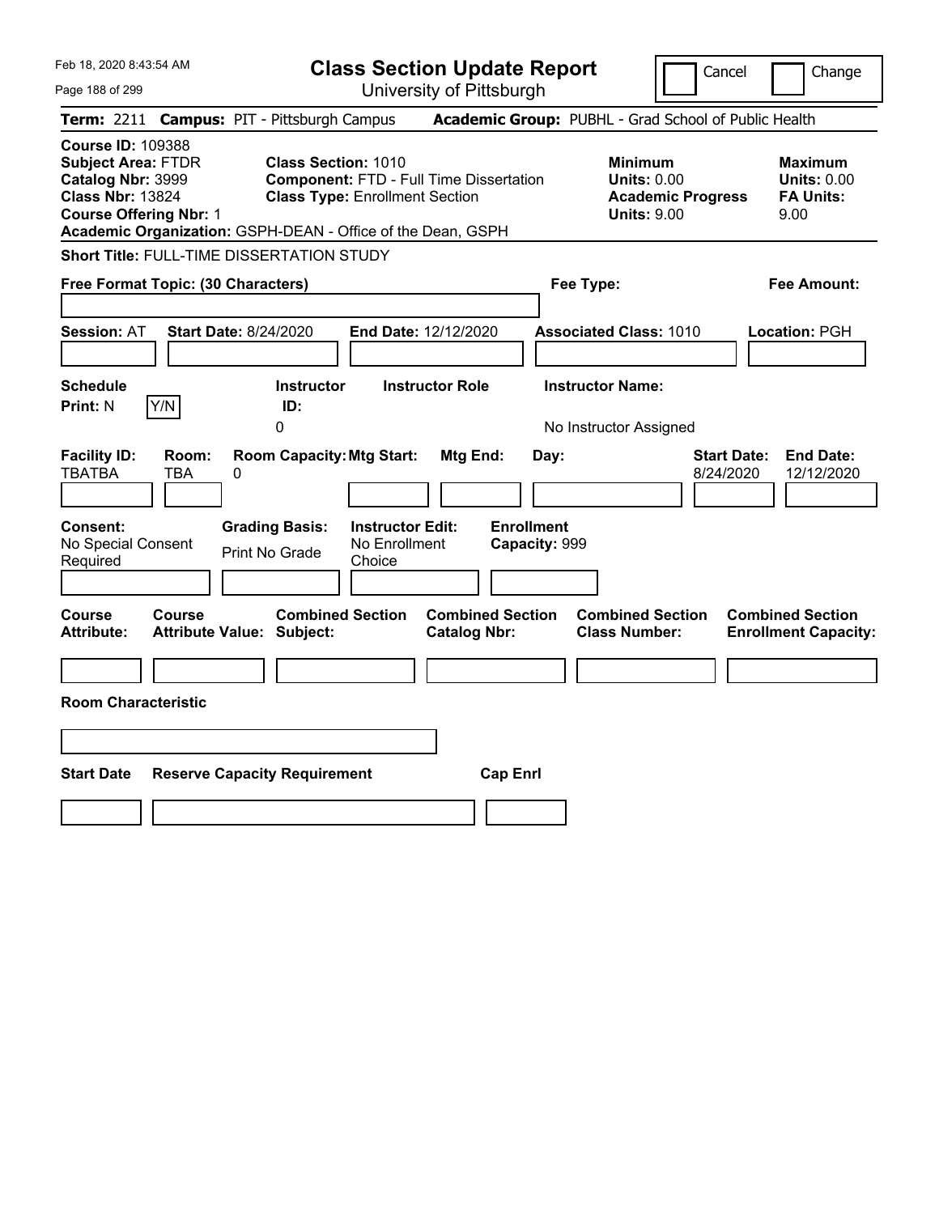Feb 18, 2020 8:43:54 AM

# Class Section Update Report

University of Pittsburgh

Cancel | Change

**Term:** 2211 **Campus:** PIT - Pittsburgh Campus **Academic Group:** PUBHL - Grad School of Public Health

**Course ID:** 109388
**Subject Area:** FTDR
**Catalog Nbr:** 3999
**Class Nbr:** 13824
**Course Offering Nbr:** 1
**Academic Organization:** GSPH-DEAN - Office of the Dean, GSPH

**Class Section:** 1010
**Component:** FTD - Full Time Dissertation
**Class Type:** Enrollment Section

**Minimum Units:** 0.00
**Academic Progress Units:** 9.00

**Maximum Units:** 0.00
**FA Units:** 9.00

**Short Title:** FULL-TIME DISSERTATION STUDY

**Free Format Topic: (30 Characters)**

**Fee Type:**

**Fee Amount:**

**Session:** AT **Start Date:** 8/24/2020 **End Date:** 12/12/2020 **Associated Class:** 1010 **Location:** PGH

| Schedule Print: | Instructor ID: | Instructor Role | Instructor Name: |
|---|---|---|---|
| N (Y/N) | 0 | | No Instructor Assigned |

| Facility ID: | Room: | Room Capacity: | Mtg Start: | Mtg End: | Day: | Start Date: | End Date: |
|---|---|---|---|---|---|---|---|
| TBATBA | TBA | 0 | | | | 8/24/2020 | 12/12/2020 |

| Consent: | Grading Basis: | Instructor Edit: | Enrollment Capacity: |
|---|---|---|---|
| No Special Consent Required | Print No Grade | No Enrollment Choice | 999 |

| Course Attribute: | Course Attribute Value: | Combined Section Subject: | Combined Section Catalog Nbr: | Combined Section Class Number: | Combined Section Enrollment Capacity: |
|---|---|---|---|---|---|
| | | | | | |

**Room Characteristic**

| Start Date | Reserve Capacity Requirement | Cap Enrl |
|---|---|---|
| | | |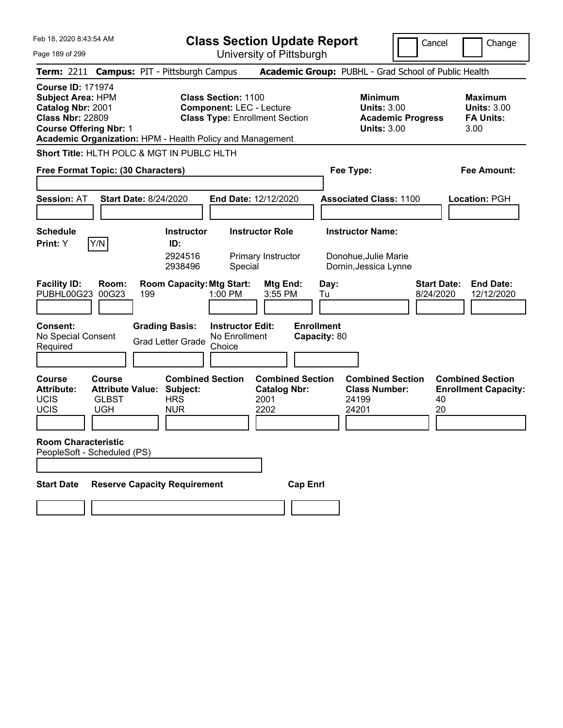# Class Section Update Report

University of Pittsburgh

Feb 18, 2020 8:43:54 AM

Cancel | Change

**Term:** 2211 **Campus:** PIT - Pittsburgh Campus **Academic Group:** PUBHL - Grad School of Public Health

**Course ID:** 171974
**Subject Area:** HPM
**Catalog Nbr:** 2001
**Class Nbr:** 22809
**Course Offering Nbr:** 1
**Academic Organization:** HPM - Health Policy and Management

**Class Section:** 1100
**Component:** LEC - Lecture
**Class Type:** Enrollment Section

**Minimum Units:** 3.00
**Academic Progress Units:** 3.00

**Maximum Units:** 3.00
**FA Units:** 3.00

**Short Title:** HLTH POLC & MGT IN PUBLC HLTH

**Free Format Topic: (30 Characters)**

**Fee Type:**

**Fee Amount:**

**Session:** AT **Start Date:** 8/24/2020 **End Date:** 12/12/2020 **Associated Class:** 1100 **Location:** PGH

**Schedule Print:** Y  Y/N

| Instructor ID | Instructor Role | Instructor Name |
|---|---|---|
| 2924516 | Primary Instructor | Donohue,Julie Marie |
| 2938496 | Special | Dornin,Jessica Lynne |

| Facility ID | Room | Room Capacity | Mtg Start | Mtg End | Day | Start Date | End Date |
|---|---|---|---|---|---|---|---|
| PUBHL00G23 | 00G23 | 199 | 1:00 PM | 3:55 PM | Tu | 8/24/2020 | 12/12/2020 |

**Consent:** No Special Consent Required
**Grading Basis:** Grad Letter Grade
**Instructor Edit:** No Enrollment Choice
**Enrollment Capacity:** 80

| Course Attribute | Course Attribute Value | Combined Section Subject | Combined Section Catalog Nbr | Combined Section Class Number | Combined Section Enrollment Capacity |
|---|---|---|---|---|---|
| UCIS | GLBST | HRS | 2001 | 24199 | 40 |
| UCIS | UGH | NUR | 2202 | 24201 | 20 |

**Room Characteristic**
PeopleSoft - Scheduled (PS)

| Start Date | Reserve Capacity Requirement | Cap Enrl |
|---|---|---|
| | | |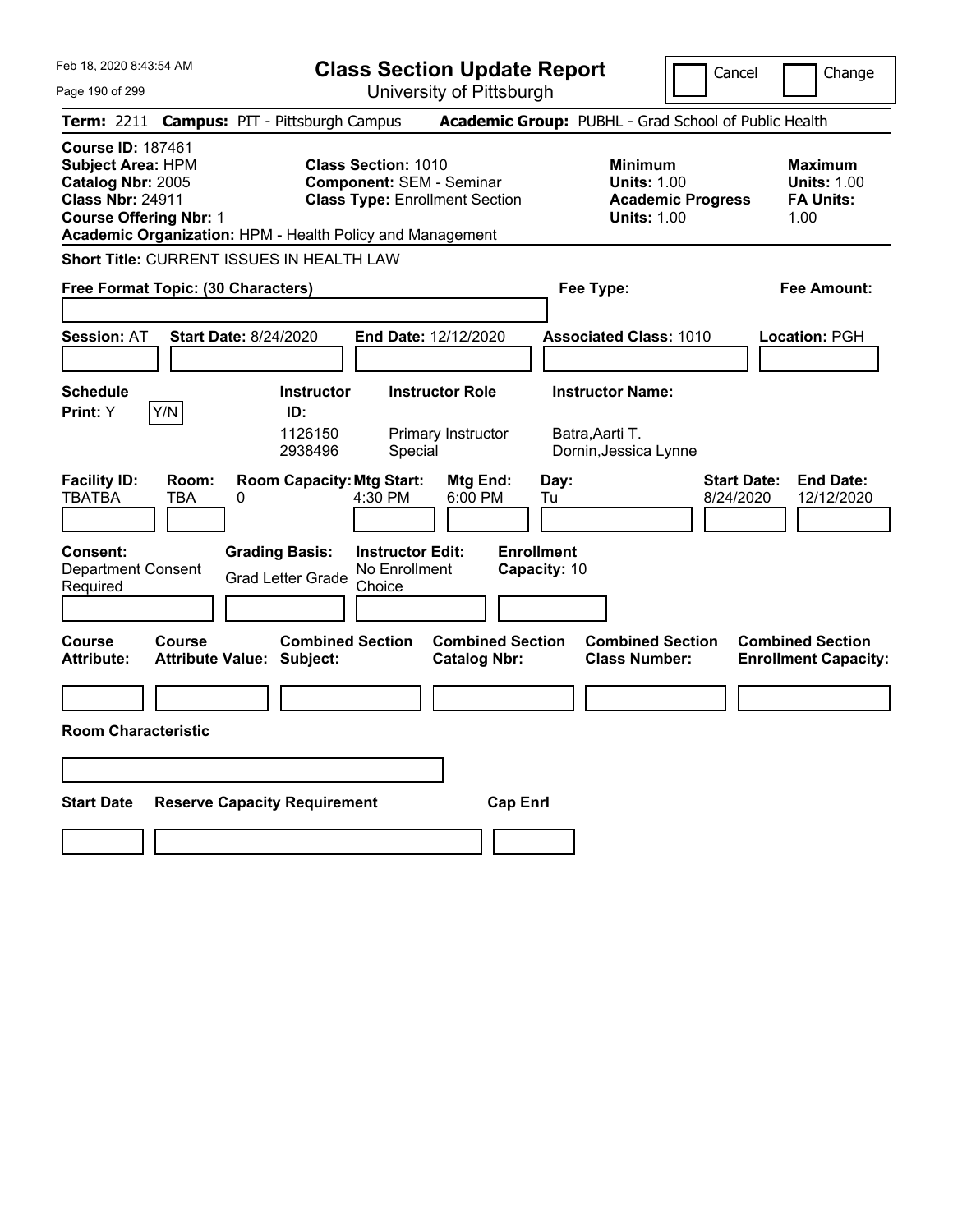# Class Section Update Report

University of Pittsburgh

Feb 18, 2020 8:43:54 AM

Cancel | Change

**Term:** 2211 **Campus:** PIT - Pittsburgh Campus **Academic Group:** PUBHL - Grad School of Public Health

**Course ID:** 187461
**Subject Area:** HPM
**Catalog Nbr:** 2005
**Class Nbr:** 24911
**Course Offering Nbr:** 1
**Academic Organization:** HPM - Health Policy and Management

**Class Section:** 1010
**Component:** SEM - Seminar
**Class Type:** Enrollment Section

**Minimum Units:** 1.00
**Academic Progress Units:** 1.00

**Maximum Units:** 1.00
**FA Units:** 1.00

**Short Title:** CURRENT ISSUES IN HEALTH LAW

**Free Format Topic: (30 Characters)**

**Fee Type:**

**Fee Amount:**

**Session:** AT **Start Date:** 8/24/2020 **End Date:** 12/12/2020 **Associated Class:** 1010 **Location:** PGH

**Schedule Print:** Y [Y/N]

| Instructor ID | Instructor Role | Instructor Name |
|---|---|---|
| 1126150 | Primary Instructor | Batra,Aarti T. |
| 2938496 | Special | Dornin,Jessica Lynne |

| Facility ID | Room | Room Capacity | Mtg Start | Mtg End | Day | Start Date | End Date |
|---|---|---|---|---|---|---|---|
| TBATBA | TBA | 0 | 4:30 PM | 6:00 PM | Tu | 8/24/2020 | 12/12/2020 |

**Consent:** Department Consent Required
**Grading Basis:** Grad Letter Grade
**Instructor Edit:** No Enrollment Choice
**Enrollment Capacity:** 10

| Course Attribute | Course Attribute Value | Combined Section Subject | Combined Section Catalog Nbr | Combined Section Class Number | Combined Section Enrollment Capacity |
|---|---|---|---|---|---|
| | | | | | |

**Room Characteristic**

| Start Date | Reserve Capacity Requirement | Cap Enrl |
|---|---|---|
| | | |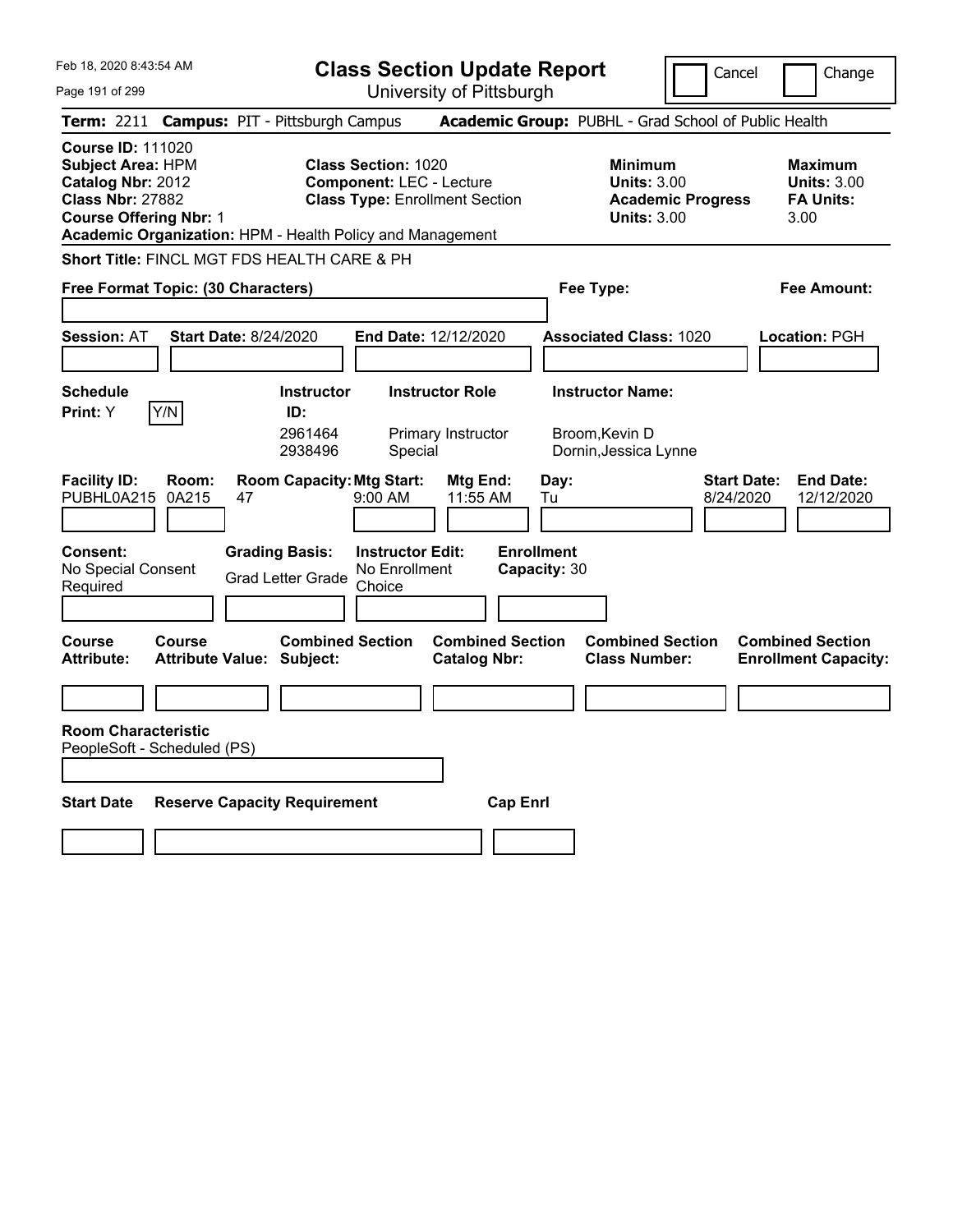# Class Section Update Report

University of Pittsburgh

Feb 18, 2020 8:43:54 AM

Cancel | Change

**Term:** 2211 **Campus:** PIT - Pittsburgh Campus **Academic Group:** PUBHL - Grad School of Public Health

**Course ID:** 111020
**Subject Area:** HPM
**Catalog Nbr:** 2012
**Class Nbr:** 27882
**Course Offering Nbr:** 1
**Academic Organization:** HPM - Health Policy and Management

**Class Section:** 1020
**Component:** LEC - Lecture
**Class Type:** Enrollment Section

**Minimum Units:** 3.00
**Academic Progress Units:** 3.00

**Maximum Units:** 3.00
**FA Units:** 3.00

**Short Title:** FINCL MGT FDS HEALTH CARE & PH

**Free Format Topic: (30 Characters)**

**Fee Type:**

**Fee Amount:**

**Session:** AT **Start Date:** 8/24/2020 **End Date:** 12/12/2020 **Associated Class:** 1020 **Location:** PGH

**Schedule Print:** Y [Y/N]

| Instructor ID | Instructor Role | Instructor Name |
|---|---|---|
| 2961464 | Primary Instructor | Broom,Kevin D |
| 2938496 | Special | Dornin,Jessica Lynne |

| Facility ID | Room | Room Capacity | Mtg Start | Mtg End | Day | Start Date | End Date |
|---|---|---|---|---|---|---|---|
| PUBHL0A215 | 0A215 | 47 | 9:00 AM | 11:55 AM | Tu | 8/24/2020 | 12/12/2020 |

**Consent:** No Special Consent Required
**Grading Basis:** Grad Letter Grade
**Instructor Edit:** No Enrollment Choice
**Enrollment Capacity:** 30

| Course Attribute | Course Attribute Value | Combined Section Subject | Combined Section Catalog Nbr | Combined Section Class Number | Combined Section Enrollment Capacity |
|---|---|---|---|---|---|
| | | | | | |

**Room Characteristic**
PeopleSoft - Scheduled (PS)

| Start Date | Reserve Capacity Requirement | Cap Enrl |
|---|---|---|
| | | |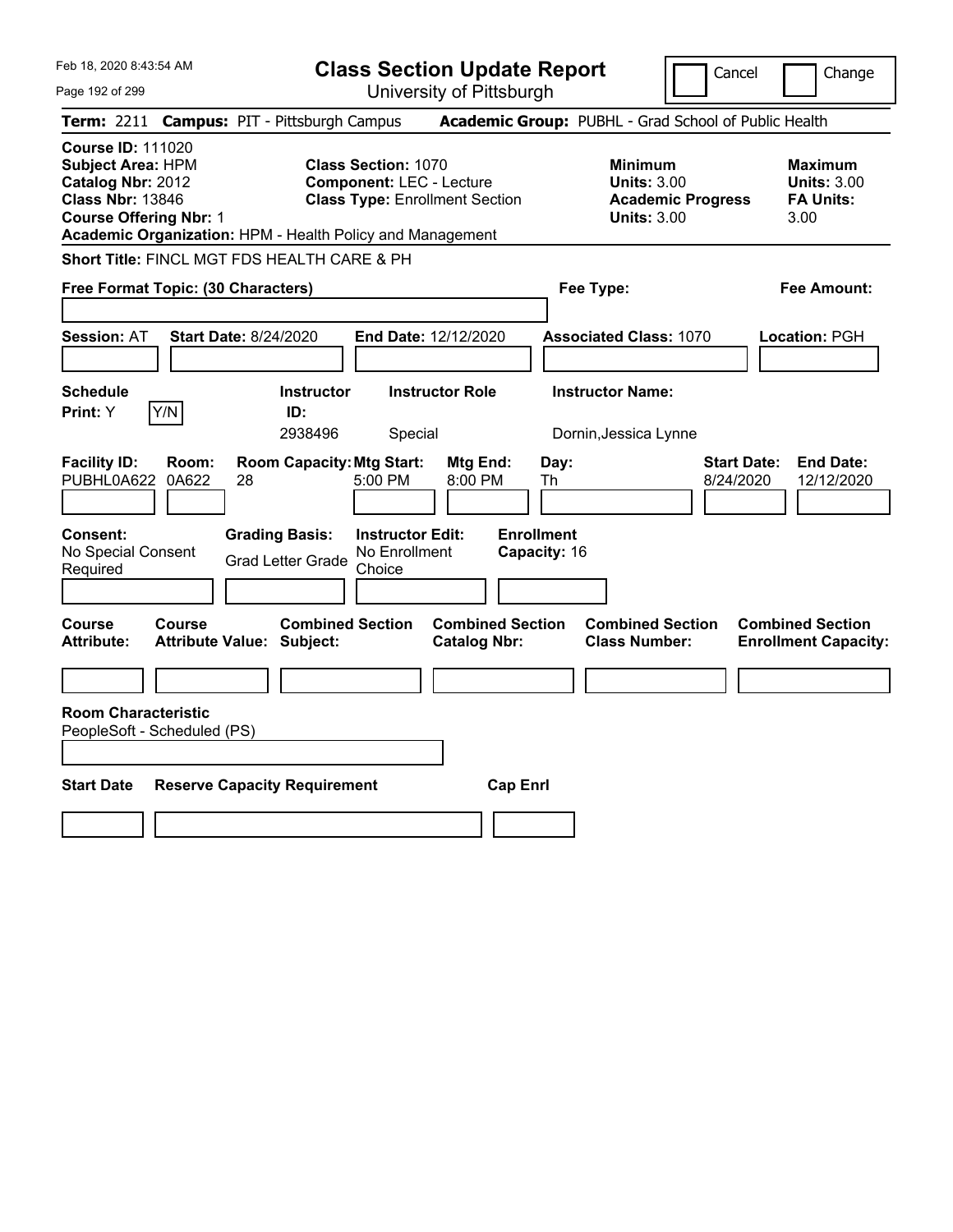# Class Section Update Report

University of Pittsburgh

Feb 18, 2020 8:43:54 AM

Cancel | Change

**Term:** 2211 **Campus:** PIT - Pittsburgh Campus **Academic Group:** PUBHL - Grad School of Public Health

**Course ID:** 111020
**Subject Area:** HPM
**Catalog Nbr:** 2012
**Class Nbr:** 13846
**Course Offering Nbr:** 1
**Academic Organization:** HPM - Health Policy and Management

**Class Section:** 1070
**Component:** LEC - Lecture
**Class Type:** Enrollment Section

**Minimum**
**Units:** 3.00
**Academic Progress Units:** 3.00

**Maximum**
**Units:** 3.00
**FA Units:** 3.00

**Short Title:** FINCL MGT FDS HEALTH CARE & PH

**Free Format Topic: (30 Characters)**

**Fee Type:**

**Fee Amount:**

**Session:** AT **Start Date:** 8/24/2020 **End Date:** 12/12/2020 **Associated Class:** 1070 **Location:** PGH

| Schedule Print | Instructor ID | Instructor Role | Instructor Name |
|---|---|---|---|
| Y | 2938496 | Special | Dornin,Jessica Lynne |

| Facility ID | Room | Room Capacity | Mtg Start | Mtg End | Day | Start Date | End Date |
|---|---|---|---|---|---|---|---|
| PUBHL0A622 | 0A622 | 28 | 5:00 PM | 8:00 PM | Th | 8/24/2020 | 12/12/2020 |

| Consent | Grading Basis | Instructor Edit | Enrollment Capacity |
|---|---|---|---|
| No Special Consent Required | Grad Letter Grade | No Enrollment Choice | 16 |

| Course Attribute | Course Attribute Value | Combined Section Subject | Combined Section Catalog Nbr | Combined Section Class Number | Combined Section Enrollment Capacity |
|---|---|---|---|---|---|
| | | | | | |

**Room Characteristic**
PeopleSoft - Scheduled (PS)

| Start Date | Reserve Capacity Requirement | Cap Enrl |
|---|---|---|
| | | |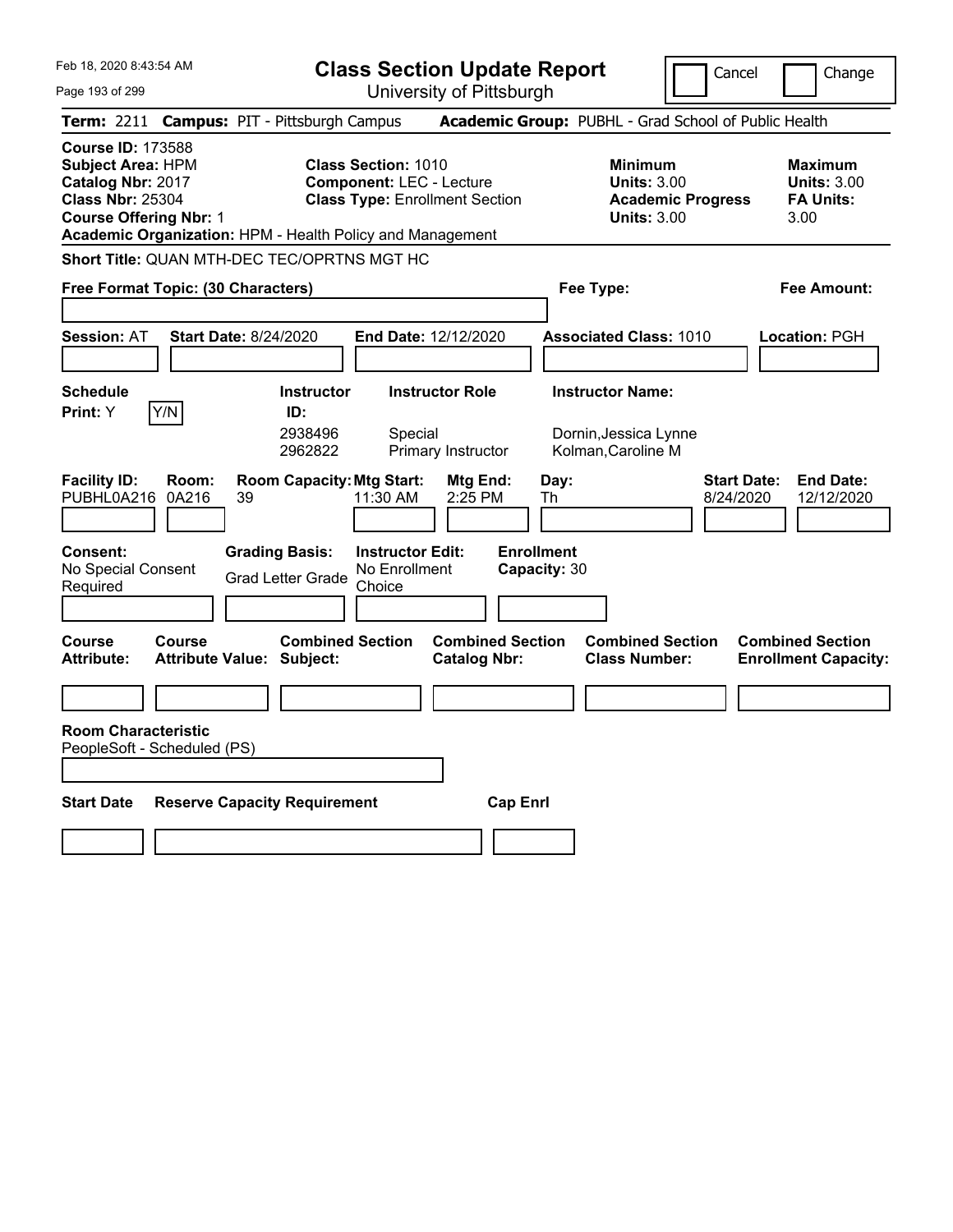Feb 18, 2020 8:43:54 AM

# Class Section Update Report

University of Pittsburgh

Cancel | Change

**Term:** 2211 **Campus:** PIT - Pittsburgh Campus **Academic Group:** PUBHL - Grad School of Public Health

**Course ID:** 173588
**Subject Area:** HPM
**Catalog Nbr:** 2017
**Class Nbr:** 25304
**Course Offering Nbr:** 1
**Academic Organization:** HPM - Health Policy and Management

**Class Section:** 1010
**Component:** LEC - Lecture
**Class Type:** Enrollment Section

**Minimum Units:** 3.00
**Academic Progress Units:** 3.00

**Maximum Units:** 3.00
**FA Units:** 3.00

**Short Title:** QUAN MTH-DEC TEC/OPRTNS MGT HC

**Free Format Topic: (30 Characters)**

**Fee Type:**

**Fee Amount:**

**Session:** AT **Start Date:** 8/24/2020 **End Date:** 12/12/2020 **Associated Class:** 1010 **Location:** PGH

**Schedule Print:** Y  Y/N

| Instructor ID: | Instructor Role | Instructor Name: |
|---|---|---|
| 2938496 | Special | Dornin,Jessica Lynne |
| 2962822 | Primary Instructor | Kolman,Caroline M |

| Facility ID: | Room: | Room Capacity: | Mtg Start: | Mtg End: | Day: | Start Date: | End Date: |
|---|---|---|---|---|---|---|---|
| PUBHL0A216 | 0A216 | 39 | 11:30 AM | 2:25 PM | Th | 8/24/2020 | 12/12/2020 |

**Consent:** No Special Consent Required

**Grading Basis:** Grad Letter Grade

**Instructor Edit:** No Enrollment Choice

**Enrollment Capacity:** 30

| Course Attribute: | Course Attribute Value: | Combined Section Subject: | Combined Section Catalog Nbr: | Combined Section Class Number: | Combined Section Enrollment Capacity: |
|---|---|---|---|---|---|
| | | | | | |

**Room Characteristic**
PeopleSoft - Scheduled (PS)

| Start Date | Reserve Capacity Requirement | Cap Enrl |
|---|---|---|
| | | |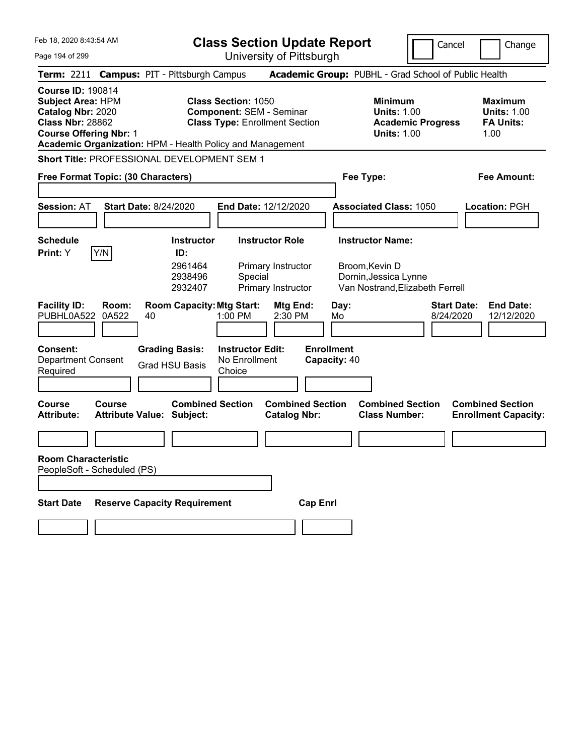Feb 18, 2020 8:43:54 AM

# Class Section Update Report

University of Pittsburgh

Cancel | Change

**Term:** 2211 **Campus:** PIT - Pittsburgh Campus **Academic Group:** PUBHL - Grad School of Public Health

**Course ID:** 190814
**Subject Area:** HPM
**Catalog Nbr:** 2020
**Class Nbr:** 28862
**Course Offering Nbr:** 1
**Academic Organization:** HPM - Health Policy and Management

**Class Section:** 1050
**Component:** SEM - Seminar
**Class Type:** Enrollment Section

**Minimum Units:** 1.00
**Academic Progress Units:** 1.00

**Maximum Units:** 1.00
**FA Units:** 1.00

**Short Title:** PROFESSIONAL DEVELOPMENT SEM 1

**Free Format Topic: (30 Characters)**

**Fee Type:**

**Fee Amount:**

**Session:** AT **Start Date:** 8/24/2020 **End Date:** 12/12/2020 **Associated Class:** 1050 **Location:** PGH

**Schedule Print:** Y Y/N

| Instructor ID: | Instructor Role | Instructor Name: |
|---|---|---|
| 2961464 | Primary Instructor | Broom,Kevin D |
| 2938496 | Special | Dornin,Jessica Lynne |
| 2932407 | Primary Instructor | Van Nostrand,Elizabeth Ferrell |

| Facility ID: | Room: | Room Capacity: | Mtg Start: | Mtg End: | Day: | Start Date: | End Date: |
|---|---|---|---|---|---|---|---|
| PUBHL0A522 | 0A522 | 40 | 1:00 PM | 2:30 PM | Mo | 8/24/2020 | 12/12/2020 |

**Consent:** Department Consent Required
**Grading Basis:** Grad HSU Basis
**Instructor Edit:** No Enrollment Choice
**Enrollment Capacity:** 40

| Course Attribute: | Course Attribute Value: | Combined Section Subject: | Combined Section Catalog Nbr: | Combined Section Class Number: | Combined Section Enrollment Capacity: |
|---|---|---|---|---|---|
| | | | | | |

**Room Characteristic**
PeopleSoft - Scheduled (PS)

| Start Date | Reserve Capacity Requirement | Cap Enrl |
|---|---|---|
| | | |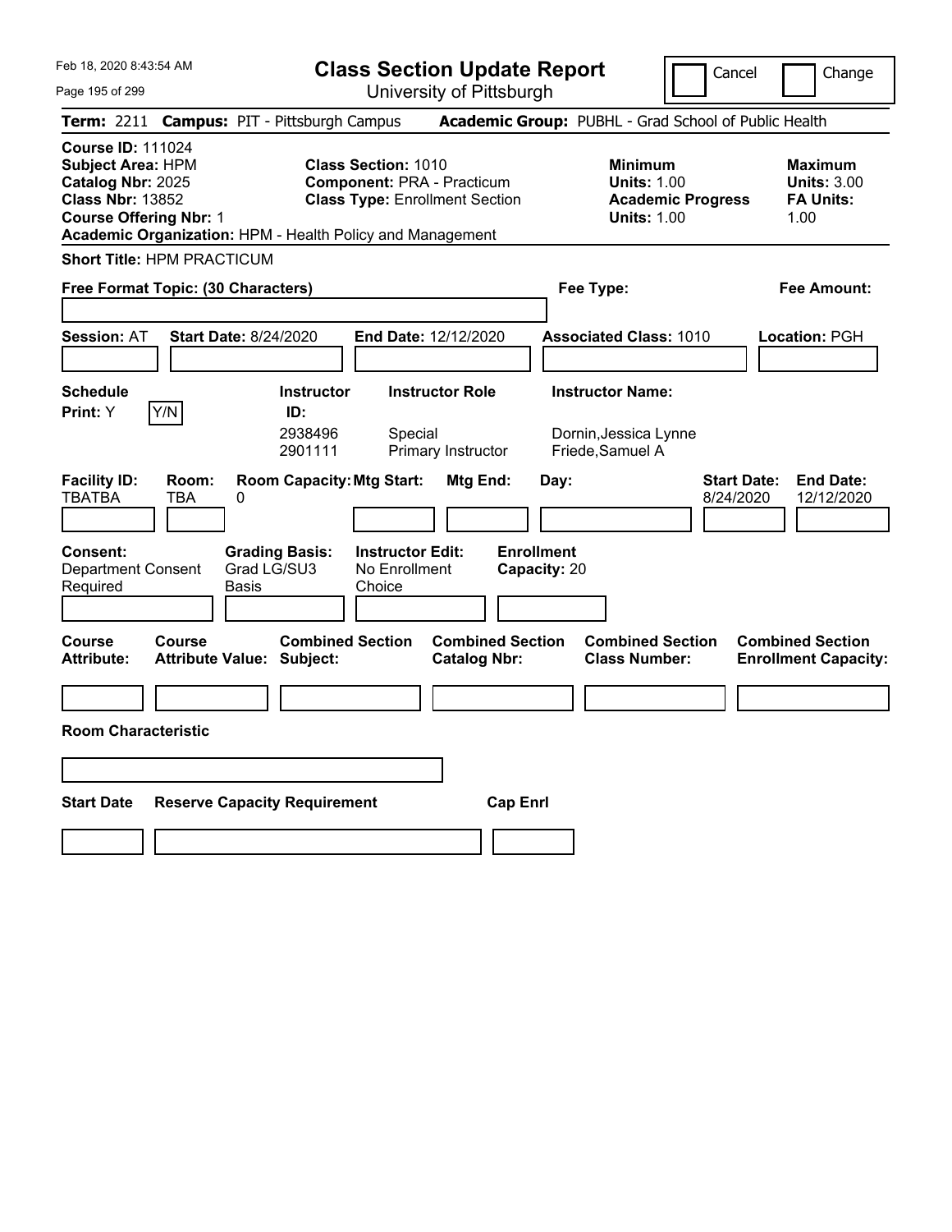Feb 18, 2020 8:43:54 AM

# Class Section Update Report

University of Pittsburgh

Cancel | Change

**Term:** 2211 **Campus:** PIT - Pittsburgh Campus **Academic Group:** PUBHL - Grad School of Public Health

**Course ID:** 111024
**Subject Area:** HPM
**Catalog Nbr:** 2025
**Class Nbr:** 13852
**Course Offering Nbr:** 1
**Academic Organization:** HPM - Health Policy and Management

**Class Section:** 1010
**Component:** PRA - Practicum
**Class Type:** Enrollment Section

**Minimum**
**Units:** 1.00
**Academic Progress Units:** 1.00

**Maximum**
**Units:** 3.00
**FA Units:** 1.00

**Short Title:** HPM PRACTICUM

**Free Format Topic: (30 Characters)**

**Fee Type:**

**Fee Amount:**

**Session:** AT **Start Date:** 8/24/2020 **End Date:** 12/12/2020 **Associated Class:** 1010 **Location:** PGH

| Schedule Print: | Instructor ID: | Instructor Role | Instructor Name: |
|---|---|---|---|
| Y [Y/N] | 2938496 | Special | Dornin,Jessica Lynne |
| | 2901111 | Primary Instructor | Friede,Samuel A |

| Facility ID: | Room: | Room Capacity: | Mtg Start: | Mtg End: | Day: | Start Date: | End Date: |
|---|---|---|---|---|---|---|---|
| TBATBA | TBA | 0 | | | | 8/24/2020 | 12/12/2020 |

| Consent: | Grading Basis: | Instructor Edit: | Enrollment Capacity: |
|---|---|---|---|
| Department Consent Required | Grad LG/SU3 Basis | No Enrollment Choice | 20 |

| Course Attribute: | Course Attribute Value: | Combined Section Subject: | Combined Section Catalog Nbr: | Combined Section Class Number: | Combined Section Enrollment Capacity: |
|---|---|---|---|---|---|
| | | | | | |

**Room Characteristic**

| Start Date | Reserve Capacity Requirement | Cap Enrl |
|---|---|---|
| | | |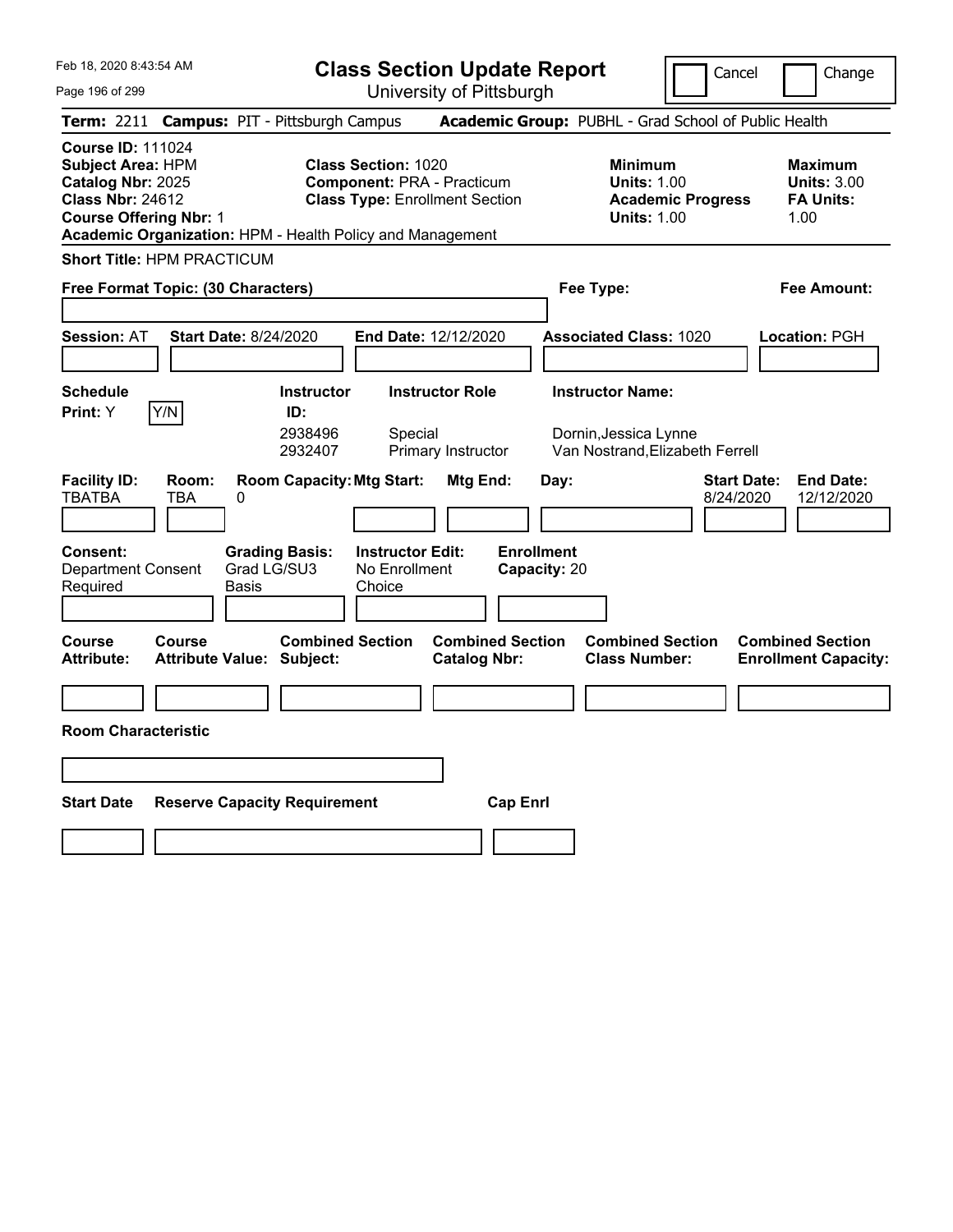# Class Section Update Report

University of Pittsburgh

Cancel | Change

**Term:** 2211 **Campus:** PIT - Pittsburgh Campus **Academic Group:** PUBHL - Grad School of Public Health

**Course ID:** 111024
**Subject Area:** HPM
**Catalog Nbr:** 2025
**Class Nbr:** 24612
**Course Offering Nbr:** 1
**Academic Organization:** HPM - Health Policy and Management

**Class Section:** 1020
**Component:** PRA - Practicum
**Class Type:** Enrollment Section

**Minimum Units:** 1.00
**Academic Progress Units:** 1.00

**Maximum Units:** 3.00
**FA Units:** 1.00

**Short Title:** HPM PRACTICUM

**Free Format Topic: (30 Characters)**

**Fee Type:**

**Fee Amount:**

**Session:** AT **Start Date:** 8/24/2020 **End Date:** 12/12/2020 **Associated Class:** 1020 **Location:** PGH

**Schedule Print:** Y [Y/N]

| Instructor ID: | Instructor Role | Instructor Name: |
|---|---|---|
| 2938496 | Special | Dornin,Jessica Lynne |
| 2932407 | Primary Instructor | Van Nostrand,Elizabeth Ferrell |

| Facility ID: | Room: | Room Capacity: | Mtg Start: | Mtg End: | Day: | Start Date: | End Date: |
|---|---|---|---|---|---|---|---|
| TBATBA | TBA | 0 | | | | 8/24/2020 | 12/12/2020 |

**Consent:** Department Consent Required
**Grading Basis:** Grad LG/SU3 Basis
**Instructor Edit:** No Enrollment Choice
**Enrollment Capacity:** 20

| Course Attribute: | Course Attribute Value: | Combined Section Subject: | Combined Section Catalog Nbr: | Combined Section Class Number: | Combined Section Enrollment Capacity: |
|---|---|---|---|---|---|
| | | | | | |

**Room Characteristic**

| Start Date | Reserve Capacity Requirement | Cap Enrl |
|---|---|---|
| | | |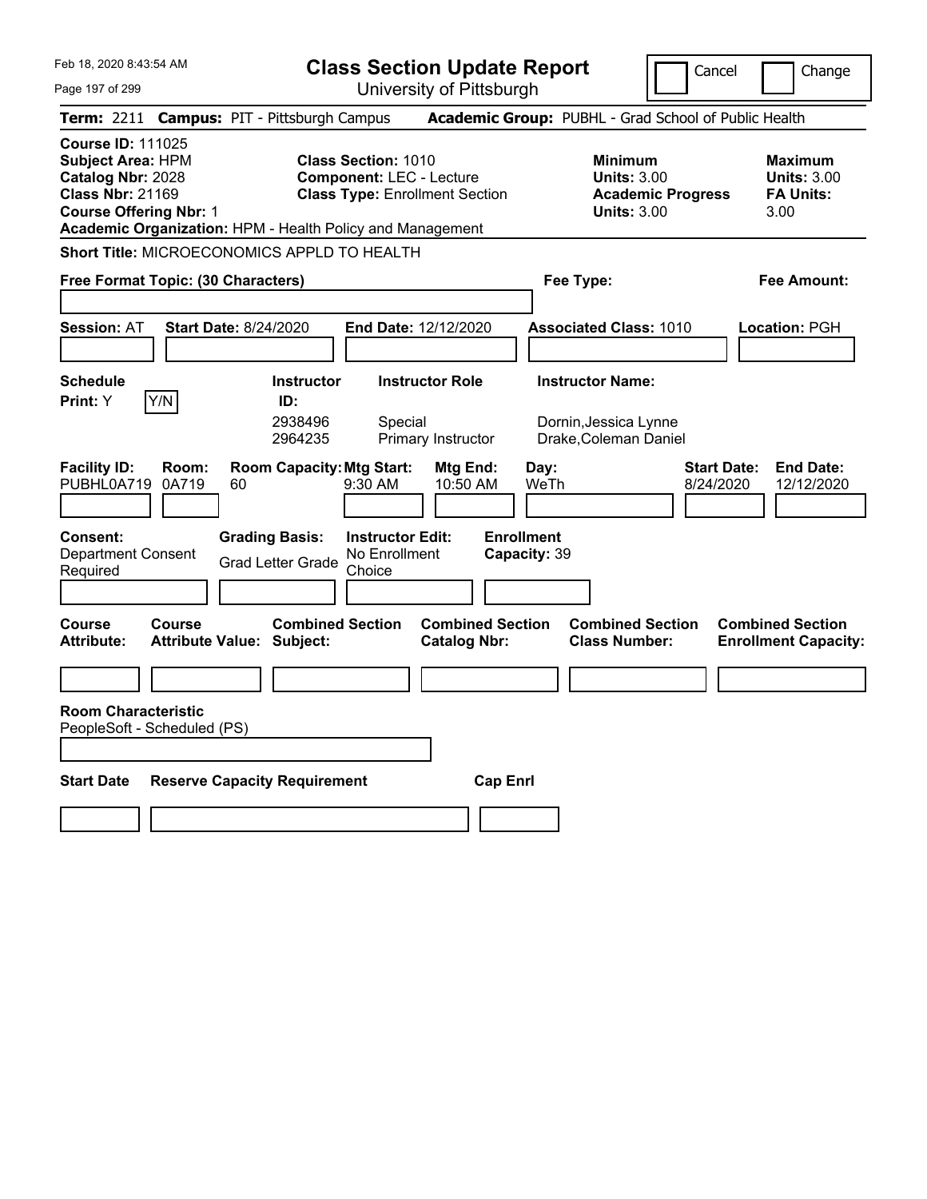Feb 18, 2020 8:43:54 AM

# Class Section Update Report

University of Pittsburgh

Cancel | Change

**Term:** 2211 **Campus:** PIT - Pittsburgh Campus **Academic Group:** PUBHL - Grad School of Public Health

**Course ID:** 111025
**Subject Area:** HPM
**Catalog Nbr:** 2028
**Class Nbr:** 21169
**Course Offering Nbr:** 1
**Academic Organization:** HPM - Health Policy and Management

**Class Section:** 1010
**Component:** LEC - Lecture
**Class Type:** Enrollment Section

**Minimum Units:** 3.00
**Academic Progress Units:** 3.00

**Maximum Units:** 3.00
**FA Units:** 3.00

**Short Title:** MICROECONOMICS APPLD TO HEALTH

**Free Format Topic: (30 Characters)**

**Fee Type:**

**Fee Amount:**

**Session:** AT **Start Date:** 8/24/2020 **End Date:** 12/12/2020 **Associated Class:** 1010 **Location:** PGH

**Schedule Print:** Y Y/N

| Instructor ID: | Instructor Role | Instructor Name: |
|---|---|---|
| 2938496 | Special | Dornin,Jessica Lynne |
| 2964235 | Primary Instructor | Drake,Coleman Daniel |

| Facility ID: | Room: | Room Capacity: | Mtg Start: | Mtg End: | Day: | Start Date: | End Date: |
|---|---|---|---|---|---|---|---|
| PUBHL0A719 | 0A719 | 60 | 9:30 AM | 10:50 AM | WeTh | 8/24/2020 | 12/12/2020 |

**Consent:** Department Consent Required
**Grading Basis:** Grad Letter Grade
**Instructor Edit:** No Enrollment Choice
**Enrollment Capacity:** 39

| Course Attribute: | Course Attribute Value: | Combined Section Subject: | Combined Section Catalog Nbr: | Combined Section Class Number: | Combined Section Enrollment Capacity: |
|---|---|---|---|---|---|
| | | | | | |

**Room Characteristic**
PeopleSoft - Scheduled (PS)

| Start Date | Reserve Capacity Requirement | Cap Enrl |
|---|---|---|
| | | |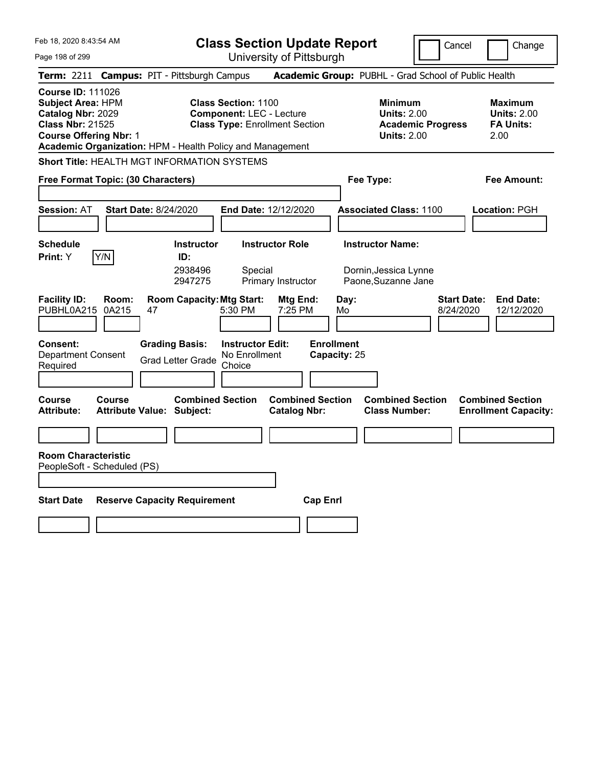Feb 18, 2020 8:43:54 AM

# Class Section Update Report

University of Pittsburgh

Cancel | Change

**Term:** 2211 **Campus:** PIT - Pittsburgh Campus **Academic Group:** PUBHL - Grad School of Public Health

**Course ID:** 111026
**Subject Area:** HPM
**Catalog Nbr:** 2029
**Class Nbr:** 21525
**Course Offering Nbr:** 1
**Academic Organization:** HPM - Health Policy and Management

**Class Section:** 1100
**Component:** LEC - Lecture
**Class Type:** Enrollment Section

**Minimum Units:** 2.00
**Academic Progress Units:** 2.00

**Maximum Units:** 2.00
**FA Units:** 2.00

**Short Title:** HEALTH MGT INFORMATION SYSTEMS

**Free Format Topic: (30 Characters)**

**Fee Type:**

**Fee Amount:**

**Session:** AT **Start Date:** 8/24/2020 **End Date:** 12/12/2020 **Associated Class:** 1100 **Location:** PGH

| Schedule Print: | Instructor ID: | Instructor Role | Instructor Name: |
|---|---|---|---|
| Y | 2938496 | Special | Dornin,Jessica Lynne |
| | 2947275 | Primary Instructor | Paone,Suzanne Jane |

| Facility ID: | Room: | Room Capacity: | Mtg Start: | Mtg End: | Day: | Start Date: | End Date: |
|---|---|---|---|---|---|---|---|
| PUBHL0A215 | 0A215 | 47 | 5:30 PM | 7:25 PM | Mo | 8/24/2020 | 12/12/2020 |

| Consent: | Grading Basis: | Instructor Edit: | Enrollment Capacity: |
|---|---|---|---|
| Department Consent Required | Grad Letter Grade | No Enrollment Choice | 25 |

| Course Attribute: | Course Attribute Value: | Combined Section Subject: | Combined Section Catalog Nbr: | Combined Section Class Number: | Combined Section Enrollment Capacity: |
|---|---|---|---|---|---|
| | | | | | |

**Room Characteristic**
PeopleSoft - Scheduled (PS)

| Start Date | Reserve Capacity Requirement | Cap Enrl |
|---|---|---|
| | | |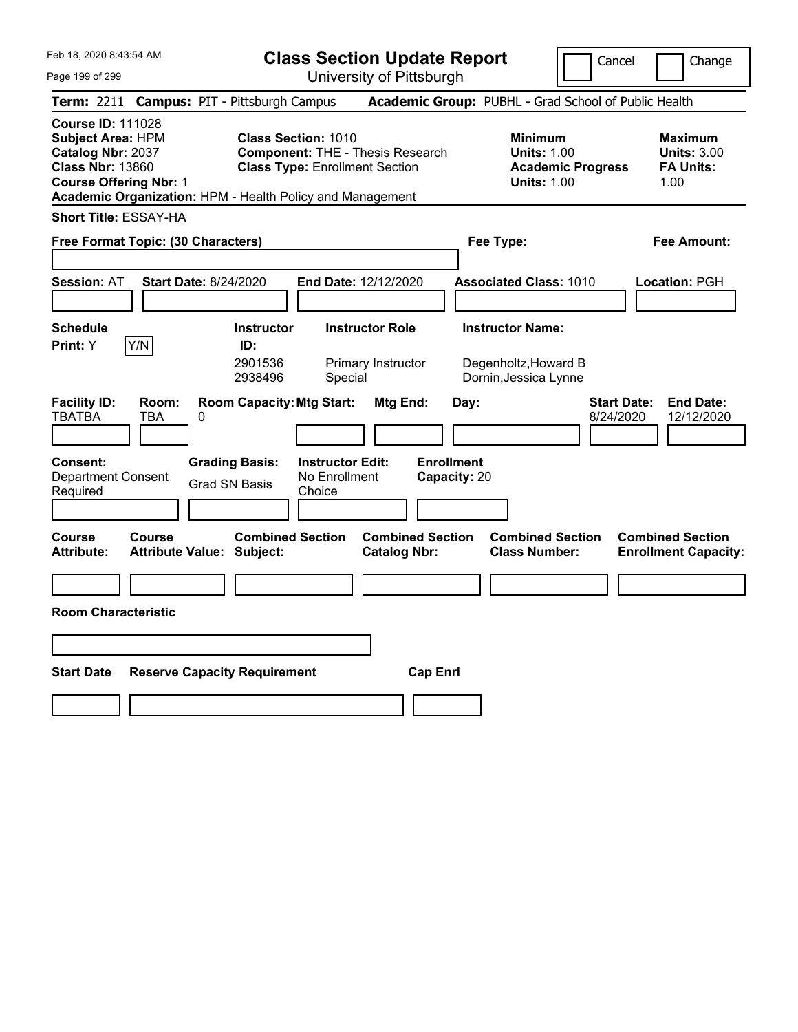Feb 18, 2020 8:43:54 AM

# Class Section Update Report

University of Pittsburgh

Cancel / Change

**Term:** 2211 **Campus:** PIT - Pittsburgh Campus **Academic Group:** PUBHL - Grad School of Public Health

**Course ID:** 111028
**Subject Area:** HPM
**Catalog Nbr:** 2037
**Class Nbr:** 13860
**Course Offering Nbr:** 1
**Academic Organization:** HPM - Health Policy and Management

**Class Section:** 1010
**Component:** THE - Thesis Research
**Class Type:** Enrollment Section

**Minimum Units:** 1.00
**Academic Progress Units:** 1.00

**Maximum Units:** 3.00
**FA Units:** 1.00

**Short Title:** ESSAY-HA

**Free Format Topic: (30 Characters)**

**Fee Type:**

**Fee Amount:**

**Session:** AT **Start Date:** 8/24/2020 **End Date:** 12/12/2020 **Associated Class:** 1010 **Location:** PGH

**Schedule Print:** Y [Y/N]

| Instructor ID: | Instructor Role | Instructor Name: |
| --- | --- | --- |
| 2901536 | Primary Instructor | Degenholtz,Howard B |
| 2938496 | Special | Dornin,Jessica Lynne |

| Facility ID: | Room: | Room Capacity: | Mtg Start: | Mtg End: | Day: | Start Date: | End Date: |
| --- | --- | --- | --- | --- | --- | --- | --- |
| TBATBA | TBA | 0 | | | | 8/24/2020 | 12/12/2020 |

**Consent:** Department Consent Required
**Grading Basis:** Grad SN Basis
**Instructor Edit:** No Enrollment Choice
**Enrollment Capacity:** 20

| Course Attribute: | Course Attribute Value: | Combined Section Subject: | Combined Section Catalog Nbr: | Combined Section Class Number: | Combined Section Enrollment Capacity: |
| --- | --- | --- | --- | --- | --- |
| | | | | | |

**Room Characteristic**

| Start Date | Reserve Capacity Requirement | Cap Enrl |
| --- | --- | --- |
| | | |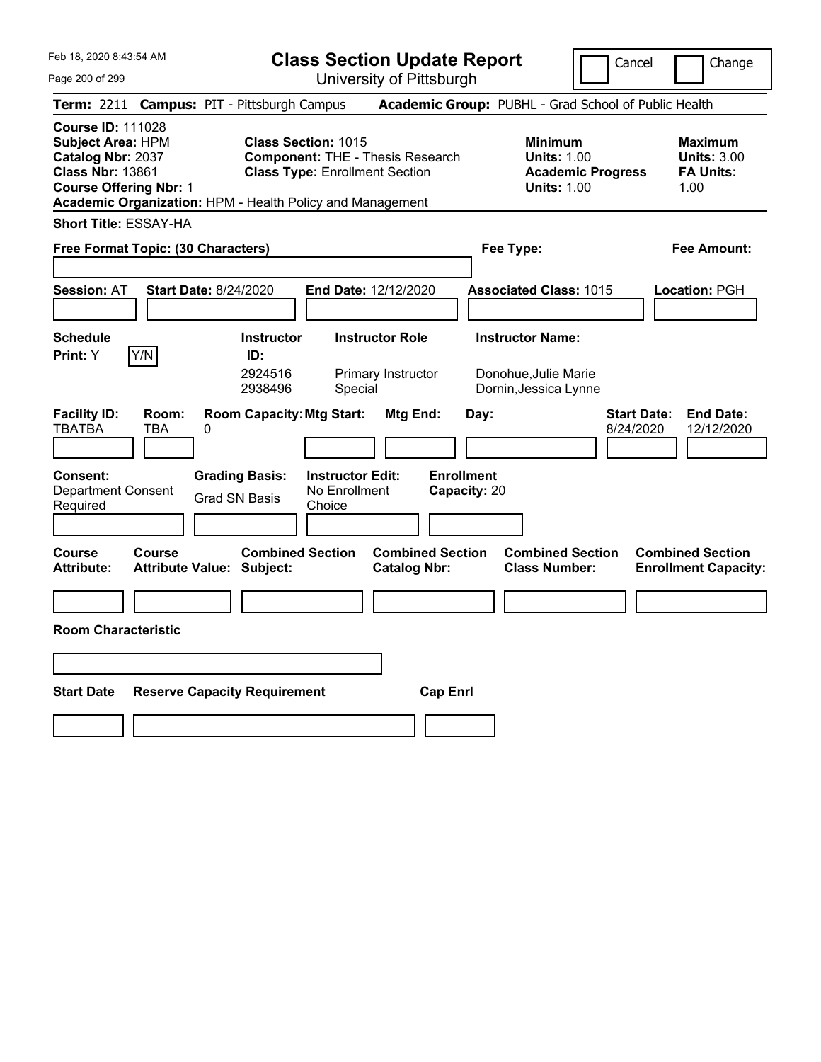Feb 18, 2020 8:43:54 AM

# Class Section Update Report

University of Pittsburgh

Cancel | Change

**Term:** 2211 **Campus:** PIT - Pittsburgh Campus **Academic Group:** PUBHL - Grad School of Public Health

**Course ID:** 111028
**Subject Area:** HPM
**Catalog Nbr:** 2037
**Class Nbr:** 13861
**Course Offering Nbr:** 1
**Academic Organization:** HPM - Health Policy and Management

**Class Section:** 1015
**Component:** THE - Thesis Research
**Class Type:** Enrollment Section

**Minimum**
**Units:** 1.00
**Academic Progress Units:** 1.00

**Maximum**
**Units:** 3.00
**FA Units:** 1.00

**Short Title:** ESSAY-HA

**Free Format Topic: (30 Characters)**

**Fee Type:**

**Fee Amount:**

**Session:** AT **Start Date:** 8/24/2020 **End Date:** 12/12/2020 **Associated Class:** 1015 **Location:** PGH

**Schedule Print:** Y [Y/N]

| Instructor ID: | Instructor Role | Instructor Name: |
|---|---|---|
| 2924516 | Primary Instructor | Donohue,Julie Marie |
| 2938496 | Special | Dornin,Jessica Lynne |

| Facility ID: | Room: | Room Capacity: | Mtg Start: | Mtg End: | Day: | Start Date: | End Date: |
|---|---|---|---|---|---|---|---|
| TBATBA | TBA | 0 | | | | 8/24/2020 | 12/12/2020 |

**Consent:** Department Consent Required

**Grading Basis:** Grad SN Basis

**Instructor Edit:** No Enrollment Choice

**Enrollment Capacity:** 20

| Course Attribute: | Course Attribute Value: | Combined Section Subject: | Combined Section Catalog Nbr: | Combined Section Class Number: | Combined Section Enrollment Capacity: |
|---|---|---|---|---|---|
| | | | | | |

**Room Characteristic**

| Start Date | Reserve Capacity Requirement | Cap Enrl |
|---|---|---|
| | | |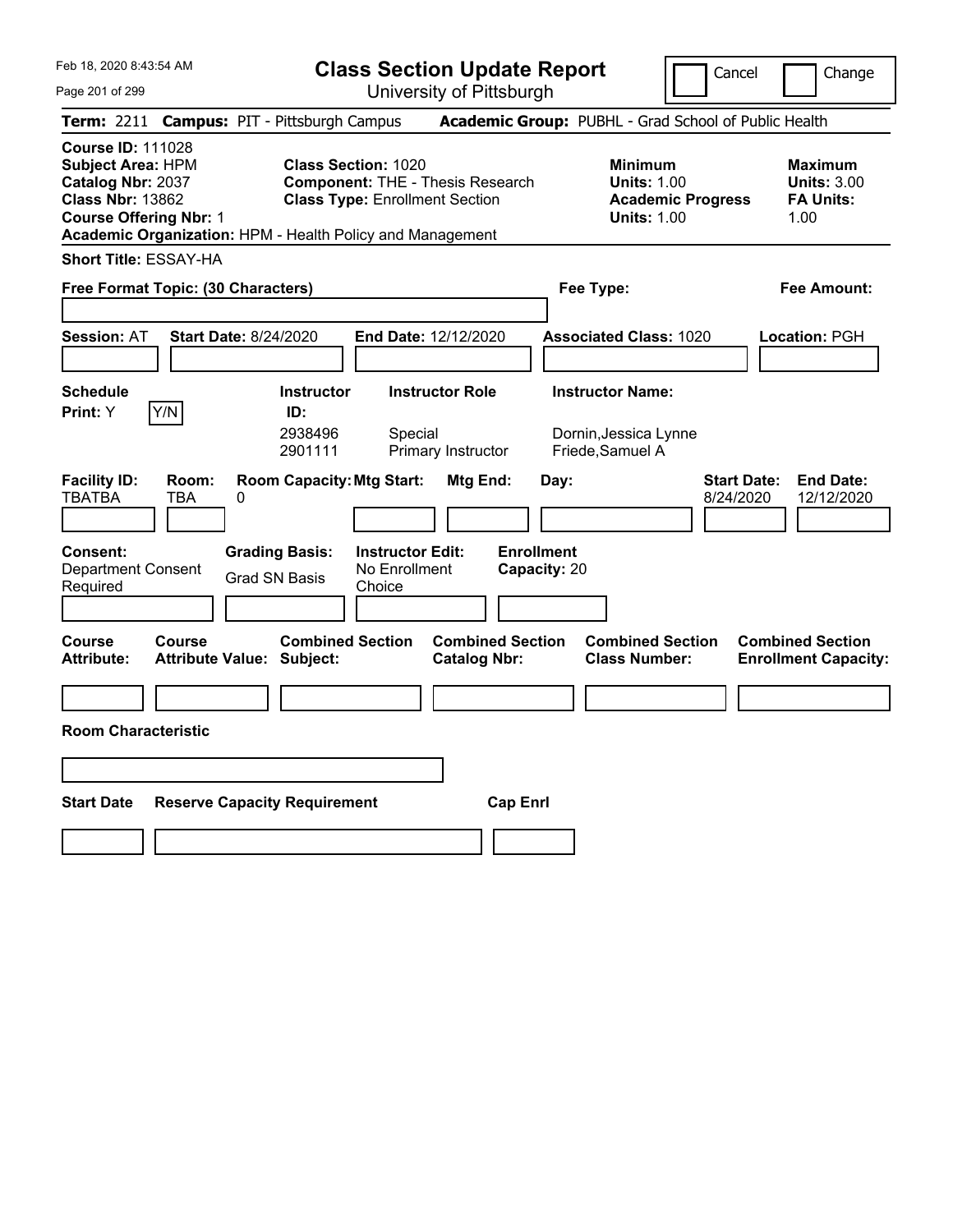# Class Section Update Report

University of Pittsburgh

Cancel | Change

**Term:** 2211 **Campus:** PIT - Pittsburgh Campus **Academic Group:** PUBHL - Grad School of Public Health

**Course ID:** 111028
**Subject Area:** HPM
**Catalog Nbr:** 2037
**Class Nbr:** 13862
**Course Offering Nbr:** 1
**Academic Organization:** HPM - Health Policy and Management

**Class Section:** 1020
**Component:** THE - Thesis Research
**Class Type:** Enrollment Section

**Minimum**
**Units:** 1.00
**Academic Progress Units:** 1.00

**Maximum**
**Units:** 3.00
**FA Units:** 1.00

**Short Title:** ESSAY-HA

**Free Format Topic: (30 Characters)**

**Fee Type:**

**Fee Amount:**

**Session:** AT **Start Date:** 8/24/2020 **End Date:** 12/12/2020 **Associated Class:** 1020 **Location:** PGH

**Schedule Print:** Y Y/N

| Instructor ID: | Instructor Role | Instructor Name: |
|---|---|---|
| 2938496 | Special | Dornin,Jessica Lynne |
| 2901111 | Primary Instructor | Friede,Samuel A |

| Facility ID: | Room: | Room Capacity: | Mtg Start: | Mtg End: | Day: | Start Date: | End Date: |
|---|---|---|---|---|---|---|---|
| TBATBA | TBA | 0 | | | | 8/24/2020 | 12/12/2020 |

**Consent:** Department Consent Required
**Grading Basis:** Grad SN Basis
**Instructor Edit:** No Enrollment Choice
**Enrollment Capacity:** 20

| Course Attribute: | Course Attribute Value: | Combined Section Subject: | Combined Section Catalog Nbr: | Combined Section Class Number: | Combined Section Enrollment Capacity: |
|---|---|---|---|---|---|
| | | | | | |

**Room Characteristic**

| Start Date | Reserve Capacity Requirement | Cap Enrl |
|---|---|---|
| | | |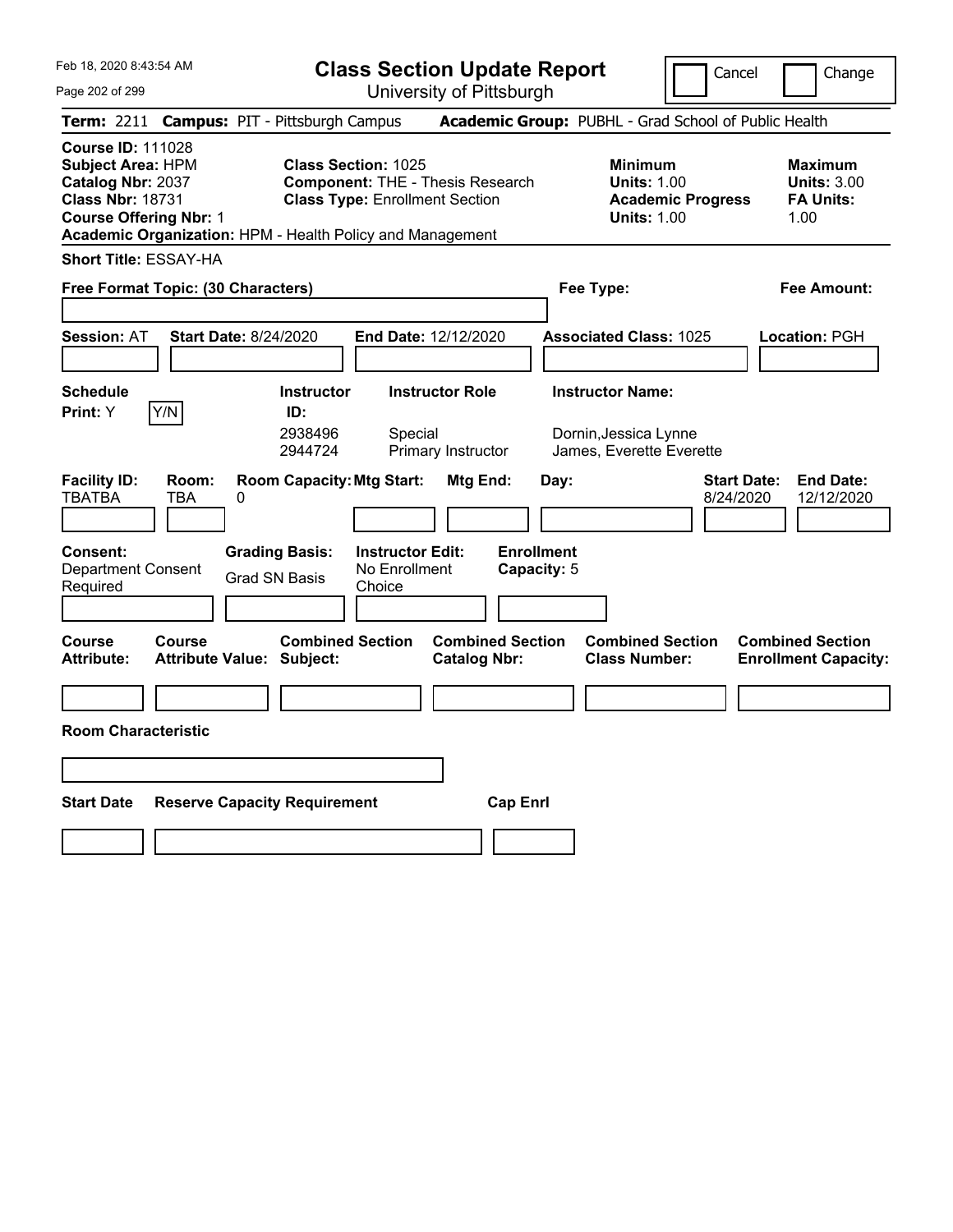# Class Section Update Report

University of Pittsburgh

Cancel | Change

**Term:** 2211 **Campus:** PIT - Pittsburgh Campus **Academic Group:** PUBHL - Grad School of Public Health

**Course ID:** 111028
**Subject Area:** HPM
**Catalog Nbr:** 2037
**Class Nbr:** 18731
**Course Offering Nbr:** 1
**Academic Organization:** HPM - Health Policy and Management

**Class Section:** 1025
**Component:** THE - Thesis Research
**Class Type:** Enrollment Section

**Minimum Units:** 1.00
**Academic Progress Units:** 1.00

**Maximum Units:** 3.00
**FA Units:** 1.00

**Short Title:** ESSAY-HA

**Free Format Topic: (30 Characters)**

**Fee Type:**

**Fee Amount:**

**Session:** AT **Start Date:** 8/24/2020 **End Date:** 12/12/2020 **Associated Class:** 1025 **Location:** PGH

**Schedule Print:** Y Y/N

| Instructor ID: | Instructor Role | Instructor Name: |
|---|---|---|
| 2938496 | Special | Dornin,Jessica Lynne |
| 2944724 | Primary Instructor | James, Everette Everette |

| Facility ID: | Room: | Room Capacity: | Mtg Start: | Mtg End: | Day: | Start Date: | End Date: |
|---|---|---|---|---|---|---|---|
| TBATBA | TBA | 0 | | | | 8/24/2020 | 12/12/2020 |

**Consent:** Department Consent Required
**Grading Basis:** Grad SN Basis
**Instructor Edit:** No Enrollment Choice
**Enrollment Capacity:** 5

| Course Attribute: | Course Attribute Value: | Combined Section Subject: | Combined Section Catalog Nbr: | Combined Section Class Number: | Combined Section Enrollment Capacity: |
|---|---|---|---|---|---|
| | | | | | |

**Room Characteristic**

| Start Date | Reserve Capacity Requirement | Cap Enrl |
|---|---|---|
| | | |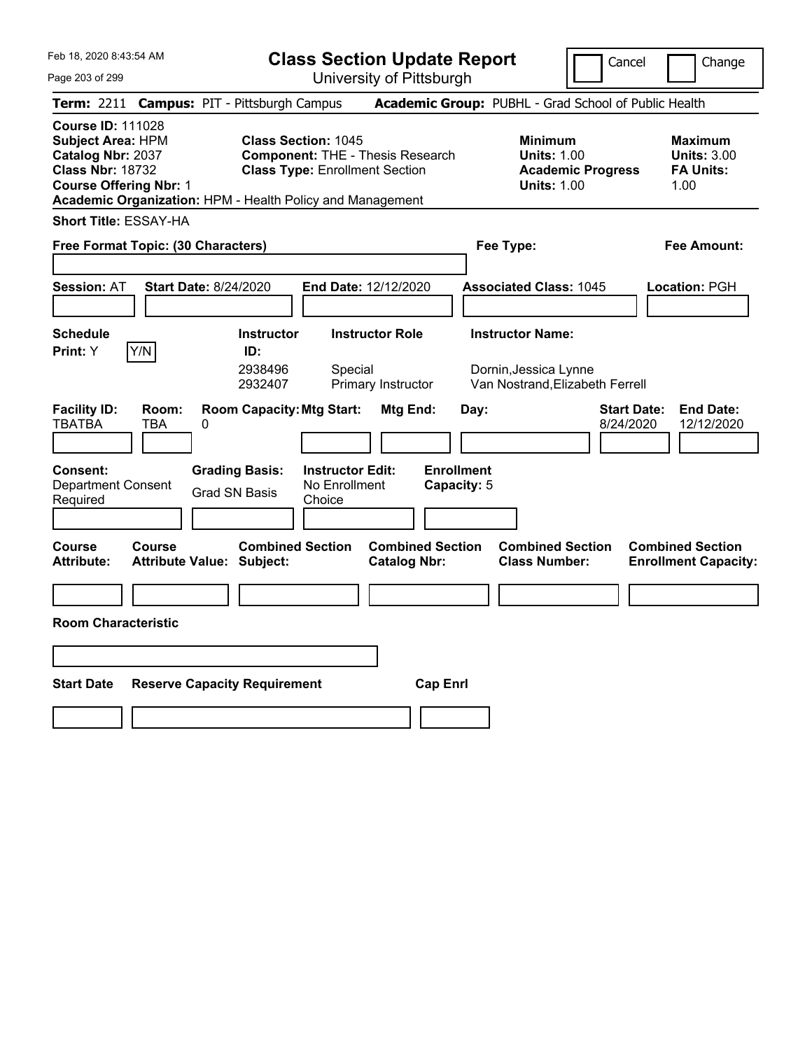# Class Section Update Report

University of Pittsburgh

Cancel | Change

**Term:** 2211 **Campus:** PIT - Pittsburgh Campus **Academic Group:** PUBHL - Grad School of Public Health

**Course ID:** 111028
**Subject Area:** HPM
**Catalog Nbr:** 2037
**Class Nbr:** 18732
**Course Offering Nbr:** 1
**Academic Organization:** HPM - Health Policy and Management

**Class Section:** 1045
**Component:** THE - Thesis Research
**Class Type:** Enrollment Section

**Minimum**
**Units:** 1.00
**Academic Progress Units:** 1.00

**Maximum**
**Units:** 3.00
**FA Units:** 1.00

**Short Title:** ESSAY-HA

**Free Format Topic: (30 Characters)**

**Fee Type:**

**Fee Amount:**

**Session:** AT **Start Date:** 8/24/2020 **End Date:** 12/12/2020 **Associated Class:** 1045 **Location:** PGH

**Schedule Print:** Y Y/N

| Instructor ID: | Instructor Role | Instructor Name: |
|---|---|---|
| 2938496 | Special | Dornin,Jessica Lynne |
| 2932407 | Primary Instructor | Van Nostrand,Elizabeth Ferrell |

| Facility ID: | Room: | Room Capacity: | Mtg Start: | Mtg End: | Day: | Start Date: | End Date: |
|---|---|---|---|---|---|---|---|
| TBATBA | TBA | 0 | | | | 8/24/2020 | 12/12/2020 |

**Consent:** Department Consent Required
**Grading Basis:** Grad SN Basis
**Instructor Edit:** No Enrollment Choice
**Enrollment Capacity:** 5

| Course Attribute: | Course Attribute Value: | Combined Section Subject: | Combined Section Catalog Nbr: | Combined Section Class Number: | Combined Section Enrollment Capacity: |
|---|---|---|---|---|---|
| | | | | | |

**Room Characteristic**

| Start Date | Reserve Capacity Requirement | Cap Enrl |
|---|---|---|
| | | |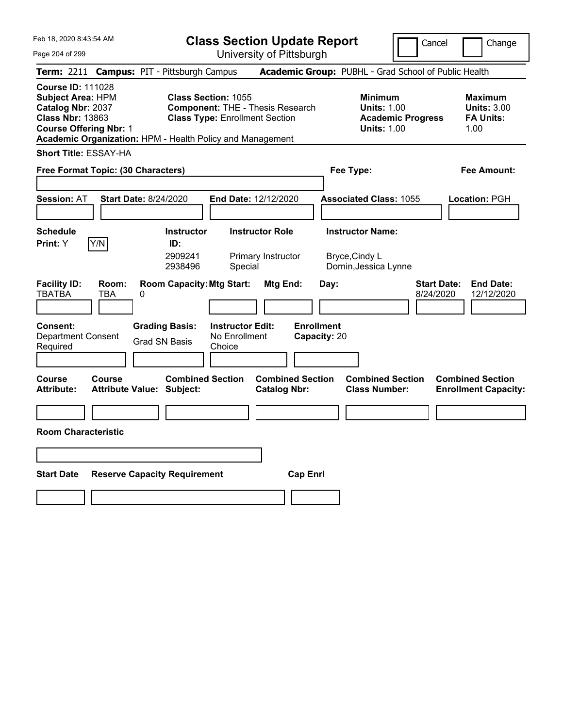Feb 18, 2020 8:43:54 AM

# Class Section Update Report

University of Pittsburgh

Cancel | Change

**Term:** 2211 **Campus:** PIT - Pittsburgh Campus **Academic Group:** PUBHL - Grad School of Public Health

**Course ID:** 111028
**Subject Area:** HPM
**Catalog Nbr:** 2037
**Class Nbr:** 13863
**Course Offering Nbr:** 1
**Academic Organization:** HPM - Health Policy and Management

**Class Section:** 1055
**Component:** THE - Thesis Research
**Class Type:** Enrollment Section

**Minimum**
**Units:** 1.00
**Academic Progress Units:** 1.00

**Maximum**
**Units:** 3.00
**FA Units:** 1.00

**Short Title:** ESSAY-HA

**Free Format Topic: (30 Characters)**

**Fee Type:**

**Fee Amount:**

**Session:** AT **Start Date:** 8/24/2020 **End Date:** 12/12/2020 **Associated Class:** 1055 **Location:** PGH

**Schedule Print:** Y [Y/N]

| Instructor ID: | Instructor Role | Instructor Name: |
|---|---|---|
| 2909241 | Primary Instructor | Bryce,Cindy L |
| 2938496 | Special | Dornin,Jessica Lynne |

| Facility ID: | Room: | Room Capacity: | Mtg Start: | Mtg End: | Day: | Start Date: | End Date: |
|---|---|---|---|---|---|---|---|
| TBATBA | TBA | 0 | | | | 8/24/2020 | 12/12/2020 |

**Consent:** Department Consent Required
**Grading Basis:** Grad SN Basis
**Instructor Edit:** No Enrollment Choice
**Enrollment Capacity:** 20

| Course Attribute: | Course Attribute Value: | Combined Section Subject: | Combined Section Catalog Nbr: | Combined Section Class Number: | Combined Section Enrollment Capacity: |
|---|---|---|---|---|---|
| | | | | | |

**Room Characteristic**

| Start Date | Reserve Capacity Requirement | Cap Enrl |
|---|---|---|
| | | |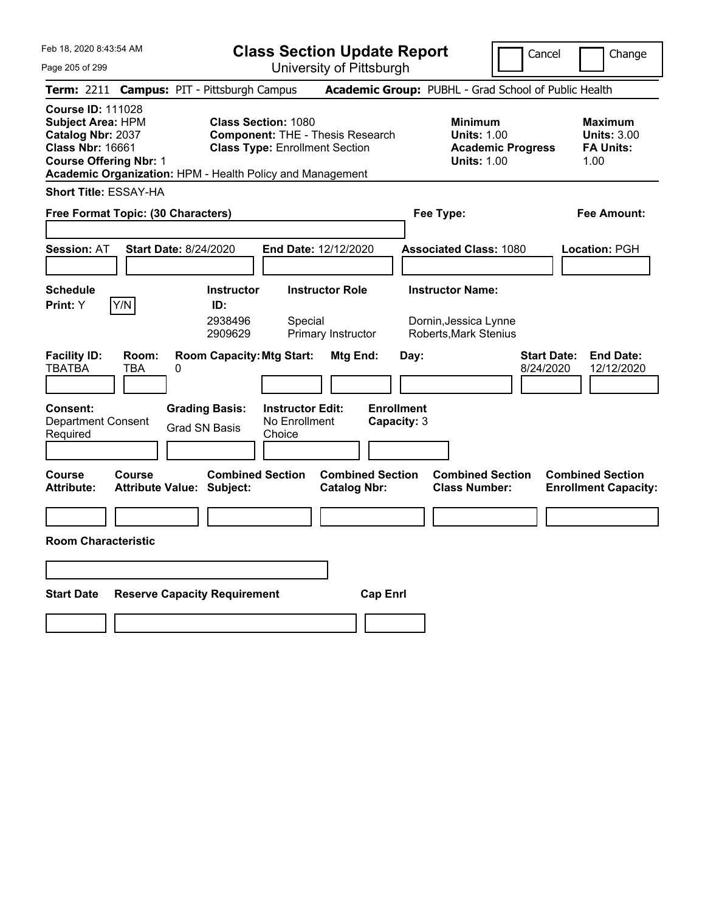# Class Section Update Report

University of Pittsburgh

Cancel | Change

**Term:** 2211 **Campus:** PIT - Pittsburgh Campus **Academic Group:** PUBHL - Grad School of Public Health

**Course ID:** 111028
**Subject Area:** HPM
**Catalog Nbr:** 2037
**Class Nbr:** 16661
**Course Offering Nbr:** 1
**Academic Organization:** HPM - Health Policy and Management

**Class Section:** 1080
**Component:** THE - Thesis Research
**Class Type:** Enrollment Section

**Minimum**
**Units:** 1.00
**Academic Progress Units:** 1.00

**Maximum**
**Units:** 3.00
**FA Units:** 1.00

**Short Title:** ESSAY-HA

**Free Format Topic: (30 Characters)**

**Fee Type:**

**Fee Amount:**

**Session:** AT **Start Date:** 8/24/2020 **End Date:** 12/12/2020 **Associated Class:** 1080 **Location:** PGH

| Schedule Print | Instructor ID | Instructor Role | Instructor Name |
|---|---|---|---|
| Y (Y/N) | 2938496 | Special | Dornin,Jessica Lynne |
| | 2909629 | Primary Instructor | Roberts,Mark Stenius |

| Facility ID | Room | Room Capacity | Mtg Start | Mtg End | Day | Start Date | End Date |
|---|---|---|---|---|---|---|---|
| TBATBA | TBA | 0 | | | | 8/24/2020 | 12/12/2020 |

**Consent:** Department Consent Required
**Grading Basis:** Grad SN Basis
**Instructor Edit:** No Enrollment Choice
**Enrollment Capacity:** 3

| Course Attribute | Course Attribute Value | Combined Section Subject | Combined Section Catalog Nbr | Combined Section Class Number | Combined Section Enrollment Capacity |
|---|---|---|---|---|---|
| | | | | | |

**Room Characteristic**

| Start Date | Reserve Capacity Requirement | Cap Enrl |
|---|---|---|
| | | |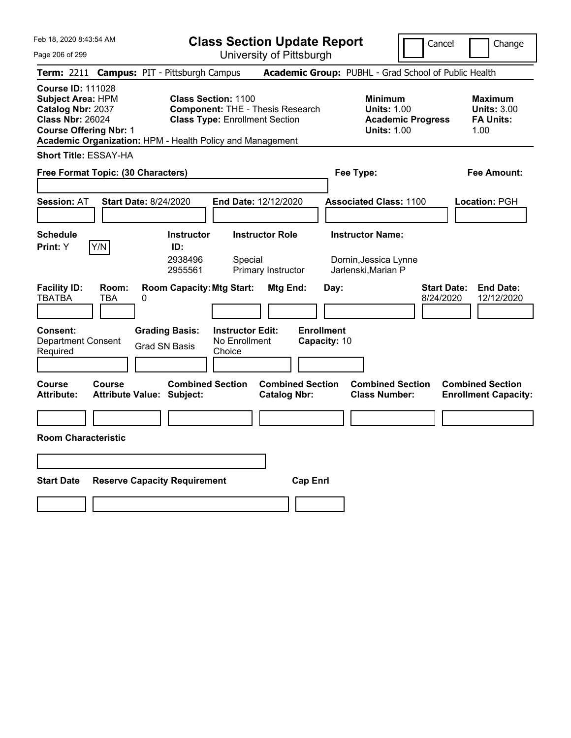Feb 18, 2020 8:43:54 AM

# Class Section Update Report

University of Pittsburgh

Cancel | Change

**Term:** 2211 **Campus:** PIT - Pittsburgh Campus **Academic Group:** PUBHL - Grad School of Public Health

**Course ID:** 111028
**Subject Area:** HPM
**Catalog Nbr:** 2037
**Class Nbr:** 26024
**Course Offering Nbr:** 1
**Academic Organization:** HPM - Health Policy and Management

**Class Section:** 1100
**Component:** THE - Thesis Research
**Class Type:** Enrollment Section

**Minimum**
**Units:** 1.00
**Academic Progress Units:** 1.00

**Maximum**
**Units:** 3.00
**FA Units:** 1.00

**Short Title:** ESSAY-HA

**Free Format Topic: (30 Characters)**

**Fee Type:**

**Fee Amount:**

**Session:** AT **Start Date:** 8/24/2020 **End Date:** 12/12/2020 **Associated Class:** 1100 **Location:** PGH

**Schedule Print:** Y [Y/N]

| Instructor ID: | Instructor Role | Instructor Name: |
|---|---|---|
| 2938496 | Special | Dornin,Jessica Lynne |
| 2955561 | Primary Instructor | Jarlenski,Marian P |

| Facility ID: | Room: | Room Capacity: | Mtg Start: | Mtg End: | Day: | Start Date: | End Date: |
|---|---|---|---|---|---|---|---|
| TBATBA | TBA | 0 | | | | 8/24/2020 | 12/12/2020 |

**Consent:** Department Consent Required
**Grading Basis:** Grad SN Basis
**Instructor Edit:** No Enrollment Choice
**Enrollment Capacity:** 10

| Course Attribute: | Course Attribute Value: | Combined Section Subject: | Combined Section Catalog Nbr: | Combined Section Class Number: | Combined Section Enrollment Capacity: |
|---|---|---|---|---|---|
| | | | | | |

**Room Characteristic**

| Start Date | Reserve Capacity Requirement | Cap Enrl |
|---|---|---|
| | | |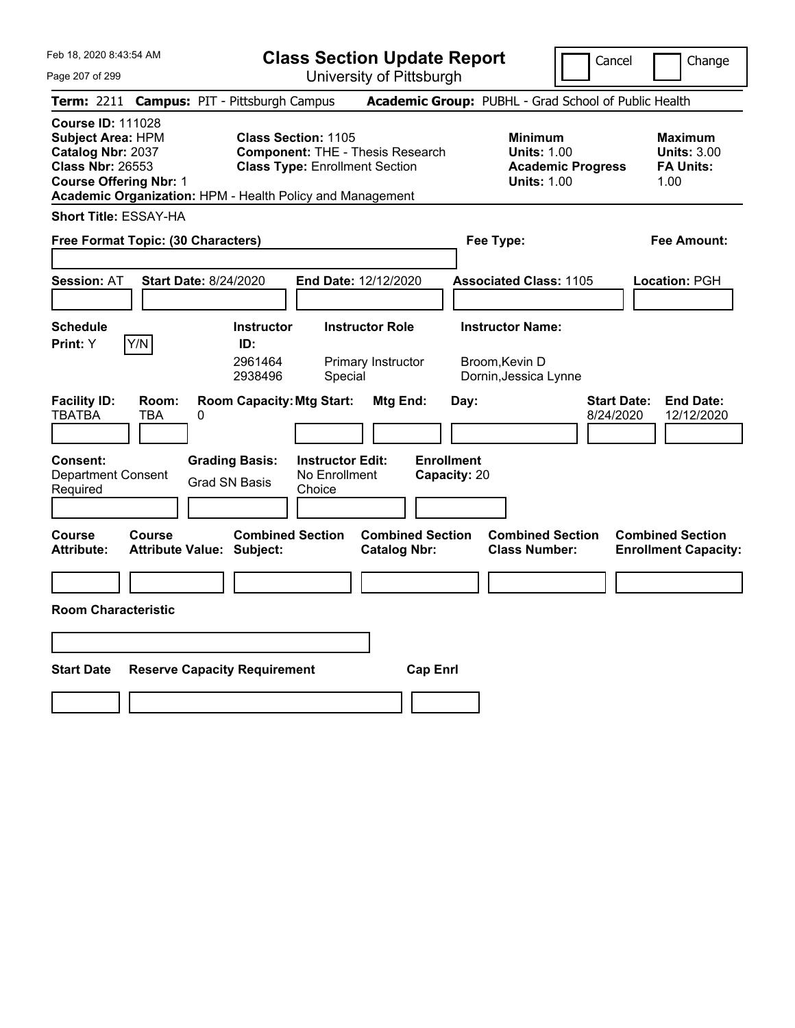Feb 18, 2020 8:43:54 AM

# Class Section Update Report

University of Pittsburgh

Cancel | Change

**Term:** 2211 **Campus:** PIT - Pittsburgh Campus **Academic Group:** PUBHL - Grad School of Public Health

**Course ID:** 111028
**Subject Area:** HPM
**Catalog Nbr:** 2037
**Class Nbr:** 26553
**Course Offering Nbr:** 1
**Academic Organization:** HPM - Health Policy and Management

**Class Section:** 1105
**Component:** THE - Thesis Research
**Class Type:** Enrollment Section

**Minimum**
**Units:** 1.00
**Academic Progress Units:** 1.00

**Maximum**
**Units:** 3.00
**FA Units:** 1.00

**Short Title:** ESSAY-HA

**Free Format Topic: (30 Characters)**

**Fee Type:**

**Fee Amount:**

**Session:** AT **Start Date:** 8/24/2020 **End Date:** 12/12/2020 **Associated Class:** 1105 **Location:** PGH

**Schedule Print:** Y Y/N

| Instructor ID: | Instructor Role | Instructor Name: |
|---|---|---|
| 2961464 | Primary Instructor | Broom,Kevin D |
| 2938496 | Special | Dornin,Jessica Lynne |

| Facility ID: | Room: | Room Capacity: | Mtg Start: | Mtg End: | Day: | Start Date: | End Date: |
|---|---|---|---|---|---|---|---|
| TBATBA | TBA | 0 | | | | 8/24/2020 | 12/12/2020 |

**Consent:** Department Consent Required
**Grading Basis:** Grad SN Basis
**Instructor Edit:** No Enrollment Choice
**Enrollment Capacity:** 20

| Course Attribute: | Course Attribute Value: | Combined Section Subject: | Combined Section Catalog Nbr: | Combined Section Class Number: | Combined Section Enrollment Capacity: |
|---|---|---|---|---|---|
| | | | | | |

**Room Characteristic**

| Start Date | Reserve Capacity Requirement | Cap Enrl |
|---|---|---|
| | | |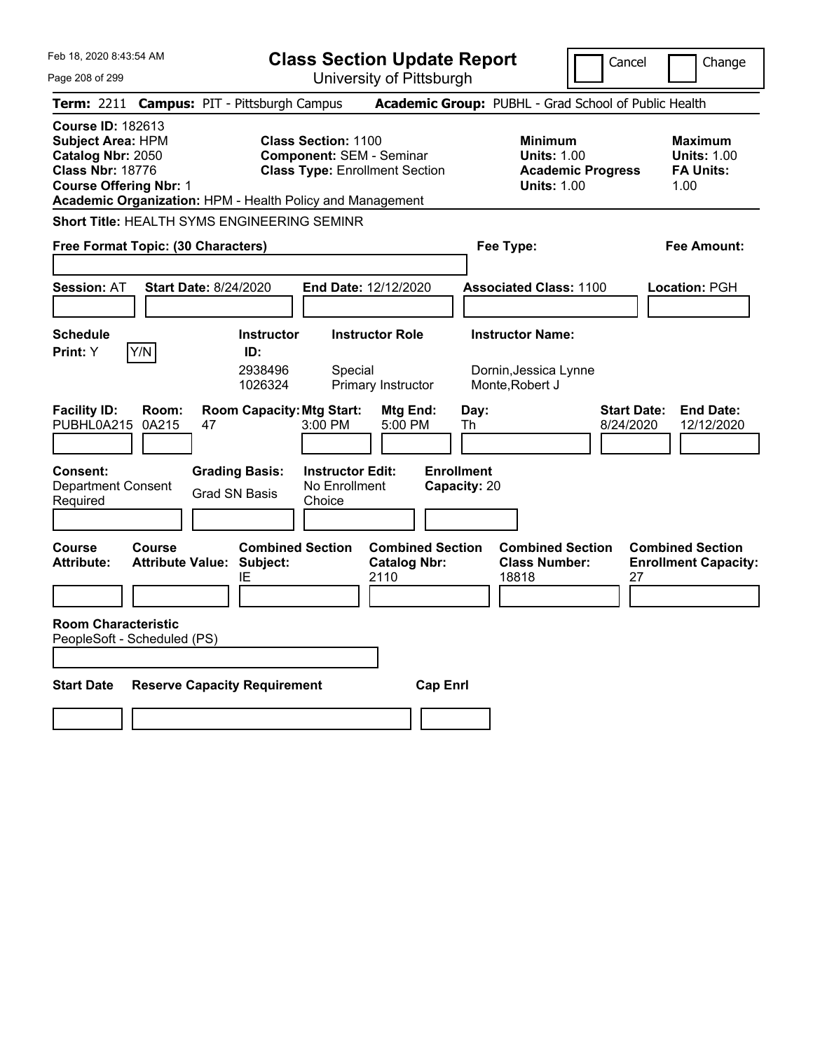Feb 18, 2020 8:43:54 AM

# Class Section Update Report

University of Pittsburgh

Cancel | Change

**Term:** 2211 **Campus:** PIT - Pittsburgh Campus **Academic Group:** PUBHL - Grad School of Public Health

**Course ID:** 182613
**Subject Area:** HPM
**Catalog Nbr:** 2050
**Class Nbr:** 18776
**Course Offering Nbr:** 1
**Academic Organization:** HPM - Health Policy and Management

**Class Section:** 1100
**Component:** SEM - Seminar
**Class Type:** Enrollment Section

**Minimum Units:** 1.00
**Academic Progress Units:** 1.00

**Maximum Units:** 1.00
**FA Units:** 1.00

**Short Title:** HEALTH SYMS ENGINEERING SEMINR

**Free Format Topic: (30 Characters)**

**Fee Type:**

**Fee Amount:**

**Session:** AT **Start Date:** 8/24/2020 **End Date:** 12/12/2020 **Associated Class:** 1100 **Location:** PGH

**Schedule Print:** Y  Y/N

| Instructor ID | Instructor Role | Instructor Name |
|---|---|---|
| 2938496 | Special | Dornin,Jessica Lynne |
| 1026324 | Primary Instructor | Monte,Robert J |

| Facility ID | Room | Room Capacity | Mtg Start | Mtg End | Day | Start Date | End Date |
|---|---|---|---|---|---|---|---|
| PUBHL0A215 | 0A215 | 47 | 3:00 PM | 5:00 PM | Th | 8/24/2020 | 12/12/2020 |

**Consent:** Department Consent Required
**Grading Basis:** Grad SN Basis
**Instructor Edit:** No Enrollment Choice
**Enrollment Capacity:** 20

| Course Attribute | Course Attribute Value | Combined Section Subject | Combined Section Catalog Nbr | Combined Section Class Number | Combined Section Enrollment Capacity |
|---|---|---|---|---|---|
| | | IE | 2110 | 18818 | 27 |

**Room Characteristic**
PeopleSoft - Scheduled (PS)

| Start Date | Reserve Capacity Requirement | Cap Enrl |
|---|---|---|
| | | |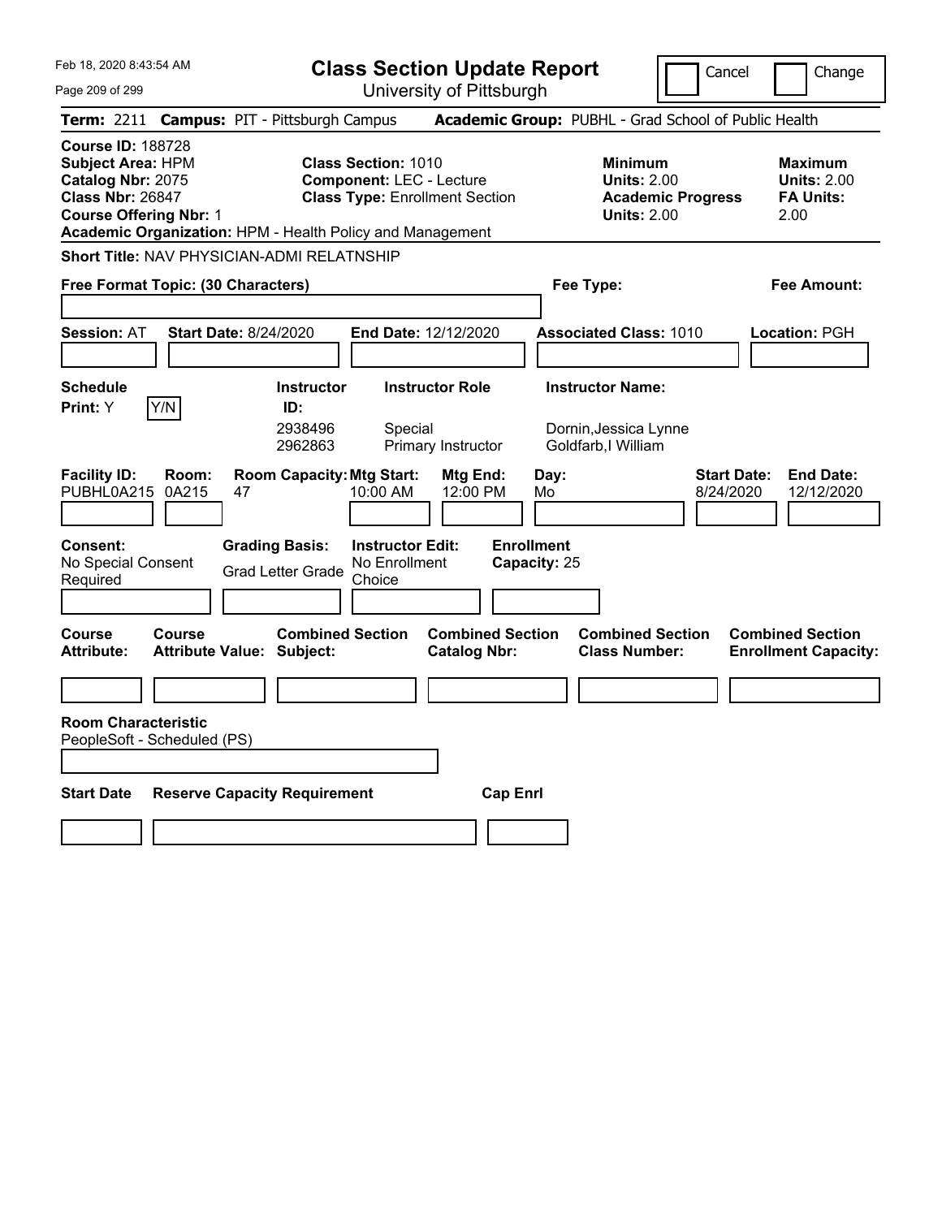# Class Section Update Report

University of Pittsburgh

Cancel | Change

**Term:** 2211 **Campus:** PIT - Pittsburgh Campus **Academic Group:** PUBHL - Grad School of Public Health

**Course ID:** 188728
**Subject Area:** HPM
**Catalog Nbr:** 2075
**Class Nbr:** 26847
**Course Offering Nbr:** 1
**Academic Organization:** HPM - Health Policy and Management

**Class Section:** 1010
**Component:** LEC - Lecture
**Class Type:** Enrollment Section

**Minimum**
**Units:** 2.00
**Academic Progress Units:** 2.00

**Maximum**
**Units:** 2.00
**FA Units:** 2.00

**Short Title:** NAV PHYSICIAN-ADMI RELATNSHIP

**Free Format Topic: (30 Characters)**

**Fee Type:**

**Fee Amount:**

**Session:** AT **Start Date:** 8/24/2020 **End Date:** 12/12/2020 **Associated Class:** 1010 **Location:** PGH

**Schedule Print:** Y [Y/N]

| Instructor ID: | Instructor Role | Instructor Name: |
|---|---|---|
| 2938496 | Special | Dornin,Jessica Lynne |
| 2962863 | Primary Instructor | Goldfarb,I William |

| Facility ID: | Room: | Room Capacity: | Mtg Start: | Mtg End: | Day: | Start Date: | End Date: |
|---|---|---|---|---|---|---|---|
| PUBHL0A215 | 0A215 | 47 | 10:00 AM | 12:00 PM | Mo | 8/24/2020 | 12/12/2020 |

**Consent:** No Special Consent Required
**Grading Basis:** Grad Letter Grade
**Instructor Edit:** No Enrollment Choice
**Enrollment Capacity:** 25

| Course Attribute: | Course Attribute Value: | Combined Section Subject: | Combined Section Catalog Nbr: | Combined Section Class Number: | Combined Section Enrollment Capacity: |
|---|---|---|---|---|---|
| | | | | | |

**Room Characteristic**
PeopleSoft - Scheduled (PS)

| Start Date | Reserve Capacity Requirement | Cap Enrl |
|---|---|---|
| | | |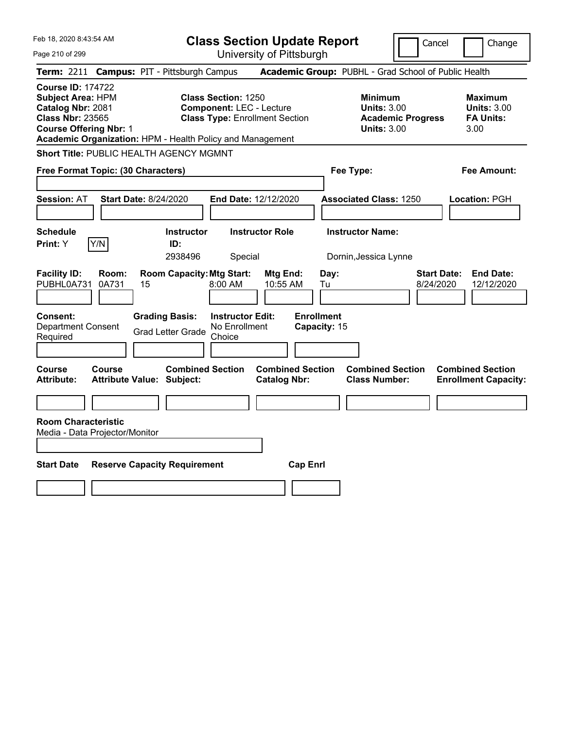Feb 18, 2020 8:43:54 AM

# Class Section Update Report

University of Pittsburgh

Cancel | Change

**Term:** 2211 **Campus:** PIT - Pittsburgh Campus **Academic Group:** PUBHL - Grad School of Public Health

**Course ID:** 174722
**Subject Area:** HPM
**Catalog Nbr:** 2081
**Class Nbr:** 23565
**Course Offering Nbr:** 1
**Academic Organization:** HPM - Health Policy and Management

**Class Section:** 1250
**Component:** LEC - Lecture
**Class Type:** Enrollment Section

**Minimum Units:** 3.00
**Academic Progress Units:** 3.00

**Maximum Units:** 3.00
**FA Units:** 3.00

**Short Title:** PUBLIC HEALTH AGENCY MGMNT

**Free Format Topic: (30 Characters)** | **Fee Type:** | **Fee Amount:**

**Session:** AT **Start Date:** 8/24/2020 **End Date:** 12/12/2020 **Associated Class:** 1250 **Location:** PGH

| Schedule Print | Y/N | Instructor ID | Instructor Role | Instructor Name |
|---|---|---|---|---|
| Y | | 2938496 | Special | Dornin,Jessica Lynne |

| Facility ID | Room | Room Capacity | Mtg Start | Mtg End | Day | Start Date | End Date |
|---|---|---|---|---|---|---|---|
| PUBHL0A731 | 0A731 | 15 | 8:00 AM | 10:55 AM | Tu | 8/24/2020 | 12/12/2020 |

| Consent | Grading Basis | Instructor Edit | Enrollment Capacity |
|---|---|---|---|
| Department Consent Required | Grad Letter Grade | No Enrollment Choice | 15 |

| Course Attribute | Course Attribute Value | Combined Section Subject | Combined Section Catalog Nbr | Combined Section Class Number | Combined Section Enrollment Capacity |
|---|---|---|---|---|---|
| | | | | | |

**Room Characteristic**
Media - Data Projector/Monitor

| Start Date | Reserve Capacity Requirement | Cap | Enrl |
|---|---|---|---|
| | | | |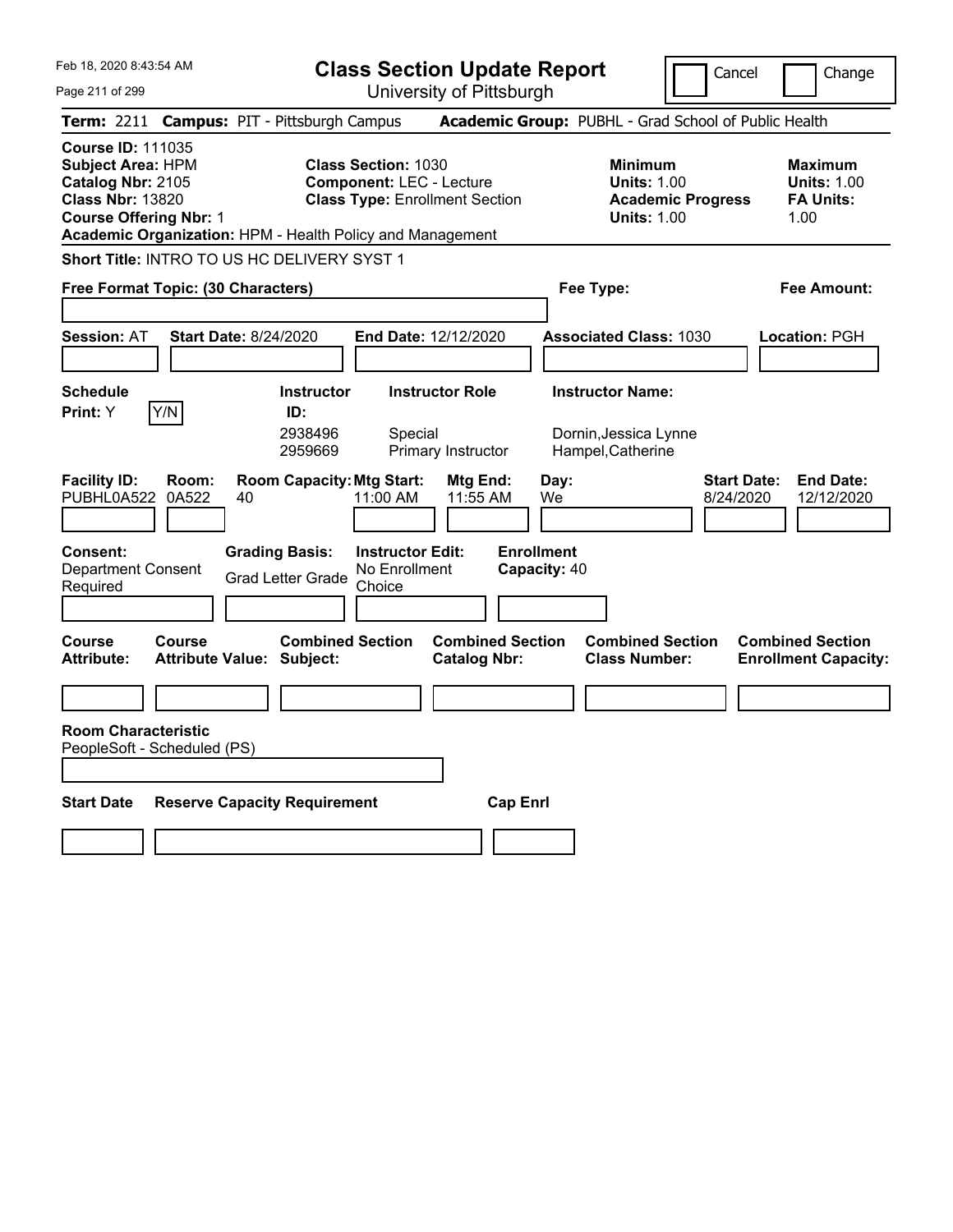# Class Section Update Report

University of Pittsburgh

Cancel | Change

**Term:** 2211 **Campus:** PIT - Pittsburgh Campus **Academic Group:** PUBHL - Grad School of Public Health

**Course ID:** 111035
**Subject Area:** HPM
**Catalog Nbr:** 2105
**Class Nbr:** 13820
**Course Offering Nbr:** 1
**Academic Organization:** HPM - Health Policy and Management

**Class Section:** 1030
**Component:** LEC - Lecture
**Class Type:** Enrollment Section

**Minimum Units:** 1.00
**Academic Progress Units:** 1.00

**Maximum Units:** 1.00
**FA Units:** 1.00

**Short Title:** INTRO TO US HC DELIVERY SYST 1

**Free Format Topic: (30 Characters)**

**Fee Type:**

**Fee Amount:**

**Session:** AT **Start Date:** 8/24/2020 **End Date:** 12/12/2020 **Associated Class:** 1030 **Location:** PGH

**Schedule Print:** Y Y/N

| Instructor ID | Instructor Role | Instructor Name |
|---|---|---|
| 2938496 | Special | Dornin,Jessica Lynne |
| 2959669 | Primary Instructor | Hampel,Catherine |

| Facility ID | Room | Room Capacity | Mtg Start | Mtg End | Day | Start Date | End Date |
|---|---|---|---|---|---|---|---|
| PUBHL0A522 | 0A522 | 40 | 11:00 AM | 11:55 AM | We | 8/24/2020 | 12/12/2020 |

**Consent:** Department Consent Required
**Grading Basis:** Grad Letter Grade
**Instructor Edit:** No Enrollment Choice
**Enrollment Capacity:** 40

| Course Attribute | Course Attribute Value | Combined Section Subject | Combined Section Catalog Nbr | Combined Section Class Number | Combined Section Enrollment Capacity |
|---|---|---|---|---|---|
| | | | | | |

**Room Characteristic**
PeopleSoft - Scheduled (PS)

| Start Date | Reserve Capacity Requirement | Cap Enrl |
|---|---|---|
| | | |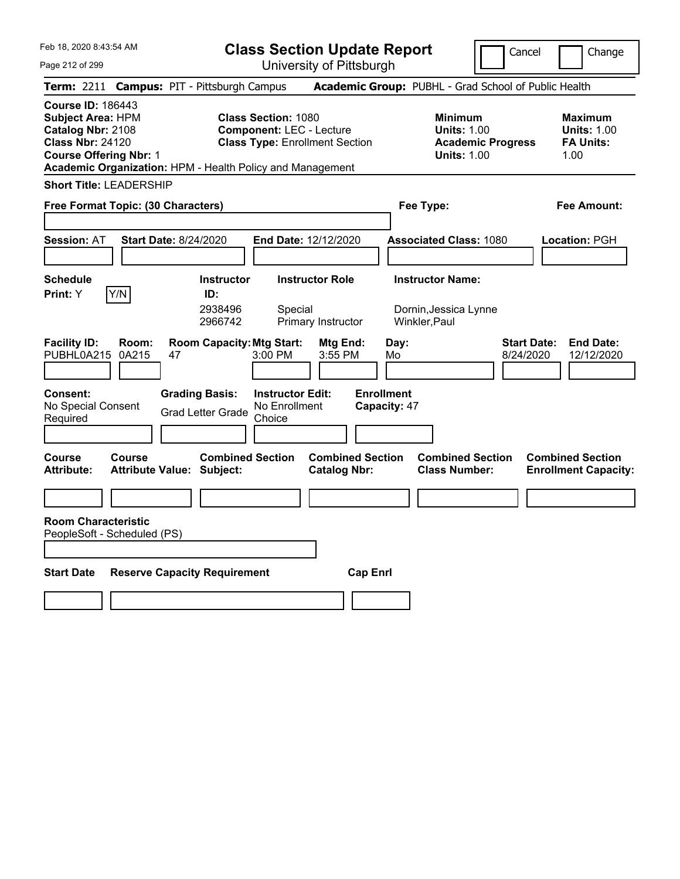# Class Section Update Report

University of Pittsburgh

Feb 18, 2020 8:43:54 AM

Cancel | Change

**Term:** 2211 **Campus:** PIT - Pittsburgh Campus **Academic Group:** PUBHL - Grad School of Public Health

**Course ID:** 186443
**Subject Area:** HPM
**Catalog Nbr:** 2108
**Class Nbr:** 24120
**Course Offering Nbr:** 1
**Academic Organization:** HPM - Health Policy and Management

**Class Section:** 1080
**Component:** LEC - Lecture
**Class Type:** Enrollment Section

| | Minimum | Maximum |
|---|---|---|
| Units | 1.00 | 1.00 |
| Academic Progress Units | 1.00 | |
| FA Units | | 1.00 |

**Short Title:** LEADERSHIP

**Free Format Topic: (30 Characters)**

**Fee Type:**

**Fee Amount:**

**Session:** AT **Start Date:** 8/24/2020 **End Date:** 12/12/2020 **Associated Class:** 1080 **Location:** PGH

**Schedule Print:** Y [Y/N]

| Instructor ID | Instructor Role | Instructor Name |
|---|---|---|
| 2938496 | Special | Dornin,Jessica Lynne |
| 2966742 | Primary Instructor | Winkler,Paul |

| Facility ID | Room | Room Capacity | Mtg Start | Mtg End | Day | Start Date | End Date |
|---|---|---|---|---|---|---|---|
| PUBHL0A215 | 0A215 | 47 | 3:00 PM | 3:55 PM | Mo | 8/24/2020 | 12/12/2020 |

**Consent:** No Special Consent Required
**Grading Basis:** Grad Letter Grade
**Instructor Edit:** No Enrollment Choice
**Enrollment Capacity:** 47

| Course Attribute | Course Attribute Value | Combined Section Subject | Combined Section Catalog Nbr | Combined Section Class Number | Combined Section Enrollment Capacity |
|---|---|---|---|---|---|
| | | | | | |

**Room Characteristic**
PeopleSoft - Scheduled (PS)

| Start Date | Reserve Capacity Requirement | Cap Enrl |
|---|---|---|
| | | |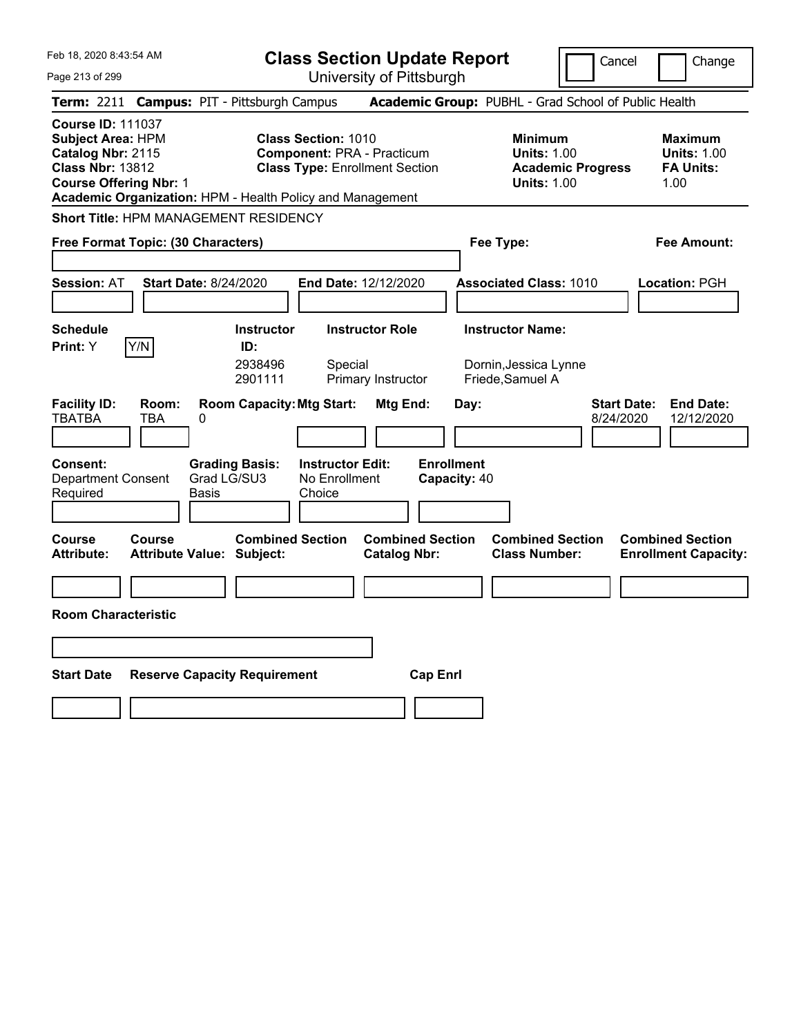# Class Section Update Report

University of Pittsburgh

Cancel | Change

**Term:** 2211 **Campus:** PIT - Pittsburgh Campus **Academic Group:** PUBHL - Grad School of Public Health

**Course ID:** 111037
**Subject Area:** HPM
**Catalog Nbr:** 2115
**Class Nbr:** 13812
**Course Offering Nbr:** 1
**Academic Organization:** HPM - Health Policy and Management

**Class Section:** 1010
**Component:** PRA - Practicum
**Class Type:** Enrollment Section

**Minimum**
**Units:** 1.00
**Academic Progress Units:** 1.00

**Maximum**
**Units:** 1.00
**FA Units:** 1.00

**Short Title:** HPM MANAGEMENT RESIDENCY

**Free Format Topic: (30 Characters)**

**Fee Type:**

**Fee Amount:**

**Session:** AT **Start Date:** 8/24/2020 **End Date:** 12/12/2020 **Associated Class:** 1010 **Location:** PGH

| Schedule Print: | Instructor ID: | Instructor Role | Instructor Name: |
|---|---|---|---|
| Y [Y/N] | 2938496 | Special | Dornin,Jessica Lynne |
| | 2901111 | Primary Instructor | Friede,Samuel A |

| Facility ID: | Room: | Room Capacity: | Mtg Start: | Mtg End: | Day: | Start Date: | End Date: |
|---|---|---|---|---|---|---|---|
| TBATBA | TBA | 0 | | | | 8/24/2020 | 12/12/2020 |

**Consent:** Department Consent Required
**Grading Basis:** Grad LG/SU3 Basis
**Instructor Edit:** No Enrollment Choice
**Enrollment Capacity:** 40

| Course Attribute: | Course Attribute Value: | Combined Section Subject: | Combined Section Catalog Nbr: | Combined Section Class Number: | Combined Section Enrollment Capacity: |
|---|---|---|---|---|---|
| | | | | | |

**Room Characteristic**

| Start Date | Reserve Capacity Requirement | Cap Enrl |
|---|---|---|
| | | |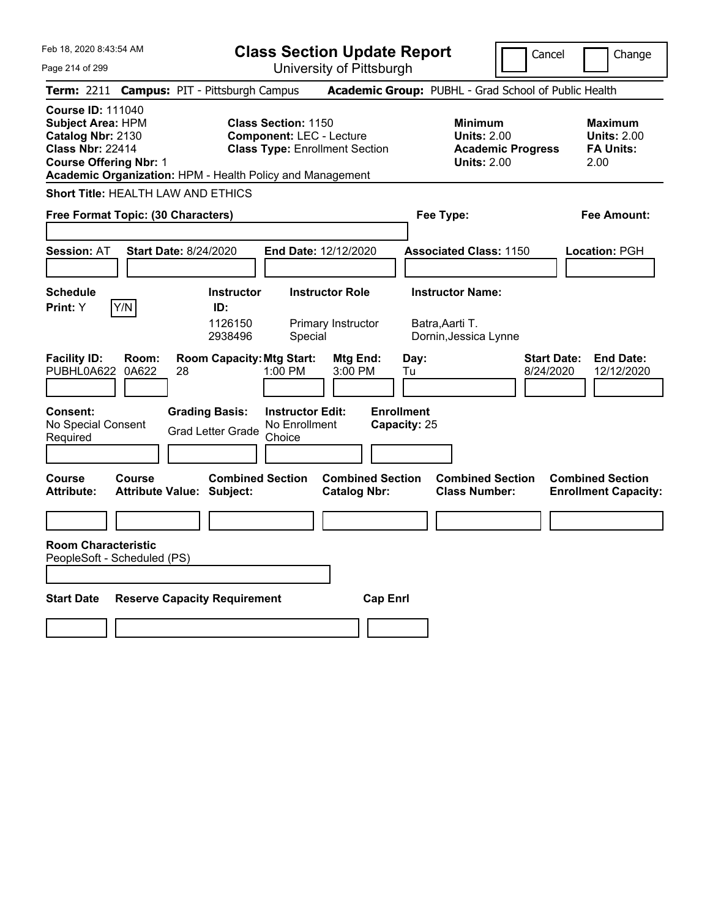# Class Section Update Report

University of Pittsburgh

Feb 18, 2020 8:43:54 AM

Cancel | Change

**Term:** 2211 **Campus:** PIT - Pittsburgh Campus **Academic Group:** PUBHL - Grad School of Public Health

**Course ID:** 111040
**Subject Area:** HPM
**Catalog Nbr:** 2130
**Class Nbr:** 22414
**Course Offering Nbr:** 1
**Academic Organization:** HPM - Health Policy and Management

**Class Section:** 1150
**Component:** LEC - Lecture
**Class Type:** Enrollment Section

**Minimum Units:** 2.00
**Academic Progress Units:** 2.00

**Maximum Units:** 2.00
**FA Units:** 2.00

**Short Title:** HEALTH LAW AND ETHICS

**Free Format Topic: (30 Characters)**

**Fee Type:**

**Fee Amount:**

**Session:** AT **Start Date:** 8/24/2020 **End Date:** 12/12/2020 **Associated Class:** 1150 **Location:** PGH

**Schedule Print:** Y Y/N

| Instructor ID | Instructor Role | Instructor Name |
|---|---|---|
| 1126150 | Primary Instructor | Batra,Aarti T. |
| 2938496 | Special | Dornin,Jessica Lynne |

| Facility ID | Room | Room Capacity | Mtg Start | Mtg End | Day | Start Date | End Date |
|---|---|---|---|---|---|---|---|
| PUBHL0A622 | 0A622 | 28 | 1:00 PM | 3:00 PM | Tu | 8/24/2020 | 12/12/2020 |

**Consent:** No Special Consent Required
**Grading Basis:** Grad Letter Grade
**Instructor Edit:** No Enrollment Choice
**Enrollment Capacity:** 25

| Course Attribute | Course Attribute Value | Combined Section Subject | Combined Section Catalog Nbr | Combined Section Class Number | Combined Section Enrollment Capacity |
|---|---|---|---|---|---|
| | | | | | |

**Room Characteristic**
PeopleSoft - Scheduled (PS)

| Start Date | Reserve Capacity Requirement | Cap Enrl |
|---|---|---|
| | | |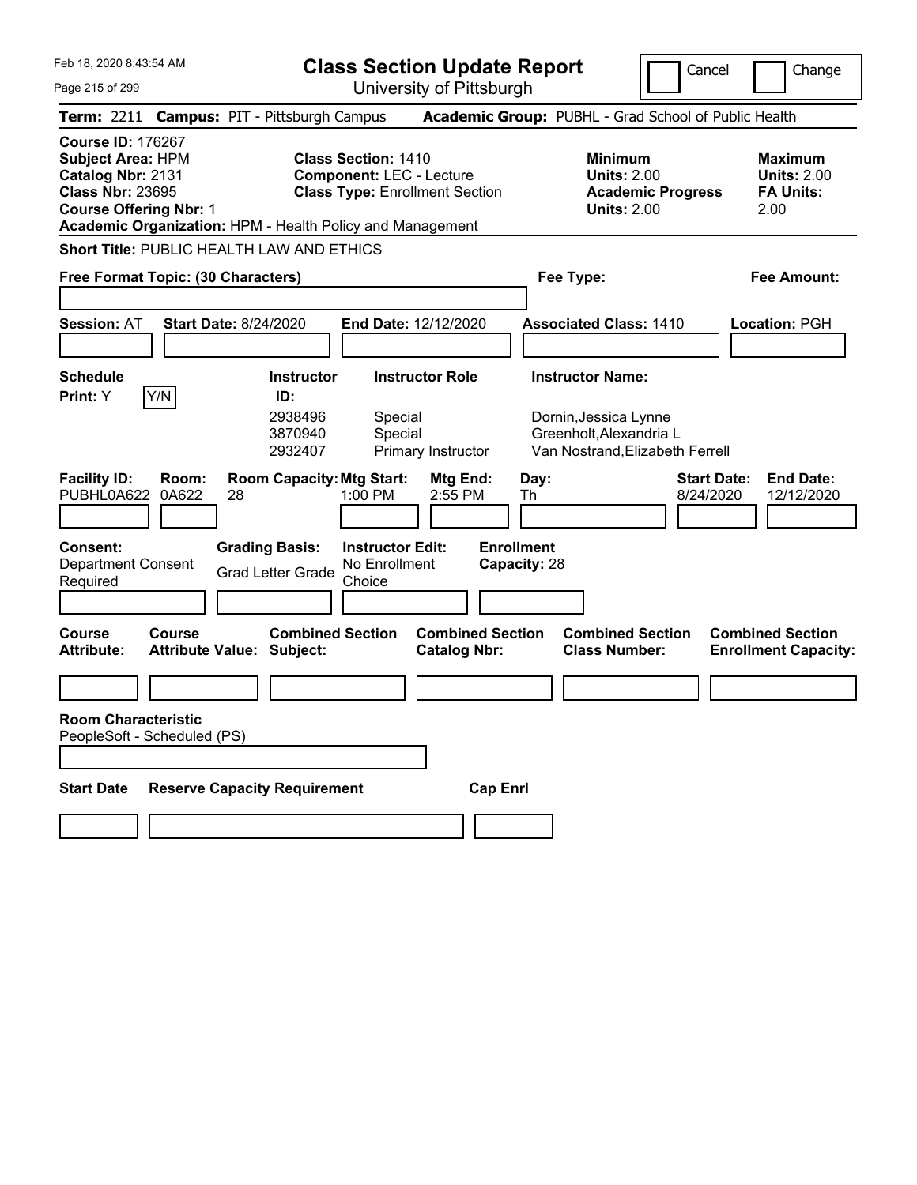Feb 18, 2020 8:43:54 AM

# Class Section Update Report

University of Pittsburgh

Cancel | Change

**Term:** 2211 **Campus:** PIT - Pittsburgh Campus **Academic Group:** PUBHL - Grad School of Public Health

**Course ID:** 176267
**Subject Area:** HPM
**Catalog Nbr:** 2131
**Class Nbr:** 23695
**Course Offering Nbr:** 1
**Academic Organization:** HPM - Health Policy and Management

**Class Section:** 1410
**Component:** LEC - Lecture
**Class Type:** Enrollment Section

**Minimum Units:** 2.00
**Academic Progress Units:** 2.00

**Maximum Units:** 2.00
**FA Units:** 2.00

**Short Title:** PUBLIC HEALTH LAW AND ETHICS

**Free Format Topic: (30 Characters)**

**Fee Type:**

**Fee Amount:**

**Session:** AT **Start Date:** 8/24/2020 **End Date:** 12/12/2020 **Associated Class:** 1410 **Location:** PGH

**Schedule Print:** Y Y/N

| Instructor ID: | Instructor Role | Instructor Name: |
|---|---|---|
| 2938496 | Special | Dornin,Jessica Lynne |
| 3870940 | Special | Greenholt,Alexandria L |
| 2932407 | Primary Instructor | Van Nostrand,Elizabeth Ferrell |

| Facility ID: | Room: | Room Capacity: | Mtg Start: | Mtg End: | Day: | Start Date: | End Date: |
|---|---|---|---|---|---|---|---|
| PUBHL0A622 | 0A622 | 28 | 1:00 PM | 2:55 PM | Th | 8/24/2020 | 12/12/2020 |

**Consent:** Department Consent Required

**Grading Basis:** Grad Letter Grade

**Instructor Edit:** No Enrollment Choice

**Enrollment Capacity:** 28

| Course Attribute: | Course Attribute Value: | Combined Section Subject: | Combined Section Catalog Nbr: | Combined Section Class Number: | Combined Section Enrollment Capacity: |
|---|---|---|---|---|---|
| | | | | | |

**Room Characteristic**
PeopleSoft - Scheduled (PS)

| Start Date | Reserve Capacity Requirement | Cap Enrl |
|---|---|---|
| | | |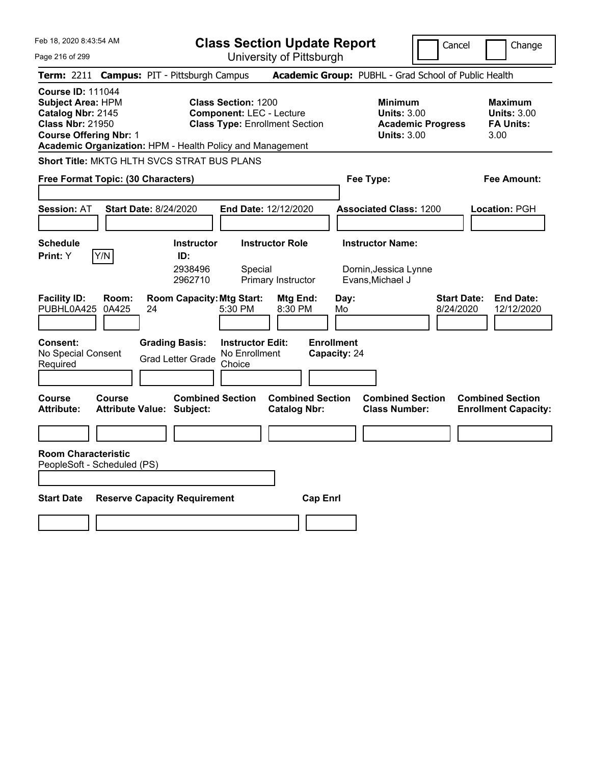Feb 18, 2020 8:43:54 AM

# Class Section Update Report

University of Pittsburgh

Cancel | Change

**Term:** 2211 **Campus:** PIT - Pittsburgh Campus **Academic Group:** PUBHL - Grad School of Public Health

**Course ID:** 111044
**Subject Area:** HPM
**Catalog Nbr:** 2145
**Class Nbr:** 21950
**Course Offering Nbr:** 1
**Academic Organization:** HPM - Health Policy and Management

**Class Section:** 1200
**Component:** LEC - Lecture
**Class Type:** Enrollment Section

**Minimum Units:** 3.00
**Academic Progress Units:** 3.00

**Maximum Units:** 3.00
**FA Units:** 3.00

**Short Title:** MKTG HLTH SVCS STRAT BUS PLANS

**Free Format Topic: (30 Characters)**

**Fee Type:**

**Fee Amount:**

**Session:** AT **Start Date:** 8/24/2020 **End Date:** 12/12/2020 **Associated Class:** 1200 **Location:** PGH

**Schedule Print:** Y Y/N

| Instructor ID | Instructor Role | Instructor Name |
|---|---|---|
| 2938496 | Special | Dornin,Jessica Lynne |
| 2962710 | Primary Instructor | Evans,Michael J |

| Facility ID | Room | Room Capacity | Mtg Start | Mtg End | Day | Start Date | End Date |
|---|---|---|---|---|---|---|---|
| PUBHL0A425 | 0A425 | 24 | 5:30 PM | 8:30 PM | Mo | 8/24/2020 | 12/12/2020 |

**Consent:** No Special Consent Required
**Grading Basis:** Grad Letter Grade
**Instructor Edit:** No Enrollment Choice
**Enrollment Capacity:** 24

| Course Attribute: | Course Attribute Value: | Combined Section Subject: | Combined Section Catalog Nbr: | Combined Section Class Number: | Combined Section Enrollment Capacity: |
|---|---|---|---|---|---|
| | | | | | |

**Room Characteristic**
PeopleSoft - Scheduled (PS)

| Start Date | Reserve Capacity Requirement | Cap Enrl |
|---|---|---|
| | | |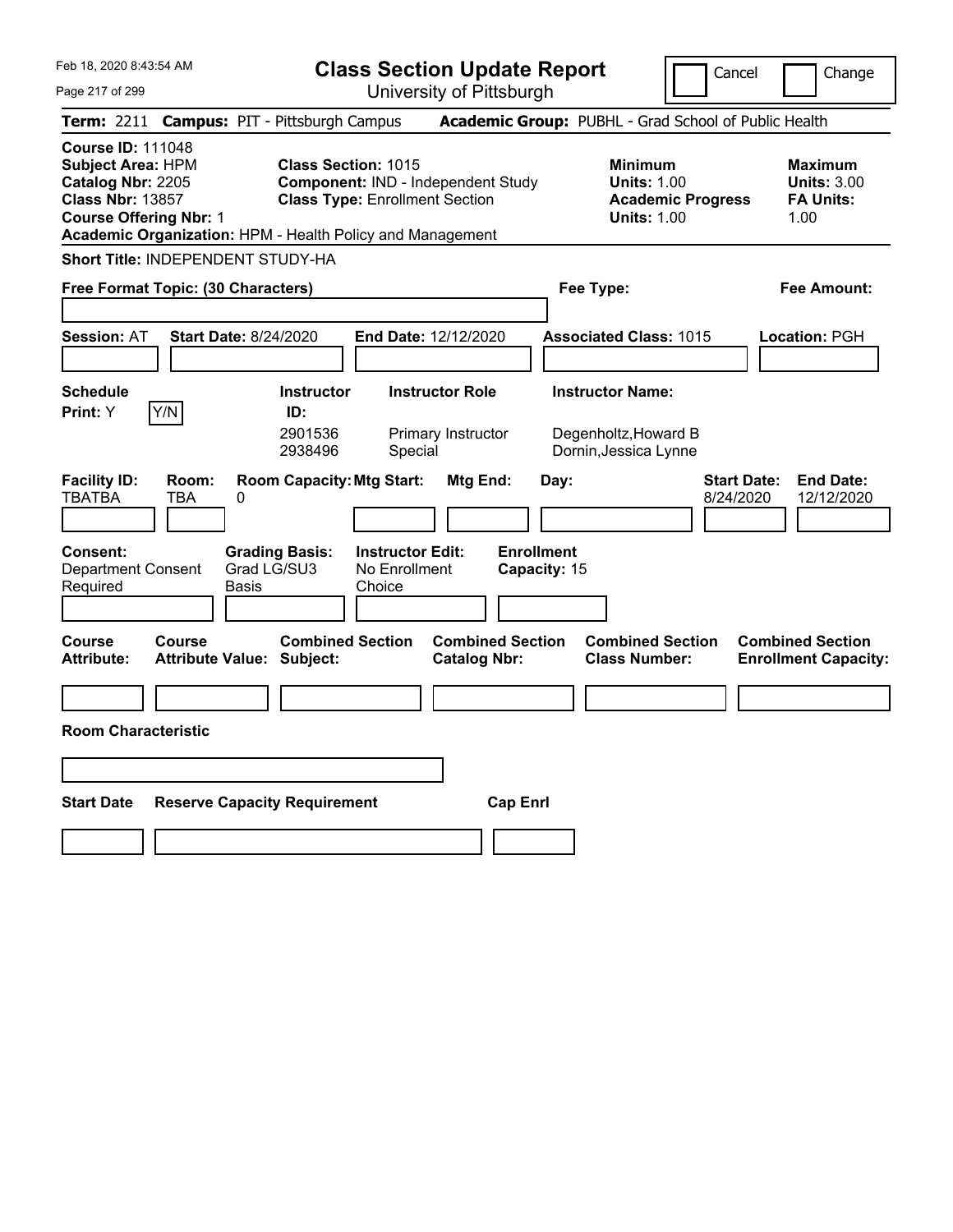Feb 18, 2020 8:43:54 AM

# Class Section Update Report

University of Pittsburgh

Cancel | Change

**Term:** 2211 **Campus:** PIT - Pittsburgh Campus **Academic Group:** PUBHL - Grad School of Public Health

**Course ID:** 111048
**Subject Area:** HPM
**Catalog Nbr:** 2205
**Class Nbr:** 13857
**Course Offering Nbr:** 1
**Academic Organization:** HPM - Health Policy and Management

**Class Section:** 1015
**Component:** IND - Independent Study
**Class Type:** Enrollment Section

**Minimum**
**Units:** 1.00
**Academic Progress Units:** 1.00

**Maximum**
**Units:** 3.00
**FA Units:** 1.00

**Short Title:** INDEPENDENT STUDY-HA

**Free Format Topic: (30 Characters)**

**Fee Type:**

**Fee Amount:**

**Session:** AT **Start Date:** 8/24/2020 **End Date:** 12/12/2020 **Associated Class:** 1015 **Location:** PGH

**Schedule Print:** Y Y/N

| Instructor ID: | Instructor Role | Instructor Name: |
|---|---|---|
| 2901536 | Primary Instructor | Degenholtz,Howard B |
| 2938496 | Special | Dornin,Jessica Lynne |

| Facility ID: | Room: | Room Capacity: | Mtg Start: | Mtg End: | Day: | Start Date: | End Date: |
|---|---|---|---|---|---|---|---|
| TBATBA | TBA | 0 | | | | 8/24/2020 | 12/12/2020 |

**Consent:** Department Consent Required

**Grading Basis:** Grad LG/SU3 Basis

**Instructor Edit:** No Enrollment Choice

**Enrollment Capacity:** 15

| Course Attribute: | Course Attribute Value: | Combined Section Subject: | Combined Section Catalog Nbr: | Combined Section Class Number: | Combined Section Enrollment Capacity: |
|---|---|---|---|---|---|
| | | | | | |

**Room Characteristic**

| Start Date | Reserve Capacity Requirement | Cap Enrl |
|---|---|---|
| | | |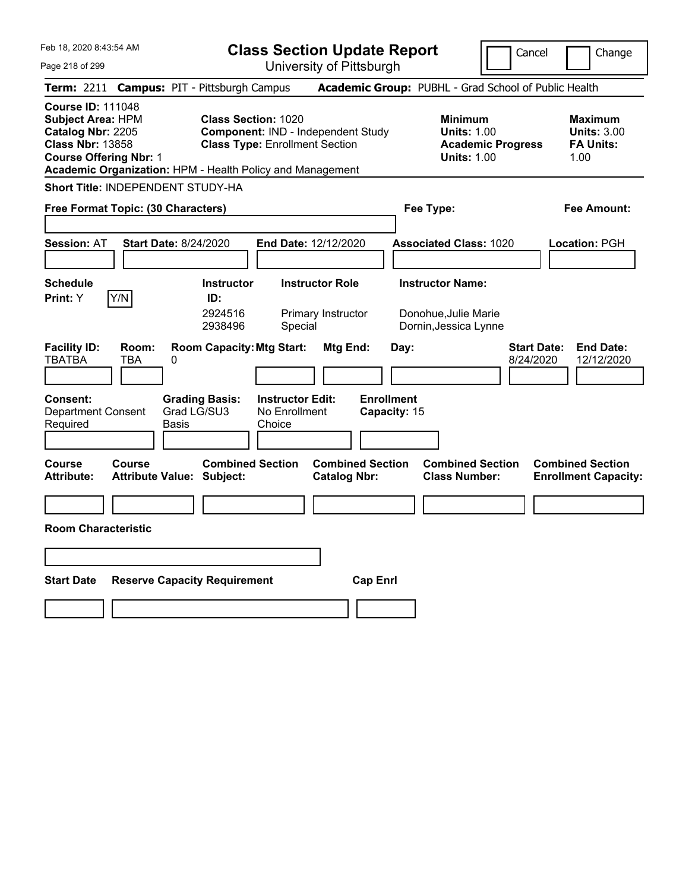# Class Section Update Report

University of Pittsburgh

Feb 18, 2020 8:43:54 AM

Cancel | Change

**Term:** 2211 **Campus:** PIT - Pittsburgh Campus **Academic Group:** PUBHL - Grad School of Public Health

**Course ID:** 111048
**Subject Area:** HPM
**Catalog Nbr:** 2205
**Class Nbr:** 13858
**Course Offering Nbr:** 1
**Academic Organization:** HPM - Health Policy and Management

**Class Section:** 1020
**Component:** IND - Independent Study
**Class Type:** Enrollment Section

**Minimum**
**Units:** 1.00
**Academic Progress Units:** 1.00

**Maximum**
**Units:** 3.00
**FA Units:** 1.00

**Short Title:** INDEPENDENT STUDY-HA

**Free Format Topic: (30 Characters)**

**Fee Type:**

**Fee Amount:**

**Session:** AT **Start Date:** 8/24/2020 **End Date:** 12/12/2020 **Associated Class:** 1020 **Location:** PGH

| Schedule Print | Instructor ID | Instructor Role | Instructor Name |
|---|---|---|---|
| Y (Y/N) | 2924516 | Primary Instructor | Donohue,Julie Marie |
| | 2938496 | Special | Dornin,Jessica Lynne |

| Facility ID | Room | Room Capacity | Mtg Start | Mtg End | Day | Start Date | End Date |
|---|---|---|---|---|---|---|---|
| TBATBA | TBA | 0 | | | | 8/24/2020 | 12/12/2020 |

**Consent:** Department Consent Required
**Grading Basis:** Grad LG/SU3 Basis
**Instructor Edit:** No Enrollment Choice
**Enrollment Capacity:** 15

| Course Attribute | Course Attribute Value | Combined Section Subject | Combined Section Catalog Nbr | Combined Section Class Number | Combined Section Enrollment Capacity |
|---|---|---|---|---|---|
| | | | | | |

**Room Characteristic**

| Start Date | Reserve Capacity Requirement | Cap Enrl |
|---|---|---|
| | | |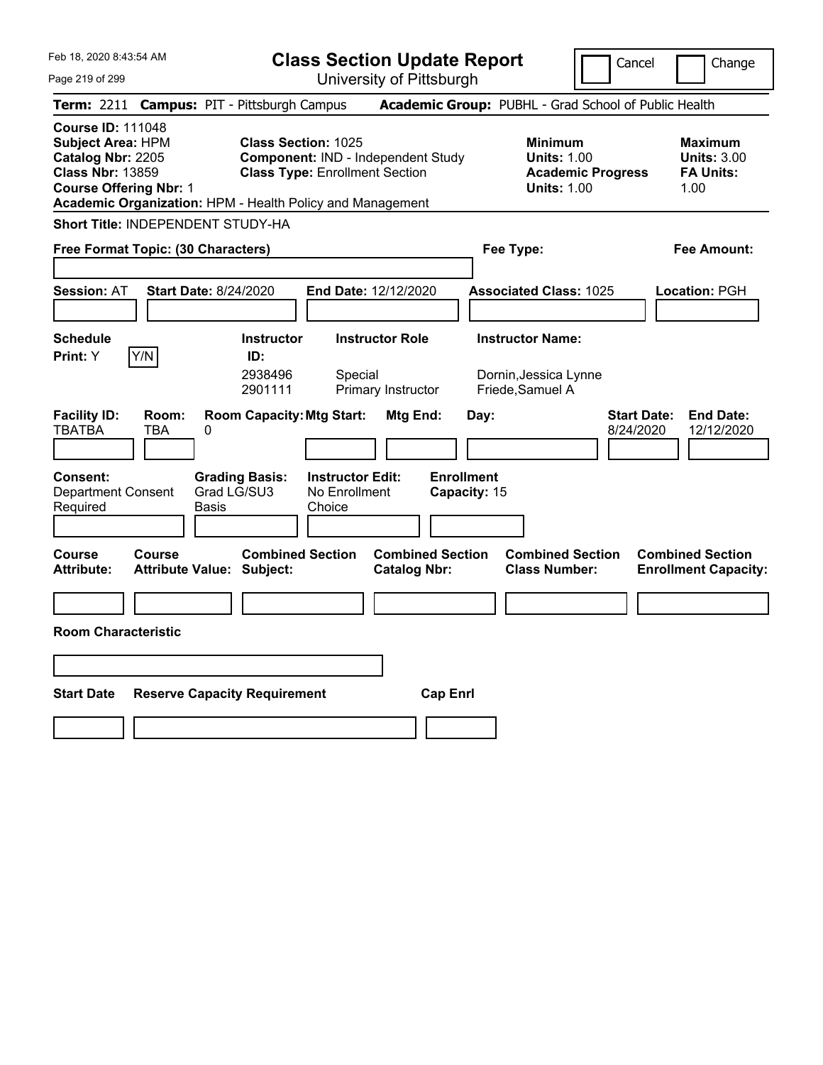Feb 18, 2020 8:43:54 AM

# Class Section Update Report

University of Pittsburgh

Cancel | Change

**Term:** 2211 **Campus:** PIT - Pittsburgh Campus **Academic Group:** PUBHL - Grad School of Public Health

**Course ID:** 111048
**Subject Area:** HPM
**Catalog Nbr:** 2205
**Class Nbr:** 13859
**Course Offering Nbr:** 1
**Academic Organization:** HPM - Health Policy and Management

**Class Section:** 1025
**Component:** IND - Independent Study
**Class Type:** Enrollment Section

**Minimum**
**Units:** 1.00
**Academic Progress Units:** 1.00

**Maximum**
**Units:** 3.00
**FA Units:** 1.00

**Short Title:** INDEPENDENT STUDY-HA

**Free Format Topic: (30 Characters)**

**Fee Type:**

**Fee Amount:**

**Session:** AT **Start Date:** 8/24/2020 **End Date:** 12/12/2020 **Associated Class:** 1025 **Location:** PGH

**Schedule Print:** Y Y/N

| Instructor ID: | Instructor Role | Instructor Name: |
|---|---|---|
| 2938496 | Special | Dornin,Jessica Lynne |
| 2901111 | Primary Instructor | Friede,Samuel A |

| Facility ID: | Room: | Room Capacity: | Mtg Start: | Mtg End: | Day: | Start Date: | End Date: |
|---|---|---|---|---|---|---|---|
| TBATBA | TBA | 0 | | | | 8/24/2020 | 12/12/2020 |

**Consent:** Department Consent Required
**Grading Basis:** Grad LG/SU3 Basis
**Instructor Edit:** No Enrollment Choice
**Enrollment Capacity:** 15

| Course Attribute: | Course Attribute Value: | Combined Section Subject: | Combined Section Catalog Nbr: | Combined Section Class Number: | Combined Section Enrollment Capacity: |
|---|---|---|---|---|---|
| | | | | | |

**Room Characteristic**

| Start Date | Reserve Capacity Requirement | Cap Enrl |
|---|---|---|
| | | |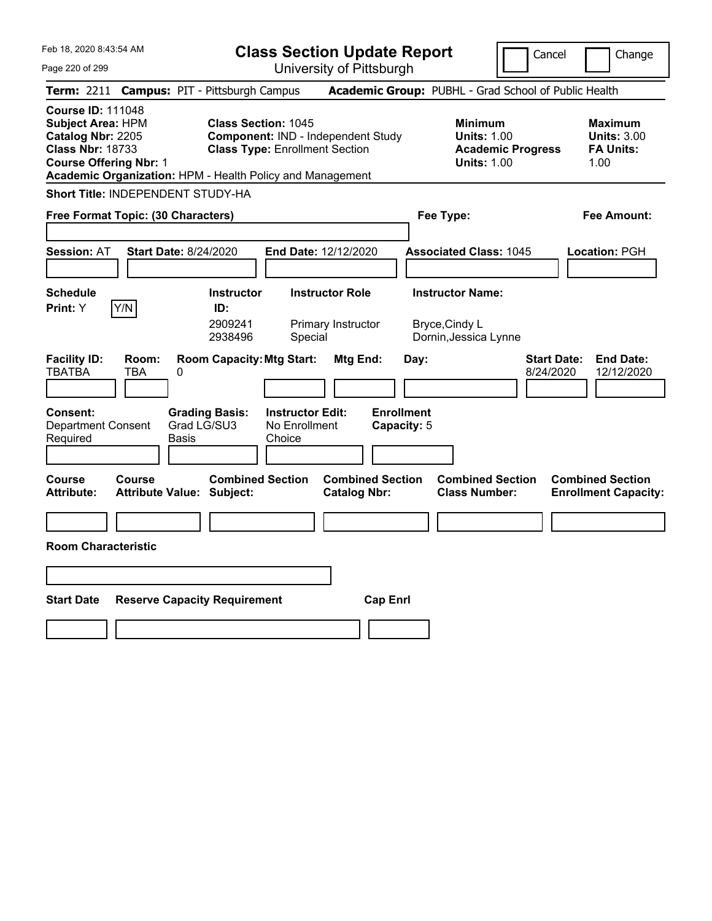Feb 18, 2020 8:43:54 AM

# Class Section Update Report

University of Pittsburgh

Cancel | Change

**Term:** 2211 **Campus:** PIT - Pittsburgh Campus **Academic Group:** PUBHL - Grad School of Public Health

**Course ID:** 111048
**Subject Area:** HPM
**Catalog Nbr:** 2205
**Class Nbr:** 18733
**Course Offering Nbr:** 1
**Academic Organization:** HPM - Health Policy and Management

**Class Section:** 1045
**Component:** IND - Independent Study
**Class Type:** Enrollment Section

**Minimum**
**Units:** 1.00
**Academic Progress Units:** 1.00

**Maximum**
**Units:** 3.00
**FA Units:** 1.00

**Short Title:** INDEPENDENT STUDY-HA

**Free Format Topic: (30 Characters)**

**Fee Type:**

**Fee Amount:**

**Session:** AT **Start Date:** 8/24/2020 **End Date:** 12/12/2020 **Associated Class:** 1045 **Location:** PGH

**Schedule Print:** Y Y/N

| Instructor ID: | Instructor Role | Instructor Name: |
|---|---|---|
| 2909241 | Primary Instructor | Bryce,Cindy L |
| 2938496 | Special | Dornin,Jessica Lynne |

| Facility ID: | Room: | Room Capacity: | Mtg Start: | Mtg End: | Day: | Start Date: | End Date: |
|---|---|---|---|---|---|---|---|
| TBATBA | TBA | 0 | | | | 8/24/2020 | 12/12/2020 |

**Consent:** Department Consent Required
**Grading Basis:** Grad LG/SU3 Basis
**Instructor Edit:** No Enrollment Choice
**Enrollment Capacity:** 5

| Course Attribute: | Course Attribute Value: | Combined Section Subject: | Combined Section Catalog Nbr: | Combined Section Class Number: | Combined Section Enrollment Capacity: |
|---|---|---|---|---|---|
| | | | | | |

**Room Characteristic**

| Start Date | Reserve Capacity Requirement | Cap Enrl |
|---|---|---|
| | | |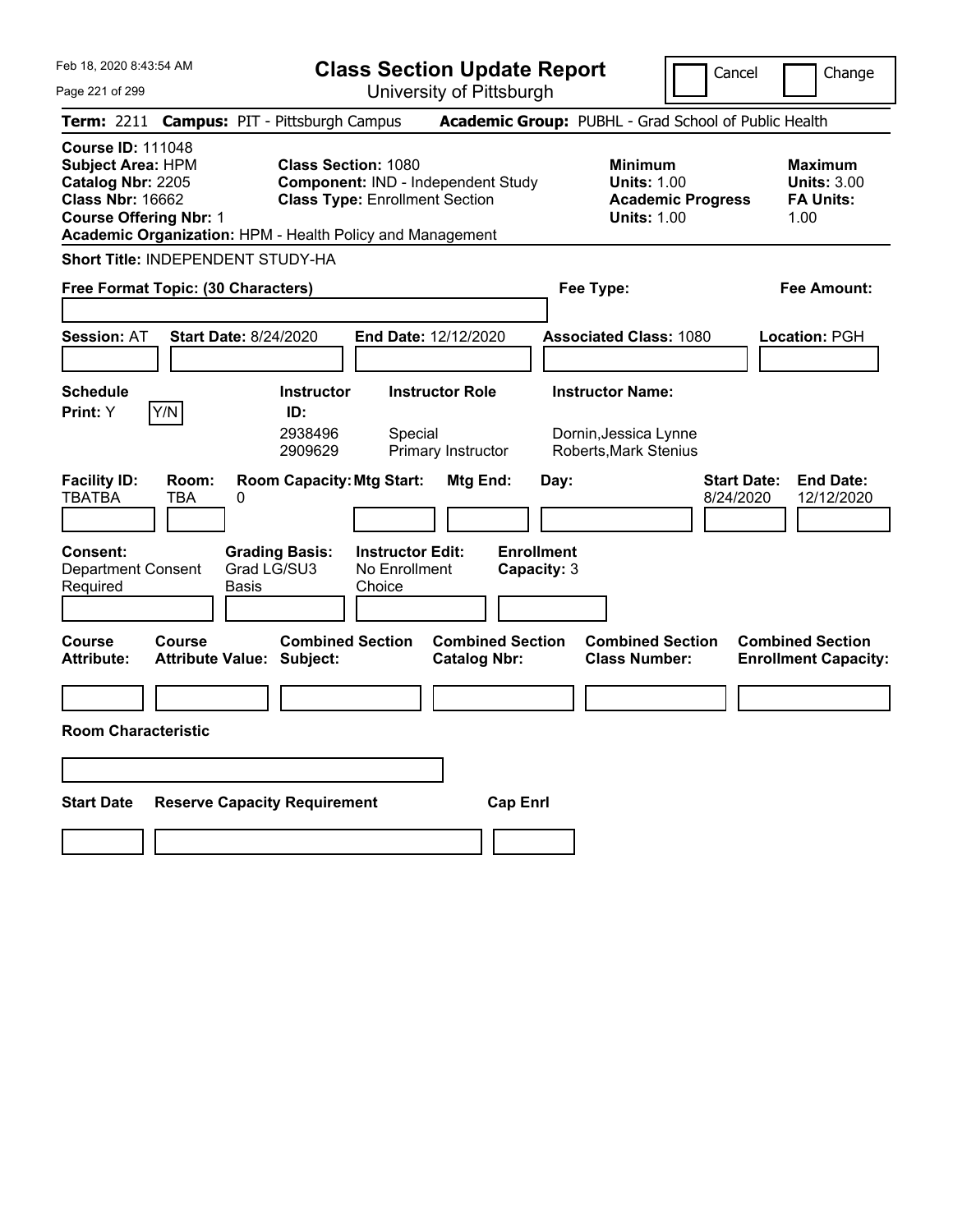Feb 18, 2020 8:43:54 AM

# Class Section Update Report

University of Pittsburgh

Cancel | Change

**Term:** 2211 **Campus:** PIT - Pittsburgh Campus **Academic Group:** PUBHL - Grad School of Public Health

**Course ID:** 111048
**Subject Area:** HPM
**Catalog Nbr:** 2205
**Class Nbr:** 16662
**Course Offering Nbr:** 1
**Academic Organization:** HPM - Health Policy and Management

**Class Section:** 1080
**Component:** IND - Independent Study
**Class Type:** Enrollment Section

**Minimum**
**Units:** 1.00
**Academic Progress Units:** 1.00

**Maximum**
**Units:** 3.00
**FA Units:** 1.00

**Short Title:** INDEPENDENT STUDY-HA

**Free Format Topic: (30 Characters)**

**Fee Type:**

**Fee Amount:**

**Session:** AT **Start Date:** 8/24/2020 **End Date:** 12/12/2020 **Associated Class:** 1080 **Location:** PGH

**Schedule Print:** Y [Y/N]

| Instructor ID: | Instructor Role | Instructor Name: |
|---|---|---|
| 2938496 | Special | Dornin,Jessica Lynne |
| 2909629 | Primary Instructor | Roberts,Mark Stenius |

| Facility ID: | Room: | Room Capacity: | Mtg Start: | Mtg End: | Day: | Start Date: | End Date: |
|---|---|---|---|---|---|---|---|
| TBATBA | TBA | 0 | | | | 8/24/2020 | 12/12/2020 |

**Consent:** Department Consent Required
**Grading Basis:** Grad LG/SU3 Basis
**Instructor Edit:** No Enrollment Choice
**Enrollment Capacity:** 3

| Course Attribute: | Course Attribute Value: | Combined Section Subject: | Combined Section Catalog Nbr: | Combined Section Class Number: | Combined Section Enrollment Capacity: |
|---|---|---|---|---|---|
| | | | | | |

**Room Characteristic**

| Start Date | Reserve Capacity Requirement | Cap Enrl |
|---|---|---|
| | | |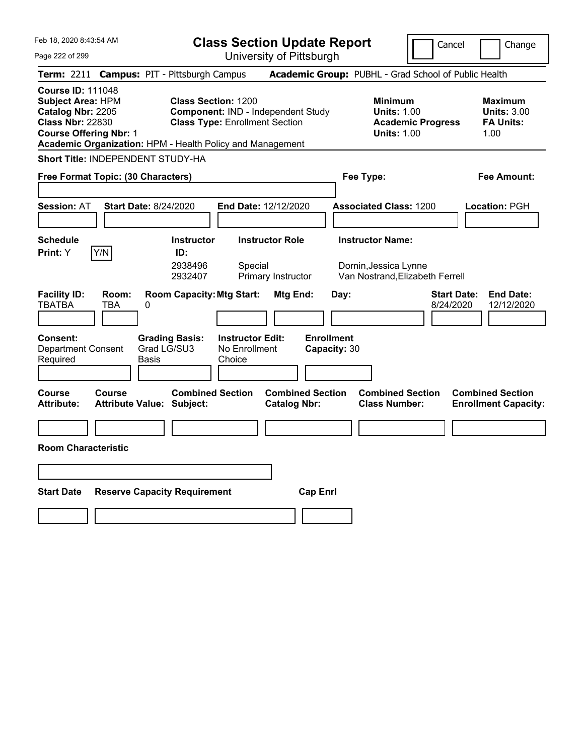Feb 18, 2020 8:43:54 AM

# Class Section Update Report

University of Pittsburgh

Cancel | Change

**Term:** 2211 **Campus:** PIT - Pittsburgh Campus **Academic Group:** PUBHL - Grad School of Public Health

**Course ID:** 111048
**Subject Area:** HPM
**Catalog Nbr:** 2205
**Class Nbr:** 22830
**Course Offering Nbr:** 1
**Academic Organization:** HPM - Health Policy and Management

**Class Section:** 1200
**Component:** IND - Independent Study
**Class Type:** Enrollment Section

**Minimum Units:** 1.00
**Academic Progress Units:** 1.00

**Maximum Units:** 3.00
**FA Units:** 1.00

**Short Title:** INDEPENDENT STUDY-HA

**Free Format Topic: (30 Characters)**

**Fee Type:**

**Fee Amount:**

**Session:** AT **Start Date:** 8/24/2020 **End Date:** 12/12/2020 **Associated Class:** 1200 **Location:** PGH

| Schedule Print: | Instructor ID: | Instructor Role | Instructor Name: |
|---|---|---|---|
| Y [Y/N] | 2938496 | Special | Dornin,Jessica Lynne |
| | 2932407 | Primary Instructor | Van Nostrand,Elizabeth Ferrell |

| Facility ID: | Room: | Room Capacity: | Mtg Start: | Mtg End: | Day: | Start Date: | End Date: |
|---|---|---|---|---|---|---|---|
| TBATBA | TBA | 0 | | | | 8/24/2020 | 12/12/2020 |

| Consent: | Grading Basis: | Instructor Edit: | Enrollment Capacity: |
|---|---|---|---|
| Department Consent Required | Grad LG/SU3 Basis | No Enrollment Choice | 30 |

| Course Attribute: | Course Attribute Value: | Combined Section Subject: | Combined Section Catalog Nbr: | Combined Section Class Number: | Combined Section Enrollment Capacity: |
|---|---|---|---|---|---|
| | | | | | |

**Room Characteristic**

| Start Date | Reserve Capacity Requirement | Cap Enrl |
|---|---|---|
| | | |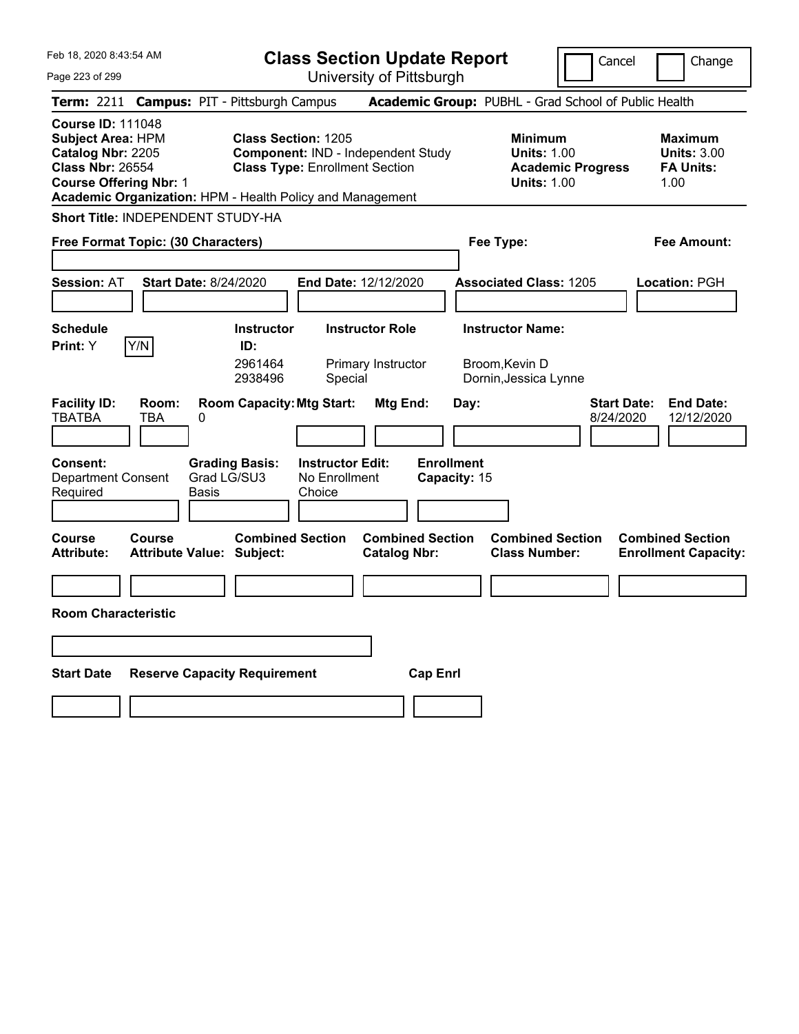Feb 18, 2020 8:43:54 AM

# Class Section Update Report

University of Pittsburgh

Cancel | Change

**Term:** 2211 **Campus:** PIT - Pittsburgh Campus **Academic Group:** PUBHL - Grad School of Public Health

**Course ID:** 111048
**Subject Area:** HPM
**Catalog Nbr:** 2205
**Class Nbr:** 26554
**Course Offering Nbr:** 1
**Academic Organization:** HPM - Health Policy and Management

**Class Section:** 1205
**Component:** IND - Independent Study
**Class Type:** Enrollment Section

**Minimum Units:** 1.00
**Academic Progress Units:** 1.00

**Maximum Units:** 3.00
**FA Units:** 1.00

**Short Title:** INDEPENDENT STUDY-HA

**Free Format Topic: (30 Characters)**

**Fee Type:**

**Fee Amount:**

**Session:** AT **Start Date:** 8/24/2020 **End Date:** 12/12/2020 **Associated Class:** 1205 **Location:** PGH

**Schedule Print:** Y [Y/N]

| Instructor ID: | Instructor Role | Instructor Name: |
|---|---|---|
| 2961464 | Primary Instructor | Broom,Kevin D |
| 2938496 | Special | Dornin,Jessica Lynne |

| Facility ID: | Room: | Room Capacity: | Mtg Start: | Mtg End: | Day: | Start Date: | End Date: |
|---|---|---|---|---|---|---|---|
| TBATBA | TBA | 0 | | | | 8/24/2020 | 12/12/2020 |

**Consent:** Department Consent Required
**Grading Basis:** Grad LG/SU3 Basis
**Instructor Edit:** No Enrollment Choice
**Enrollment Capacity:** 15

| Course Attribute: | Course Attribute Value: | Combined Section Subject: | Combined Section Catalog Nbr: | Combined Section Class Number: | Combined Section Enrollment Capacity: |
|---|---|---|---|---|---|
| | | | | | |

**Room Characteristic**

| Start Date | Reserve Capacity Requirement | Cap Enrl |
|---|---|---|
| | | |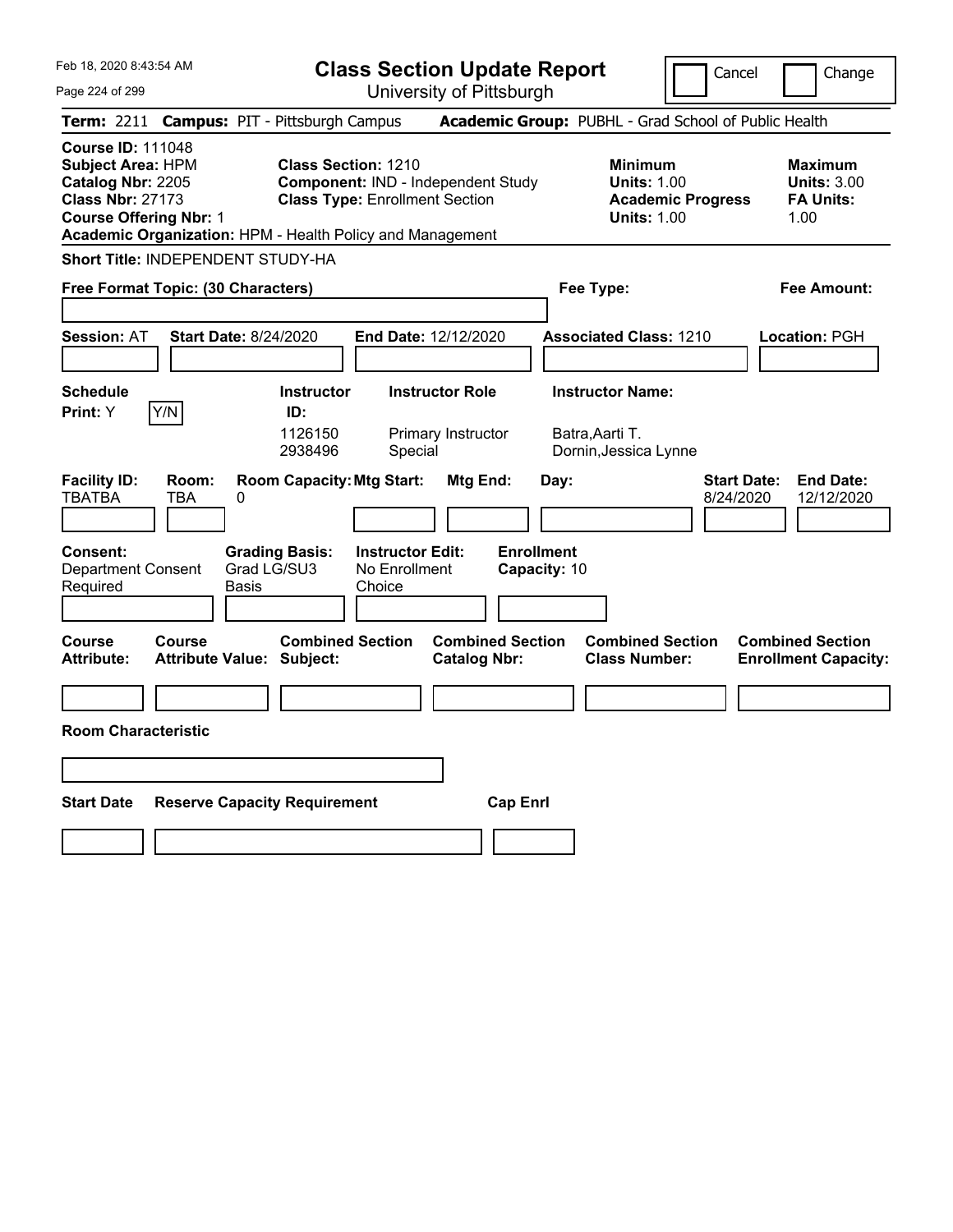Feb 18, 2020 8:43:54 AM

# Class Section Update Report

University of Pittsburgh

Cancel | Change

**Term:** 2211 **Campus:** PIT - Pittsburgh Campus **Academic Group:** PUBHL - Grad School of Public Health

**Course ID:** 111048
**Subject Area:** HPM
**Catalog Nbr:** 2205
**Class Nbr:** 27173
**Course Offering Nbr:** 1
**Academic Organization:** HPM - Health Policy and Management

**Class Section:** 1210
**Component:** IND - Independent Study
**Class Type:** Enrollment Section

**Minimum Units:** 1.00
**Academic Progress Units:** 1.00

**Maximum Units:** 3.00
**FA Units:** 1.00

**Short Title:** INDEPENDENT STUDY-HA

**Free Format Topic: (30 Characters)**

**Fee Type:**

**Fee Amount:**

**Session:** AT **Start Date:** 8/24/2020 **End Date:** 12/12/2020 **Associated Class:** 1210 **Location:** PGH

**Schedule Print:** Y Y/N

| Instructor ID: | Instructor Role | Instructor Name: |
|---|---|---|
| 1126150 | Primary Instructor | Batra,Aarti T. |
| 2938496 | Special | Dornin,Jessica Lynne |

| Facility ID: | Room: | Room Capacity: | Mtg Start: | Mtg End: | Day: | Start Date: | End Date: |
|---|---|---|---|---|---|---|---|
| TBATBA | TBA | 0 | | | | 8/24/2020 | 12/12/2020 |

**Consent:** Department Consent Required
**Grading Basis:** Grad LG/SU3 Basis
**Instructor Edit:** No Enrollment Choice
**Enrollment Capacity:** 10

| Course Attribute: | Course Attribute Value: | Combined Section Subject: | Combined Section Catalog Nbr: | Combined Section Class Number: | Combined Section Enrollment Capacity: |
|---|---|---|---|---|---|
| | | | | | |

**Room Characteristic**

| Start Date | Reserve Capacity Requirement | Cap Enrl |
|---|---|---|
| | | |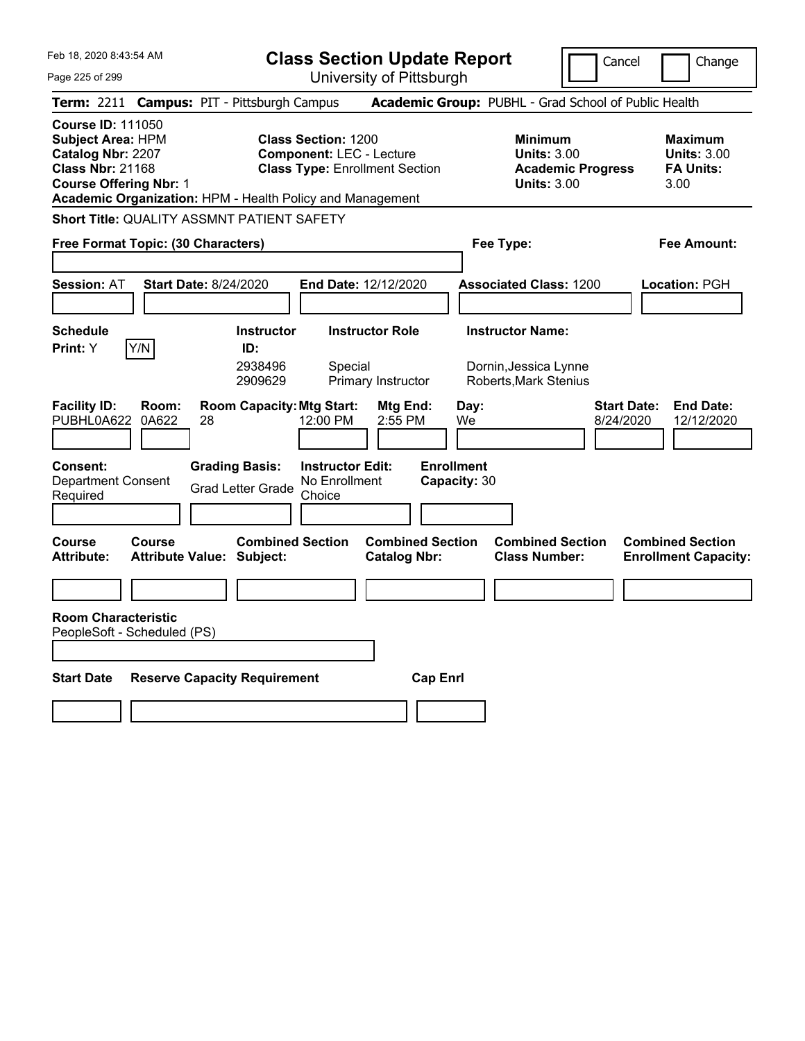Feb 18, 2020 8:43:54 AM

# Class Section Update Report

University of Pittsburgh

Cancel | Change

**Term:** 2211 **Campus:** PIT - Pittsburgh Campus **Academic Group:** PUBHL - Grad School of Public Health

**Course ID:** 111050
**Subject Area:** HPM
**Catalog Nbr:** 2207
**Class Nbr:** 21168
**Course Offering Nbr:** 1
**Academic Organization:** HPM - Health Policy and Management

**Class Section:** 1200
**Component:** LEC - Lecture
**Class Type:** Enrollment Section

**Minimum Units:** 3.00
**Academic Progress Units:** 3.00

**Maximum Units:** 3.00
**FA Units:** 3.00

**Short Title:** QUALITY ASSMNT PATIENT SAFETY

**Free Format Topic: (30 Characters)**

**Fee Type:**

**Fee Amount:**

**Session:** AT **Start Date:** 8/24/2020 **End Date:** 12/12/2020 **Associated Class:** 1200 **Location:** PGH

**Schedule Print:** Y Y/N

| Instructor ID | Instructor Role | Instructor Name |
|---|---|---|
| 2938496 | Special | Dornin,Jessica Lynne |
| 2909629 | Primary Instructor | Roberts,Mark Stenius |

| Facility ID | Room | Room Capacity | Mtg Start | Mtg End | Day | Start Date | End Date |
|---|---|---|---|---|---|---|---|
| PUBHL0A622 | 0A622 | 28 | 12:00 PM | 2:55 PM | We | 8/24/2020 | 12/12/2020 |

**Consent:** Department Consent Required
**Grading Basis:** Grad Letter Grade
**Instructor Edit:** No Enrollment Choice
**Enrollment Capacity:** 30

| Course Attribute | Course Attribute Value | Combined Section Subject | Combined Section Catalog Nbr | Combined Section Class Number | Combined Section Enrollment Capacity |
|---|---|---|---|---|---|
| | | | | | |

**Room Characteristic**
PeopleSoft - Scheduled (PS)

| Start Date | Reserve Capacity Requirement | Cap Enrl |
|---|---|---|
| | | |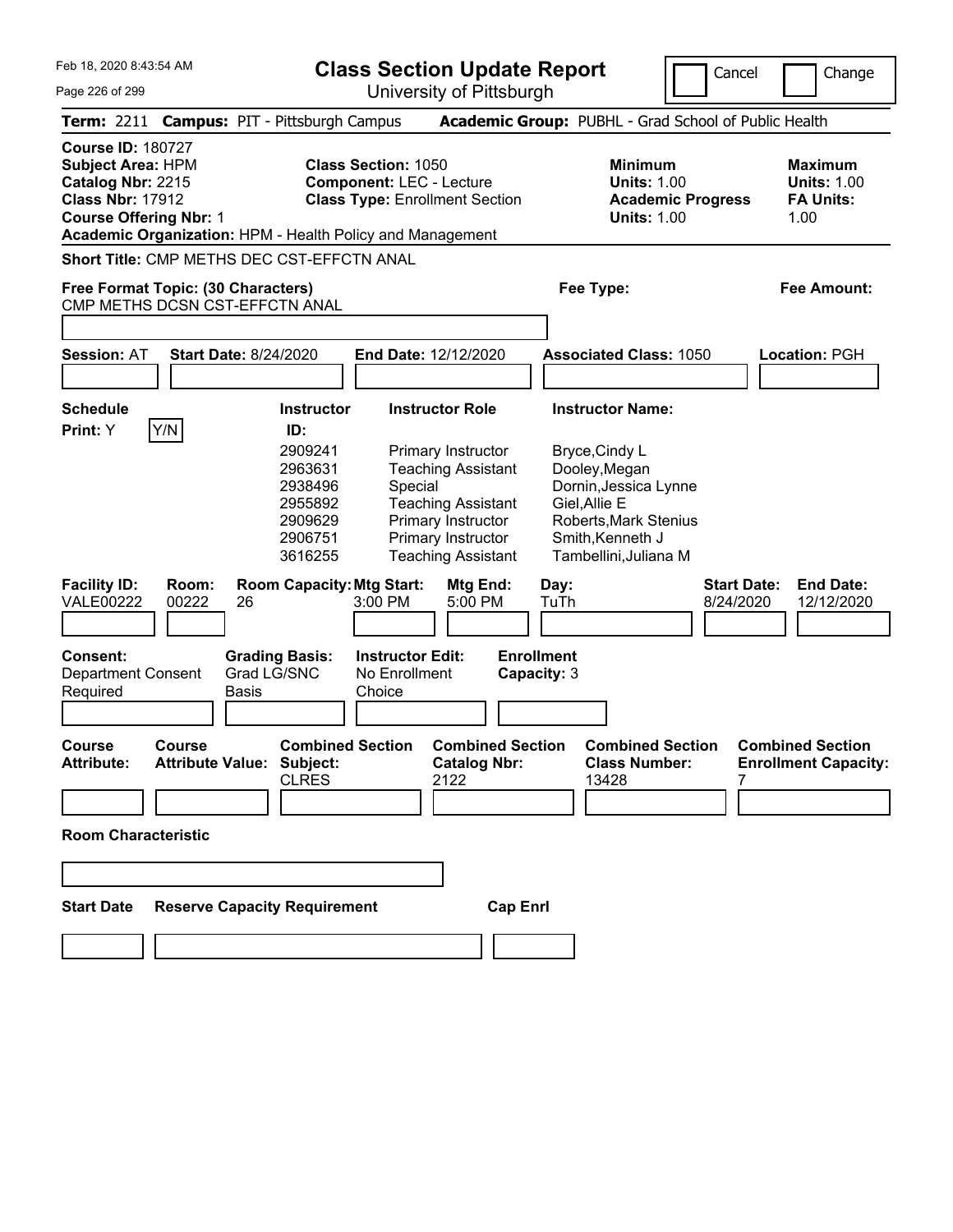Feb 18, 2020 8:43:54 AM

# Class Section Update Report

University of Pittsburgh

Cancel | Change

**Term:** 2211 **Campus:** PIT - Pittsburgh Campus **Academic Group:** PUBHL - Grad School of Public Health

**Course ID:** 180727
**Subject Area:** HPM
**Catalog Nbr:** 2215
**Class Nbr:** 17912
**Course Offering Nbr:** 1
**Academic Organization:** HPM - Health Policy and Management

**Class Section:** 1050
**Component:** LEC - Lecture
**Class Type:** Enrollment Section

**Minimum Units:** 1.00
**Academic Progress Units:** 1.00

**Maximum Units:** 1.00
**FA Units:** 1.00

**Short Title:** CMP METHS DEC CST-EFFCTN ANAL

**Free Format Topic: (30 Characters)** CMP METHS DCSN CST-EFFCTN ANAL

**Fee Type:**
**Fee Amount:**

**Session:** AT **Start Date:** 8/24/2020 **End Date:** 12/12/2020 **Associated Class:** 1050 **Location:** PGH

**Schedule Print:** Y Y/N

| Instructor ID | Instructor Role | Instructor Name |
|---|---|---|
| 2909241 | Primary Instructor | Bryce,Cindy L |
| 2963631 | Teaching Assistant | Dooley,Megan |
| 2938496 | Special | Dornin,Jessica Lynne |
| 2955892 | Teaching Assistant | Giel,Allie E |
| 2909629 | Primary Instructor | Roberts,Mark Stenius |
| 2906751 | Primary Instructor | Smith,Kenneth J |
| 3616255 | Teaching Assistant | Tambellini,Juliana M |

| Facility ID | Room | Room Capacity | Mtg Start | Mtg End | Day | Start Date | End Date |
|---|---|---|---|---|---|---|---|
| VALE00222 | 00222 | 26 | 3:00 PM | 5:00 PM | TuTh | 8/24/2020 | 12/12/2020 |

**Consent:** Department Consent Required
**Grading Basis:** Grad LG/SNC Basis
**Instructor Edit:** No Enrollment Choice
**Enrollment Capacity:** 3

| Course Attribute | Course Attribute Value | Combined Section Subject | Combined Section Catalog Nbr | Combined Section Class Number | Combined Section Enrollment Capacity |
|---|---|---|---|---|---|
| | | CLRES | 2122 | 13428 | 7 |

**Room Characteristic**

**Start Date** **Reserve Capacity Requirement** **Cap Enrl**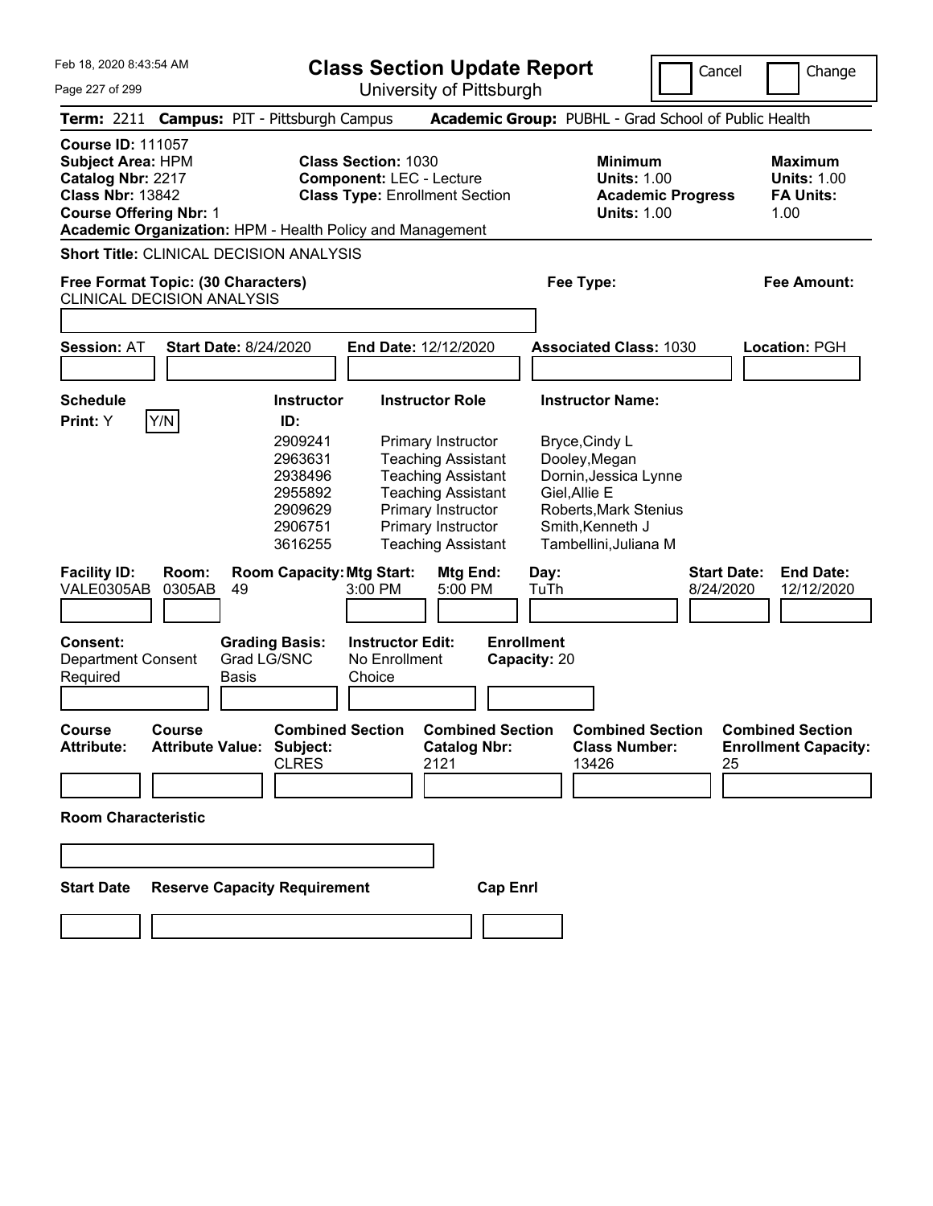# Class Section Update Report

University of Pittsburgh

Cancel | Change

**Term:** 2211 **Campus:** PIT - Pittsburgh Campus **Academic Group:** PUBHL - Grad School of Public Health

**Course ID:** 111057
**Subject Area:** HPM
**Catalog Nbr:** 2217
**Class Nbr:** 13842
**Course Offering Nbr:** 1
**Academic Organization:** HPM - Health Policy and Management

**Class Section:** 1030
**Component:** LEC - Lecture
**Class Type:** Enrollment Section

**Minimum Units:** 1.00
**Academic Progress Units:** 1.00

**Maximum Units:** 1.00
**FA Units:** 1.00

**Short Title:** CLINICAL DECISION ANALYSIS

**Free Format Topic: (30 Characters)** CLINICAL DECISION ANALYSIS

**Fee Type:**

**Fee Amount:**

**Session:** AT **Start Date:** 8/24/2020 **End Date:** 12/12/2020 **Associated Class:** 1030 **Location:** PGH

**Schedule Print:** Y Y/N

| Instructor ID | Instructor Role | Instructor Name |
|---|---|---|
| 2909241 | Primary Instructor | Bryce,Cindy L |
| 2963631 | Teaching Assistant | Dooley,Megan |
| 2938496 | Teaching Assistant | Dornin,Jessica Lynne |
| 2955892 | Teaching Assistant | Giel,Allie E |
| 2909629 | Primary Instructor | Roberts,Mark Stenius |
| 2906751 | Primary Instructor | Smith,Kenneth J |
| 3616255 | Teaching Assistant | Tambellini,Juliana M |

| Facility ID | Room | Room Capacity | Mtg Start | Mtg End | Day | Start Date | End Date |
|---|---|---|---|---|---|---|---|
| VALE0305AB | 0305AB | 49 | 3:00 PM | 5:00 PM | TuTh | 8/24/2020 | 12/12/2020 |

**Consent:** Department Consent Required
**Grading Basis:** Grad LG/SNC Basis
**Instructor Edit:** No Enrollment Choice
**Enrollment Capacity:** 20

| Course Attribute | Course Attribute Value | Combined Section Subject | Combined Section Catalog Nbr | Combined Section Class Number | Combined Section Enrollment Capacity |
|---|---|---|---|---|---|
| | | CLRES | 2121 | 13426 | 25 |

**Room Characteristic**

**Start Date** **Reserve Capacity Requirement** **Cap Enrl**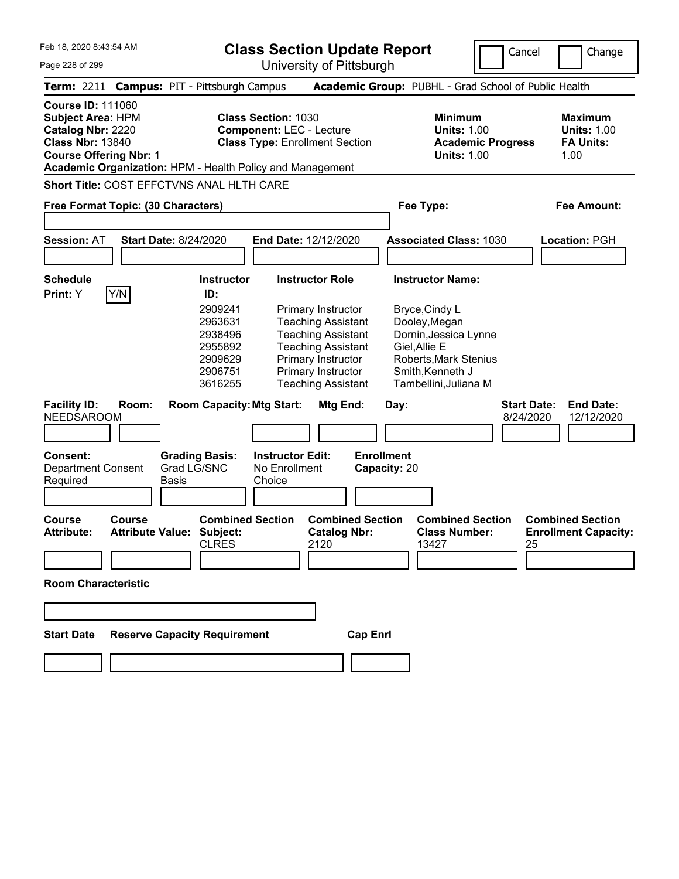# Class Section Update Report

University of Pittsburgh

Cancel | Change

**Term:** 2211 **Campus:** PIT - Pittsburgh Campus **Academic Group:** PUBHL - Grad School of Public Health

**Course ID:** 111060
**Subject Area:** HPM
**Catalog Nbr:** 2220
**Class Nbr:** 13840
**Course Offering Nbr:** 1
**Academic Organization:** HPM - Health Policy and Management

**Class Section:** 1030
**Component:** LEC - Lecture
**Class Type:** Enrollment Section

**Minimum Units:** 1.00
**Academic Progress Units:** 1.00

**Maximum Units:** 1.00
**FA Units:** 1.00

**Short Title:** COST EFFCTVNS ANAL HLTH CARE

**Free Format Topic: (30 Characters)**

**Fee Type:**

**Fee Amount:**

**Session:** AT **Start Date:** 8/24/2020 **End Date:** 12/12/2020 **Associated Class:** 1030 **Location:** PGH

**Schedule Print:** Y Y/N

| Instructor ID: | Instructor Role | Instructor Name: |
|---|---|---|
| 2909241 | Primary Instructor | Bryce,Cindy L |
| 2963631 | Teaching Assistant | Dooley,Megan |
| 2938496 | Teaching Assistant | Dornin,Jessica Lynne |
| 2955892 | Teaching Assistant | Giel,Allie E |
| 2909629 | Primary Instructor | Roberts,Mark Stenius |
| 2906751 | Primary Instructor | Smith,Kenneth J |
| 3616255 | Teaching Assistant | Tambellini,Juliana M |

| Facility ID: | Room: | Room Capacity: | Mtg Start: | Mtg End: | Day: | Start Date: | End Date: |
|---|---|---|---|---|---|---|---|
| NEEDSAROOM | | | | | | 8/24/2020 | 12/12/2020 |

**Consent:** Department Consent Required
**Grading Basis:** Grad LG/SNC Basis
**Instructor Edit:** No Enrollment Choice
**Enrollment Capacity:** 20

| Course Attribute: | Course Attribute Value: | Combined Section Subject: | Combined Section Catalog Nbr: | Combined Section Class Number: | Combined Section Enrollment Capacity: |
|---|---|---|---|---|---|
| | | CLRES | 2120 | 13427 | 25 |

**Room Characteristic**

**Start Date** **Reserve Capacity Requirement** **Cap Enrl**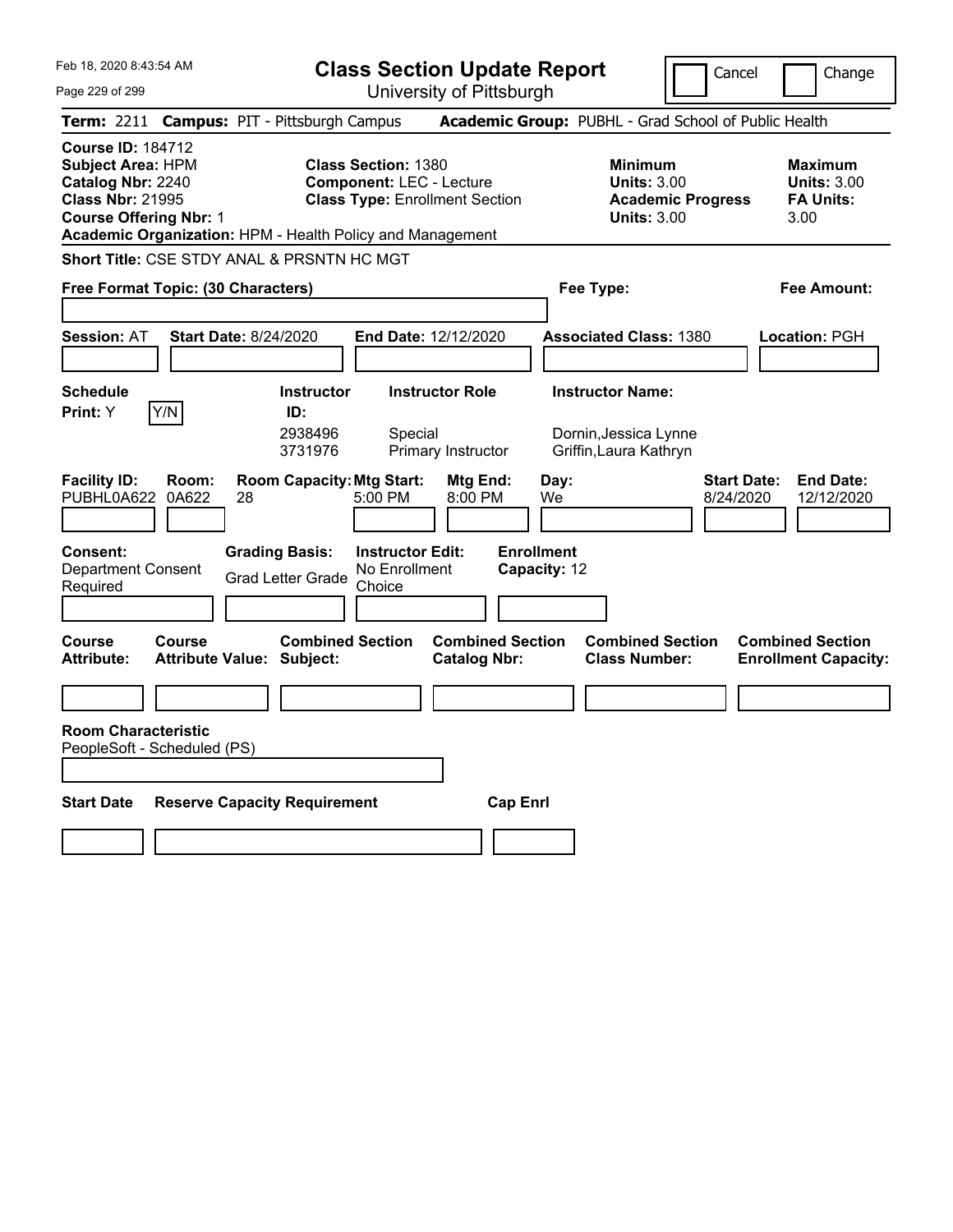Feb 18, 2020 8:43:54 AM

# Class Section Update Report

University of Pittsburgh

Cancel | Change

**Term:** 2211 **Campus:** PIT - Pittsburgh Campus **Academic Group:** PUBHL - Grad School of Public Health

**Course ID:** 184712
**Subject Area:** HPM
**Catalog Nbr:** 2240
**Class Nbr:** 21995
**Course Offering Nbr:** 1
**Academic Organization:** HPM - Health Policy and Management

**Class Section:** 1380
**Component:** LEC - Lecture
**Class Type:** Enrollment Section

**Minimum**
**Units:** 3.00
**Academic Progress Units:** 3.00

**Maximum**
**Units:** 3.00
**FA Units:** 3.00

**Short Title:** CSE STDY ANAL & PRSNTN HC MGT

**Free Format Topic: (30 Characters)**

**Fee Type:**

**Fee Amount:**

**Session:** AT **Start Date:** 8/24/2020 **End Date:** 12/12/2020 **Associated Class:** 1380 **Location:** PGH

**Schedule Print:** Y Y/N

| Instructor ID: | Instructor Role | Instructor Name: |
|---|---|---|
| 2938496 | Special | Dornin,Jessica Lynne |
| 3731976 | Primary Instructor | Griffin,Laura Kathryn |

| Facility ID: | Room: | Room Capacity: | Mtg Start: | Mtg End: | Day: | Start Date: | End Date: |
|---|---|---|---|---|---|---|---|
| PUBHL0A622 | 0A622 | 28 | 5:00 PM | 8:00 PM | We | 8/24/2020 | 12/12/2020 |

**Consent:** Department Consent Required

**Grading Basis:** Grad Letter Grade

**Instructor Edit:** No Enrollment Choice

**Enrollment Capacity:** 12

| Course Attribute: | Course Attribute Value: | Combined Section Subject: | Combined Section Catalog Nbr: | Combined Section Class Number: | Combined Section Enrollment Capacity: |
|---|---|---|---|---|---|
| | | | | | |

**Room Characteristic**
PeopleSoft - Scheduled (PS)

| Start Date | Reserve Capacity Requirement | Cap Enrl |
|---|---|---|
| | | |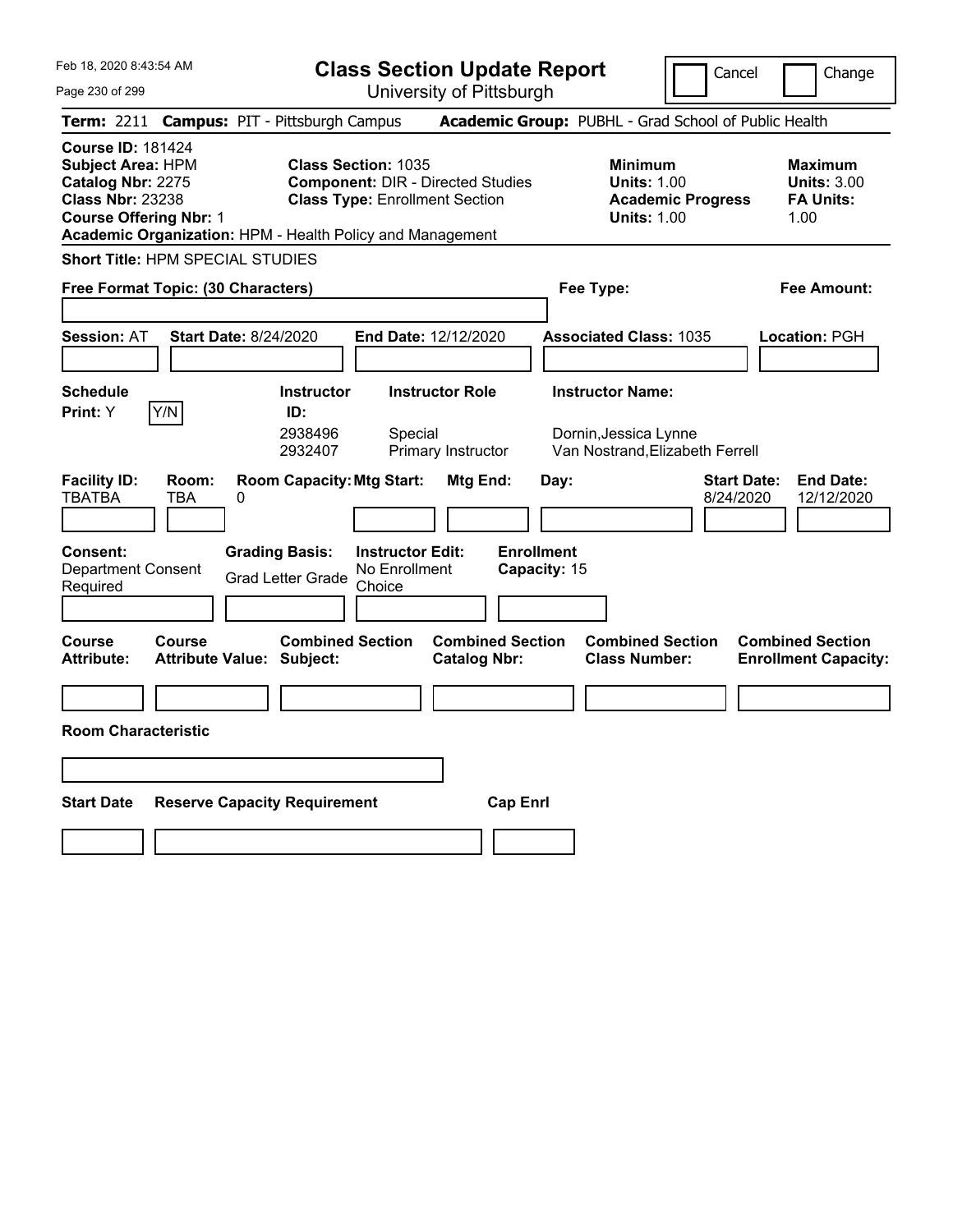# Class Section Update Report

University of Pittsburgh

Cancel | Change

Feb 18, 2020 8:43:54 AM

**Term:** 2211 **Campus:** PIT - Pittsburgh Campus **Academic Group:** PUBHL - Grad School of Public Health

**Course ID:** 181424
**Subject Area:** HPM
**Catalog Nbr:** 2275
**Class Nbr:** 23238
**Course Offering Nbr:** 1
**Academic Organization:** HPM - Health Policy and Management

**Class Section:** 1035
**Component:** DIR - Directed Studies
**Class Type:** Enrollment Section

**Minimum**
**Units:** 1.00
**Academic Progress Units:** 1.00

**Maximum**
**Units:** 3.00
**FA Units:** 1.00

**Short Title:** HPM SPECIAL STUDIES

**Free Format Topic: (30 Characters)**

**Fee Type:**

**Fee Amount:**

**Session:** AT **Start Date:** 8/24/2020 **End Date:** 12/12/2020 **Associated Class:** 1035 **Location:** PGH

**Schedule Print:** Y [Y/N]

| Instructor ID: | Instructor Role | Instructor Name: |
|---|---|---|
| 2938496 | Special | Dornin,Jessica Lynne |
| 2932407 | Primary Instructor | Van Nostrand,Elizabeth Ferrell |

| Facility ID: | Room: | Room Capacity: | Mtg Start: | Mtg End: | Day: | Start Date: | End Date: |
|---|---|---|---|---|---|---|---|
| TBATBA | TBA | 0 | | | | 8/24/2020 | 12/12/2020 |

**Consent:** Department Consent Required

**Grading Basis:** Grad Letter Grade

**Instructor Edit:** No Enrollment Choice

**Enrollment Capacity:** 15

| Course Attribute: | Course Attribute Value: | Combined Section Subject: | Combined Section Catalog Nbr: | Combined Section Class Number: | Combined Section Enrollment Capacity: |
|---|---|---|---|---|---|
| | | | | | |

**Room Characteristic**

| Start Date | Reserve Capacity Requirement | Cap Enrl |
|---|---|---|
| | | |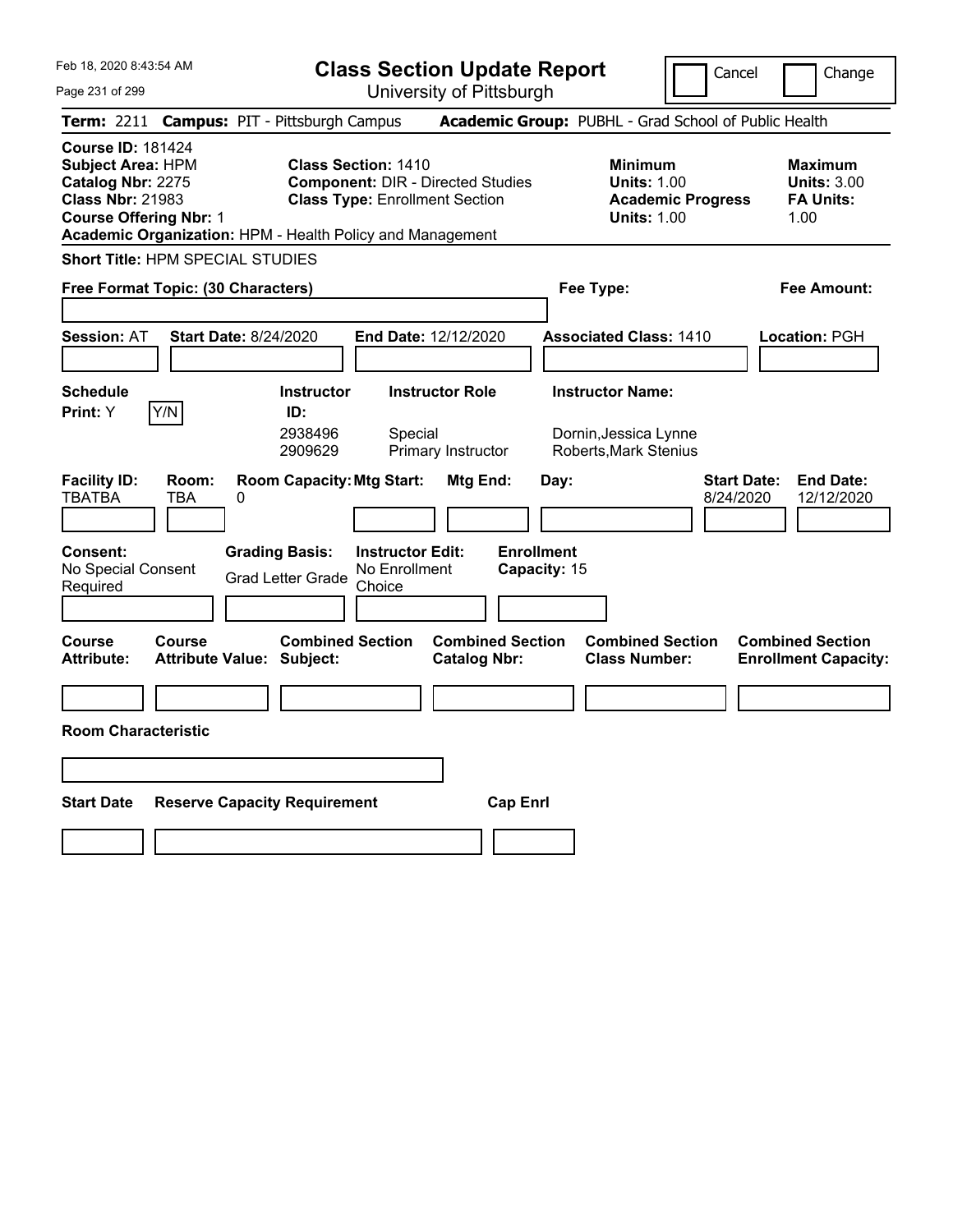# Class Section Update Report

University of Pittsburgh

Cancel | Change

**Term:** 2211 **Campus:** PIT - Pittsburgh Campus **Academic Group:** PUBHL - Grad School of Public Health

**Course ID:** 181424
**Subject Area:** HPM
**Catalog Nbr:** 2275
**Class Nbr:** 21983
**Course Offering Nbr:** 1
**Academic Organization:** HPM - Health Policy and Management

**Class Section:** 1410
**Component:** DIR - Directed Studies
**Class Type:** Enrollment Section

**Minimum Units:** 1.00
**Academic Progress Units:** 1.00

**Maximum Units:** 3.00
**FA Units:** 1.00

**Short Title:** HPM SPECIAL STUDIES

**Free Format Topic: (30 Characters)**

**Fee Type:**

**Fee Amount:**

**Session:** AT **Start Date:** 8/24/2020 **End Date:** 12/12/2020 **Associated Class:** 1410 **Location:** PGH

**Schedule Print:** Y Y/N

| Instructor ID | Instructor Role | Instructor Name |
| --- | --- | --- |
| 2938496 | Special | Dornin,Jessica Lynne |
| 2909629 | Primary Instructor | Roberts,Mark Stenius |

| Facility ID | Room | Room Capacity | Mtg Start | Mtg End | Day | Start Date | End Date |
| --- | --- | --- | --- | --- | --- | --- | --- |
| TBATBA | TBA | 0 | | | | 8/24/2020 | 12/12/2020 |

**Consent:** No Special Consent Required

**Grading Basis:** Grad Letter Grade

**Instructor Edit:** No Enrollment Choice

**Enrollment Capacity:** 15

| Course Attribute | Course Attribute Value | Combined Section Subject | Combined Section Catalog Nbr | Combined Section Class Number | Combined Section Enrollment Capacity |
| --- | --- | --- | --- | --- | --- |
| | | | | | |

**Room Characteristic**

| Start Date | Reserve Capacity Requirement | Cap Enrl |
| --- | --- | --- |
| | | |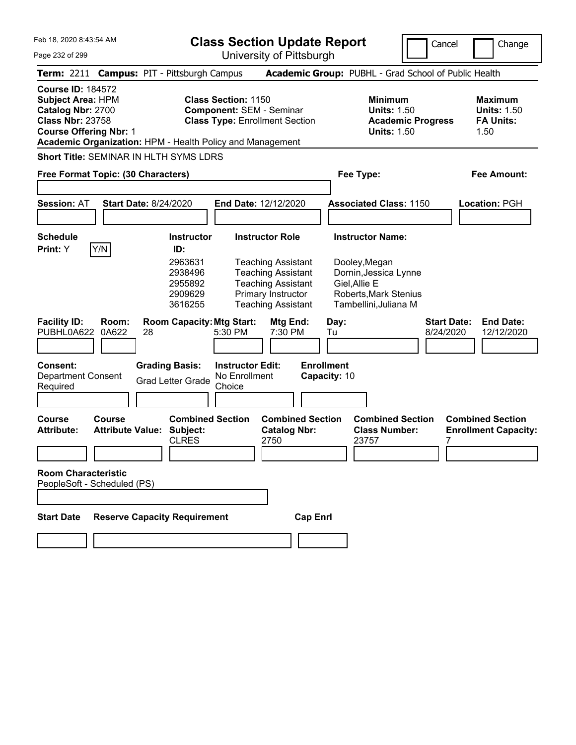Feb 18, 2020 8:43:54 AM

# Class Section Update Report

University of Pittsburgh

Cancel | Change

**Term:** 2211 **Campus:** PIT - Pittsburgh Campus **Academic Group:** PUBHL - Grad School of Public Health

**Course ID:** 184572
**Subject Area:** HPM
**Catalog Nbr:** 2700
**Class Nbr:** 23758
**Course Offering Nbr:** 1
**Academic Organization:** HPM - Health Policy and Management

**Class Section:** 1150
**Component:** SEM - Seminar
**Class Type:** Enrollment Section

**Minimum Units:** 1.50
**Academic Progress Units:** 1.50

**Maximum Units:** 1.50
**FA Units:** 1.50

**Short Title:** SEMINAR IN HLTH SYMS LDRS

**Free Format Topic: (30 Characters)**

**Fee Type:**

**Fee Amount:**

**Session:** AT **Start Date:** 8/24/2020 **End Date:** 12/12/2020 **Associated Class:** 1150 **Location:** PGH

**Schedule Print:** Y  Y/N

| Instructor ID | Instructor Role | Instructor Name |
|---|---|---|
| 2963631 | Teaching Assistant | Dooley,Megan |
| 2938496 | Teaching Assistant | Dornin,Jessica Lynne |
| 2955892 | Teaching Assistant | Giel,Allie E |
| 2909629 | Primary Instructor | Roberts,Mark Stenius |
| 3616255 | Teaching Assistant | Tambellini,Juliana M |

| Facility ID | Room | Room Capacity | Mtg Start | Mtg End | Day | Start Date | End Date |
|---|---|---|---|---|---|---|---|
| PUBHL0A622 | 0A622 | 28 | 5:30 PM | 7:30 PM | Tu | 8/24/2020 | 12/12/2020 |

**Consent:** Department Consent Required
**Grading Basis:** Grad Letter Grade
**Instructor Edit:** No Enrollment Choice
**Enrollment Capacity:** 10

| Course Attribute | Course Attribute Value | Combined Section Subject | Combined Section Catalog Nbr | Combined Section Class Number | Combined Section Enrollment Capacity |
|---|---|---|---|---|---|
| | | CLRES | 2750 | 23757 | 7 |

**Room Characteristic**
PeopleSoft - Scheduled (PS)

| Start Date | Reserve Capacity Requirement | Cap Enrl |
|---|---|---|
| | | |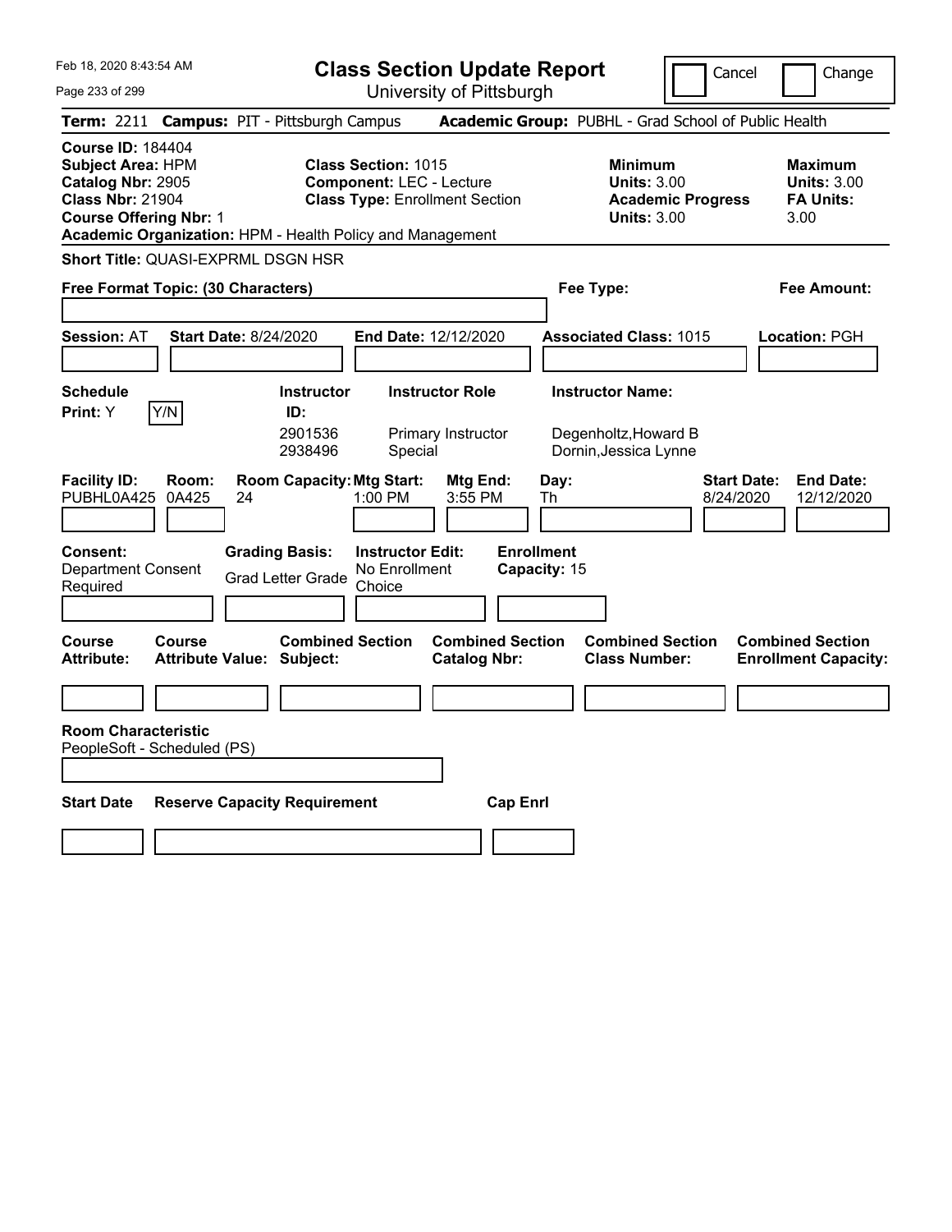Feb 18, 2020 8:43:54 AM

# Class Section Update Report

University of Pittsburgh

Cancel | Change

**Term:** 2211 **Campus:** PIT - Pittsburgh Campus **Academic Group:** PUBHL - Grad School of Public Health

**Course ID:** 184404
**Subject Area:** HPM
**Catalog Nbr:** 2905
**Class Nbr:** 21904
**Course Offering Nbr:** 1
**Academic Organization:** HPM - Health Policy and Management

**Class Section:** 1015
**Component:** LEC - Lecture
**Class Type:** Enrollment Section

**Minimum Units:** 3.00
**Academic Progress Units:** 3.00

**Maximum Units:** 3.00
**FA Units:** 3.00

**Short Title:** QUASI-EXPRML DSGN HSR

**Free Format Topic: (30 Characters)**

**Fee Type:**

**Fee Amount:**

**Session:** AT **Start Date:** 8/24/2020 **End Date:** 12/12/2020 **Associated Class:** 1015 **Location:** PGH

**Schedule Print:** Y Y/N

| Instructor ID | Instructor Role | Instructor Name |
|---|---|---|
| 2901536 | Primary Instructor | Degenholtz,Howard B |
| 2938496 | Special | Dornin,Jessica Lynne |

| Facility ID: | Room: | Room Capacity: | Mtg Start: | Mtg End: | Day: | Start Date: | End Date: |
|---|---|---|---|---|---|---|---|
| PUBHL0A425 | 0A425 | 24 | 1:00 PM | 3:55 PM | Th | 8/24/2020 | 12/12/2020 |

**Consent:** Department Consent Required
**Grading Basis:** Grad Letter Grade
**Instructor Edit:** No Enrollment Choice
**Enrollment Capacity:** 15

| Course Attribute: | Course Attribute Value: | Combined Section Subject: | Combined Section Catalog Nbr: | Combined Section Class Number: | Combined Section Enrollment Capacity: |
|---|---|---|---|---|---|
| | | | | | |

**Room Characteristic**
PeopleSoft - Scheduled (PS)

| Start Date | Reserve Capacity Requirement | Cap Enrl |
|---|---|---|
| | | |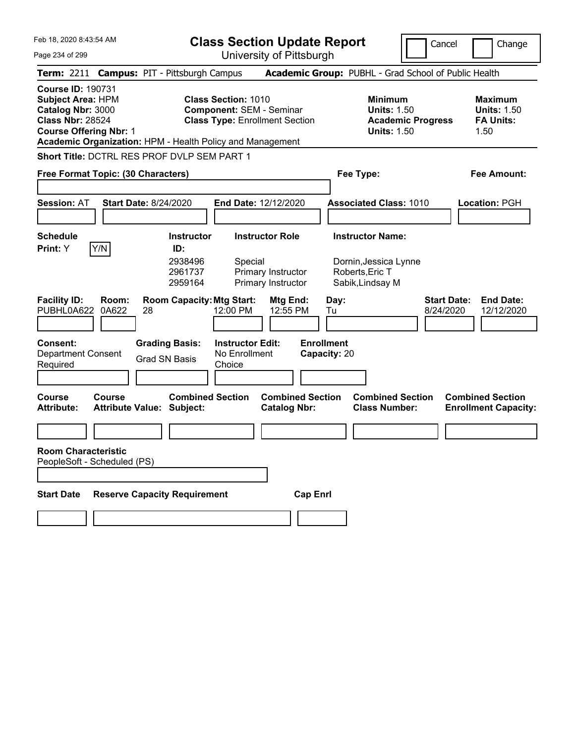Feb 18, 2020 8:43:54 AM

# Class Section Update Report

University of Pittsburgh

Cancel | Change

**Term:** 2211 **Campus:** PIT - Pittsburgh Campus **Academic Group:** PUBHL - Grad School of Public Health

**Course ID:** 190731
**Subject Area:** HPM
**Catalog Nbr:** 3000
**Class Nbr:** 28524
**Course Offering Nbr:** 1

**Class Section:** 1010
**Component:** SEM - Seminar
**Class Type:** Enrollment Section

**Minimum Units:** 1.50
**Academic Progress Units:** 1.50

**Maximum Units:** 1.50
**FA Units:** 1.50

**Academic Organization:** HPM - Health Policy and Management

**Short Title:** DCTRL RES PROF DVLP SEM PART 1

**Free Format Topic: (30 Characters)**

**Fee Type:**

**Fee Amount:**

**Session:** AT **Start Date:** 8/24/2020 **End Date:** 12/12/2020 **Associated Class:** 1010 **Location:** PGH

**Schedule Print:** Y [Y/N]

| Instructor ID: | Instructor Role | Instructor Name: |
|---|---|---|
| 2938496 | Special | Dornin,Jessica Lynne |
| 2961737 | Primary Instructor | Roberts,Eric T |
| 2959164 | Primary Instructor | Sabik,Lindsay M |

| Facility ID: | Room: | Room Capacity: | Mtg Start: | Mtg End: | Day: | Start Date: | End Date: |
|---|---|---|---|---|---|---|---|
| PUBHL0A622 | 0A622 | 28 | 12:00 PM | 12:55 PM | Tu | 8/24/2020 | 12/12/2020 |

**Consent:** Department Consent Required

**Grading Basis:** Grad SN Basis

**Instructor Edit:** No Enrollment Choice

**Enrollment Capacity:** 20

| Course Attribute: | Course Attribute Value: | Combined Section Subject: | Combined Section Catalog Nbr: | Combined Section Class Number: | Combined Section Enrollment Capacity: |
|---|---|---|---|---|---|
| | | | | | |

**Room Characteristic**
PeopleSoft - Scheduled (PS)

| Start Date | Reserve Capacity Requirement | Cap Enrl |
|---|---|---|
| | | |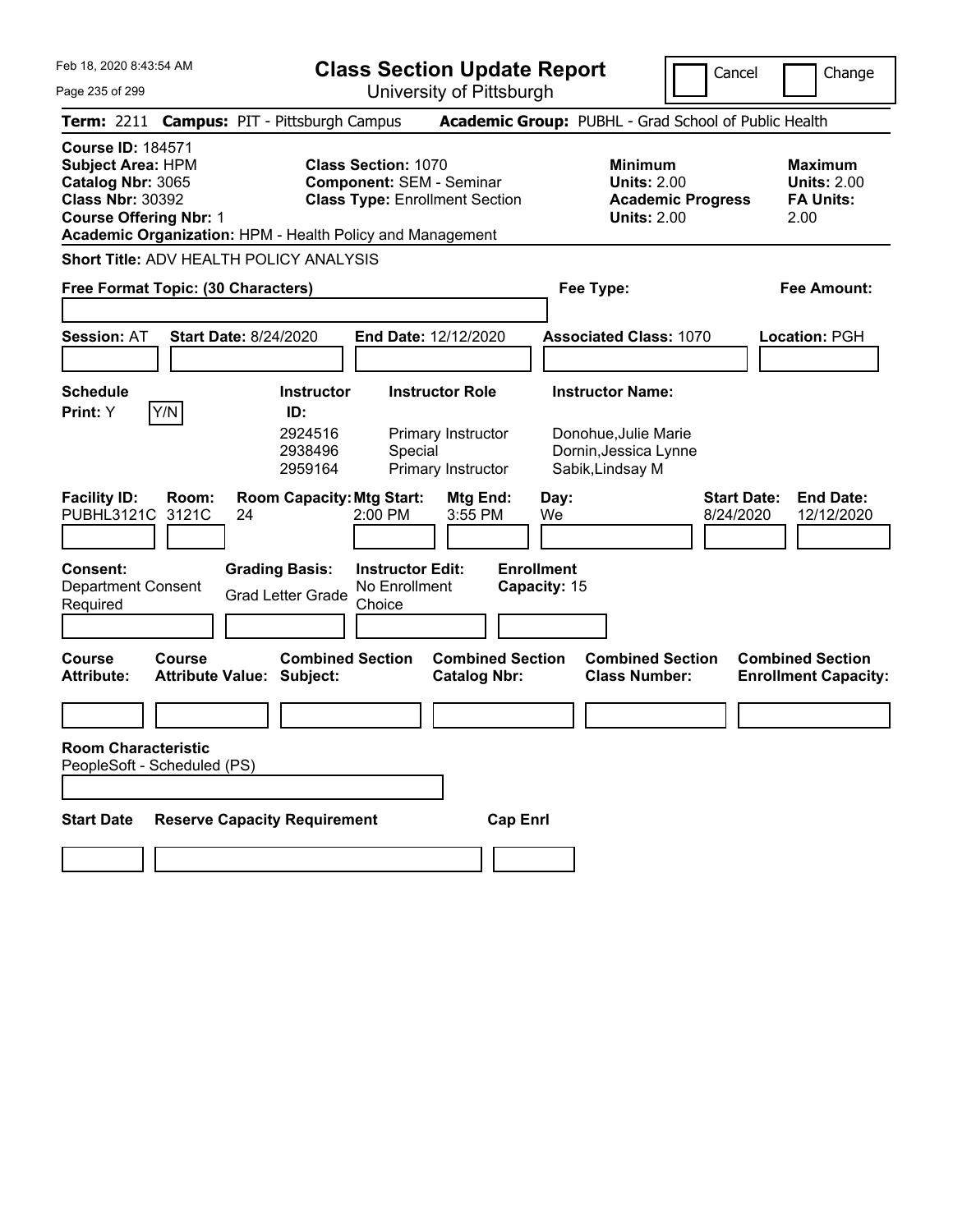# Class Section Update Report

University of Pittsburgh

Feb 18, 2020 8:43:54 AM

Cancel / Change

**Term:** 2211 **Campus:** PIT - Pittsburgh Campus **Academic Group:** PUBHL - Grad School of Public Health

**Course ID:** 184571
**Subject Area:** HPM
**Catalog Nbr:** 3065
**Class Nbr:** 30392
**Course Offering Nbr:** 1
**Academic Organization:** HPM - Health Policy and Management

**Class Section:** 1070
**Component:** SEM - Seminar
**Class Type:** Enrollment Section

**Minimum Units:** 2.00
**Academic Progress Units:** 2.00

**Maximum Units:** 2.00
**FA Units:** 2.00

**Short Title:** ADV HEALTH POLICY ANALYSIS

**Free Format Topic: (30 Characters)**

**Fee Type:**

**Fee Amount:**

**Session:** AT **Start Date:** 8/24/2020 **End Date:** 12/12/2020 **Associated Class:** 1070 **Location:** PGH

**Schedule Print:** Y Y/N

| Instructor ID | Instructor Role | Instructor Name |
|---|---|---|
| 2924516 | Primary Instructor | Donohue,Julie Marie |
| 2938496 | Special | Dornin,Jessica Lynne |
| 2959164 | Primary Instructor | Sabik,Lindsay M |

| Facility ID | Room | Room Capacity | Mtg Start | Mtg End | Day | Start Date | End Date |
|---|---|---|---|---|---|---|---|
| PUBHL3121C | 3121C | 24 | 2:00 PM | 3:55 PM | We | 8/24/2020 | 12/12/2020 |

**Consent:** Department Consent Required

**Grading Basis:** Grad Letter Grade

**Instructor Edit:** No Enrollment Choice

**Enrollment Capacity:** 15

| Course Attribute | Course Attribute Value | Combined Section Subject | Combined Section Catalog Nbr | Combined Section Class Number | Combined Section Enrollment Capacity |
|---|---|---|---|---|---|
| | | | | | |

**Room Characteristic**
PeopleSoft - Scheduled (PS)

| Start Date | Reserve Capacity Requirement | Cap Enrl |
|---|---|---|
| | | |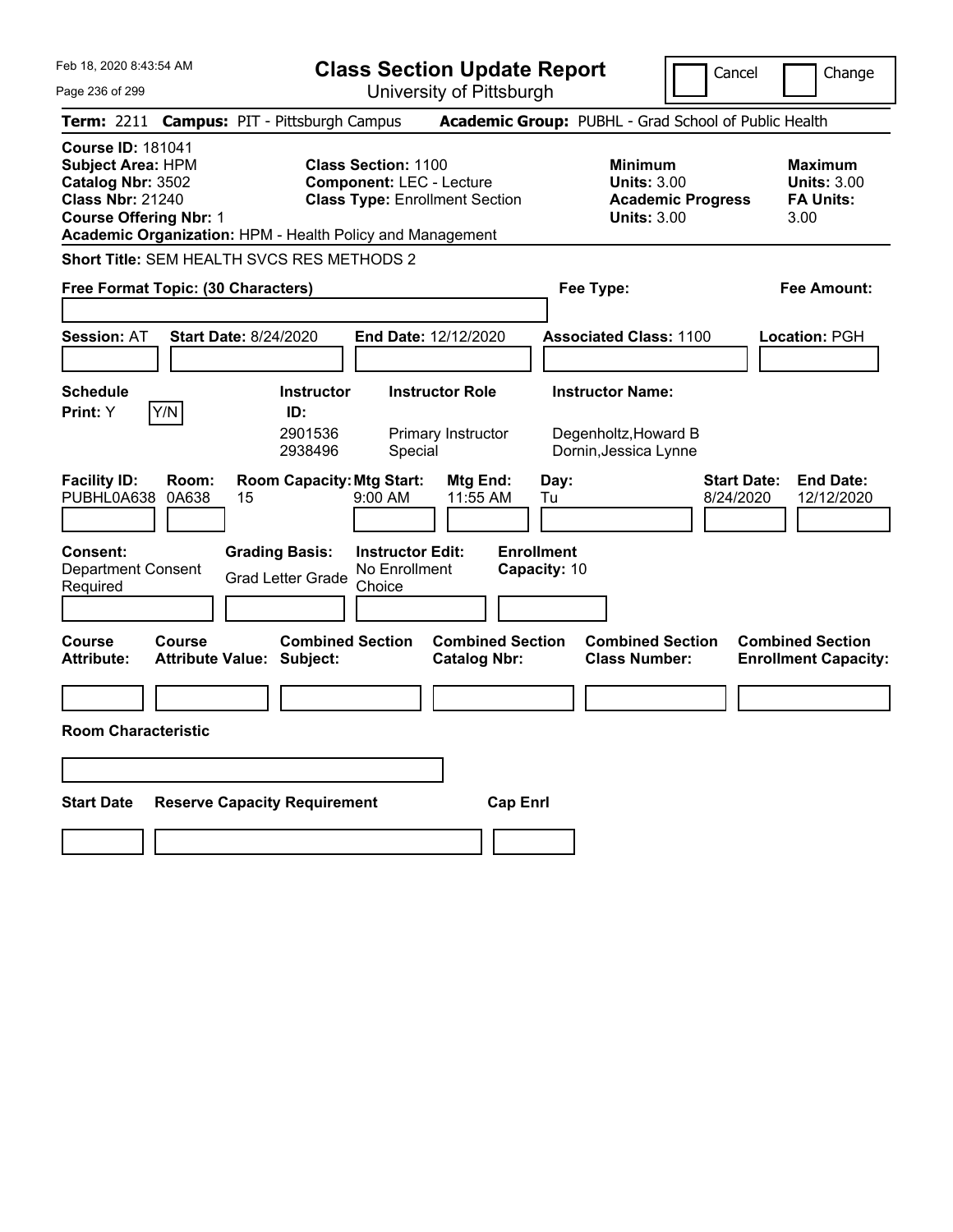Feb 18, 2020 8:43:54 AM

# Class Section Update Report

University of Pittsburgh

Cancel / Change

**Term:** 2211 **Campus:** PIT - Pittsburgh Campus **Academic Group:** PUBHL - Grad School of Public Health

**Course ID:** 181041
**Subject Area:** HPM
**Catalog Nbr:** 3502
**Class Nbr:** 21240
**Course Offering Nbr:** 1
**Academic Organization:** HPM - Health Policy and Management

**Class Section:** 1100
**Component:** LEC - Lecture
**Class Type:** Enrollment Section

**Minimum Units:** 3.00
**Academic Progress Units:** 3.00

**Maximum Units:** 3.00
**FA Units:** 3.00

**Short Title:** SEM HEALTH SVCS RES METHODS 2

**Free Format Topic: (30 Characters)**

**Fee Type:**

**Fee Amount:**

**Session:** AT **Start Date:** 8/24/2020 **End Date:** 12/12/2020 **Associated Class:** 1100 **Location:** PGH

**Schedule Print:** Y Y/N

| Instructor ID: | Instructor Role | Instructor Name: |
|---|---|---|
| 2901536 | Primary Instructor | Degenholtz,Howard B |
| 2938496 | Special | Dornin,Jessica Lynne |

| Facility ID: | Room: | Room Capacity: | Mtg Start: | Mtg End: | Day: | Start Date: | End Date: |
|---|---|---|---|---|---|---|---|
| PUBHL0A638 | 0A638 | 15 | 9:00 AM | 11:55 AM | Tu | 8/24/2020 | 12/12/2020 |

**Consent:** Department Consent Required

**Grading Basis:** Grad Letter Grade

**Instructor Edit:** No Enrollment Choice

**Enrollment Capacity:** 10

| Course Attribute: | Course Attribute Value: | Combined Section Subject: | Combined Section Catalog Nbr: | Combined Section Class Number: | Combined Section Enrollment Capacity: |
|---|---|---|---|---|---|
| | | | | | |

**Room Characteristic**

| Start Date | Reserve Capacity Requirement | Cap Enrl |
|---|---|---|
| | | |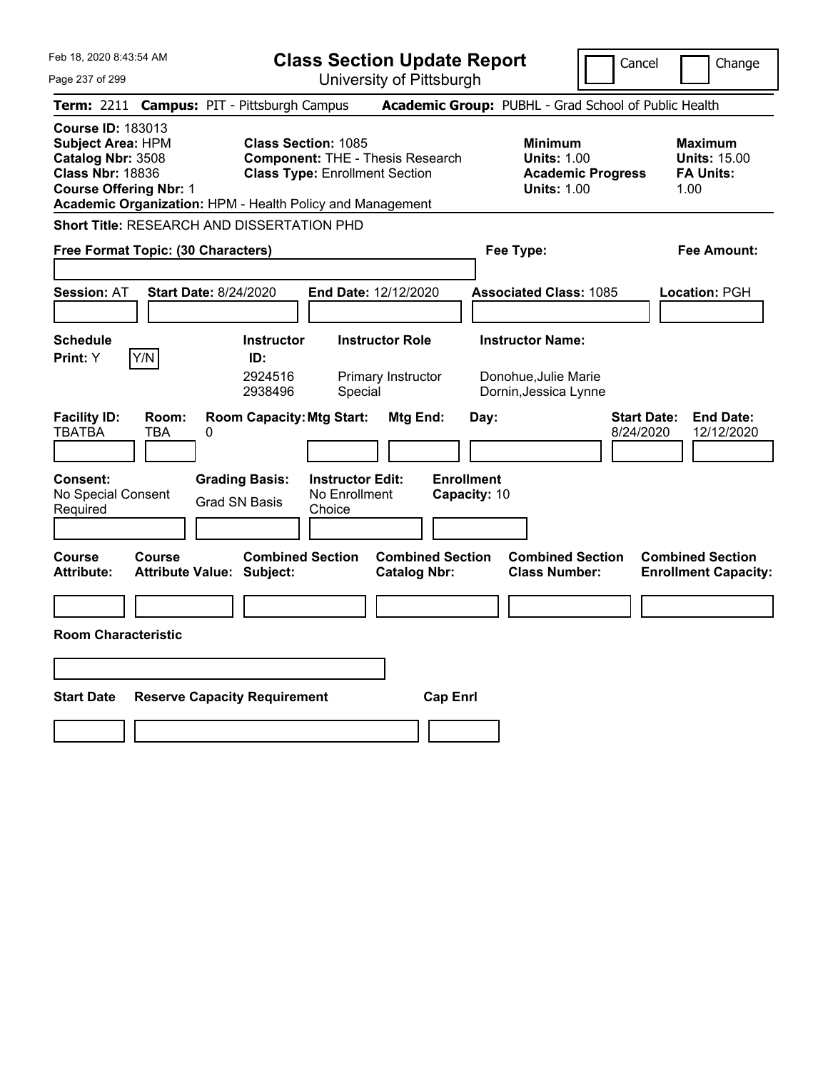Feb 18, 2020 8:43:54 AM

# Class Section Update Report

University of Pittsburgh

Cancel | Change

**Term:** 2211 **Campus:** PIT - Pittsburgh Campus **Academic Group:** PUBHL - Grad School of Public Health

**Course ID:** 183013
**Subject Area:** HPM
**Catalog Nbr:** 3508
**Class Nbr:** 18836
**Course Offering Nbr:** 1
**Academic Organization:** HPM - Health Policy and Management

**Class Section:** 1085
**Component:** THE - Thesis Research
**Class Type:** Enrollment Section

**Minimum Units:** 1.00
**Academic Progress Units:** 1.00

**Maximum Units:** 15.00
**FA Units:** 1.00

**Short Title:** RESEARCH AND DISSERTATION PHD

**Free Format Topic: (30 Characters)**

**Fee Type:**

**Fee Amount:**

**Session:** AT **Start Date:** 8/24/2020 **End Date:** 12/12/2020 **Associated Class:** 1085 **Location:** PGH

**Schedule Print:** Y [Y/N]

| Instructor ID: | Instructor Role | Instructor Name: |
|---|---|---|
| 2924516 | Primary Instructor | Donohue,Julie Marie |
| 2938496 | Special | Dornin,Jessica Lynne |

| Facility ID: | Room: | Room Capacity: | Mtg Start: | Mtg End: | Day: | Start Date: | End Date: |
|---|---|---|---|---|---|---|---|
| TBATBA | TBA | 0 | | | | 8/24/2020 | 12/12/2020 |

**Consent:** No Special Consent Required
**Grading Basis:** Grad SN Basis
**Instructor Edit:** No Enrollment Choice
**Enrollment Capacity:** 10

| Course Attribute: | Course Attribute Value: | Combined Section Subject: | Combined Section Catalog Nbr: | Combined Section Class Number: | Combined Section Enrollment Capacity: |
|---|---|---|---|---|---|
| | | | | | |

**Room Characteristic**

| Start Date | Reserve Capacity Requirement | Cap Enrl |
|---|---|---|
| | | |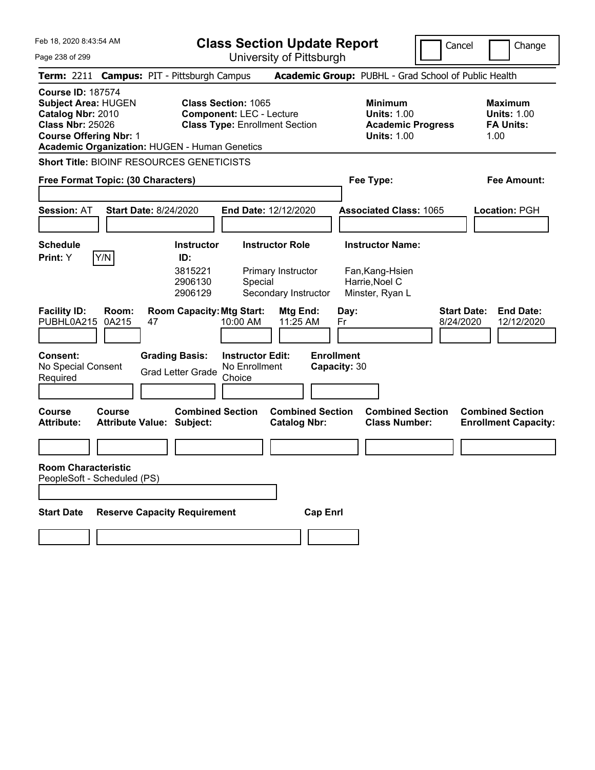Feb 18, 2020 8:43:54 AM

# Class Section Update Report

University of Pittsburgh

Cancel | Change

**Term:** 2211 **Campus:** PIT - Pittsburgh Campus **Academic Group:** PUBHL - Grad School of Public Health

**Course ID:** 187574
**Subject Area:** HUGEN
**Catalog Nbr:** 2010
**Class Nbr:** 25026
**Course Offering Nbr:** 1
**Academic Organization:** HUGEN - Human Genetics

**Class Section:** 1065
**Component:** LEC - Lecture
**Class Type:** Enrollment Section

**Minimum Units:** 1.00
**Academic Progress Units:** 1.00

**Maximum Units:** 1.00
**FA Units:** 1.00

**Short Title:** BIOINF RESOURCES GENETICISTS

**Free Format Topic: (30 Characters)**

**Fee Type:**

**Fee Amount:**

**Session:** AT **Start Date:** 8/24/2020 **End Date:** 12/12/2020 **Associated Class:** 1065 **Location:** PGH

**Schedule Print:** Y Y/N

| Instructor ID: | Instructor Role | Instructor Name: |
|---|---|---|
| 3815221 | Primary Instructor | Fan,Kang-Hsien |
| 2906130 | Special | Harrie,Noel C |
| 2906129 | Secondary Instructor | Minster, Ryan L |

| Facility ID: | Room: | Room Capacity: | Mtg Start: | Mtg End: | Day: | Start Date: | End Date: |
|---|---|---|---|---|---|---|---|
| PUBHL0A215 | 0A215 | 47 | 10:00 AM | 11:25 AM | Fr | 8/24/2020 | 12/12/2020 |

**Consent:** No Special Consent Required

**Grading Basis:** Grad Letter Grade

**Instructor Edit:** No Enrollment Choice

**Enrollment Capacity:** 30

| Course Attribute: | Course Attribute Value: | Combined Section Subject: | Combined Section Catalog Nbr: | Combined Section Class Number: | Combined Section Enrollment Capacity: |
|---|---|---|---|---|---|
| | | | | | |

**Room Characteristic**
PeopleSoft - Scheduled (PS)

| Start Date | Reserve Capacity Requirement | Cap Enrl |
|---|---|---|
| | | |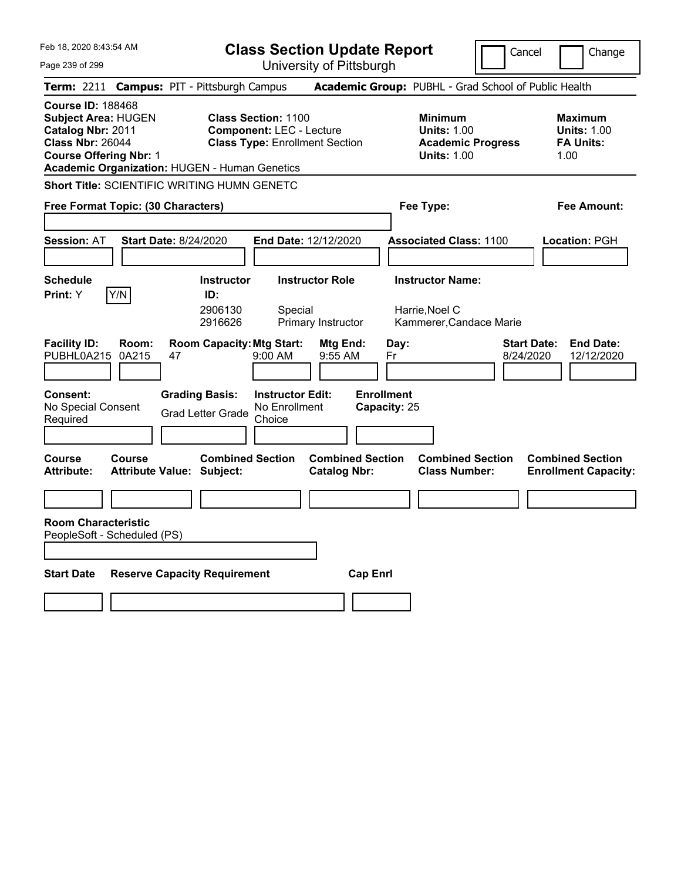# Class Section Update Report

University of Pittsburgh

Cancel | Change

**Term:** 2211 **Campus:** PIT - Pittsburgh Campus **Academic Group:** PUBHL - Grad School of Public Health

**Course ID:** 188468
**Subject Area:** HUGEN
**Catalog Nbr:** 2011
**Class Nbr:** 26044
**Course Offering Nbr:** 1
**Academic Organization:** HUGEN - Human Genetics

**Class Section:** 1100
**Component:** LEC - Lecture
**Class Type:** Enrollment Section

**Minimum Units:** 1.00
**Academic Progress Units:** 1.00

**Maximum Units:** 1.00
**FA Units:** 1.00

**Short Title:** SCIENTIFIC WRITING HUMN GENETC

**Free Format Topic: (30 Characters)**

**Fee Type:**

**Fee Amount:**

**Session:** AT **Start Date:** 8/24/2020 **End Date:** 12/12/2020 **Associated Class:** 1100 **Location:** PGH

**Schedule Print:** Y [Y/N]

| Instructor ID: | Instructor Role | Instructor Name: |
|---|---|---|
| 2906130 | Special | Harrie,Noel C |
| 2916626 | Primary Instructor | Kammerer,Candace Marie |

| Facility ID: | Room: | Room Capacity: | Mtg Start: | Mtg End: | Day: | Start Date: | End Date: |
|---|---|---|---|---|---|---|---|
| PUBHL0A215 | 0A215 | 47 | 9:00 AM | 9:55 AM | Fr | 8/24/2020 | 12/12/2020 |

**Consent:** No Special Consent Required
**Grading Basis:** Grad Letter Grade
**Instructor Edit:** No Enrollment Choice
**Enrollment Capacity:** 25

| Course Attribute: | Course Attribute Value: | Combined Section Subject: | Combined Section Catalog Nbr: | Combined Section Class Number: | Combined Section Enrollment Capacity: |
|---|---|---|---|---|---|
| | | | | | |

**Room Characteristic**
PeopleSoft - Scheduled (PS)

| Start Date | Reserve Capacity Requirement | Cap Enrl |
|---|---|---|
| | | |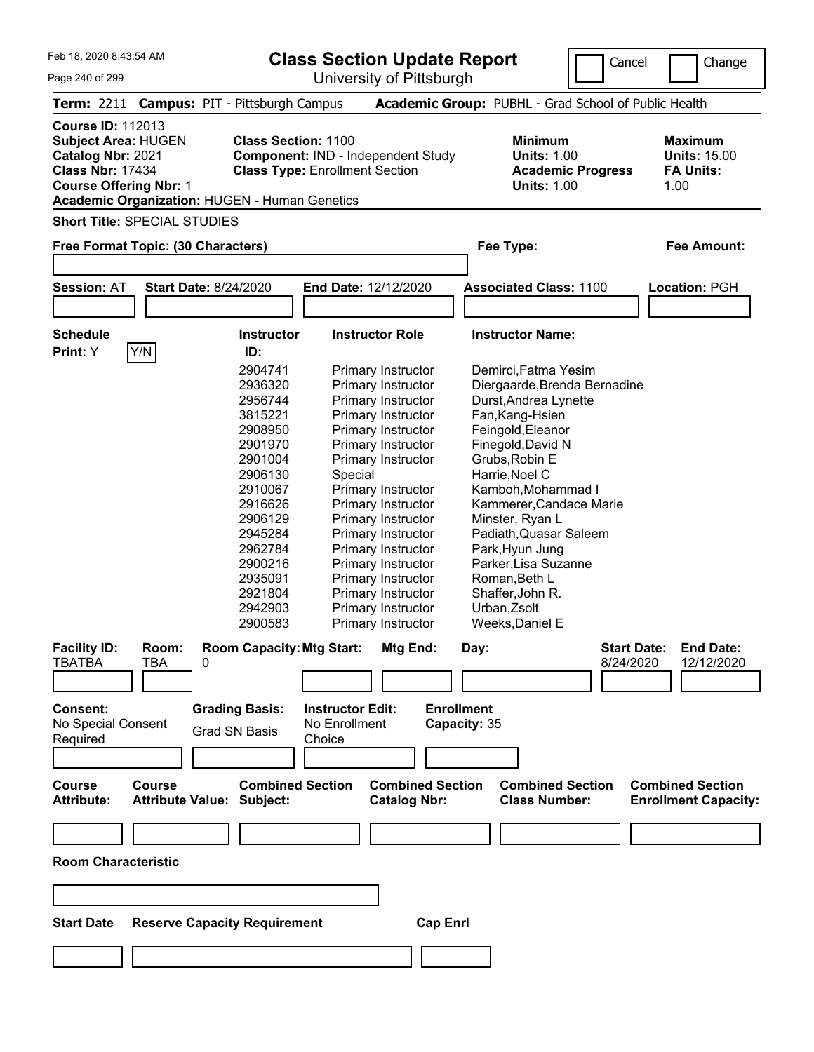# Class Section Update Report

University of Pittsburgh

Cancel | Change

Feb 18, 2020 8:43:54 AM

**Term:** 2211 **Campus:** PIT - Pittsburgh Campus **Academic Group:** PUBHL - Grad School of Public Health

**Course ID:** 112013
**Subject Area:** HUGEN
**Catalog Nbr:** 2021
**Class Nbr:** 17434
**Course Offering Nbr:** 1
**Academic Organization:** HUGEN - Human Genetics

**Class Section:** 1100
**Component:** IND - Independent Study
**Class Type:** Enrollment Section

| | Minimum | Maximum |
|---|---|---|
| Units | 1.00 | 15.00 |
| Academic Progress Units / FA Units | 1.00 | 1.00 |

**Short Title:** SPECIAL STUDIES

**Free Format Topic: (30 Characters)**

**Fee Type:**

**Fee Amount:**

**Session:** AT **Start Date:** 8/24/2020 **End Date:** 12/12/2020 **Associated Class:** 1100 **Location:** PGH

**Schedule Print:** Y Y/N

| Instructor ID | Instructor Role | Instructor Name |
|---|---|---|
| 2904741 | Primary Instructor | Demirci,Fatma Yesim |
| 2936320 | Primary Instructor | Diergaarde,Brenda Bernadine |
| 2956744 | Primary Instructor | Durst,Andrea Lynette |
| 3815221 | Primary Instructor | Fan,Kang-Hsien |
| 2908950 | Primary Instructor | Feingold,Eleanor |
| 2901970 | Primary Instructor | Finegold,David N |
| 2901004 | Primary Instructor | Grubs,Robin E |
| 2906130 | Special | Harrie,Noel C |
| 2910067 | Primary Instructor | Kamboh,Mohammad I |
| 2916626 | Primary Instructor | Kammerer,Candace Marie |
| 2906129 | Primary Instructor | Minster, Ryan L |
| 2945284 | Primary Instructor | Padiath,Quasar Saleem |
| 2962784 | Primary Instructor | Park,Hyun Jung |
| 2900216 | Primary Instructor | Parker,Lisa Suzanne |
| 2935091 | Primary Instructor | Roman,Beth L |
| 2921804 | Primary Instructor | Shaffer,John R. |
| 2942903 | Primary Instructor | Urban,Zsolt |
| 2900583 | Primary Instructor | Weeks,Daniel E |

| Facility ID: | Room: | Room Capacity: | Mtg Start: | Mtg End: | Day: | Start Date: | End Date: |
|---|---|---|---|---|---|---|---|
| TBATBA | TBA | 0 | | | | 8/24/2020 | 12/12/2020 |

| Consent: | Grading Basis: | Instructor Edit: | Enrollment Capacity: |
|---|---|---|---|
| No Special Consent Required | Grad SN Basis | No Enrollment Choice | 35 |

| Course Attribute: | Course Attribute Value: | Combined Section Subject: | Combined Section Catalog Nbr: | Combined Section Class Number: | Combined Section Enrollment Capacity: |
|---|---|---|---|---|---|
| | | | | | |

**Room Characteristic**

| Start Date | Reserve Capacity Requirement | Cap Enrl |
|---|---|---|
| | | |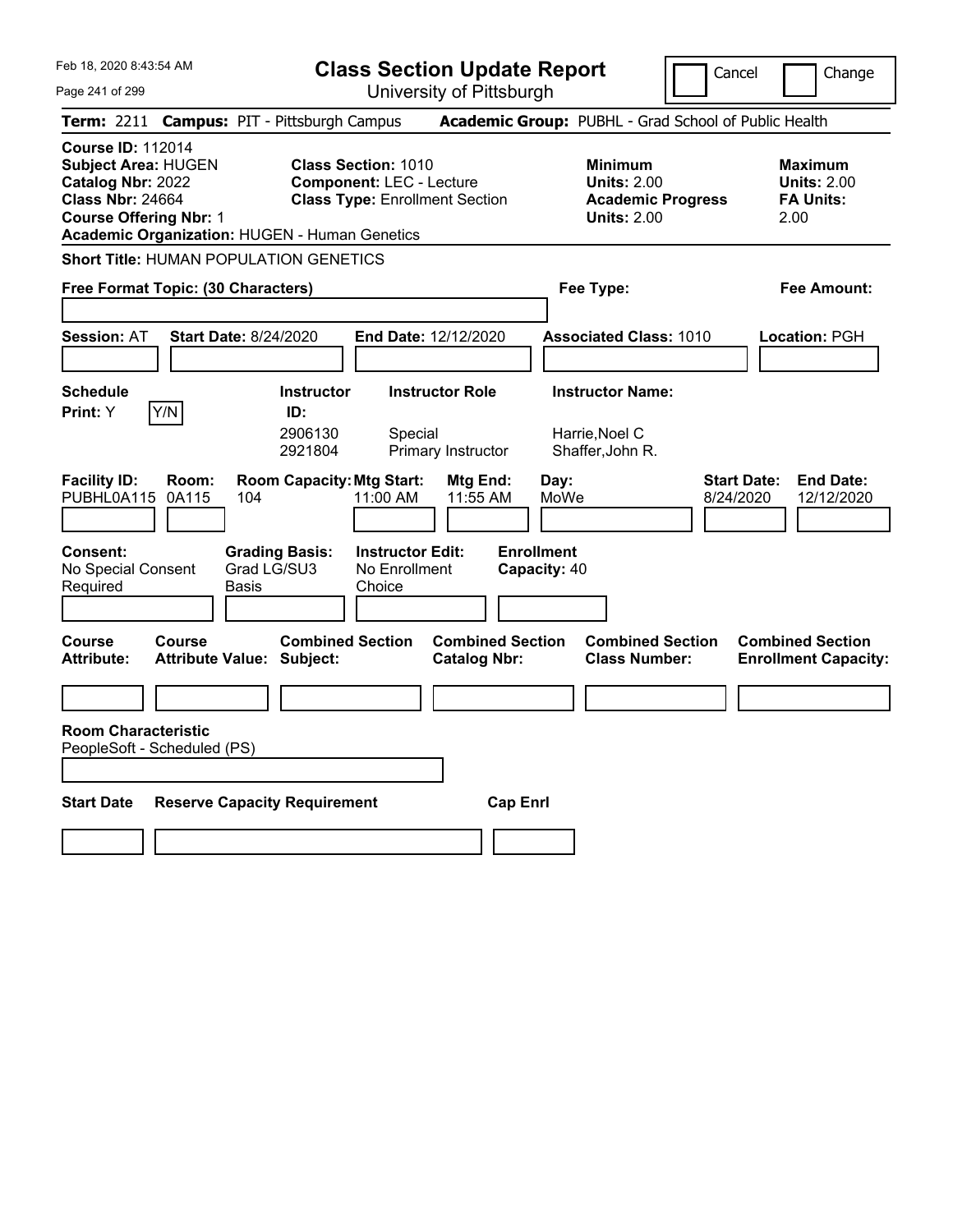# Class Section Update Report

University of Pittsburgh

Cancel | Change

Feb 18, 2020 8:43:54 AM

**Term:** 2211 **Campus:** PIT - Pittsburgh Campus **Academic Group:** PUBHL - Grad School of Public Health

**Course ID:** 112014
**Subject Area:** HUGEN
**Catalog Nbr:** 2022
**Class Nbr:** 24664
**Course Offering Nbr:** 1
**Academic Organization:** HUGEN - Human Genetics

**Class Section:** 1010
**Component:** LEC - Lecture
**Class Type:** Enrollment Section

**Minimum**
**Units:** 2.00
**Academic Progress Units:** 2.00

**Maximum**
**Units:** 2.00
**FA Units:** 2.00

**Short Title:** HUMAN POPULATION GENETICS

**Free Format Topic: (30 Characters)**

**Fee Type:**

**Fee Amount:**

**Session:** AT **Start Date:** 8/24/2020 **End Date:** 12/12/2020 **Associated Class:** 1010 **Location:** PGH

**Schedule Print:** Y [Y/N]

| Instructor ID | Instructor Role | Instructor Name |
|---|---|---|
| 2906130 | Special | Harrie,Noel C |
| 2921804 | Primary Instructor | Shaffer,John R. |

| Facility ID | Room | Room Capacity | Mtg Start | Mtg End | Day | Start Date | End Date |
|---|---|---|---|---|---|---|---|
| PUBHL0A115 | 0A115 | 104 | 11:00 AM | 11:55 AM | MoWe | 8/24/2020 | 12/12/2020 |

**Consent:** No Special Consent Required
**Grading Basis:** Grad LG/SU3 Basis
**Instructor Edit:** No Enrollment Choice
**Enrollment Capacity:** 40

| Course Attribute | Course Attribute Value | Combined Section Subject | Combined Section Catalog Nbr | Combined Section Class Number | Combined Section Enrollment Capacity |
|---|---|---|---|---|---|
| | | | | | |

**Room Characteristic**
PeopleSoft - Scheduled (PS)

| Start Date | Reserve Capacity Requirement | Cap Enrl |
|---|---|---|
| | | |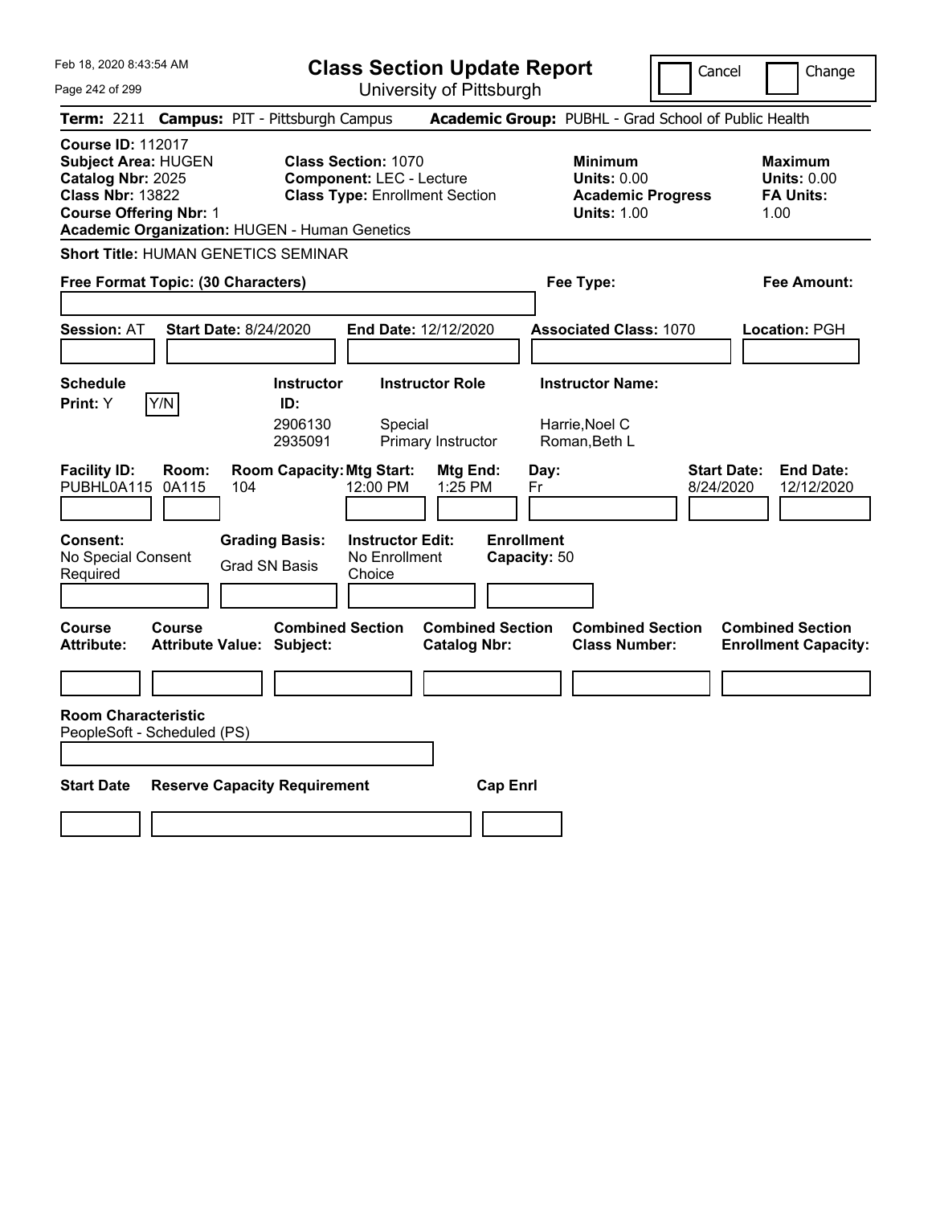Feb 18, 2020 8:43:54 AM

# Class Section Update Report

University of Pittsburgh

Cancel | Change

**Term:** 2211 **Campus:** PIT - Pittsburgh Campus **Academic Group:** PUBHL - Grad School of Public Health

**Course ID:** 112017
**Subject Area:** HUGEN
**Catalog Nbr:** 2025
**Class Nbr:** 13822
**Course Offering Nbr:** 1
**Academic Organization:** HUGEN - Human Genetics

**Class Section:** 1070
**Component:** LEC - Lecture
**Class Type:** Enrollment Section

**Minimum Units:** 0.00
**Academic Progress Units:** 1.00

**Maximum Units:** 0.00
**FA Units:** 1.00

**Short Title:** HUMAN GENETICS SEMINAR

**Free Format Topic: (30 Characters)**

**Fee Type:**

**Fee Amount:**

**Session:** AT **Start Date:** 8/24/2020 **End Date:** 12/12/2020 **Associated Class:** 1070 **Location:** PGH

**Schedule Print:** Y Y/N

| Instructor ID: | Instructor Role | Instructor Name: |
|---|---|---|
| 2906130 | Special | Harrie,Noel C |
| 2935091 | Primary Instructor | Roman,Beth L |

| Facility ID: | Room: | Room Capacity: | Mtg Start: | Mtg End: | Day: | Start Date: | End Date: |
|---|---|---|---|---|---|---|---|
| PUBHL0A115 | 0A115 | 104 | 12:00 PM | 1:25 PM | Fr | 8/24/2020 | 12/12/2020 |

**Consent:** No Special Consent Required

**Grading Basis:** Grad SN Basis

**Instructor Edit:** No Enrollment Choice

**Enrollment Capacity:** 50

| Course Attribute: | Course Attribute Value: | Combined Section Subject: | Combined Section Catalog Nbr: | Combined Section Class Number: | Combined Section Enrollment Capacity: |
|---|---|---|---|---|---|
| | | | | | |

**Room Characteristic**
PeopleSoft - Scheduled (PS)

| Start Date | Reserve Capacity Requirement | Cap Enrl |
|---|---|---|
| | | |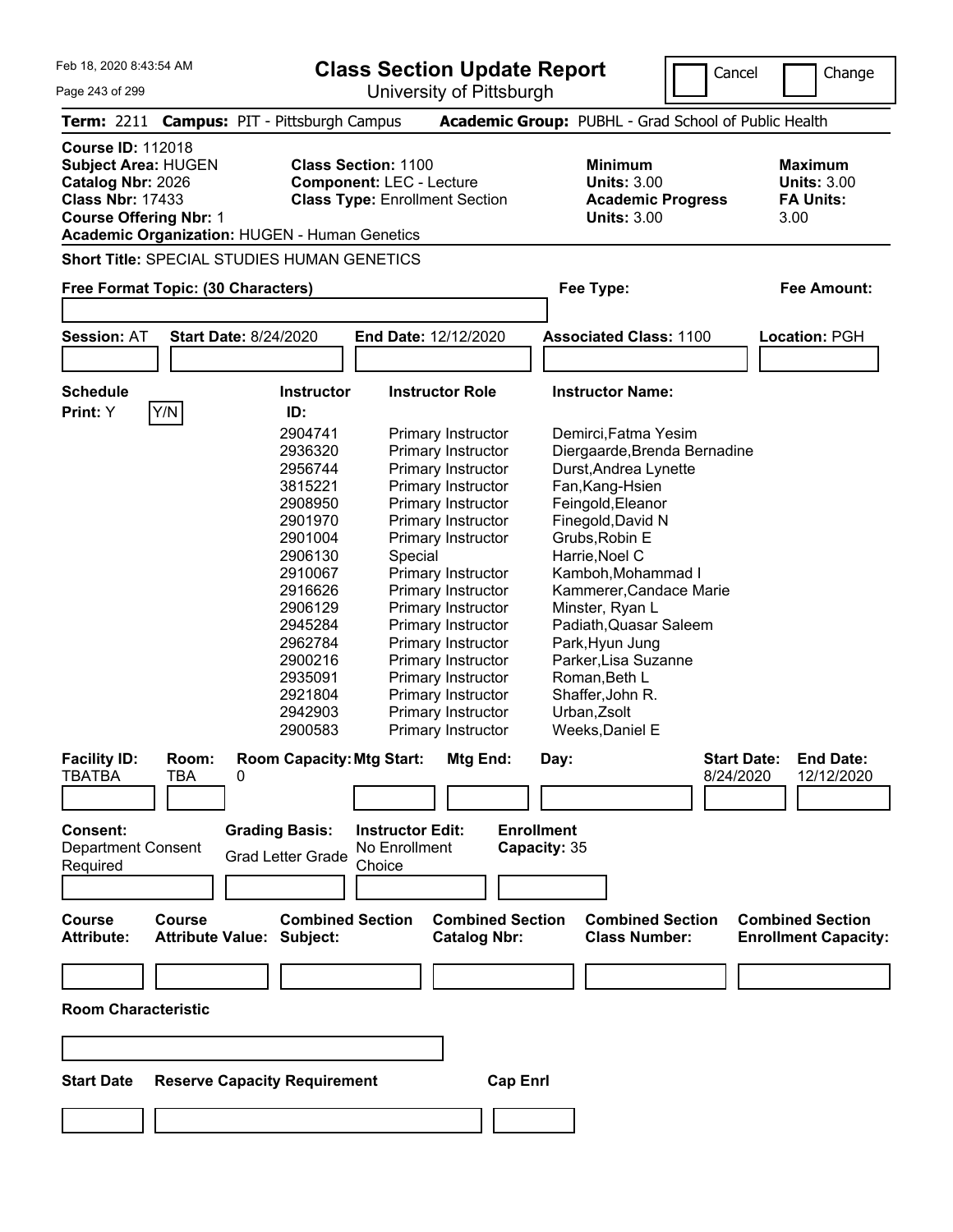# Class Section Update Report

University of Pittsburgh

Feb 18, 2020 8:43:54 AM

Cancel | Change

**Term:** 2211 **Campus:** PIT - Pittsburgh Campus **Academic Group:** PUBHL - Grad School of Public Health

**Course ID:** 112018
**Subject Area:** HUGEN
**Catalog Nbr:** 2026
**Class Nbr:** 17433
**Course Offering Nbr:** 1
**Academic Organization:** HUGEN - Human Genetics

**Class Section:** 1100
**Component:** LEC - Lecture
**Class Type:** Enrollment Section

**Minimum Units:** 3.00
**Academic Progress Units:** 3.00

**Maximum Units:** 3.00
**FA Units:** 3.00

**Short Title:** SPECIAL STUDIES HUMAN GENETICS

**Free Format Topic: (30 Characters)**

**Fee Type:**

**Fee Amount:**

**Session:** AT **Start Date:** 8/24/2020 **End Date:** 12/12/2020 **Associated Class:** 1100 **Location:** PGH

**Schedule Print:** Y [Y/N]

| Instructor ID | Instructor Role | Instructor Name |
|---|---|---|
| 2904741 | Primary Instructor | Demirci,Fatma Yesim |
| 2936320 | Primary Instructor | Diergaarde,Brenda Bernadine |
| 2956744 | Primary Instructor | Durst,Andrea Lynette |
| 3815221 | Primary Instructor | Fan,Kang-Hsien |
| 2908950 | Primary Instructor | Feingold,Eleanor |
| 2901970 | Primary Instructor | Finegold,David N |
| 2901004 | Primary Instructor | Grubs,Robin E |
| 2906130 | Special | Harrie,Noel C |
| 2910067 | Primary Instructor | Kamboh,Mohammad I |
| 2916626 | Primary Instructor | Kammerer,Candace Marie |
| 2906129 | Primary Instructor | Minster, Ryan L |
| 2945284 | Primary Instructor | Padiath,Quasar Saleem |
| 2962784 | Primary Instructor | Park,Hyun Jung |
| 2900216 | Primary Instructor | Parker,Lisa Suzanne |
| 2935091 | Primary Instructor | Roman,Beth L |
| 2921804 | Primary Instructor | Shaffer,John R. |
| 2942903 | Primary Instructor | Urban,Zsolt |
| 2900583 | Primary Instructor | Weeks,Daniel E |

| Facility ID: | Room: | Room Capacity: | Mtg Start: | Mtg End: | Day: | Start Date: | End Date: |
|---|---|---|---|---|---|---|---|
| TBATBA | TBA | 0 | | | | 8/24/2020 | 12/12/2020 |

**Consent:** Department Consent Required

**Grading Basis:** Grad Letter Grade

**Instructor Edit:** No Enrollment Choice

**Enrollment Capacity:** 35

| Course Attribute: | Course Attribute Value: | Combined Section Subject: | Combined Section Catalog Nbr: | Combined Section Class Number: | Combined Section Enrollment Capacity: |
|---|---|---|---|---|---|
| | | | | | |

**Room Characteristic**

| Start Date | Reserve Capacity Requirement | Cap Enrl |
|---|---|---|
| | | |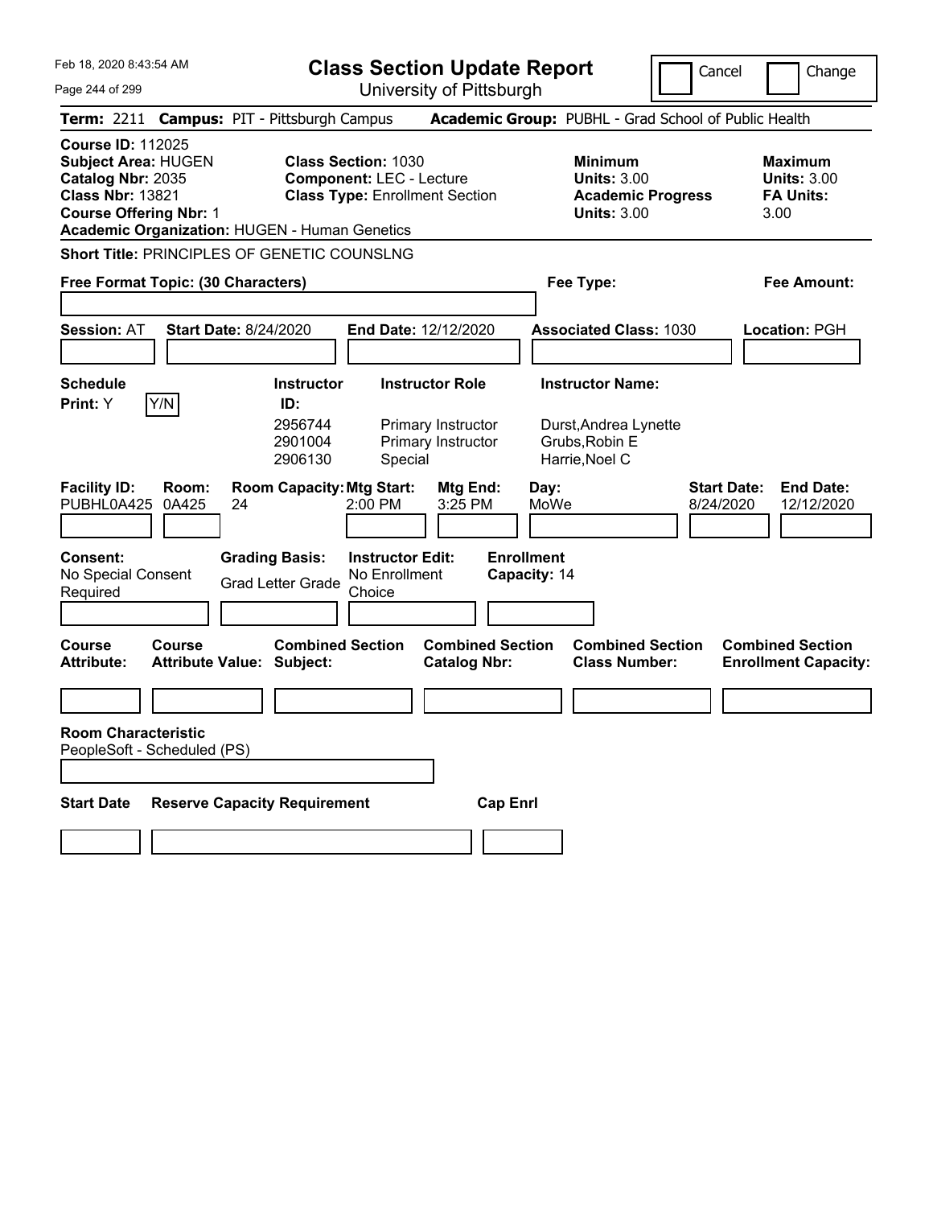Feb 18, 2020 8:43:54 AM

# Class Section Update Report

University of Pittsburgh

Cancel | Change

**Term:** 2211 **Campus:** PIT - Pittsburgh Campus **Academic Group:** PUBHL - Grad School of Public Health

**Course ID:** 112025
**Subject Area:** HUGEN
**Catalog Nbr:** 2035
**Class Nbr:** 13821
**Course Offering Nbr:** 1
**Academic Organization:** HUGEN - Human Genetics

**Class Section:** 1030
**Component:** LEC - Lecture
**Class Type:** Enrollment Section

**Minimum Units:** 3.00
**Academic Progress Units:** 3.00

**Maximum Units:** 3.00
**FA Units:** 3.00

**Short Title:** PRINCIPLES OF GENETIC COUNSLNG

**Free Format Topic: (30 Characters)**

**Fee Type:**

**Fee Amount:**

**Session:** AT **Start Date:** 8/24/2020 **End Date:** 12/12/2020 **Associated Class:** 1030 **Location:** PGH

**Schedule Print:** Y Y/N

| Instructor ID | Instructor Role | Instructor Name |
|---|---|---|
| 2956744 | Primary Instructor | Durst,Andrea Lynette |
| 2901004 | Primary Instructor | Grubs,Robin E |
| 2906130 | Special | Harrie,Noel C |

| Facility ID | Room | Room Capacity | Mtg Start | Mtg End | Day | Start Date | End Date |
|---|---|---|---|---|---|---|---|
| PUBHL0A425 | 0A425 | 24 | 2:00 PM | 3:25 PM | MoWe | 8/24/2020 | 12/12/2020 |

**Consent:** No Special Consent Required

**Grading Basis:** Grad Letter Grade

**Instructor Edit:** No Enrollment Choice

**Enrollment Capacity:** 14

| Course Attribute | Course Attribute Value | Combined Section Subject | Combined Section Catalog Nbr | Combined Section Class Number | Combined Section Enrollment Capacity |
|---|---|---|---|---|---|
| | | | | | |

**Room Characteristic**
PeopleSoft - Scheduled (PS)

| Start Date | Reserve Capacity Requirement | Cap Enrl |
|---|---|---|
| | | |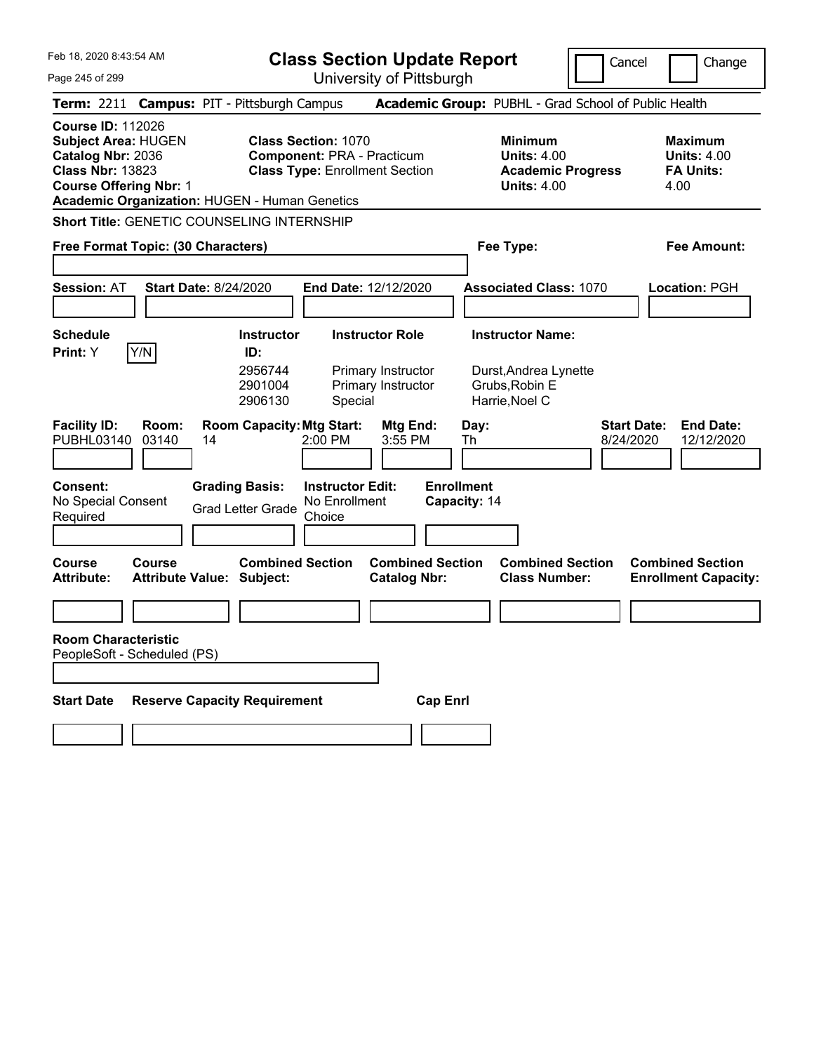Feb 18, 2020 8:43:54 AM

# Class Section Update Report

University of Pittsburgh

Cancel | Change

**Term:** 2211 **Campus:** PIT - Pittsburgh Campus **Academic Group:** PUBHL - Grad School of Public Health

**Course ID:** 112026
**Subject Area:** HUGEN
**Catalog Nbr:** 2036
**Class Nbr:** 13823
**Course Offering Nbr:** 1
**Academic Organization:** HUGEN - Human Genetics

**Class Section:** 1070
**Component:** PRA - Practicum
**Class Type:** Enrollment Section

**Minimum Units:** 4.00
**Academic Progress Units:** 4.00

**Maximum Units:** 4.00
**FA Units:** 4.00

**Short Title:** GENETIC COUNSELING INTERNSHIP

**Free Format Topic: (30 Characters)**

**Fee Type:**

**Fee Amount:**

**Session:** AT **Start Date:** 8/24/2020 **End Date:** 12/12/2020 **Associated Class:** 1070 **Location:** PGH

**Schedule Print:** Y Y/N

| Instructor ID: | Instructor Role | Instructor Name: |
|---|---|---|
| 2956744 | Primary Instructor | Durst,Andrea Lynette |
| 2901004 | Primary Instructor | Grubs,Robin E |
| 2906130 | Special | Harrie,Noel C |

| Facility ID: | Room: | Room Capacity: | Mtg Start: | Mtg End: | Day: | Start Date: | End Date: |
|---|---|---|---|---|---|---|---|
| PUBHL03140 | 03140 | 14 | 2:00 PM | 3:55 PM | Th | 8/24/2020 | 12/12/2020 |

**Consent:** No Special Consent Required

**Grading Basis:** Grad Letter Grade

**Instructor Edit:** No Enrollment Choice

**Enrollment Capacity:** 14

| Course Attribute: | Course Attribute Value: | Combined Section Subject: | Combined Section Catalog Nbr: | Combined Section Class Number: | Combined Section Enrollment Capacity: |
|---|---|---|---|---|---|
| | | | | | |

**Room Characteristic**
PeopleSoft - Scheduled (PS)

| Start Date | Reserve Capacity Requirement | Cap Enrl |
|---|---|---|
| | | |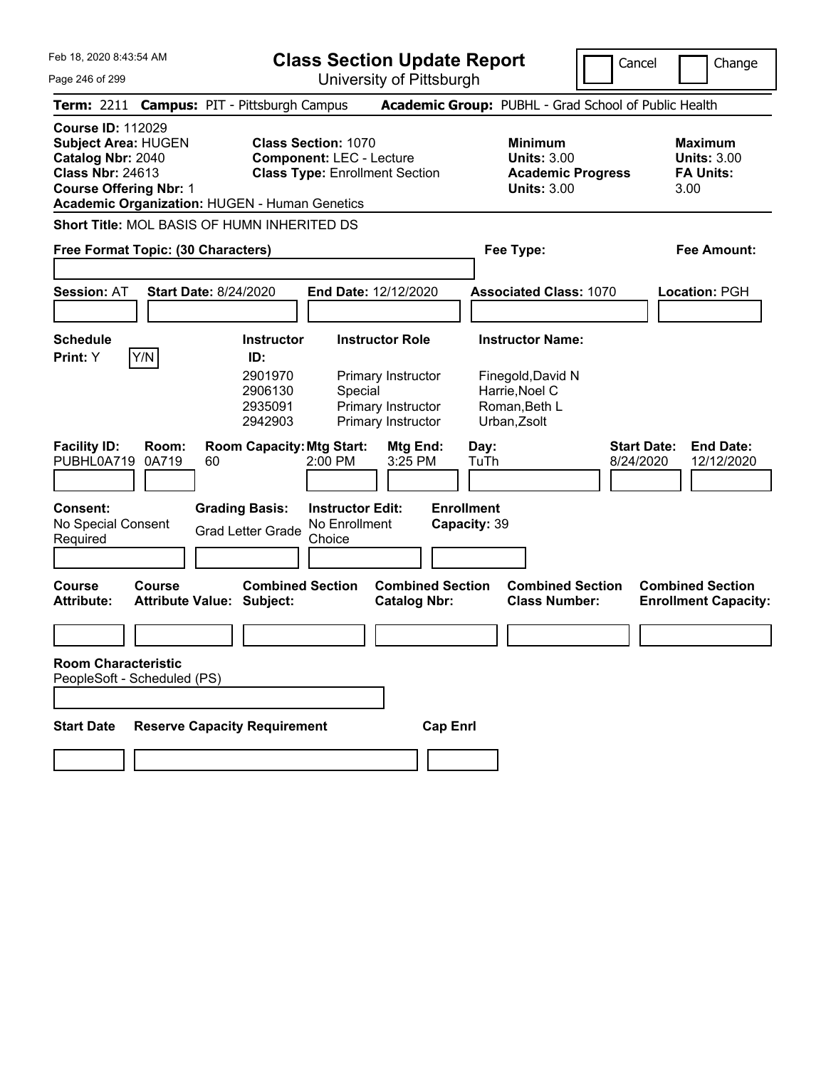# Class Section Update Report

University of Pittsburgh

Cancel | Change

**Term:** 2211 **Campus:** PIT - Pittsburgh Campus **Academic Group:** PUBHL - Grad School of Public Health

**Course ID:** 112029
**Subject Area:** HUGEN
**Catalog Nbr:** 2040
**Class Nbr:** 24613
**Course Offering Nbr:** 1
**Academic Organization:** HUGEN - Human Genetics

**Class Section:** 1070
**Component:** LEC - Lecture
**Class Type:** Enrollment Section

**Minimum Units:** 3.00
**Academic Progress Units:** 3.00

**Maximum Units:** 3.00
**FA Units:** 3.00

**Short Title:** MOL BASIS OF HUMN INHERITED DS

**Free Format Topic: (30 Characters)**

**Fee Type:**

**Fee Amount:**

**Session:** AT **Start Date:** 8/24/2020 **End Date:** 12/12/2020 **Associated Class:** 1070 **Location:** PGH

**Schedule Print:** Y [Y/N]

| Instructor ID | Instructor Role | Instructor Name |
|---|---|---|
| 2901970 | Primary Instructor | Finegold,David N |
| 2906130 | Special | Harrie,Noel C |
| 2935091 | Primary Instructor | Roman,Beth L |
| 2942903 | Primary Instructor | Urban,Zsolt |

| Facility ID | Room | Room Capacity | Mtg Start | Mtg End | Day | Start Date | End Date |
|---|---|---|---|---|---|---|---|
| PUBHL0A719 | 0A719 | 60 | 2:00 PM | 3:25 PM | TuTh | 8/24/2020 | 12/12/2020 |

**Consent:** No Special Consent Required

**Grading Basis:** Grad Letter Grade

**Instructor Edit:** No Enrollment Choice

**Enrollment Capacity:** 39

| Course Attribute | Course Attribute Value | Combined Section Subject | Combined Section Catalog Nbr | Combined Section Class Number | Combined Section Enrollment Capacity |
|---|---|---|---|---|---|
| | | | | | |

**Room Characteristic**
PeopleSoft - Scheduled (PS)

| Start Date | Reserve Capacity Requirement | Cap Enrl |
|---|---|---|
| | | |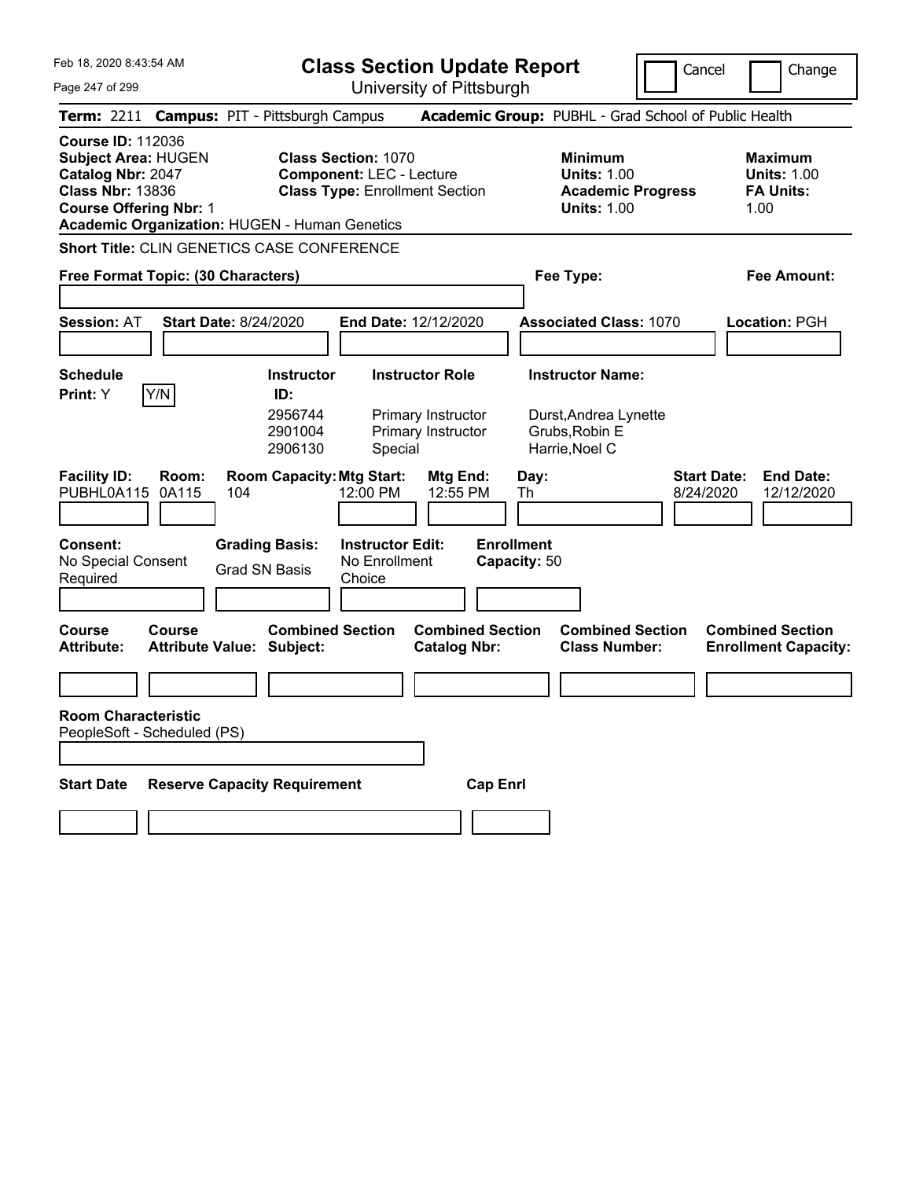Feb 18, 2020 8:43:54 AM

# Class Section Update Report

University of Pittsburgh

Cancel | Change

**Term:** 2211 **Campus:** PIT - Pittsburgh Campus **Academic Group:** PUBHL - Grad School of Public Health

**Course ID:** 112036
**Subject Area:** HUGEN
**Catalog Nbr:** 2047
**Class Nbr:** 13836
**Course Offering Nbr:** 1
**Academic Organization:** HUGEN - Human Genetics

**Class Section:** 1070
**Component:** LEC - Lecture
**Class Type:** Enrollment Section

**Minimum Units:** 1.00
**Academic Progress Units:** 1.00

**Maximum Units:** 1.00
**FA Units:** 1.00

**Short Title:** CLIN GENETICS CASE CONFERENCE

**Free Format Topic: (30 Characters)**

**Fee Type:**

**Fee Amount:**

**Session:** AT **Start Date:** 8/24/2020 **End Date:** 12/12/2020 **Associated Class:** 1070 **Location:** PGH

**Schedule Print:** Y [Y/N]

| Instructor ID | Instructor Role | Instructor Name |
|---|---|---|
| 2956744 | Primary Instructor | Durst,Andrea Lynette |
| 2901004 | Primary Instructor | Grubs,Robin E |
| 2906130 | Special | Harrie,Noel C |

| Facility ID | Room | Room Capacity | Mtg Start | Mtg End | Day | Start Date | End Date |
|---|---|---|---|---|---|---|---|
| PUBHL0A115 | 0A115 | 104 | 12:00 PM | 12:55 PM | Th | 8/24/2020 | 12/12/2020 |

**Consent:** No Special Consent Required
**Grading Basis:** Grad SN Basis
**Instructor Edit:** No Enrollment Choice
**Enrollment Capacity:** 50

| Course Attribute | Course Attribute Value | Combined Section Subject | Combined Section Catalog Nbr | Combined Section Class Number | Combined Section Enrollment Capacity |
|---|---|---|---|---|---|
| | | | | | |

**Room Characteristic**
PeopleSoft - Scheduled (PS)

| Start Date | Reserve Capacity Requirement | Cap Enrl |
|---|---|---|
| | | |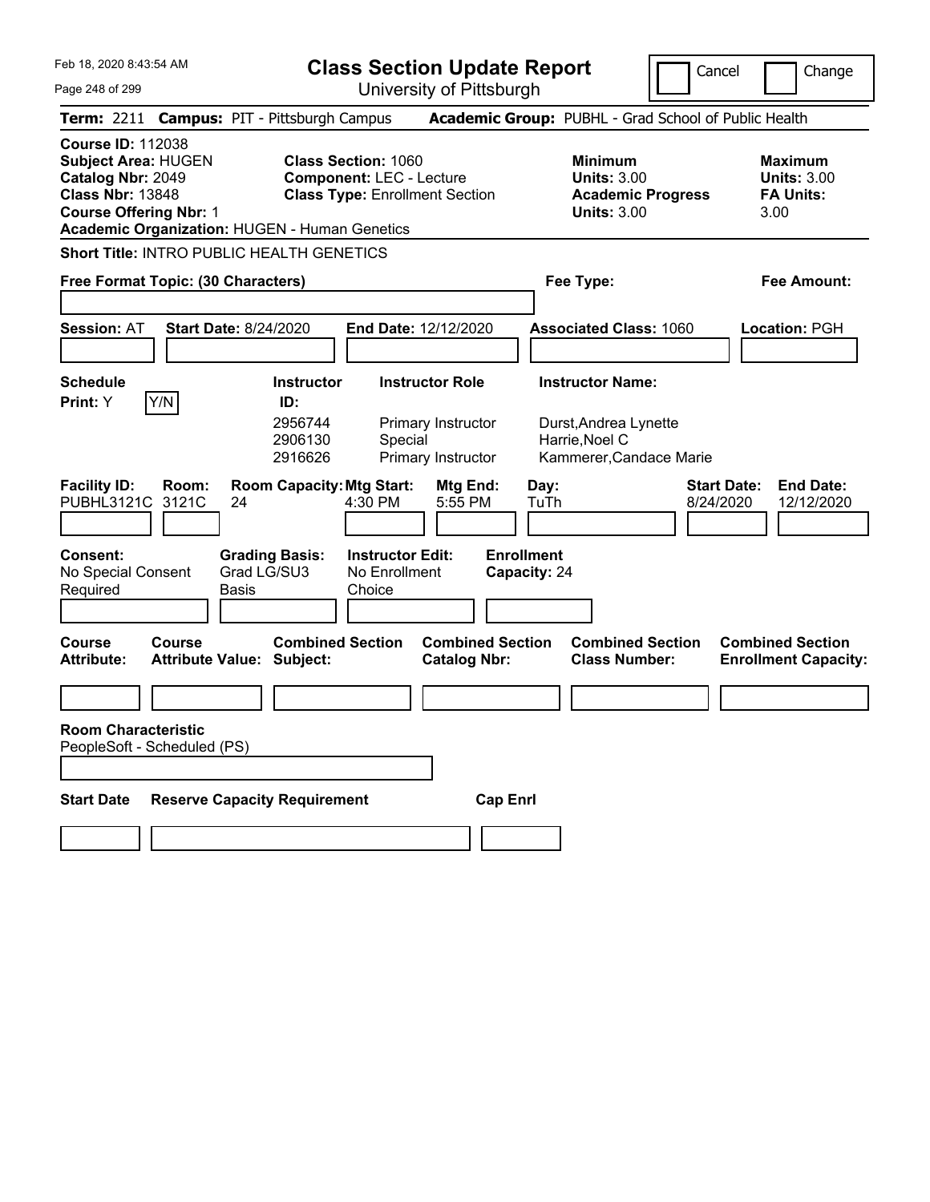Feb 18, 2020 8:43:54 AM

# Class Section Update Report

University of Pittsburgh

Cancel | Change

**Term:** 2211 **Campus:** PIT - Pittsburgh Campus **Academic Group:** PUBHL - Grad School of Public Health

**Course ID:** 112038
**Subject Area:** HUGEN
**Catalog Nbr:** 2049
**Class Nbr:** 13848
**Course Offering Nbr:** 1
**Academic Organization:** HUGEN - Human Genetics

**Class Section:** 1060
**Component:** LEC - Lecture
**Class Type:** Enrollment Section

**Minimum Units:** 3.00
**Academic Progress Units:** 3.00

**Maximum Units:** 3.00
**FA Units:** 3.00

**Short Title:** INTRO PUBLIC HEALTH GENETICS

**Free Format Topic: (30 Characters)**

**Fee Type:**

**Fee Amount:**

**Session:** AT **Start Date:** 8/24/2020 **End Date:** 12/12/2020 **Associated Class:** 1060 **Location:** PGH

**Schedule Print:** Y [Y/N]

| Instructor ID | Instructor Role | Instructor Name |
|---|---|---|
| 2956744 | Primary Instructor | Durst,Andrea Lynette |
| 2906130 | Special | Harrie,Noel C |
| 2916626 | Primary Instructor | Kammerer,Candace Marie |

| Facility ID | Room | Room Capacity | Mtg Start | Mtg End | Day | Start Date | End Date |
|---|---|---|---|---|---|---|---|
| PUBHL3121C | 3121C | 24 | 4:30 PM | 5:55 PM | TuTh | 8/24/2020 | 12/12/2020 |

**Consent:** No Special Consent Required
**Grading Basis:** Grad LG/SU3 Basis
**Instructor Edit:** No Enrollment Choice
**Enrollment Capacity:** 24

| Course Attribute | Course Attribute Value | Combined Section Subject | Combined Section Catalog Nbr | Combined Section Class Number | Combined Section Enrollment Capacity |
|---|---|---|---|---|---|
| | | | | | |

**Room Characteristic**
PeopleSoft - Scheduled (PS)

| Start Date | Reserve Capacity Requirement | Cap Enrl |
|---|---|---|
| | | |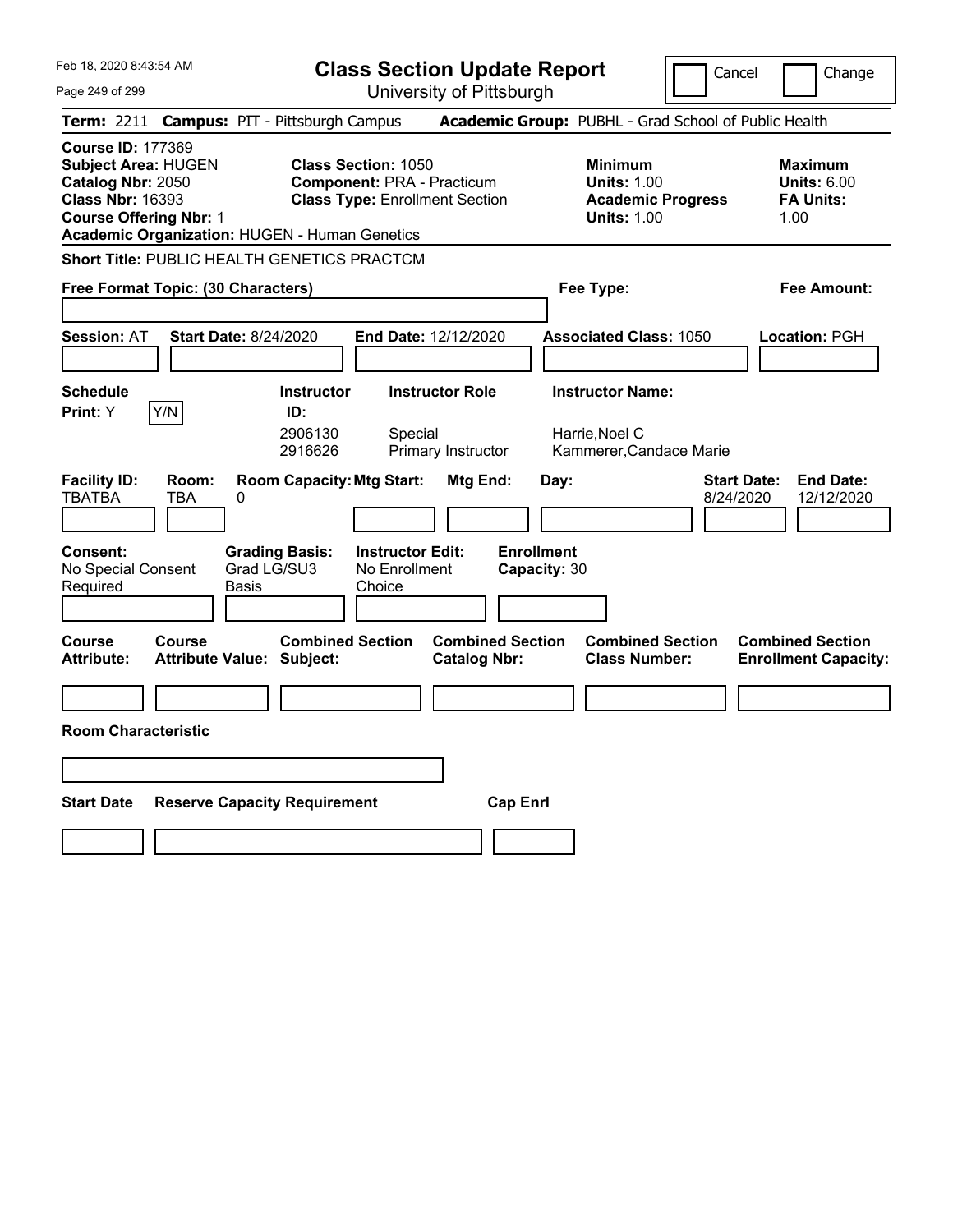# Class Section Update Report

University of Pittsburgh

Cancel | Change

**Term:** 2211 **Campus:** PIT - Pittsburgh Campus **Academic Group:** PUBHL - Grad School of Public Health

**Course ID:** 177369
**Subject Area:** HUGEN
**Catalog Nbr:** 2050
**Class Nbr:** 16393
**Course Offering Nbr:** 1
**Academic Organization:** HUGEN - Human Genetics

**Class Section:** 1050
**Component:** PRA - Practicum
**Class Type:** Enrollment Section

**Minimum Units:** 1.00
**Academic Progress Units:** 1.00

**Maximum Units:** 6.00
**FA Units:** 1.00

**Short Title:** PUBLIC HEALTH GENETICS PRACTCM

**Free Format Topic: (30 Characters)**

**Fee Type:**

**Fee Amount:**

**Session:** AT **Start Date:** 8/24/2020 **End Date:** 12/12/2020 **Associated Class:** 1050 **Location:** PGH

**Schedule Print:** Y [Y/N]

| Instructor ID: | Instructor Role | Instructor Name: |
|---|---|---|
| 2906130 | Special | Harrie,Noel C |
| 2916626 | Primary Instructor | Kammerer,Candace Marie |

| Facility ID: | Room: | Room Capacity: | Mtg Start: | Mtg End: | Day: | Start Date: | End Date: |
|---|---|---|---|---|---|---|---|
| TBATBA | TBA | 0 | | | | 8/24/2020 | 12/12/2020 |

**Consent:** No Special Consent Required
**Grading Basis:** Grad LG/SU3 Basis
**Instructor Edit:** No Enrollment Choice
**Enrollment Capacity:** 30

| Course Attribute: | Course Attribute Value: | Combined Section Subject: | Combined Section Catalog Nbr: | Combined Section Class Number: | Combined Section Enrollment Capacity: |
|---|---|---|---|---|---|
| | | | | | |

**Room Characteristic**

| Start Date | Reserve Capacity Requirement | Cap Enrl |
|---|---|---|
| | | |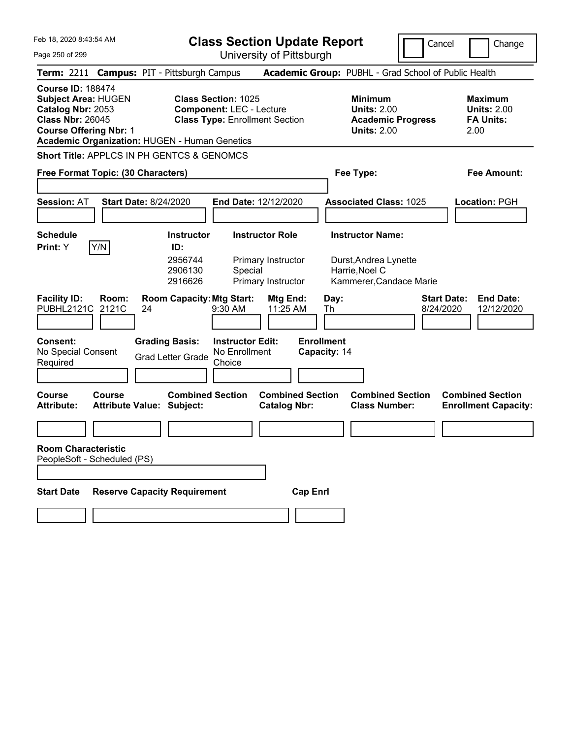# Class Section Update Report

University of Pittsburgh

Feb 18, 2020 8:43:54 AM

Cancel | Change

**Term:** 2211 **Campus:** PIT - Pittsburgh Campus **Academic Group:** PUBHL - Grad School of Public Health

**Course ID:** 188474
**Subject Area:** HUGEN
**Catalog Nbr:** 2053
**Class Nbr:** 26045
**Course Offering Nbr:** 1
**Academic Organization:** HUGEN - Human Genetics

**Class Section:** 1025
**Component:** LEC - Lecture
**Class Type:** Enrollment Section

**Minimum Units:** 2.00
**Academic Progress Units:** 2.00

**Maximum Units:** 2.00
**FA Units:** 2.00

**Short Title:** APPLCS IN PH GENTCS & GENOMCS

**Free Format Topic: (30 Characters)**

**Fee Type:**

**Fee Amount:**

**Session:** AT **Start Date:** 8/24/2020 **End Date:** 12/12/2020 **Associated Class:** 1025 **Location:** PGH

**Schedule Print:** Y [Y/N]

| Instructor ID | Instructor Role | Instructor Name |
|---|---|---|
| 2956744 | Primary Instructor | Durst,Andrea Lynette |
| 2906130 | Special | Harrie,Noel C |
| 2916626 | Primary Instructor | Kammerer,Candace Marie |

| Facility ID | Room | Room Capacity | Mtg Start | Mtg End | Day | Start Date | End Date |
|---|---|---|---|---|---|---|---|
| PUBHL2121C | 2121C | 24 | 9:30 AM | 11:25 AM | Th | 8/24/2020 | 12/12/2020 |

**Consent:** No Special Consent Required
**Grading Basis:** Grad Letter Grade
**Instructor Edit:** No Enrollment Choice
**Enrollment Capacity:** 14

| Course Attribute | Course Attribute Value | Combined Section Subject | Combined Section Catalog Nbr | Combined Section Class Number | Combined Section Enrollment Capacity |
|---|---|---|---|---|---|
| | | | | | |

**Room Characteristic**
PeopleSoft - Scheduled (PS)

| Start Date | Reserve Capacity Requirement | Cap Enrl |
|---|---|---|
| | | |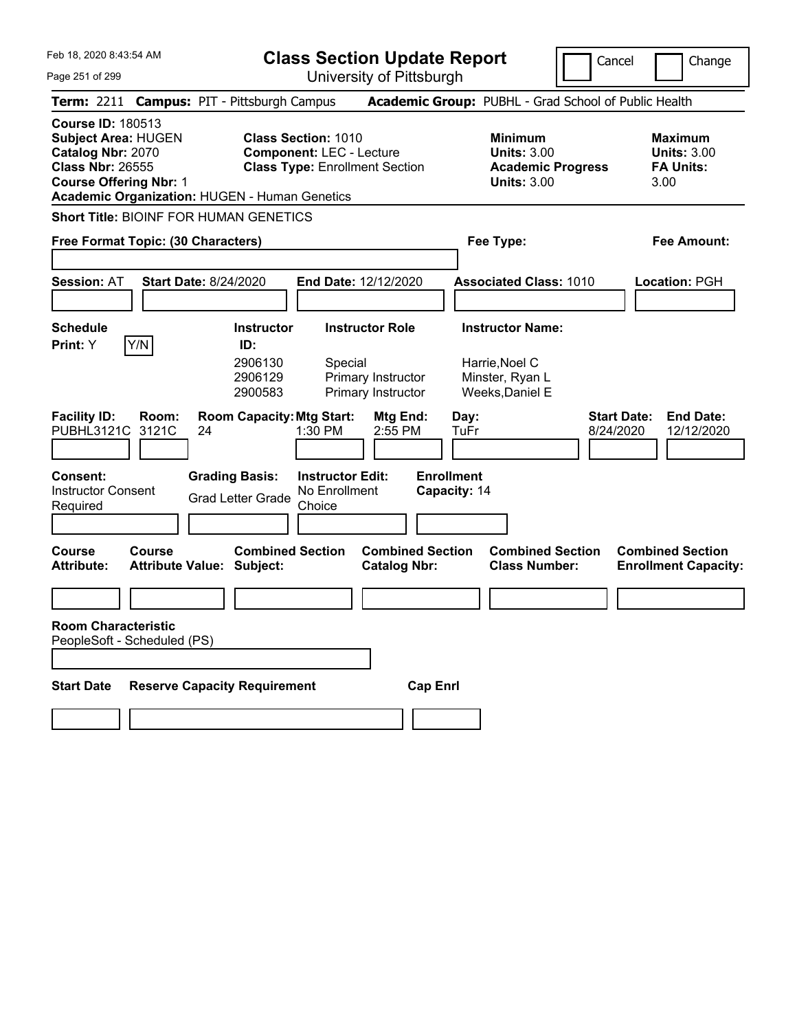# Class Section Update Report

University of Pittsburgh

Cancel | Change

**Term:** 2211 **Campus:** PIT - Pittsburgh Campus **Academic Group:** PUBHL - Grad School of Public Health

**Course ID:** 180513
**Subject Area:** HUGEN
**Catalog Nbr:** 2070
**Class Nbr:** 26555
**Course Offering Nbr:** 1
**Academic Organization:** HUGEN - Human Genetics

**Class Section:** 1010
**Component:** LEC - Lecture
**Class Type:** Enrollment Section

**Minimum Units:** 3.00
**Academic Progress Units:** 3.00

**Maximum Units:** 3.00
**FA Units:** 3.00

**Short Title:** BIOINF FOR HUMAN GENETICS

**Free Format Topic: (30 Characters)**

**Fee Type:**

**Fee Amount:**

**Session:** AT **Start Date:** 8/24/2020 **End Date:** 12/12/2020 **Associated Class:** 1010 **Location:** PGH

**Schedule Print:** Y [Y/N]

| Instructor ID | Instructor Role | Instructor Name |
|---|---|---|
| 2906130 | Special | Harrie,Noel C |
| 2906129 | Primary Instructor | Minster, Ryan L |
| 2900583 | Primary Instructor | Weeks,Daniel E |

| Facility ID | Room | Room Capacity | Mtg Start | Mtg End | Day | Start Date | End Date |
|---|---|---|---|---|---|---|---|
| PUBHL3121C | 3121C | 24 | 1:30 PM | 2:55 PM | TuFr | 8/24/2020 | 12/12/2020 |

**Consent:** Instructor Consent Required
**Grading Basis:** Grad Letter Grade
**Instructor Edit:** No Enrollment Choice
**Enrollment Capacity:** 14

| Course Attribute | Course Attribute Value | Combined Section Subject | Combined Section Catalog Nbr | Combined Section Class Number | Combined Section Enrollment Capacity |
|---|---|---|---|---|---|
| | | | | | |

**Room Characteristic**
PeopleSoft - Scheduled (PS)

| Start Date | Reserve Capacity Requirement | Cap Enrl |
|---|---|---|
| | | |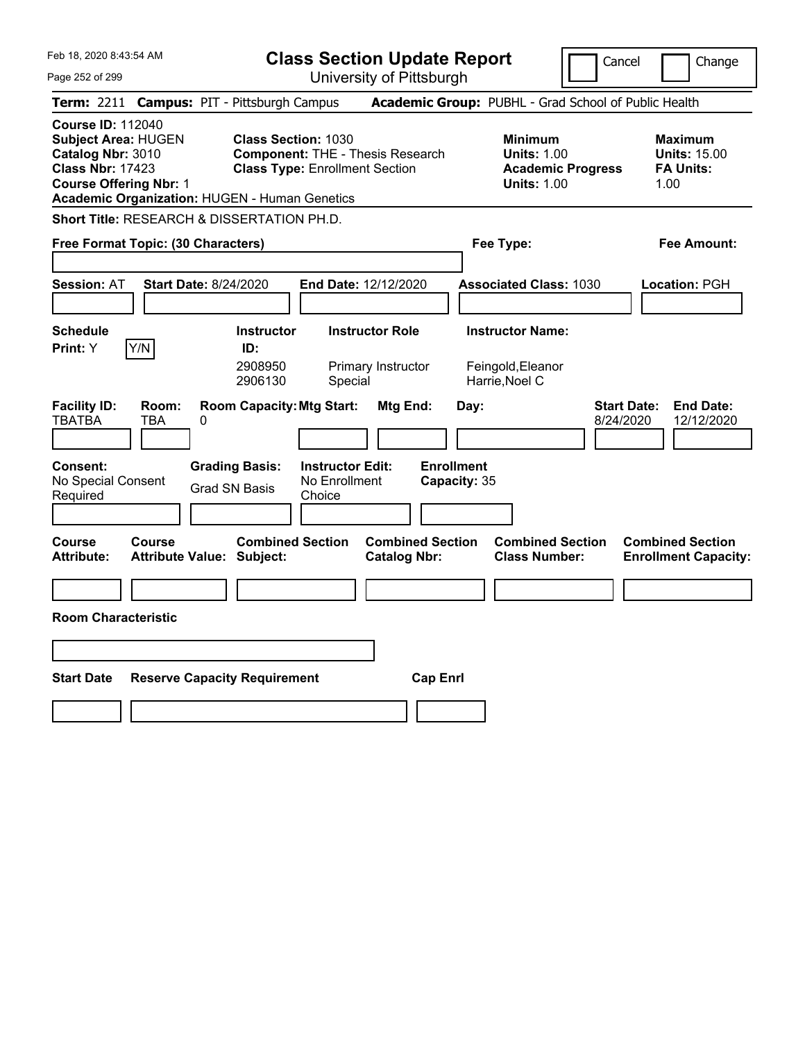# Class Section Update Report

University of Pittsburgh

Feb 18, 2020 8:43:54 AM

Cancel | Change

**Term:** 2211 **Campus:** PIT - Pittsburgh Campus **Academic Group:** PUBHL - Grad School of Public Health

**Course ID:** 112040
**Subject Area:** HUGEN
**Catalog Nbr:** 3010
**Class Nbr:** 17423
**Course Offering Nbr:** 1
**Academic Organization:** HUGEN - Human Genetics

**Class Section:** 1030
**Component:** THE - Thesis Research
**Class Type:** Enrollment Section

**Minimum Units:** 1.00
**Academic Progress Units:** 1.00

**Maximum Units:** 15.00
**FA Units:** 1.00

**Short Title:** RESEARCH & DISSERTATION PH.D.

**Free Format Topic: (30 Characters)**

**Fee Type:**

**Fee Amount:**

**Session:** AT **Start Date:** 8/24/2020 **End Date:** 12/12/2020 **Associated Class:** 1030 **Location:** PGH

**Schedule Print:** Y [Y/N]

| Instructor ID | Instructor Role | Instructor Name |
|---|---|---|
| 2908950 | Primary Instructor | Feingold,Eleanor |
| 2906130 | Special | Harrie,Noel C |

| Facility ID | Room | Room Capacity | Mtg Start | Mtg End | Day | Start Date | End Date |
|---|---|---|---|---|---|---|---|
| TBATBA | TBA | 0 | | | | 8/24/2020 | 12/12/2020 |

**Consent:** No Special Consent Required
**Grading Basis:** Grad SN Basis
**Instructor Edit:** No Enrollment Choice
**Enrollment Capacity:** 35

| Course Attribute | Course Attribute Value | Combined Section Subject | Combined Section Catalog Nbr | Combined Section Class Number | Combined Section Enrollment Capacity |
|---|---|---|---|---|---|
| | | | | | |

**Room Characteristic**

| Start Date | Reserve Capacity Requirement | Cap Enrl |
|---|---|---|
| | | |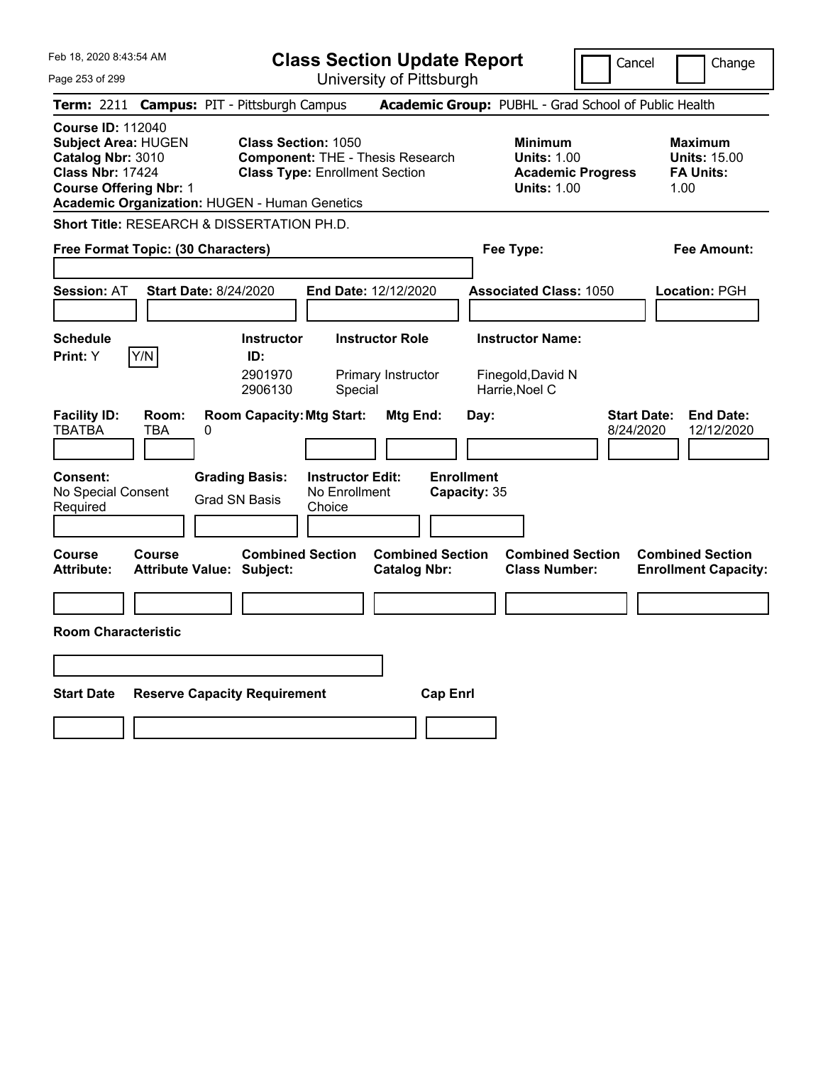Feb 18, 2020 8:43:54 AM

# Class Section Update Report

University of Pittsburgh

Cancel | Change

**Term:** 2211 **Campus:** PIT - Pittsburgh Campus **Academic Group:** PUBHL - Grad School of Public Health

**Course ID:** 112040
**Subject Area:** HUGEN
**Catalog Nbr:** 3010
**Class Nbr:** 17424
**Course Offering Nbr:** 1
**Academic Organization:** HUGEN - Human Genetics

**Class Section:** 1050
**Component:** THE - Thesis Research
**Class Type:** Enrollment Section

**Minimum Units:** 1.00
**Academic Progress Units:** 1.00

**Maximum Units:** 15.00
**FA Units:** 1.00

**Short Title:** RESEARCH & DISSERTATION PH.D.

**Free Format Topic: (30 Characters)**

**Fee Type:**

**Fee Amount:**

**Session:** AT **Start Date:** 8/24/2020 **End Date:** 12/12/2020 **Associated Class:** 1050 **Location:** PGH

**Schedule Print:** Y Y/N

| Instructor ID: | Instructor Role | Instructor Name: |
|---|---|---|
| 2901970 | Primary Instructor | Finegold,David N |
| 2906130 | Special | Harrie,Noel C |

| Facility ID: | Room: | Room Capacity: | Mtg Start: | Mtg End: | Day: | Start Date: | End Date: |
|---|---|---|---|---|---|---|---|
| TBATBA | TBA | 0 | | | | 8/24/2020 | 12/12/2020 |

**Consent:** No Special Consent Required
**Grading Basis:** Grad SN Basis
**Instructor Edit:** No Enrollment Choice
**Enrollment Capacity:** 35

| Course Attribute: | Course Attribute Value: | Combined Section Subject: | Combined Section Catalog Nbr: | Combined Section Class Number: | Combined Section Enrollment Capacity: |
|---|---|---|---|---|---|
| | | | | | |

**Room Characteristic**

| Start Date | Reserve Capacity Requirement | Cap Enrl |
|---|---|---|
| | | |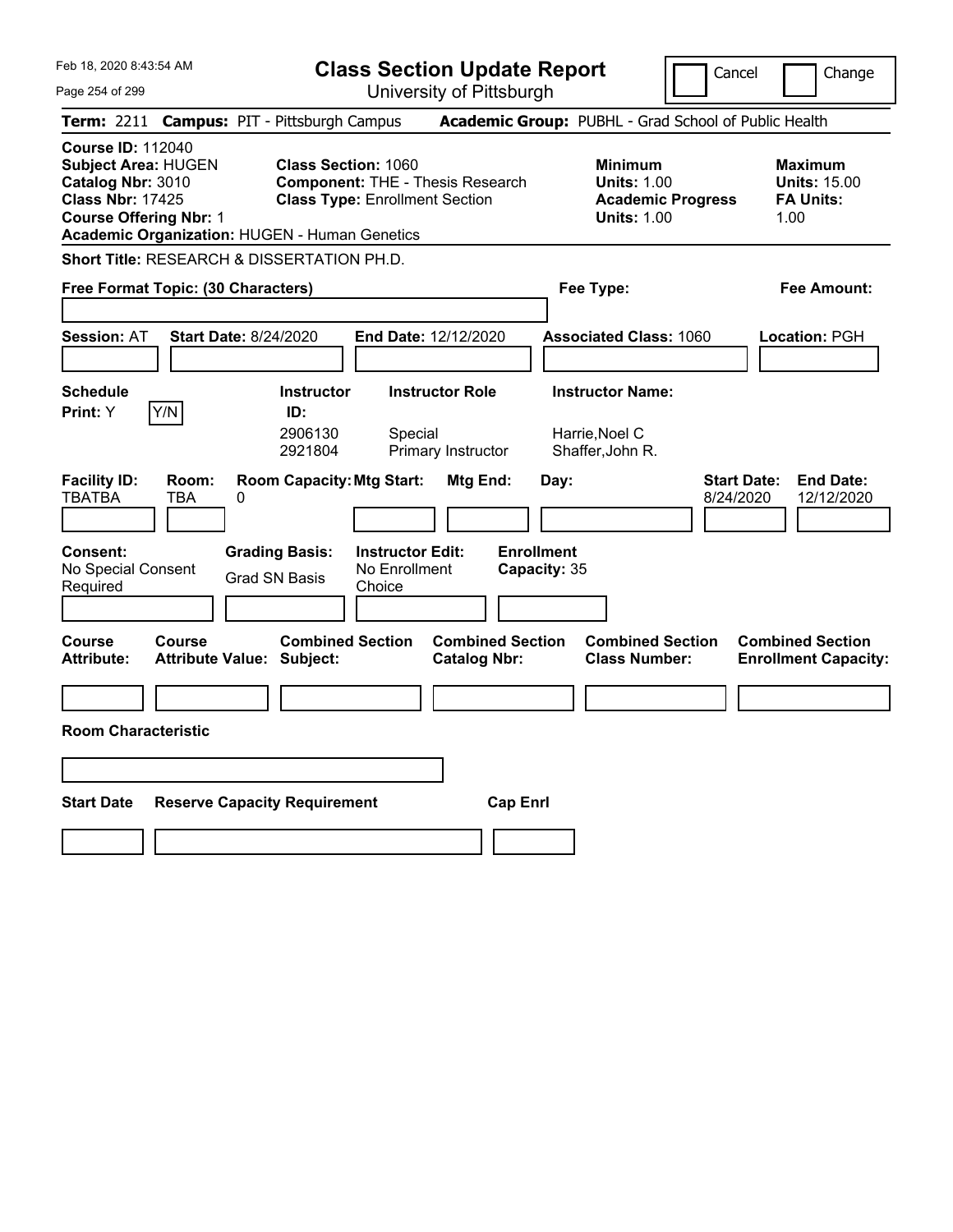# Class Section Update Report

University of Pittsburgh

Cancel | Change

**Term:** 2211 **Campus:** PIT - Pittsburgh Campus **Academic Group:** PUBHL - Grad School of Public Health

**Course ID:** 112040
**Subject Area:** HUGEN
**Catalog Nbr:** 3010
**Class Nbr:** 17425
**Course Offering Nbr:** 1
**Academic Organization:** HUGEN - Human Genetics

**Class Section:** 1060
**Component:** THE - Thesis Research
**Class Type:** Enrollment Section

**Minimum Units:** 1.00
**Academic Progress Units:** 1.00

**Maximum Units:** 15.00
**FA Units:** 1.00

**Short Title:** RESEARCH & DISSERTATION PH.D.

**Free Format Topic: (30 Characters)**

**Fee Type:**

**Fee Amount:**

**Session:** AT **Start Date:** 8/24/2020 **End Date:** 12/12/2020 **Associated Class:** 1060 **Location:** PGH

**Schedule Print:** Y [Y/N]

| Instructor ID | Instructor Role | Instructor Name |
|---|---|---|
| 2906130 | Special | Harrie,Noel C |
| 2921804 | Primary Instructor | Shaffer,John R. |

| Facility ID | Room | Room Capacity | Mtg Start | Mtg End | Day | Start Date | End Date |
|---|---|---|---|---|---|---|---|
| TBATBA | TBA | 0 | | | | 8/24/2020 | 12/12/2020 |

**Consent:** No Special Consent Required
**Grading Basis:** Grad SN Basis
**Instructor Edit:** No Enrollment Choice
**Enrollment Capacity:** 35

| Course Attribute | Course Attribute Value | Combined Section Subject | Combined Section Catalog Nbr | Combined Section Class Number | Combined Section Enrollment Capacity |
|---|---|---|---|---|---|
| | | | | | |

**Room Characteristic**

| Start Date | Reserve Capacity Requirement | Cap Enrl |
|---|---|---|
| | | |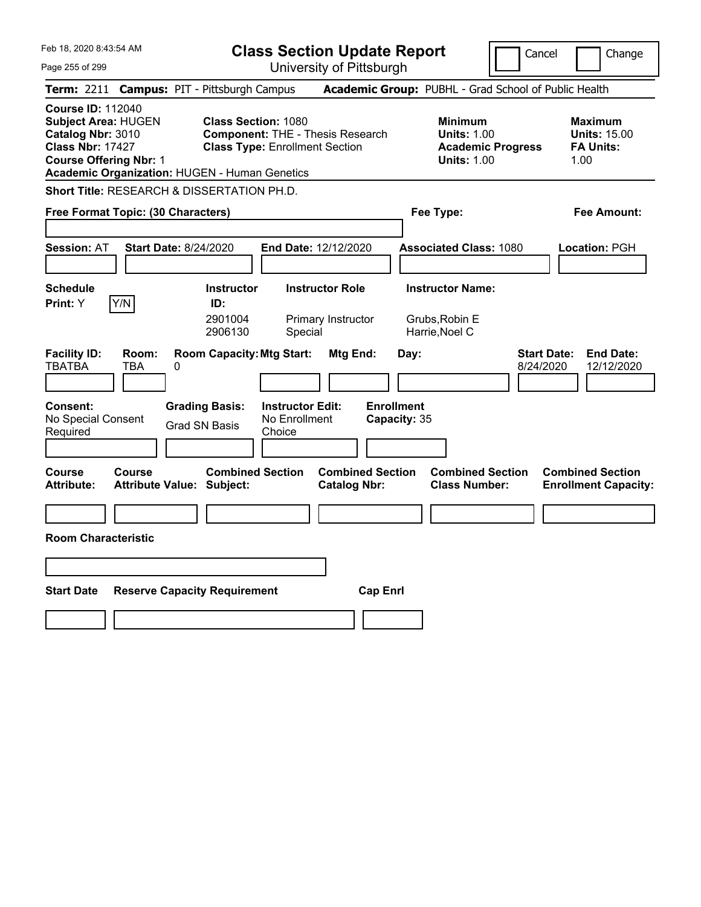Feb 18, 2020 8:43:54 AM

# Class Section Update Report

University of Pittsburgh

Cancel | Change

**Term:** 2211 **Campus:** PIT - Pittsburgh Campus **Academic Group:** PUBHL - Grad School of Public Health

**Course ID:** 112040
**Subject Area:** HUGEN
**Catalog Nbr:** 3010
**Class Nbr:** 17427
**Course Offering Nbr:** 1
**Academic Organization:** HUGEN - Human Genetics

**Class Section:** 1080
**Component:** THE - Thesis Research
**Class Type:** Enrollment Section

**Minimum Units:** 1.00
**Academic Progress Units:** 1.00

**Maximum Units:** 15.00
**FA Units:** 1.00

**Short Title:** RESEARCH & DISSERTATION PH.D.

**Free Format Topic: (30 Characters)**

**Fee Type:**

**Fee Amount:**

**Session:** AT **Start Date:** 8/24/2020 **End Date:** 12/12/2020 **Associated Class:** 1080 **Location:** PGH

**Schedule Print:** Y Y/N

| Instructor ID: | Instructor Role | Instructor Name: |
|---|---|---|
| 2901004 | Primary Instructor | Grubs,Robin E |
| 2906130 | Special | Harrie,Noel C |

| Facility ID: | Room: | Room Capacity: | Mtg Start: | Mtg End: | Day: | Start Date: | End Date: |
|---|---|---|---|---|---|---|---|
| TBATBA | TBA | 0 | | | | 8/24/2020 | 12/12/2020 |

**Consent:** No Special Consent Required

**Grading Basis:** Grad SN Basis

**Instructor Edit:** No Enrollment Choice

**Enrollment Capacity:** 35

| Course Attribute: | Course Attribute Value: | Combined Section Subject: | Combined Section Catalog Nbr: | Combined Section Class Number: | Combined Section Enrollment Capacity: |
|---|---|---|---|---|---|
| | | | | | |

**Room Characteristic**

| Start Date | Reserve Capacity Requirement | Cap Enrl |
|---|---|---|
| | | |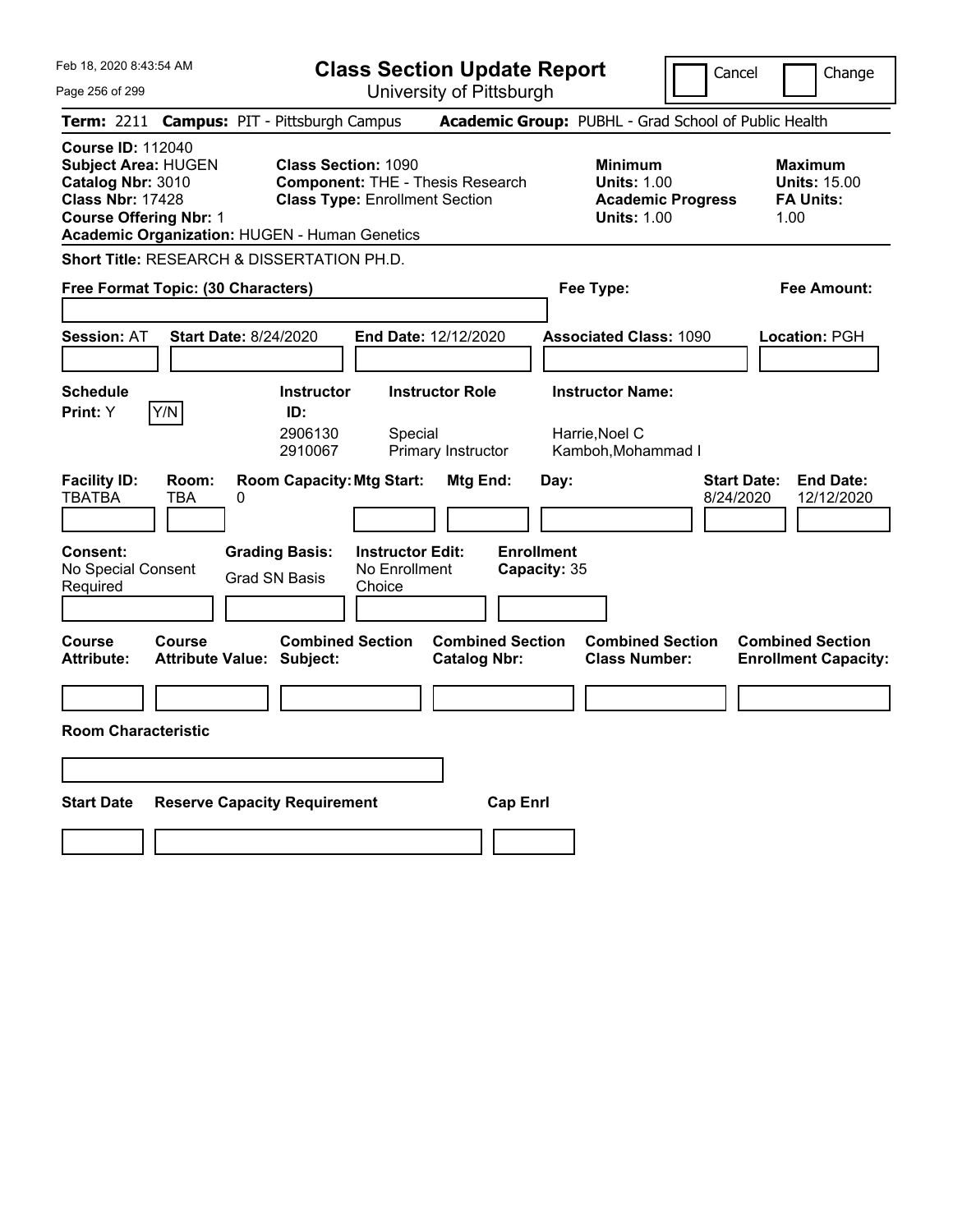# Class Section Update Report

University of Pittsburgh

Feb 18, 2020 8:43:54 AM

Cancel | Change

**Term:** 2211 **Campus:** PIT - Pittsburgh Campus **Academic Group:** PUBHL - Grad School of Public Health

**Course ID:** 112040
**Subject Area:** HUGEN
**Catalog Nbr:** 3010
**Class Nbr:** 17428
**Course Offering Nbr:** 1
**Academic Organization:** HUGEN - Human Genetics

**Class Section:** 1090
**Component:** THE - Thesis Research
**Class Type:** Enrollment Section

**Minimum Units:** 1.00
**Academic Progress Units:** 1.00

**Maximum Units:** 15.00
**FA Units:** 1.00

**Short Title:** RESEARCH & DISSERTATION PH.D.

**Free Format Topic: (30 Characters)**

**Fee Type:**

**Fee Amount:**

**Session:** AT **Start Date:** 8/24/2020 **End Date:** 12/12/2020 **Associated Class:** 1090 **Location:** PGH

**Schedule Print:** Y [Y/N]

| Instructor ID: | Instructor Role | Instructor Name: |
|---|---|---|
| 2906130 | Special | Harrie,Noel C |
| 2910067 | Primary Instructor | Kamboh,Mohammad I |

| Facility ID: | Room: | Room Capacity: | Mtg Start: | Mtg End: | Day: | Start Date: | End Date: |
|---|---|---|---|---|---|---|---|
| TBATBA | TBA | 0 | | | | 8/24/2020 | 12/12/2020 |

**Consent:** No Special Consent Required
**Grading Basis:** Grad SN Basis
**Instructor Edit:** No Enrollment Choice
**Enrollment Capacity:** 35

| Course Attribute: | Course Attribute Value: | Combined Section Subject: | Combined Section Catalog Nbr: | Combined Section Class Number: | Combined Section Enrollment Capacity: |
|---|---|---|---|---|---|
| | | | | | |

**Room Characteristic**

| Start Date | Reserve Capacity Requirement | Cap Enrl |
|---|---|---|
| | | |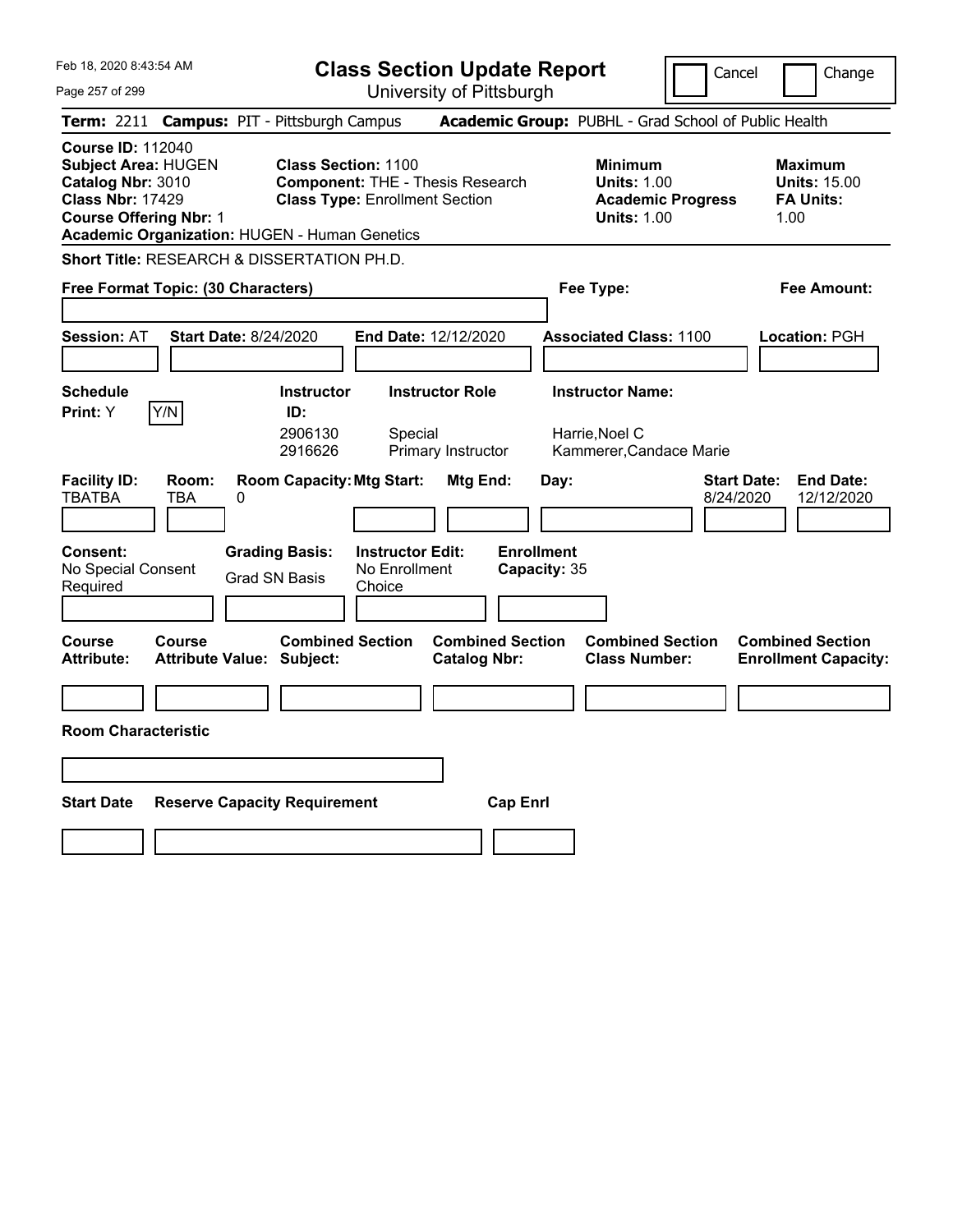Feb 18, 2020 8:43:54 AM

# Class Section Update Report

University of Pittsburgh

Cancel | Change

**Term:** 2211 **Campus:** PIT - Pittsburgh Campus **Academic Group:** PUBHL - Grad School of Public Health

**Course ID:** 112040
**Subject Area:** HUGEN
**Catalog Nbr:** 3010
**Class Nbr:** 17429
**Course Offering Nbr:** 1
**Academic Organization:** HUGEN - Human Genetics

**Class Section:** 1100
**Component:** THE - Thesis Research
**Class Type:** Enrollment Section

**Minimum Units:** 1.00
**Academic Progress Units:** 1.00

**Maximum Units:** 15.00
**FA Units:** 1.00

**Short Title:** RESEARCH & DISSERTATION PH.D.

**Free Format Topic: (30 Characters)**

**Fee Type:**

**Fee Amount:**

**Session:** AT **Start Date:** 8/24/2020 **End Date:** 12/12/2020 **Associated Class:** 1100 **Location:** PGH

**Schedule Print:** Y Y/N

| Instructor ID: | Instructor Role | Instructor Name: |
|---|---|---|
| 2906130 | Special | Harrie,Noel C |
| 2916626 | Primary Instructor | Kammerer,Candace Marie |

| Facility ID: | Room: | Room Capacity: | Mtg Start: | Mtg End: | Day: | Start Date: | End Date: |
|---|---|---|---|---|---|---|---|
| TBATBA | TBA | 0 | | | | 8/24/2020 | 12/12/2020 |

**Consent:** No Special Consent Required
**Grading Basis:** Grad SN Basis
**Instructor Edit:** No Enrollment Choice
**Enrollment Capacity:** 35

| Course Attribute: | Course Attribute Value: | Combined Section Subject: | Combined Section Catalog Nbr: | Combined Section Class Number: | Combined Section Enrollment Capacity: |
|---|---|---|---|---|---|
| | | | | | |

**Room Characteristic**

| Start Date | Reserve Capacity Requirement | Cap Enrl |
|---|---|---|
| | | |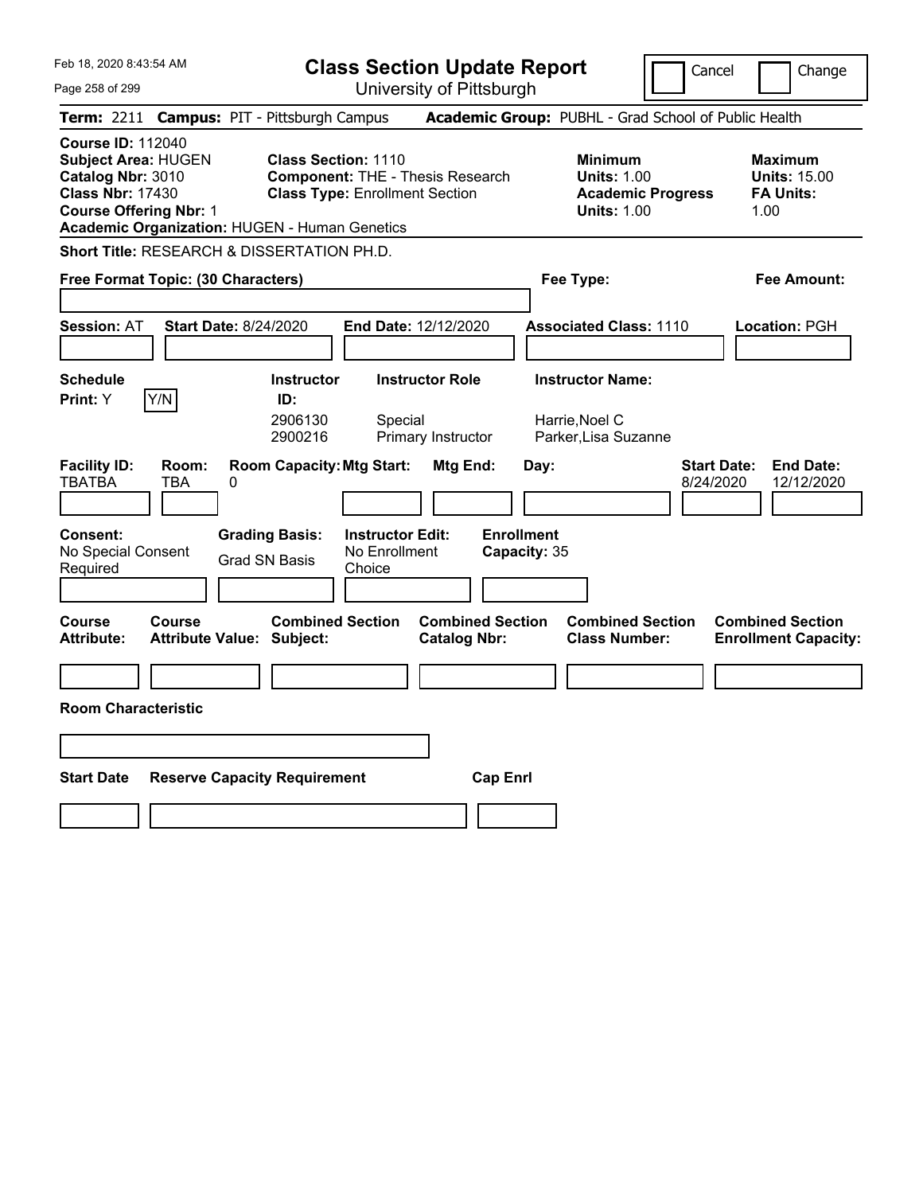Feb 18, 2020 8:43:54 AM

# Class Section Update Report

University of Pittsburgh

Cancel | Change

**Term:** 2211 **Campus:** PIT - Pittsburgh Campus **Academic Group:** PUBHL - Grad School of Public Health

**Course ID:** 112040
**Subject Area:** HUGEN
**Catalog Nbr:** 3010
**Class Nbr:** 17430
**Course Offering Nbr:** 1
**Academic Organization:** HUGEN - Human Genetics

**Class Section:** 1110
**Component:** THE - Thesis Research
**Class Type:** Enrollment Section

**Minimum Units:** 1.00
**Academic Progress Units:** 1.00

**Maximum Units:** 15.00
**FA Units:** 1.00

**Short Title:** RESEARCH & DISSERTATION PH.D.

**Free Format Topic: (30 Characters)**

**Fee Type:**

**Fee Amount:**

**Session:** AT **Start Date:** 8/24/2020 **End Date:** 12/12/2020 **Associated Class:** 1110 **Location:** PGH

**Schedule Print:** Y Y/N

| Instructor ID: | Instructor Role | Instructor Name: |
|---|---|---|
| 2906130 | Special | Harrie,Noel C |
| 2900216 | Primary Instructor | Parker,Lisa Suzanne |

| Facility ID: | Room: | Room Capacity: | Mtg Start: | Mtg End: | Day: | Start Date: | End Date: |
|---|---|---|---|---|---|---|---|
| TBATBA | TBA | 0 | | | | 8/24/2020 | 12/12/2020 |

**Consent:** No Special Consent Required

**Grading Basis:** Grad SN Basis

**Instructor Edit:** No Enrollment Choice

**Enrollment Capacity:** 35

| Course Attribute: | Course Attribute Value: | Combined Section Subject: | Combined Section Catalog Nbr: | Combined Section Class Number: | Combined Section Enrollment Capacity: |
|---|---|---|---|---|---|
| | | | | | |

**Room Characteristic**

| Start Date | Reserve Capacity Requirement | Cap Enrl |
|---|---|---|
| | | |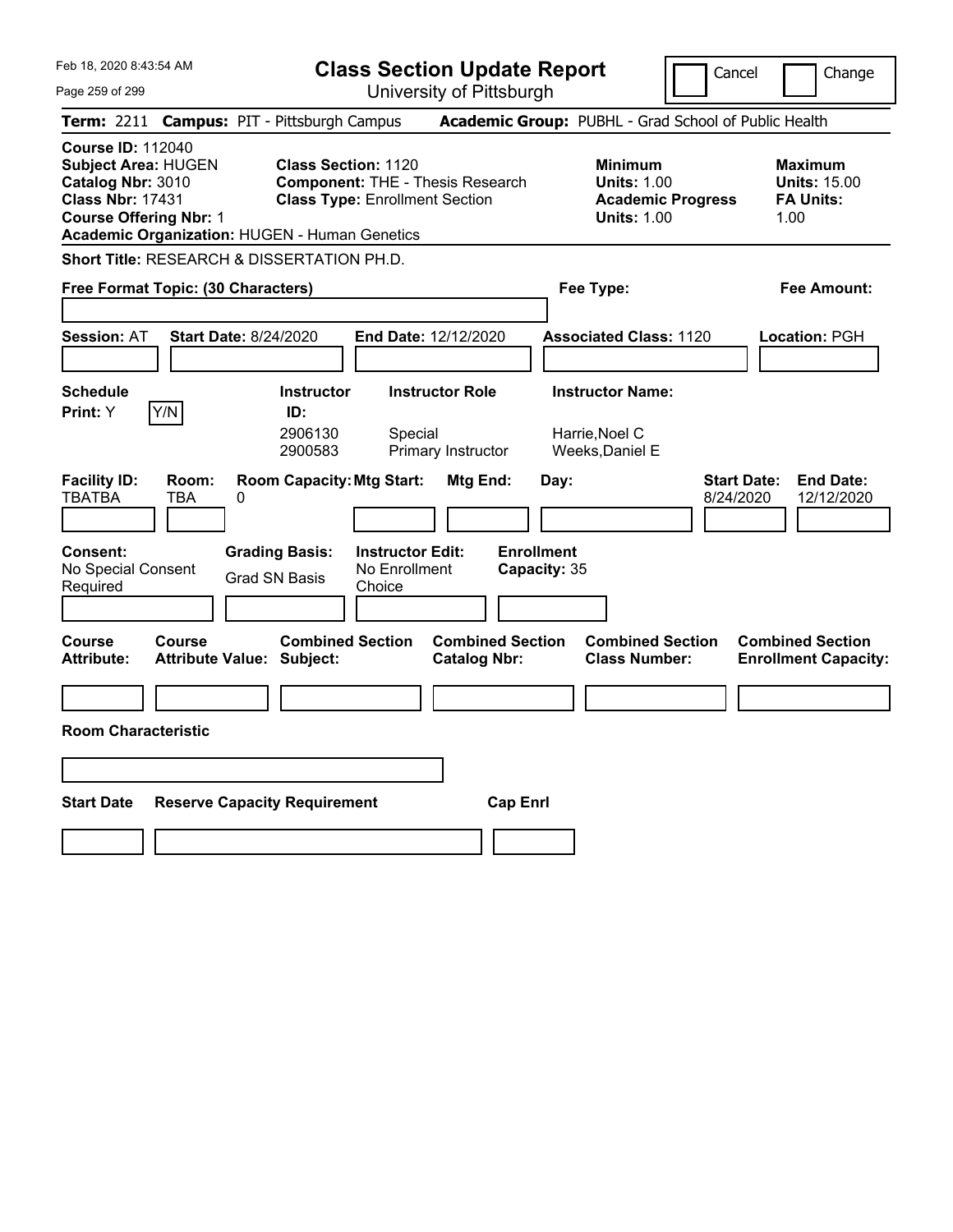Feb 18, 2020 8:43:54 AM

# Class Section Update Report

University of Pittsburgh

Cancel | Change

**Term:** 2211 **Campus:** PIT - Pittsburgh Campus **Academic Group:** PUBHL - Grad School of Public Health

**Course ID:** 112040
**Subject Area:** HUGEN
**Catalog Nbr:** 3010
**Class Nbr:** 17431
**Course Offering Nbr:** 1
**Academic Organization:** HUGEN - Human Genetics

**Class Section:** 1120
**Component:** THE - Thesis Research
**Class Type:** Enrollment Section

**Minimum Units:** 1.00
**Academic Progress Units:** 1.00

**Maximum Units:** 15.00
**FA Units:** 1.00

**Short Title:** RESEARCH & DISSERTATION PH.D.

**Free Format Topic: (30 Characters)**

**Fee Type:**

**Fee Amount:**

**Session:** AT **Start Date:** 8/24/2020 **End Date:** 12/12/2020 **Associated Class:** 1120 **Location:** PGH

**Schedule Print:** Y [Y/N]

| Instructor ID: | Instructor Role | Instructor Name: |
|---|---|---|
| 2906130 | Special | Harrie,Noel C |
| 2900583 | Primary Instructor | Weeks,Daniel E |

| Facility ID: | Room: | Room Capacity: | Mtg Start: | Mtg End: | Day: | Start Date: | End Date: |
|---|---|---|---|---|---|---|---|
| TBATBA | TBA | 0 | | | | 8/24/2020 | 12/12/2020 |

**Consent:** No Special Consent Required
**Grading Basis:** Grad SN Basis
**Instructor Edit:** No Enrollment Choice
**Enrollment Capacity:** 35

| Course Attribute: | Course Attribute Value: | Combined Section Subject: | Combined Section Catalog Nbr: | Combined Section Class Number: | Combined Section Enrollment Capacity: |
|---|---|---|---|---|---|
| | | | | | |

**Room Characteristic**

| Start Date | Reserve Capacity Requirement | Cap Enrl |
|---|---|---|
| | | |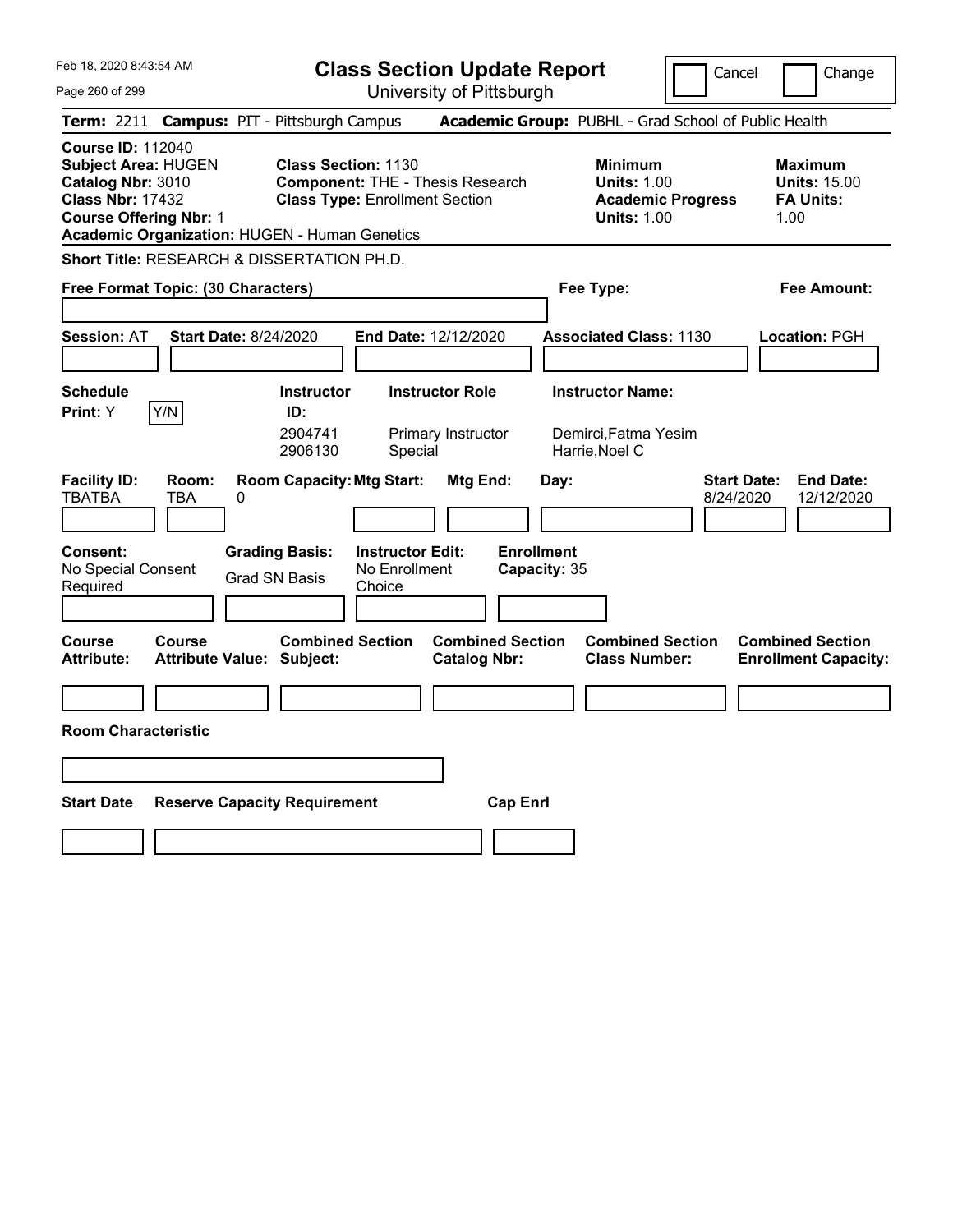# Class Section Update Report

University of Pittsburgh

Feb 18, 2020 8:43:54 AM

Cancel | Change

**Term:** 2211 **Campus:** PIT - Pittsburgh Campus **Academic Group:** PUBHL - Grad School of Public Health

**Course ID:** 112040
**Subject Area:** HUGEN
**Catalog Nbr:** 3010
**Class Nbr:** 17432
**Course Offering Nbr:** 1
**Academic Organization:** HUGEN - Human Genetics

**Class Section:** 1130
**Component:** THE - Thesis Research
**Class Type:** Enrollment Section

**Minimum Units:** 1.00
**Academic Progress Units:** 1.00

**Maximum Units:** 15.00
**FA Units:** 1.00

**Short Title:** RESEARCH & DISSERTATION PH.D.

**Free Format Topic: (30 Characters)**

**Fee Type:**

**Fee Amount:**

**Session:** AT **Start Date:** 8/24/2020 **End Date:** 12/12/2020 **Associated Class:** 1130 **Location:** PGH

| Schedule Print | Instructor ID | Instructor Role | Instructor Name |
|---|---|---|---|
| Y (Y/N) | 2904741 | Primary Instructor | Demirci,Fatma Yesim |
| | 2906130 | Special | Harrie,Noel C |

| Facility ID | Room | Room Capacity | Mtg Start | Mtg End | Day | Start Date | End Date |
|---|---|---|---|---|---|---|---|
| TBATBA | TBA | 0 | | | | 8/24/2020 | 12/12/2020 |

**Consent:** No Special Consent Required

**Grading Basis:** Grad SN Basis

**Instructor Edit:** No Enrollment Choice

**Enrollment Capacity:** 35

| Course Attribute | Course Attribute Value | Combined Section Subject | Combined Section Catalog Nbr | Combined Section Class Number | Combined Section Enrollment Capacity |
|---|---|---|---|---|---|
| | | | | | |

**Room Characteristic**

| Start Date | Reserve Capacity Requirement | Cap Enrl |
|---|---|---|
| | | |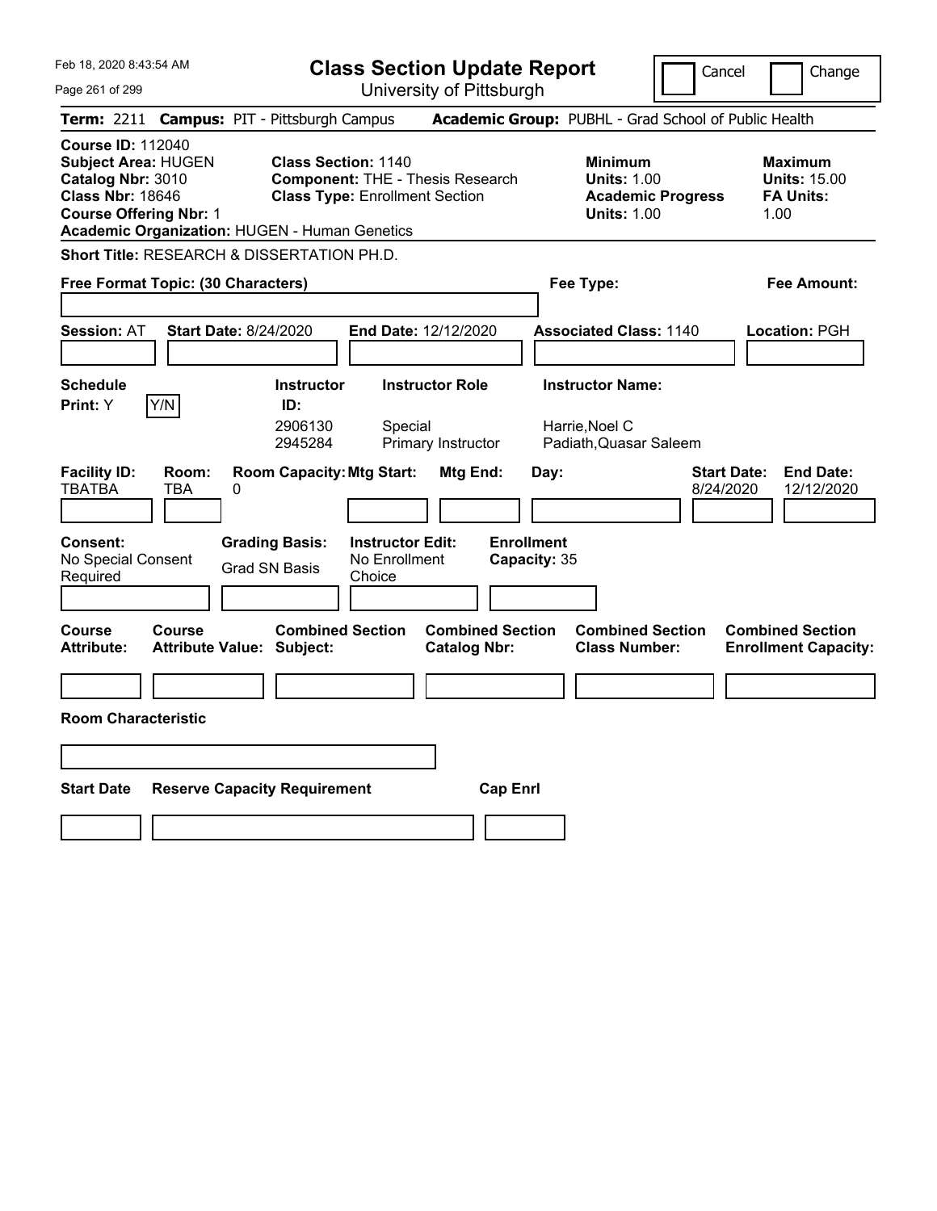Feb 18, 2020 8:43:54 AM

# Class Section Update Report

University of Pittsburgh

Cancel | Change

**Term:** 2211 **Campus:** PIT - Pittsburgh Campus **Academic Group:** PUBHL - Grad School of Public Health

**Course ID:** 112040
**Subject Area:** HUGEN
**Catalog Nbr:** 3010
**Class Nbr:** 18646
**Course Offering Nbr:** 1
**Academic Organization:** HUGEN - Human Genetics

**Class Section:** 1140
**Component:** THE - Thesis Research
**Class Type:** Enrollment Section

**Minimum Units:** 1.00
**Academic Progress Units:** 1.00

**Maximum Units:** 15.00
**FA Units:** 1.00

**Short Title:** RESEARCH & DISSERTATION PH.D.

**Free Format Topic: (30 Characters)** | **Fee Type:** | **Fee Amount:**

**Session:** AT **Start Date:** 8/24/2020 **End Date:** 12/12/2020 **Associated Class:** 1140 **Location:** PGH

**Schedule Print:** Y Y/N

| Instructor ID: | Instructor Role | Instructor Name: |
|---|---|---|
| 2906130 | Special | Harrie,Noel C |
| 2945284 | Primary Instructor | Padiath,Quasar Saleem |

| Facility ID: | Room: | Room Capacity: | Mtg Start: | Mtg End: | Day: | Start Date: | End Date: |
|---|---|---|---|---|---|---|---|
| TBATBA | TBA | 0 | | | | 8/24/2020 | 12/12/2020 |

**Consent:** No Special Consent Required
**Grading Basis:** Grad SN Basis
**Instructor Edit:** No Enrollment Choice
**Enrollment Capacity:** 35

| Course Attribute: | Course Attribute Value: | Combined Section Subject: | Combined Section Catalog Nbr: | Combined Section Class Number: | Combined Section Enrollment Capacity: |
|---|---|---|---|---|---|
| | | | | | |

**Room Characteristic**

| Start Date | Reserve Capacity Requirement | Cap Enrl |
|---|---|---|
| | | |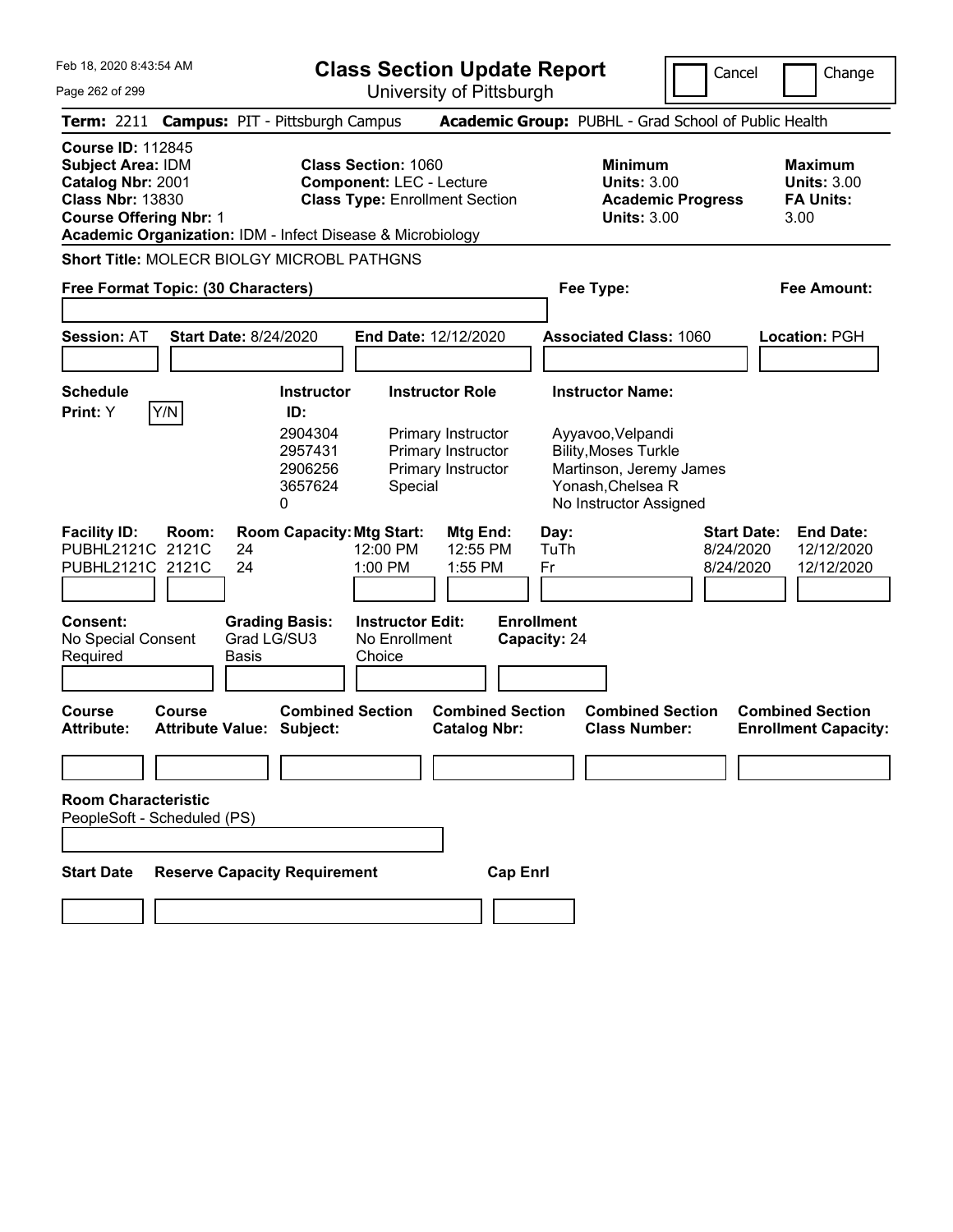Feb 18, 2020 8:43:54 AM

# Class Section Update Report

University of Pittsburgh

Cancel | Change

**Term:** 2211 **Campus:** PIT - Pittsburgh Campus **Academic Group:** PUBHL - Grad School of Public Health

**Course ID:** 112845
**Subject Area:** IDM
**Catalog Nbr:** 2001
**Class Nbr:** 13830
**Course Offering Nbr:** 1
**Academic Organization:** IDM - Infect Disease & Microbiology

**Class Section:** 1060
**Component:** LEC - Lecture
**Class Type:** Enrollment Section

**Minimum Units:** 3.00
**Academic Progress Units:** 3.00

**Maximum Units:** 3.00
**FA Units:** 3.00

**Short Title:** MOLECR BIOLGY MICROBL PATHGNS

**Free Format Topic: (30 Characters)**

**Fee Type:**

**Fee Amount:**

**Session:** AT **Start Date:** 8/24/2020 **End Date:** 12/12/2020 **Associated Class:** 1060 **Location:** PGH

**Schedule Print:** Y Y/N

| Instructor ID: | Instructor Role | Instructor Name: |
|---|---|---|
| 2904304 | Primary Instructor | Ayyavoo,Velpandi |
| 2957431 | Primary Instructor | Bility,Moses Turkle |
| 2906256 | Primary Instructor | Martinson, Jeremy James |
| 3657624 | Special | Yonash,Chelsea R |
| 0 | | No Instructor Assigned |

| Facility ID: | Room: | Room Capacity: | Mtg Start: | Mtg End: | Day: | Start Date: | End Date: |
|---|---|---|---|---|---|---|---|
| PUBHL2121C | 2121C | 24 | 12:00 PM | 12:55 PM | TuTh | 8/24/2020 | 12/12/2020 |
| PUBHL2121C | 2121C | 24 | 1:00 PM | 1:55 PM | Fr | 8/24/2020 | 12/12/2020 |

**Consent:** No Special Consent Required

**Grading Basis:** Grad LG/SU3 Basis

**Instructor Edit:** No Enrollment Choice

**Enrollment Capacity:** 24

| Course Attribute: | Course Attribute Value: | Combined Section Subject: | Combined Section Catalog Nbr: | Combined Section Class Number: | Combined Section Enrollment Capacity: |
|---|---|---|---|---|---|
| | | | | | |

**Room Characteristic**
PeopleSoft - Scheduled (PS)

| Start Date | Reserve Capacity Requirement | Cap Enrl |
|---|---|---|
| | | |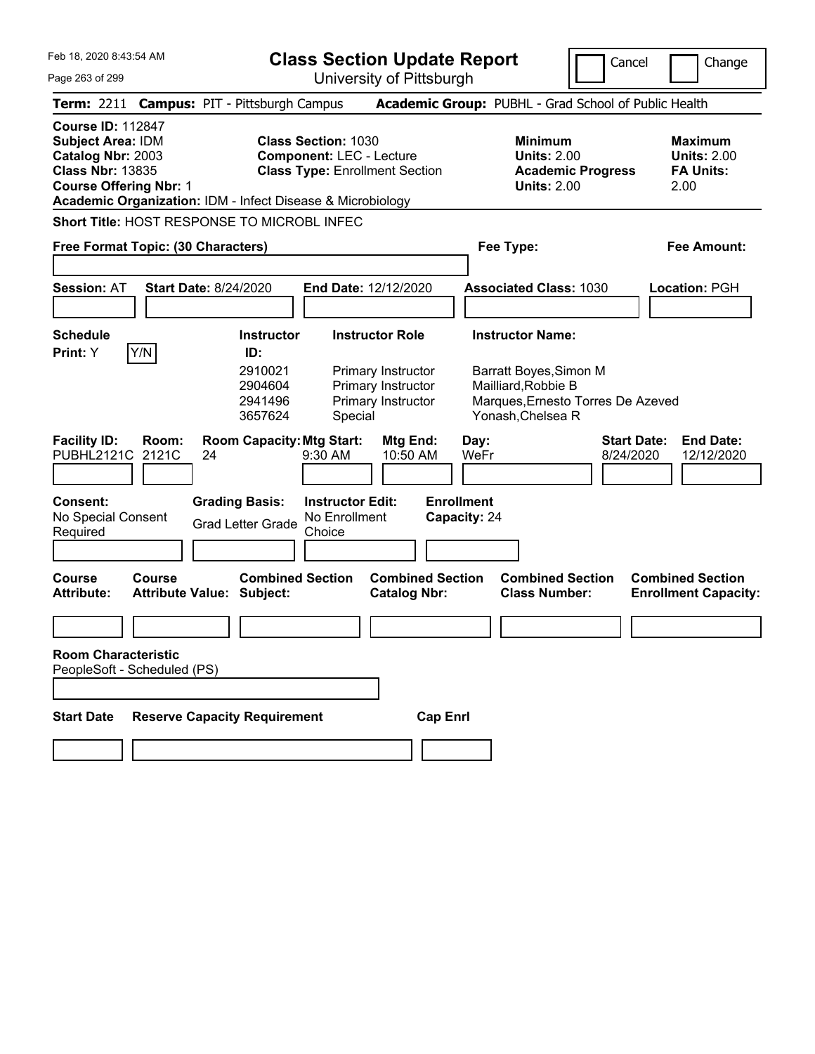# Class Section Update Report

University of Pittsburgh

Cancel | Change

**Term:** 2211 **Campus:** PIT - Pittsburgh Campus **Academic Group:** PUBHL - Grad School of Public Health

**Course ID:** 112847
**Subject Area:** IDM
**Catalog Nbr:** 2003
**Class Nbr:** 13835
**Course Offering Nbr:** 1
**Academic Organization:** IDM - Infect Disease & Microbiology

**Class Section:** 1030
**Component:** LEC - Lecture
**Class Type:** Enrollment Section

**Minimum Units:** 2.00
**Academic Progress Units:** 2.00

**Maximum Units:** 2.00
**FA Units:** 2.00

**Short Title:** HOST RESPONSE TO MICROBL INFEC

**Free Format Topic: (30 Characters)**

**Fee Type:**

**Fee Amount:**

**Session:** AT **Start Date:** 8/24/2020 **End Date:** 12/12/2020 **Associated Class:** 1030 **Location:** PGH

**Schedule Print:** Y [Y/N]

| Instructor ID: | Instructor Role | Instructor Name: |
|---|---|---|
| 2910021 | Primary Instructor | Barratt Boyes,Simon M |
| 2904604 | Primary Instructor | Mailliard,Robbie B |
| 2941496 | Primary Instructor | Marques,Ernesto Torres De Azeved |
| 3657624 | Special | Yonash,Chelsea R |

| Facility ID: | Room: | Room Capacity: | Mtg Start: | Mtg End: | Day: | Start Date: | End Date: |
|---|---|---|---|---|---|---|---|
| PUBHL2121C | 2121C | 24 | 9:30 AM | 10:50 AM | WeFr | 8/24/2020 | 12/12/2020 |

**Consent:** No Special Consent Required

**Grading Basis:** Grad Letter Grade

**Instructor Edit:** No Enrollment Choice

**Enrollment Capacity:** 24

| Course Attribute: | Course Attribute Value: | Combined Section Subject: | Combined Section Catalog Nbr: | Combined Section Class Number: | Combined Section Enrollment Capacity: |
|---|---|---|---|---|---|
| | | | | | |

**Room Characteristic**
PeopleSoft - Scheduled (PS)

| Start Date | Reserve Capacity Requirement | Cap Enrl |
|---|---|---|
| | | |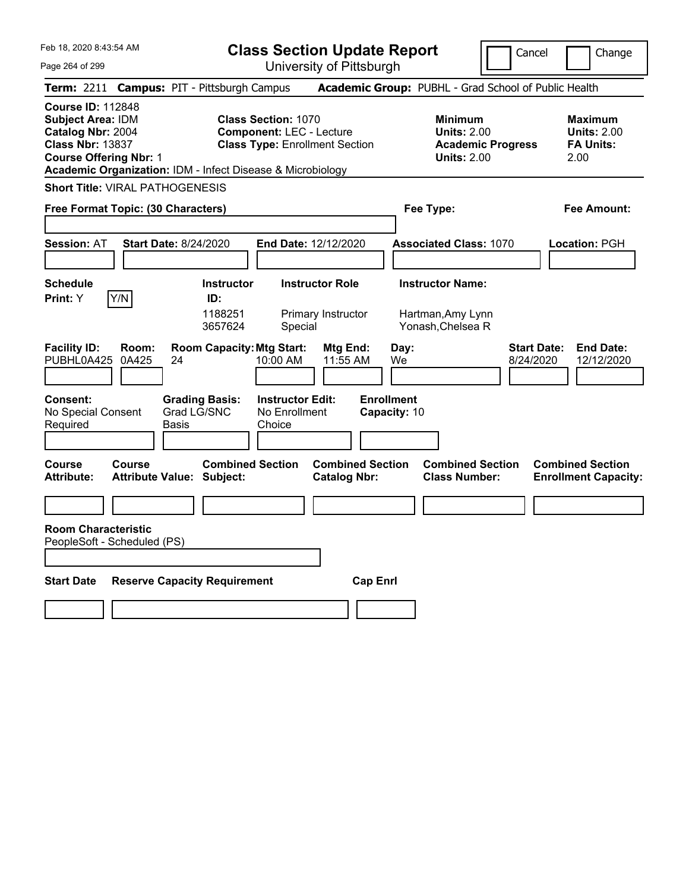Feb 18, 2020 8:43:54 AM

# Class Section Update Report

University of Pittsburgh

Cancel | Change

**Term:** 2211 **Campus:** PIT - Pittsburgh Campus **Academic Group:** PUBHL - Grad School of Public Health

**Course ID:** 112848
**Subject Area:** IDM
**Catalog Nbr:** 2004
**Class Nbr:** 13837
**Course Offering Nbr:** 1
**Academic Organization:** IDM - Infect Disease & Microbiology

**Class Section:** 1070
**Component:** LEC - Lecture
**Class Type:** Enrollment Section

**Minimum**
**Units:** 2.00
**Academic Progress Units:** 2.00

**Maximum**
**Units:** 2.00
**FA Units:** 2.00

**Short Title:** VIRAL PATHOGENESIS

**Free Format Topic: (30 Characters)**

**Fee Type:**

**Fee Amount:**

**Session:** AT **Start Date:** 8/24/2020 **End Date:** 12/12/2020 **Associated Class:** 1070 **Location:** PGH

| Schedule Print: | Instructor ID: | Instructor Role | Instructor Name: |
| --- | --- | --- | --- |
| Y | 1188251 | Primary Instructor | Hartman,Amy Lynn |
| | 3657624 | Special | Yonash,Chelsea R |

| Facility ID: | Room: | Room Capacity: | Mtg Start: | Mtg End: | Day: | Start Date: | End Date: |
| --- | --- | --- | --- | --- | --- | --- | --- |
| PUBHL0A425 | 0A425 | 24 | 10:00 AM | 11:55 AM | We | 8/24/2020 | 12/12/2020 |

**Consent:** No Special Consent Required
**Grading Basis:** Grad LG/SNC Basis
**Instructor Edit:** No Enrollment Choice
**Enrollment Capacity:** 10

| Course Attribute: | Course Attribute Value: | Combined Section Subject: | Combined Section Catalog Nbr: | Combined Section Class Number: | Combined Section Enrollment Capacity: |
| --- | --- | --- | --- | --- | --- |
| | | | | | |

**Room Characteristic**
PeopleSoft - Scheduled (PS)

| Start Date | Reserve Capacity Requirement | Cap Enrl |
| --- | --- | --- |
| | | |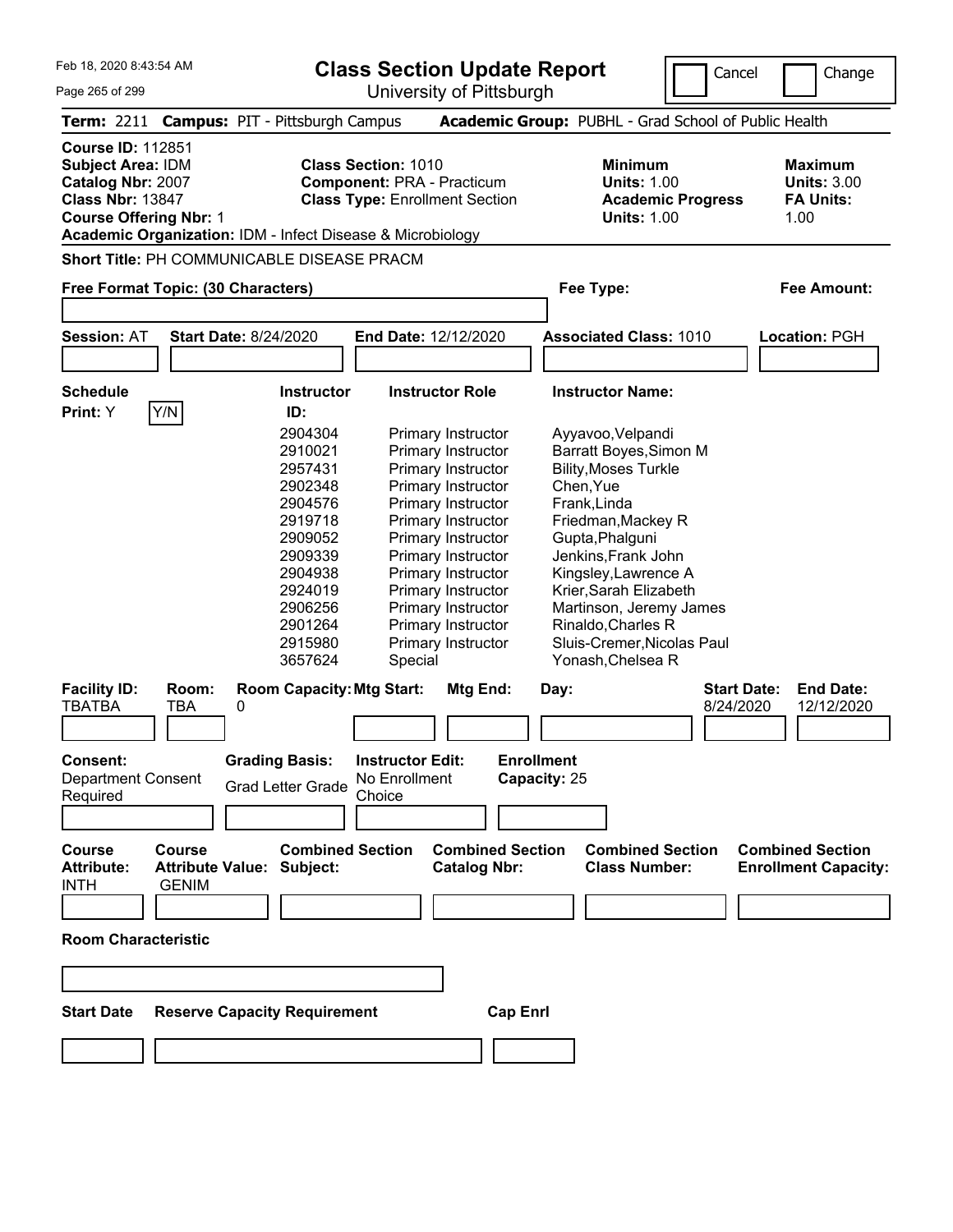# Class Section Update Report

University of Pittsburgh

Cancel | Change

**Term:** 2211 **Campus:** PIT - Pittsburgh Campus **Academic Group:** PUBHL - Grad School of Public Health

**Course ID:** 112851
**Subject Area:** IDM
**Catalog Nbr:** 2007
**Class Nbr:** 13847
**Course Offering Nbr:** 1
**Academic Organization:** IDM - Infect Disease & Microbiology

**Class Section:** 1010
**Component:** PRA - Practicum
**Class Type:** Enrollment Section

**Minimum Units:** 1.00
**Academic Progress Units:** 1.00

**Maximum Units:** 3.00
**FA Units:** 1.00

**Short Title:** PH COMMUNICABLE DISEASE PRACM

**Free Format Topic: (30 Characters)**

**Fee Type:**

**Fee Amount:**

**Session:** AT **Start Date:** 8/24/2020 **End Date:** 12/12/2020 **Associated Class:** 1010 **Location:** PGH

**Schedule Print:** Y Y/N

| Instructor ID | Instructor Role | Instructor Name |
|---|---|---|
| 2904304 | Primary Instructor | Ayyavoo,Velpandi |
| 2910021 | Primary Instructor | Barratt Boyes,Simon M |
| 2957431 | Primary Instructor | Bility,Moses Turkle |
| 2902348 | Primary Instructor | Chen,Yue |
| 2904576 | Primary Instructor | Frank,Linda |
| 2919718 | Primary Instructor | Friedman,Mackey R |
| 2909052 | Primary Instructor | Gupta,Phalguni |
| 2909339 | Primary Instructor | Jenkins,Frank John |
| 2904938 | Primary Instructor | Kingsley,Lawrence A |
| 2924019 | Primary Instructor | Krier,Sarah Elizabeth |
| 2906256 | Primary Instructor | Martinson, Jeremy James |
| 2901264 | Primary Instructor | Rinaldo,Charles R |
| 2915980 | Primary Instructor | Sluis-Cremer,Nicolas Paul |
| 3657624 | Special | Yonash,Chelsea R |

| Facility ID: | Room: | Room Capacity: | Mtg Start: | Mtg End: | Day: | Start Date: | End Date: |
|---|---|---|---|---|---|---|---|
| TBATBA | TBA | 0 | | | | 8/24/2020 | 12/12/2020 |

**Consent:** Department Consent Required
**Grading Basis:** Grad Letter Grade
**Instructor Edit:** No Enrollment Choice
**Enrollment Capacity:** 25

| Course Attribute: | Course Attribute Value: | Combined Section Subject: | Combined Section Catalog Nbr: | Combined Section Class Number: | Combined Section Enrollment Capacity: |
|---|---|---|---|---|---|
| INTH | GENIM | | | | |

**Room Characteristic**

| Start Date | Reserve Capacity Requirement | Cap Enrl |
|---|---|---|
| | | |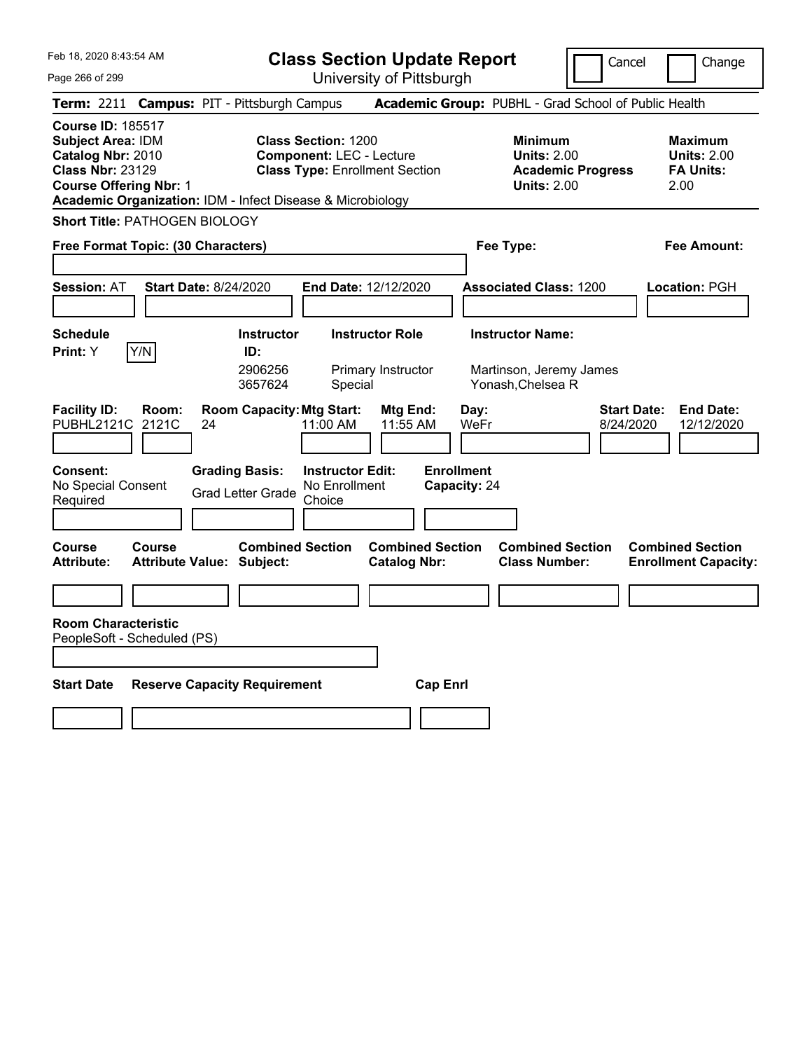Feb 18, 2020 8:43:54 AM

# Class Section Update Report

University of Pittsburgh

Cancel | Change

**Term:** 2211 **Campus:** PIT - Pittsburgh Campus **Academic Group:** PUBHL - Grad School of Public Health

**Course ID:** 185517
**Subject Area:** IDM
**Catalog Nbr:** 2010
**Class Nbr:** 23129
**Course Offering Nbr:** 1
**Academic Organization:** IDM - Infect Disease & Microbiology

**Class Section:** 1200
**Component:** LEC - Lecture
**Class Type:** Enrollment Section

**Minimum**
**Units:** 2.00
**Academic Progress Units:** 2.00

**Maximum**
**Units:** 2.00
**FA Units:** 2.00

**Short Title:** PATHOGEN BIOLOGY

**Free Format Topic: (30 Characters)**

**Fee Type:**

**Fee Amount:**

**Session:** AT **Start Date:** 8/24/2020 **End Date:** 12/12/2020 **Associated Class:** 1200 **Location:** PGH

**Schedule Print:** Y

| Instructor ID | Instructor Role | Instructor Name |
|---|---|---|
| 2906256 | Primary Instructor | Martinson, Jeremy James |
| 3657624 | Special | Yonash,Chelsea R |

| Facility ID | Room | Room Capacity | Mtg Start | Mtg End | Day | Start Date | End Date |
|---|---|---|---|---|---|---|---|
| PUBHL2121C | 2121C | 24 | 11:00 AM | 11:55 AM | WeFr | 8/24/2020 | 12/12/2020 |

**Consent:** No Special Consent Required
**Grading Basis:** Grad Letter Grade
**Instructor Edit:** No Enrollment Choice
**Enrollment Capacity:** 24

| Course Attribute | Course Attribute Value | Combined Section Subject | Combined Section Catalog Nbr | Combined Section Class Number | Combined Section Enrollment Capacity |
|---|---|---|---|---|---|
| | | | | | |

**Room Characteristic**
PeopleSoft - Scheduled (PS)

| Start Date | Reserve Capacity Requirement | Cap Enrl |
|---|---|---|
| | | |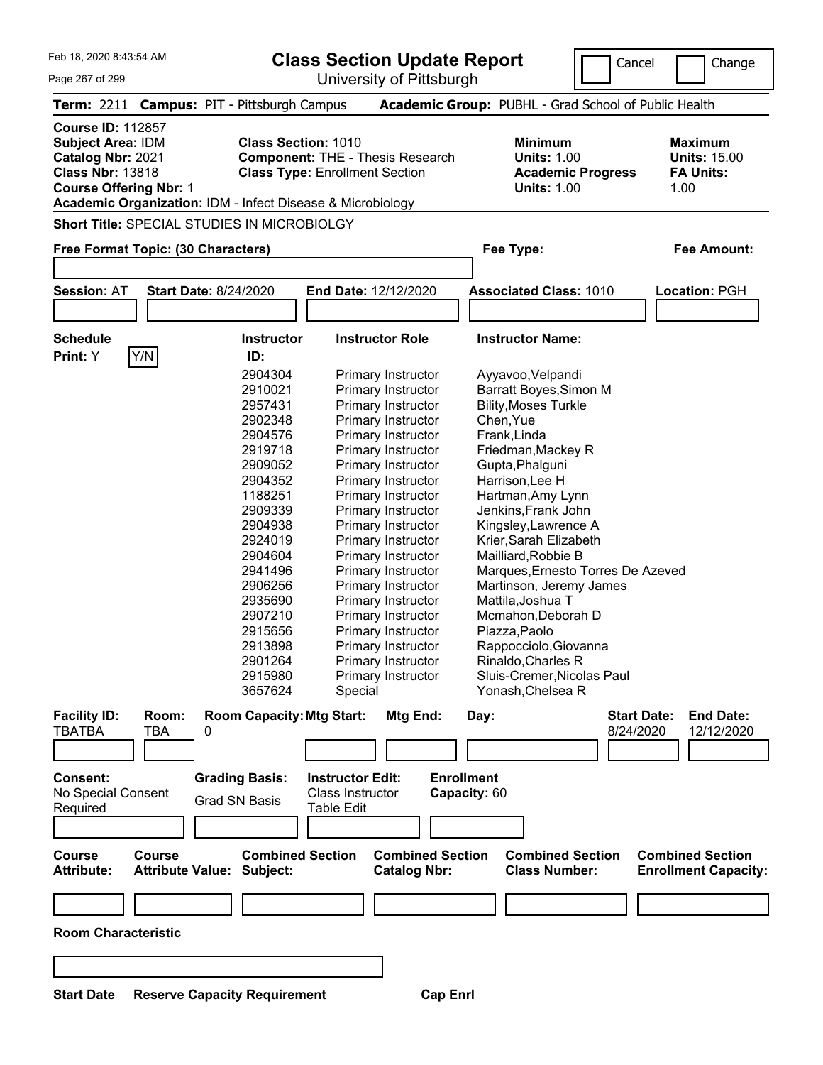# Class Section Update Report

University of Pittsburgh

Cancel [ ] Change [ ]

**Term:** 2211 **Campus:** PIT - Pittsburgh Campus **Academic Group:** PUBHL - Grad School of Public Health

**Course ID:** 112857
**Subject Area:** IDM
**Catalog Nbr:** 2021
**Class Nbr:** 13818
**Course Offering Nbr:** 1
**Academic Organization:** IDM - Infect Disease & Microbiology

**Class Section:** 1010
**Component:** THE - Thesis Research
**Class Type:** Enrollment Section

**Minimum Units:** 1.00
**Academic Progress Units:** 1.00

**Maximum Units:** 15.00
**FA Units:** 1.00

**Short Title:** SPECIAL STUDIES IN MICROBIOLGY

**Free Format Topic: (30 Characters)**

**Fee Type:**

**Fee Amount:**

**Session:** AT **Start Date:** 8/24/2020 **End Date:** 12/12/2020 **Associated Class:** 1010 **Location:** PGH

**Schedule Print:** Y Y/N

| Instructor ID: | Instructor Role | Instructor Name: |
|---|---|---|
| 2904304 | Primary Instructor | Ayyavoo,Velpandi |
| 2910021 | Primary Instructor | Barratt Boyes,Simon M |
| 2957431 | Primary Instructor | Bility,Moses Turkle |
| 2902348 | Primary Instructor | Chen,Yue |
| 2904576 | Primary Instructor | Frank,Linda |
| 2919718 | Primary Instructor | Friedman,Mackey R |
| 2909052 | Primary Instructor | Gupta,Phalguni |
| 2904352 | Primary Instructor | Harrison,Lee H |
| 1188251 | Primary Instructor | Hartman,Amy Lynn |
| 2909339 | Primary Instructor | Jenkins,Frank John |
| 2904938 | Primary Instructor | Kingsley,Lawrence A |
| 2924019 | Primary Instructor | Krier,Sarah Elizabeth |
| 2904604 | Primary Instructor | Mailliard,Robbie B |
| 2941496 | Primary Instructor | Marques,Ernesto Torres De Azeved |
| 2906256 | Primary Instructor | Martinson, Jeremy James |
| 2935690 | Primary Instructor | Mattila,Joshua T |
| 2907210 | Primary Instructor | Mcmahon,Deborah D |
| 2915656 | Primary Instructor | Piazza,Paolo |
| 2913898 | Primary Instructor | Rappocciolo,Giovanna |
| 2901264 | Primary Instructor | Rinaldo,Charles R |
| 2915980 | Primary Instructor | Sluis-Cremer,Nicolas Paul |
| 3657624 | Special | Yonash,Chelsea R |

| Facility ID: | Room: | Room Capacity: | Mtg Start: | Mtg End: | Day: | Start Date: | End Date: |
|---|---|---|---|---|---|---|---|
| TBATBA | TBA | 0 | | | | 8/24/2020 | 12/12/2020 |

**Consent:** No Special Consent Required

**Grading Basis:** Grad SN Basis

**Instructor Edit:** Class Instructor Table Edit

**Enrollment Capacity:** 60

| Course Attribute: | Course Attribute Value: | Combined Section Subject: | Combined Section Catalog Nbr: | Combined Section Class Number: | Combined Section Enrollment Capacity: |
|---|---|---|---|---|---|
| | | | | | |

**Room Characteristic**

**Start Date** **Reserve Capacity Requirement** **Cap Enrl**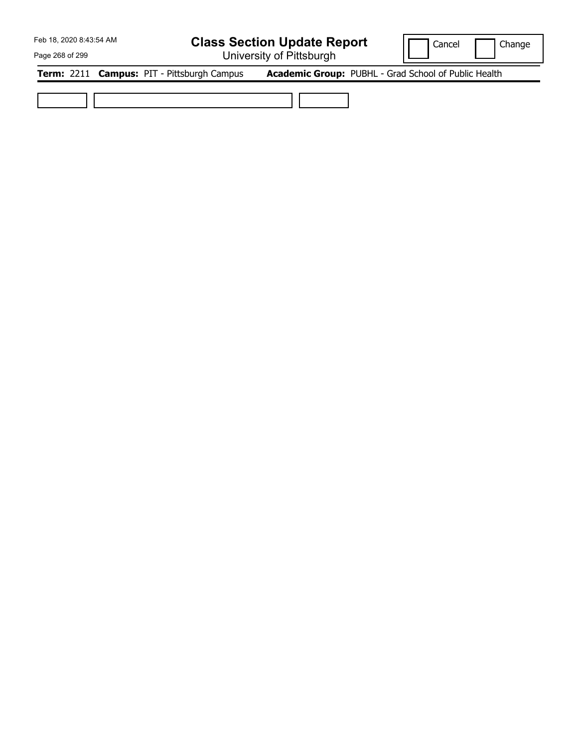# Class Section Update Report

University of Pittsburgh

Cancel | Change

**Term:** 2211 **Campus:** PIT - Pittsburgh Campus **Academic Group:** PUBHL - Grad School of Public Health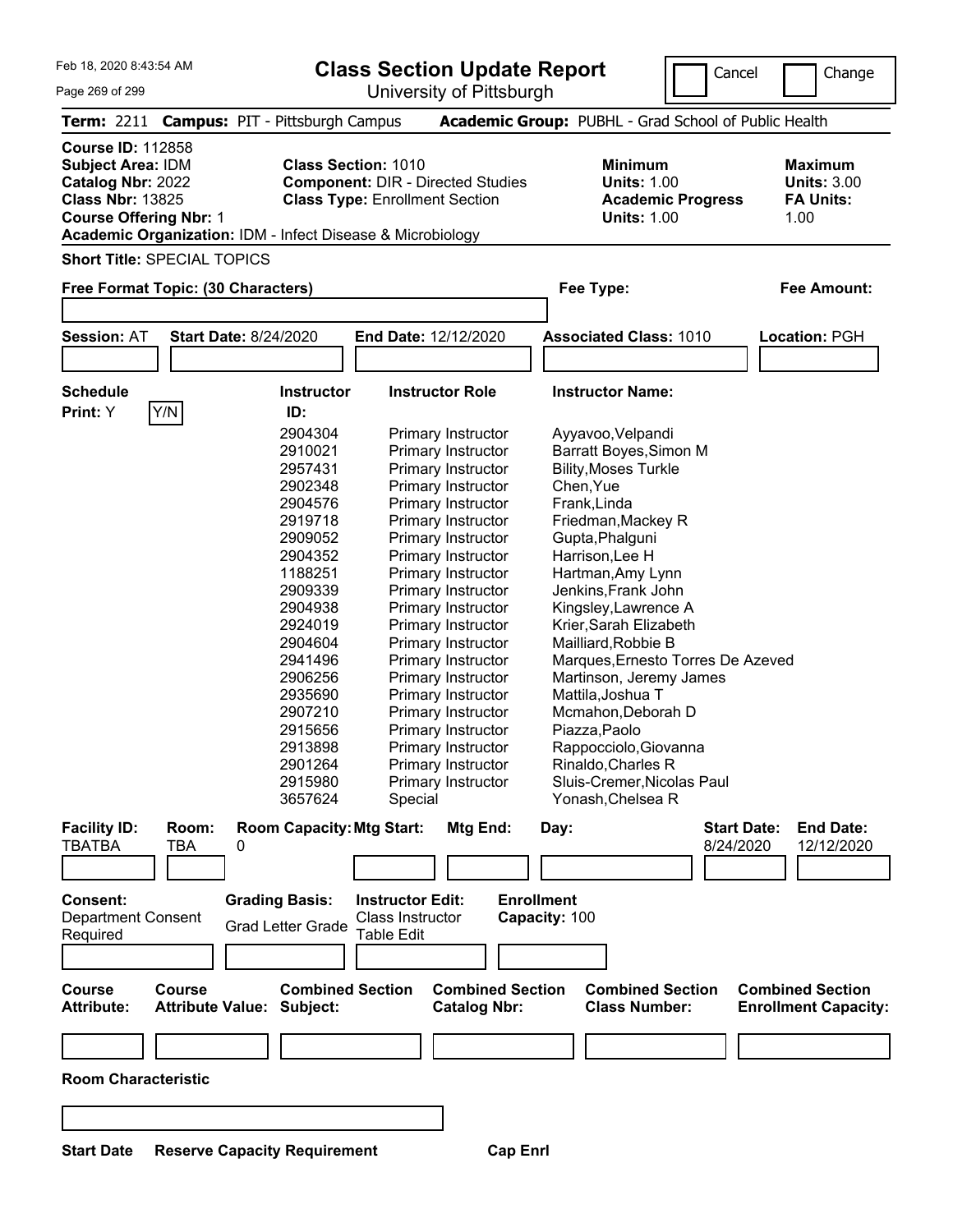Feb 18, 2020 8:43:54 AM

# Class Section Update Report

University of Pittsburgh

Cancel | Change

**Term:** 2211 **Campus:** PIT - Pittsburgh Campus **Academic Group:** PUBHL - Grad School of Public Health

**Course ID:** 112858
**Subject Area:** IDM
**Catalog Nbr:** 2022
**Class Nbr:** 13825
**Course Offering Nbr:** 1
**Academic Organization:** IDM - Infect Disease & Microbiology

**Class Section:** 1010
**Component:** DIR - Directed Studies
**Class Type:** Enrollment Section

**Minimum Units:** 1.00
**Academic Progress Units:** 1.00

**Maximum Units:** 3.00
**FA Units:** 1.00

**Short Title:** SPECIAL TOPICS

**Free Format Topic: (30 Characters)**

**Fee Type:**

**Fee Amount:**

**Session:** AT **Start Date:** 8/24/2020 **End Date:** 12/12/2020 **Associated Class:** 1010 **Location:** PGH

**Schedule Print:** Y Y/N

| Instructor ID: | Instructor Role | Instructor Name: |
|---|---|---|
| 2904304 | Primary Instructor | Ayyavoo,Velpandi |
| 2910021 | Primary Instructor | Barratt Boyes,Simon M |
| 2957431 | Primary Instructor | Bility,Moses Turkle |
| 2902348 | Primary Instructor | Chen,Yue |
| 2904576 | Primary Instructor | Frank,Linda |
| 2919718 | Primary Instructor | Friedman,Mackey R |
| 2909052 | Primary Instructor | Gupta,Phalguni |
| 2904352 | Primary Instructor | Harrison,Lee H |
| 1188251 | Primary Instructor | Hartman,Amy Lynn |
| 2909339 | Primary Instructor | Jenkins,Frank John |
| 2904938 | Primary Instructor | Kingsley,Lawrence A |
| 2924019 | Primary Instructor | Krier,Sarah Elizabeth |
| 2904604 | Primary Instructor | Mailliard,Robbie B |
| 2941496 | Primary Instructor | Marques,Ernesto Torres De Azeved |
| 2906256 | Primary Instructor | Martinson, Jeremy James |
| 2935690 | Primary Instructor | Mattila,Joshua T |
| 2907210 | Primary Instructor | Mcmahon,Deborah D |
| 2915656 | Primary Instructor | Piazza,Paolo |
| 2913898 | Primary Instructor | Rappocciolo,Giovanna |
| 2901264 | Primary Instructor | Rinaldo,Charles R |
| 2915980 | Primary Instructor | Sluis-Cremer,Nicolas Paul |
| 3657624 | Special | Yonash,Chelsea R |

| Facility ID: | Room: | Room Capacity: | Mtg Start: | Mtg End: | Day: | Start Date: | End Date: |
|---|---|---|---|---|---|---|---|
| TBATBA | TBA | 0 | | | | 8/24/2020 | 12/12/2020 |

**Consent:** Department Consent Required
**Grading Basis:** Grad Letter Grade
**Instructor Edit:** Class Instructor Table Edit
**Enrollment Capacity:** 100

| Course Attribute: | Course Attribute Value: | Combined Section Subject: | Combined Section Catalog Nbr: | Combined Section Class Number: | Combined Section Enrollment Capacity: |
|---|---|---|---|---|---|
| | | | | | |

**Room Characteristic**

**Start Date** **Reserve Capacity Requirement** **Cap Enrl**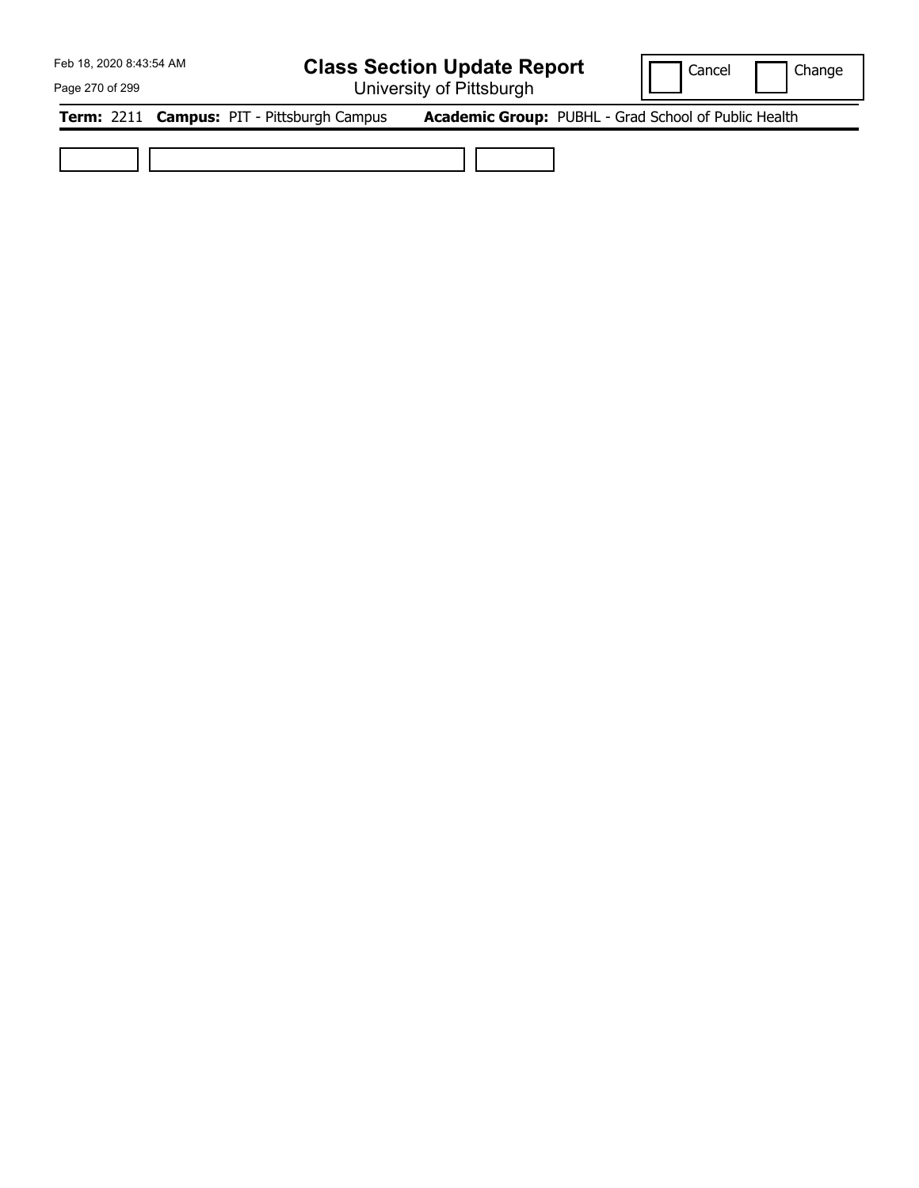**Class Section Update Report**

University of Pittsburgh

Cancel | Change

**Term:** 2211 **Campus:** PIT - Pittsburgh Campus **Academic Group:** PUBHL - Grad School of Public Health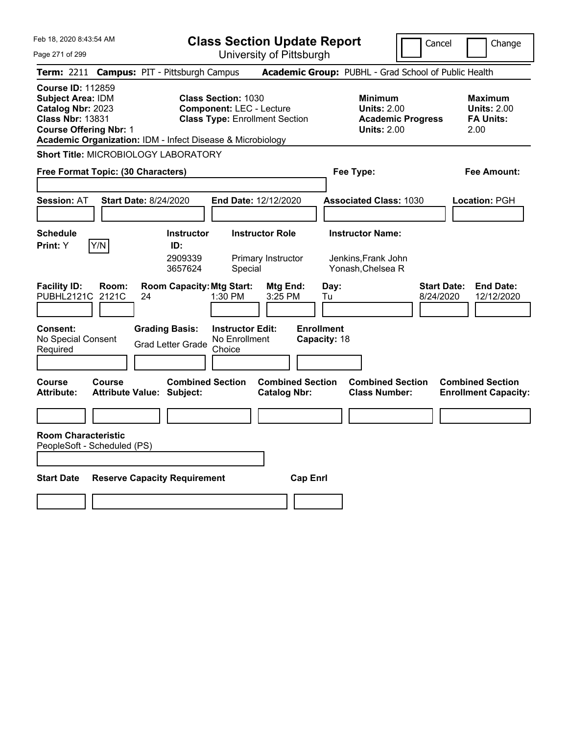Feb 18, 2020 8:43:54 AM

# Class Section Update Report

University of Pittsburgh

Cancel | Change

**Term:** 2211 **Campus:** PIT - Pittsburgh Campus **Academic Group:** PUBHL - Grad School of Public Health

**Course ID:** 112859
**Subject Area:** IDM
**Catalog Nbr:** 2023
**Class Nbr:** 13831
**Course Offering Nbr:** 1
**Academic Organization:** IDM - Infect Disease & Microbiology

**Class Section:** 1030
**Component:** LEC - Lecture
**Class Type:** Enrollment Section

**Minimum Units:** 2.00
**Academic Progress Units:** 2.00

**Maximum Units:** 2.00
**FA Units:** 2.00

**Short Title:** MICROBIOLOGY LABORATORY

**Free Format Topic: (30 Characters)**

**Fee Type:**

**Fee Amount:**

**Session:** AT **Start Date:** 8/24/2020 **End Date:** 12/12/2020 **Associated Class:** 1030 **Location:** PGH

**Schedule Print:** Y

| Instructor ID | Instructor Role | Instructor Name |
| --- | --- | --- |
| 2909339 | Primary Instructor | Jenkins,Frank John |
| 3657624 | Special | Yonash,Chelsea R |

| Facility ID | Room | Room Capacity | Mtg Start | Mtg End | Day | Start Date | End Date |
| --- | --- | --- | --- | --- | --- | --- | --- |
| PUBHL2121C | 2121C | 24 | 1:30 PM | 3:25 PM | Tu | 8/24/2020 | 12/12/2020 |

**Consent:** No Special Consent Required
**Grading Basis:** Grad Letter Grade
**Instructor Edit:** No Enrollment Choice
**Enrollment Capacity:** 18

| Course Attribute | Course Attribute Value | Combined Section Subject | Combined Section Catalog Nbr | Combined Section Class Number | Combined Section Enrollment Capacity |
| --- | --- | --- | --- | --- | --- |
| | | | | | |

**Room Characteristic**
PeopleSoft - Scheduled (PS)

| Start Date | Reserve Capacity Requirement | Cap Enrl |
| --- | --- | --- |
| | | |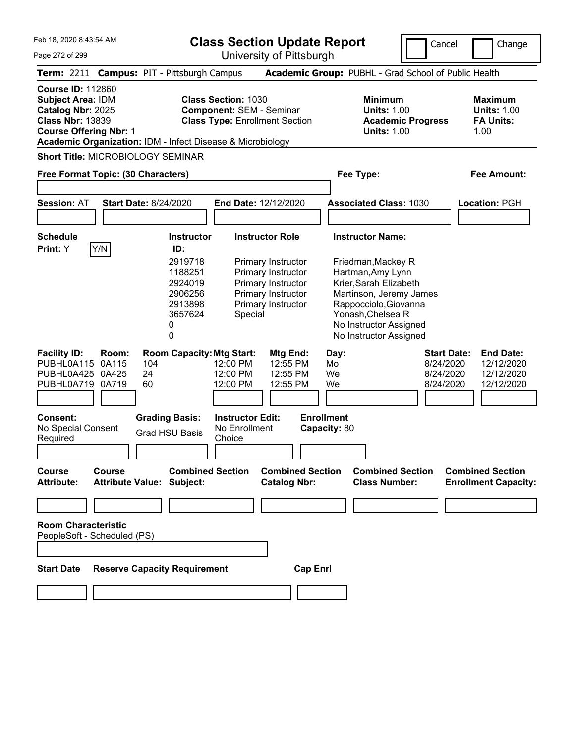Feb 18, 2020 8:43:54 AM

# Class Section Update Report

University of Pittsburgh

Cancel | Change

**Term:** 2211 **Campus:** PIT - Pittsburgh Campus **Academic Group:** PUBHL - Grad School of Public Health

**Course ID:** 112860
**Subject Area:** IDM
**Catalog Nbr:** 2025
**Class Nbr:** 13839
**Course Offering Nbr:** 1
**Academic Organization:** IDM - Infect Disease & Microbiology

**Class Section:** 1030
**Component:** SEM - Seminar
**Class Type:** Enrollment Section

**Minimum Units:** 1.00
**Academic Progress Units:** 1.00

**Maximum Units:** 1.00
**FA Units:** 1.00

**Short Title:** MICROBIOLOGY SEMINAR

**Free Format Topic: (30 Characters)**

**Fee Type:**

**Fee Amount:**

**Session:** AT **Start Date:** 8/24/2020 **End Date:** 12/12/2020 **Associated Class:** 1030 **Location:** PGH

**Schedule Print:** Y  Y/N

| Instructor ID: | Instructor Role | Instructor Name: |
|---|---|---|
| 2919718 | Primary Instructor | Friedman,Mackey R |
| 1188251 | Primary Instructor | Hartman,Amy Lynn |
| 2924019 | Primary Instructor | Krier,Sarah Elizabeth |
| 2906256 | Primary Instructor | Martinson, Jeremy James |
| 2913898 | Primary Instructor | Rappocciolo,Giovanna |
| 3657624 | Special | Yonash,Chelsea R |
| 0 | | No Instructor Assigned |
| 0 | | No Instructor Assigned |

| Facility ID: | Room: | Room Capacity: | Mtg Start: | Mtg End: | Day: | Start Date: | End Date: |
|---|---|---|---|---|---|---|---|
| PUBHL0A115 | 0A115 | 104 | 12:00 PM | 12:55 PM | Mo | 8/24/2020 | 12/12/2020 |
| PUBHL0A425 | 0A425 | 24 | 12:00 PM | 12:55 PM | We | 8/24/2020 | 12/12/2020 |
| PUBHL0A719 | 0A719 | 60 | 12:00 PM | 12:55 PM | We | 8/24/2020 | 12/12/2020 |

**Consent:** No Special Consent Required

**Grading Basis:** Grad HSU Basis

**Instructor Edit:** No Enrollment Choice

**Enrollment Capacity:** 80

| Course Attribute: | Course Attribute Value: | Combined Section Subject: | Combined Section Catalog Nbr: | Combined Section Class Number: | Combined Section Enrollment Capacity: |
|---|---|---|---|---|---|
| | | | | | |

**Room Characteristic**
PeopleSoft - Scheduled (PS)

| Start Date | Reserve Capacity Requirement | Cap Enrl |
|---|---|---|
| | | |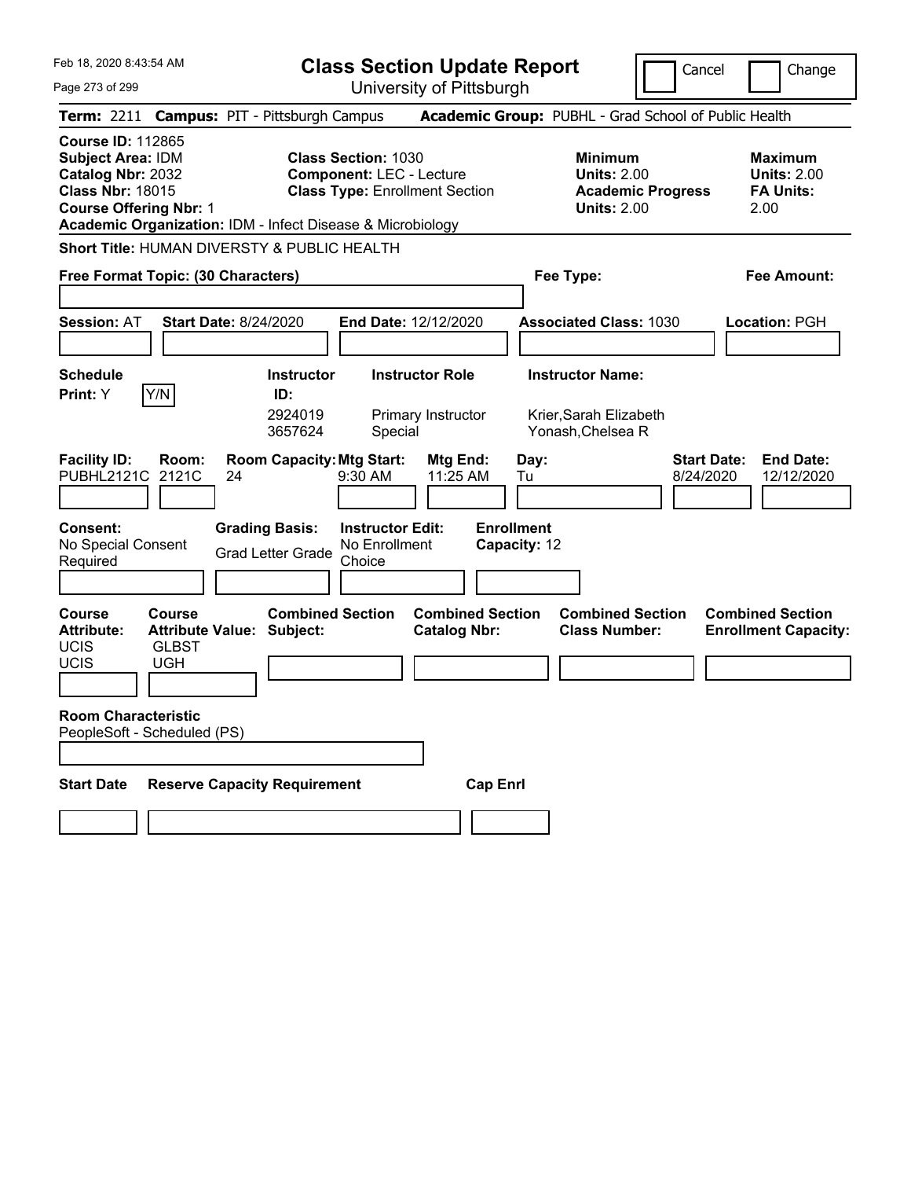Feb 18, 2020 8:43:54 AM

# Class Section Update Report

University of Pittsburgh

Cancel | Change

**Term:** 2211 **Campus:** PIT - Pittsburgh Campus **Academic Group:** PUBHL - Grad School of Public Health

**Course ID:** 112865
**Subject Area:** IDM
**Catalog Nbr:** 2032
**Class Nbr:** 18015
**Course Offering Nbr:** 1
**Academic Organization:** IDM - Infect Disease & Microbiology

**Class Section:** 1030
**Component:** LEC - Lecture
**Class Type:** Enrollment Section

**Minimum Units:** 2.00
**Academic Progress Units:** 2.00

**Maximum Units:** 2.00
**FA Units:** 2.00

**Short Title:** HUMAN DIVERSTY & PUBLIC HEALTH

**Free Format Topic: (30 Characters)**

**Fee Type:**

**Fee Amount:**

**Session:** AT **Start Date:** 8/24/2020 **End Date:** 12/12/2020 **Associated Class:** 1030 **Location:** PGH

**Schedule Print:** Y Y/N

| Instructor ID: | Instructor Role | Instructor Name: |
|---|---|---|
| 2924019 | Primary Instructor | Krier,Sarah Elizabeth |
| 3657624 | Special | Yonash,Chelsea R |

| Facility ID: | Room: | Room Capacity: | Mtg Start: | Mtg End: | Day: | Start Date: | End Date: |
|---|---|---|---|---|---|---|---|
| PUBHL2121C | 2121C | 24 | 9:30 AM | 11:25 AM | Tu | 8/24/2020 | 12/12/2020 |

**Consent:** No Special Consent Required
**Grading Basis:** Grad Letter Grade
**Instructor Edit:** No Enrollment Choice
**Enrollment Capacity:** 12

| Course Attribute: | Course Attribute Value: | Combined Section Subject: | Combined Section Catalog Nbr: | Combined Section Class Number: | Combined Section Enrollment Capacity: |
|---|---|---|---|---|---|
| UCIS | GLBST | | | | |
| UCIS | UGH | | | | |

**Room Characteristic**
PeopleSoft - Scheduled (PS)

**Start Date** **Reserve Capacity Requirement** **Cap Enrl**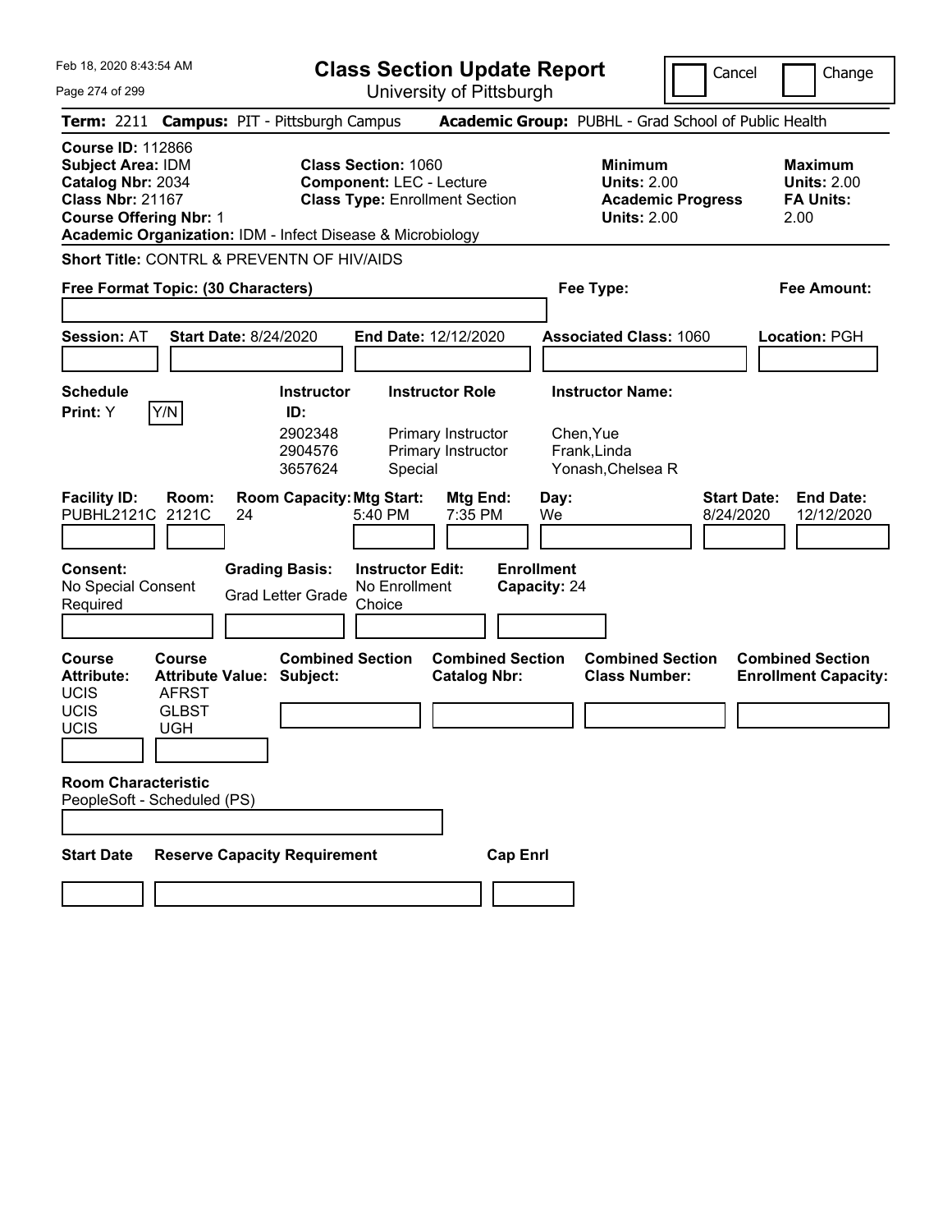# Class Section Update Report

University of Pittsburgh

Cancel | Change

**Term:** 2211 **Campus:** PIT - Pittsburgh Campus **Academic Group:** PUBHL - Grad School of Public Health

**Course ID:** 112866
**Subject Area:** IDM
**Catalog Nbr:** 2034
**Class Nbr:** 21167
**Course Offering Nbr:** 1
**Academic Organization:** IDM - Infect Disease & Microbiology

**Class Section:** 1060
**Component:** LEC - Lecture
**Class Type:** Enrollment Section

**Minimum Units:** 2.00
**Academic Progress Units:** 2.00

**Maximum Units:** 2.00
**FA Units:** 2.00

**Short Title:** CONTRL & PREVENTN OF HIV/AIDS

**Free Format Topic: (30 Characters)**

**Fee Type:**

**Fee Amount:**

**Session:** AT **Start Date:** 8/24/2020 **End Date:** 12/12/2020 **Associated Class:** 1060 **Location:** PGH

**Schedule Print:** Y Y/N

| Instructor ID | Instructor Role | Instructor Name |
|---|---|---|
| 2902348 | Primary Instructor | Chen,Yue |
| 2904576 | Primary Instructor | Frank,Linda |
| 3657624 | Special | Yonash,Chelsea R |

| Facility ID | Room | Room Capacity | Mtg Start | Mtg End | Day | Start Date | End Date |
|---|---|---|---|---|---|---|---|
| PUBHL2121C | 2121C | 24 | 5:40 PM | 7:35 PM | We | 8/24/2020 | 12/12/2020 |

**Consent:** No Special Consent Required

**Grading Basis:** Grad Letter Grade

**Instructor Edit:** No Enrollment Choice

**Enrollment Capacity:** 24

| Course Attribute | Course Attribute Value |
|---|---|
| UCIS | AFRST |
| UCIS | GLBST |
| UCIS | UGH |

**Combined Section Subject:**

**Combined Section Catalog Nbr:**

**Combined Section Class Number:**

**Combined Section Enrollment Capacity:**

**Room Characteristic**
PeopleSoft - Scheduled (PS)

**Start Date** **Reserve Capacity Requirement** **Cap Enrl**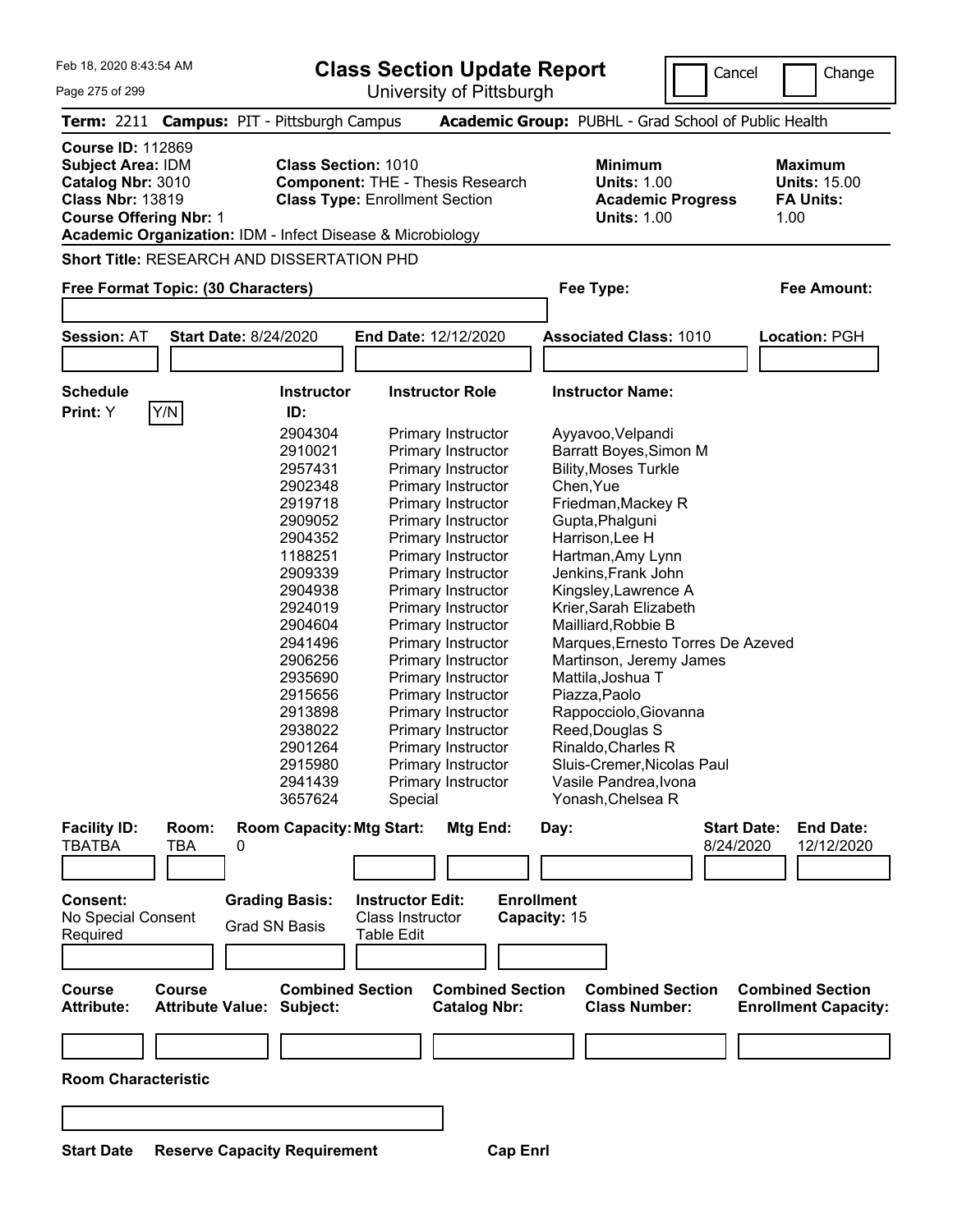Feb 18, 2020 8:43:54 AM

# Class Section Update Report

University of Pittsburgh

Cancel | Change

**Term:** 2211 **Campus:** PIT - Pittsburgh Campus **Academic Group:** PUBHL - Grad School of Public Health

**Course ID:** 112869
**Subject Area:** IDM
**Catalog Nbr:** 3010
**Class Nbr:** 13819
**Course Offering Nbr:** 1
**Academic Organization:** IDM - Infect Disease & Microbiology

**Class Section:** 1010
**Component:** THE - Thesis Research
**Class Type:** Enrollment Section

**Minimum Units:** 1.00
**Academic Progress Units:** 1.00

**Maximum Units:** 15.00
**FA Units:** 1.00

**Short Title:** RESEARCH AND DISSERTATION PHD

**Free Format Topic: (30 Characters)**

**Fee Type:**

**Fee Amount:**

**Session:** AT **Start Date:** 8/24/2020 **End Date:** 12/12/2020 **Associated Class:** 1010 **Location:** PGH

**Schedule Print:** Y

| Instructor ID | Instructor Role | Instructor Name |
|---|---|---|
| 2904304 | Primary Instructor | Ayyavoo,Velpandi |
| 2910021 | Primary Instructor | Barratt Boyes,Simon M |
| 2957431 | Primary Instructor | Bility,Moses Turkle |
| 2902348 | Primary Instructor | Chen,Yue |
| 2919718 | Primary Instructor | Friedman,Mackey R |
| 2909052 | Primary Instructor | Gupta,Phalguni |
| 2904352 | Primary Instructor | Harrison,Lee H |
| 1188251 | Primary Instructor | Hartman,Amy Lynn |
| 2909339 | Primary Instructor | Jenkins,Frank John |
| 2904938 | Primary Instructor | Kingsley,Lawrence A |
| 2924019 | Primary Instructor | Krier,Sarah Elizabeth |
| 2904604 | Primary Instructor | Mailliard,Robbie B |
| 2941496 | Primary Instructor | Marques,Ernesto Torres De Azeved |
| 2906256 | Primary Instructor | Martinson, Jeremy James |
| 2935690 | Primary Instructor | Mattila,Joshua T |
| 2915656 | Primary Instructor | Piazza,Paolo |
| 2913898 | Primary Instructor | Rappocciolo,Giovanna |
| 2938022 | Primary Instructor | Reed,Douglas S |
| 2901264 | Primary Instructor | Rinaldo,Charles R |
| 2915980 | Primary Instructor | Sluis-Cremer,Nicolas Paul |
| 2941439 | Primary Instructor | Vasile Pandrea,Ivona |
| 3657624 | Special | Yonash,Chelsea R |

| Facility ID: | Room: | Room Capacity: | Mtg Start: | Mtg End: | Day: | Start Date: | End Date: |
|---|---|---|---|---|---|---|---|
| TBATBA | TBA | 0 | | | | 8/24/2020 | 12/12/2020 |

**Consent:** No Special Consent Required
**Grading Basis:** Grad SN Basis
**Instructor Edit:** Class Instructor Table Edit
**Enrollment Capacity:** 15

| Course Attribute: | Course Attribute Value: | Combined Section Subject: | Combined Section Catalog Nbr: | Combined Section Class Number: | Combined Section Enrollment Capacity: |
|---|---|---|---|---|---|
| | | | | | |

**Room Characteristic**

**Start Date** **Reserve Capacity Requirement** **Cap Enrl**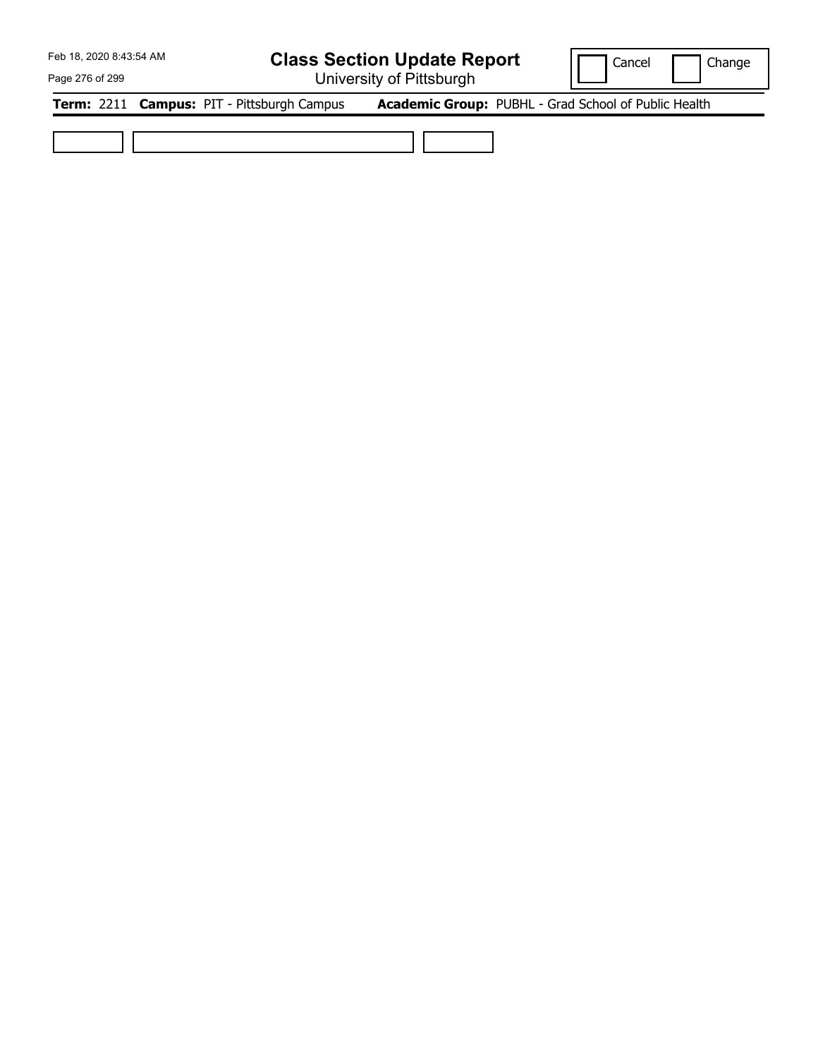# Class Section Update Report

University of Pittsburgh

Cancel Change

**Term:** 2211 **Campus:** PIT - Pittsburgh Campus **Academic Group:** PUBHL - Grad School of Public Health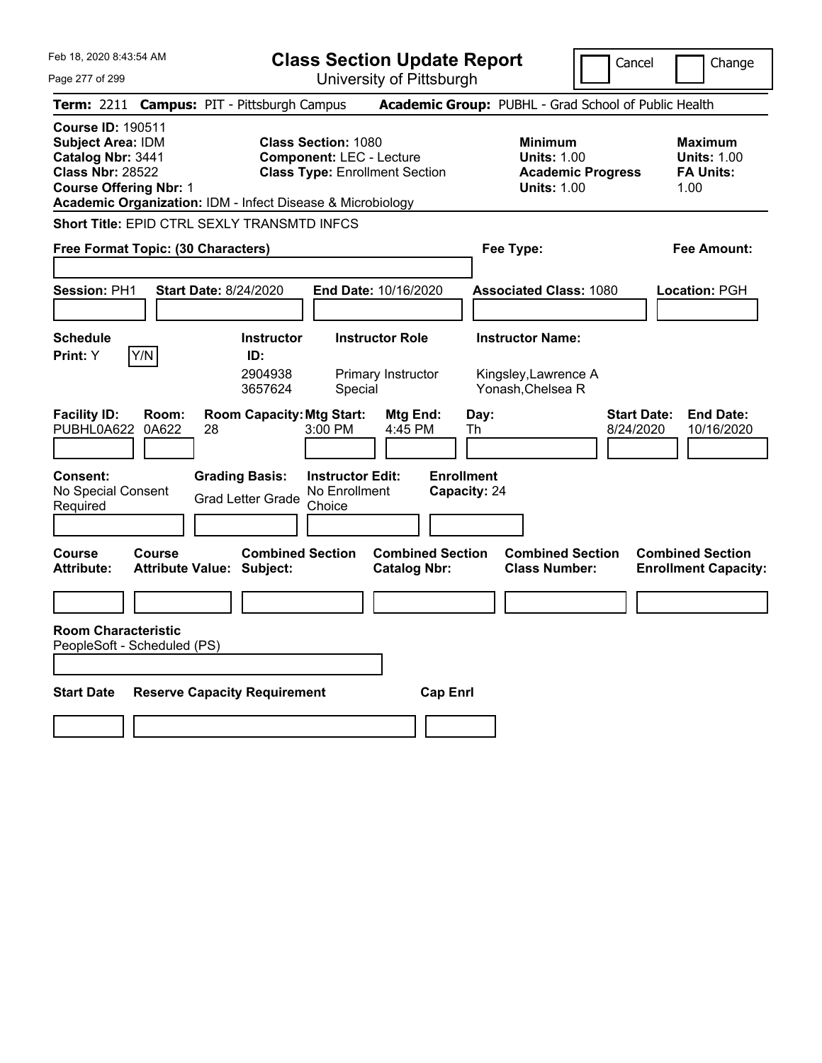Feb 18, 2020 8:43:54 AM

# Class Section Update Report

University of Pittsburgh

Cancel | Change

**Term:** 2211 **Campus:** PIT - Pittsburgh Campus **Academic Group:** PUBHL - Grad School of Public Health

**Course ID:** 190511
**Subject Area:** IDM
**Catalog Nbr:** 3441
**Class Nbr:** 28522
**Course Offering Nbr:** 1
**Academic Organization:** IDM - Infect Disease & Microbiology

**Class Section:** 1080
**Component:** LEC - Lecture
**Class Type:** Enrollment Section

**Minimum**
**Units:** 1.00
**Academic Progress Units:** 1.00

**Maximum**
**Units:** 1.00
**FA Units:** 1.00

**Short Title:** EPID CTRL SEXLY TRANSMTD INFCS

**Free Format Topic: (30 Characters)**

**Fee Type:**

**Fee Amount:**

**Session:** PH1 **Start Date:** 8/24/2020 **End Date:** 10/16/2020 **Associated Class:** 1080 **Location:** PGH

**Schedule Print:** Y [Y/N]

| Instructor ID: | Instructor Role | Instructor Name: |
|---|---|---|
| 2904938 | Primary Instructor | Kingsley,Lawrence A |
| 3657624 | Special | Yonash,Chelsea R |

| Facility ID: | Room: | Room Capacity: | Mtg Start: | Mtg End: | Day: | Start Date: | End Date: |
|---|---|---|---|---|---|---|---|
| PUBHL0A622 | 0A622 | 28 | 3:00 PM | 4:45 PM | Th | 8/24/2020 | 10/16/2020 |

**Consent:** No Special Consent Required

**Grading Basis:** Grad Letter Grade

**Instructor Edit:** No Enrollment Choice

**Enrollment Capacity:** 24

| Course Attribute: | Course Attribute Value: | Combined Section Subject: | Combined Section Catalog Nbr: | Combined Section Class Number: | Combined Section Enrollment Capacity: |
|---|---|---|---|---|---|
| | | | | | |

**Room Characteristic**
PeopleSoft - Scheduled (PS)

| Start Date | Reserve Capacity Requirement | Cap Enrl |
|---|---|---|
| | | |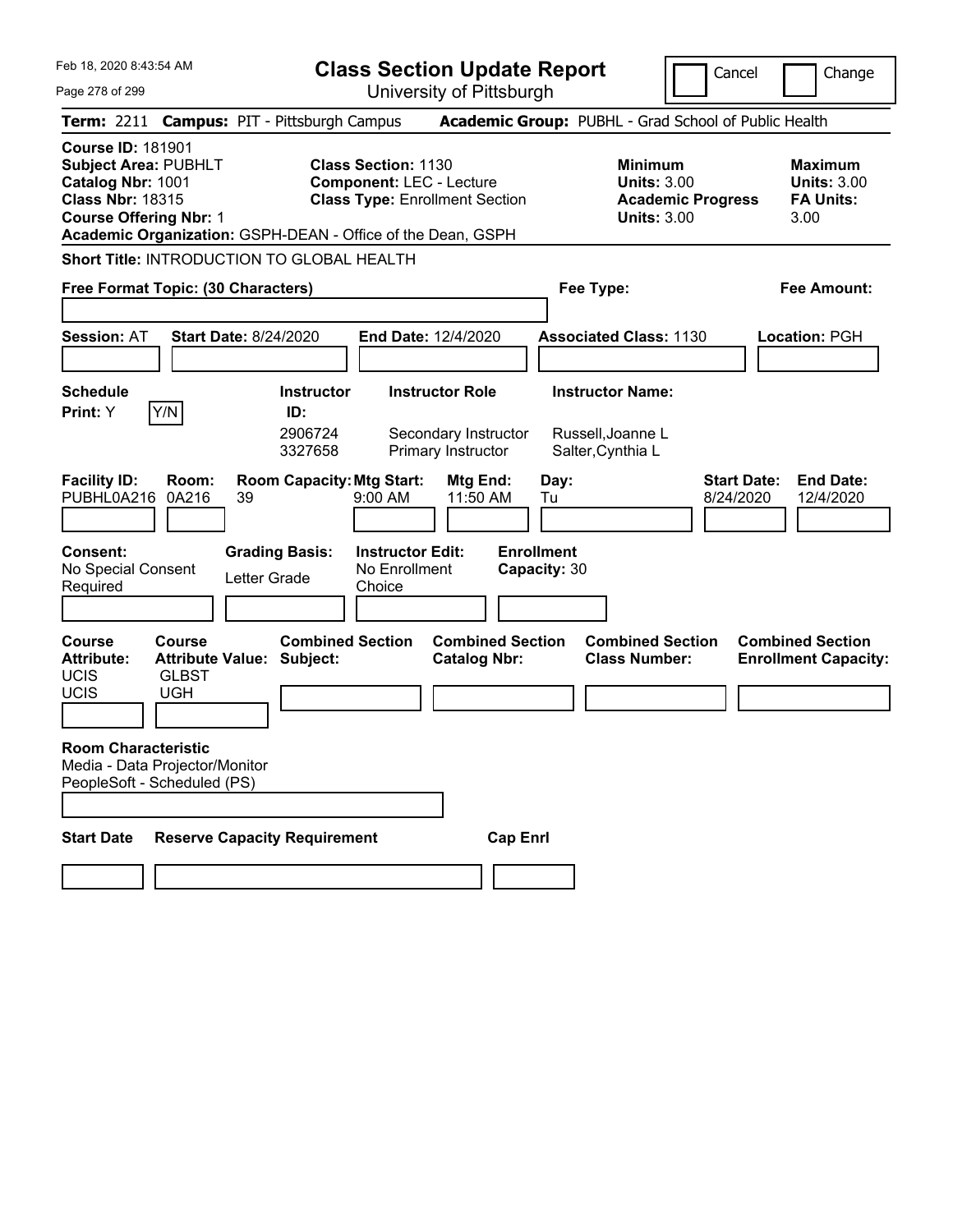# Class Section Update Report

University of Pittsburgh

Cancel | Change

**Term:** 2211 **Campus:** PIT - Pittsburgh Campus **Academic Group:** PUBHL - Grad School of Public Health

**Course ID:** 181901
**Subject Area:** PUBHLT
**Catalog Nbr:** 1001
**Class Nbr:** 18315
**Course Offering Nbr:** 1

**Class Section:** 1130
**Component:** LEC - Lecture
**Class Type:** Enrollment Section

**Minimum Units:** 3.00
**Academic Progress Units:** 3.00

**Maximum Units:** 3.00
**FA Units:** 3.00

**Academic Organization:** GSPH-DEAN - Office of the Dean, GSPH

**Short Title:** INTRODUCTION TO GLOBAL HEALTH

**Free Format Topic: (30 Characters)**

**Fee Type:**

**Fee Amount:**

**Session:** AT **Start Date:** 8/24/2020 **End Date:** 12/4/2020 **Associated Class:** 1130 **Location:** PGH

**Schedule Print:** Y [Y/N]

| Instructor ID | Instructor Role | Instructor Name |
|---|---|---|
| 2906724 | Secondary Instructor | Russell,Joanne L |
| 3327658 | Primary Instructor | Salter,Cynthia L |

| Facility ID | Room | Room Capacity | Mtg Start | Mtg End | Day | Start Date | End Date |
|---|---|---|---|---|---|---|---|
| PUBHL0A216 | 0A216 | 39 | 9:00 AM | 11:50 AM | Tu | 8/24/2020 | 12/4/2020 |

**Consent:** No Special Consent Required
**Grading Basis:** Letter Grade
**Instructor Edit:** No Enrollment Choice
**Enrollment Capacity:** 30

| Course Attribute | Course Attribute Value | Combined Section Subject | Combined Section Catalog Nbr | Combined Section Class Number | Combined Section Enrollment Capacity |
|---|---|---|---|---|---|
| UCIS | GLBST | | | | |
| UCIS | UGH | | | | |

**Room Characteristic**
Media - Data Projector/Monitor
PeopleSoft - Scheduled (PS)

| Start Date | Reserve Capacity Requirement | Cap Enrl |
|---|---|---|
| | | |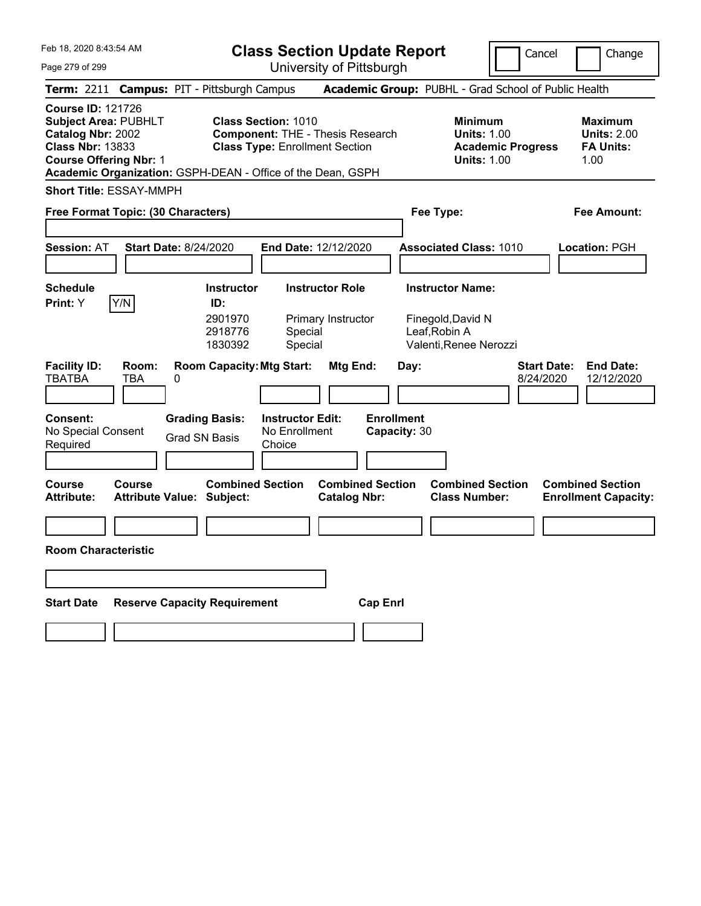# Class Section Update Report

University of Pittsburgh

Cancel | Change

Feb 18, 2020 8:43:54 AM

**Term:** 2211 **Campus:** PIT - Pittsburgh Campus **Academic Group:** PUBHL - Grad School of Public Health

**Course ID:** 121726
**Subject Area:** PUBHLT
**Catalog Nbr:** 2002
**Class Nbr:** 13833
**Course Offering Nbr:** 1
**Academic Organization:** GSPH-DEAN - Office of the Dean, GSPH

**Class Section:** 1010
**Component:** THE - Thesis Research
**Class Type:** Enrollment Section

**Minimum Units:** 1.00
**Academic Progress Units:** 1.00

**Maximum Units:** 2.00
**FA Units:** 1.00

**Short Title:** ESSAY-MMPH

**Free Format Topic: (30 Characters)**

**Fee Type:**

**Fee Amount:**

**Session:** AT **Start Date:** 8/24/2020 **End Date:** 12/12/2020 **Associated Class:** 1010 **Location:** PGH

**Schedule Print:** Y [Y/N]

| Instructor ID | Instructor Role | Instructor Name |
|---|---|---|
| 2901970 | Primary Instructor | Finegold,David N |
| 2918776 | Special | Leaf,Robin A |
| 1830392 | Special | Valenti,Renee Nerozzi |

| Facility ID | Room | Room Capacity | Mtg Start | Mtg End | Day | Start Date | End Date |
|---|---|---|---|---|---|---|---|
| TBATBA | TBA | 0 | | | | 8/24/2020 | 12/12/2020 |

**Consent:** No Special Consent Required
**Grading Basis:** Grad SN Basis
**Instructor Edit:** No Enrollment Choice
**Enrollment Capacity:** 30

| Course Attribute | Course Attribute Value | Combined Section Subject | Combined Section Catalog Nbr | Combined Section Class Number | Combined Section Enrollment Capacity |
|---|---|---|---|---|---|
| | | | | | |

**Room Characteristic**

| Start Date | Reserve Capacity Requirement | Cap Enrl |
|---|---|---|
| | | |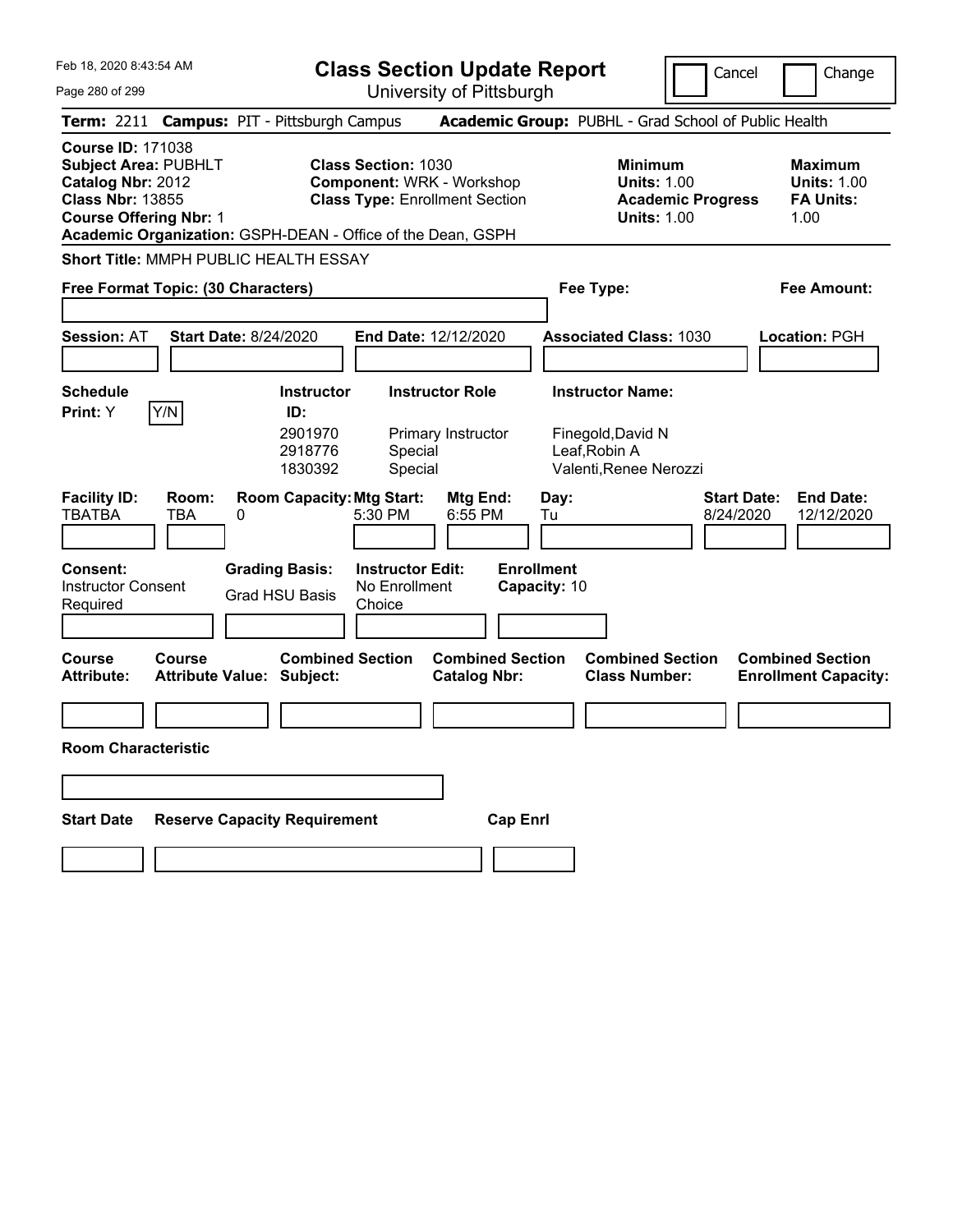Feb 18, 2020 8:43:54 AM

# Class Section Update Report

University of Pittsburgh

Cancel | Change

**Term:** 2211 **Campus:** PIT - Pittsburgh Campus **Academic Group:** PUBHL - Grad School of Public Health

**Course ID:** 171038
**Subject Area:** PUBHLT
**Catalog Nbr:** 2012
**Class Nbr:** 13855
**Course Offering Nbr:** 1
**Academic Organization:** GSPH-DEAN - Office of the Dean, GSPH

**Class Section:** 1030
**Component:** WRK - Workshop
**Class Type:** Enrollment Section

**Minimum Units:** 1.00
**Academic Progress Units:** 1.00

**Maximum Units:** 1.00
**FA Units:** 1.00

**Short Title:** MMPH PUBLIC HEALTH ESSAY

**Free Format Topic: (30 Characters)**

**Fee Type:**

**Fee Amount:**

**Session:** AT **Start Date:** 8/24/2020 **End Date:** 12/12/2020 **Associated Class:** 1030 **Location:** PGH

**Schedule Print:** Y [Y/N]

| Instructor ID: | Instructor Role | Instructor Name: |
|---|---|---|
| 2901970 | Primary Instructor | Finegold,David N |
| 2918776 | Special | Leaf,Robin A |
| 1830392 | Special | Valenti,Renee Nerozzi |

| Facility ID: | Room: | Room Capacity: | Mtg Start: | Mtg End: | Day: | Start Date: | End Date: |
|---|---|---|---|---|---|---|---|
| TBATBA | TBA | 0 | 5:30 PM | 6:55 PM | Tu | 8/24/2020 | 12/12/2020 |

**Consent:** Instructor Consent Required

**Grading Basis:** Grad HSU Basis

**Instructor Edit:** No Enrollment Choice

**Enrollment Capacity:** 10

| Course Attribute: | Course Attribute Value: | Combined Section Subject: | Combined Section Catalog Nbr: | Combined Section Class Number: | Combined Section Enrollment Capacity: |
|---|---|---|---|---|---|
| | | | | | |

**Room Characteristic**

| Start Date | Reserve Capacity Requirement | Cap Enrl |
|---|---|---|
| | | |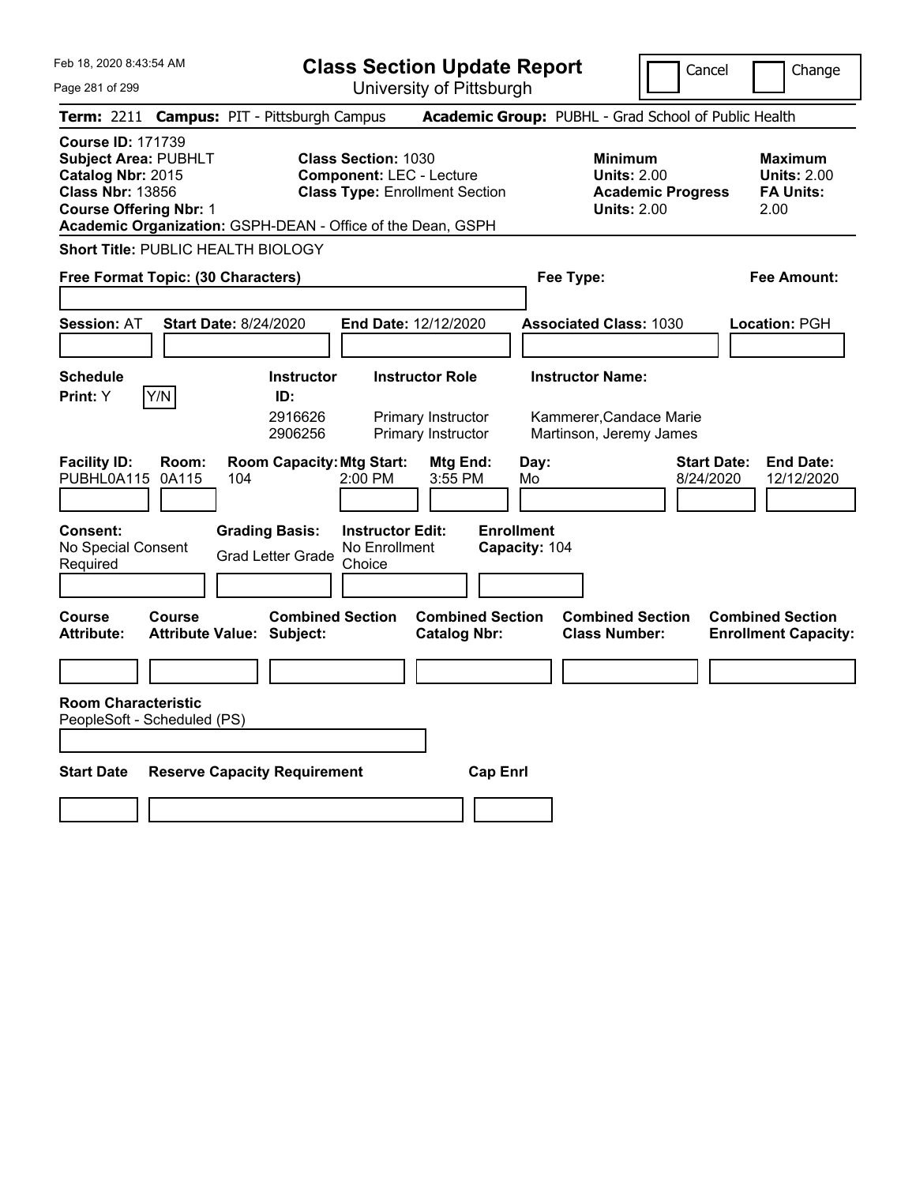Feb 18, 2020 8:43:54 AM

# Class Section Update Report

University of Pittsburgh

Cancel | Change

**Term:** 2211 **Campus:** PIT - Pittsburgh Campus **Academic Group:** PUBHL - Grad School of Public Health

**Course ID:** 171739
**Subject Area:** PUBHLT
**Catalog Nbr:** 2015
**Class Nbr:** 13856
**Course Offering Nbr:** 1
**Academic Organization:** GSPH-DEAN - Office of the Dean, GSPH

**Class Section:** 1030
**Component:** LEC - Lecture
**Class Type:** Enrollment Section

**Minimum Units:** 2.00
**Academic Progress Units:** 2.00

**Maximum Units:** 2.00
**FA Units:** 2.00

**Short Title:** PUBLIC HEALTH BIOLOGY

**Free Format Topic: (30 Characters)**

**Fee Type:**

**Fee Amount:**

**Session:** AT **Start Date:** 8/24/2020 **End Date:** 12/12/2020 **Associated Class:** 1030 **Location:** PGH

**Schedule Print:** Y [Y/N]

| Instructor ID | Instructor Role | Instructor Name |
|---|---|---|
| 2916626 | Primary Instructor | Kammerer,Candace Marie |
| 2906256 | Primary Instructor | Martinson, Jeremy James |

| Facility ID | Room | Room Capacity | Mtg Start | Mtg End | Day | Start Date | End Date |
|---|---|---|---|---|---|---|---|
| PUBHL0A115 | 0A115 | 104 | 2:00 PM | 3:55 PM | Mo | 8/24/2020 | 12/12/2020 |

**Consent:** No Special Consent Required
**Grading Basis:** Grad Letter Grade
**Instructor Edit:** No Enrollment Choice
**Enrollment Capacity:** 104

| Course Attribute | Course Attribute Value | Combined Section Subject | Combined Section Catalog Nbr | Combined Section Class Number | Combined Section Enrollment Capacity |
|---|---|---|---|---|---|
| | | | | | |

**Room Characteristic**
PeopleSoft - Scheduled (PS)

| Start Date | Reserve Capacity Requirement | Cap Enrl |
|---|---|---|
| | | |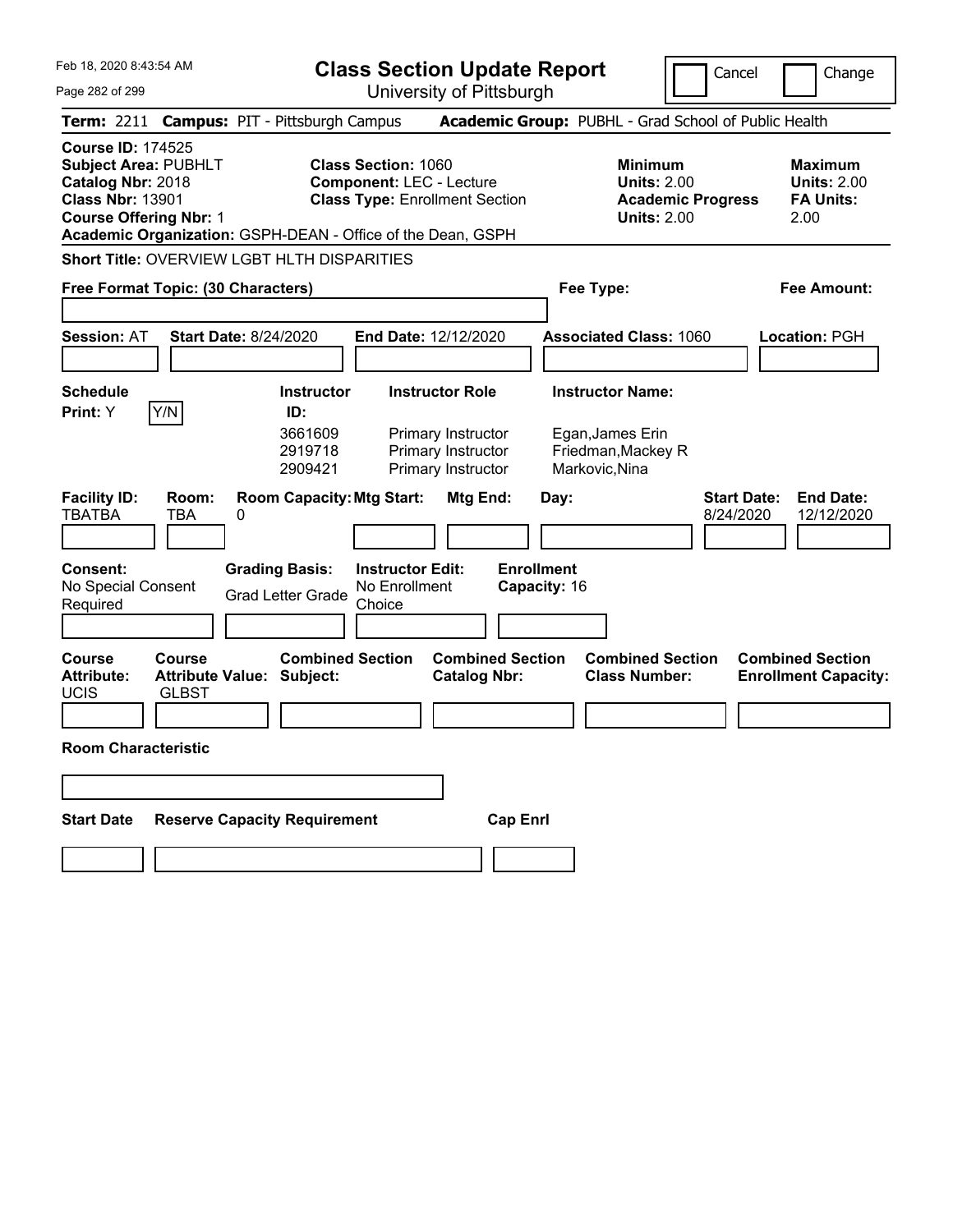# Class Section Update Report

University of Pittsburgh

Feb 18, 2020 8:43:54 AM

Cancel | Change

**Term:** 2211 **Campus:** PIT - Pittsburgh Campus **Academic Group:** PUBHL - Grad School of Public Health

**Course ID:** 174525
**Subject Area:** PUBHLT
**Catalog Nbr:** 2018
**Class Nbr:** 13901
**Course Offering Nbr:** 1
**Academic Organization:** GSPH-DEAN - Office of the Dean, GSPH

**Class Section:** 1060
**Component:** LEC - Lecture
**Class Type:** Enrollment Section

**Minimum Units:** 2.00
**Academic Progress Units:** 2.00

**Maximum Units:** 2.00
**FA Units:** 2.00

**Short Title:** OVERVIEW LGBT HLTH DISPARITIES

**Free Format Topic: (30 Characters)**

**Fee Type:**

**Fee Amount:**

**Session:** AT **Start Date:** 8/24/2020 **End Date:** 12/12/2020 **Associated Class:** 1060 **Location:** PGH

**Schedule Print:** Y [Y/N]

| Instructor ID: | Instructor Role | Instructor Name: |
|---|---|---|
| 3661609 | Primary Instructor | Egan,James Erin |
| 2919718 | Primary Instructor | Friedman,Mackey R |
| 2909421 | Primary Instructor | Markovic,Nina |

| Facility ID: | Room: | Room Capacity: | Mtg Start: | Mtg End: | Day: | Start Date: | End Date: |
|---|---|---|---|---|---|---|---|
| TBATBA | TBA | 0 | | | | 8/24/2020 | 12/12/2020 |

**Consent:** No Special Consent Required
**Grading Basis:** Grad Letter Grade
**Instructor Edit:** No Enrollment Choice
**Enrollment Capacity:** 16

| Course Attribute: | Course Attribute Value: | Combined Section Subject: | Combined Section Catalog Nbr: | Combined Section Class Number: | Combined Section Enrollment Capacity: |
|---|---|---|---|---|---|
| UCIS | GLBST | | | | |

**Room Characteristic**

**Start Date** **Reserve Capacity Requirement** **Cap Enrl**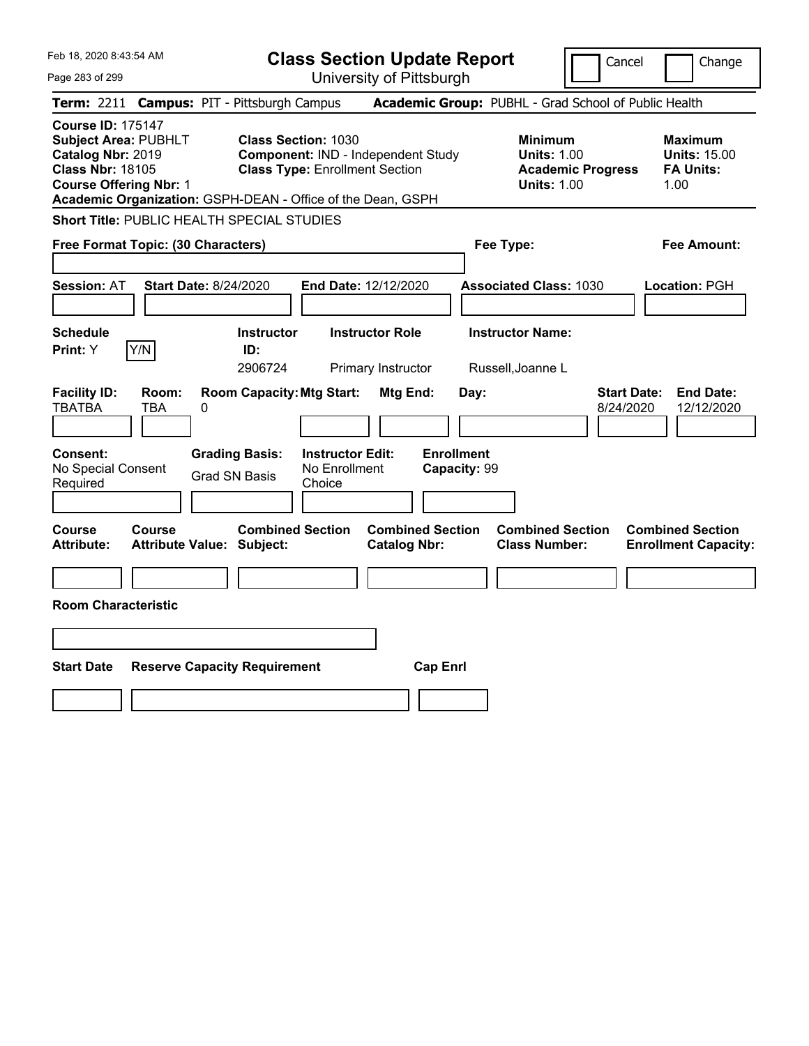Feb 18, 2020 8:43:54 AM

# Class Section Update Report

University of Pittsburgh

Cancel | Change

**Term:** 2211 **Campus:** PIT - Pittsburgh Campus **Academic Group:** PUBHL - Grad School of Public Health

**Course ID:** 175147
**Subject Area:** PUBHLT
**Catalog Nbr:** 2019
**Class Nbr:** 18105
**Course Offering Nbr:** 1
**Academic Organization:** GSPH-DEAN - Office of the Dean, GSPH

**Class Section:** 1030
**Component:** IND - Independent Study
**Class Type:** Enrollment Section

**Minimum Units:** 1.00
**Academic Progress Units:** 1.00

**Maximum Units:** 15.00
**FA Units:** 1.00

**Short Title:** PUBLIC HEALTH SPECIAL STUDIES

**Free Format Topic: (30 Characters)**

**Fee Type:**

**Fee Amount:**

**Session:** AT **Start Date:** 8/24/2020 **End Date:** 12/12/2020 **Associated Class:** 1030 **Location:** PGH

| Schedule Print | Instructor ID | Instructor Role | Instructor Name |
|---|---|---|---|
| Y (Y/N) | 2906724 | Primary Instructor | Russell,Joanne L |

| Facility ID | Room | Room Capacity | Mtg Start | Mtg End | Day | Start Date | End Date |
|---|---|---|---|---|---|---|---|
| TBATBA | TBA | 0 | | | | 8/24/2020 | 12/12/2020 |

| Consent | Grading Basis | Instructor Edit | Enrollment Capacity |
|---|---|---|---|
| No Special Consent Required | Grad SN Basis | No Enrollment Choice | 99 |

| Course Attribute | Course Attribute Value | Combined Section Subject | Combined Section Catalog Nbr | Combined Section Class Number | Combined Section Enrollment Capacity |
|---|---|---|---|---|---|
| | | | | | |

**Room Characteristic**

| Start Date | Reserve Capacity Requirement | Cap Enrl |
|---|---|---|
| | | |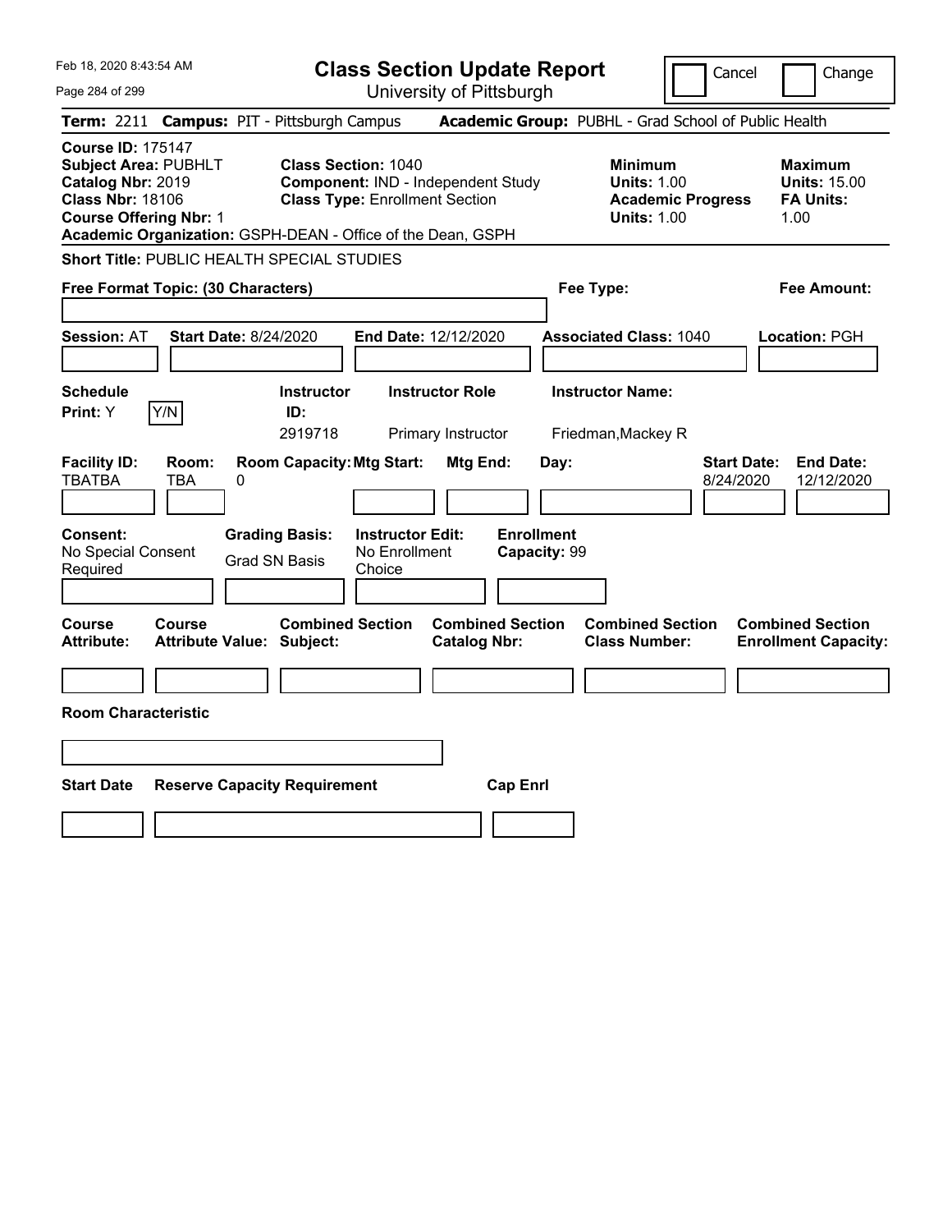Feb 18, 2020 8:43:54 AM

# Class Section Update Report

University of Pittsburgh

Cancel | Change

**Term:** 2211 **Campus:** PIT - Pittsburgh Campus **Academic Group:** PUBHL - Grad School of Public Health

**Course ID:** 175147
**Subject Area:** PUBHLT
**Catalog Nbr:** 2019
**Class Nbr:** 18106
**Course Offering Nbr:** 1
**Academic Organization:** GSPH-DEAN - Office of the Dean, GSPH

**Class Section:** 1040
**Component:** IND - Independent Study
**Class Type:** Enrollment Section

**Minimum**
**Units:** 1.00
**Academic Progress Units:** 1.00

**Maximum**
**Units:** 15.00
**FA Units:** 1.00

**Short Title:** PUBLIC HEALTH SPECIAL STUDIES

**Free Format Topic: (30 Characters)** | **Fee Type:** | **Fee Amount:**

**Session:** AT **Start Date:** 8/24/2020 **End Date:** 12/12/2020 **Associated Class:** 1040 **Location:** PGH

| Schedule Print | Instructor ID | Instructor Role | Instructor Name |
|---|---|---|---|
| Y | 2919718 | Primary Instructor | Friedman,Mackey R |

| Facility ID | Room | Room Capacity | Mtg Start | Mtg End | Day | Start Date | End Date |
|---|---|---|---|---|---|---|---|
| TBATBA | TBA | 0 | | | | 8/24/2020 | 12/12/2020 |

**Consent:** No Special Consent Required
**Grading Basis:** Grad SN Basis
**Instructor Edit:** No Enrollment Choice
**Enrollment Capacity:** 99

| Course Attribute | Course Attribute Value | Combined Section Subject | Combined Section Catalog Nbr | Combined Section Class Number | Combined Section Enrollment Capacity |
|---|---|---|---|---|---|
| | | | | | |

**Room Characteristic**

| Start Date | Reserve Capacity Requirement | Cap Enrl |
|---|---|---|
| | | |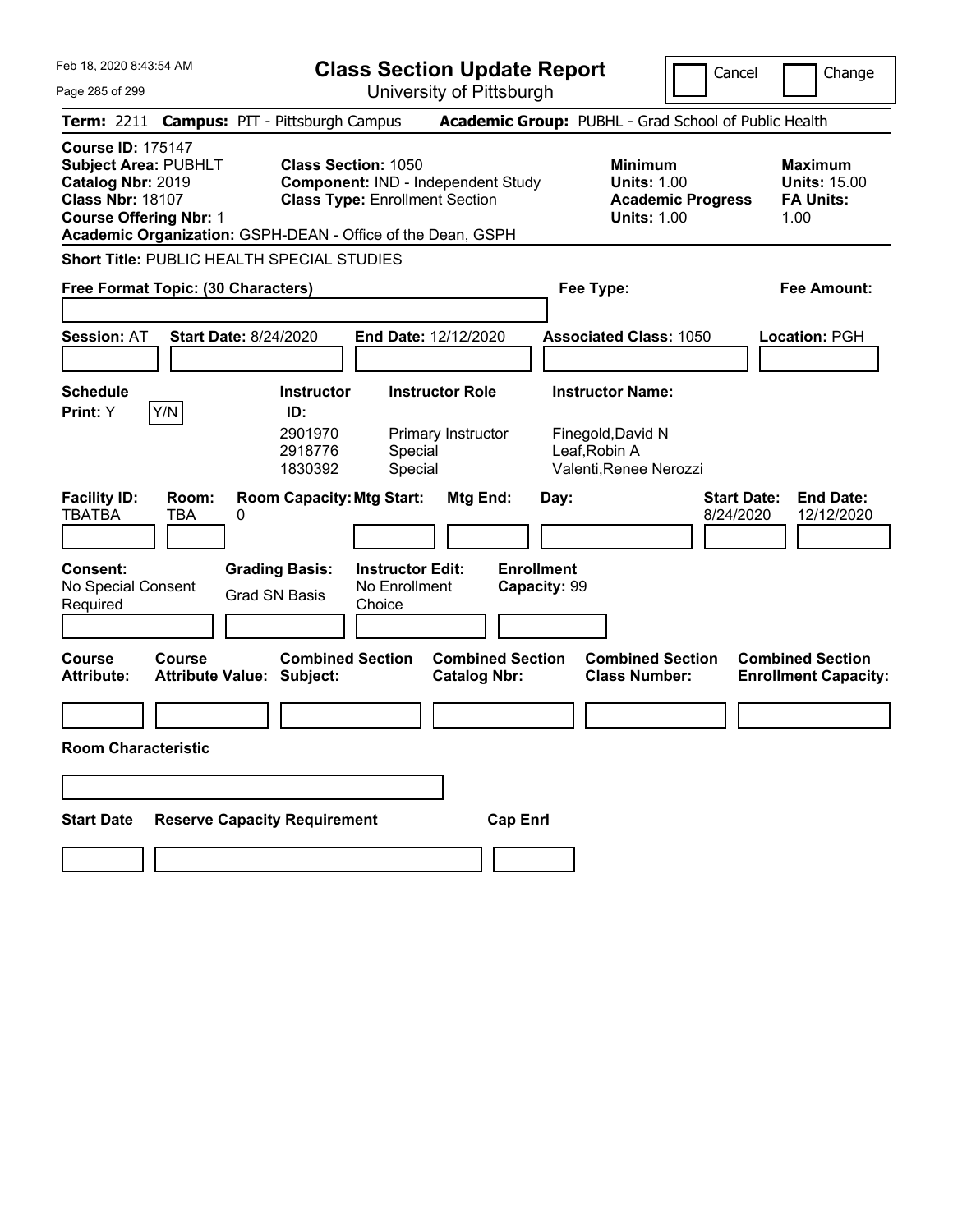Feb 18, 2020 8:43:54 AM

# Class Section Update Report

University of Pittsburgh

Cancel | Change

**Term:** 2211 **Campus:** PIT - Pittsburgh Campus **Academic Group:** PUBHL - Grad School of Public Health

**Course ID:** 175147
**Subject Area:** PUBHLT
**Catalog Nbr:** 2019
**Class Nbr:** 18107
**Course Offering Nbr:** 1
**Academic Organization:** GSPH-DEAN - Office of the Dean, GSPH

**Class Section:** 1050
**Component:** IND - Independent Study
**Class Type:** Enrollment Section

**Minimum Units:** 1.00
**Academic Progress Units:** 1.00

**Maximum Units:** 15.00
**FA Units:** 1.00

**Short Title:** PUBLIC HEALTH SPECIAL STUDIES

**Free Format Topic: (30 Characters)**

**Fee Type:**

**Fee Amount:**

**Session:** AT **Start Date:** 8/24/2020 **End Date:** 12/12/2020 **Associated Class:** 1050 **Location:** PGH

**Schedule Print:** Y Y/N

| Instructor ID: | Instructor Role | Instructor Name: |
|---|---|---|
| 2901970 | Primary Instructor | Finegold,David N |
| 2918776 | Special | Leaf,Robin A |
| 1830392 | Special | Valenti,Renee Nerozzi |

| Facility ID: | Room: | Room Capacity: | Mtg Start: | Mtg End: | Day: | Start Date: | End Date: |
|---|---|---|---|---|---|---|---|
| TBATBA | TBA | 0 | | | | 8/24/2020 | 12/12/2020 |

**Consent:** No Special Consent Required

**Grading Basis:** Grad SN Basis

**Instructor Edit:** No Enrollment Choice

**Enrollment Capacity:** 99

| Course Attribute: | Course Attribute Value: | Combined Section Subject: | Combined Section Catalog Nbr: | Combined Section Class Number: | Combined Section Enrollment Capacity: |
|---|---|---|---|---|---|
| | | | | | |

**Room Characteristic**

| Start Date | Reserve Capacity Requirement | Cap Enrl |
|---|---|---|
| | | |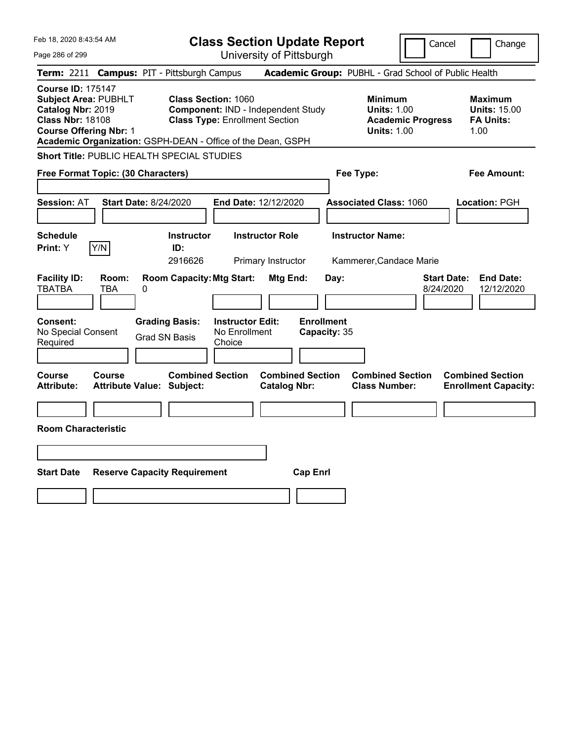Feb 18, 2020 8:43:54 AM

# Class Section Update Report

University of Pittsburgh

Cancel | Change

**Term:** 2211 **Campus:** PIT - Pittsburgh Campus **Academic Group:** PUBHL - Grad School of Public Health

**Course ID:** 175147
**Subject Area:** PUBHLT
**Catalog Nbr:** 2019
**Class Nbr:** 18108
**Course Offering Nbr:** 1
**Academic Organization:** GSPH-DEAN - Office of the Dean, GSPH

**Class Section:** 1060
**Component:** IND - Independent Study
**Class Type:** Enrollment Section

**Minimum Units:** 1.00
**Academic Progress Units:** 1.00

**Maximum Units:** 15.00
**FA Units:** 1.00

**Short Title:** PUBLIC HEALTH SPECIAL STUDIES

**Free Format Topic: (30 Characters)**

**Fee Type:**

**Fee Amount:**

**Session:** AT **Start Date:** 8/24/2020 **End Date:** 12/12/2020 **Associated Class:** 1060 **Location:** PGH

| Schedule Print | Instructor ID | Instructor Role | Instructor Name |
|---|---|---|---|
| Y (Y/N) | 2916626 | Primary Instructor | Kammerer,Candace Marie |

| Facility ID | Room | Room Capacity | Mtg Start | Mtg End | Day | Start Date | End Date |
|---|---|---|---|---|---|---|---|
| TBATBA | TBA | 0 | | | | 8/24/2020 | 12/12/2020 |

| Consent | Grading Basis | Instructor Edit | Enrollment Capacity |
|---|---|---|---|
| No Special Consent Required | Grad SN Basis | No Enrollment Choice | 35 |

| Course Attribute | Course Attribute Value | Combined Section Subject | Combined Section Catalog Nbr | Combined Section Class Number | Combined Section Enrollment Capacity |
|---|---|---|---|---|---|
| | | | | | |

**Room Characteristic**

| Start Date | Reserve Capacity Requirement | Cap Enrl |
|---|---|---|
| | | |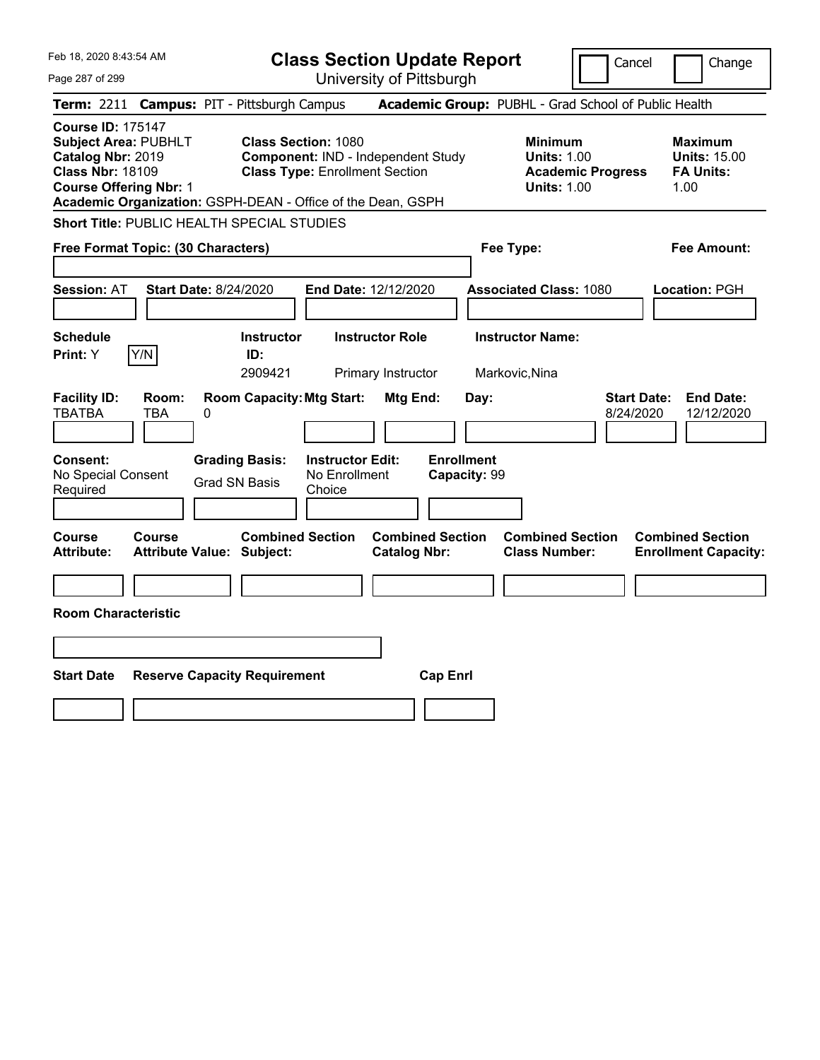Feb 18, 2020 8:43:54 AM

# Class Section Update Report

University of Pittsburgh

Cancel | Change

**Term:** 2211 **Campus:** PIT - Pittsburgh Campus **Academic Group:** PUBHL - Grad School of Public Health

**Course ID:** 175147
**Subject Area:** PUBHLT
**Catalog Nbr:** 2019
**Class Nbr:** 18109
**Course Offering Nbr:** 1

**Class Section:** 1080
**Component:** IND - Independent Study
**Class Type:** Enrollment Section

**Minimum Units:** 1.00
**Academic Progress Units:** 1.00

**Maximum Units:** 15.00
**FA Units:** 1.00

**Academic Organization:** GSPH-DEAN - Office of the Dean, GSPH

**Short Title:** PUBLIC HEALTH SPECIAL STUDIES

**Free Format Topic: (30 Characters)**

**Fee Type:**

**Fee Amount:**

**Session:** AT **Start Date:** 8/24/2020 **End Date:** 12/12/2020 **Associated Class:** 1080 **Location:** PGH

| Schedule Print: | Y/N | Instructor ID: | Instructor Role | Instructor Name: |
|---|---|---|---|---|
| Y | | 2909421 | Primary Instructor | Markovic,Nina |

| Facility ID: | Room: | Room Capacity: | Mtg Start: | Mtg End: | Day: | Start Date: | End Date: |
|---|---|---|---|---|---|---|---|
| TBATBA | TBA | 0 | | | | 8/24/2020 | 12/12/2020 |

| Consent: | Grading Basis: | Instructor Edit: | Enrollment Capacity: |
|---|---|---|---|
| No Special Consent Required | Grad SN Basis | No Enrollment Choice | 99 |

| Course Attribute: | Course Attribute Value: | Combined Section Subject: | Combined Section Catalog Nbr: | Combined Section Class Number: | Combined Section Enrollment Capacity: |
|---|---|---|---|---|---|
| | | | | | |

**Room Characteristic**

| Start Date | Reserve Capacity Requirement | Cap Enrl |
|---|---|---|
| | | |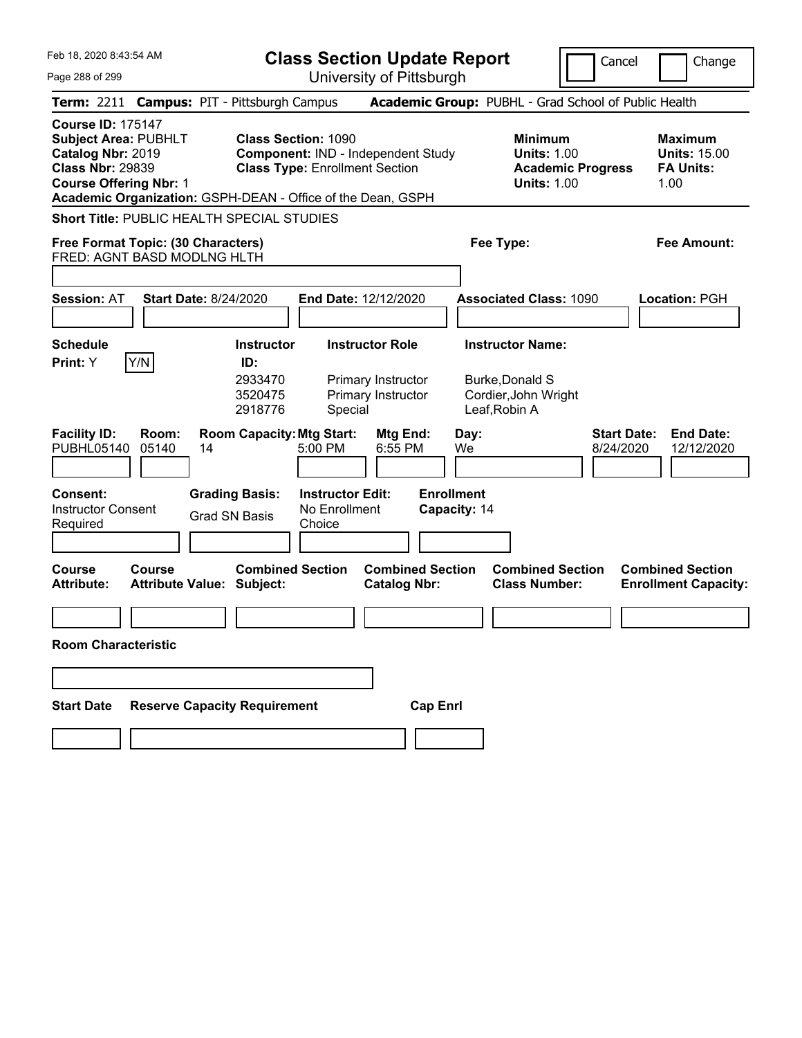Feb 18, 2020 8:43:54 AM

# Class Section Update Report

University of Pittsburgh

Cancel | Change

**Term:** 2211 **Campus:** PIT - Pittsburgh Campus **Academic Group:** PUBHL - Grad School of Public Health

**Course ID:** 175147
**Subject Area:** PUBHLT
**Catalog Nbr:** 2019
**Class Nbr:** 29839
**Course Offering Nbr:** 1

**Class Section:** 1090
**Component:** IND - Independent Study
**Class Type:** Enrollment Section

**Minimum Units:** 1.00
**Academic Progress Units:** 1.00

**Maximum Units:** 15.00
**FA Units:** 1.00

**Academic Organization:** GSPH-DEAN - Office of the Dean, GSPH

**Short Title:** PUBLIC HEALTH SPECIAL STUDIES

**Free Format Topic: (30 Characters)**
FRED: AGNT BASD MODLNG HLTH

**Fee Type:**

**Fee Amount:**

**Session:** AT **Start Date:** 8/24/2020 **End Date:** 12/12/2020 **Associated Class:** 1090 **Location:** PGH

**Schedule Print:** Y Y/N

| Instructor ID: | Instructor Role | Instructor Name: |
|---|---|---|
| 2933470 | Primary Instructor | Burke,Donald S |
| 3520475 | Primary Instructor | Cordier,John Wright |
| 2918776 | Special | Leaf,Robin A |

| Facility ID: | Room: | Room Capacity: | Mtg Start: | Mtg End: | Day: | Start Date: | End Date: |
|---|---|---|---|---|---|---|---|
| PUBHL05140 | 05140 | 14 | 5:00 PM | 6:55 PM | We | 8/24/2020 | 12/12/2020 |

**Consent:** Instructor Consent Required
**Grading Basis:** Grad SN Basis
**Instructor Edit:** No Enrollment Choice
**Enrollment Capacity:** 14

| Course Attribute: | Course Attribute Value: | Combined Section Subject: | Combined Section Catalog Nbr: | Combined Section Class Number: | Combined Section Enrollment Capacity: |
|---|---|---|---|---|---|
| | | | | | |

**Room Characteristic**

| Start Date | Reserve Capacity Requirement | Cap Enrl |
|---|---|---|
| | | |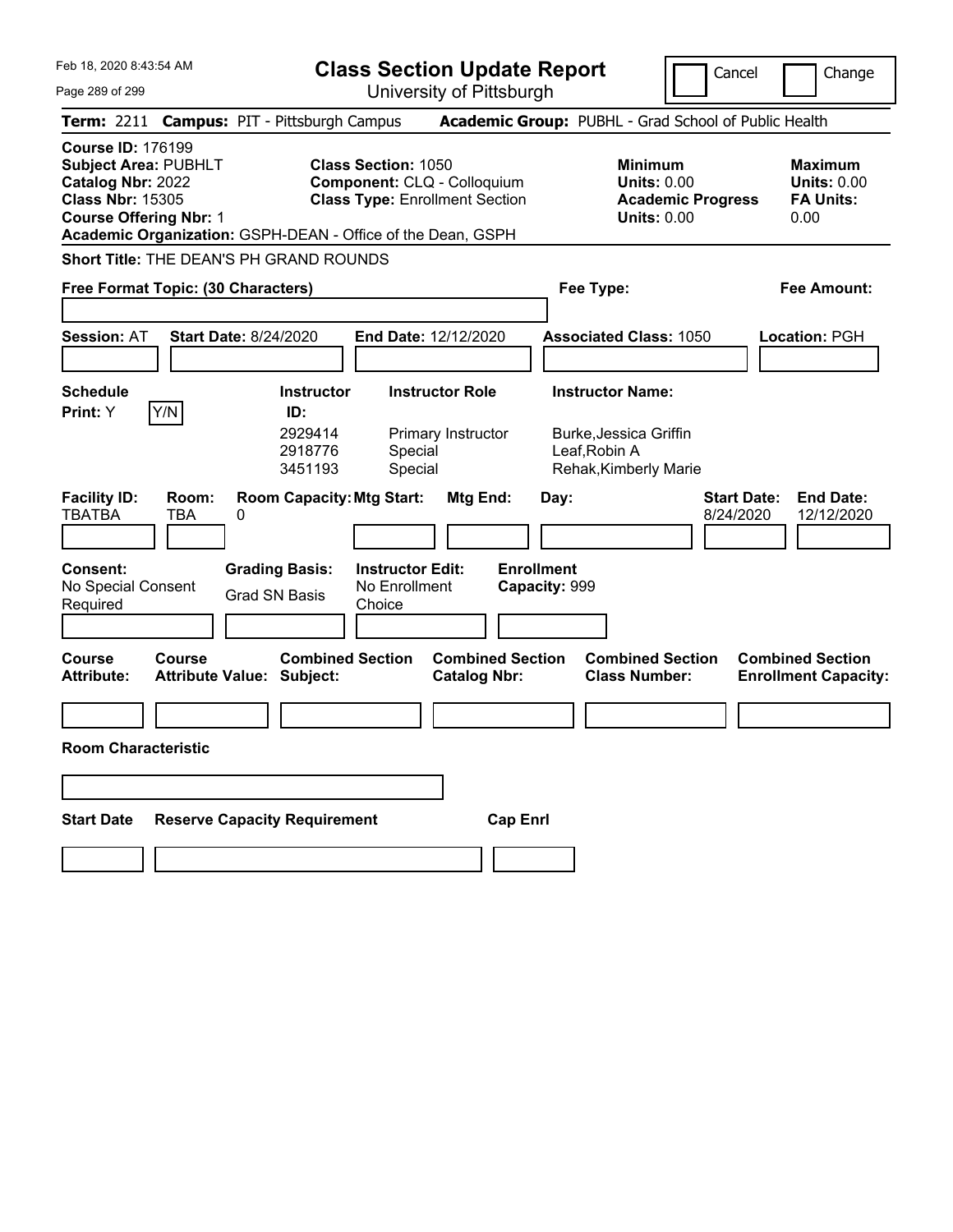# Class Section Update Report

University of Pittsburgh

Cancel | Change

**Term:** 2211 **Campus:** PIT - Pittsburgh Campus **Academic Group:** PUBHL - Grad School of Public Health

**Course ID:** 176199
**Subject Area:** PUBHLT
**Catalog Nbr:** 2022
**Class Nbr:** 15305
**Course Offering Nbr:** 1
**Academic Organization:** GSPH-DEAN - Office of the Dean, GSPH

**Class Section:** 1050
**Component:** CLQ - Colloquium
**Class Type:** Enrollment Section

**Minimum Units:** 0.00
**Academic Progress Units:** 0.00

**Maximum Units:** 0.00
**FA Units:** 0.00

**Short Title:** THE DEAN'S PH GRAND ROUNDS

**Free Format Topic: (30 Characters)**

**Fee Type:**

**Fee Amount:**

**Session:** AT **Start Date:** 8/24/2020 **End Date:** 12/12/2020 **Associated Class:** 1050 **Location:** PGH

**Schedule Print:** Y

| Instructor ID | Instructor Role | Instructor Name |
|---|---|---|
| 2929414 | Primary Instructor | Burke,Jessica Griffin |
| 2918776 | Special | Leaf,Robin A |
| 3451193 | Special | Rehak,Kimberly Marie |

| Facility ID | Room | Room Capacity | Mtg Start | Mtg End | Day | Start Date | End Date |
|---|---|---|---|---|---|---|---|
| TBATBA | TBA | 0 | | | | 8/24/2020 | 12/12/2020 |

**Consent:** No Special Consent Required

**Grading Basis:** Grad SN Basis

**Instructor Edit:** No Enrollment Choice

**Enrollment Capacity:** 999

| Course Attribute | Course Attribute Value | Combined Section Subject | Combined Section Catalog Nbr | Combined Section Class Number | Combined Section Enrollment Capacity |
|---|---|---|---|---|---|
| | | | | | |

**Room Characteristic**

| Start Date | Reserve Capacity Requirement | Cap Enrl |
|---|---|---|
| | | |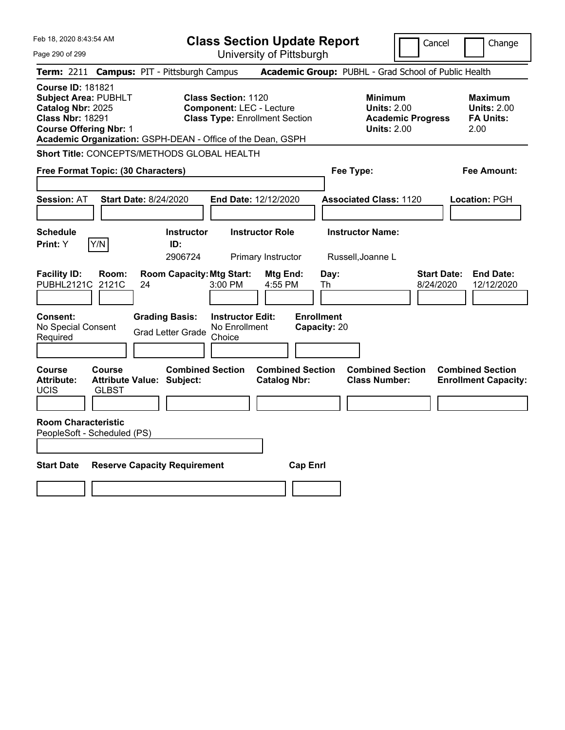Feb 18, 2020 8:43:54 AM

# Class Section Update Report

University of Pittsburgh

Cancel | Change

**Term:** 2211 **Campus:** PIT - Pittsburgh Campus **Academic Group:** PUBHL - Grad School of Public Health

**Course ID:** 181821
**Subject Area:** PUBHLT
**Catalog Nbr:** 2025
**Class Nbr:** 18291
**Course Offering Nbr:** 1
**Academic Organization:** GSPH-DEAN - Office of the Dean, GSPH

**Class Section:** 1120
**Component:** LEC - Lecture
**Class Type:** Enrollment Section

**Minimum Units:** 2.00
**Academic Progress Units:** 2.00

**Maximum Units:** 2.00
**FA Units:** 2.00

**Short Title:** CONCEPTS/METHODS GLOBAL HEALTH

**Free Format Topic: (30 Characters)**

**Fee Type:**

**Fee Amount:**

**Session:** AT **Start Date:** 8/24/2020 **End Date:** 12/12/2020 **Associated Class:** 1120 **Location:** PGH

| Schedule Print | Instructor ID | Instructor Role | Instructor Name |
|---|---|---|---|
| Y (Y/N) | 2906724 | Primary Instructor | Russell,Joanne L |

| Facility ID | Room | Room Capacity | Mtg Start | Mtg End | Day | Start Date | End Date |
|---|---|---|---|---|---|---|---|
| PUBHL2121C | 2121C | 24 | 3:00 PM | 4:55 PM | Th | 8/24/2020 | 12/12/2020 |

| Consent | Grading Basis | Instructor Edit | Enrollment Capacity |
|---|---|---|---|
| No Special Consent Required | Grad Letter Grade | No Enrollment Choice | 20 |

| Course Attribute | Course Attribute Value | Combined Section Subject | Combined Section Catalog Nbr | Combined Section Class Number | Combined Section Enrollment Capacity |
|---|---|---|---|---|---|
| UCIS | GLBST | | | | |

**Room Characteristic**
PeopleSoft - Scheduled (PS)

| Start Date | Reserve Capacity Requirement | Cap Enrl |
|---|---|---|
| | | |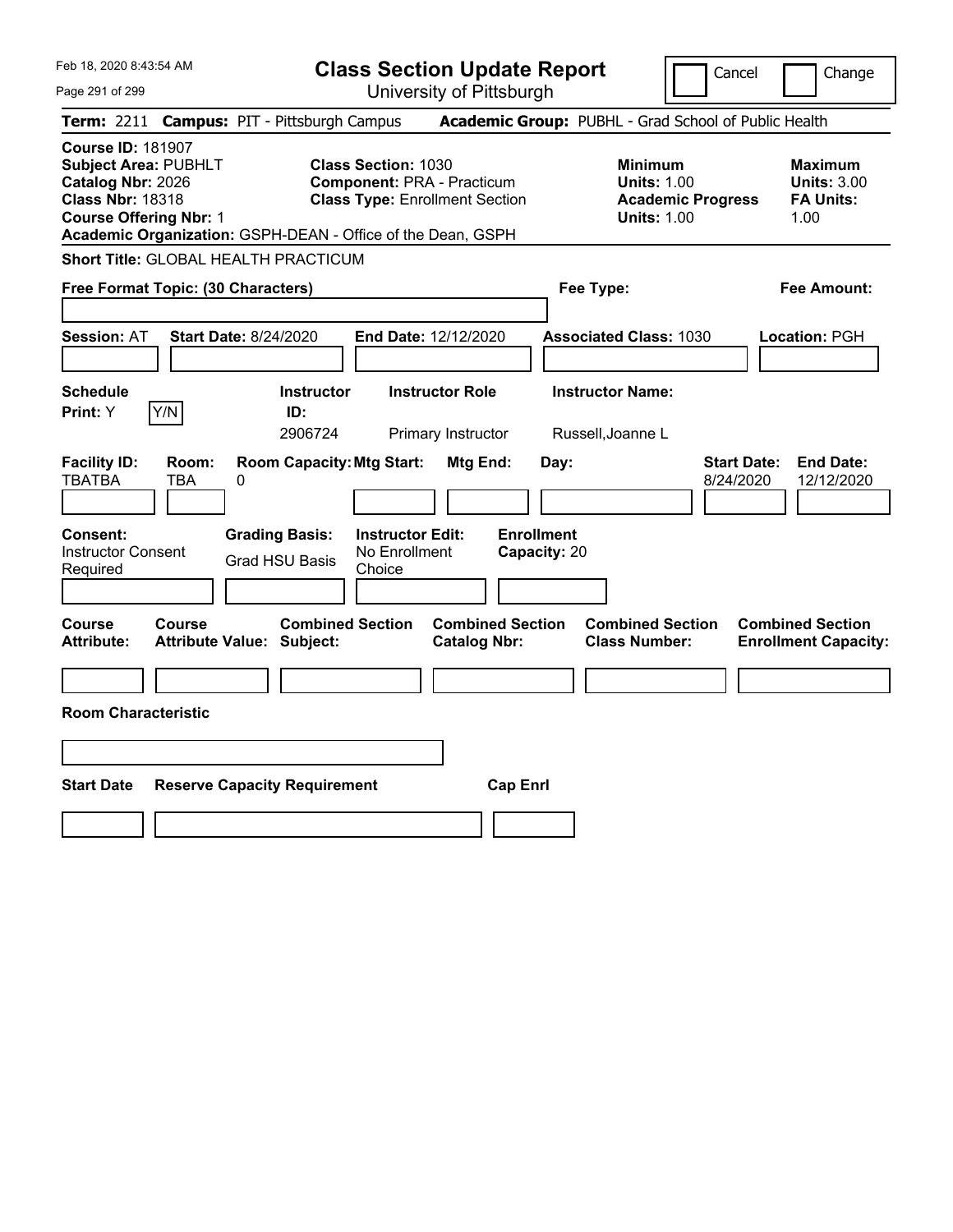Feb 18, 2020 8:43:54 AM

# Class Section Update Report

University of Pittsburgh

Cancel | Change

**Term:** 2211 **Campus:** PIT - Pittsburgh Campus **Academic Group:** PUBHL - Grad School of Public Health

**Course ID:** 181907
**Subject Area:** PUBHLT
**Catalog Nbr:** 2026
**Class Nbr:** 18318
**Course Offering Nbr:** 1
**Academic Organization:** GSPH-DEAN - Office of the Dean, GSPH

**Class Section:** 1030
**Component:** PRA - Practicum
**Class Type:** Enrollment Section

**Minimum**
**Units:** 1.00
**Academic Progress Units:** 1.00

**Maximum**
**Units:** 3.00
**FA Units:** 1.00

**Short Title:** GLOBAL HEALTH PRACTICUM

**Free Format Topic: (30 Characters)**

**Fee Type:**

**Fee Amount:**

**Session:** AT **Start Date:** 8/24/2020 **End Date:** 12/12/2020 **Associated Class:** 1030 **Location:** PGH

| Schedule Print: | Instructor ID: | Instructor Role | Instructor Name: |
|---|---|---|---|
| Y [Y/N] | 2906724 | Primary Instructor | Russell,Joanne L |

| Facility ID: | Room: | Room Capacity: | Mtg Start: | Mtg End: | Day: | Start Date: | End Date: |
|---|---|---|---|---|---|---|---|
| TBATBA | TBA | 0 | | | | 8/24/2020 | 12/12/2020 |

| Consent: | Grading Basis: | Instructor Edit: | Enrollment Capacity: |
|---|---|---|---|
| Instructor Consent Required | Grad HSU Basis | No Enrollment Choice | 20 |

| Course Attribute: | Course Attribute Value: | Combined Section Subject: | Combined Section Catalog Nbr: | Combined Section Class Number: | Combined Section Enrollment Capacity: |
|---|---|---|---|---|---|
| | | | | | |

**Room Characteristic**

| Start Date | Reserve Capacity Requirement | Cap Enrl |
|---|---|---|
| | | |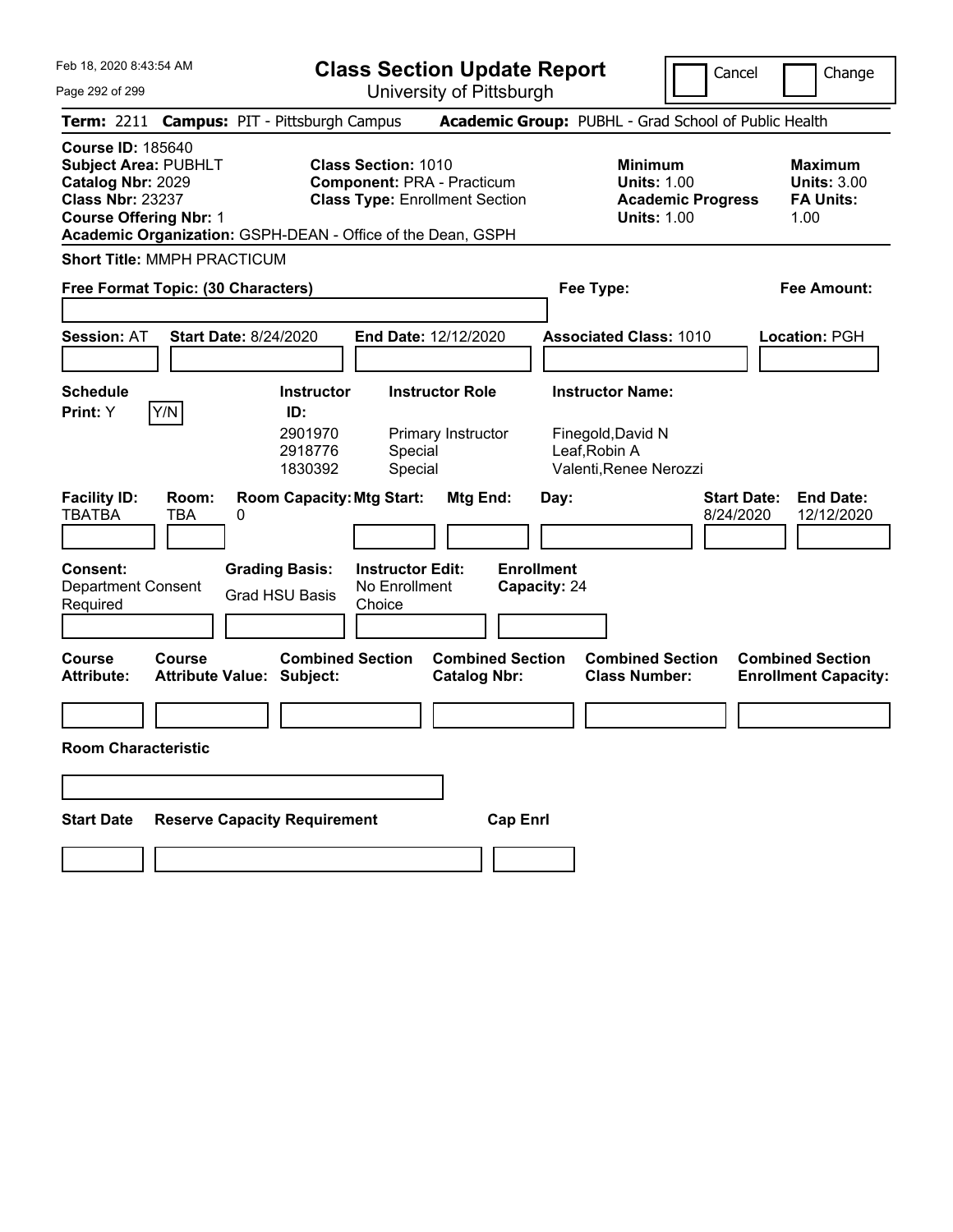Feb 18, 2020 8:43:54 AM

# Class Section Update Report

University of Pittsburgh

Cancel | Change

**Term:** 2211 **Campus:** PIT - Pittsburgh Campus **Academic Group:** PUBHL - Grad School of Public Health

**Course ID:** 185640
**Subject Area:** PUBHLT
**Catalog Nbr:** 2029
**Class Nbr:** 23237
**Course Offering Nbr:** 1
**Academic Organization:** GSPH-DEAN - Office of the Dean, GSPH

**Class Section:** 1010
**Component:** PRA - Practicum
**Class Type:** Enrollment Section

**Minimum Units:** 1.00
**Academic Progress Units:** 1.00

**Maximum Units:** 3.00
**FA Units:** 1.00

**Short Title:** MMPH PRACTICUM

**Free Format Topic: (30 Characters)**

**Fee Type:**

**Fee Amount:**

**Session:** AT **Start Date:** 8/24/2020 **End Date:** 12/12/2020 **Associated Class:** 1010 **Location:** PGH

**Schedule Print:** Y Y/N

| Instructor ID: | Instructor Role | Instructor Name: |
|---|---|---|
| 2901970 | Primary Instructor | Finegold,David N |
| 2918776 | Special | Leaf,Robin A |
| 1830392 | Special | Valenti,Renee Nerozzi |

| Facility ID: | Room: | Room Capacity: | Mtg Start: | Mtg End: | Day: | Start Date: | End Date: |
|---|---|---|---|---|---|---|---|
| TBATBA | TBA | 0 | | | | 8/24/2020 | 12/12/2020 |

**Consent:** Department Consent Required

**Grading Basis:** Grad HSU Basis

**Instructor Edit:** No Enrollment Choice

**Enrollment Capacity:** 24

| Course Attribute: | Course Attribute Value: | Combined Section Subject: | Combined Section Catalog Nbr: | Combined Section Class Number: | Combined Section Enrollment Capacity: |
|---|---|---|---|---|---|
| | | | | | |

**Room Characteristic**

| Start Date | Reserve Capacity Requirement | Cap Enrl |
|---|---|---|
| | | |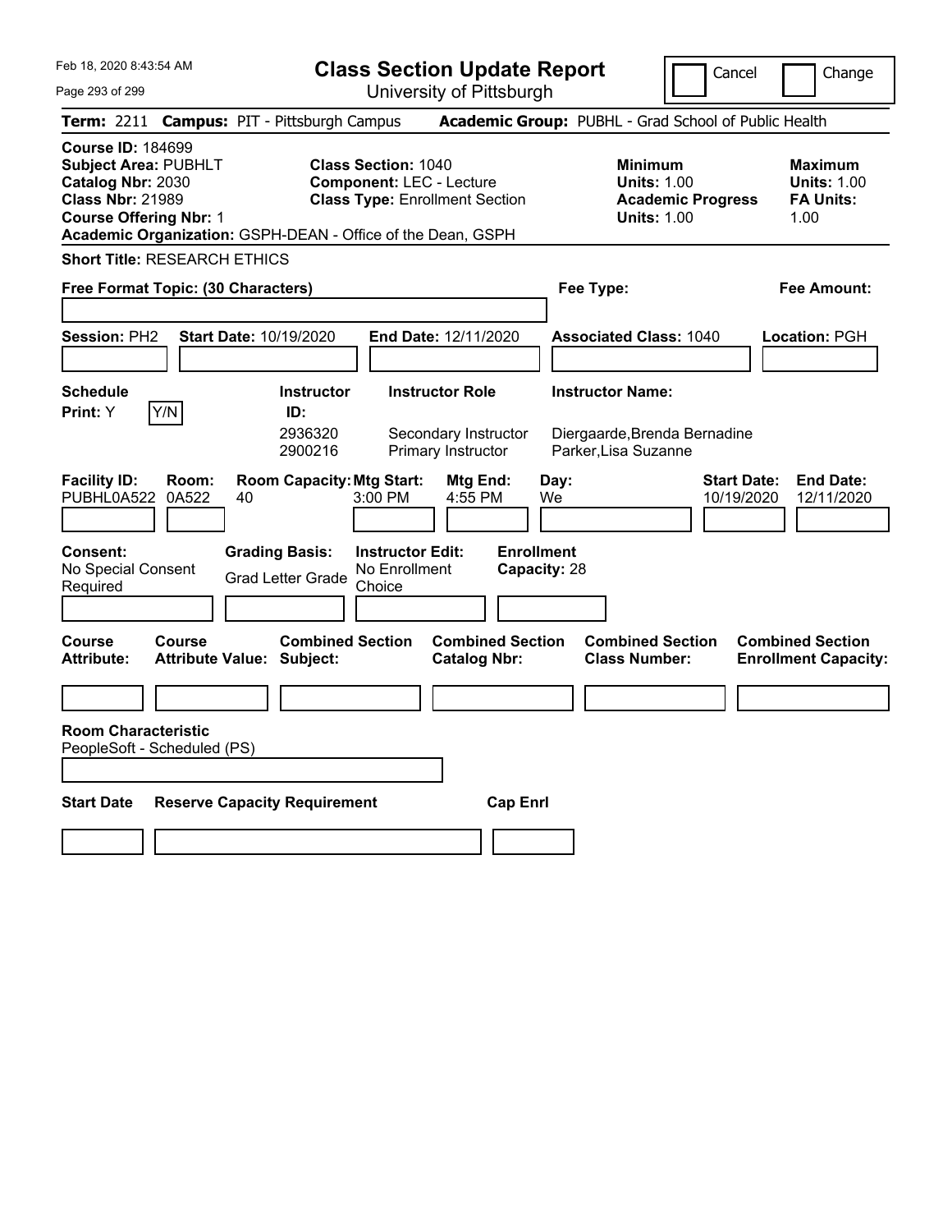Feb 18, 2020 8:43:54 AM

# Class Section Update Report

University of Pittsburgh

Cancel | Change

**Term:** 2211 **Campus:** PIT - Pittsburgh Campus **Academic Group:** PUBHL - Grad School of Public Health

**Course ID:** 184699
**Subject Area:** PUBHLT
**Catalog Nbr:** 2030
**Class Nbr:** 21989
**Course Offering Nbr:** 1
**Academic Organization:** GSPH-DEAN - Office of the Dean, GSPH

**Class Section:** 1040
**Component:** LEC - Lecture
**Class Type:** Enrollment Section

| | Minimum | Maximum |
|---|---|---|
| Units | 1.00 | 1.00 |
| Academic Progress Units / FA Units | 1.00 | 1.00 |

**Short Title:** RESEARCH ETHICS

**Free Format Topic: (30 Characters)**

**Fee Type:**

**Fee Amount:**

**Session:** PH2 **Start Date:** 10/19/2020 **End Date:** 12/11/2020 **Associated Class:** 1040 **Location:** PGH

**Schedule Print:** Y (Y/N)

| Instructor ID | Instructor Role | Instructor Name |
|---|---|---|
| 2936320 | Secondary Instructor | Diergaarde,Brenda Bernadine |
| 2900216 | Primary Instructor | Parker,Lisa Suzanne |

| Facility ID | Room | Room Capacity | Mtg Start | Mtg End | Day | Start Date | End Date |
|---|---|---|---|---|---|---|---|
| PUBHL0A522 | 0A522 | 40 | 3:00 PM | 4:55 PM | We | 10/19/2020 | 12/11/2020 |

**Consent:** No Special Consent Required
**Grading Basis:** Grad Letter Grade
**Instructor Edit:** No Enrollment Choice
**Enrollment Capacity:** 28

| Course Attribute | Course Attribute Value | Combined Section Subject | Combined Section Catalog Nbr | Combined Section Class Number | Combined Section Enrollment Capacity |
|---|---|---|---|---|---|
| | | | | | |

**Room Characteristic**
PeopleSoft - Scheduled (PS)

| Start Date | Reserve Capacity Requirement | Cap Enrl |
|---|---|---|
| | | |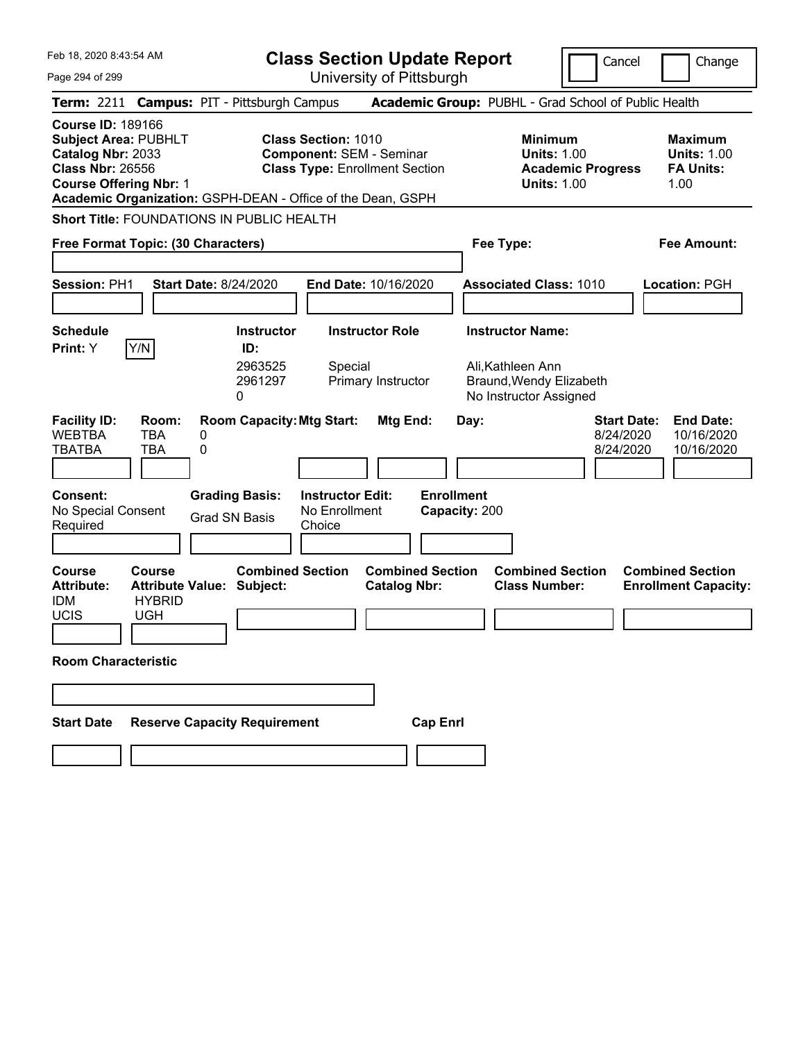# Class Section Update Report

University of Pittsburgh

Feb 18, 2020 8:43:54 AM

Cancel | Change

**Term:** 2211 **Campus:** PIT - Pittsburgh Campus **Academic Group:** PUBHL - Grad School of Public Health

**Course ID:** 189166
**Subject Area:** PUBHLT
**Catalog Nbr:** 2033
**Class Nbr:** 26556
**Course Offering Nbr:** 1
**Academic Organization:** GSPH-DEAN - Office of the Dean, GSPH

**Class Section:** 1010
**Component:** SEM - Seminar
**Class Type:** Enrollment Section

**Minimum Units:** 1.00
**Academic Progress Units:** 1.00

**Maximum Units:** 1.00
**FA Units:** 1.00

**Short Title:** FOUNDATIONS IN PUBLIC HEALTH

**Free Format Topic: (30 Characters)**

**Fee Type:**

**Fee Amount:**

**Session:** PH1 **Start Date:** 8/24/2020 **End Date:** 10/16/2020 **Associated Class:** 1010 **Location:** PGH

**Schedule Print:** Y Y/N

| Instructor ID: | Instructor Role | Instructor Name: |
|---|---|---|
| 2963525 | Special | Ali,Kathleen Ann |
| 2961297 | Primary Instructor | Braund,Wendy Elizabeth |
| 0 | | No Instructor Assigned |

| Facility ID: | Room: | Room Capacity: | Mtg Start: | Mtg End: | Day: | Start Date: | End Date: |
|---|---|---|---|---|---|---|---|
| WEBTBA | TBA | 0 | | | | 8/24/2020 | 10/16/2020 |
| TBATBA | TBA | 0 | | | | 8/24/2020 | 10/16/2020 |

**Consent:** No Special Consent Required

**Grading Basis:** Grad SN Basis

**Instructor Edit:** No Enrollment Choice

**Enrollment Capacity:** 200

| Course Attribute: | Course Attribute Value: | Combined Section Subject: | Combined Section Catalog Nbr: | Combined Section Class Number: | Combined Section Enrollment Capacity: |
|---|---|---|---|---|---|
| IDM | HYBRID | | | | |
| UCIS | UGH | | | | |

**Room Characteristic**

| Start Date | Reserve Capacity Requirement | Cap Enrl |
|---|---|---|
| | | |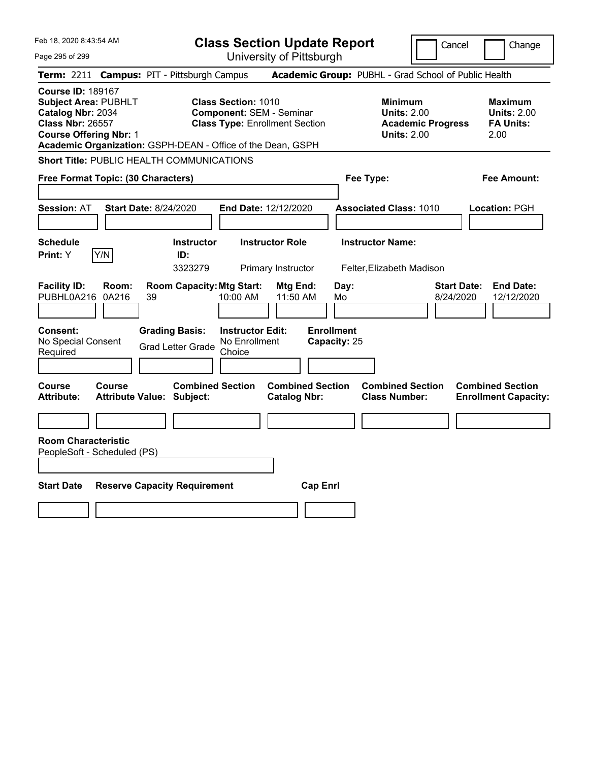# Class Section Update Report

University of Pittsburgh

Cancel | Change

**Term:** 2211 **Campus:** PIT - Pittsburgh Campus **Academic Group:** PUBHL - Grad School of Public Health

**Course ID:** 189167
**Subject Area:** PUBHLT
**Catalog Nbr:** 2034
**Class Nbr:** 26557
**Course Offering Nbr:** 1
**Academic Organization:** GSPH-DEAN - Office of the Dean, GSPH

**Class Section:** 1010
**Component:** SEM - Seminar
**Class Type:** Enrollment Section

**Minimum Units:** 2.00
**Academic Progress Units:** 2.00

**Maximum Units:** 2.00
**FA Units:** 2.00

**Short Title:** PUBLIC HEALTH COMMUNICATIONS

**Free Format Topic: (30 Characters)**

**Fee Type:**

**Fee Amount:**

**Session:** AT **Start Date:** 8/24/2020 **End Date:** 12/12/2020 **Associated Class:** 1010 **Location:** PGH

| Schedule Print | Instructor ID | Instructor Role | Instructor Name |
|---|---|---|---|
| Y | 3323279 | Primary Instructor | Felter,Elizabeth Madison |

| Facility ID | Room | Room Capacity | Mtg Start | Mtg End | Day | Start Date | End Date |
|---|---|---|---|---|---|---|---|
| PUBHL0A216 | 0A216 | 39 | 10:00 AM | 11:50 AM | Mo | 8/24/2020 | 12/12/2020 |

**Consent:** No Special Consent Required
**Grading Basis:** Grad Letter Grade
**Instructor Edit:** No Enrollment Choice
**Enrollment Capacity:** 25

| Course Attribute | Course Attribute Value | Combined Section Subject | Combined Section Catalog Nbr | Combined Section Class Number | Combined Section Enrollment Capacity |
|---|---|---|---|---|---|
| | | | | | |

**Room Characteristic**
PeopleSoft - Scheduled (PS)

| Start Date | Reserve Capacity Requirement | Cap Enrl |
|---|---|---|
| | | |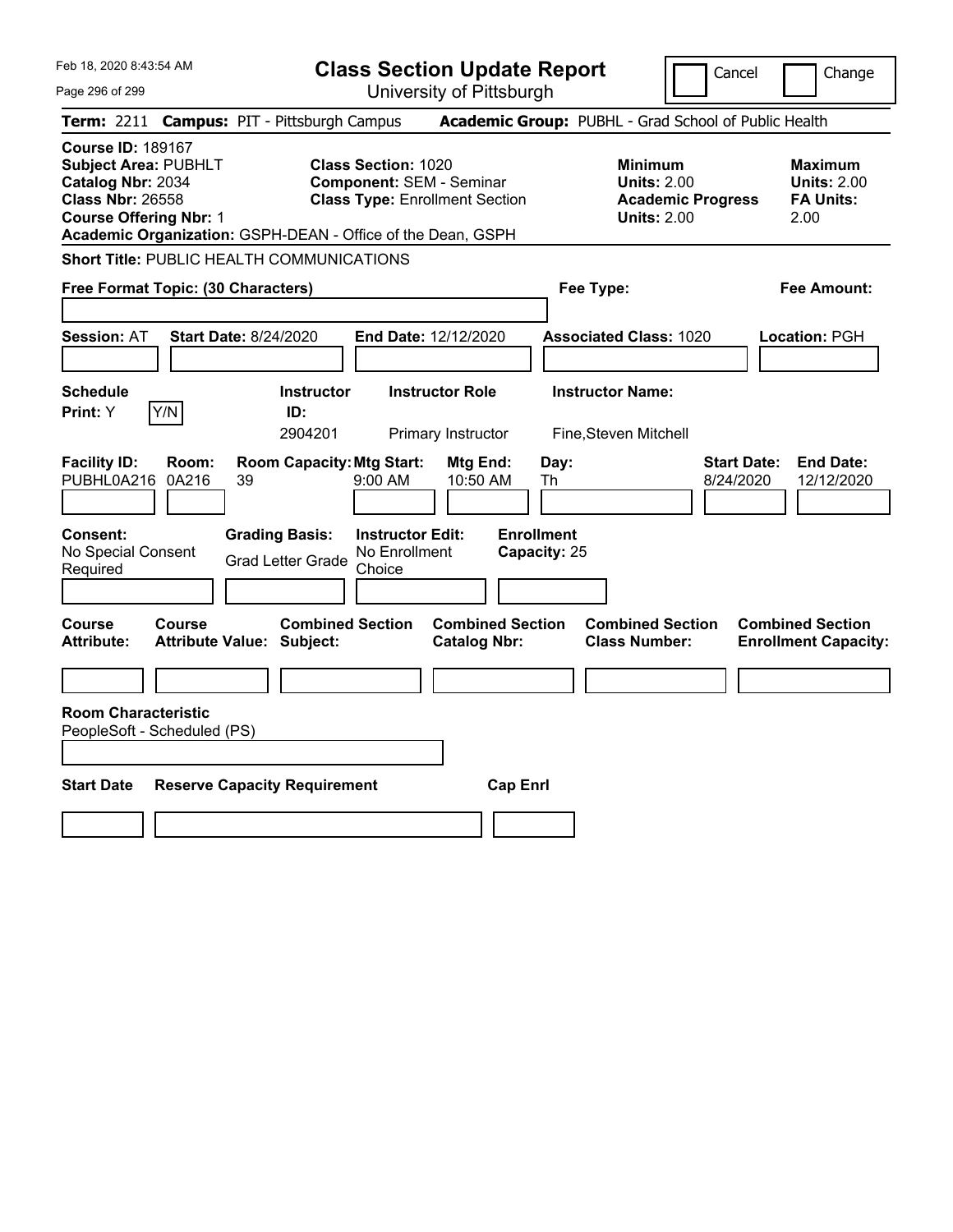Feb 18, 2020 8:43:54 AM

# Class Section Update Report

University of Pittsburgh

Cancel | Change

**Term:** 2211 **Campus:** PIT - Pittsburgh Campus **Academic Group:** PUBHL - Grad School of Public Health

**Course ID:** 189167
**Subject Area:** PUBHLT
**Catalog Nbr:** 2034
**Class Nbr:** 26558
**Course Offering Nbr:** 1
**Academic Organization:** GSPH-DEAN - Office of the Dean, GSPH

**Class Section:** 1020
**Component:** SEM - Seminar
**Class Type:** Enrollment Section

**Minimum Units:** 2.00
**Academic Progress Units:** 2.00

**Maximum Units:** 2.00
**FA Units:** 2.00

**Short Title:** PUBLIC HEALTH COMMUNICATIONS

**Free Format Topic: (30 Characters)**

**Fee Type:**

**Fee Amount:**

**Session:** AT **Start Date:** 8/24/2020 **End Date:** 12/12/2020 **Associated Class:** 1020 **Location:** PGH

| Schedule Print | Y/N | Instructor ID | Instructor Role | Instructor Name |
|---|---|---|---|---|
| Y | | 2904201 | Primary Instructor | Fine,Steven Mitchell |

| Facility ID | Room | Room Capacity | Mtg Start | Mtg End | Day | Start Date | End Date |
|---|---|---|---|---|---|---|---|
| PUBHL0A216 | 0A216 | 39 | 9:00 AM | 10:50 AM | Th | 8/24/2020 | 12/12/2020 |

| Consent | Grading Basis | Instructor Edit | Enrollment Capacity |
|---|---|---|---|
| No Special Consent Required | Grad Letter Grade | No Enrollment Choice | 25 |

| Course Attribute | Course Attribute Value | Combined Section Subject | Combined Section Catalog Nbr | Combined Section Class Number | Combined Section Enrollment Capacity |
|---|---|---|---|---|---|
| | | | | | |

**Room Characteristic**
PeopleSoft - Scheduled (PS)

| Start Date | Reserve Capacity Requirement | Cap Enrl |
|---|---|---|
| | | |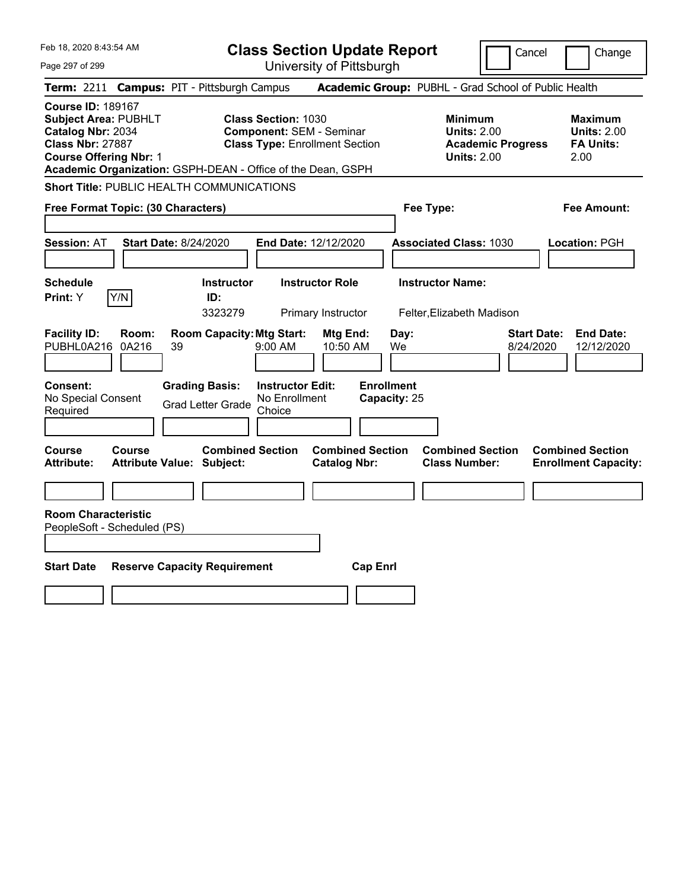Feb 18, 2020 8:43:54 AM

# Class Section Update Report

University of Pittsburgh

Cancel | Change

**Term:** 2211 **Campus:** PIT - Pittsburgh Campus **Academic Group:** PUBHL - Grad School of Public Health

**Course ID:** 189167
**Subject Area:** PUBHLT
**Catalog Nbr:** 2034
**Class Nbr:** 27887
**Course Offering Nbr:** 1
**Academic Organization:** GSPH-DEAN - Office of the Dean, GSPH

**Class Section:** 1030
**Component:** SEM - Seminar
**Class Type:** Enrollment Section

**Minimum Units:** 2.00
**Academic Progress Units:** 2.00

**Maximum Units:** 2.00
**FA Units:** 2.00

**Short Title:** PUBLIC HEALTH COMMUNICATIONS

**Free Format Topic: (30 Characters)**

**Fee Type:**

**Fee Amount:**

**Session:** AT **Start Date:** 8/24/2020 **End Date:** 12/12/2020 **Associated Class:** 1030 **Location:** PGH

| Schedule Print: | Instructor ID: | Instructor Role | Instructor Name: |
|---|---|---|---|
| Y (Y/N) | 3323279 | Primary Instructor | Felter,Elizabeth Madison |

| Facility ID: | Room: | Room Capacity: | Mtg Start: | Mtg End: | Day: | Start Date: | End Date: |
|---|---|---|---|---|---|---|---|
| PUBHL0A216 | 0A216 | 39 | 9:00 AM | 10:50 AM | We | 8/24/2020 | 12/12/2020 |

| Consent: | Grading Basis: | Instructor Edit: | Enrollment Capacity: |
|---|---|---|---|
| No Special Consent Required | Grad Letter Grade | No Enrollment Choice | 25 |

| Course Attribute: | Course Attribute Value: | Combined Section Subject: | Combined Section Catalog Nbr: | Combined Section Class Number: | Combined Section Enrollment Capacity: |
|---|---|---|---|---|---|
| | | | | | |

**Room Characteristic**
PeopleSoft - Scheduled (PS)

| Start Date | Reserve Capacity Requirement | Cap Enrl |
|---|---|---|
| | | |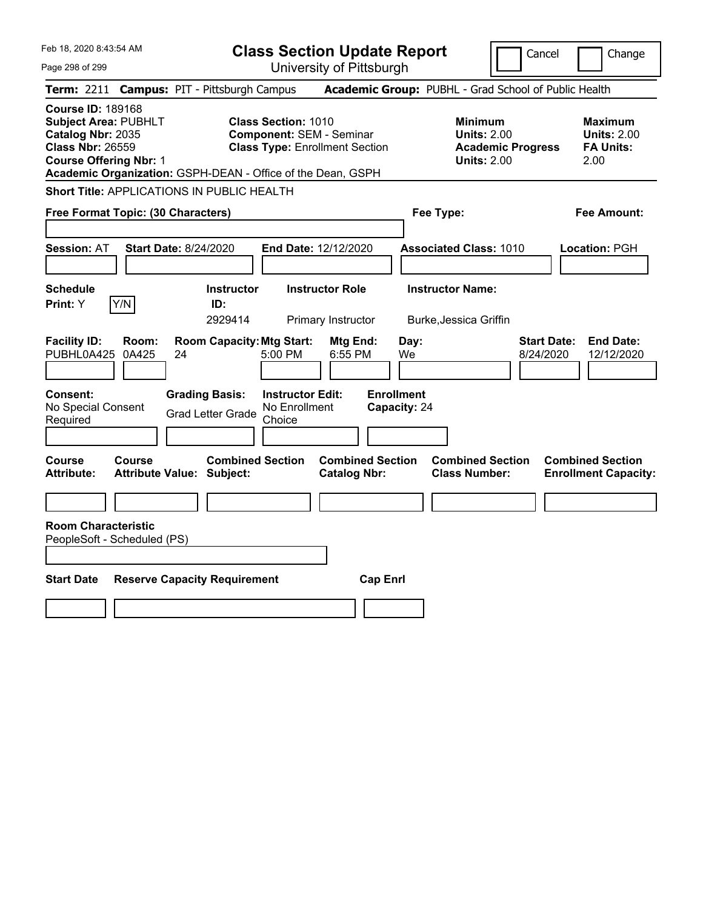# Class Section Update Report

University of Pittsburgh

Cancel | Change

**Term:** 2211 **Campus:** PIT - Pittsburgh Campus **Academic Group:** PUBHL - Grad School of Public Health

**Course ID:** 189168
**Subject Area:** PUBHLT
**Catalog Nbr:** 2035
**Class Nbr:** 26559
**Course Offering Nbr:** 1
**Academic Organization:** GSPH-DEAN - Office of the Dean, GSPH

**Class Section:** 1010
**Component:** SEM - Seminar
**Class Type:** Enrollment Section

**Minimum Units:** 2.00
**Academic Progress Units:** 2.00

**Maximum Units:** 2.00
**FA Units:** 2.00

**Short Title:** APPLICATIONS IN PUBLIC HEALTH

**Free Format Topic: (30 Characters)**

**Fee Type:**

**Fee Amount:**

**Session:** AT **Start Date:** 8/24/2020 **End Date:** 12/12/2020 **Associated Class:** 1010 **Location:** PGH

| Schedule Print: | Y/N | Instructor ID: | Instructor Role | Instructor Name: |
|---|---|---|---|---|
| Y | | 2929414 | Primary Instructor | Burke,Jessica Griffin |

| Facility ID: | Room: | Room Capacity: | Mtg Start: | Mtg End: | Day: | Start Date: | End Date: |
|---|---|---|---|---|---|---|---|
| PUBHL0A425 | 0A425 | 24 | 5:00 PM | 6:55 PM | We | 8/24/2020 | 12/12/2020 |

| Consent: | Grading Basis: | Instructor Edit: | Enrollment Capacity: |
|---|---|---|---|
| No Special Consent Required | Grad Letter Grade | No Enrollment Choice | 24 |

| Course Attribute: | Course Attribute Value: | Combined Section Subject: | Combined Section Catalog Nbr: | Combined Section Class Number: | Combined Section Enrollment Capacity: |
|---|---|---|---|---|---|
| | | | | | |

**Room Characteristic**
PeopleSoft - Scheduled (PS)

| Start Date | Reserve Capacity Requirement | Cap Enrl |
|---|---|---|
| | | |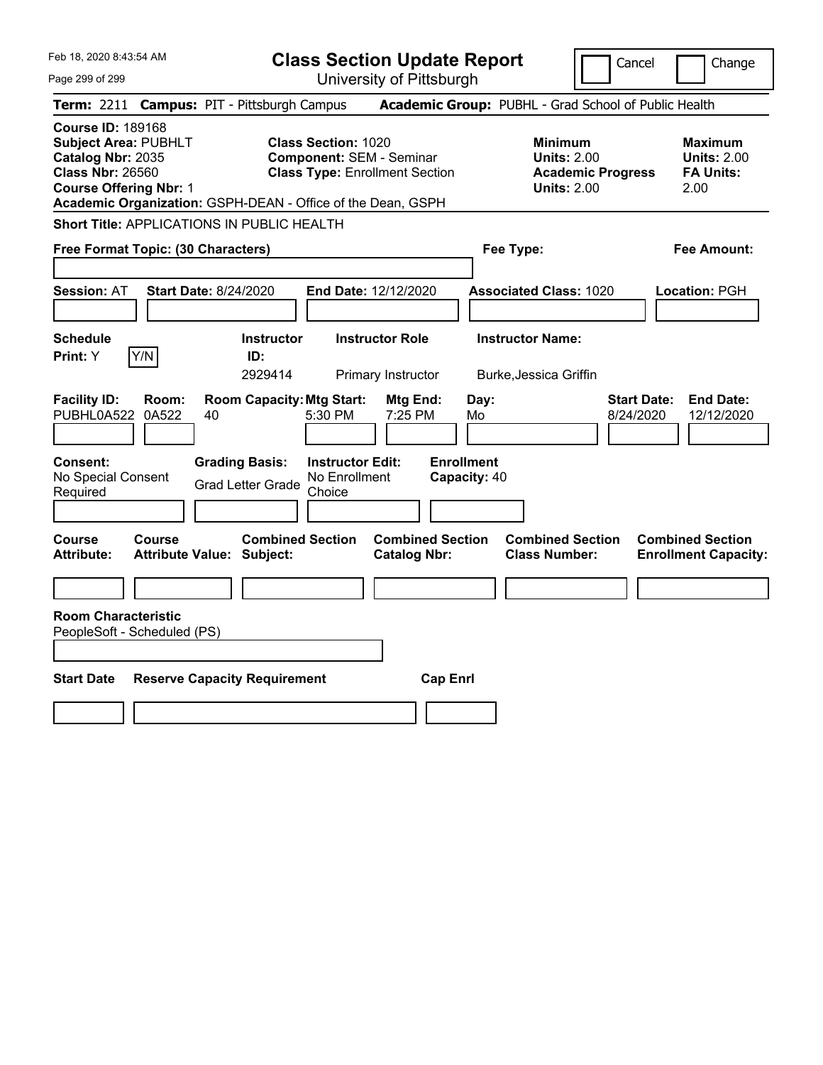# Class Section Update Report

University of Pittsburgh

Cancel | Change

**Term:** 2211 **Campus:** PIT - Pittsburgh Campus **Academic Group:** PUBHL - Grad School of Public Health

**Course ID:** 189168
**Subject Area:** PUBHLT
**Catalog Nbr:** 2035
**Class Nbr:** 26560
**Course Offering Nbr:** 1
**Academic Organization:** GSPH-DEAN - Office of the Dean, GSPH

**Class Section:** 1020
**Component:** SEM - Seminar
**Class Type:** Enrollment Section

**Minimum**
**Units:** 2.00
**Academic Progress Units:** 2.00

**Maximum**
**Units:** 2.00
**FA Units:** 2.00

**Short Title:** APPLICATIONS IN PUBLIC HEALTH

**Free Format Topic: (30 Characters)**

**Fee Type:**

**Fee Amount:**

**Session:** AT **Start Date:** 8/24/2020 **End Date:** 12/12/2020 **Associated Class:** 1020 **Location:** PGH

| Schedule Print | Instructor ID | Instructor Role | Instructor Name |
|---|---|---|---|
| Y (Y/N) | 2929414 | Primary Instructor | Burke,Jessica Griffin |

| Facility ID | Room | Room Capacity | Mtg Start | Mtg End | Day | Start Date | End Date |
|---|---|---|---|---|---|---|---|
| PUBHL0A522 | 0A522 | 40 | 5:30 PM | 7:25 PM | Mo | 8/24/2020 | 12/12/2020 |

**Consent:** No Special Consent Required
**Grading Basis:** Grad Letter Grade
**Instructor Edit:** No Enrollment Choice
**Enrollment Capacity:** 40

| Course Attribute | Course Attribute Value | Combined Section Subject | Combined Section Catalog Nbr | Combined Section Class Number | Combined Section Enrollment Capacity |
|---|---|---|---|---|---|
| | | | | | |

**Room Characteristic**
PeopleSoft - Scheduled (PS)

| Start Date | Reserve Capacity Requirement | Cap Enrl |
|---|---|---|
| | | |